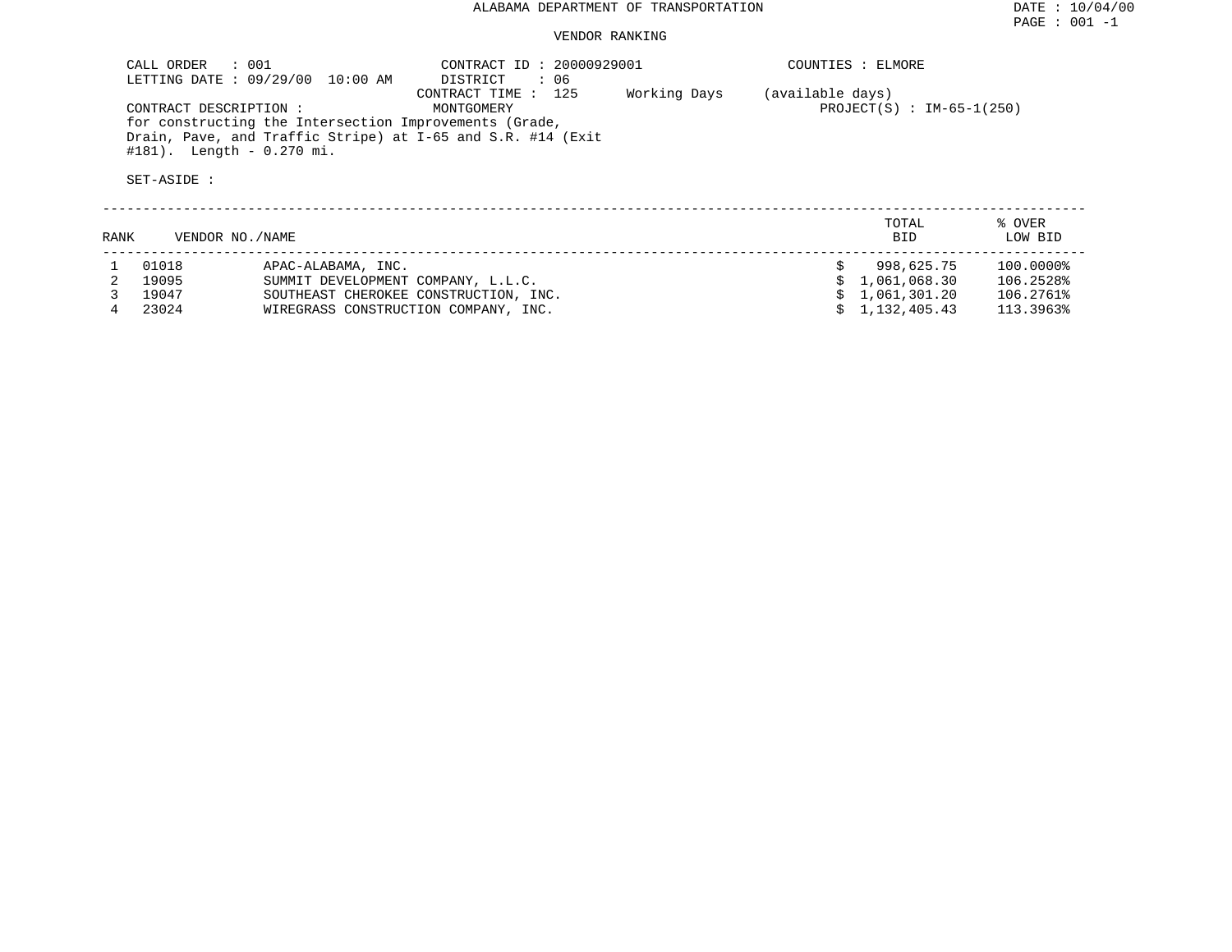ALABAMA DEPARTMENT OF TRANSPORTATION

DATE : 10/04/00

PAGE : 001 -1

VENDOR RANKING

CALL ORDER : 001
LETTING DATE : 09/29/00 10:00 AM

CONTRACT ID : 20000929001
DISTRICT : 06
CONTRACT TIME : 125 Working Days (available days)

COUNTIES : ELMORE

CONTRACT DESCRIPTION : MONTGOMERY
for constructing the Intersection Improvements (Grade, Drain, Pave, and Traffic Stripe) at I-65 and S.R. #14 (Exit #181). Length - 0.270 mi.

PROJECT(S) : IM-65-1(250)

SET-ASIDE :

| RANK | VENDOR NO. | NAME | TOTAL BID | % OVER LOW BID |
|---|---|---|---|---|
| 1 | 01018 | APAC-ALABAMA, INC. | $ 998,625.75 | 100.0000% |
| 2 | 19095 | SUMMIT DEVELOPMENT COMPANY, L.L.C. | $ 1,061,068.30 | 106.2528% |
| 3 | 19047 | SOUTHEAST CHEROKEE CONSTRUCTION, INC. | $ 1,061,301.20 | 106.2761% |
| 4 | 23024 | WIREGRASS CONSTRUCTION COMPANY, INC. | $ 1,132,405.43 | 113.3963% |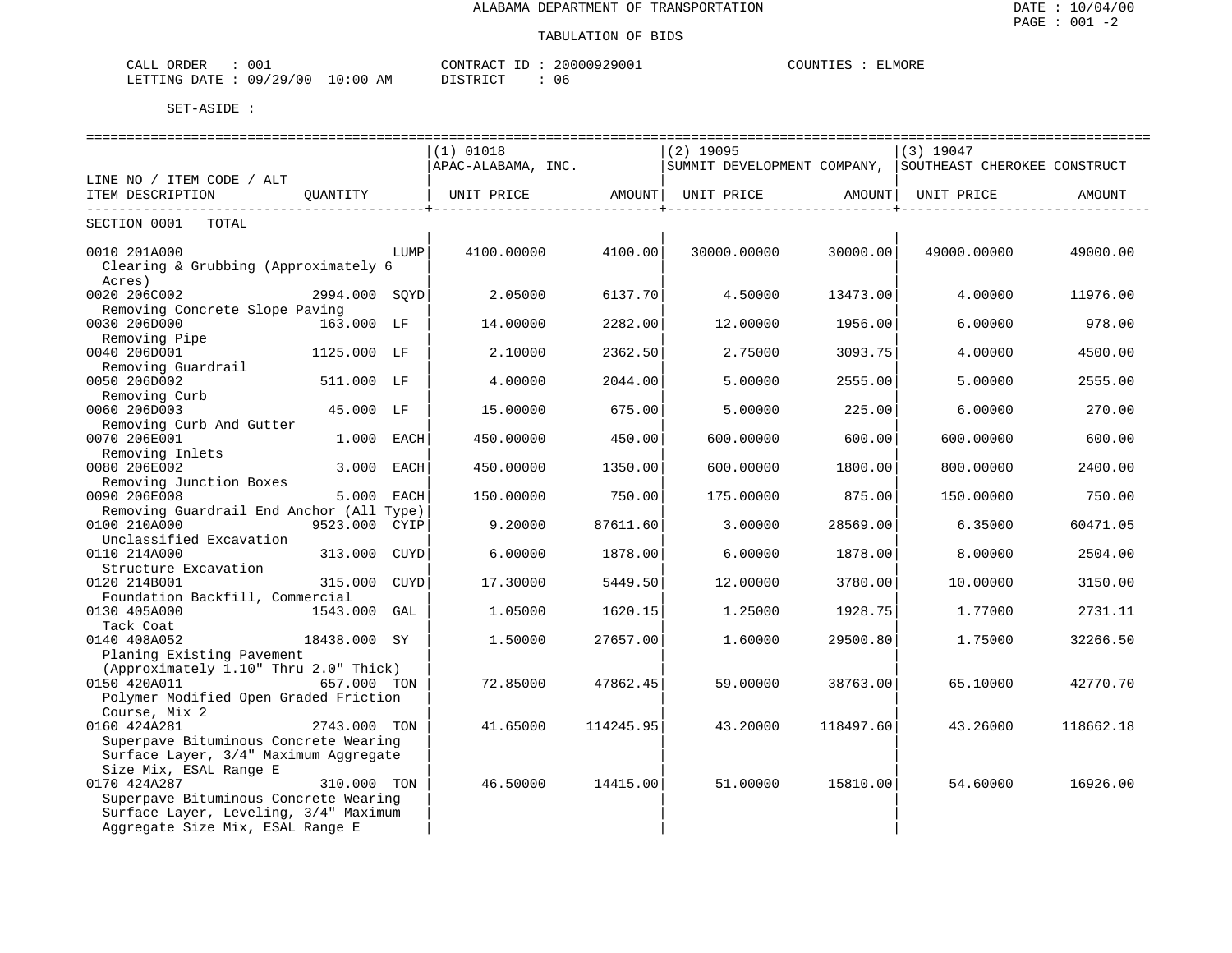ALABAMA DEPARTMENT OF TRANSPORTATION

TABULATION OF BIDS

CALL ORDER : 001 CONTRACT ID : 20000929001 COUNTIES : ELMORE
LETTING DATE : 09/29/00 10:00 AM DISTRICT : 06

SET-ASIDE :

| LINE NO / ITEM CODE / ALT ITEM DESCRIPTION | QUANTITY | (1) 01018 APAC-ALABAMA, INC. UNIT PRICE | AMOUNT | (2) 19095 SUMMIT DEVELOPMENT COMPANY, UNIT PRICE | AMOUNT | (3) 19047 SOUTHEAST CHEROKEE CONSTRUCT UNIT PRICE | AMOUNT |
|---|---|---|---|---|---|---|---|
| SECTION 0001 TOTAL | | | | | | | |
| 0010 201A000 Clearing & Grubbing (Approximately 6 Acres) | LUMP | 4100.00000 | 4100.00 | 30000.00000 | 30000.00 | 49000.00000 | 49000.00 |
| 0020 206C002 Removing Concrete Slope Paving | 2994.000 SQYD | 2.05000 | 6137.70 | 4.50000 | 13473.00 | 4.00000 | 11976.00 |
| 0030 206D000 Removing Pipe | 163.000 LF | 14.00000 | 2282.00 | 12.00000 | 1956.00 | 6.00000 | 978.00 |
| 0040 206D001 Removing Guardrail | 1125.000 LF | 2.10000 | 2362.50 | 2.75000 | 3093.75 | 4.00000 | 4500.00 |
| 0050 206D002 Removing Curb | 511.000 LF | 4.00000 | 2044.00 | 5.00000 | 2555.00 | 5.00000 | 2555.00 |
| 0060 206D003 Removing Curb And Gutter | 45.000 LF | 15.00000 | 675.00 | 5.00000 | 225.00 | 6.00000 | 270.00 |
| 0070 206E001 Removing Inlets | 1.000 EACH | 450.00000 | 450.00 | 600.00000 | 600.00 | 600.00000 | 600.00 |
| 0080 206E002 Removing Junction Boxes | 3.000 EACH | 450.00000 | 1350.00 | 600.00000 | 1800.00 | 800.00000 | 2400.00 |
| 0090 206E008 Removing Guardrail End Anchor (All Type) | 5.000 EACH | 150.00000 | 750.00 | 175.00000 | 875.00 | 150.00000 | 750.00 |
| 0100 210A000 Unclassified Excavation | 9523.000 CYIP | 9.20000 | 87611.60 | 3.00000 | 28569.00 | 6.35000 | 60471.05 |
| 0110 214A000 Structure Excavation | 313.000 CUYD | 6.00000 | 1878.00 | 6.00000 | 1878.00 | 8.00000 | 2504.00 |
| 0120 214B001 Foundation Backfill, Commercial | 315.000 CUYD | 17.30000 | 5449.50 | 12.00000 | 3780.00 | 10.00000 | 3150.00 |
| 0130 405A000 Tack Coat | 1543.000 GAL | 1.05000 | 1620.15 | 1.25000 | 1928.75 | 1.77000 | 2731.11 |
| 0140 408A052 Planing Existing Pavement (Approximately 1.10" Thru 2.0" Thick) | 18438.000 SY | 1.50000 | 27657.00 | 1.60000 | 29500.80 | 1.75000 | 32266.50 |
| 0150 420A011 Polymer Modified Open Graded Friction Course, Mix 2 | 657.000 TON | 72.85000 | 47862.45 | 59.00000 | 38763.00 | 65.10000 | 42770.70 |
| 0160 424A281 Superpave Bituminous Concrete Wearing Surface Layer, 3/4" Maximum Aggregate Size Mix, ESAL Range E | 2743.000 TON | 41.65000 | 114245.95 | 43.20000 | 118497.60 | 43.26000 | 118662.18 |
| 0170 424A287 Superpave Bituminous Concrete Wearing Surface Layer, Leveling, 3/4" Maximum Aggregate Size Mix, ESAL Range E | 310.000 TON | 46.50000 | 14415.00 | 51.00000 | 15810.00 | 54.60000 | 16926.00 |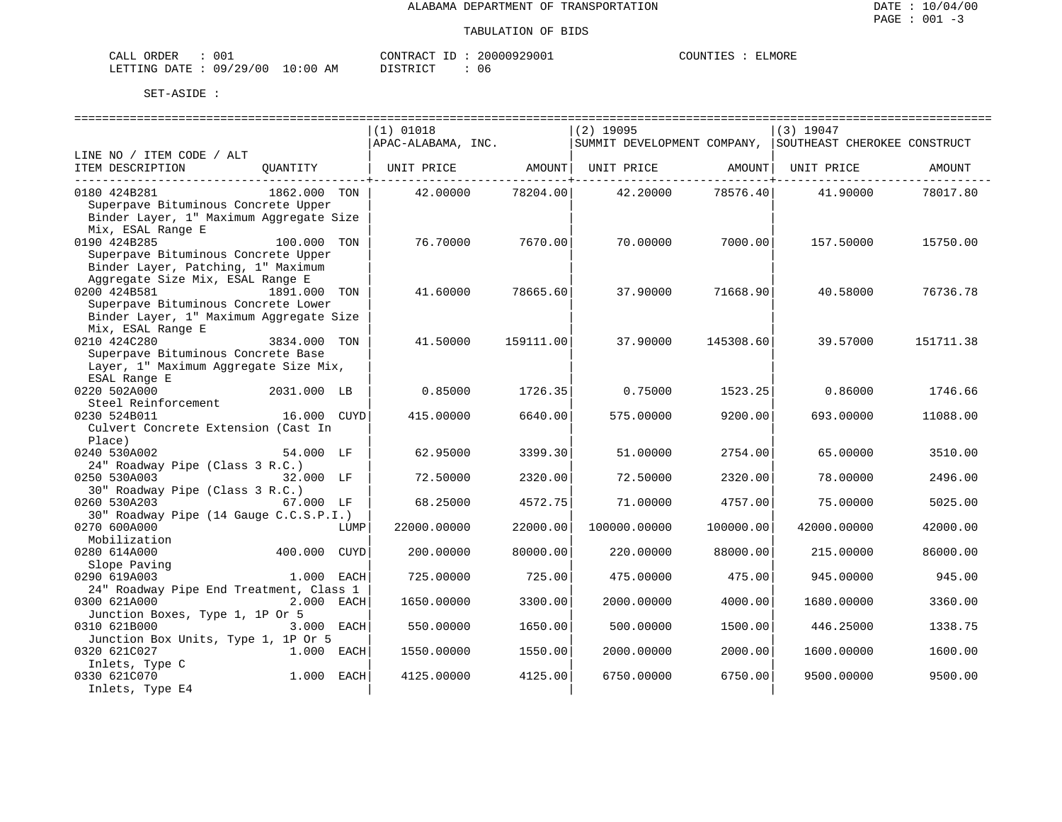ALABAMA DEPARTMENT OF TRANSPORTATION

TABULATION OF BIDS

CALL ORDER : 001  CONTRACT ID : 20000929001  COUNTIES : ELMORE
LETTING DATE : 09/29/00 10:00 AM  DISTRICT : 06

SET-ASIDE :

| LINE NO / ITEM CODE / ALT ITEM DESCRIPTION | QUANTITY | (1) 01018 APAC-ALABAMA, INC. UNIT PRICE | AMOUNT | (2) 19095 SUMMIT DEVELOPMENT COMPANY, UNIT PRICE | AMOUNT | (3) 19047 SOUTHEAST CHEROKEE CONSTRUCT UNIT PRICE | AMOUNT |
|---|---|---|---|---|---|---|---|
| 0180 424B281 Superpave Bituminous Concrete Upper Binder Layer, 1" Maximum Aggregate Size Mix, ESAL Range E | 1862.000 TON | 42.00000 | 78204.00 | 42.20000 | 78576.40 | 41.90000 | 78017.80 |
| 0190 424B285 Superpave Bituminous Concrete Upper Binder Layer, Patching, 1" Maximum Aggregate Size Mix, ESAL Range E | 100.000 TON | 76.70000 | 7670.00 | 70.00000 | 7000.00 | 157.50000 | 15750.00 |
| 0200 424B581 Superpave Bituminous Concrete Lower Binder Layer, 1" Maximum Aggregate Size Mix, ESAL Range E | 1891.000 TON | 41.60000 | 78665.60 | 37.90000 | 71668.90 | 40.58000 | 76736.78 |
| 0210 424C280 Superpave Bituminous Concrete Base Layer, 1" Maximum Aggregate Size Mix, ESAL Range E | 3834.000 TON | 41.50000 | 159111.00 | 37.90000 | 145308.60 | 39.57000 | 151711.38 |
| 0220 502A000 Steel Reinforcement | 2031.000 LB | 0.85000 | 1726.35 | 0.75000 | 1523.25 | 0.86000 | 1746.66 |
| 0230 524B011 Culvert Concrete Extension (Cast In Place) | 16.000 CUYD | 415.00000 | 6640.00 | 575.00000 | 9200.00 | 693.00000 | 11088.00 |
| 0240 530A002 24" Roadway Pipe (Class 3 R.C.) | 54.000 LF | 62.95000 | 3399.30 | 51.00000 | 2754.00 | 65.00000 | 3510.00 |
| 0250 530A003 30" Roadway Pipe (Class 3 R.C.) | 32.000 LF | 72.50000 | 2320.00 | 72.50000 | 2320.00 | 78.00000 | 2496.00 |
| 0260 530A203 30" Roadway Pipe (14 Gauge C.C.S.P.I.) | 67.000 LF | 68.25000 | 4572.75 | 71.00000 | 4757.00 | 75.00000 | 5025.00 |
| 0270 600A000 Mobilization | LUMP | 22000.00000 | 22000.00 | 100000.00000 | 100000.00 | 42000.00000 | 42000.00 |
| 0280 614A000 Slope Paving | 400.000 CUYD | 200.00000 | 80000.00 | 220.00000 | 88000.00 | 215.00000 | 86000.00 |
| 0290 619A003 24" Roadway Pipe End Treatment, Class 1 | 1.000 EACH | 725.00000 | 725.00 | 475.00000 | 475.00 | 945.00000 | 945.00 |
| 0300 621A000 Junction Boxes, Type 1, 1P Or 5 | 2.000 EACH | 1650.00000 | 3300.00 | 2000.00000 | 4000.00 | 1680.00000 | 3360.00 |
| 0310 621B000 Junction Box Units, Type 1, 1P Or 5 | 3.000 EACH | 550.00000 | 1650.00 | 500.00000 | 1500.00 | 446.25000 | 1338.75 |
| 0320 621C027 Inlets, Type C | 1.000 EACH | 1550.00000 | 1550.00 | 2000.00000 | 2000.00 | 1600.00000 | 1600.00 |
| 0330 621C070 Inlets, Type E4 | 1.000 EACH | 4125.00000 | 4125.00 | 6750.00000 | 6750.00 | 9500.00000 | 9500.00 |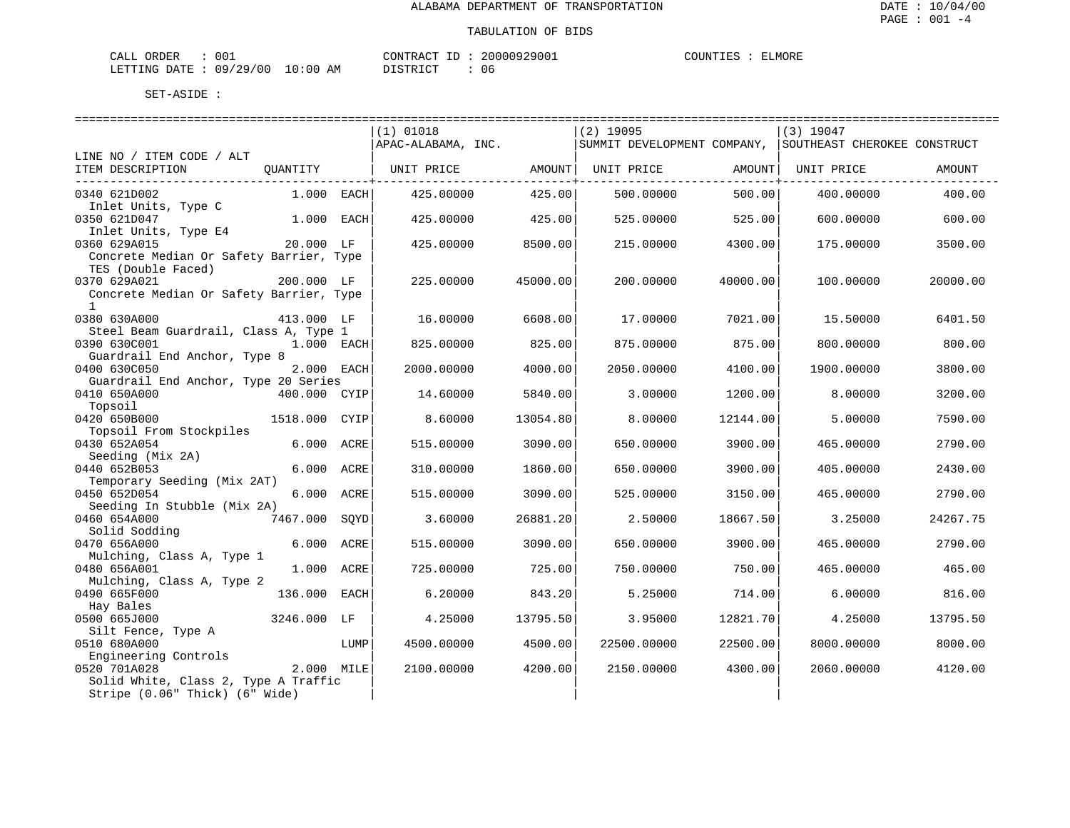ALABAMA DEPARTMENT OF TRANSPORTATION

TABULATION OF BIDS

DATE : 10/04/00

CALL ORDER : 001 &nbsp;&nbsp;&nbsp; CONTRACT ID : 20000929001 &nbsp;&nbsp;&nbsp; COUNTIES : ELMORE
LETTING DATE : 09/29/00 10:00 AM &nbsp;&nbsp;&nbsp; DISTRICT : 06

SET-ASIDE :

| LINE NO / ITEM CODE / ALT ITEM DESCRIPTION | QUANTITY | (1) 01018 APAC-ALABAMA, INC. UNIT PRICE | AMOUNT | (2) 19095 SUMMIT DEVELOPMENT COMPANY, UNIT PRICE | AMOUNT | (3) 19047 SOUTHEAST CHEROKEE CONSTRUCT UNIT PRICE | AMOUNT |
|---|---|---|---|---|---|---|---|
| 0340 621D002 Inlet Units, Type C | 1.000 EACH | 425.00000 | 425.00 | 500.00000 | 500.00 | 400.00000 | 400.00 |
| 0350 621D047 Inlet Units, Type E4 | 1.000 EACH | 425.00000 | 425.00 | 525.00000 | 525.00 | 600.00000 | 600.00 |
| 0360 629A015 Concrete Median Or Safety Barrier, Type TES (Double Faced) | 20.000 LF | 425.00000 | 8500.00 | 215.00000 | 4300.00 | 175.00000 | 3500.00 |
| 0370 629A021 Concrete Median Or Safety Barrier, Type 1 | 200.000 LF | 225.00000 | 45000.00 | 200.00000 | 40000.00 | 100.00000 | 20000.00 |
| 0380 630A000 Steel Beam Guardrail, Class A, Type 1 | 413.000 LF | 16.00000 | 6608.00 | 17.00000 | 7021.00 | 15.50000 | 6401.50 |
| 0390 630C001 Guardrail End Anchor, Type 8 | 1.000 EACH | 825.00000 | 825.00 | 875.00000 | 875.00 | 800.00000 | 800.00 |
| 0400 630C050 Guardrail End Anchor, Type 20 Series | 2.000 EACH | 2000.00000 | 4000.00 | 2050.00000 | 4100.00 | 1900.00000 | 3800.00 |
| 0410 650A000 Topsoil | 400.000 CYIP | 14.60000 | 5840.00 | 3.00000 | 1200.00 | 8.00000 | 3200.00 |
| 0420 650B000 Topsoil From Stockpiles | 1518.000 CYIP | 8.60000 | 13054.80 | 8.00000 | 12144.00 | 5.00000 | 7590.00 |
| 0430 652A054 Seeding (Mix 2A) | 6.000 ACRE | 515.00000 | 3090.00 | 650.00000 | 3900.00 | 465.00000 | 2790.00 |
| 0440 652B053 Temporary Seeding (Mix 2AT) | 6.000 ACRE | 310.00000 | 1860.00 | 650.00000 | 3900.00 | 405.00000 | 2430.00 |
| 0450 652D054 Seeding In Stubble (Mix 2A) | 6.000 ACRE | 515.00000 | 3090.00 | 525.00000 | 3150.00 | 465.00000 | 2790.00 |
| 0460 654A000 Solid Sodding | 7467.000 SQYD | 3.60000 | 26881.20 | 2.50000 | 18667.50 | 3.25000 | 24267.75 |
| 0470 656A000 Mulching, Class A, Type 1 | 6.000 ACRE | 515.00000 | 3090.00 | 650.00000 | 3900.00 | 465.00000 | 2790.00 |
| 0480 656A001 Mulching, Class A, Type 2 | 1.000 ACRE | 725.00000 | 725.00 | 750.00000 | 750.00 | 465.00000 | 465.00 |
| 0490 665F000 Hay Bales | 136.000 EACH | 6.20000 | 843.20 | 5.25000 | 714.00 | 6.00000 | 816.00 |
| 0500 665J000 Silt Fence, Type A | 3246.000 LF | 4.25000 | 13795.50 | 3.95000 | 12821.70 | 4.25000 | 13795.50 |
| 0510 680A000 Engineering Controls | LUMP | 4500.00000 | 4500.00 | 22500.00000 | 22500.00 | 8000.00000 | 8000.00 |
| 0520 701A028 Solid White, Class 2, Type A Traffic Stripe (0.06" Thick) (6" Wide) | 2.000 MILE | 2100.00000 | 4200.00 | 2150.00000 | 4300.00 | 2060.00000 | 4120.00 |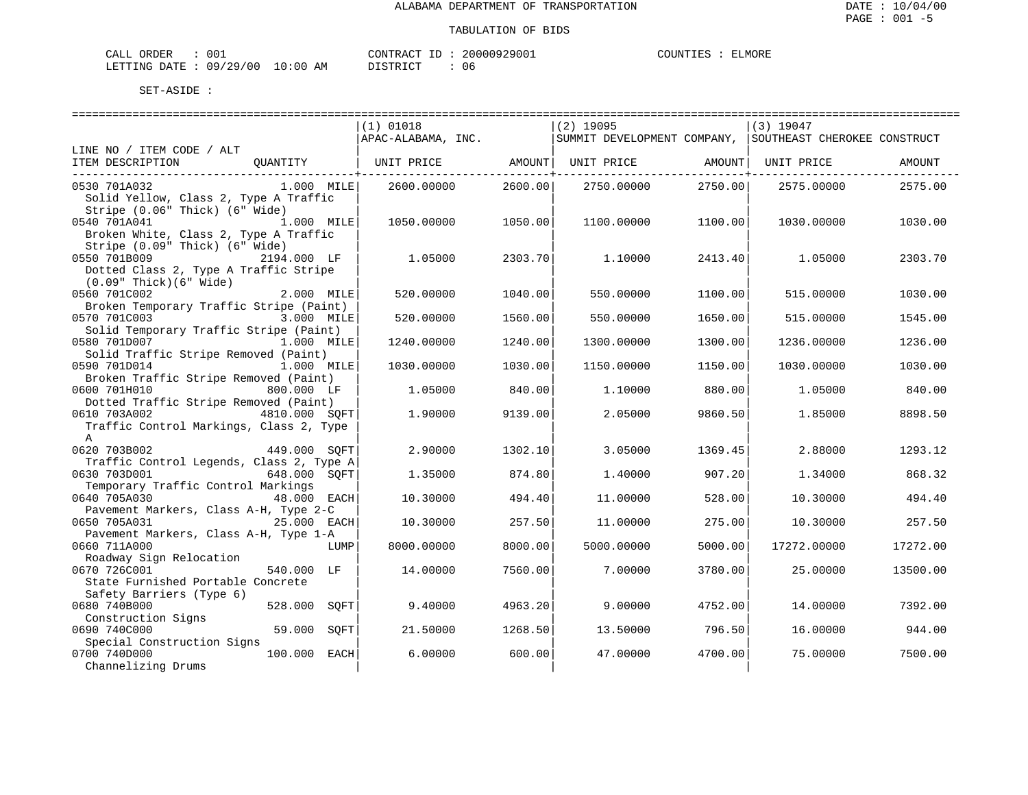ALABAMA DEPARTMENT OF TRANSPORTATION

TABULATION OF BIDS

CALL ORDER : 001 &nbsp;&nbsp;&nbsp;&nbsp; CONTRACT ID : 20000929001 &nbsp;&nbsp;&nbsp;&nbsp; COUNTIES : ELMORE

LETTING DATE : 09/29/00 10:00 AM &nbsp;&nbsp;&nbsp;&nbsp; DISTRICT : 06

SET-ASIDE :

| LINE NO / ITEM CODE / ALT ITEM DESCRIPTION | QUANTITY | (1) 01018 APAC-ALABAMA, INC. UNIT PRICE | AMOUNT | (2) 19095 SUMMIT DEVELOPMENT COMPANY, UNIT PRICE | AMOUNT | (3) 19047 SOUTHEAST CHEROKEE CONSTRUCT UNIT PRICE | AMOUNT |
|---|---|---|---|---|---|---|---|
| 0530 701A032 Solid Yellow, Class 2, Type A Traffic Stripe (0.06" Thick) (6" Wide) | 1.000 MILE | 2600.00000 | 2600.00 | 2750.00000 | 2750.00 | 2575.00000 | 2575.00 |
| 0540 701A041 Broken White, Class 2, Type A Traffic Stripe (0.09" Thick) (6" Wide) | 1.000 MILE | 1050.00000 | 1050.00 | 1100.00000 | 1100.00 | 1030.00000 | 1030.00 |
| 0550 701B009 Dotted Class 2, Type A Traffic Stripe (0.09" Thick)(6" Wide) | 2194.000 LF | 1.05000 | 2303.70 | 1.10000 | 2413.40 | 1.05000 | 2303.70 |
| 0560 701C002 Broken Temporary Traffic Stripe (Paint) | 2.000 MILE | 520.00000 | 1040.00 | 550.00000 | 1100.00 | 515.00000 | 1030.00 |
| 0570 701C003 Solid Temporary Traffic Stripe (Paint) | 3.000 MILE | 520.00000 | 1560.00 | 550.00000 | 1650.00 | 515.00000 | 1545.00 |
| 0580 701D007 Solid Traffic Stripe Removed (Paint) | 1.000 MILE | 1240.00000 | 1240.00 | 1300.00000 | 1300.00 | 1236.00000 | 1236.00 |
| 0590 701D014 Broken Traffic Stripe Removed (Paint) | 1.000 MILE | 1030.00000 | 1030.00 | 1150.00000 | 1150.00 | 1030.00000 | 1030.00 |
| 0600 701H010 Dotted Traffic Stripe Removed (Paint) | 800.000 LF | 1.05000 | 840.00 | 1.10000 | 880.00 | 1.05000 | 840.00 |
| 0610 703A002 Traffic Control Markings, Class 2, Type A | 4810.000 SQFT | 1.90000 | 9139.00 | 2.05000 | 9860.50 | 1.85000 | 8898.50 |
| 0620 703B002 Traffic Control Legends, Class 2, Type A | 449.000 SQFT | 2.90000 | 1302.10 | 3.05000 | 1369.45 | 2.88000 | 1293.12 |
| 0630 703D001 Temporary Traffic Control Markings | 648.000 SQFT | 1.35000 | 874.80 | 1.40000 | 907.20 | 1.34000 | 868.32 |
| 0640 705A030 Pavement Markers, Class A-H, Type 2-C | 48.000 EACH | 10.30000 | 494.40 | 11.00000 | 528.00 | 10.30000 | 494.40 |
| 0650 705A031 Pavement Markers, Class A-H, Type 1-A | 25.000 EACH | 10.30000 | 257.50 | 11.00000 | 275.00 | 10.30000 | 257.50 |
| 0660 711A000 Roadway Sign Relocation | LUMP | 8000.00000 | 8000.00 | 5000.00000 | 5000.00 | 17272.00000 | 17272.00 |
| 0670 726C001 State Furnished Portable Concrete Safety Barriers (Type 6) | 540.000 LF | 14.00000 | 7560.00 | 7.00000 | 3780.00 | 25.00000 | 13500.00 |
| 0680 740B000 Construction Signs | 528.000 SQFT | 9.40000 | 4963.20 | 9.00000 | 4752.00 | 14.00000 | 7392.00 |
| 0690 740C000 Special Construction Signs | 59.000 SQFT | 21.50000 | 1268.50 | 13.50000 | 796.50 | 16.00000 | 944.00 |
| 0700 740D000 Channelizing Drums | 100.000 EACH | 6.00000 | 600.00 | 47.00000 | 4700.00 | 75.00000 | 7500.00 |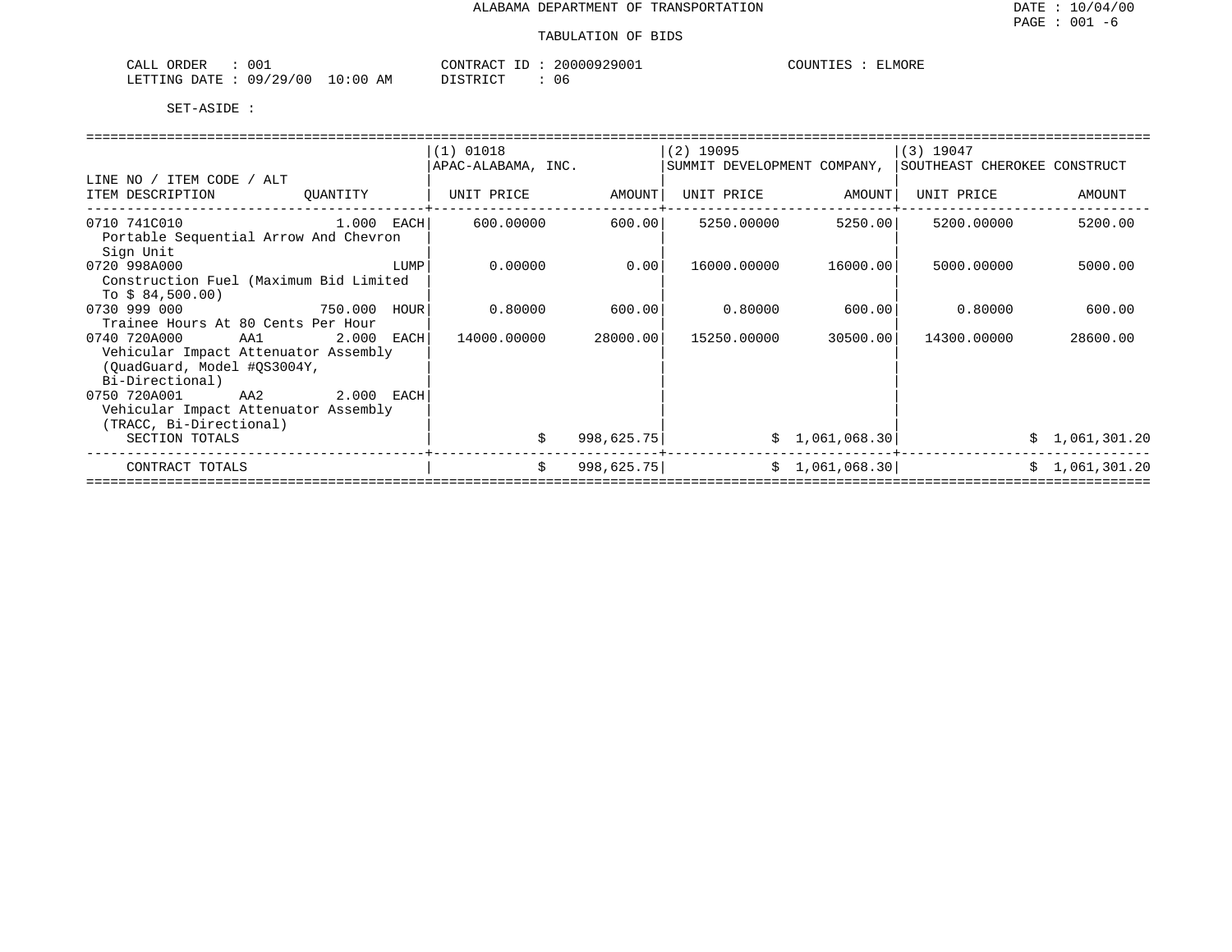ALABAMA DEPARTMENT OF TRANSPORTATION

TABULATION OF BIDS

CALL ORDER : 001 CONTRACT ID : 20000929001 COUNTIES : ELMORE
LETTING DATE : 09/29/00 10:00 AM DISTRICT : 06

SET-ASIDE :

| LINE NO / ITEM CODE / ALT<br>ITEM DESCRIPTION | QUANTITY | (1) 01018<br>APAC-ALABAMA, INC.<br>UNIT PRICE | AMOUNT | (2) 19095<br>SUMMIT DEVELOPMENT COMPANY,<br>UNIT PRICE | AMOUNT | (3) 19047<br>SOUTHEAST CHEROKEE CONSTRUCT<br>UNIT PRICE | AMOUNT |
|---|---|---|---|---|---|---|---|
| 0710 741C010<br>Portable Sequential Arrow And Chevron Sign Unit | 1.000 EACH | 600.00000 | 600.00 | 5250.00000 | 5250.00 | 5200.00000 | 5200.00 |
| 0720 998A000<br>Construction Fuel (Maximum Bid Limited To $ 84,500.00) | LUMP | 0.00000 | 0.00 | 16000.00000 | 16000.00 | 5000.00000 | 5000.00 |
| 0730 999 000<br>Trainee Hours At 80 Cents Per Hour | 750.000 HOUR | 0.80000 | 600.00 | 0.80000 | 600.00 | 0.80000 | 600.00 |
| 0740 720A000 AA1<br>Vehicular Impact Attenuator Assembly (QuadGuard, Model #QS3004Y, Bi-Directional) | 2.000 EACH | 14000.00000 | 28000.00 | 15250.00000 | 30500.00 | 14300.00000 | 28600.00 |
| 0750 720A001 AA2<br>Vehicular Impact Attenuator Assembly (TRACC, Bi-Directional) | 2.000 EACH | | | | | | |
| SECTION TOTALS | | | $ 998,625.75 | | $ 1,061,068.30 | | $ 1,061,301.20 |
| CONTRACT TOTALS | | | $ 998,625.75 | | $ 1,061,068.30 | | $ 1,061,301.20 |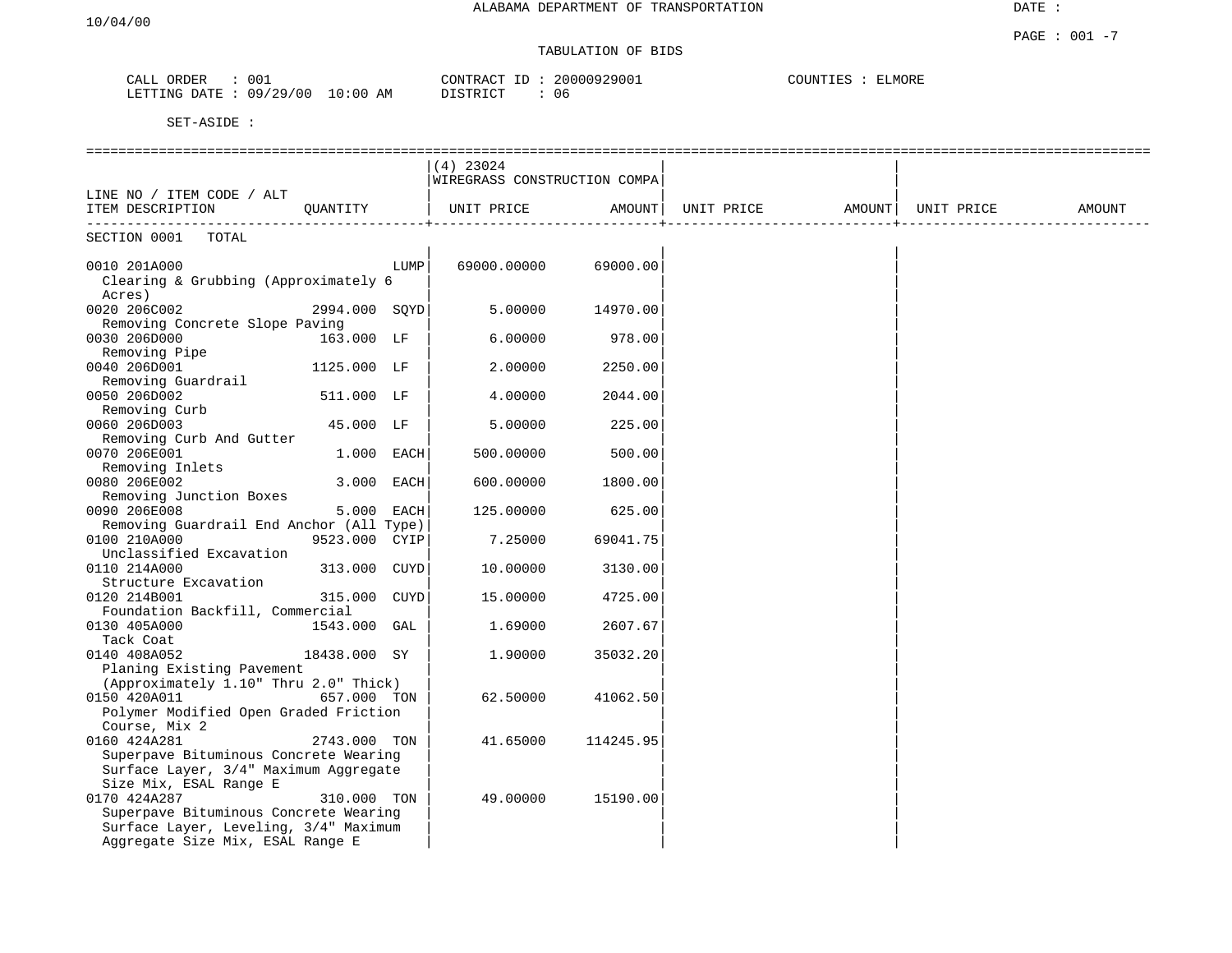ALABAMA DEPARTMENT OF TRANSPORTATION

DATE :

10/04/00

TABULATION OF BIDS

CALL ORDER : 001
LETTING DATE : 09/29/00 10:00 AM

CONTRACT ID : 20000929001
DISTRICT : 06

COUNTIES : ELMORE

SET-ASIDE :

| LINE NO / ITEM CODE / ALT<br>ITEM DESCRIPTION | QUANTITY | | (4) 23024<br>WIREGRASS CONSTRUCTION COMPA<br>UNIT PRICE | AMOUNT | UNIT PRICE | AMOUNT | UNIT PRICE | AMOUNT |
|---|---|---|---|---|---|---|---|---|
| SECTION 0001 TOTAL | | | | | | | | |
| 0010 201A000<br>Clearing & Grubbing (Approximately 6 Acres) | | LUMP | 69000.00000 | 69000.00 | | | | |
| 0020 206C002<br>Removing Concrete Slope Paving | 2994.000 | SQYD | 5.00000 | 14970.00 | | | | |
| 0030 206D000<br>Removing Pipe | 163.000 | LF | 6.00000 | 978.00 | | | | |
| 0040 206D001<br>Removing Guardrail | 1125.000 | LF | 2.00000 | 2250.00 | | | | |
| 0050 206D002<br>Removing Curb | 511.000 | LF | 4.00000 | 2044.00 | | | | |
| 0060 206D003<br>Removing Curb And Gutter | 45.000 | LF | 5.00000 | 225.00 | | | | |
| 0070 206E001<br>Removing Inlets | 1.000 | EACH | 500.00000 | 500.00 | | | | |
| 0080 206E002<br>Removing Junction Boxes | 3.000 | EACH | 600.00000 | 1800.00 | | | | |
| 0090 206E008<br>Removing Guardrail End Anchor (All Type) | 5.000 | EACH | 125.00000 | 625.00 | | | | |
| 0100 210A000<br>Unclassified Excavation | 9523.000 | CYIP | 7.25000 | 69041.75 | | | | |
| 0110 214A000<br>Structure Excavation | 313.000 | CUYD | 10.00000 | 3130.00 | | | | |
| 0120 214B001<br>Foundation Backfill, Commercial | 315.000 | CUYD | 15.00000 | 4725.00 | | | | |
| 0130 405A000<br>Tack Coat | 1543.000 | GAL | 1.69000 | 2607.67 | | | | |
| 0140 408A052<br>Planing Existing Pavement (Approximately 1.10" Thru 2.0" Thick) | 18438.000 | SY | 1.90000 | 35032.20 | | | | |
| 0150 420A011<br>Polymer Modified Open Graded Friction Course, Mix 2 | 657.000 | TON | 62.50000 | 41062.50 | | | | |
| 0160 424A281<br>Superpave Bituminous Concrete Wearing Surface Layer, 3/4" Maximum Aggregate Size Mix, ESAL Range E | 2743.000 | TON | 41.65000 | 114245.95 | | | | |
| 0170 424A287<br>Superpave Bituminous Concrete Wearing Surface Layer, Leveling, 3/4" Maximum Aggregate Size Mix, ESAL Range E | 310.000 | TON | 49.00000 | 15190.00 | | | | |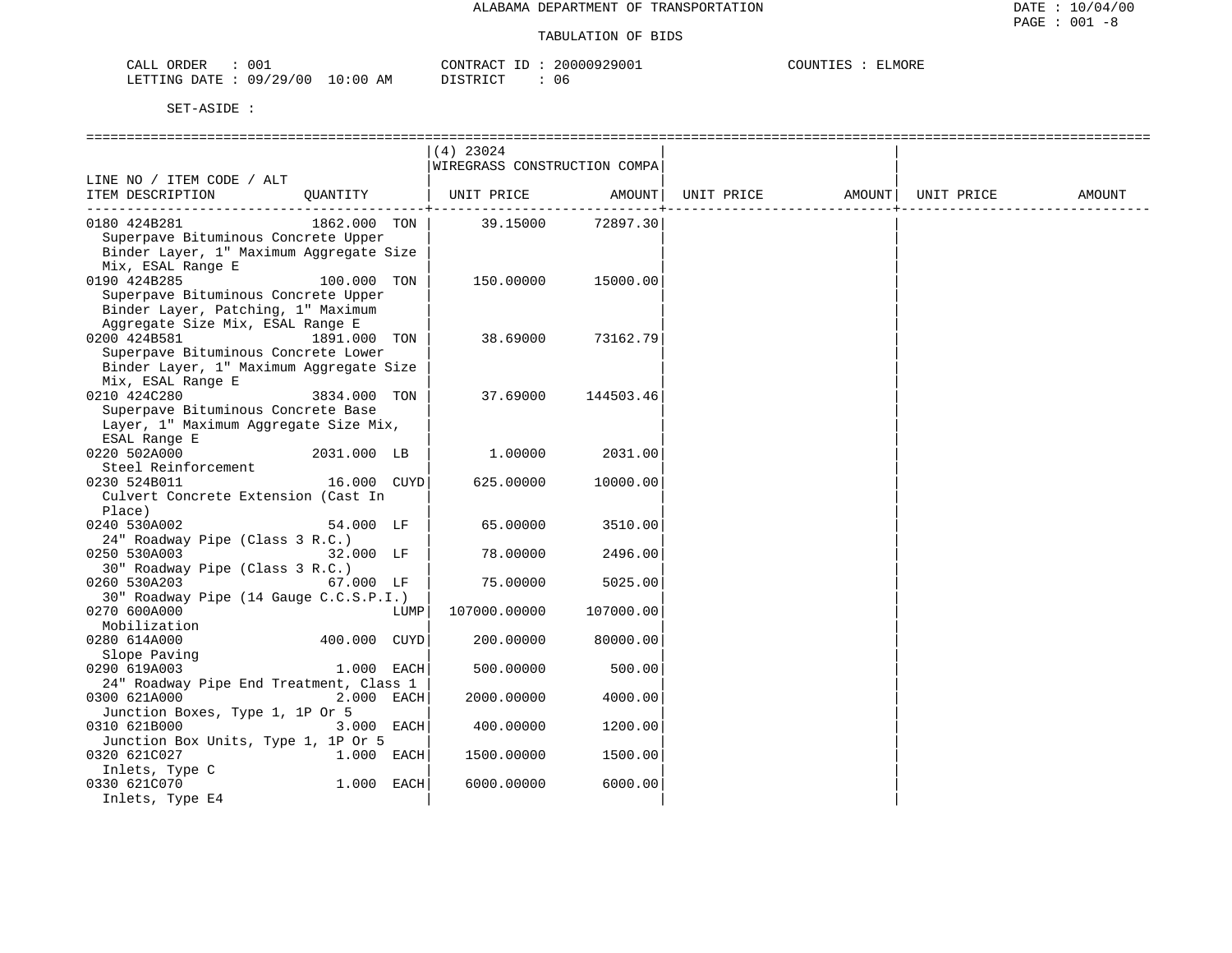ALABAMA DEPARTMENT OF TRANSPORTATION

TABULATION OF BIDS

CALL ORDER : 001 CONTRACT ID : 20000929001 COUNTIES : ELMORE
LETTING DATE : 09/29/00 10:00 AM DISTRICT : 06

SET-ASIDE :

| LINE NO / ITEM CODE / ALT ITEM DESCRIPTION | QUANTITY | (4) 23024 WIREGRASS CONSTRUCTION COMPA UNIT PRICE | AMOUNT | UNIT PRICE | AMOUNT | UNIT PRICE | AMOUNT |
|---|---|---|---|---|---|---|---|
| 0180 424B281 Superpave Bituminous Concrete Upper Binder Layer, 1" Maximum Aggregate Size Mix, ESAL Range E | 1862.000 TON | 39.15000 | 72897.30 | | | | |
| 0190 424B285 Superpave Bituminous Concrete Upper Binder Layer, Patching, 1" Maximum Aggregate Size Mix, ESAL Range E | 100.000 TON | 150.00000 | 15000.00 | | | | |
| 0200 424B581 Superpave Bituminous Concrete Lower Binder Layer, 1" Maximum Aggregate Size Mix, ESAL Range E | 1891.000 TON | 38.69000 | 73162.79 | | | | |
| 0210 424C280 Superpave Bituminous Concrete Base Layer, 1" Maximum Aggregate Size Mix, ESAL Range E | 3834.000 TON | 37.69000 | 144503.46 | | | | |
| 0220 502A000 Steel Reinforcement | 2031.000 LB | 1.00000 | 2031.00 | | | | |
| 0230 524B011 Culvert Concrete Extension (Cast In Place) | 16.000 CUYD | 625.00000 | 10000.00 | | | | |
| 0240 530A002 24" Roadway Pipe (Class 3 R.C.) | 54.000 LF | 65.00000 | 3510.00 | | | | |
| 0250 530A003 30" Roadway Pipe (Class 3 R.C.) | 32.000 LF | 78.00000 | 2496.00 | | | | |
| 0260 530A203 30" Roadway Pipe (14 Gauge C.C.S.P.I.) | 67.000 LF | 75.00000 | 5025.00 | | | | |
| 0270 600A000 Mobilization | LUMP | 107000.00000 | 107000.00 | | | | |
| 0280 614A000 Slope Paving | 400.000 CUYD | 200.00000 | 80000.00 | | | | |
| 0290 619A003 24" Roadway Pipe End Treatment, Class 1 | 1.000 EACH | 500.00000 | 500.00 | | | | |
| 0300 621A000 Junction Boxes, Type 1, 1P Or 5 | 2.000 EACH | 2000.00000 | 4000.00 | | | | |
| 0310 621B000 Junction Box Units, Type 1, 1P Or 5 | 3.000 EACH | 400.00000 | 1200.00 | | | | |
| 0320 621C027 Inlets, Type C | 1.000 EACH | 1500.00000 | 1500.00 | | | | |
| 0330 621C070 Inlets, Type E4 | 1.000 EACH | 6000.00000 | 6000.00 | | | | |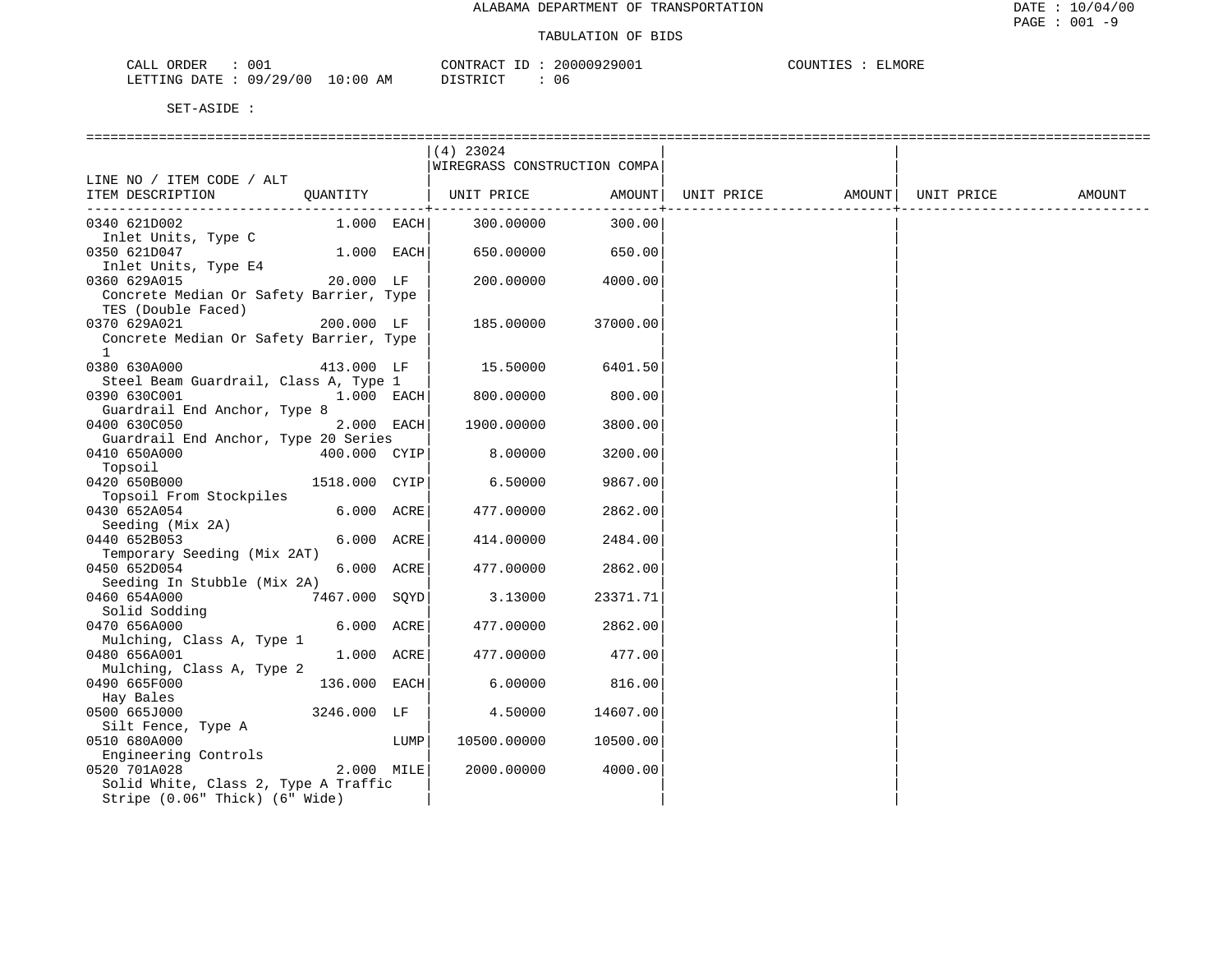ALABAMA DEPARTMENT OF TRANSPORTATION

TABULATION OF BIDS

CALL ORDER : 001 CONTRACT ID : 20000929001 COUNTIES : ELMORE
LETTING DATE : 09/29/00 10:00 AM DISTRICT : 06

SET-ASIDE :

| LINE NO / ITEM CODE / ALT ITEM DESCRIPTION | QUANTITY | (4) 23024 WIREGRASS CONSTRUCTION COMPA UNIT PRICE | AMOUNT | UNIT PRICE | AMOUNT | UNIT PRICE | AMOUNT |
|---|---|---|---|---|---|---|---|
| 0340 621D002 Inlet Units, Type C | 1.000 EACH | 300.00000 | 300.00 | | | | |
| 0350 621D047 Inlet Units, Type E4 | 1.000 EACH | 650.00000 | 650.00 | | | | |
| 0360 629A015 Concrete Median Or Safety Barrier, Type TES (Double Faced) | 20.000 LF | 200.00000 | 4000.00 | | | | |
| 0370 629A021 Concrete Median Or Safety Barrier, Type 1 | 200.000 LF | 185.00000 | 37000.00 | | | | |
| 0380 630A000 Steel Beam Guardrail, Class A, Type 1 | 413.000 LF | 15.50000 | 6401.50 | | | | |
| 0390 630C001 Guardrail End Anchor, Type 8 | 1.000 EACH | 800.00000 | 800.00 | | | | |
| 0400 630C050 Guardrail End Anchor, Type 20 Series | 2.000 EACH | 1900.00000 | 3800.00 | | | | |
| 0410 650A000 Topsoil | 400.000 CYIP | 8.00000 | 3200.00 | | | | |
| 0420 650B000 Topsoil From Stockpiles | 1518.000 CYIP | 6.50000 | 9867.00 | | | | |
| 0430 652A054 Seeding (Mix 2A) | 6.000 ACRE | 477.00000 | 2862.00 | | | | |
| 0440 652B053 Temporary Seeding (Mix 2AT) | 6.000 ACRE | 414.00000 | 2484.00 | | | | |
| 0450 652D054 Seeding In Stubble (Mix 2A) | 6.000 ACRE | 477.00000 | 2862.00 | | | | |
| 0460 654A000 Solid Sodding | 7467.000 SQYD | 3.13000 | 23371.71 | | | | |
| 0470 656A000 Mulching, Class A, Type 1 | 6.000 ACRE | 477.00000 | 2862.00 | | | | |
| 0480 656A001 Mulching, Class A, Type 2 | 1.000 ACRE | 477.00000 | 477.00 | | | | |
| 0490 665F000 Hay Bales | 136.000 EACH | 6.00000 | 816.00 | | | | |
| 0500 665J000 Silt Fence, Type A | 3246.000 LF | 4.50000 | 14607.00 | | | | |
| 0510 680A000 Engineering Controls | LUMP | 10500.00000 | 10500.00 | | | | |
| 0520 701A028 Solid White, Class 2, Type A Traffic Stripe (0.06" Thick) (6" Wide) | 2.000 MILE | 2000.00000 | 4000.00 | | | | |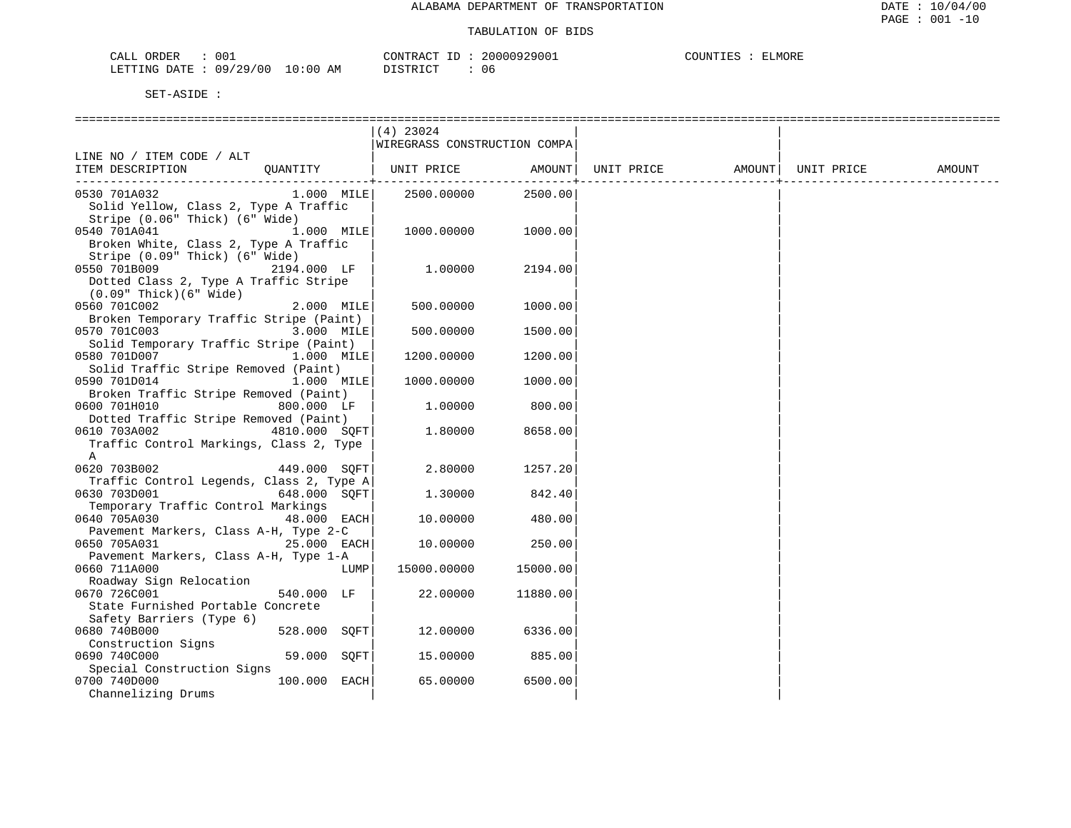ALABAMA DEPARTMENT OF TRANSPORTATION

TABULATION OF BIDS

CALL ORDER : 001 CONTRACT ID : 20000929001 COUNTIES : ELMORE
LETTING DATE : 09/29/00 10:00 AM DISTRICT : 06

SET-ASIDE :

| LINE NO / ITEM CODE / ALT ITEM DESCRIPTION | QUANTITY | (4) 23024 WIREGRASS CONSTRUCTION COMPA UNIT PRICE | AMOUNT | UNIT PRICE | AMOUNT | UNIT PRICE | AMOUNT |
|---|---|---|---|---|---|---|---|
| 0530 701A032 Solid Yellow, Class 2, Type A Traffic Stripe (0.06" Thick) (6" Wide) | 1.000 MILE | 2500.00000 | 2500.00 | | | | |
| 0540 701A041 Broken White, Class 2, Type A Traffic Stripe (0.09" Thick) (6" Wide) | 1.000 MILE | 1000.00000 | 1000.00 | | | | |
| 0550 701B009 Dotted Class 2, Type A Traffic Stripe (0.09" Thick)(6" Wide) | 2194.000 LF | 1.00000 | 2194.00 | | | | |
| 0560 701C002 Broken Temporary Traffic Stripe (Paint) | 2.000 MILE | 500.00000 | 1000.00 | | | | |
| 0570 701C003 Solid Temporary Traffic Stripe (Paint) | 3.000 MILE | 500.00000 | 1500.00 | | | | |
| 0580 701D007 Solid Traffic Stripe Removed (Paint) | 1.000 MILE | 1200.00000 | 1200.00 | | | | |
| 0590 701D014 Broken Traffic Stripe Removed (Paint) | 1.000 MILE | 1000.00000 | 1000.00 | | | | |
| 0600 701H010 Dotted Traffic Stripe Removed (Paint) | 800.000 LF | 1.00000 | 800.00 | | | | |
| 0610 703A002 Traffic Control Markings, Class 2, Type A | 4810.000 SQFT | 1.80000 | 8658.00 | | | | |
| 0620 703B002 Traffic Control Legends, Class 2, Type A | 449.000 SQFT | 2.80000 | 1257.20 | | | | |
| 0630 703D001 Temporary Traffic Control Markings | 648.000 SQFT | 1.30000 | 842.40 | | | | |
| 0640 705A030 Pavement Markers, Class A-H, Type 2-C | 48.000 EACH | 10.00000 | 480.00 | | | | |
| 0650 705A031 Pavement Markers, Class A-H, Type 1-A | 25.000 EACH | 10.00000 | 250.00 | | | | |
| 0660 711A000 Roadway Sign Relocation | LUMP | 15000.00000 | 15000.00 | | | | |
| 0670 726C001 State Furnished Portable Concrete Safety Barriers (Type 6) | 540.000 LF | 22.00000 | 11880.00 | | | | |
| 0680 740B000 Construction Signs | 528.000 SQFT | 12.00000 | 6336.00 | | | | |
| 0690 740C000 Special Construction Signs | 59.000 SQFT | 15.00000 | 885.00 | | | | |
| 0700 740D000 Channelizing Drums | 100.000 EACH | 65.00000 | 6500.00 | | | | |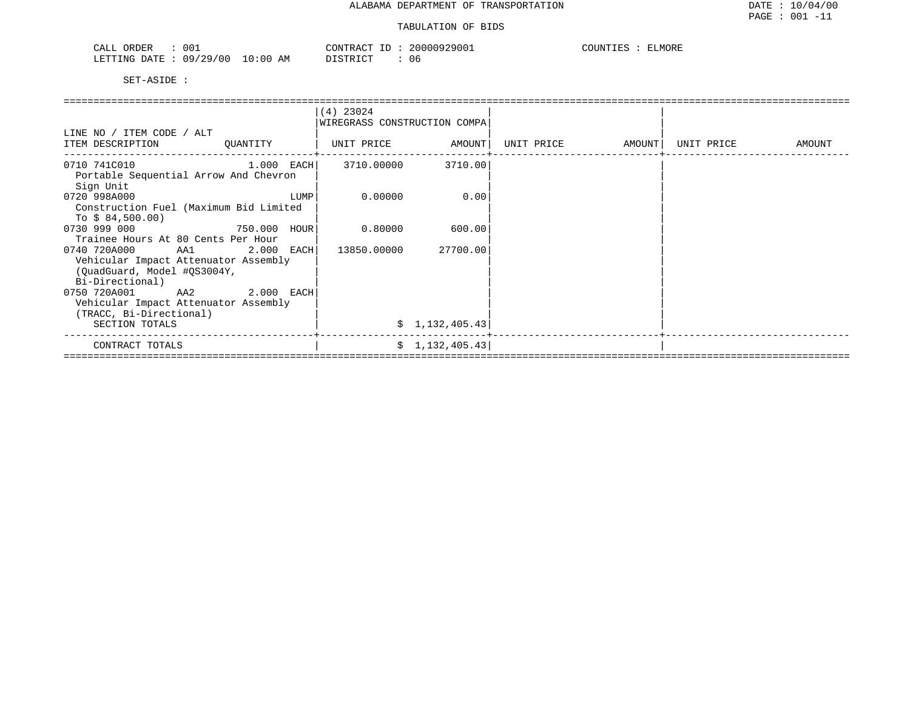ALABAMA DEPARTMENT OF TRANSPORTATION

TABULATION OF BIDS

DATE : 10/04/00
PAGE : 001 -11

CALL ORDER : 001
LETTING DATE : 09/29/00 10:00 AM

CONTRACT ID : 20000929001
DISTRICT : 06

COUNTIES : ELMORE

SET-ASIDE :

| LINE NO / ITEM CODE / ALT<br>ITEM DESCRIPTION | QUANTITY | (4) 23024<br>WIREGRASS CONSTRUCTION COMPA<br>UNIT PRICE | AMOUNT | UNIT PRICE | AMOUNT | UNIT PRICE | AMOUNT |
|---|---|---|---|---|---|---|---|
| 0710 741C010<br>Portable Sequential Arrow And Chevron Sign Unit | 1.000 EACH | 3710.00000 | 3710.00 | | | | |
| 0720 998A000<br>Construction Fuel (Maximum Bid Limited To $ 84,500.00) | LUMP | 0.00000 | 0.00 | | | | |
| 0730 999 000<br>Trainee Hours At 80 Cents Per Hour | 750.000 HOUR | 0.80000 | 600.00 | | | | |
| 0740 720A000 AA1<br>Vehicular Impact Attenuator Assembly (QuadGuard, Model #QS3004Y, Bi-Directional) | 2.000 EACH | 13850.00000 | 27700.00 | | | | |
| 0750 720A001 AA2<br>Vehicular Impact Attenuator Assembly (TRACC, Bi-Directional) | 2.000 EACH | | | | | | |
| SECTION TOTALS | | | $ 1,132,405.43 | | | | |
| CONTRACT TOTALS | | | $ 1,132,405.43 | | | | |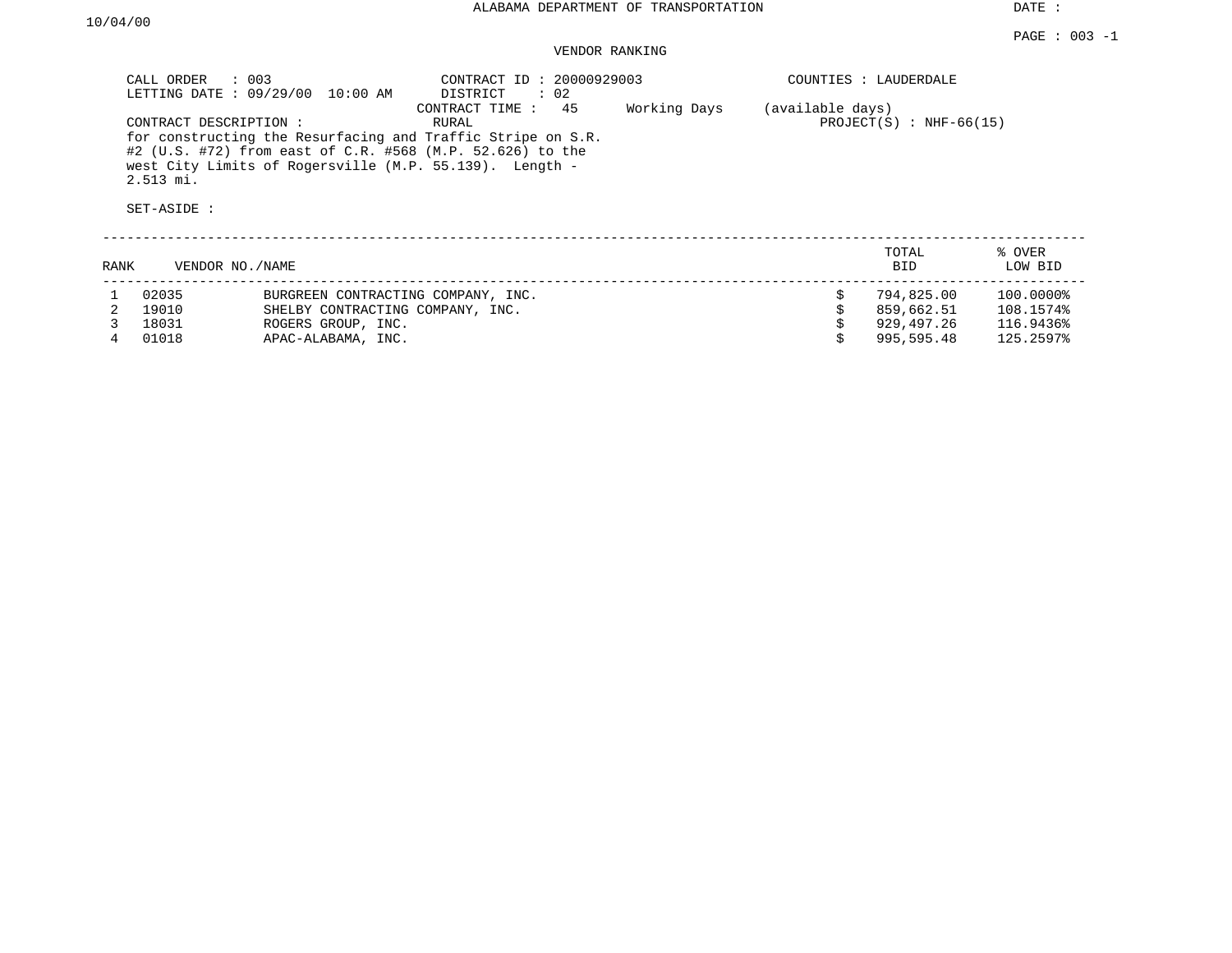ALABAMA DEPARTMENT OF TRANSPORTATION

DATE : 10/04/00

PAGE : 003 -1

VENDOR RANKING

CALL ORDER : 003
LETTING DATE : 09/29/00 10:00 AM

CONTRACT ID : 20000929003
DISTRICT : 02
CONTRACT TIME : 45 Working Days (available days)
RURAL

COUNTIES : LAUDERDALE

PROJECT(S) : NHF-66(15)

CONTRACT DESCRIPTION :
for constructing the Resurfacing and Traffic Stripe on S.R. #2 (U.S. #72) from east of C.R. #568 (M.P. 52.626) to the west City Limits of Rogersville (M.P. 55.139). Length - 2.513 mi.

SET-ASIDE :

| RANK | VENDOR NO. | NAME | TOTAL BID | % OVER LOW BID |
|---|---|---|---|---|
| 1 | 02035 | BURGREEN CONTRACTING COMPANY, INC. | $ 794,825.00 | 100.0000% |
| 2 | 19010 | SHELBY CONTRACTING COMPANY, INC. | $ 859,662.51 | 108.1574% |
| 3 | 18031 | ROGERS GROUP, INC. | $ 929,497.26 | 116.9436% |
| 4 | 01018 | APAC-ALABAMA, INC. | $ 995,595.48 | 125.2597% |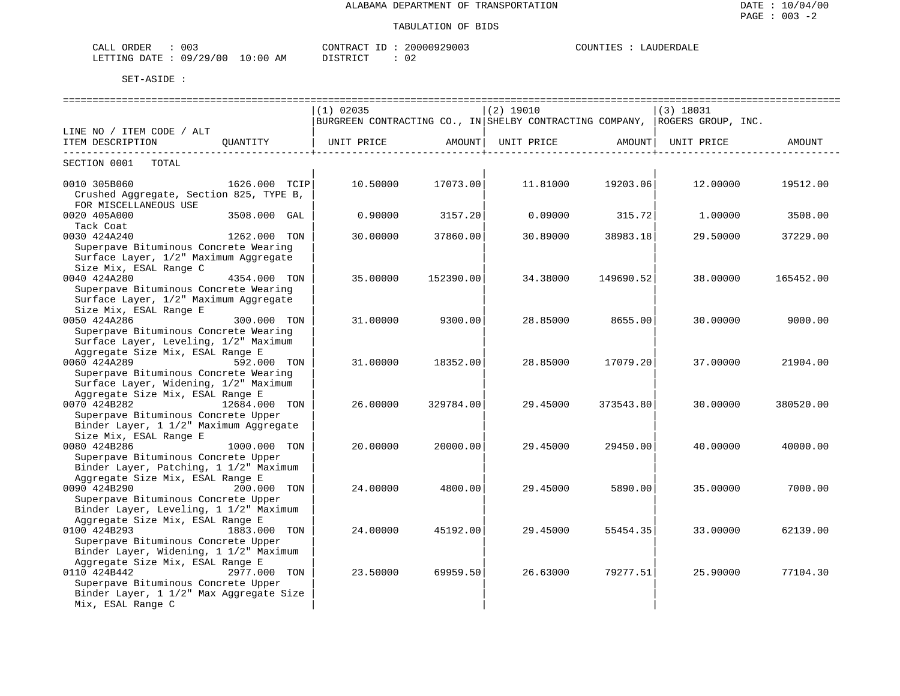ALABAMA DEPARTMENT OF TRANSPORTATION

TABULATION OF BIDS

CALL ORDER : 003 &nbsp;&nbsp;&nbsp;&nbsp; CONTRACT ID : 20000929003 &nbsp;&nbsp;&nbsp;&nbsp; COUNTIES : LAUDERDALE
LETTING DATE : 09/29/00 10:00 AM &nbsp;&nbsp;&nbsp;&nbsp; DISTRICT : 02

SET-ASIDE :

| LINE NO / ITEM CODE / ALT ITEM DESCRIPTION | QUANTITY | (1) 02035 BURGREEN CONTRACTING CO., IN UNIT PRICE | AMOUNT | (2) 19010 SHELBY CONTRACTING COMPANY, UNIT PRICE | AMOUNT | (3) 18031 ROGERS GROUP, INC. UNIT PRICE | AMOUNT |
|---|---|---|---|---|---|---|---|
| SECTION 0001 TOTAL | | | | | | | |
| 0010 305B060 Crushed Aggregate, Section 825, TYPE B, FOR MISCELLANEOUS USE | 1626.000 TCIP | 10.50000 | 17073.00 | 11.81000 | 19203.06 | 12.00000 | 19512.00 |
| 0020 405A000 Tack Coat | 3508.000 GAL | 0.90000 | 3157.20 | 0.09000 | 315.72 | 1.00000 | 3508.00 |
| 0030 424A240 Superpave Bituminous Concrete Wearing Surface Layer, 1/2" Maximum Aggregate Size Mix, ESAL Range C | 1262.000 TON | 30.00000 | 37860.00 | 30.89000 | 38983.18 | 29.50000 | 37229.00 |
| 0040 424A280 Superpave Bituminous Concrete Wearing Surface Layer, 1/2" Maximum Aggregate Size Mix, ESAL Range E | 4354.000 TON | 35.00000 | 152390.00 | 34.38000 | 149690.52 | 38.00000 | 165452.00 |
| 0050 424A286 Superpave Bituminous Concrete Wearing Surface Layer, Leveling, 1/2" Maximum Aggregate Size Mix, ESAL Range E | 300.000 TON | 31.00000 | 9300.00 | 28.85000 | 8655.00 | 30.00000 | 9000.00 |
| 0060 424A289 Superpave Bituminous Concrete Wearing Surface Layer, Widening, 1/2" Maximum Aggregate Size Mix, ESAL Range E | 592.000 TON | 31.00000 | 18352.00 | 28.85000 | 17079.20 | 37.00000 | 21904.00 |
| 0070 424B282 Superpave Bituminous Concrete Upper Binder Layer, 1 1/2" Maximum Aggregate Size Mix, ESAL Range E | 12684.000 TON | 26.00000 | 329784.00 | 29.45000 | 373543.80 | 30.00000 | 380520.00 |
| 0080 424B286 Superpave Bituminous Concrete Upper Binder Layer, Patching, 1 1/2" Maximum Aggregate Size Mix, ESAL Range E | 1000.000 TON | 20.00000 | 20000.00 | 29.45000 | 29450.00 | 40.00000 | 40000.00 |
| 0090 424B290 Superpave Bituminous Concrete Upper Binder Layer, Leveling, 1 1/2" Maximum Aggregate Size Mix, ESAL Range E | 200.000 TON | 24.00000 | 4800.00 | 29.45000 | 5890.00 | 35.00000 | 7000.00 |
| 0100 424B293 Superpave Bituminous Concrete Upper Binder Layer, Widening, 1 1/2" Maximum Aggregate Size Mix, ESAL Range E | 1883.000 TON | 24.00000 | 45192.00 | 29.45000 | 55454.35 | 33.00000 | 62139.00 |
| 0110 424B442 Superpave Bituminous Concrete Upper Binder Layer, 1 1/2" Max Aggregate Size Mix, ESAL Range C | 2977.000 TON | 23.50000 | 69959.50 | 26.63000 | 79277.51 | 25.90000 | 77104.30 |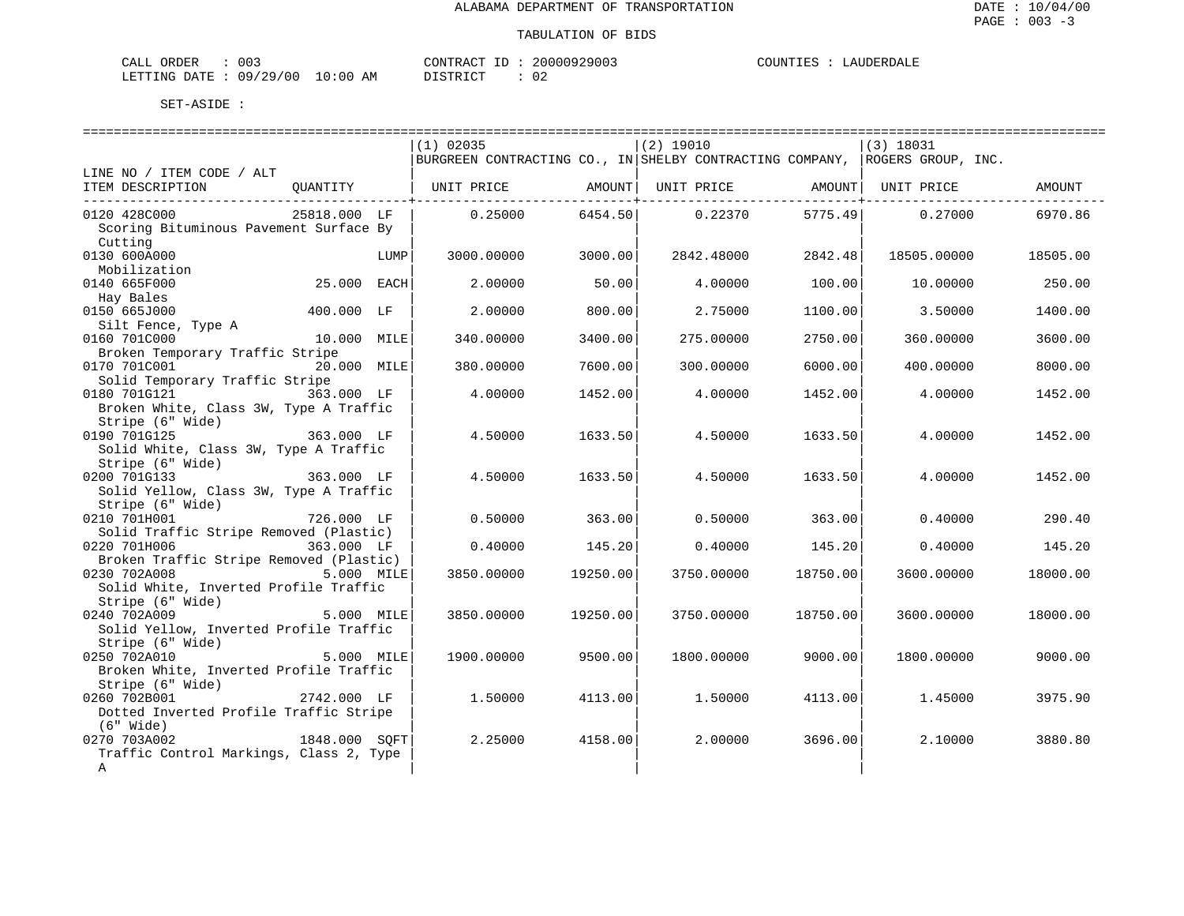ALABAMA DEPARTMENT OF TRANSPORTATION

TABULATION OF BIDS

CALL ORDER : 003 CONTRACT ID : 20000929003 COUNTIES : LAUDERDALE
LETTING DATE : 09/29/00 10:00 AM DISTRICT : 02

SET-ASIDE :

| LINE NO / ITEM CODE / ALT ITEM DESCRIPTION | QUANTITY | (1) 02035 BURGREEN CONTRACTING CO., IN UNIT PRICE | AMOUNT | (2) 19010 SHELBY CONTRACTING COMPANY, UNIT PRICE | AMOUNT | (3) 18031 ROGERS GROUP, INC. UNIT PRICE | AMOUNT |
|---|---|---|---|---|---|---|---|
| 0120 428C000 Scoring Bituminous Pavement Surface By Cutting | 25818.000 LF | 0.25000 | 6454.50 | 0.22370 | 5775.49 | 0.27000 | 6970.86 |
| 0130 600A000 Mobilization | LUMP | 3000.00000 | 3000.00 | 2842.48000 | 2842.48 | 18505.00000 | 18505.00 |
| 0140 665F000 Hay Bales | 25.000 EACH | 2.00000 | 50.00 | 4.00000 | 100.00 | 10.00000 | 250.00 |
| 0150 665J000 Silt Fence, Type A | 400.000 LF | 2.00000 | 800.00 | 2.75000 | 1100.00 | 3.50000 | 1400.00 |
| 0160 701C000 Broken Temporary Traffic Stripe | 10.000 MILE | 340.00000 | 3400.00 | 275.00000 | 2750.00 | 360.00000 | 3600.00 |
| 0170 701C001 Solid Temporary Traffic Stripe | 20.000 MILE | 380.00000 | 7600.00 | 300.00000 | 6000.00 | 400.00000 | 8000.00 |
| 0180 701G121 Broken White, Class 3W, Type A Traffic Stripe (6" Wide) | 363.000 LF | 4.00000 | 1452.00 | 4.00000 | 1452.00 | 4.00000 | 1452.00 |
| 0190 701G125 Solid White, Class 3W, Type A Traffic Stripe (6" Wide) | 363.000 LF | 4.50000 | 1633.50 | 4.50000 | 1633.50 | 4.00000 | 1452.00 |
| 0200 701G133 Solid Yellow, Class 3W, Type A Traffic Stripe (6" Wide) | 363.000 LF | 4.50000 | 1633.50 | 4.50000 | 1633.50 | 4.00000 | 1452.00 |
| 0210 701H001 Solid Traffic Stripe Removed (Plastic) | 726.000 LF | 0.50000 | 363.00 | 0.50000 | 363.00 | 0.40000 | 290.40 |
| 0220 701H006 Broken Traffic Stripe Removed (Plastic) | 363.000 LF | 0.40000 | 145.20 | 0.40000 | 145.20 | 0.40000 | 145.20 |
| 0230 702A008 Solid White, Inverted Profile Traffic Stripe (6" Wide) | 5.000 MILE | 3850.00000 | 19250.00 | 3750.00000 | 18750.00 | 3600.00000 | 18000.00 |
| 0240 702A009 Solid Yellow, Inverted Profile Traffic Stripe (6" Wide) | 5.000 MILE | 3850.00000 | 19250.00 | 3750.00000 | 18750.00 | 3600.00000 | 18000.00 |
| 0250 702A010 Broken White, Inverted Profile Traffic Stripe (6" Wide) | 5.000 MILE | 1900.00000 | 9500.00 | 1800.00000 | 9000.00 | 1800.00000 | 9000.00 |
| 0260 702B001 Dotted Inverted Profile Traffic Stripe (6" Wide) | 2742.000 LF | 1.50000 | 4113.00 | 1.50000 | 4113.00 | 1.45000 | 3975.90 |
| 0270 703A002 Traffic Control Markings, Class 2, Type A | 1848.000 SQFT | 2.25000 | 4158.00 | 2.00000 | 3696.00 | 2.10000 | 3880.80 |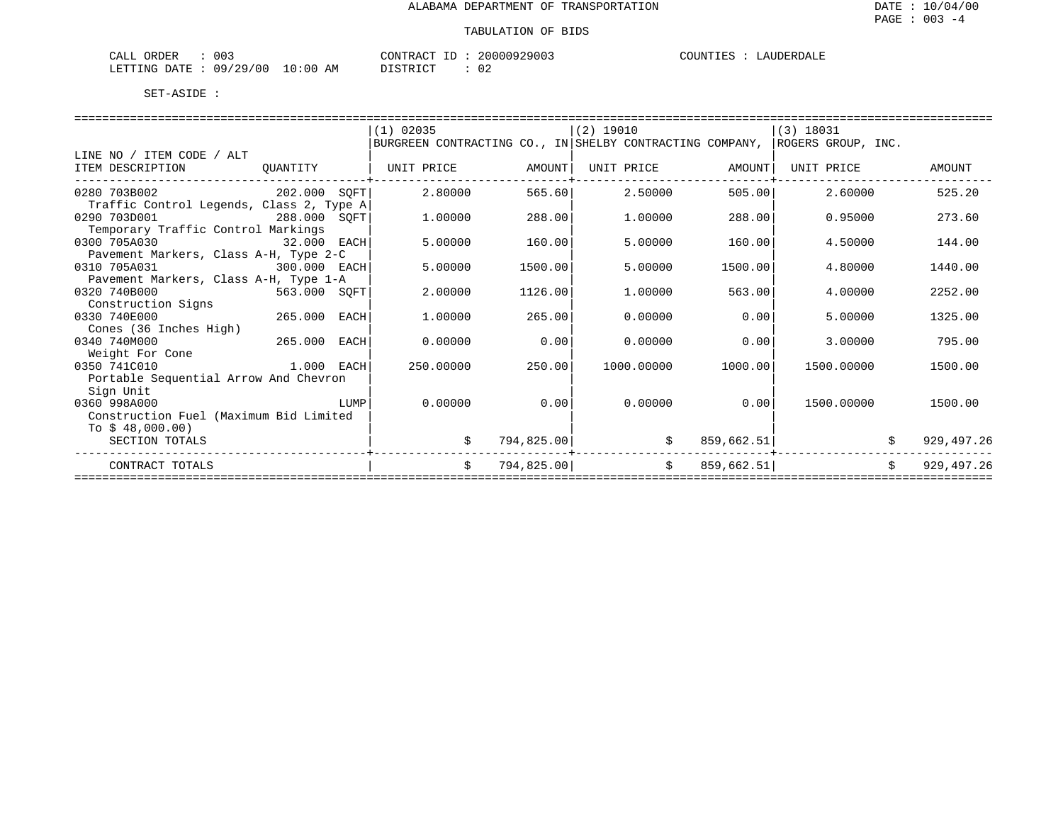ALABAMA DEPARTMENT OF TRANSPORTATION

TABULATION OF BIDS

DATE : 10/04/00
PAGE : 003 -4

CALL ORDER : 003 CONTRACT ID : 20000929003 COUNTIES : LAUDERDALE
LETTING DATE : 09/29/00 10:00 AM DISTRICT : 02

SET-ASIDE :

| LINE NO / ITEM CODE / ALT ITEM DESCRIPTION | QUANTITY | (1) 02035 BURGREEN CONTRACTING CO., IN UNIT PRICE | AMOUNT | (2) 19010 SHELBY CONTRACTING COMPANY, UNIT PRICE | AMOUNT | (3) 18031 ROGERS GROUP, INC. UNIT PRICE | AMOUNT |
|---|---|---|---|---|---|---|---|
| 0280 703B002 Traffic Control Legends, Class 2, Type A | 202.000 SQFT | 2.80000 | 565.60 | 2.50000 | 505.00 | 2.60000 | 525.20 |
| 0290 703D001 Temporary Traffic Control Markings | 288.000 SQFT | 1.00000 | 288.00 | 1.00000 | 288.00 | 0.95000 | 273.60 |
| 0300 705A030 Pavement Markers, Class A-H, Type 2-C | 32.000 EACH | 5.00000 | 160.00 | 5.00000 | 160.00 | 4.50000 | 144.00 |
| 0310 705A031 Pavement Markers, Class A-H, Type 1-A | 300.000 EACH | 5.00000 | 1500.00 | 5.00000 | 1500.00 | 4.80000 | 1440.00 |
| 0320 740B000 Construction Signs | 563.000 SQFT | 2.00000 | 1126.00 | 1.00000 | 563.00 | 4.00000 | 2252.00 |
| 0330 740E000 Cones (36 Inches High) | 265.000 EACH | 1.00000 | 265.00 | 0.00000 | 0.00 | 5.00000 | 1325.00 |
| 0340 740M000 Weight For Cone | 265.000 EACH | 0.00000 | 0.00 | 0.00000 | 0.00 | 3.00000 | 795.00 |
| 0350 741C010 Portable Sequential Arrow And Chevron Sign Unit | 1.000 EACH | 250.00000 | 250.00 | 1000.00000 | 1000.00 | 1500.00000 | 1500.00 |
| 0360 998A000 Construction Fuel (Maximum Bid Limited To $ 48,000.00) | LUMP | 0.00000 | 0.00 | 0.00000 | 0.00 | 1500.00000 | 1500.00 |
| SECTION TOTALS | | | $ 794,825.00 | | $ 859,662.51 | | $ 929,497.26 |
| CONTRACT TOTALS | | | $ 794,825.00 | | $ 859,662.51 | | $ 929,497.26 |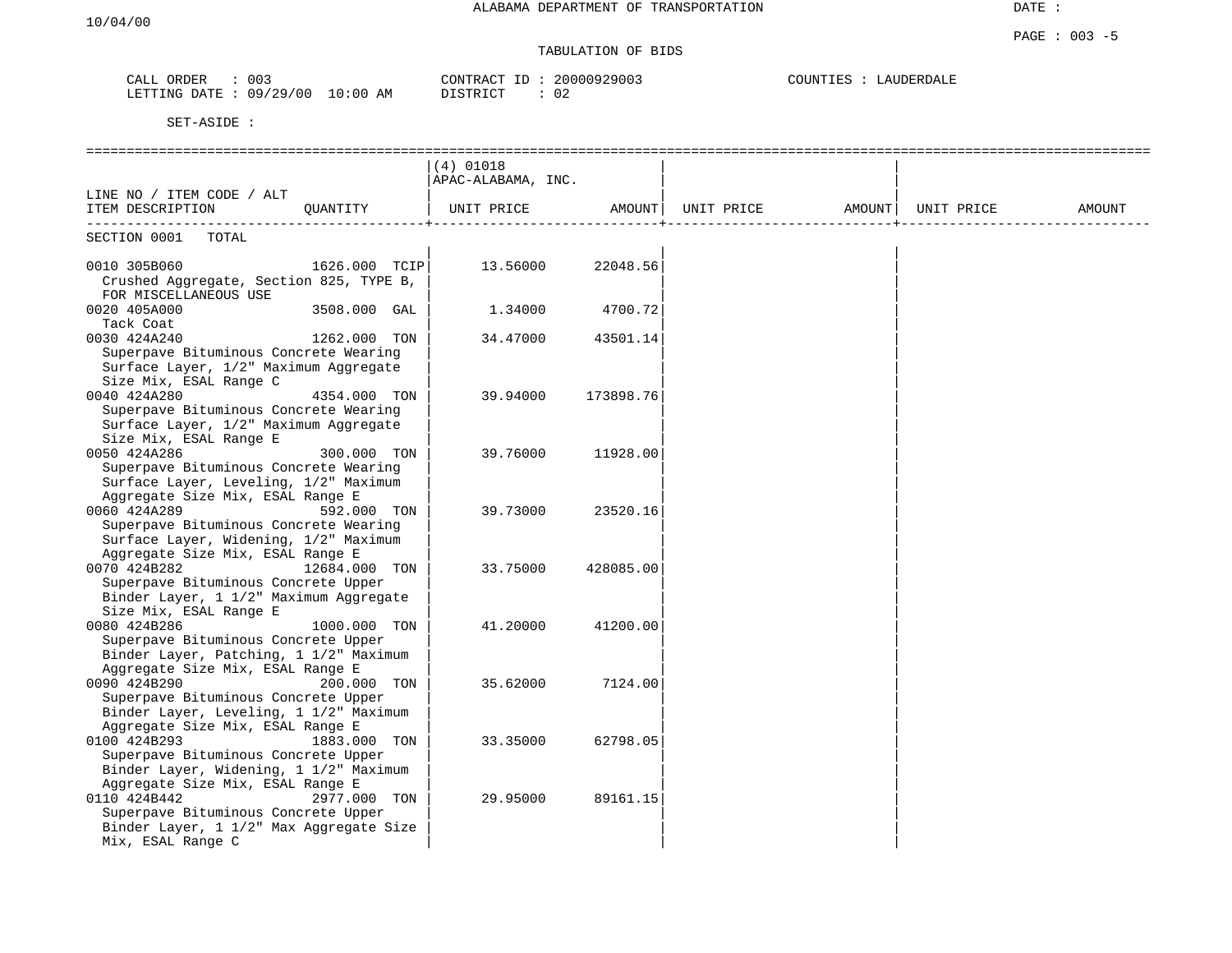10/04/00

ALABAMA DEPARTMENT OF TRANSPORTATION

TABULATION OF BIDS

CALL ORDER : 003 | CONTRACT ID : 20000929003 | COUNTIES : LAUDERDALE
LETTING DATE : 09/29/00 10:00 AM | DISTRICT : 02

SET-ASIDE :

| LINE NO / ITEM CODE / ALT ITEM DESCRIPTION | QUANTITY | (4) 01018 APAC-ALABAMA, INC. UNIT PRICE | AMOUNT | UNIT PRICE | AMOUNT | UNIT PRICE | AMOUNT |
|---|---|---|---|---|---|---|---|
| SECTION 0001 TOTAL | | | | | | | |
| 0010 305B060 Crushed Aggregate, Section 825, TYPE B, FOR MISCELLANEOUS USE | 1626.000 TCIP | 13.56000 | 22048.56 | | | | |
| 0020 405A000 Tack Coat | 3508.000 GAL | 1.34000 | 4700.72 | | | | |
| 0030 424A240 Superpave Bituminous Concrete Wearing Surface Layer, 1/2" Maximum Aggregate Size Mix, ESAL Range C | 1262.000 TON | 34.47000 | 43501.14 | | | | |
| 0040 424A280 Superpave Bituminous Concrete Wearing Surface Layer, 1/2" Maximum Aggregate Size Mix, ESAL Range E | 4354.000 TON | 39.94000 | 173898.76 | | | | |
| 0050 424A286 Superpave Bituminous Concrete Wearing Surface Layer, Leveling, 1/2" Maximum Aggregate Size Mix, ESAL Range E | 300.000 TON | 39.76000 | 11928.00 | | | | |
| 0060 424A289 Superpave Bituminous Concrete Wearing Surface Layer, Widening, 1/2" Maximum Aggregate Size Mix, ESAL Range E | 592.000 TON | 39.73000 | 23520.16 | | | | |
| 0070 424B282 Superpave Bituminous Concrete Upper Binder Layer, 1 1/2" Maximum Aggregate Size Mix, ESAL Range E | 12684.000 TON | 33.75000 | 428085.00 | | | | |
| 0080 424B286 Superpave Bituminous Concrete Upper Binder Layer, Patching, 1 1/2" Maximum Aggregate Size Mix, ESAL Range E | 1000.000 TON | 41.20000 | 41200.00 | | | | |
| 0090 424B290 Superpave Bituminous Concrete Upper Binder Layer, Leveling, 1 1/2" Maximum Aggregate Size Mix, ESAL Range E | 200.000 TON | 35.62000 | 7124.00 | | | | |
| 0100 424B293 Superpave Bituminous Concrete Upper Binder Layer, Widening, 1 1/2" Maximum Aggregate Size Mix, ESAL Range E | 1883.000 TON | 33.35000 | 62798.05 | | | | |
| 0110 424B442 Superpave Bituminous Concrete Upper Binder Layer, 1 1/2" Max Aggregate Size Mix, ESAL Range C | 2977.000 TON | 29.95000 | 89161.15 | | | | |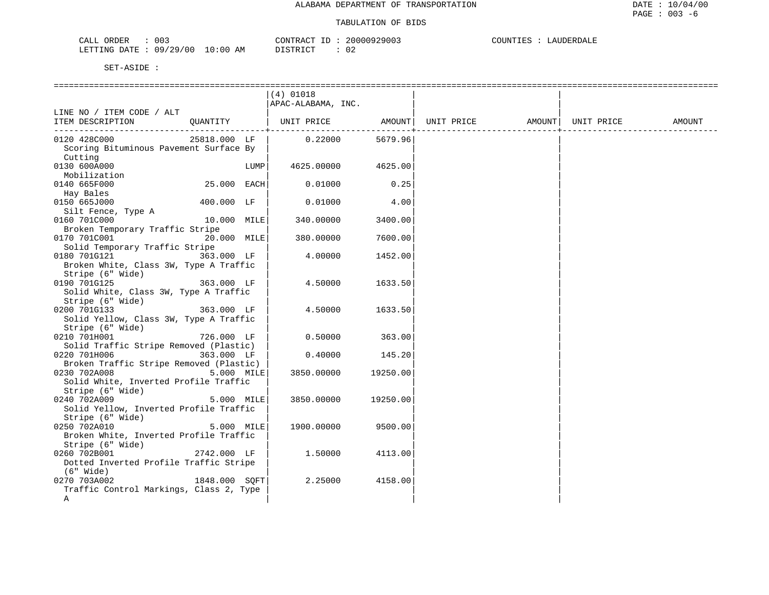ALABAMA DEPARTMENT OF TRANSPORTATION

TABULATION OF BIDS

CALL ORDER : 003 CONTRACT ID : 20000929003 COUNTIES : LAUDERDALE
LETTING DATE : 09/29/00 10:00 AM DISTRICT : 02

SET-ASIDE :

| LINE NO / ITEM CODE / ALT ITEM DESCRIPTION | QUANTITY | (4) 01018 APAC-ALABAMA, INC. UNIT PRICE | AMOUNT | UNIT PRICE | AMOUNT | UNIT PRICE | AMOUNT |
|---|---|---|---|---|---|---|---|
| 0120 428C000 Scoring Bituminous Pavement Surface By Cutting | 25818.000 LF | 0.22000 | 5679.96 | | | | |
| 0130 600A000 Mobilization | LUMP | 4625.00000 | 4625.00 | | | | |
| 0140 665F000 Hay Bales | 25.000 EACH | 0.01000 | 0.25 | | | | |
| 0150 665J000 Silt Fence, Type A | 400.000 LF | 0.01000 | 4.00 | | | | |
| 0160 701C000 Broken Temporary Traffic Stripe | 10.000 MILE | 340.00000 | 3400.00 | | | | |
| 0170 701C001 Solid Temporary Traffic Stripe | 20.000 MILE | 380.00000 | 7600.00 | | | | |
| 0180 701G121 Broken White, Class 3W, Type A Traffic Stripe (6" Wide) | 363.000 LF | 4.00000 | 1452.00 | | | | |
| 0190 701G125 Solid White, Class 3W, Type A Traffic Stripe (6" Wide) | 363.000 LF | 4.50000 | 1633.50 | | | | |
| 0200 701G133 Solid Yellow, Class 3W, Type A Traffic Stripe (6" Wide) | 363.000 LF | 4.50000 | 1633.50 | | | | |
| 0210 701H001 Solid Traffic Stripe Removed (Plastic) | 726.000 LF | 0.50000 | 363.00 | | | | |
| 0220 701H006 Broken Traffic Stripe Removed (Plastic) | 363.000 LF | 0.40000 | 145.20 | | | | |
| 0230 702A008 Solid White, Inverted Profile Traffic Stripe (6" Wide) | 5.000 MILE | 3850.00000 | 19250.00 | | | | |
| 0240 702A009 Solid Yellow, Inverted Profile Traffic Stripe (6" Wide) | 5.000 MILE | 3850.00000 | 19250.00 | | | | |
| 0250 702A010 Broken White, Inverted Profile Traffic Stripe (6" Wide) | 5.000 MILE | 1900.00000 | 9500.00 | | | | |
| 0260 702B001 Dotted Inverted Profile Traffic Stripe (6" Wide) | 2742.000 LF | 1.50000 | 4113.00 | | | | |
| 0270 703A002 Traffic Control Markings, Class 2, Type A | 1848.000 SQFT | 2.25000 | 4158.00 | | | | |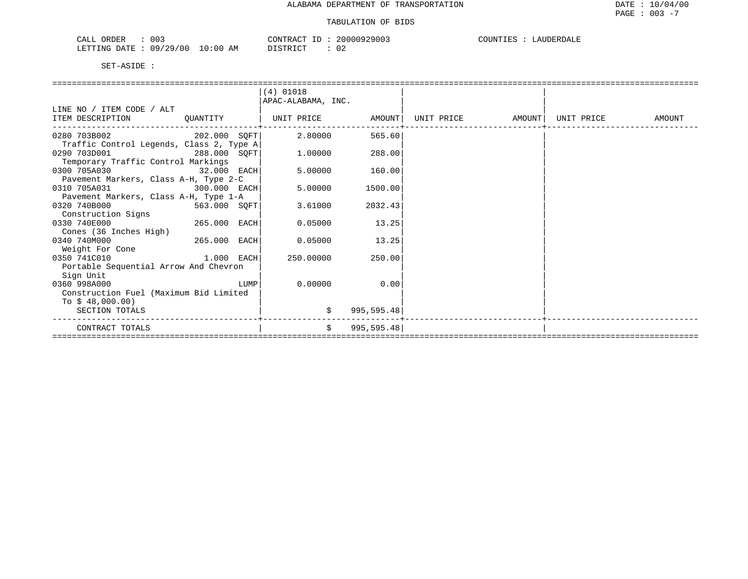ALABAMA DEPARTMENT OF TRANSPORTATION

TABULATION OF BIDS

CALL ORDER : 003    CONTRACT ID : 20000929003    COUNTIES : LAUDERDALE
LETTING DATE : 09/29/00 10:00 AM    DISTRICT : 02

SET-ASIDE :

| LINE NO / ITEM CODE / ALT<br>ITEM DESCRIPTION | QUANTITY | (4) 01018<br>APAC-ALABAMA, INC.<br>UNIT PRICE | AMOUNT | UNIT PRICE | AMOUNT | UNIT PRICE | AMOUNT |
|---|---|---|---|---|---|---|---|
| 0280 703B002<br>Traffic Control Legends, Class 2, Type A | 202.000 SQFT | 2.80000 | 565.60 | | | | |
| 0290 703D001<br>Temporary Traffic Control Markings | 288.000 SQFT | 1.00000 | 288.00 | | | | |
| 0300 705A030<br>Pavement Markers, Class A-H, Type 2-C | 32.000 EACH | 5.00000 | 160.00 | | | | |
| 0310 705A031<br>Pavement Markers, Class A-H, Type 1-A | 300.000 EACH | 5.00000 | 1500.00 | | | | |
| 0320 740B000<br>Construction Signs | 563.000 SQFT | 3.61000 | 2032.43 | | | | |
| 0330 740E000<br>Cones (36 Inches High) | 265.000 EACH | 0.05000 | 13.25 | | | | |
| 0340 740M000<br>Weight For Cone | 265.000 EACH | 0.05000 | 13.25 | | | | |
| 0350 741C010<br>Portable Sequential Arrow And Chevron Sign Unit | 1.000 EACH | 250.00000 | 250.00 | | | | |
| 0360 998A000<br>Construction Fuel (Maximum Bid Limited To $ 48,000.00) | LUMP | 0.00000 | 0.00 | | | | |
| SECTION TOTALS | | $ | 995,595.48 | | | | |
| CONTRACT TOTALS | | $ | 995,595.48 | | | | |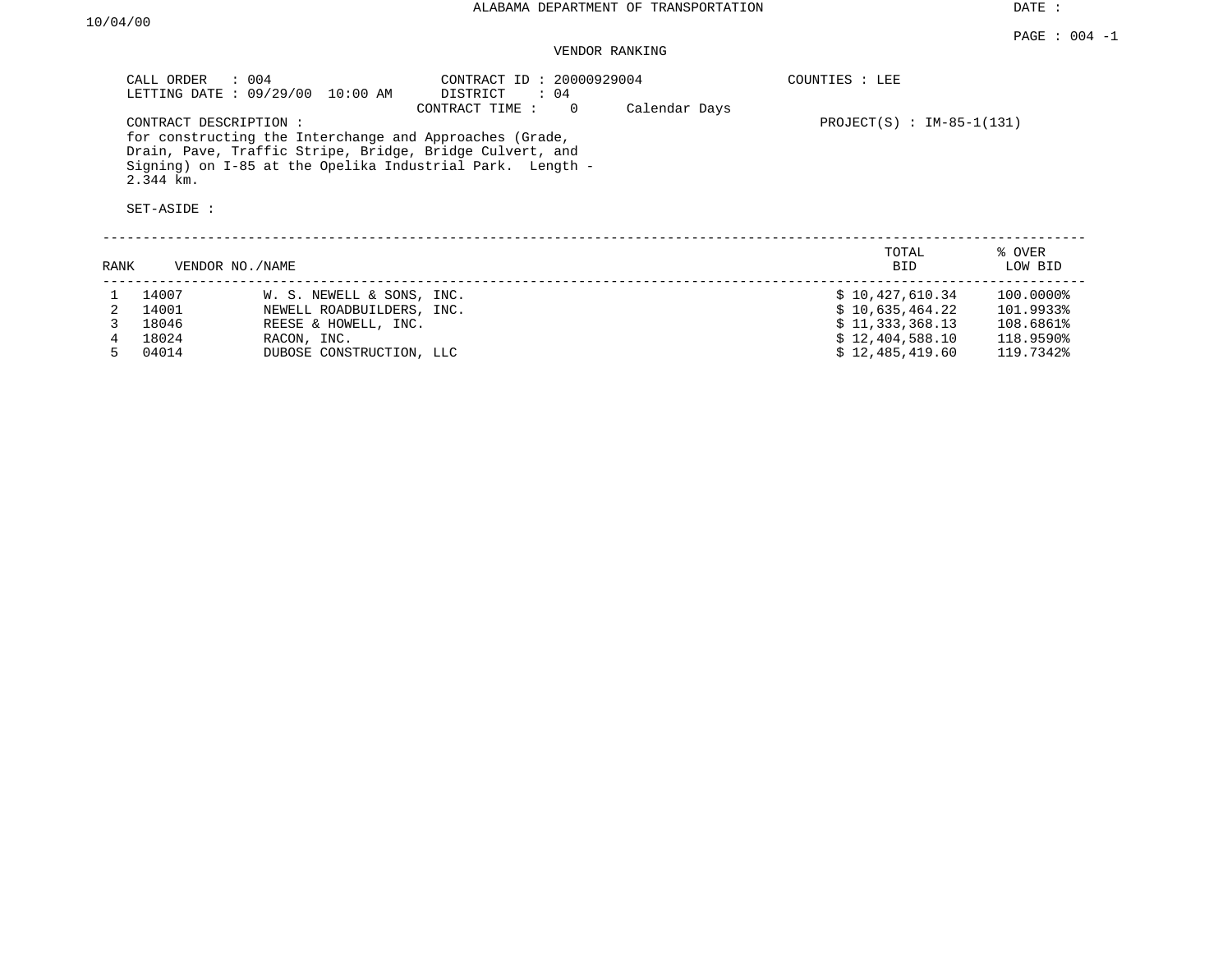# ALABAMA DEPARTMENT OF TRANSPORTATION

DATE : 10/04/00

PAGE : 004 -1

## VENDOR RANKING

CALL ORDER : 004
LETTING DATE : 09/29/00 10:00 AM

CONTRACT ID : 20000929004
DISTRICT : 04
CONTRACT TIME : 0 Calendar Days

COUNTIES : LEE

PROJECT(S) : IM-85-1(131)

CONTRACT DESCRIPTION :
for constructing the Interchange and Approaches (Grade, Drain, Pave, Traffic Stripe, Bridge, Bridge Culvert, and Signing) on I-85 at the Opelika Industrial Park. Length - 2.344 km.

SET-ASIDE :

| RANK | VENDOR NO. | NAME | TOTAL BID | % OVER LOW BID |
|---|---|---|---|---|
| 1 | 14007 | W. S. NEWELL & SONS, INC. | $ 10,427,610.34 | 100.0000% |
| 2 | 14001 | NEWELL ROADBUILDERS, INC. | $ 10,635,464.22 | 101.9933% |
| 3 | 18046 | REESE & HOWELL, INC. | $ 11,333,368.13 | 108.6861% |
| 4 | 18024 | RACON, INC. | $ 12,404,588.10 | 118.9590% |
| 5 | 04014 | DUBOSE CONSTRUCTION, LLC | $ 12,485,419.60 | 119.7342% |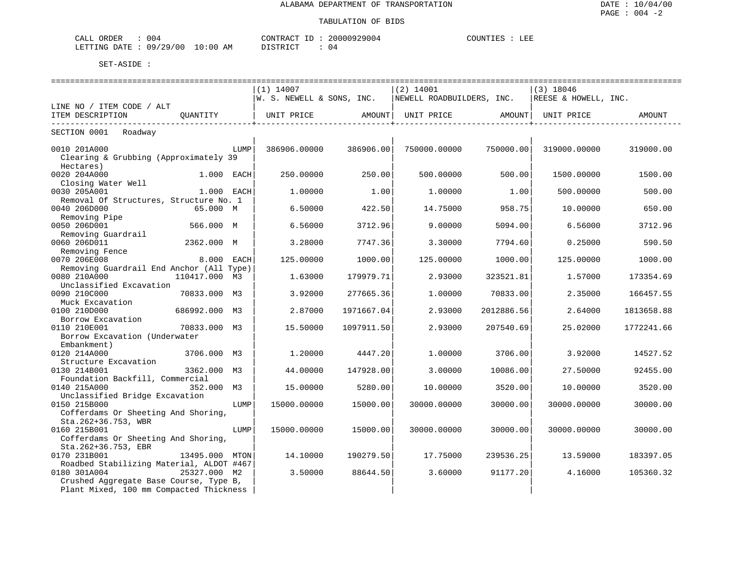ALABAMA DEPARTMENT OF TRANSPORTATION

DATE : 10/04/00

PAGE : 004 -2

TABULATION OF BIDS

CALL ORDER : 004 CONTRACT ID : 20000929004 COUNTIES : LEE

LETTING DATE : 09/29/00 10:00 AM DISTRICT : 04

SET-ASIDE :

| LINE NO / ITEM CODE / ALT ITEM DESCRIPTION | QUANTITY | (1) 14007 W. S. NEWELL & SONS, INC. UNIT PRICE | AMOUNT | (2) 14001 NEWELL ROADBUILDERS, INC. UNIT PRICE | AMOUNT | (3) 18046 REESE & HOWELL, INC. UNIT PRICE | AMOUNT |
|---|---|---|---|---|---|---|---|
| SECTION 0001 Roadway | | | | | | | |
| 0010 201A000 Clearing & Grubbing (Approximately 39 Hectares) | LUMP | 386906.00000 | 386906.00 | 750000.00000 | 750000.00 | 319000.00000 | 319000.00 |
| 0020 204A000 Closing Water Well | 1.000 EACH | 250.00000 | 250.00 | 500.00000 | 500.00 | 1500.00000 | 1500.00 |
| 0030 205A001 Removal Of Structures, Structure No. 1 | 1.000 EACH | 1.00000 | 1.00 | 1.00000 | 1.00 | 500.00000 | 500.00 |
| 0040 206D000 Removing Pipe | 65.000 M | 6.50000 | 422.50 | 14.75000 | 958.75 | 10.00000 | 650.00 |
| 0050 206D001 Removing Guardrail | 566.000 M | 6.56000 | 3712.96 | 9.00000 | 5094.00 | 6.56000 | 3712.96 |
| 0060 206D011 Removing Fence | 2362.000 M | 3.28000 | 7747.36 | 3.30000 | 7794.60 | 0.25000 | 590.50 |
| 0070 206E008 Removing Guardrail End Anchor (All Type) | 8.000 EACH | 125.00000 | 1000.00 | 125.00000 | 1000.00 | 125.00000 | 1000.00 |
| 0080 210A000 Unclassified Excavation | 110417.000 M3 | 1.63000 | 179979.71 | 2.93000 | 323521.81 | 1.57000 | 173354.69 |
| 0090 210C000 Muck Excavation | 70833.000 M3 | 3.92000 | 277665.36 | 1.00000 | 70833.00 | 2.35000 | 166457.55 |
| 0100 210D000 Borrow Excavation | 686992.000 M3 | 2.87000 | 1971667.04 | 2.93000 | 2012886.56 | 2.64000 | 1813658.88 |
| 0110 210E001 Borrow Excavation (Underwater Embankment) | 70833.000 M3 | 15.50000 | 1097911.50 | 2.93000 | 207540.69 | 25.02000 | 1772241.66 |
| 0120 214A000 Structure Excavation | 3706.000 M3 | 1.20000 | 4447.20 | 1.00000 | 3706.00 | 3.92000 | 14527.52 |
| 0130 214B001 Foundation Backfill, Commercial | 3362.000 M3 | 44.00000 | 147928.00 | 3.00000 | 10086.00 | 27.50000 | 92455.00 |
| 0140 215A000 Unclassified Bridge Excavation | 352.000 M3 | 15.00000 | 5280.00 | 10.00000 | 3520.00 | 10.00000 | 3520.00 |
| 0150 215B000 Cofferdams Or Sheeting And Shoring, Sta.262+36.753, WBR | LUMP | 15000.00000 | 15000.00 | 30000.00000 | 30000.00 | 30000.00000 | 30000.00 |
| 0160 215B001 Cofferdams Or Sheeting And Shoring, Sta.262+36.753, EBR | LUMP | 15000.00000 | 15000.00 | 30000.00000 | 30000.00 | 30000.00000 | 30000.00 |
| 0170 231B001 Roadbed Stabilizing Material, ALDOT #467 | 13495.000 MTON | 14.10000 | 190279.50 | 17.75000 | 239536.25 | 13.59000 | 183397.05 |
| 0180 301A004 Crushed Aggregate Base Course, Type B, Plant Mixed, 100 mm Compacted Thickness | 25327.000 M2 | 3.50000 | 88644.50 | 3.60000 | 91177.20 | 4.16000 | 105360.32 |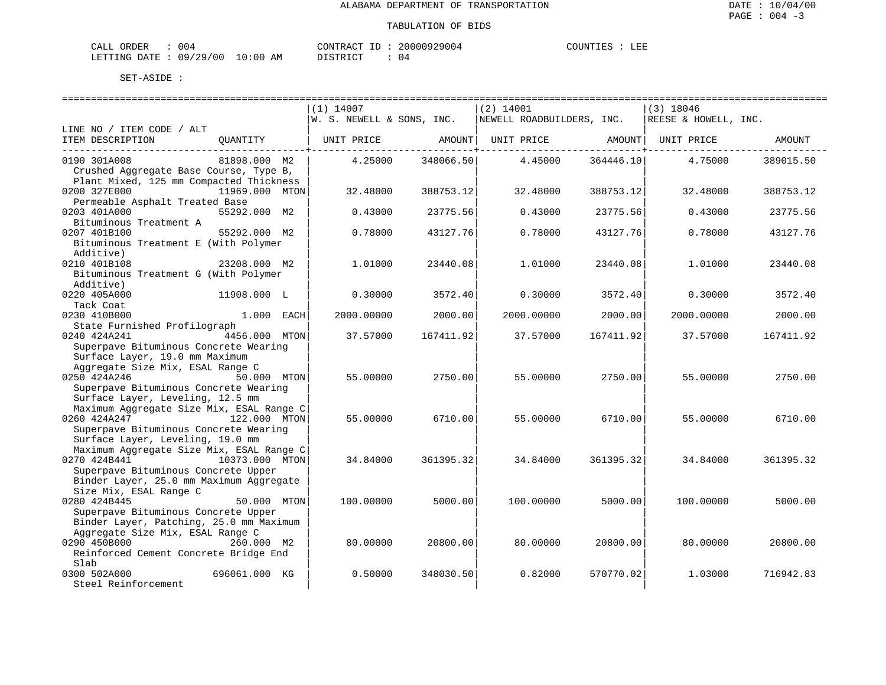ALABAMA DEPARTMENT OF TRANSPORTATION

TABULATION OF BIDS

CALL ORDER : 004 CONTRACT ID : 20000929004 COUNTIES : LEE
LETTING DATE : 09/29/00 10:00 AM DISTRICT : 04

SET-ASIDE :

| LINE NO / ITEM CODE / ALT ITEM DESCRIPTION | QUANTITY | (1) 14007 W. S. NEWELL & SONS, INC. UNIT PRICE | AMOUNT | (2) 14001 NEWELL ROADBUILDERS, INC. UNIT PRICE | AMOUNT | (3) 18046 REESE & HOWELL, INC. UNIT PRICE | AMOUNT |
|---|---|---|---|---|---|---|---|
| 0190 301A008 Crushed Aggregate Base Course, Type B, Plant Mixed, 125 mm Compacted Thickness | 81898.000 M2 | 4.25000 | 348066.50 | 4.45000 | 364446.10 | 4.75000 | 389015.50 |
| 0200 327E000 Permeable Asphalt Treated Base | 11969.000 MTON | 32.48000 | 388753.12 | 32.48000 | 388753.12 | 32.48000 | 388753.12 |
| 0203 401A000 Bituminous Treatment A | 55292.000 M2 | 0.43000 | 23775.56 | 0.43000 | 23775.56 | 0.43000 | 23775.56 |
| 0207 401B100 Bituminous Treatment E (With Polymer Additive) | 55292.000 M2 | 0.78000 | 43127.76 | 0.78000 | 43127.76 | 0.78000 | 43127.76 |
| 0210 401B108 Bituminous Treatment G (With Polymer Additive) | 23208.000 M2 | 1.01000 | 23440.08 | 1.01000 | 23440.08 | 1.01000 | 23440.08 |
| 0220 405A000 Tack Coat | 11908.000 L | 0.30000 | 3572.40 | 0.30000 | 3572.40 | 0.30000 | 3572.40 |
| 0230 410B000 State Furnished Profilograph | 1.000 EACH | 2000.00000 | 2000.00 | 2000.00000 | 2000.00 | 2000.00000 | 2000.00 |
| 0240 424A241 Superpave Bituminous Concrete Wearing Surface Layer, 19.0 mm Maximum Aggregate Size Mix, ESAL Range C | 4456.000 MTON | 37.57000 | 167411.92 | 37.57000 | 167411.92 | 37.57000 | 167411.92 |
| 0250 424A246 Superpave Bituminous Concrete Wearing Surface Layer, Leveling, 12.5 mm Maximum Aggregate Size Mix, ESAL Range C | 50.000 MTON | 55.00000 | 2750.00 | 55.00000 | 2750.00 | 55.00000 | 2750.00 |
| 0260 424A247 Superpave Bituminous Concrete Wearing Surface Layer, Leveling, 19.0 mm Maximum Aggregate Size Mix, ESAL Range C | 122.000 MTON | 55.00000 | 6710.00 | 55.00000 | 6710.00 | 55.00000 | 6710.00 |
| 0270 424B441 Superpave Bituminous Concrete Upper Binder Layer, 25.0 mm Maximum Aggregate Size Mix, ESAL Range C | 10373.000 MTON | 34.84000 | 361395.32 | 34.84000 | 361395.32 | 34.84000 | 361395.32 |
| 0280 424B445 Superpave Bituminous Concrete Upper Binder Layer, Patching, 25.0 mm Maximum Aggregate Size Mix, ESAL Range C | 50.000 MTON | 100.00000 | 5000.00 | 100.00000 | 5000.00 | 100.00000 | 5000.00 |
| 0290 450B000 Reinforced Cement Concrete Bridge End Slab | 260.000 M2 | 80.00000 | 20800.00 | 80.00000 | 20800.00 | 80.00000 | 20800.00 |
| 0300 502A000 Steel Reinforcement | 696061.000 KG | 0.50000 | 348030.50 | 0.82000 | 570770.02 | 1.03000 | 716942.83 |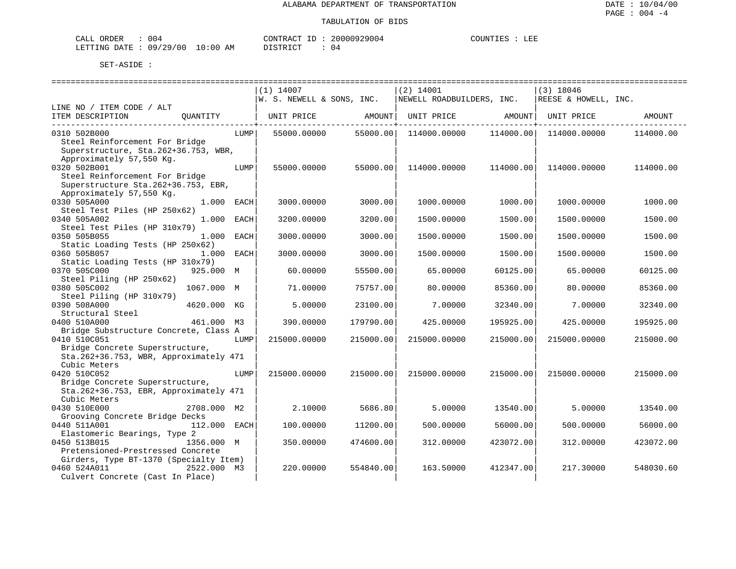# ALABAMA DEPARTMENT OF TRANSPORTATION

## TABULATION OF BIDS

CALL ORDER : 004 | CONTRACT ID : 20000929004 | COUNTIES : LEE
LETTING DATE : 09/29/00 10:00 AM | DISTRICT : 04

SET-ASIDE :

| LINE NO / ITEM CODE / ALT ITEM DESCRIPTION | QUANTITY | (1) 14007 W. S. NEWELL & SONS, INC. UNIT PRICE | AMOUNT | (2) 14001 NEWELL ROADBUILDERS, INC. UNIT PRICE | AMOUNT | (3) 18046 REESE & HOWELL, INC. UNIT PRICE | AMOUNT |
|---|---|---|---|---|---|---|---|
| 0310 502B000 Steel Reinforcement For Bridge Superstructure, Sta.262+36.753, WBR, Approximately 57,550 Kg. | LUMP | 55000.00000 | 55000.00 | 114000.00000 | 114000.00 | 114000.00000 | 114000.00 |
| 0320 502B001 Steel Reinforcement For Bridge Superstructure Sta.262+36.753, EBR, Approximately 57,550 Kg. | LUMP | 55000.00000 | 55000.00 | 114000.00000 | 114000.00 | 114000.00000 | 114000.00 |
| 0330 505A000 Steel Test Piles (HP 250x62) | 1.000 EACH | 3000.00000 | 3000.00 | 1000.00000 | 1000.00 | 1000.00000 | 1000.00 |
| 0340 505A002 Steel Test Piles (HP 310x79) | 1.000 EACH | 3200.00000 | 3200.00 | 1500.00000 | 1500.00 | 1500.00000 | 1500.00 |
| 0350 505B055 Static Loading Tests (HP 250x62) | 1.000 EACH | 3000.00000 | 3000.00 | 1500.00000 | 1500.00 | 1500.00000 | 1500.00 |
| 0360 505B057 Static Loading Tests (HP 310x79) | 1.000 EACH | 3000.00000 | 3000.00 | 1500.00000 | 1500.00 | 1500.00000 | 1500.00 |
| 0370 505C000 Steel Piling (HP 250x62) | 925.000 M | 60.00000 | 55500.00 | 65.00000 | 60125.00 | 65.00000 | 60125.00 |
| 0380 505C002 Steel Piling (HP 310x79) | 1067.000 M | 71.00000 | 75757.00 | 80.00000 | 85360.00 | 80.00000 | 85360.00 |
| 0390 508A000 Structural Steel | 4620.000 KG | 5.00000 | 23100.00 | 7.00000 | 32340.00 | 7.00000 | 32340.00 |
| 0400 510A000 Bridge Substructure Concrete, Class A | 461.000 M3 | 390.00000 | 179790.00 | 425.00000 | 195925.00 | 425.00000 | 195925.00 |
| 0410 510C051 Bridge Concrete Superstructure, Sta.262+36.753, WBR, Approximately 471 Cubic Meters | LUMP | 215000.00000 | 215000.00 | 215000.00000 | 215000.00 | 215000.00000 | 215000.00 |
| 0420 510C052 Bridge Concrete Superstructure, Sta.262+36.753, EBR, Approximately 471 Cubic Meters | LUMP | 215000.00000 | 215000.00 | 215000.00000 | 215000.00 | 215000.00000 | 215000.00 |
| 0430 510E000 Grooving Concrete Bridge Decks | 2708.000 M2 | 2.10000 | 5686.80 | 5.00000 | 13540.00 | 5.00000 | 13540.00 |
| 0440 511A001 Elastomeric Bearings, Type 2 | 112.000 EACH | 100.00000 | 11200.00 | 500.00000 | 56000.00 | 500.00000 | 56000.00 |
| 0450 513B015 Pretensioned-Prestressed Concrete Girders, Type BT-1370 (Specialty Item) | 1356.000 M | 350.00000 | 474600.00 | 312.00000 | 423072.00 | 312.00000 | 423072.00 |
| 0460 524A011 Culvert Concrete (Cast In Place) | 2522.000 M3 | 220.00000 | 554840.00 | 163.50000 | 412347.00 | 217.30000 | 548030.60 |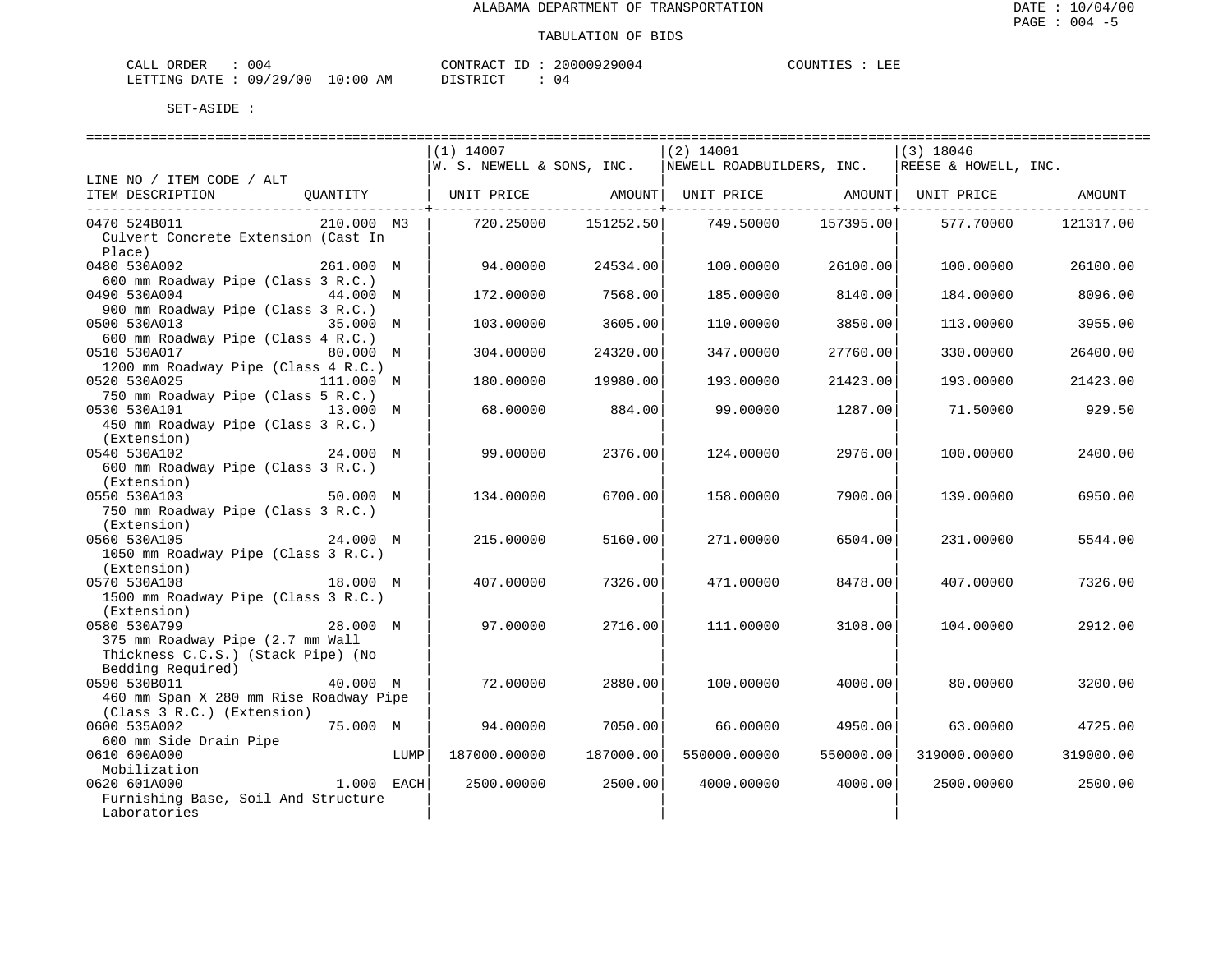ALABAMA DEPARTMENT OF TRANSPORTATION

TABULATION OF BIDS

CALL ORDER : 004 &nbsp;&nbsp;&nbsp;&nbsp; CONTRACT ID : 20000929004 &nbsp;&nbsp;&nbsp;&nbsp; COUNTIES : LEE
LETTING DATE : 09/29/00 10:00 AM &nbsp;&nbsp;&nbsp;&nbsp; DISTRICT : 04

SET-ASIDE :

| LINE NO / ITEM CODE / ALT<br>ITEM DESCRIPTION | QUANTITY | (1) 14007 W. S. NEWELL & SONS, INC.<br>UNIT PRICE | AMOUNT | (2) 14001 NEWELL ROADBUILDERS, INC.<br>UNIT PRICE | AMOUNT | (3) 18046 REESE & HOWELL, INC.<br>UNIT PRICE | AMOUNT |
|---|---|---|---|---|---|---|---|
| 0470 524B011<br>Culvert Concrete Extension (Cast In Place) | 210.000 M3 | 720.25000 | 151252.50 | 749.50000 | 157395.00 | 577.70000 | 121317.00 |
| 0480 530A002<br>600 mm Roadway Pipe (Class 3 R.C.) | 261.000 M | 94.00000 | 24534.00 | 100.00000 | 26100.00 | 100.00000 | 26100.00 |
| 0490 530A004<br>900 mm Roadway Pipe (Class 3 R.C.) | 44.000 M | 172.00000 | 7568.00 | 185.00000 | 8140.00 | 184.00000 | 8096.00 |
| 0500 530A013<br>600 mm Roadway Pipe (Class 4 R.C.) | 35.000 M | 103.00000 | 3605.00 | 110.00000 | 3850.00 | 113.00000 | 3955.00 |
| 0510 530A017<br>1200 mm Roadway Pipe (Class 4 R.C.) | 80.000 M | 304.00000 | 24320.00 | 347.00000 | 27760.00 | 330.00000 | 26400.00 |
| 0520 530A025<br>750 mm Roadway Pipe (Class 5 R.C.) | 111.000 M | 180.00000 | 19980.00 | 193.00000 | 21423.00 | 193.00000 | 21423.00 |
| 0530 530A101<br>450 mm Roadway Pipe (Class 3 R.C.) (Extension) | 13.000 M | 68.00000 | 884.00 | 99.00000 | 1287.00 | 71.50000 | 929.50 |
| 0540 530A102<br>600 mm Roadway Pipe (Class 3 R.C.) (Extension) | 24.000 M | 99.00000 | 2376.00 | 124.00000 | 2976.00 | 100.00000 | 2400.00 |
| 0550 530A103<br>750 mm Roadway Pipe (Class 3 R.C.) (Extension) | 50.000 M | 134.00000 | 6700.00 | 158.00000 | 7900.00 | 139.00000 | 6950.00 |
| 0560 530A105<br>1050 mm Roadway Pipe (Class 3 R.C.) (Extension) | 24.000 M | 215.00000 | 5160.00 | 271.00000 | 6504.00 | 231.00000 | 5544.00 |
| 0570 530A108<br>1500 mm Roadway Pipe (Class 3 R.C.) (Extension) | 18.000 M | 407.00000 | 7326.00 | 471.00000 | 8478.00 | 407.00000 | 7326.00 |
| 0580 530A799<br>375 mm Roadway Pipe (2.7 mm Wall Thickness C.C.S.) (Stack Pipe) (No Bedding Required) | 28.000 M | 97.00000 | 2716.00 | 111.00000 | 3108.00 | 104.00000 | 2912.00 |
| 0590 530B011<br>460 mm Span X 280 mm Rise Roadway Pipe (Class 3 R.C.) (Extension) | 40.000 M | 72.00000 | 2880.00 | 100.00000 | 4000.00 | 80.00000 | 3200.00 |
| 0600 535A002<br>600 mm Side Drain Pipe | 75.000 M | 94.00000 | 7050.00 | 66.00000 | 4950.00 | 63.00000 | 4725.00 |
| 0610 600A000<br>Mobilization | LUMP | 187000.00000 | 187000.00 | 550000.00000 | 550000.00 | 319000.00000 | 319000.00 |
| 0620 601A000<br>Furnishing Base, Soil And Structure Laboratories | 1.000 EACH | 2500.00000 | 2500.00 | 4000.00000 | 4000.00 | 2500.00000 | 2500.00 |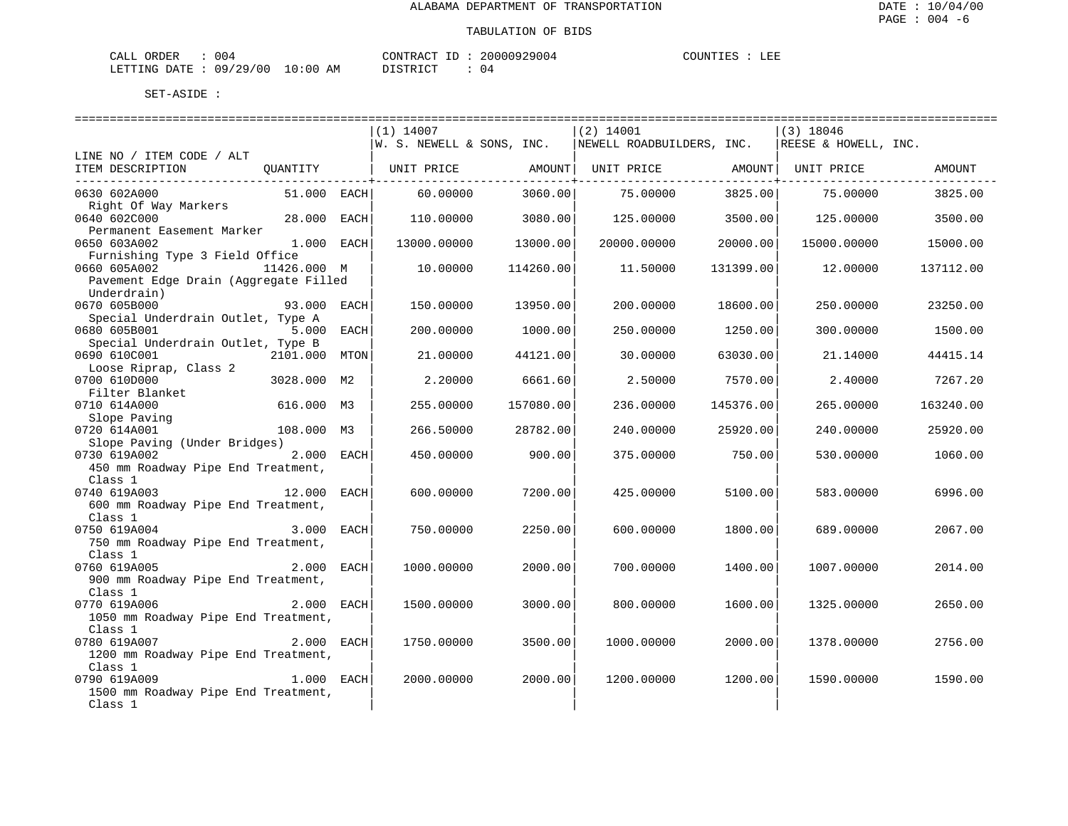ALABAMA DEPARTMENT OF TRANSPORTATION

TABULATION OF BIDS

CALL ORDER : 004 CONTRACT ID : 20000929004 COUNTIES : LEE
LETTING DATE : 09/29/00 10:00 AM DISTRICT : 04

SET-ASIDE :

| LINE NO / ITEM CODE / ALT ITEM DESCRIPTION | QUANTITY | (1) 14007 W. S. NEWELL & SONS, INC. UNIT PRICE | AMOUNT | (2) 14001 NEWELL ROADBUILDERS, INC. UNIT PRICE | AMOUNT | (3) 18046 REESE & HOWELL, INC. UNIT PRICE | AMOUNT |
|---|---|---|---|---|---|---|---|
| 0630 602A000 Right Of Way Markers | 51.000 EACH | 60.00000 | 3060.00 | 75.00000 | 3825.00 | 75.00000 | 3825.00 |
| 0640 602C000 Permanent Easement Marker | 28.000 EACH | 110.00000 | 3080.00 | 125.00000 | 3500.00 | 125.00000 | 3500.00 |
| 0650 603A002 Furnishing Type 3 Field Office | 1.000 EACH | 13000.00000 | 13000.00 | 20000.00000 | 20000.00 | 15000.00000 | 15000.00 |
| 0660 605A002 Pavement Edge Drain (Aggregate Filled Underdrain) | 11426.000 M | 10.00000 | 114260.00 | 11.50000 | 131399.00 | 12.00000 | 137112.00 |
| 0670 605B000 Special Underdrain Outlet, Type A | 93.000 EACH | 150.00000 | 13950.00 | 200.00000 | 18600.00 | 250.00000 | 23250.00 |
| 0680 605B001 Special Underdrain Outlet, Type B | 5.000 EACH | 200.00000 | 1000.00 | 250.00000 | 1250.00 | 300.00000 | 1500.00 |
| 0690 610C001 Loose Riprap, Class 2 | 2101.000 MTON | 21.00000 | 44121.00 | 30.00000 | 63030.00 | 21.14000 | 44415.14 |
| 0700 610D000 Filter Blanket | 3028.000 M2 | 2.20000 | 6661.60 | 2.50000 | 7570.00 | 2.40000 | 7267.20 |
| 0710 614A000 Slope Paving | 616.000 M3 | 255.00000 | 157080.00 | 236.00000 | 145376.00 | 265.00000 | 163240.00 |
| 0720 614A001 Slope Paving (Under Bridges) | 108.000 M3 | 266.50000 | 28782.00 | 240.00000 | 25920.00 | 240.00000 | 25920.00 |
| 0730 619A002 450 mm Roadway Pipe End Treatment, Class 1 | 2.000 EACH | 450.00000 | 900.00 | 375.00000 | 750.00 | 530.00000 | 1060.00 |
| 0740 619A003 600 mm Roadway Pipe End Treatment, Class 1 | 12.000 EACH | 600.00000 | 7200.00 | 425.00000 | 5100.00 | 583.00000 | 6996.00 |
| 0750 619A004 750 mm Roadway Pipe End Treatment, Class 1 | 3.000 EACH | 750.00000 | 2250.00 | 600.00000 | 1800.00 | 689.00000 | 2067.00 |
| 0760 619A005 900 mm Roadway Pipe End Treatment, Class 1 | 2.000 EACH | 1000.00000 | 2000.00 | 700.00000 | 1400.00 | 1007.00000 | 2014.00 |
| 0770 619A006 1050 mm Roadway Pipe End Treatment, Class 1 | 2.000 EACH | 1500.00000 | 3000.00 | 800.00000 | 1600.00 | 1325.00000 | 2650.00 |
| 0780 619A007 1200 mm Roadway Pipe End Treatment, Class 1 | 2.000 EACH | 1750.00000 | 3500.00 | 1000.00000 | 2000.00 | 1378.00000 | 2756.00 |
| 0790 619A009 1500 mm Roadway Pipe End Treatment, Class 1 | 1.000 EACH | 2000.00000 | 2000.00 | 1200.00000 | 1200.00 | 1590.00000 | 1590.00 |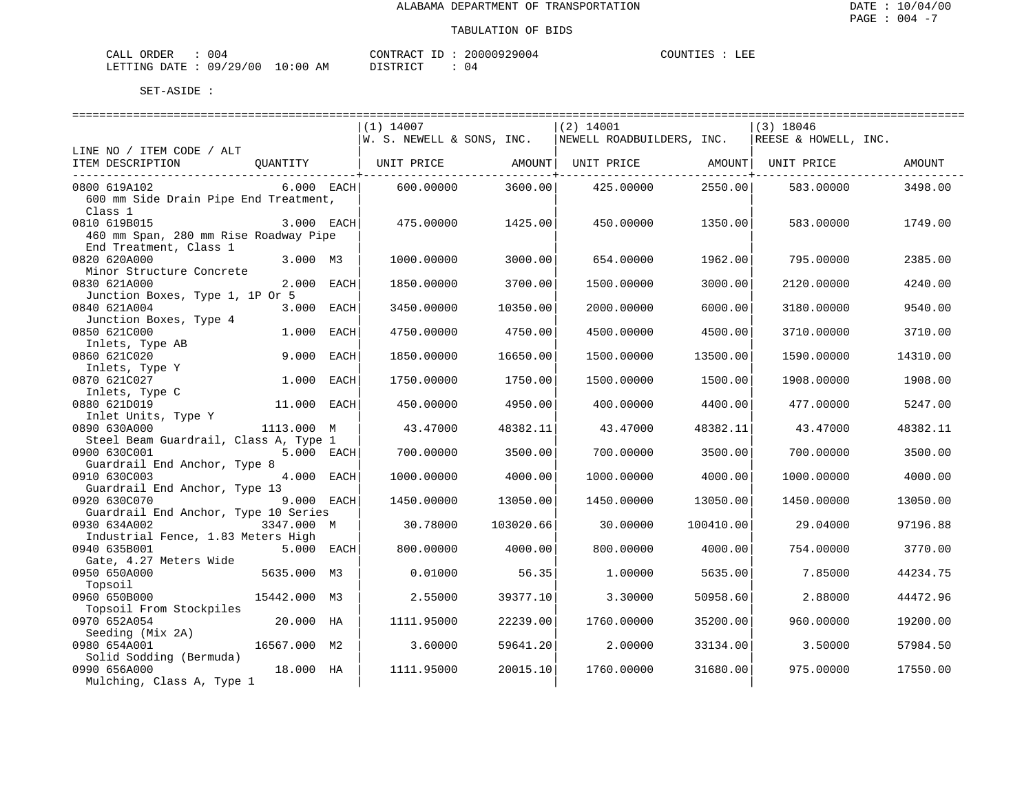ALABAMA DEPARTMENT OF TRANSPORTATION

TABULATION OF BIDS

CALL ORDER : 004    CONTRACT ID : 20000929004    COUNTIES : LEE
LETTING DATE : 09/29/00 10:00 AM    DISTRICT : 04

SET-ASIDE :

| LINE NO / ITEM CODE / ALT / ITEM DESCRIPTION | QUANTITY | (1) 14007 W. S. NEWELL & SONS, INC. UNIT PRICE | AMOUNT | (2) 14001 NEWELL ROADBUILDERS, INC. UNIT PRICE | AMOUNT | (3) 18046 REESE & HOWELL, INC. UNIT PRICE | AMOUNT |
|---|---|---|---|---|---|---|---|
| 0800 619A102 600 mm Side Drain Pipe End Treatment, Class 1 | 6.000 EACH | 600.00000 | 3600.00 | 425.00000 | 2550.00 | 583.00000 | 3498.00 |
| 0810 619B015 460 mm Span, 280 mm Rise Roadway Pipe End Treatment, Class 1 | 3.000 EACH | 475.00000 | 1425.00 | 450.00000 | 1350.00 | 583.00000 | 1749.00 |
| 0820 620A000 Minor Structure Concrete | 3.000 M3 | 1000.00000 | 3000.00 | 654.00000 | 1962.00 | 795.00000 | 2385.00 |
| 0830 621A000 Junction Boxes, Type 1, 1P Or 5 | 2.000 EACH | 1850.00000 | 3700.00 | 1500.00000 | 3000.00 | 2120.00000 | 4240.00 |
| 0840 621A004 Junction Boxes, Type 4 | 3.000 EACH | 3450.00000 | 10350.00 | 2000.00000 | 6000.00 | 3180.00000 | 9540.00 |
| 0850 621C000 Inlets, Type AB | 1.000 EACH | 4750.00000 | 4750.00 | 4500.00000 | 4500.00 | 3710.00000 | 3710.00 |
| 0860 621C020 Inlets, Type Y | 9.000 EACH | 1850.00000 | 16650.00 | 1500.00000 | 13500.00 | 1590.00000 | 14310.00 |
| 0870 621C027 Inlets, Type C | 1.000 EACH | 1750.00000 | 1750.00 | 1500.00000 | 1500.00 | 1908.00000 | 1908.00 |
| 0880 621D019 Inlet Units, Type Y | 11.000 EACH | 450.00000 | 4950.00 | 400.00000 | 4400.00 | 477.00000 | 5247.00 |
| 0890 630A000 Steel Beam Guardrail, Class A, Type 1 | 1113.000 M | 43.47000 | 48382.11 | 43.47000 | 48382.11 | 43.47000 | 48382.11 |
| 0900 630C001 Guardrail End Anchor, Type 8 | 5.000 EACH | 700.00000 | 3500.00 | 700.00000 | 3500.00 | 700.00000 | 3500.00 |
| 0910 630C003 Guardrail End Anchor, Type 13 | 4.000 EACH | 1000.00000 | 4000.00 | 1000.00000 | 4000.00 | 1000.00000 | 4000.00 |
| 0920 630C070 Guardrail End Anchor, Type 10 Series | 9.000 EACH | 1450.00000 | 13050.00 | 1450.00000 | 13050.00 | 1450.00000 | 13050.00 |
| 0930 634A002 Industrial Fence, 1.83 Meters High | 3347.000 M | 30.78000 | 103020.66 | 30.00000 | 100410.00 | 29.04000 | 97196.88 |
| 0940 635B001 Gate, 4.27 Meters Wide | 5.000 EACH | 800.00000 | 4000.00 | 800.00000 | 4000.00 | 754.00000 | 3770.00 |
| 0950 650A000 Topsoil | 5635.000 M3 | 0.01000 | 56.35 | 1.00000 | 5635.00 | 7.85000 | 44234.75 |
| 0960 650B000 Topsoil From Stockpiles | 15442.000 M3 | 2.55000 | 39377.10 | 3.30000 | 50958.60 | 2.88000 | 44472.96 |
| 0970 652A054 Seeding (Mix 2A) | 20.000 HA | 1111.95000 | 22239.00 | 1760.00000 | 35200.00 | 960.00000 | 19200.00 |
| 0980 654A001 Solid Sodding (Bermuda) | 16567.000 M2 | 3.60000 | 59641.20 | 2.00000 | 33134.00 | 3.50000 | 57984.50 |
| 0990 656A000 Mulching, Class A, Type 1 | 18.000 HA | 1111.95000 | 20015.10 | 1760.00000 | 31680.00 | 975.00000 | 17550.00 |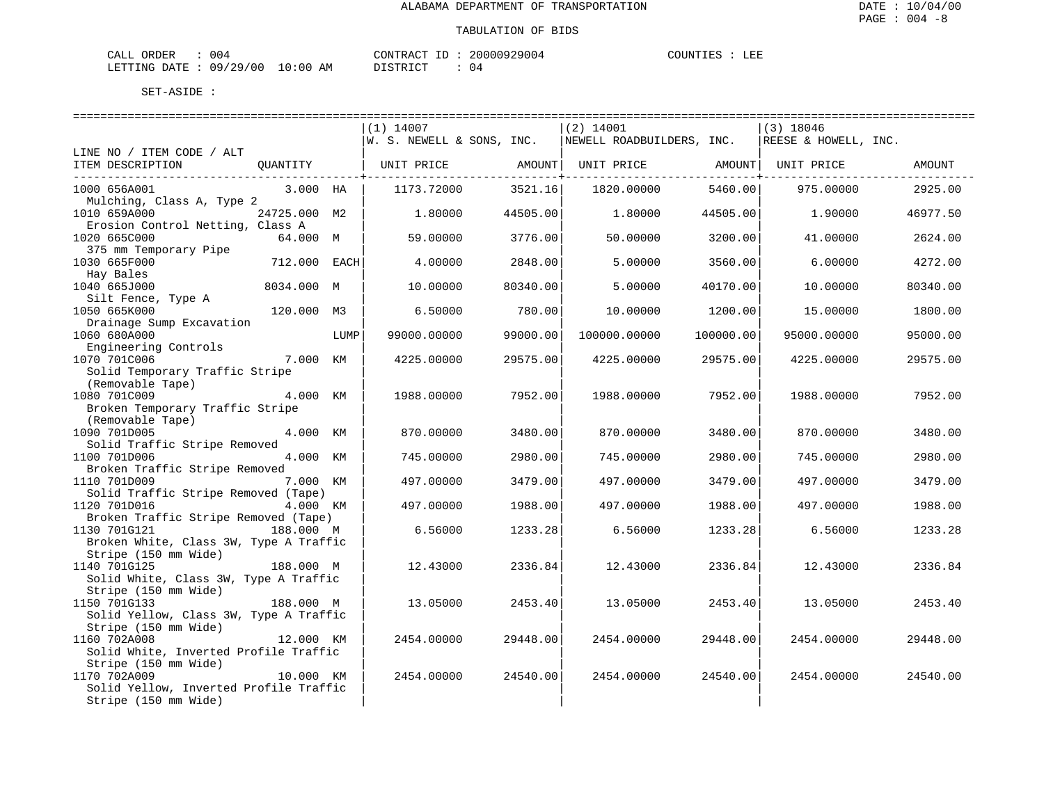ALABAMA DEPARTMENT OF TRANSPORTATION

TABULATION OF BIDS

CALL ORDER : 004 CONTRACT ID : 20000929004 COUNTIES : LEE
LETTING DATE : 09/29/00 10:00 AM DISTRICT : 04

SET-ASIDE :

| LINE NO / ITEM CODE / ALT ITEM DESCRIPTION | QUANTITY | | (1) 14007 W. S. NEWELL & SONS, INC. UNIT PRICE | AMOUNT | (2) 14001 NEWELL ROADBUILDERS, INC. UNIT PRICE | AMOUNT | (3) 18046 REESE & HOWELL, INC. UNIT PRICE | AMOUNT |
|---|---|---|---|---|---|---|---|---|
| 1000 656A001 Mulching, Class A, Type 2 | 3.000 | HA | 1173.72000 | 3521.16 | 1820.00000 | 5460.00 | 975.00000 | 2925.00 |
| 1010 659A000 Erosion Control Netting, Class A | 24725.000 | M2 | 1.80000 | 44505.00 | 1.80000 | 44505.00 | 1.90000 | 46977.50 |
| 1020 665C000 375 mm Temporary Pipe | 64.000 | M | 59.00000 | 3776.00 | 50.00000 | 3200.00 | 41.00000 | 2624.00 |
| 1030 665F000 Hay Bales | 712.000 | EACH | 4.00000 | 2848.00 | 5.00000 | 3560.00 | 6.00000 | 4272.00 |
| 1040 665J000 Silt Fence, Type A | 8034.000 | M | 10.00000 | 80340.00 | 5.00000 | 40170.00 | 10.00000 | 80340.00 |
| 1050 665K000 Drainage Sump Excavation | 120.000 | M3 | 6.50000 | 780.00 | 10.00000 | 1200.00 | 15.00000 | 1800.00 |
| 1060 680A000 Engineering Controls | | LUMP | 99000.00000 | 99000.00 | 100000.00000 | 100000.00 | 95000.00000 | 95000.00 |
| 1070 701C006 Solid Temporary Traffic Stripe (Removable Tape) | 7.000 | KM | 4225.00000 | 29575.00 | 4225.00000 | 29575.00 | 4225.00000 | 29575.00 |
| 1080 701C009 Broken Temporary Traffic Stripe (Removable Tape) | 4.000 | KM | 1988.00000 | 7952.00 | 1988.00000 | 7952.00 | 1988.00000 | 7952.00 |
| 1090 701D005 Solid Traffic Stripe Removed | 4.000 | KM | 870.00000 | 3480.00 | 870.00000 | 3480.00 | 870.00000 | 3480.00 |
| 1100 701D006 Broken Traffic Stripe Removed | 4.000 | KM | 745.00000 | 2980.00 | 745.00000 | 2980.00 | 745.00000 | 2980.00 |
| 1110 701D009 Solid Traffic Stripe Removed (Tape) | 7.000 | KM | 497.00000 | 3479.00 | 497.00000 | 3479.00 | 497.00000 | 3479.00 |
| 1120 701D016 Broken Traffic Stripe Removed (Tape) | 4.000 | KM | 497.00000 | 1988.00 | 497.00000 | 1988.00 | 497.00000 | 1988.00 |
| 1130 701G121 Broken White, Class 3W, Type A Traffic Stripe (150 mm Wide) | 188.000 | M | 6.56000 | 1233.28 | 6.56000 | 1233.28 | 6.56000 | 1233.28 |
| 1140 701G125 Solid White, Class 3W, Type A Traffic Stripe (150 mm Wide) | 188.000 | M | 12.43000 | 2336.84 | 12.43000 | 2336.84 | 12.43000 | 2336.84 |
| 1150 701G133 Solid Yellow, Class 3W, Type A Traffic Stripe (150 mm Wide) | 188.000 | M | 13.05000 | 2453.40 | 13.05000 | 2453.40 | 13.05000 | 2453.40 |
| 1160 702A008 Solid White, Inverted Profile Traffic Stripe (150 mm Wide) | 12.000 | KM | 2454.00000 | 29448.00 | 2454.00000 | 29448.00 | 2454.00000 | 29448.00 |
| 1170 702A009 Solid Yellow, Inverted Profile Traffic Stripe (150 mm Wide) | 10.000 | KM | 2454.00000 | 24540.00 | 2454.00000 | 24540.00 | 2454.00000 | 24540.00 |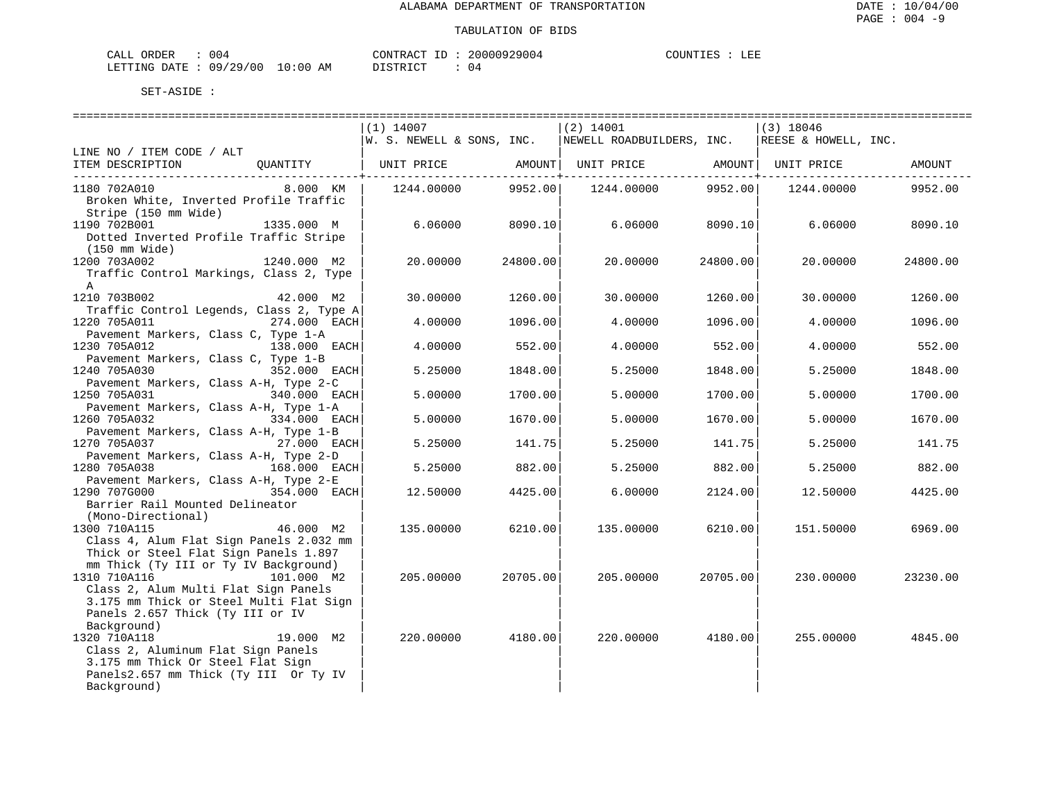ALABAMA DEPARTMENT OF TRANSPORTATION

TABULATION OF BIDS

CALL ORDER : 004 CONTRACT ID : 20000929004 COUNTIES : LEE
LETTING DATE : 09/29/00 10:00 AM DISTRICT : 04

SET-ASIDE :

| LINE NO / ITEM CODE / ALT ITEM DESCRIPTION | QUANTITY | (1) 14007 W. S. NEWELL & SONS, INC. UNIT PRICE | AMOUNT | (2) 14001 NEWELL ROADBUILDERS, INC. UNIT PRICE | AMOUNT | (3) 18046 REESE & HOWELL, INC. UNIT PRICE | AMOUNT |
|---|---|---|---|---|---|---|---|
| 1180 702A010 Broken White, Inverted Profile Traffic Stripe (150 mm Wide) | 8.000 KM | 1244.00000 | 9952.00 | 1244.00000 | 9952.00 | 1244.00000 | 9952.00 |
| 1190 702B001 Dotted Inverted Profile Traffic Stripe (150 mm Wide) | 1335.000 M | 6.06000 | 8090.10 | 6.06000 | 8090.10 | 6.06000 | 8090.10 |
| 1200 703A002 Traffic Control Markings, Class 2, Type A | 1240.000 M2 | 20.00000 | 24800.00 | 20.00000 | 24800.00 | 20.00000 | 24800.00 |
| 1210 703B002 Traffic Control Legends, Class 2, Type A | 42.000 M2 | 30.00000 | 1260.00 | 30.00000 | 1260.00 | 30.00000 | 1260.00 |
| 1220 705A011 Pavement Markers, Class C, Type 1-A | 274.000 EACH | 4.00000 | 1096.00 | 4.00000 | 1096.00 | 4.00000 | 1096.00 |
| 1230 705A012 Pavement Markers, Class C, Type 1-B | 138.000 EACH | 4.00000 | 552.00 | 4.00000 | 552.00 | 4.00000 | 552.00 |
| 1240 705A030 Pavement Markers, Class A-H, Type 2-C | 352.000 EACH | 5.25000 | 1848.00 | 5.25000 | 1848.00 | 5.25000 | 1848.00 |
| 1250 705A031 Pavement Markers, Class A-H, Type 1-A | 340.000 EACH | 5.00000 | 1700.00 | 5.00000 | 1700.00 | 5.00000 | 1700.00 |
| 1260 705A032 Pavement Markers, Class A-H, Type 1-B | 334.000 EACH | 5.00000 | 1670.00 | 5.00000 | 1670.00 | 5.00000 | 1670.00 |
| 1270 705A037 Pavement Markers, Class A-H, Type 2-D | 27.000 EACH | 5.25000 | 141.75 | 5.25000 | 141.75 | 5.25000 | 141.75 |
| 1280 705A038 Pavement Markers, Class A-H, Type 2-E | 168.000 EACH | 5.25000 | 882.00 | 5.25000 | 882.00 | 5.25000 | 882.00 |
| 1290 707G000 Barrier Rail Mounted Delineator (Mono-Directional) | 354.000 EACH | 12.50000 | 4425.00 | 6.00000 | 2124.00 | 12.50000 | 4425.00 |
| 1300 710A115 Class 4, Alum Flat Sign Panels 2.032 mm Thick or Steel Flat Sign Panels 1.897 mm Thick (Ty III or Ty IV Background) | 46.000 M2 | 135.00000 | 6210.00 | 135.00000 | 6210.00 | 151.50000 | 6969.00 |
| 1310 710A116 Class 2, Alum Multi Flat Sign Panels 3.175 mm Thick or Steel Multi Flat Sign Panels 2.657 Thick (Ty III or IV Background) | 101.000 M2 | 205.00000 | 20705.00 | 205.00000 | 20705.00 | 230.00000 | 23230.00 |
| 1320 710A118 Class 2, Aluminum Flat Sign Panels 3.175 mm Thick Or Steel Flat Sign Panels2.657 mm Thick (Ty III Or Ty IV Background) | 19.000 M2 | 220.00000 | 4180.00 | 220.00000 | 4180.00 | 255.00000 | 4845.00 |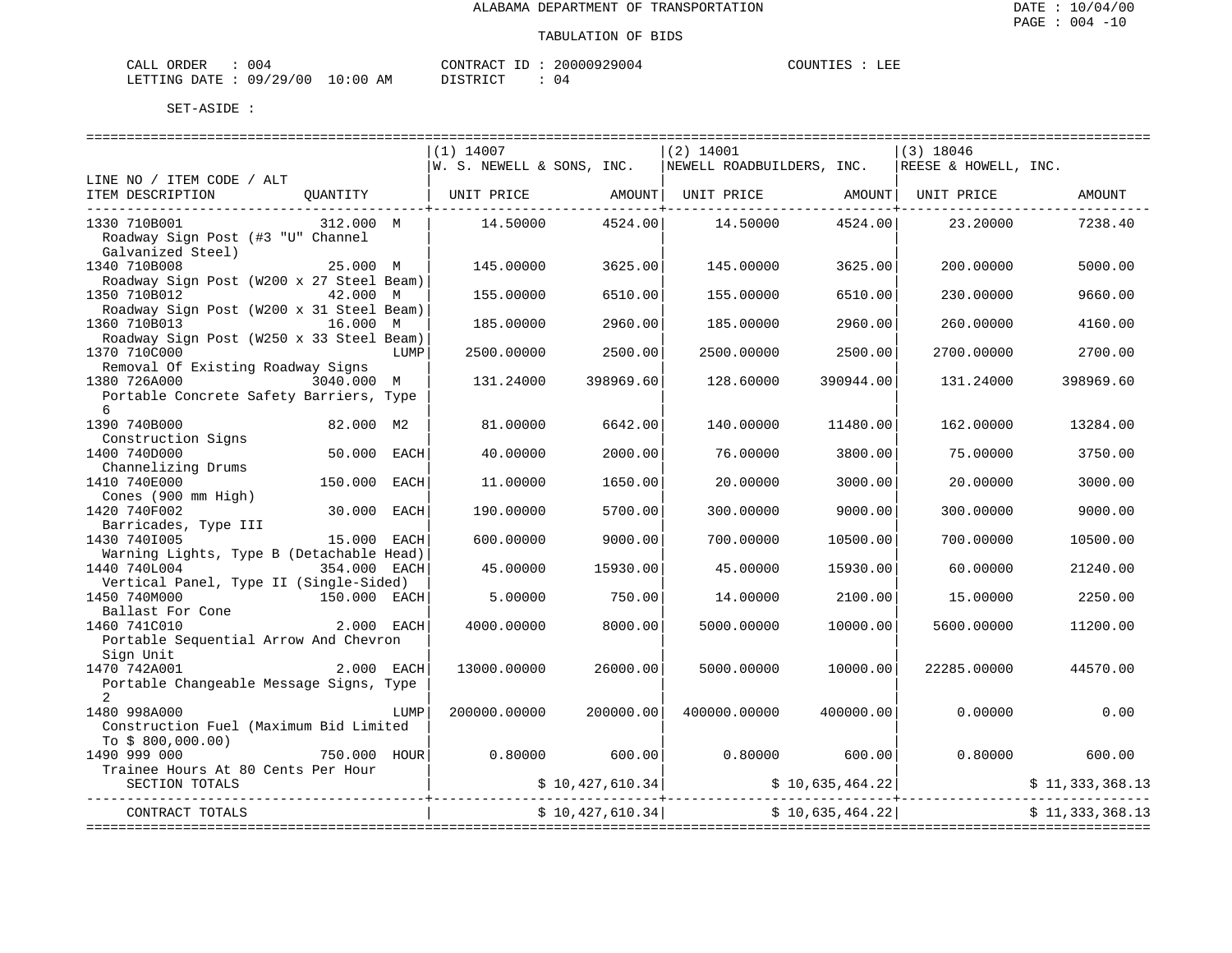ALABAMA DEPARTMENT OF TRANSPORTATION

TABULATION OF BIDS

CALL ORDER : 004 CONTRACT ID : 20000929004 COUNTIES : LEE
LETTING DATE : 09/29/00 10:00 AM DISTRICT : 04

SET-ASIDE :

| LINE NO / ITEM CODE / ALT ITEM DESCRIPTION | QUANTITY | (1) 14007 W. S. NEWELL & SONS, INC. UNIT PRICE | AMOUNT | (2) 14001 NEWELL ROADBUILDERS, INC. UNIT PRICE | AMOUNT | (3) 18046 REESE & HOWELL, INC. UNIT PRICE | AMOUNT |
|---|---|---|---|---|---|---|---|
| 1330 710B001 Roadway Sign Post (#3 "U" Channel Galvanized Steel) | 312.000 M | 14.50000 | 4524.00 | 14.50000 | 4524.00 | 23.20000 | 7238.40 |
| 1340 710B008 Roadway Sign Post (W200 x 27 Steel Beam) | 25.000 M | 145.00000 | 3625.00 | 145.00000 | 3625.00 | 200.00000 | 5000.00 |
| 1350 710B012 Roadway Sign Post (W200 x 31 Steel Beam) | 42.000 M | 155.00000 | 6510.00 | 155.00000 | 6510.00 | 230.00000 | 9660.00 |
| 1360 710B013 Roadway Sign Post (W250 x 33 Steel Beam) | 16.000 M | 185.00000 | 2960.00 | 185.00000 | 2960.00 | 260.00000 | 4160.00 |
| 1370 710C000 Removal Of Existing Roadway Signs | LUMP | 2500.00000 | 2500.00 | 2500.00000 | 2500.00 | 2700.00000 | 2700.00 |
| 1380 726A000 Portable Concrete Safety Barriers, Type 6 | 3040.000 M | 131.24000 | 398969.60 | 128.60000 | 390944.00 | 131.24000 | 398969.60 |
| 1390 740B000 Construction Signs | 82.000 M2 | 81.00000 | 6642.00 | 140.00000 | 11480.00 | 162.00000 | 13284.00 |
| 1400 740D000 Channelizing Drums | 50.000 EACH | 40.00000 | 2000.00 | 76.00000 | 3800.00 | 75.00000 | 3750.00 |
| 1410 740E000 Cones (900 mm High) | 150.000 EACH | 11.00000 | 1650.00 | 20.00000 | 3000.00 | 20.00000 | 3000.00 |
| 1420 740F002 Barricades, Type III | 30.000 EACH | 190.00000 | 5700.00 | 300.00000 | 9000.00 | 300.00000 | 9000.00 |
| 1430 740I005 Warning Lights, Type B (Detachable Head) | 15.000 EACH | 600.00000 | 9000.00 | 700.00000 | 10500.00 | 700.00000 | 10500.00 |
| 1440 740L004 Vertical Panel, Type II (Single-Sided) | 354.000 EACH | 45.00000 | 15930.00 | 45.00000 | 15930.00 | 60.00000 | 21240.00 |
| 1450 740M000 Ballast For Cone | 150.000 EACH | 5.00000 | 750.00 | 14.00000 | 2100.00 | 15.00000 | 2250.00 |
| 1460 741C010 Portable Sequential Arrow And Chevron Sign Unit | 2.000 EACH | 4000.00000 | 8000.00 | 5000.00000 | 10000.00 | 5600.00000 | 11200.00 |
| 1470 742A001 Portable Changeable Message Signs, Type 2 | 2.000 EACH | 13000.00000 | 26000.00 | 5000.00000 | 10000.00 | 22285.00000 | 44570.00 |
| 1480 998A000 Construction Fuel (Maximum Bid Limited To $ 800,000.00) | LUMP | 200000.00000 | 200000.00 | 400000.00000 | 400000.00 | 0.00000 | 0.00 |
| 1490 999 000 Trainee Hours At 80 Cents Per Hour | 750.000 HOUR | 0.80000 | 600.00 | 0.80000 | 600.00 | 0.80000 | 600.00 |
| SECTION TOTALS | | | $ 10,427,610.34 | | $ 10,635,464.22 | | $ 11,333,368.13 |
| CONTRACT TOTALS | | | $ 10,427,610.34 | | $ 10,635,464.22 | | $ 11,333,368.13 |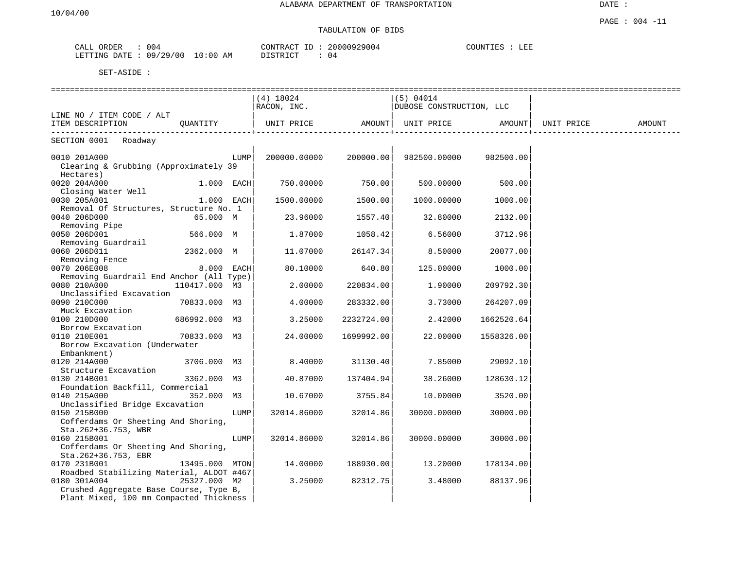ALABAMA DEPARTMENT OF TRANSPORTATION

DATE :

10/04/00

PAGE : 004 -11

TABULATION OF BIDS

CALL ORDER : 004 CONTRACT ID : 20000929004 COUNTIES : LEE
LETTING DATE : 09/29/00 10:00 AM DISTRICT : 04

SET-ASIDE :

| LINE NO / ITEM CODE / ALT ITEM DESCRIPTION | QUANTITY | (4) 18024 RACON, INC. UNIT PRICE | AMOUNT | (5) 04014 DUBOSE CONSTRUCTION, LLC UNIT PRICE | AMOUNT | UNIT PRICE | AMOUNT |
|---|---|---|---|---|---|---|---|
| SECTION 0001 Roadway | | | | | | | |
| 0010 201A000 Clearing & Grubbing (Approximately 39 Hectares) | LUMP | 200000.00000 | 200000.00 | 982500.00000 | 982500.00 | | |
| 0020 204A000 Closing Water Well | 1.000 EACH | 750.00000 | 750.00 | 500.00000 | 500.00 | | |
| 0030 205A001 Removal Of Structures, Structure No. 1 | 1.000 EACH | 1500.00000 | 1500.00 | 1000.00000 | 1000.00 | | |
| 0040 206D000 Removing Pipe | 65.000 M | 23.96000 | 1557.40 | 32.80000 | 2132.00 | | |
| 0050 206D001 Removing Guardrail | 566.000 M | 1.87000 | 1058.42 | 6.56000 | 3712.96 | | |
| 0060 206D011 Removing Fence | 2362.000 M | 11.07000 | 26147.34 | 8.50000 | 20077.00 | | |
| 0070 206E008 Removing Guardrail End Anchor (All Type) | 8.000 EACH | 80.10000 | 640.80 | 125.00000 | 1000.00 | | |
| 0080 210A000 Unclassified Excavation | 110417.000 M3 | 2.00000 | 220834.00 | 1.90000 | 209792.30 | | |
| 0090 210C000 Muck Excavation | 70833.000 M3 | 4.00000 | 283332.00 | 3.73000 | 264207.09 | | |
| 0100 210D000 Borrow Excavation | 686992.000 M3 | 3.25000 | 2232724.00 | 2.42000 | 1662520.64 | | |
| 0110 210E001 Borrow Excavation (Underwater Embankment) | 70833.000 M3 | 24.00000 | 1699992.00 | 22.00000 | 1558326.00 | | |
| 0120 214A000 Structure Excavation | 3706.000 M3 | 8.40000 | 31130.40 | 7.85000 | 29092.10 | | |
| 0130 214B001 Foundation Backfill, Commercial | 3362.000 M3 | 40.87000 | 137404.94 | 38.26000 | 128630.12 | | |
| 0140 215A000 Unclassified Bridge Excavation | 352.000 M3 | 10.67000 | 3755.84 | 10.00000 | 3520.00 | | |
| 0150 215B000 Cofferdams Or Sheeting And Shoring, Sta.262+36.753, WBR | LUMP | 32014.86000 | 32014.86 | 30000.00000 | 30000.00 | | |
| 0160 215B001 Cofferdams Or Sheeting And Shoring, Sta.262+36.753, EBR | LUMP | 32014.86000 | 32014.86 | 30000.00000 | 30000.00 | | |
| 0170 231B001 Roadbed Stabilizing Material, ALDOT #467 | 13495.000 MTON | 14.00000 | 188930.00 | 13.20000 | 178134.00 | | |
| 0180 301A004 Crushed Aggregate Base Course, Type B, Plant Mixed, 100 mm Compacted Thickness | 25327.000 M2 | 3.25000 | 82312.75 | 3.48000 | 88137.96 | | |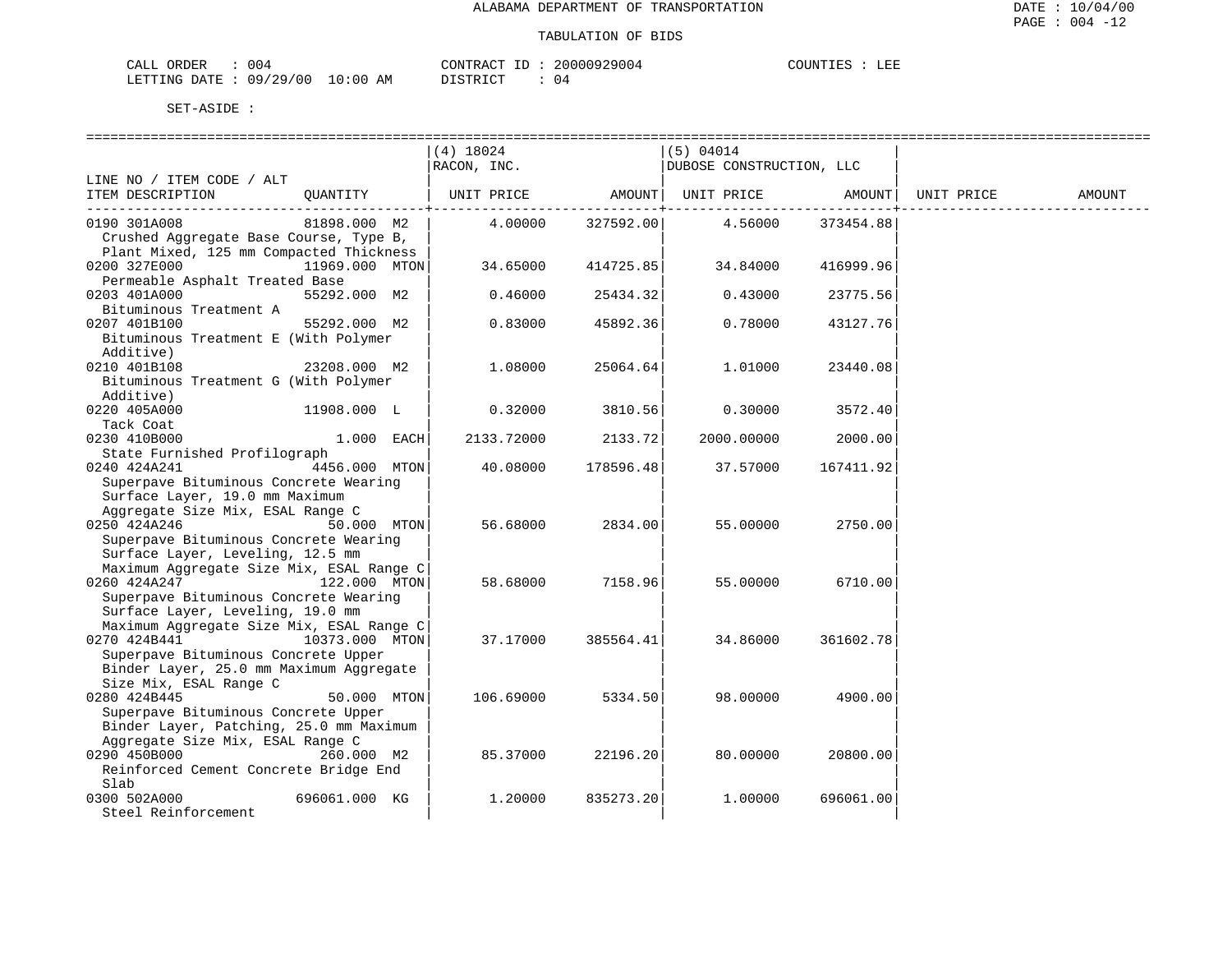ALABAMA DEPARTMENT OF TRANSPORTATION

TABULATION OF BIDS

CALL ORDER : 004    CONTRACT ID : 20000929004    COUNTIES : LEE
LETTING DATE : 09/29/00 10:00 AM    DISTRICT : 04

SET-ASIDE :

| LINE NO / ITEM CODE / ALT ITEM DESCRIPTION | QUANTITY | (4) 18024 RACON, INC. UNIT PRICE | AMOUNT | (5) 04014 DUBOSE CONSTRUCTION, LLC UNIT PRICE | AMOUNT | UNIT PRICE | AMOUNT |
|---|---|---|---|---|---|---|---|
| 0190 301A008 Crushed Aggregate Base Course, Type B, Plant Mixed, 125 mm Compacted Thickness | 81898.000 M2 | 4.00000 | 327592.00 | 4.56000 | 373454.88 | | |
| 0200 327E000 Permeable Asphalt Treated Base | 11969.000 MTON | 34.65000 | 414725.85 | 34.84000 | 416999.96 | | |
| 0203 401A000 Bituminous Treatment A | 55292.000 M2 | 0.46000 | 25434.32 | 0.43000 | 23775.56 | | |
| 0207 401B100 Bituminous Treatment E (With Polymer Additive) | 55292.000 M2 | 0.83000 | 45892.36 | 0.78000 | 43127.76 | | |
| 0210 401B108 Bituminous Treatment G (With Polymer Additive) | 23208.000 M2 | 1.08000 | 25064.64 | 1.01000 | 23440.08 | | |
| 0220 405A000 Tack Coat | 11908.000 L | 0.32000 | 3810.56 | 0.30000 | 3572.40 | | |
| 0230 410B000 State Furnished Profilograph | 1.000 EACH | 2133.72000 | 2133.72 | 2000.00000 | 2000.00 | | |
| 0240 424A241 Superpave Bituminous Concrete Wearing Surface Layer, 19.0 mm Maximum Aggregate Size Mix, ESAL Range C | 4456.000 MTON | 40.08000 | 178596.48 | 37.57000 | 167411.92 | | |
| 0250 424A246 Superpave Bituminous Concrete Wearing Surface Layer, Leveling, 12.5 mm Maximum Aggregate Size Mix, ESAL Range C | 50.000 MTON | 56.68000 | 2834.00 | 55.00000 | 2750.00 | | |
| 0260 424A247 Superpave Bituminous Concrete Wearing Surface Layer, Leveling, 19.0 mm Maximum Aggregate Size Mix, ESAL Range C | 122.000 MTON | 58.68000 | 7158.96 | 55.00000 | 6710.00 | | |
| 0270 424B441 Superpave Bituminous Concrete Upper Binder Layer, 25.0 mm Maximum Aggregate Size Mix, ESAL Range C | 10373.000 MTON | 37.17000 | 385564.41 | 34.86000 | 361602.78 | | |
| 0280 424B445 Superpave Bituminous Concrete Upper Binder Layer, Patching, 25.0 mm Maximum Aggregate Size Mix, ESAL Range C | 50.000 MTON | 106.69000 | 5334.50 | 98.00000 | 4900.00 | | |
| 0290 450B000 Reinforced Cement Concrete Bridge End Slab | 260.000 M2 | 85.37000 | 22196.20 | 80.00000 | 20800.00 | | |
| 0300 502A000 Steel Reinforcement | 696061.000 KG | 1.20000 | 835273.20 | 1.00000 | 696061.00 | | |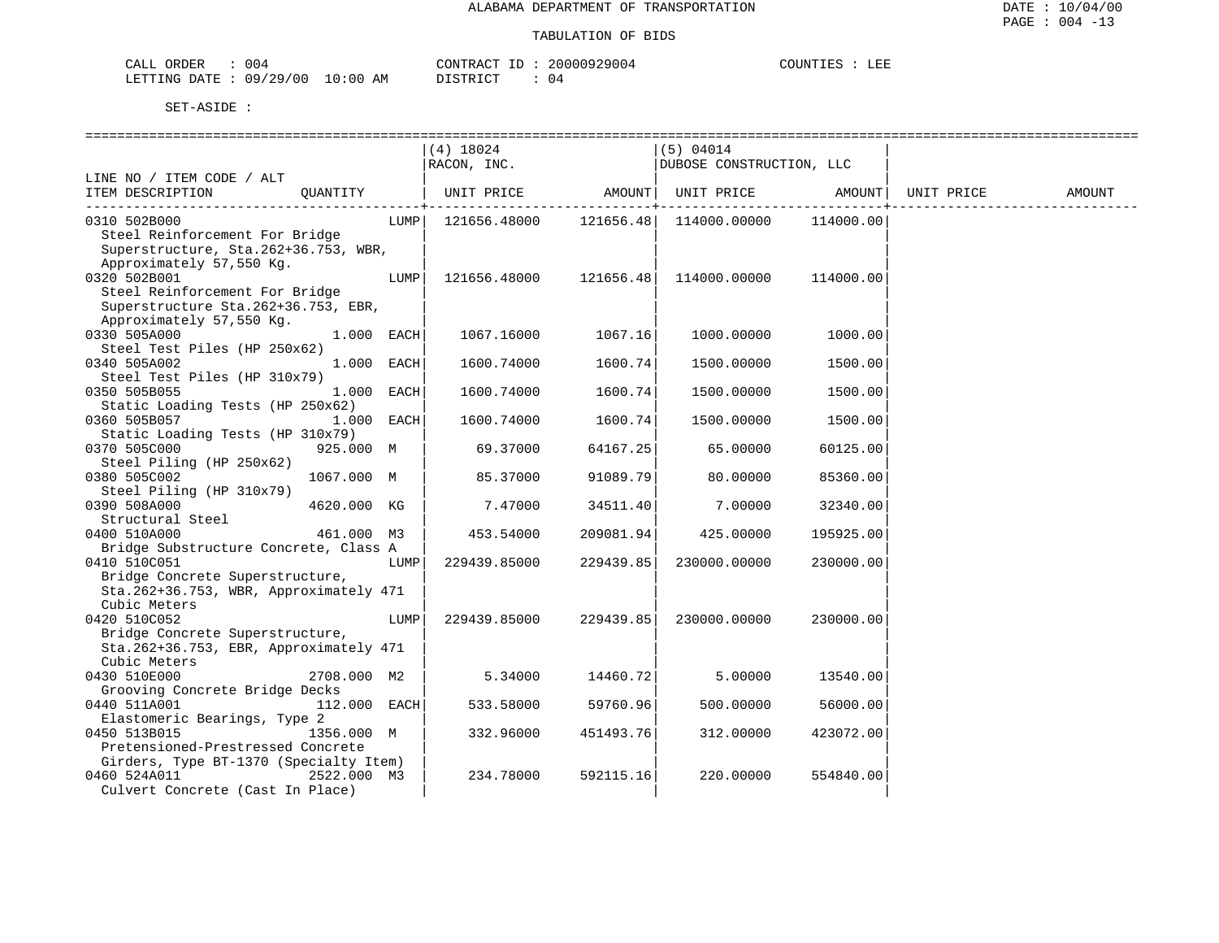ALABAMA DEPARTMENT OF TRANSPORTATION

TABULATION OF BIDS

CALL ORDER : 004 &nbsp;&nbsp;&nbsp;&nbsp; CONTRACT ID : 20000929004 &nbsp;&nbsp;&nbsp;&nbsp; COUNTIES : LEE
LETTING DATE : 09/29/00 10:00 AM &nbsp;&nbsp;&nbsp;&nbsp; DISTRICT : 04

SET-ASIDE :

| LINE NO / ITEM CODE / ALT ITEM DESCRIPTION | QUANTITY | (4) 18024 RACON, INC. UNIT PRICE | AMOUNT | (5) 04014 DUBOSE CONSTRUCTION, LLC UNIT PRICE | AMOUNT | UNIT PRICE | AMOUNT |
|---|---|---|---|---|---|---|---|
| 0310 502B000 Steel Reinforcement For Bridge Superstructure, Sta.262+36.753, WBR, Approximately 57,550 Kg. | LUMP | 121656.48000 | 121656.48 | 114000.00000 | 114000.00 | | |
| 0320 502B001 Steel Reinforcement For Bridge Superstructure Sta.262+36.753, EBR, Approximately 57,550 Kg. | LUMP | 121656.48000 | 121656.48 | 114000.00000 | 114000.00 | | |
| 0330 505A000 Steel Test Piles (HP 250x62) | 1.000 EACH | 1067.16000 | 1067.16 | 1000.00000 | 1000.00 | | |
| 0340 505A002 Steel Test Piles (HP 310x79) | 1.000 EACH | 1600.74000 | 1600.74 | 1500.00000 | 1500.00 | | |
| 0350 505B055 Static Loading Tests (HP 250x62) | 1.000 EACH | 1600.74000 | 1600.74 | 1500.00000 | 1500.00 | | |
| 0360 505B057 Static Loading Tests (HP 310x79) | 1.000 EACH | 1600.74000 | 1600.74 | 1500.00000 | 1500.00 | | |
| 0370 505C000 Steel Piling (HP 250x62) | 925.000 M | 69.37000 | 64167.25 | 65.00000 | 60125.00 | | |
| 0380 505C002 Steel Piling (HP 310x79) | 1067.000 M | 85.37000 | 91089.79 | 80.00000 | 85360.00 | | |
| 0390 508A000 Structural Steel | 4620.000 KG | 7.47000 | 34511.40 | 7.00000 | 32340.00 | | |
| 0400 510A000 Bridge Substructure Concrete, Class A | 461.000 M3 | 453.54000 | 209081.94 | 425.00000 | 195925.00 | | |
| 0410 510C051 Bridge Concrete Superstructure, Sta.262+36.753, WBR, Approximately 471 Cubic Meters | LUMP | 229439.85000 | 229439.85 | 230000.00000 | 230000.00 | | |
| 0420 510C052 Bridge Concrete Superstructure, Sta.262+36.753, EBR, Approximately 471 Cubic Meters | LUMP | 229439.85000 | 229439.85 | 230000.00000 | 230000.00 | | |
| 0430 510E000 Grooving Concrete Bridge Decks | 2708.000 M2 | 5.34000 | 14460.72 | 5.00000 | 13540.00 | | |
| 0440 511A001 Elastomeric Bearings, Type 2 | 112.000 EACH | 533.58000 | 59760.96 | 500.00000 | 56000.00 | | |
| 0450 513B015 Pretensioned-Prestressed Concrete Girders, Type BT-1370 (Specialty Item) | 1356.000 M | 332.96000 | 451493.76 | 312.00000 | 423072.00 | | |
| 0460 524A011 Culvert Concrete (Cast In Place) | 2522.000 M3 | 234.78000 | 592115.16 | 220.00000 | 554840.00 | | |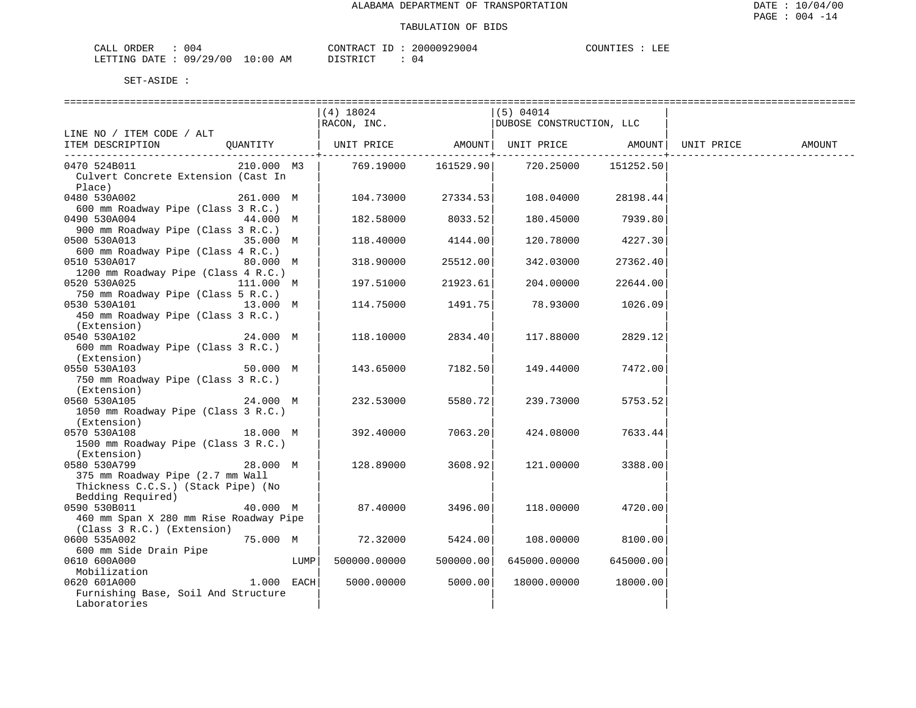ALABAMA DEPARTMENT OF TRANSPORTATION

TABULATION OF BIDS

CALL ORDER : 004 CONTRACT ID : 20000929004 COUNTIES : LEE
LETTING DATE : 09/29/00 10:00 AM DISTRICT : 04

SET-ASIDE :

| LINE NO / ITEM CODE / ALT ITEM DESCRIPTION | QUANTITY | (4) 18024 RACON, INC. UNIT PRICE | AMOUNT | (5) 04014 DUBOSE CONSTRUCTION, LLC UNIT PRICE | AMOUNT | UNIT PRICE | AMOUNT |
|---|---|---|---|---|---|---|---|
| 0470 524B011 Culvert Concrete Extension (Cast In Place) | 210.000 M3 | 769.19000 | 161529.90 | 720.25000 | 151252.50 | | |
| 0480 530A002 600 mm Roadway Pipe (Class 3 R.C.) | 261.000 M | 104.73000 | 27334.53 | 108.04000 | 28198.44 | | |
| 0490 530A004 900 mm Roadway Pipe (Class 3 R.C.) | 44.000 M | 182.58000 | 8033.52 | 180.45000 | 7939.80 | | |
| 0500 530A013 600 mm Roadway Pipe (Class 4 R.C.) | 35.000 M | 118.40000 | 4144.00 | 120.78000 | 4227.30 | | |
| 0510 530A017 1200 mm Roadway Pipe (Class 4 R.C.) | 80.000 M | 318.90000 | 25512.00 | 342.03000 | 27362.40 | | |
| 0520 530A025 750 mm Roadway Pipe (Class 5 R.C.) | 111.000 M | 197.51000 | 21923.61 | 204.00000 | 22644.00 | | |
| 0530 530A101 450 mm Roadway Pipe (Class 3 R.C.) (Extension) | 13.000 M | 114.75000 | 1491.75 | 78.93000 | 1026.09 | | |
| 0540 530A102 600 mm Roadway Pipe (Class 3 R.C.) (Extension) | 24.000 M | 118.10000 | 2834.40 | 117.88000 | 2829.12 | | |
| 0550 530A103 750 mm Roadway Pipe (Class 3 R.C.) (Extension) | 50.000 M | 143.65000 | 7182.50 | 149.44000 | 7472.00 | | |
| 0560 530A105 1050 mm Roadway Pipe (Class 3 R.C.) (Extension) | 24.000 M | 232.53000 | 5580.72 | 239.73000 | 5753.52 | | |
| 0570 530A108 1500 mm Roadway Pipe (Class 3 R.C.) (Extension) | 18.000 M | 392.40000 | 7063.20 | 424.08000 | 7633.44 | | |
| 0580 530A799 375 mm Roadway Pipe (2.7 mm Wall Thickness C.C.S.) (Stack Pipe) (No Bedding Required) | 28.000 M | 128.89000 | 3608.92 | 121.00000 | 3388.00 | | |
| 0590 530B011 460 mm Span X 280 mm Rise Roadway Pipe (Class 3 R.C.) (Extension) | 40.000 M | 87.40000 | 3496.00 | 118.00000 | 4720.00 | | |
| 0600 535A002 600 mm Side Drain Pipe | 75.000 M | 72.32000 | 5424.00 | 108.00000 | 8100.00 | | |
| 0610 600A000 Mobilization | LUMP | 500000.00000 | 500000.00 | 645000.00000 | 645000.00 | | |
| 0620 601A000 Furnishing Base, Soil And Structure Laboratories | 1.000 EACH | 5000.00000 | 5000.00 | 18000.00000 | 18000.00 | | |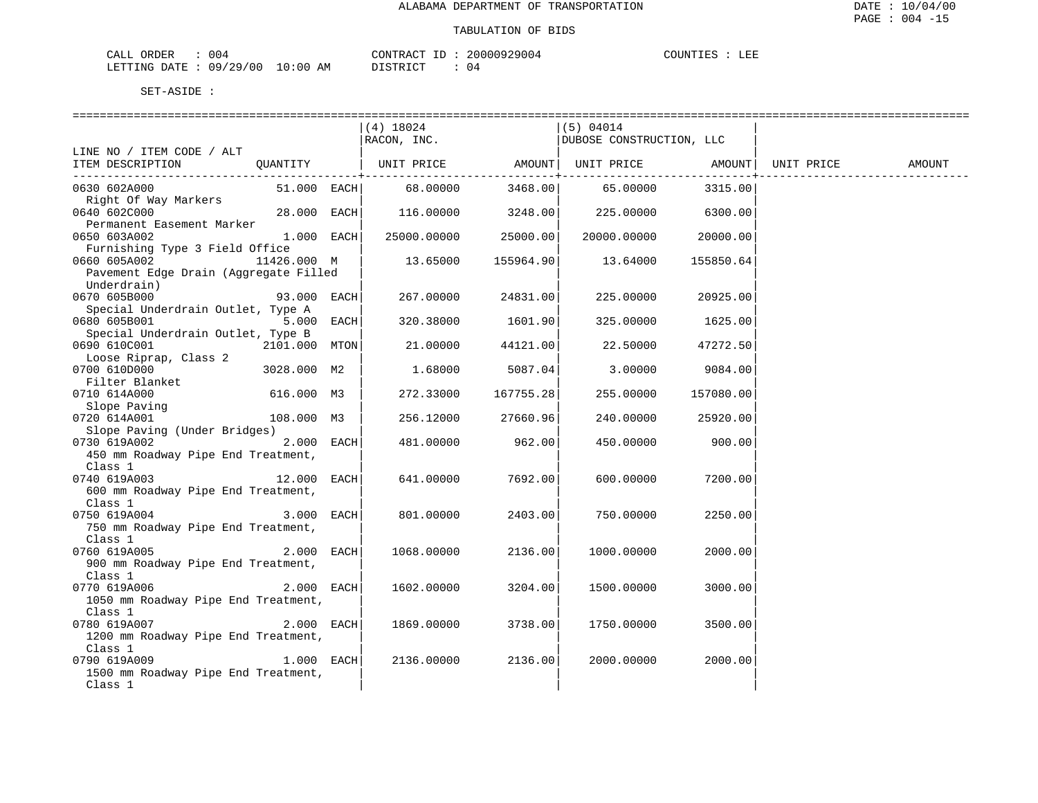ALABAMA DEPARTMENT OF TRANSPORTATION

TABULATION OF BIDS

CALL ORDER : 004 CONTRACT ID : 20000929004 COUNTIES : LEE
LETTING DATE : 09/29/00 10:00 AM DISTRICT : 04

SET-ASIDE :

| LINE NO / ITEM CODE / ALT ITEM DESCRIPTION | QUANTITY | (4) 18024 RACON, INC. UNIT PRICE | AMOUNT | (5) 04014 DUBOSE CONSTRUCTION, LLC UNIT PRICE | AMOUNT | UNIT PRICE | AMOUNT |
|---|---|---|---|---|---|---|---|
| 0630 602A000 Right Of Way Markers | 51.000 EACH | 68.00000 | 3468.00 | 65.00000 | 3315.00 | | |
| 0640 602C000 Permanent Easement Marker | 28.000 EACH | 116.00000 | 3248.00 | 225.00000 | 6300.00 | | |
| 0650 603A002 Furnishing Type 3 Field Office | 1.000 EACH | 25000.00000 | 25000.00 | 20000.00000 | 20000.00 | | |
| 0660 605A002 Pavement Edge Drain (Aggregate Filled Underdrain) | 11426.000 M | 13.65000 | 155964.90 | 13.64000 | 155850.64 | | |
| 0670 605B000 Special Underdrain Outlet, Type A | 93.000 EACH | 267.00000 | 24831.00 | 225.00000 | 20925.00 | | |
| 0680 605B001 Special Underdrain Outlet, Type B | 5.000 EACH | 320.38000 | 1601.90 | 325.00000 | 1625.00 | | |
| 0690 610C001 Loose Riprap, Class 2 | 2101.000 MTON | 21.00000 | 44121.00 | 22.50000 | 47272.50 | | |
| 0700 610D000 Filter Blanket | 3028.000 M2 | 1.68000 | 5087.04 | 3.00000 | 9084.00 | | |
| 0710 614A000 Slope Paving | 616.000 M3 | 272.33000 | 167755.28 | 255.00000 | 157080.00 | | |
| 0720 614A001 Slope Paving (Under Bridges) | 108.000 M3 | 256.12000 | 27660.96 | 240.00000 | 25920.00 | | |
| 0730 619A002 450 mm Roadway Pipe End Treatment, Class 1 | 2.000 EACH | 481.00000 | 962.00 | 450.00000 | 900.00 | | |
| 0740 619A003 600 mm Roadway Pipe End Treatment, Class 1 | 12.000 EACH | 641.00000 | 7692.00 | 600.00000 | 7200.00 | | |
| 0750 619A004 750 mm Roadway Pipe End Treatment, Class 1 | 3.000 EACH | 801.00000 | 2403.00 | 750.00000 | 2250.00 | | |
| 0760 619A005 900 mm Roadway Pipe End Treatment, Class 1 | 2.000 EACH | 1068.00000 | 2136.00 | 1000.00000 | 2000.00 | | |
| 0770 619A006 1050 mm Roadway Pipe End Treatment, Class 1 | 2.000 EACH | 1602.00000 | 3204.00 | 1500.00000 | 3000.00 | | |
| 0780 619A007 1200 mm Roadway Pipe End Treatment, Class 1 | 2.000 EACH | 1869.00000 | 3738.00 | 1750.00000 | 3500.00 | | |
| 0790 619A009 1500 mm Roadway Pipe End Treatment, Class 1 | 1.000 EACH | 2136.00000 | 2136.00 | 2000.00000 | 2000.00 | | |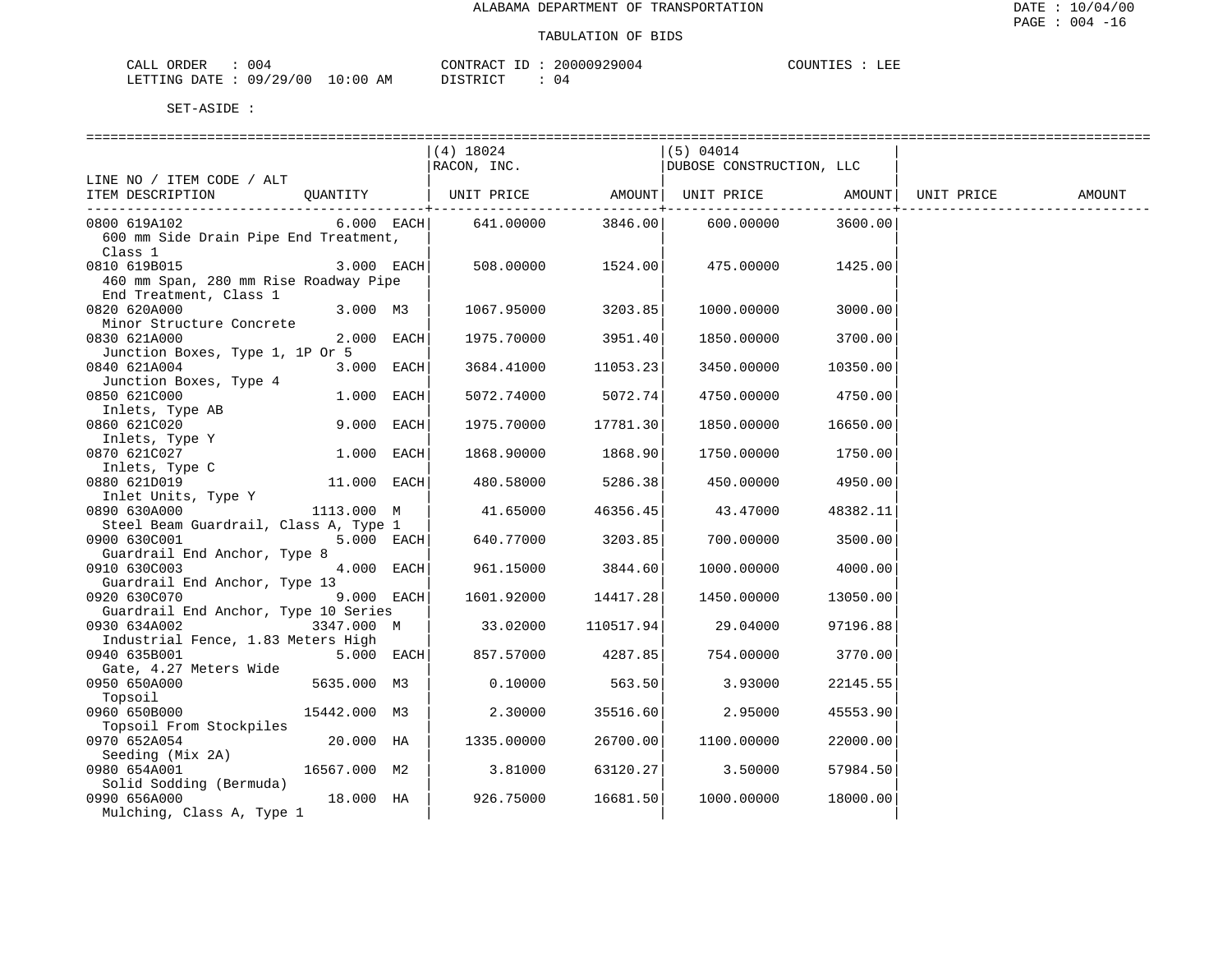ALABAMA DEPARTMENT OF TRANSPORTATION

TABULATION OF BIDS

CALL ORDER : 004 CONTRACT ID : 20000929004 COUNTIES : LEE
LETTING DATE : 09/29/00 10:00 AM DISTRICT : 04

SET-ASIDE :

| LINE NO / ITEM CODE / ALT ITEM DESCRIPTION | QUANTITY | (4) 18024 RACON, INC. UNIT PRICE | AMOUNT | (5) 04014 DUBOSE CONSTRUCTION, LLC UNIT PRICE | AMOUNT | UNIT PRICE | AMOUNT |
|---|---|---|---|---|---|---|---|
| 0800 619A102 600 mm Side Drain Pipe End Treatment, Class 1 | 6.000 EACH | 641.00000 | 3846.00 | 600.00000 | 3600.00 | | |
| 0810 619B015 460 mm Span, 280 mm Rise Roadway Pipe End Treatment, Class 1 | 3.000 EACH | 508.00000 | 1524.00 | 475.00000 | 1425.00 | | |
| 0820 620A000 Minor Structure Concrete | 3.000 M3 | 1067.95000 | 3203.85 | 1000.00000 | 3000.00 | | |
| 0830 621A000 Junction Boxes, Type 1, 1P Or 5 | 2.000 EACH | 1975.70000 | 3951.40 | 1850.00000 | 3700.00 | | |
| 0840 621A004 Junction Boxes, Type 4 | 3.000 EACH | 3684.41000 | 11053.23 | 3450.00000 | 10350.00 | | |
| 0850 621C000 Inlets, Type AB | 1.000 EACH | 5072.74000 | 5072.74 | 4750.00000 | 4750.00 | | |
| 0860 621C020 Inlets, Type Y | 9.000 EACH | 1975.70000 | 17781.30 | 1850.00000 | 16650.00 | | |
| 0870 621C027 Inlets, Type C | 1.000 EACH | 1868.90000 | 1868.90 | 1750.00000 | 1750.00 | | |
| 0880 621D019 Inlet Units, Type Y | 11.000 EACH | 480.58000 | 5286.38 | 450.00000 | 4950.00 | | |
| 0890 630A000 Steel Beam Guardrail, Class A, Type 1 | 1113.000 M | 41.65000 | 46356.45 | 43.47000 | 48382.11 | | |
| 0900 630C001 Guardrail End Anchor, Type 8 | 5.000 EACH | 640.77000 | 3203.85 | 700.00000 | 3500.00 | | |
| 0910 630C003 Guardrail End Anchor, Type 13 | 4.000 EACH | 961.15000 | 3844.60 | 1000.00000 | 4000.00 | | |
| 0920 630C070 Guardrail End Anchor, Type 10 Series | 9.000 EACH | 1601.92000 | 14417.28 | 1450.00000 | 13050.00 | | |
| 0930 634A002 Industrial Fence, 1.83 Meters High | 3347.000 M | 33.02000 | 110517.94 | 29.04000 | 97196.88 | | |
| 0940 635B001 Gate, 4.27 Meters Wide | 5.000 EACH | 857.57000 | 4287.85 | 754.00000 | 3770.00 | | |
| 0950 650A000 Topsoil | 5635.000 M3 | 0.10000 | 563.50 | 3.93000 | 22145.55 | | |
| 0960 650B000 Topsoil From Stockpiles | 15442.000 M3 | 2.30000 | 35516.60 | 2.95000 | 45553.90 | | |
| 0970 652A054 Seeding (Mix 2A) | 20.000 HA | 1335.00000 | 26700.00 | 1100.00000 | 22000.00 | | |
| 0980 654A001 Solid Sodding (Bermuda) | 16567.000 M2 | 3.81000 | 63120.27 | 3.50000 | 57984.50 | | |
| 0990 656A000 Mulching, Class A, Type 1 | 18.000 HA | 926.75000 | 16681.50 | 1000.00000 | 18000.00 | | |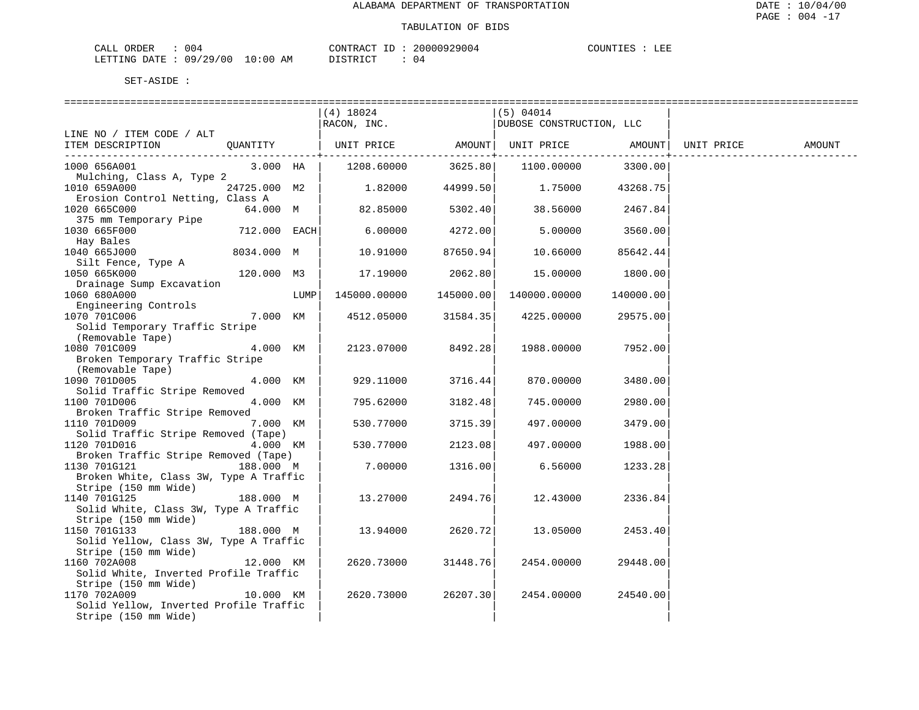ALABAMA DEPARTMENT OF TRANSPORTATION

TABULATION OF BIDS

CALL ORDER : 004 CONTRACT ID : 20000929004 COUNTIES : LEE
LETTING DATE : 09/29/00 10:00 AM DISTRICT : 04

SET-ASIDE :

| LINE NO / ITEM CODE / ALT ITEM DESCRIPTION | QUANTITY | (4) 18024 RACON, INC. UNIT PRICE | AMOUNT | (5) 04014 DUBOSE CONSTRUCTION, LLC UNIT PRICE | AMOUNT | UNIT PRICE | AMOUNT |
|---|---|---|---|---|---|---|---|
| 1000 656A001 Mulching, Class A, Type 2 | 3.000 HA | 1208.60000 | 3625.80 | 1100.00000 | 3300.00 | | |
| 1010 659A000 Erosion Control Netting, Class A | 24725.000 M2 | 1.82000 | 44999.50 | 1.75000 | 43268.75 | | |
| 1020 665C000 375 mm Temporary Pipe | 64.000 M | 82.85000 | 5302.40 | 38.56000 | 2467.84 | | |
| 1030 665F000 Hay Bales | 712.000 EACH | 6.00000 | 4272.00 | 5.00000 | 3560.00 | | |
| 1040 665J000 Silt Fence, Type A | 8034.000 M | 10.91000 | 87650.94 | 10.66000 | 85642.44 | | |
| 1050 665K000 Drainage Sump Excavation | 120.000 M3 | 17.19000 | 2062.80 | 15.00000 | 1800.00 | | |
| 1060 680A000 Engineering Controls | LUMP | 145000.00000 | 145000.00 | 140000.00000 | 140000.00 | | |
| 1070 701C006 Solid Temporary Traffic Stripe (Removable Tape) | 7.000 KM | 4512.05000 | 31584.35 | 4225.00000 | 29575.00 | | |
| 1080 701C009 Broken Temporary Traffic Stripe (Removable Tape) | 4.000 KM | 2123.07000 | 8492.28 | 1988.00000 | 7952.00 | | |
| 1090 701D005 Solid Traffic Stripe Removed | 4.000 KM | 929.11000 | 3716.44 | 870.00000 | 3480.00 | | |
| 1100 701D006 Broken Traffic Stripe Removed | 4.000 KM | 795.62000 | 3182.48 | 745.00000 | 2980.00 | | |
| 1110 701D009 Solid Traffic Stripe Removed (Tape) | 7.000 KM | 530.77000 | 3715.39 | 497.00000 | 3479.00 | | |
| 1120 701D016 Broken Traffic Stripe Removed (Tape) | 4.000 KM | 530.77000 | 2123.08 | 497.00000 | 1988.00 | | |
| 1130 701G121 Broken White, Class 3W, Type A Traffic Stripe (150 mm Wide) | 188.000 M | 7.00000 | 1316.00 | 6.56000 | 1233.28 | | |
| 1140 701G125 Solid White, Class 3W, Type A Traffic Stripe (150 mm Wide) | 188.000 M | 13.27000 | 2494.76 | 12.43000 | 2336.84 | | |
| 1150 701G133 Solid Yellow, Class 3W, Type A Traffic Stripe (150 mm Wide) | 188.000 M | 13.94000 | 2620.72 | 13.05000 | 2453.40 | | |
| 1160 702A008 Solid White, Inverted Profile Traffic Stripe (150 mm Wide) | 12.000 KM | 2620.73000 | 31448.76 | 2454.00000 | 29448.00 | | |
| 1170 702A009 Solid Yellow, Inverted Profile Traffic Stripe (150 mm Wide) | 10.000 KM | 2620.73000 | 26207.30 | 2454.00000 | 24540.00 | | |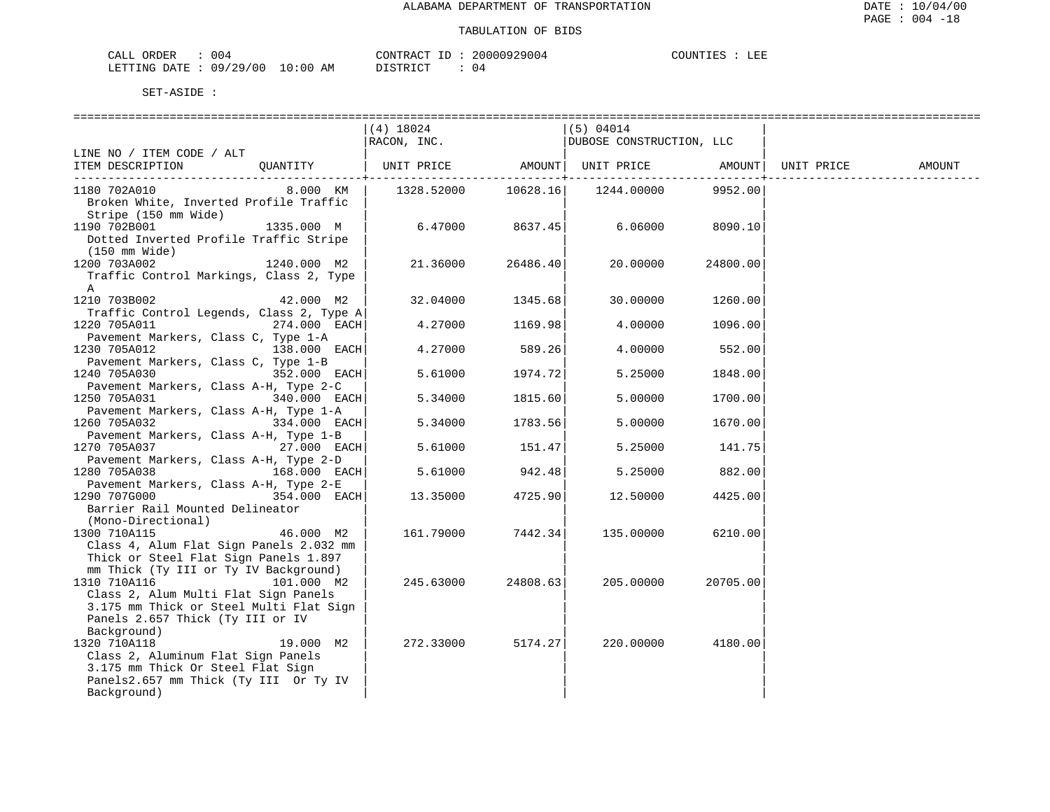ALABAMA DEPARTMENT OF TRANSPORTATION

TABULATION OF BIDS

CALL ORDER : 004 &nbsp;&nbsp;&nbsp; CONTRACT ID : 20000929004 &nbsp;&nbsp;&nbsp; COUNTIES : LEE
LETTING DATE : 09/29/00 10:00 AM &nbsp;&nbsp;&nbsp; DISTRICT : 04

SET-ASIDE :

| LINE NO / ITEM CODE / ALT ITEM DESCRIPTION | QUANTITY | (4) 18024 RACON, INC. UNIT PRICE | AMOUNT | (5) 04014 DUBOSE CONSTRUCTION, LLC UNIT PRICE | AMOUNT | UNIT PRICE | AMOUNT |
|---|---|---|---|---|---|---|---|
| 1180 702A010 Broken White, Inverted Profile Traffic Stripe (150 mm Wide) | 8.000 KM | 1328.52000 | 10628.16 | 1244.00000 | 9952.00 | | |
| 1190 702B001 Dotted Inverted Profile Traffic Stripe (150 mm Wide) | 1335.000 M | 6.47000 | 8637.45 | 6.06000 | 8090.10 | | |
| 1200 703A002 Traffic Control Markings, Class 2, Type A | 1240.000 M2 | 21.36000 | 26486.40 | 20.00000 | 24800.00 | | |
| 1210 703B002 Traffic Control Legends, Class 2, Type A | 42.000 M2 | 32.04000 | 1345.68 | 30.00000 | 1260.00 | | |
| 1220 705A011 Pavement Markers, Class C, Type 1-A | 274.000 EACH | 4.27000 | 1169.98 | 4.00000 | 1096.00 | | |
| 1230 705A012 Pavement Markers, Class C, Type 1-B | 138.000 EACH | 4.27000 | 589.26 | 4.00000 | 552.00 | | |
| 1240 705A030 Pavement Markers, Class A-H, Type 2-C | 352.000 EACH | 5.61000 | 1974.72 | 5.25000 | 1848.00 | | |
| 1250 705A031 Pavement Markers, Class A-H, Type 1-A | 340.000 EACH | 5.34000 | 1815.60 | 5.00000 | 1700.00 | | |
| 1260 705A032 Pavement Markers, Class A-H, Type 1-B | 334.000 EACH | 5.34000 | 1783.56 | 5.00000 | 1670.00 | | |
| 1270 705A037 Pavement Markers, Class A-H, Type 2-D | 27.000 EACH | 5.61000 | 151.47 | 5.25000 | 141.75 | | |
| 1280 705A038 Pavement Markers, Class A-H, Type 2-E | 168.000 EACH | 5.61000 | 942.48 | 5.25000 | 882.00 | | |
| 1290 707G000 Barrier Rail Mounted Delineator (Mono-Directional) | 354.000 EACH | 13.35000 | 4725.90 | 12.50000 | 4425.00 | | |
| 1300 710A115 Class 4, Alum Flat Sign Panels 2.032 mm Thick or Steel Flat Sign Panels 1.897 mm Thick (Ty III or Ty IV Background) | 46.000 M2 | 161.79000 | 7442.34 | 135.00000 | 6210.00 | | |
| 1310 710A116 Class 2, Alum Multi Flat Sign Panels 3.175 mm Thick or Steel Multi Flat Sign Panels 2.657 Thick (Ty III or IV Background) | 101.000 M2 | 245.63000 | 24808.63 | 205.00000 | 20705.00 | | |
| 1320 710A118 Class 2, Aluminum Flat Sign Panels 3.175 mm Thick Or Steel Flat Sign Panels2.657 mm Thick (Ty III Or Ty IV Background) | 19.000 M2 | 272.33000 | 5174.27 | 220.00000 | 4180.00 | | |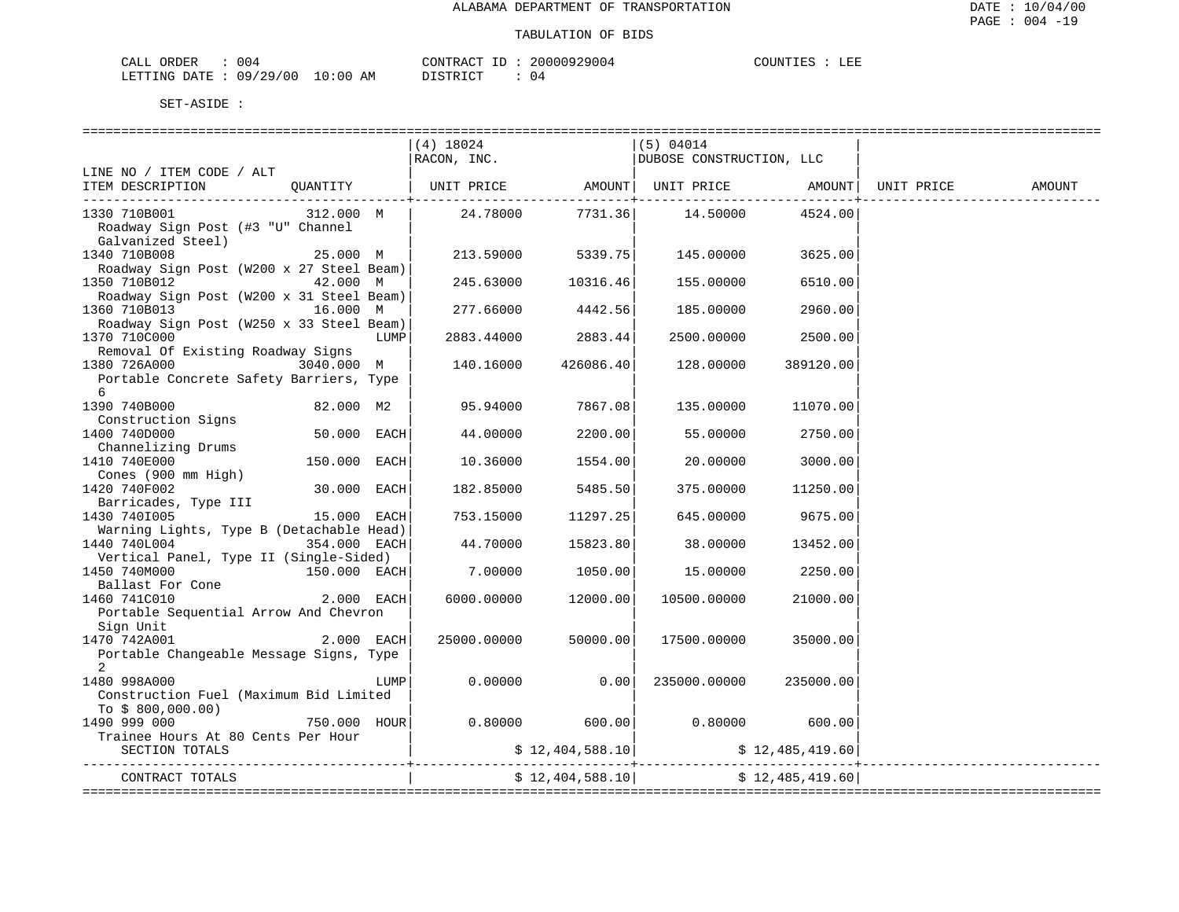ALABAMA DEPARTMENT OF TRANSPORTATION

TABULATION OF BIDS

CALL ORDER : 004 CONTRACT ID : 20000929004 COUNTIES : LEE
LETTING DATE : 09/29/00 10:00 AM DISTRICT : 04

SET-ASIDE :

| LINE NO / ITEM CODE / ALT ITEM DESCRIPTION | QUANTITY | (4) 18024 RACON, INC. UNIT PRICE | AMOUNT | (5) 04014 DUBOSE CONSTRUCTION, LLC UNIT PRICE | AMOUNT | UNIT PRICE | AMOUNT |
|---|---|---|---|---|---|---|---|
| 1330 710B001 Roadway Sign Post (#3 "U" Channel Galvanized Steel) | 312.000 M | 24.78000 | 7731.36 | 14.50000 | 4524.00 | | |
| 1340 710B008 Roadway Sign Post (W200 x 27 Steel Beam) | 25.000 M | 213.59000 | 5339.75 | 145.00000 | 3625.00 | | |
| 1350 710B012 Roadway Sign Post (W200 x 31 Steel Beam) | 42.000 M | 245.63000 | 10316.46 | 155.00000 | 6510.00 | | |
| 1360 710B013 Roadway Sign Post (W250 x 33 Steel Beam) | 16.000 M | 277.66000 | 4442.56 | 185.00000 | 2960.00 | | |
| 1370 710C000 Removal Of Existing Roadway Signs | LUMP | 2883.44000 | 2883.44 | 2500.00000 | 2500.00 | | |
| 1380 726A000 Portable Concrete Safety Barriers, Type 6 | 3040.000 M | 140.16000 | 426086.40 | 128.00000 | 389120.00 | | |
| 1390 740B000 Construction Signs | 82.000 M2 | 95.94000 | 7867.08 | 135.00000 | 11070.00 | | |
| 1400 740D000 Channelizing Drums | 50.000 EACH | 44.00000 | 2200.00 | 55.00000 | 2750.00 | | |
| 1410 740E000 Cones (900 mm High) | 150.000 EACH | 10.36000 | 1554.00 | 20.00000 | 3000.00 | | |
| 1420 740F002 Barricades, Type III | 30.000 EACH | 182.85000 | 5485.50 | 375.00000 | 11250.00 | | |
| 1430 740I005 Warning Lights, Type B (Detachable Head) | 15.000 EACH | 753.15000 | 11297.25 | 645.00000 | 9675.00 | | |
| 1440 740L004 Vertical Panel, Type II (Single-Sided) | 354.000 EACH | 44.70000 | 15823.80 | 38.00000 | 13452.00 | | |
| 1450 740M000 Ballast For Cone | 150.000 EACH | 7.00000 | 1050.00 | 15.00000 | 2250.00 | | |
| 1460 741C010 Portable Sequential Arrow And Chevron Sign Unit | 2.000 EACH | 6000.00000 | 12000.00 | 10500.00000 | 21000.00 | | |
| 1470 742A001 Portable Changeable Message Signs, Type 2 | 2.000 EACH | 25000.00000 | 50000.00 | 17500.00000 | 35000.00 | | |
| 1480 998A000 Construction Fuel (Maximum Bid Limited To $ 800,000.00) | LUMP | 0.00000 | 0.00 | 235000.00000 | 235000.00 | | |
| 1490 999 000 Trainee Hours At 80 Cents Per Hour | 750.000 HOUR | 0.80000 | 600.00 | 0.80000 | 600.00 | | |
| SECTION TOTALS | | | $ 12,404,588.10 | | $ 12,485,419.60 | | |
| CONTRACT TOTALS | | | $ 12,404,588.10 | | $ 12,485,419.60 | | |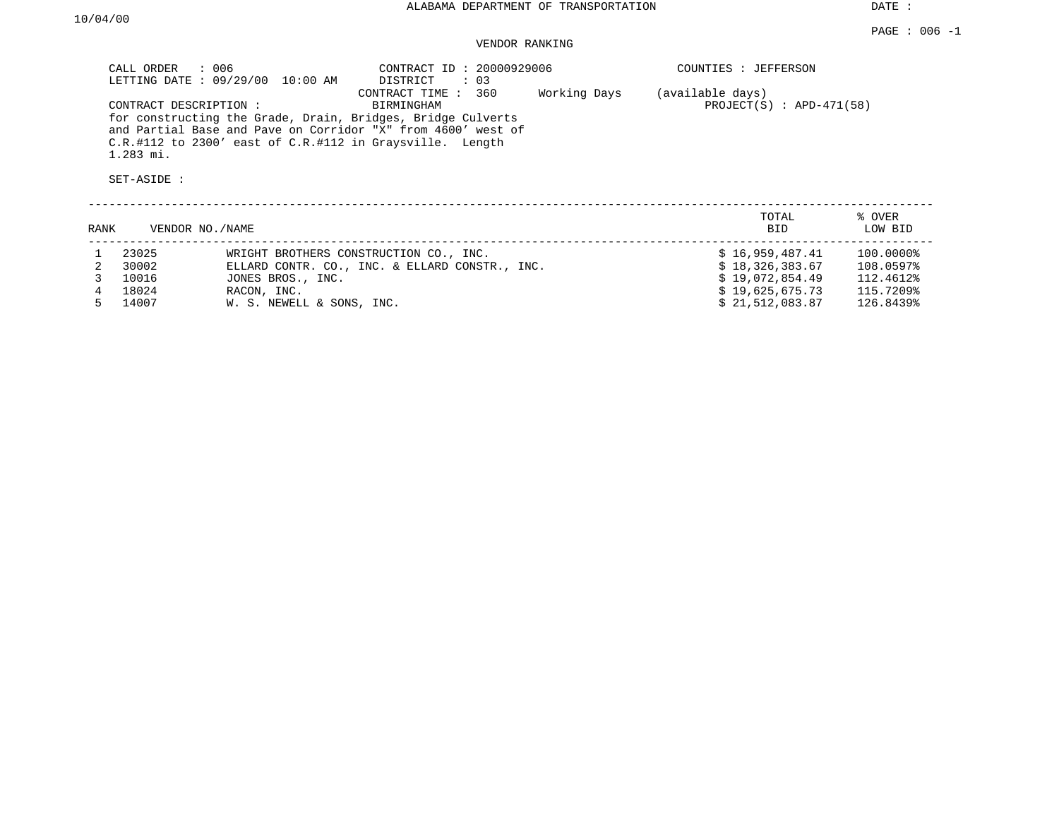ALABAMA DEPARTMENT OF TRANSPORTATION

DATE : 10/04/00

PAGE : 006 -1

VENDOR RANKING

CALL ORDER : 006
LETTING DATE : 09/29/00 10:00 AM

CONTRACT ID : 20000929006
DISTRICT : 03
CONTRACT TIME : 360 Working Days (available days)
BIRMINGHAM

COUNTIES : JEFFERSON

PROJECT(S) : APD-471(58)

CONTRACT DESCRIPTION :
for constructing the Grade, Drain, Bridges, Bridge Culverts and Partial Base and Pave on Corridor "X" from 4600' west of C.R.#112 to 2300' east of C.R.#112 in Graysville. Length 1.283 mi.

SET-ASIDE :

| RANK | VENDOR NO./NAME | | TOTAL BID | % OVER LOW BID |
|---|---|---|---|---|
| 1 | 23025 | WRIGHT BROTHERS CONSTRUCTION CO., INC. | $ 16,959,487.41 | 100.0000% |
| 2 | 30002 | ELLARD CONTR. CO., INC. & ELLARD CONSTR., INC. | $ 18,326,383.67 | 108.0597% |
| 3 | 10016 | JONES BROS., INC. | $ 19,072,854.49 | 112.4612% |
| 4 | 18024 | RACON, INC. | $ 19,625,675.73 | 115.7209% |
| 5 | 14007 | W. S. NEWELL & SONS, INC. | $ 21,512,083.87 | 126.8439% |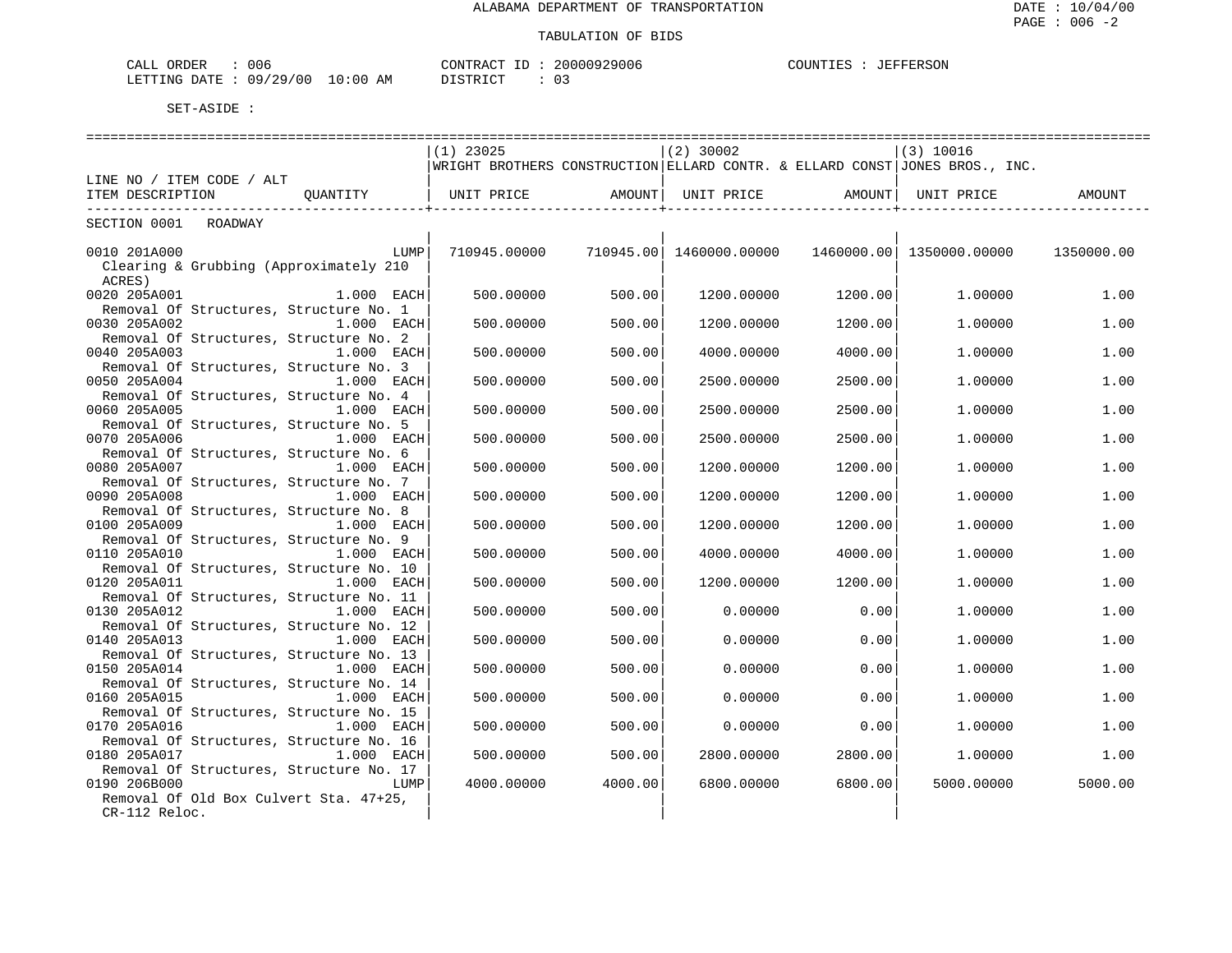ALABAMA DEPARTMENT OF TRANSPORTATION

TABULATION OF BIDS

DATE : 10/04/00
PAGE : 006 -2

CALL ORDER : 006 CONTRACT ID : 20000929006 COUNTIES : JEFFERSON
LETTING DATE : 09/29/00 10:00 AM DISTRICT : 03

SET-ASIDE :

| LINE NO / ITEM CODE / ALT ITEM DESCRIPTION | QUANTITY | (1) 23025 WRIGHT BROTHERS CONSTRUCTION UNIT PRICE | AMOUNT | (2) 30002 ELLARD CONTR. & ELLARD CONST UNIT PRICE | AMOUNT | (3) 10016 JONES BROS., INC. UNIT PRICE | AMOUNT |
|---|---|---|---|---|---|---|---|
| SECTION 0001 ROADWAY | | | | | | | |
| 0010 201A000 Clearing & Grubbing (Approximately 210 ACRES) | LUMP | 710945.00000 | 710945.00 | 1460000.00000 | 1460000.00 | 1350000.00000 | 1350000.00 |
| 0020 205A001 Removal Of Structures, Structure No. 1 | 1.000 EACH | 500.00000 | 500.00 | 1200.00000 | 1200.00 | 1.00000 | 1.00 |
| 0030 205A002 Removal Of Structures, Structure No. 2 | 1.000 EACH | 500.00000 | 500.00 | 1200.00000 | 1200.00 | 1.00000 | 1.00 |
| 0040 205A003 Removal Of Structures, Structure No. 3 | 1.000 EACH | 500.00000 | 500.00 | 4000.00000 | 4000.00 | 1.00000 | 1.00 |
| 0050 205A004 Removal Of Structures, Structure No. 4 | 1.000 EACH | 500.00000 | 500.00 | 2500.00000 | 2500.00 | 1.00000 | 1.00 |
| 0060 205A005 Removal Of Structures, Structure No. 5 | 1.000 EACH | 500.00000 | 500.00 | 2500.00000 | 2500.00 | 1.00000 | 1.00 |
| 0070 205A006 Removal Of Structures, Structure No. 6 | 1.000 EACH | 500.00000 | 500.00 | 2500.00000 | 2500.00 | 1.00000 | 1.00 |
| 0080 205A007 Removal Of Structures, Structure No. 7 | 1.000 EACH | 500.00000 | 500.00 | 1200.00000 | 1200.00 | 1.00000 | 1.00 |
| 0090 205A008 Removal Of Structures, Structure No. 8 | 1.000 EACH | 500.00000 | 500.00 | 1200.00000 | 1200.00 | 1.00000 | 1.00 |
| 0100 205A009 Removal Of Structures, Structure No. 9 | 1.000 EACH | 500.00000 | 500.00 | 1200.00000 | 1200.00 | 1.00000 | 1.00 |
| 0110 205A010 Removal Of Structures, Structure No. 10 | 1.000 EACH | 500.00000 | 500.00 | 4000.00000 | 4000.00 | 1.00000 | 1.00 |
| 0120 205A011 Removal Of Structures, Structure No. 11 | 1.000 EACH | 500.00000 | 500.00 | 1200.00000 | 1200.00 | 1.00000 | 1.00 |
| 0130 205A012 Removal Of Structures, Structure No. 12 | 1.000 EACH | 500.00000 | 500.00 | 0.00000 | 0.00 | 1.00000 | 1.00 |
| 0140 205A013 Removal Of Structures, Structure No. 13 | 1.000 EACH | 500.00000 | 500.00 | 0.00000 | 0.00 | 1.00000 | 1.00 |
| 0150 205A014 Removal Of Structures, Structure No. 14 | 1.000 EACH | 500.00000 | 500.00 | 0.00000 | 0.00 | 1.00000 | 1.00 |
| 0160 205A015 Removal Of Structures, Structure No. 15 | 1.000 EACH | 500.00000 | 500.00 | 0.00000 | 0.00 | 1.00000 | 1.00 |
| 0170 205A016 Removal Of Structures, Structure No. 16 | 1.000 EACH | 500.00000 | 500.00 | 0.00000 | 0.00 | 1.00000 | 1.00 |
| 0180 205A017 Removal Of Structures, Structure No. 17 | 1.000 EACH | 500.00000 | 500.00 | 2800.00000 | 2800.00 | 1.00000 | 1.00 |
| 0190 206B000 Removal Of Old Box Culvert Sta. 47+25, CR-112 Reloc. | LUMP | 4000.00000 | 4000.00 | 6800.00000 | 6800.00 | 5000.00000 | 5000.00 |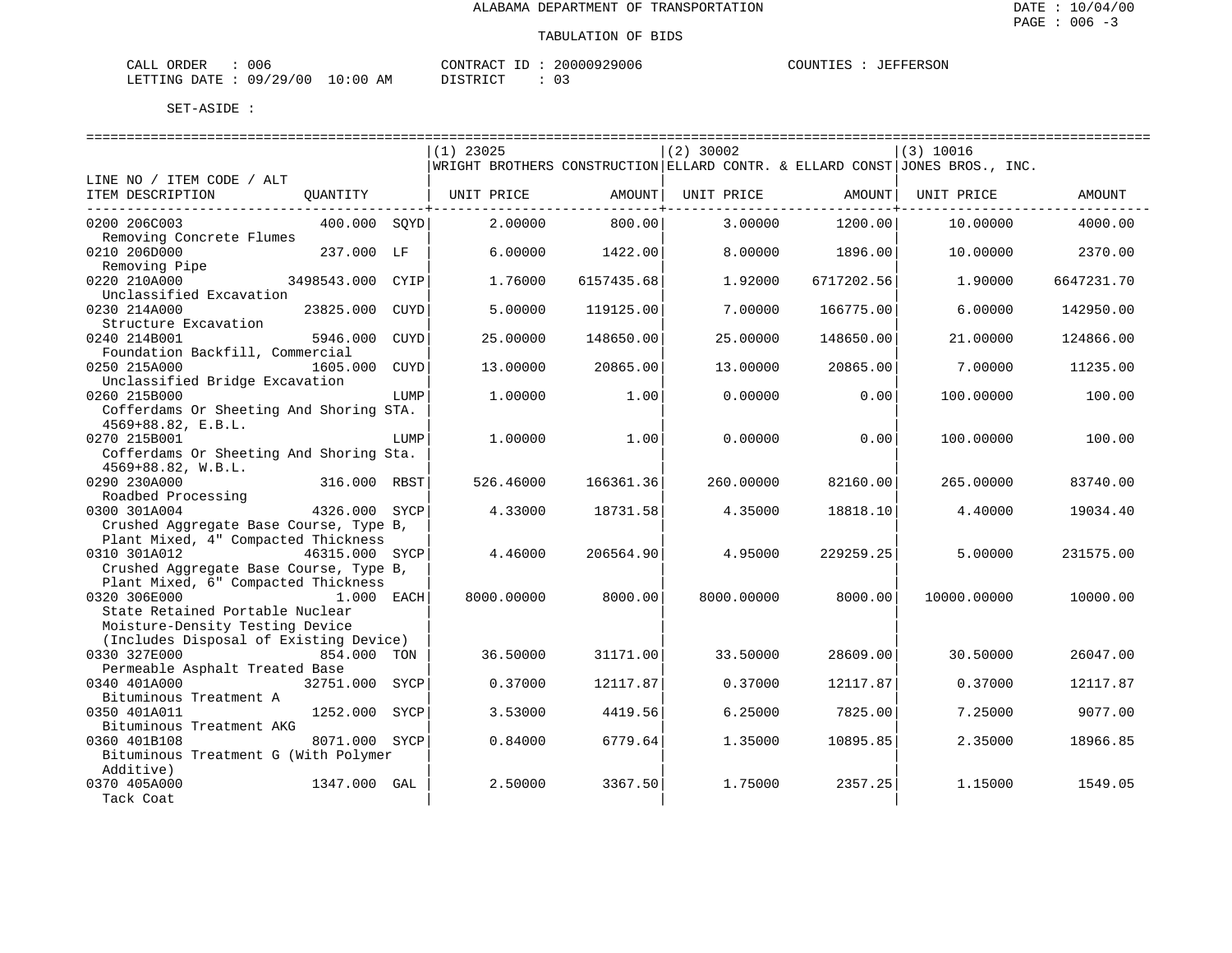# ALABAMA DEPARTMENT OF TRANSPORTATION

## TABULATION OF BIDS

CALL ORDER : 006
LETTING DATE : 09/29/00 10:00 AM

CONTRACT ID : 20000929006
DISTRICT : 03

COUNTIES : JEFFERSON

SET-ASIDE :

| LINE NO / ITEM CODE / ALT ITEM DESCRIPTION | QUANTITY | | (1) 23025 WRIGHT BROTHERS CONSTRUCTION UNIT PRICE | AMOUNT | (2) 30002 ELLARD CONTR. & ELLARD CONST UNIT PRICE | AMOUNT | (3) 10016 JONES BROS., INC. UNIT PRICE | AMOUNT |
|---|---|---|---|---|---|---|---|---|
| 0200 206C003 Removing Concrete Flumes | 400.000 | SQYD | 2.00000 | 800.00 | 3.00000 | 1200.00 | 10.00000 | 4000.00 |
| 0210 206D000 Removing Pipe | 237.000 | LF | 6.00000 | 1422.00 | 8.00000 | 1896.00 | 10.00000 | 2370.00 |
| 0220 210A000 Unclassified Excavation | 3498543.000 | CYIP | 1.76000 | 6157435.68 | 1.92000 | 6717202.56 | 1.90000 | 6647231.70 |
| 0230 214A000 Structure Excavation | 23825.000 | CUYD | 5.00000 | 119125.00 | 7.00000 | 166775.00 | 6.00000 | 142950.00 |
| 0240 214B001 Foundation Backfill, Commercial | 5946.000 | CUYD | 25.00000 | 148650.00 | 25.00000 | 148650.00 | 21.00000 | 124866.00 |
| 0250 215A000 Unclassified Bridge Excavation | 1605.000 | CUYD | 13.00000 | 20865.00 | 13.00000 | 20865.00 | 7.00000 | 11235.00 |
| 0260 215B000 Cofferdams Or Sheeting And Shoring STA. 4569+88.82, E.B.L. | | LUMP | 1.00000 | 1.00 | 0.00000 | 0.00 | 100.00000 | 100.00 |
| 0270 215B001 Cofferdams Or Sheeting And Shoring Sta. 4569+88.82, W.B.L. | | LUMP | 1.00000 | 1.00 | 0.00000 | 0.00 | 100.00000 | 100.00 |
| 0290 230A000 Roadbed Processing | 316.000 | RBST | 526.46000 | 166361.36 | 260.00000 | 82160.00 | 265.00000 | 83740.00 |
| 0300 301A004 Crushed Aggregate Base Course, Type B, Plant Mixed, 4" Compacted Thickness | 4326.000 | SYCP | 4.33000 | 18731.58 | 4.35000 | 18818.10 | 4.40000 | 19034.40 |
| 0310 301A012 Crushed Aggregate Base Course, Type B, Plant Mixed, 6" Compacted Thickness | 46315.000 | SYCP | 4.46000 | 206564.90 | 4.95000 | 229259.25 | 5.00000 | 231575.00 |
| 0320 306E000 State Retained Portable Nuclear Moisture-Density Testing Device (Includes Disposal of Existing Device) | 1.000 | EACH | 8000.00000 | 8000.00 | 8000.00000 | 8000.00 | 10000.00000 | 10000.00 |
| 0330 327E000 Permeable Asphalt Treated Base | 854.000 | TON | 36.50000 | 31171.00 | 33.50000 | 28609.00 | 30.50000 | 26047.00 |
| 0340 401A000 Bituminous Treatment A | 32751.000 | SYCP | 0.37000 | 12117.87 | 0.37000 | 12117.87 | 0.37000 | 12117.87 |
| 0350 401A011 Bituminous Treatment AKG | 1252.000 | SYCP | 3.53000 | 4419.56 | 6.25000 | 7825.00 | 7.25000 | 9077.00 |
| 0360 401B108 Bituminous Treatment G (With Polymer Additive) | 8071.000 | SYCP | 0.84000 | 6779.64 | 1.35000 | 10895.85 | 2.35000 | 18966.85 |
| 0370 405A000 Tack Coat | 1347.000 | GAL | 2.50000 | 3367.50 | 1.75000 | 2357.25 | 1.15000 | 1549.05 |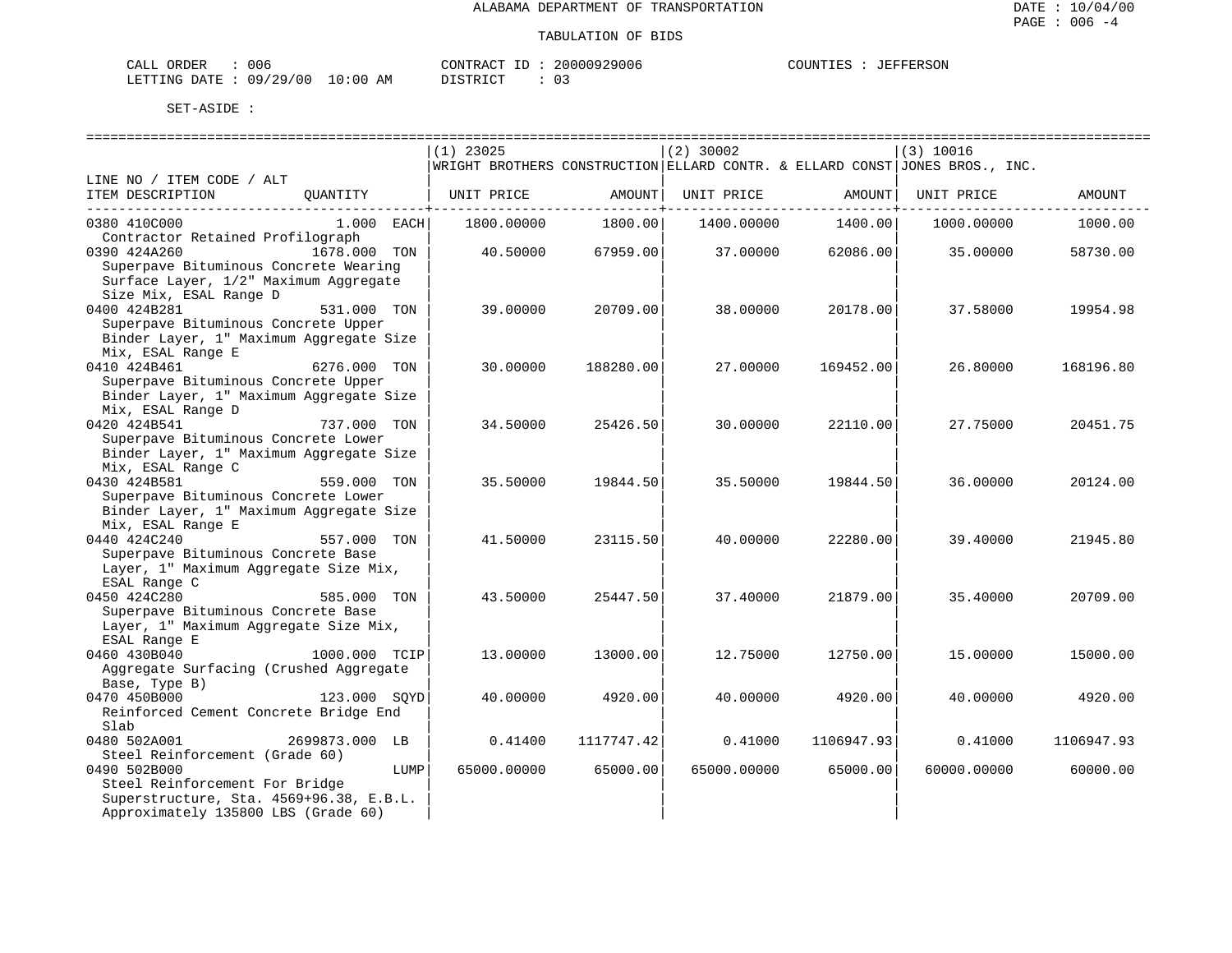ALABAMA DEPARTMENT OF TRANSPORTATION

TABULATION OF BIDS

CALL ORDER : 006
LETTING DATE : 09/29/00 10:00 AM

CONTRACT ID : 20000929006
DISTRICT : 03

COUNTIES : JEFFERSON

SET-ASIDE :

| LINE NO / ITEM CODE / ALT / ITEM DESCRIPTION | QUANTITY | (1) 23025 WRIGHT BROTHERS CONSTRUCTION UNIT PRICE | AMOUNT | (2) 30002 ELLARD CONTR. & ELLARD CONST UNIT PRICE | AMOUNT | (3) 10016 JONES BROS., INC. UNIT PRICE | AMOUNT |
|---|---|---|---|---|---|---|---|
| 0380 410C000 Contractor Retained Profilograph | 1.000 EACH | 1800.00000 | 1800.00 | 1400.00000 | 1400.00 | 1000.00000 | 1000.00 |
| 0390 424A260 Superpave Bituminous Concrete Wearing Surface Layer, 1/2" Maximum Aggregate Size Mix, ESAL Range D | 1678.000 TON | 40.50000 | 67959.00 | 37.00000 | 62086.00 | 35.00000 | 58730.00 |
| 0400 424B281 Superpave Bituminous Concrete Upper Binder Layer, 1" Maximum Aggregate Size Mix, ESAL Range E | 531.000 TON | 39.00000 | 20709.00 | 38.00000 | 20178.00 | 37.58000 | 19954.98 |
| 0410 424B461 Superpave Bituminous Concrete Upper Binder Layer, 1" Maximum Aggregate Size Mix, ESAL Range D | 6276.000 TON | 30.00000 | 188280.00 | 27.00000 | 169452.00 | 26.80000 | 168196.80 |
| 0420 424B541 Superpave Bituminous Concrete Lower Binder Layer, 1" Maximum Aggregate Size Mix, ESAL Range C | 737.000 TON | 34.50000 | 25426.50 | 30.00000 | 22110.00 | 27.75000 | 20451.75 |
| 0430 424B581 Superpave Bituminous Concrete Lower Binder Layer, 1" Maximum Aggregate Size Mix, ESAL Range E | 559.000 TON | 35.50000 | 19844.50 | 35.50000 | 19844.50 | 36.00000 | 20124.00 |
| 0440 424C240 Superpave Bituminous Concrete Base Layer, 1" Maximum Aggregate Size Mix, ESAL Range C | 557.000 TON | 41.50000 | 23115.50 | 40.00000 | 22280.00 | 39.40000 | 21945.80 |
| 0450 424C280 Superpave Bituminous Concrete Base Layer, 1" Maximum Aggregate Size Mix, ESAL Range E | 585.000 TON | 43.50000 | 25447.50 | 37.40000 | 21879.00 | 35.40000 | 20709.00 |
| 0460 430B040 Aggregate Surfacing (Crushed Aggregate Base, Type B) | 1000.000 TCIP | 13.00000 | 13000.00 | 12.75000 | 12750.00 | 15.00000 | 15000.00 |
| 0470 450B000 Reinforced Cement Concrete Bridge End Slab | 123.000 SQYD | 40.00000 | 4920.00 | 40.00000 | 4920.00 | 40.00000 | 4920.00 |
| 0480 502A001 Steel Reinforcement (Grade 60) | 2699873.000 LB | 0.41400 | 1117747.42 | 0.41000 | 1106947.93 | 0.41000 | 1106947.93 |
| 0490 502B000 Steel Reinforcement For Bridge Superstructure, Sta. 4569+96.38, E.B.L. Approximately 135800 LBS (Grade 60) | LUMP | 65000.00000 | 65000.00 | 65000.00000 | 65000.00 | 60000.00000 | 60000.00 |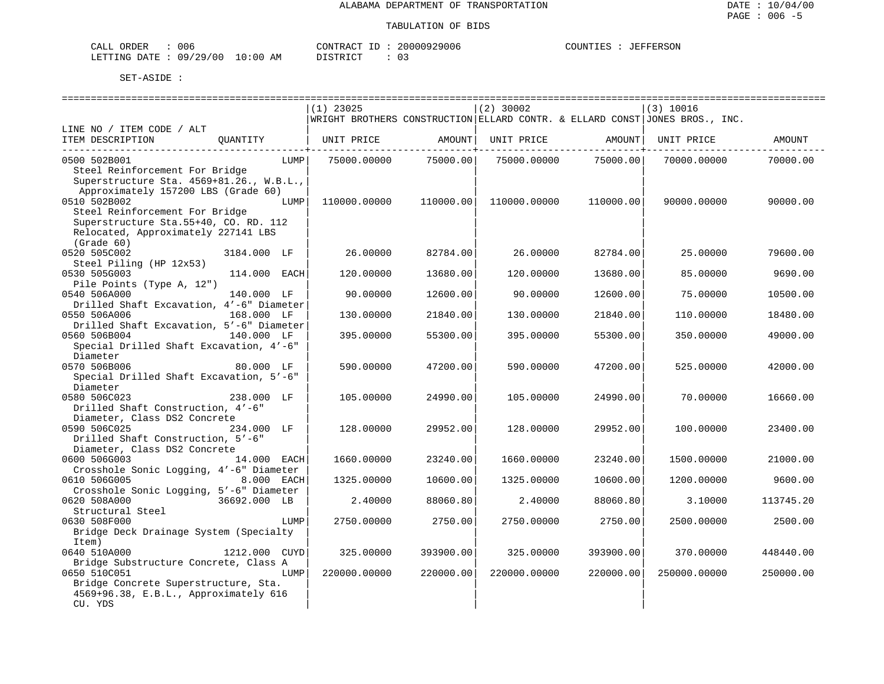ALABAMA DEPARTMENT OF TRANSPORTATION

TABULATION OF BIDS

CALL ORDER : 006 &nbsp;&nbsp;&nbsp;&nbsp; CONTRACT ID : 20000929006 &nbsp;&nbsp;&nbsp;&nbsp; COUNTIES : JEFFERSON
LETTING DATE : 09/29/00 10:00 AM &nbsp;&nbsp;&nbsp;&nbsp; DISTRICT : 03

SET-ASIDE :

| LINE NO / ITEM CODE / ALT ITEM DESCRIPTION | QUANTITY | (1) 23025 WRIGHT BROTHERS CONSTRUCTION UNIT PRICE | AMOUNT | (2) 30002 ELLARD CONTR. & ELLARD CONST UNIT PRICE | AMOUNT | (3) 10016 JONES BROS., INC. UNIT PRICE | AMOUNT |
|---|---|---|---|---|---|---|---|
| 0500 502B001 Steel Reinforcement For Bridge Superstructure Sta. 4569+81.26., W.B.L., Approximately 157200 LBS (Grade 60) | LUMP | 75000.00000 | 75000.00 | 75000.00000 | 75000.00 | 70000.00000 | 70000.00 |
| 0510 502B002 Steel Reinforcement For Bridge Superstructure Sta.55+40, CO. RD. 112 Relocated, Approximately 227141 LBS (Grade 60) | LUMP | 110000.00000 | 110000.00 | 110000.00000 | 110000.00 | 90000.00000 | 90000.00 |
| 0520 505C002 Steel Piling (HP 12x53) | 3184.000 LF | 26.00000 | 82784.00 | 26.00000 | 82784.00 | 25.00000 | 79600.00 |
| 0530 505G003 Pile Points (Type A, 12") | 114.000 EACH | 120.00000 | 13680.00 | 120.00000 | 13680.00 | 85.00000 | 9690.00 |
| 0540 506A000 Drilled Shaft Excavation, 4'-6" Diameter | 140.000 LF | 90.00000 | 12600.00 | 90.00000 | 12600.00 | 75.00000 | 10500.00 |
| 0550 506A006 Drilled Shaft Excavation, 5'-6" Diameter | 168.000 LF | 130.00000 | 21840.00 | 130.00000 | 21840.00 | 110.00000 | 18480.00 |
| 0560 506B004 Special Drilled Shaft Excavation, 4'-6" Diameter | 140.000 LF | 395.00000 | 55300.00 | 395.00000 | 55300.00 | 350.00000 | 49000.00 |
| 0570 506B006 Special Drilled Shaft Excavation, 5'-6" Diameter | 80.000 LF | 590.00000 | 47200.00 | 590.00000 | 47200.00 | 525.00000 | 42000.00 |
| 0580 506C023 Drilled Shaft Construction, 4'-6" Diameter, Class DS2 Concrete | 238.000 LF | 105.00000 | 24990.00 | 105.00000 | 24990.00 | 70.00000 | 16660.00 |
| 0590 506C025 Drilled Shaft Construction, 5'-6" Diameter, Class DS2 Concrete | 234.000 LF | 128.00000 | 29952.00 | 128.00000 | 29952.00 | 100.00000 | 23400.00 |
| 0600 506G003 Crosshole Sonic Logging, 4'-6" Diameter | 14.000 EACH | 1660.00000 | 23240.00 | 1660.00000 | 23240.00 | 1500.00000 | 21000.00 |
| 0610 506G005 Crosshole Sonic Logging, 5'-6" Diameter | 8.000 EACH | 1325.00000 | 10600.00 | 1325.00000 | 10600.00 | 1200.00000 | 9600.00 |
| 0620 508A000 Structural Steel | 36692.000 LB | 2.40000 | 88060.80 | 2.40000 | 88060.80 | 3.10000 | 113745.20 |
| 0630 508F000 Bridge Deck Drainage System (Specialty Item) | LUMP | 2750.00000 | 2750.00 | 2750.00000 | 2750.00 | 2500.00000 | 2500.00 |
| 0640 510A000 Bridge Substructure Concrete, Class A | 1212.000 CUYD | 325.00000 | 393900.00 | 325.00000 | 393900.00 | 370.00000 | 448440.00 |
| 0650 510C051 Bridge Concrete Superstructure, Sta. 4569+96.38, E.B.L., Approximately 616 CU. YDS | LUMP | 220000.00000 | 220000.00 | 220000.00000 | 220000.00 | 250000.00000 | 250000.00 |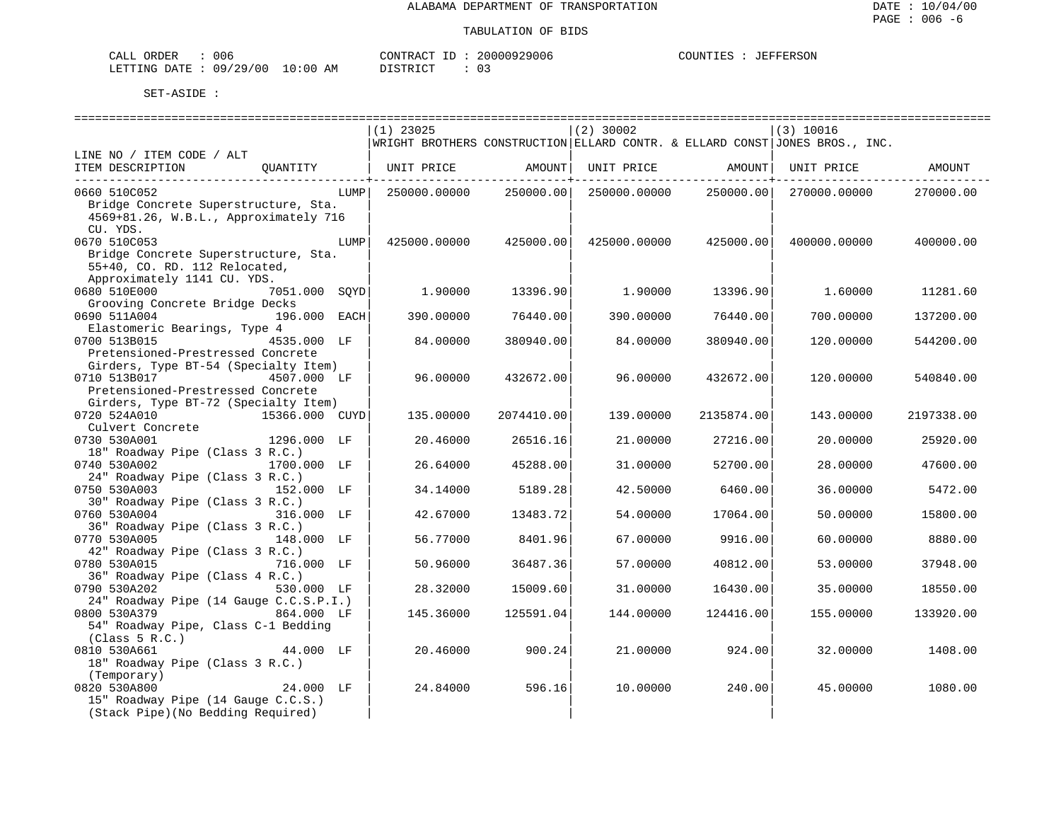ALABAMA DEPARTMENT OF TRANSPORTATION

TABULATION OF BIDS

CALL ORDER : 006 CONTRACT ID : 20000929006 COUNTIES : JEFFERSON
LETTING DATE : 09/29/00 10:00 AM DISTRICT : 03

SET-ASIDE :

| LINE NO / ITEM CODE / ALT ITEM DESCRIPTION | QUANTITY | (1) 23025 WRIGHT BROTHERS CONSTRUCTION UNIT PRICE | AMOUNT | (2) 30002 ELLARD CONTR. & ELLARD CONST UNIT PRICE | AMOUNT | (3) 10016 JONES BROS., INC. UNIT PRICE | AMOUNT |
|---|---|---|---|---|---|---|---|
| 0660 510C052 Bridge Concrete Superstructure, Sta. 4569+81.26, W.B.L., Approximately 716 CU. YDS. | LUMP | 250000.00000 | 250000.00 | 250000.00000 | 250000.00 | 270000.00000 | 270000.00 |
| 0670 510C053 Bridge Concrete Superstructure, Sta. 55+40, CO. RD. 112 Relocated, Approximately 1141 CU. YDS. | LUMP | 425000.00000 | 425000.00 | 425000.00000 | 425000.00 | 400000.00000 | 400000.00 |
| 0680 510E000 Grooving Concrete Bridge Decks | 7051.000 SQYD | 1.90000 | 13396.90 | 1.90000 | 13396.90 | 1.60000 | 11281.60 |
| 0690 511A004 Elastomeric Bearings, Type 4 | 196.000 EACH | 390.00000 | 76440.00 | 390.00000 | 76440.00 | 700.00000 | 137200.00 |
| 0700 513B015 Pretensioned-Prestressed Concrete Girders, Type BT-54 (Specialty Item) | 4535.000 LF | 84.00000 | 380940.00 | 84.00000 | 380940.00 | 120.00000 | 544200.00 |
| 0710 513B017 Pretensioned-Prestressed Concrete Girders, Type BT-72 (Specialty Item) | 4507.000 LF | 96.00000 | 432672.00 | 96.00000 | 432672.00 | 120.00000 | 540840.00 |
| 0720 524A010 Culvert Concrete | 15366.000 CUYD | 135.00000 | 2074410.00 | 139.00000 | 2135874.00 | 143.00000 | 2197338.00 |
| 0730 530A001 18" Roadway Pipe (Class 3 R.C.) | 1296.000 LF | 20.46000 | 26516.16 | 21.00000 | 27216.00 | 20.00000 | 25920.00 |
| 0740 530A002 24" Roadway Pipe (Class 3 R.C.) | 1700.000 LF | 26.64000 | 45288.00 | 31.00000 | 52700.00 | 28.00000 | 47600.00 |
| 0750 530A003 30" Roadway Pipe (Class 3 R.C.) | 152.000 LF | 34.14000 | 5189.28 | 42.50000 | 6460.00 | 36.00000 | 5472.00 |
| 0760 530A004 36" Roadway Pipe (Class 3 R.C.) | 316.000 LF | 42.67000 | 13483.72 | 54.00000 | 17064.00 | 50.00000 | 15800.00 |
| 0770 530A005 42" Roadway Pipe (Class 3 R.C.) | 148.000 LF | 56.77000 | 8401.96 | 67.00000 | 9916.00 | 60.00000 | 8880.00 |
| 0780 530A015 36" Roadway Pipe (Class 4 R.C.) | 716.000 LF | 50.96000 | 36487.36 | 57.00000 | 40812.00 | 53.00000 | 37948.00 |
| 0790 530A202 24" Roadway Pipe (14 Gauge C.C.S.P.I.) | 530.000 LF | 28.32000 | 15009.60 | 31.00000 | 16430.00 | 35.00000 | 18550.00 |
| 0800 530A379 54" Roadway Pipe, Class C-1 Bedding (Class 5 R.C.) | 864.000 LF | 145.36000 | 125591.04 | 144.00000 | 124416.00 | 155.00000 | 133920.00 |
| 0810 530A661 18" Roadway Pipe (Class 3 R.C.) (Temporary) | 44.000 LF | 20.46000 | 900.24 | 21.00000 | 924.00 | 32.00000 | 1408.00 |
| 0820 530A800 15" Roadway Pipe (14 Gauge C.C.S.) (Stack Pipe)(No Bedding Required) | 24.000 LF | 24.84000 | 596.16 | 10.00000 | 240.00 | 45.00000 | 1080.00 |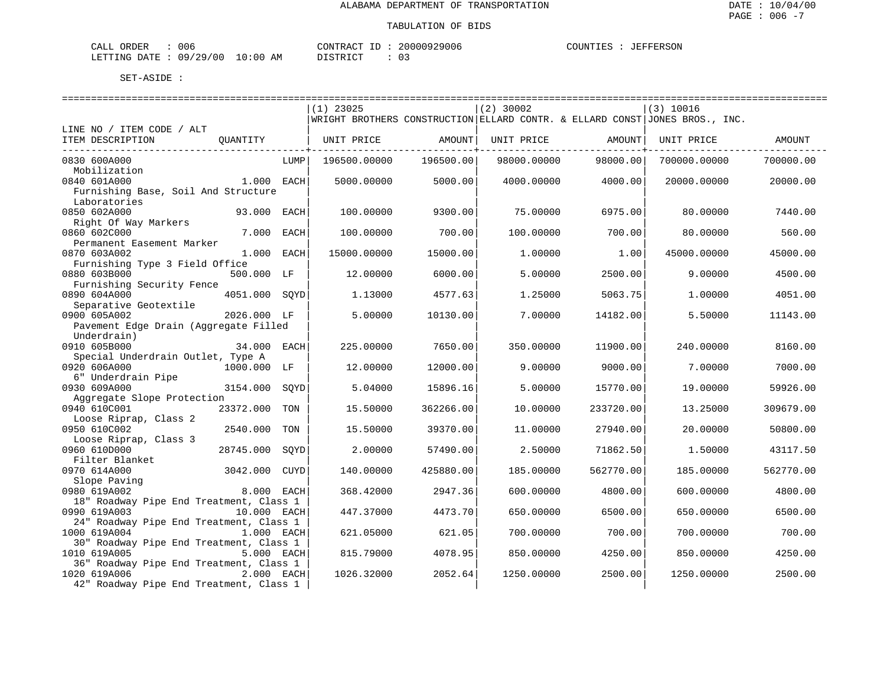ALABAMA DEPARTMENT OF TRANSPORTATION

TABULATION OF BIDS

DATE : 10/04/00
PAGE : 006 -7

CALL ORDER : 006　　CONTRACT ID : 20000929006　　COUNTIES : JEFFERSON
LETTING DATE : 09/29/00 10:00 AM　　DISTRICT : 03

SET-ASIDE :

| LINE NO / ITEM CODE / ALT<br>ITEM DESCRIPTION | QUANTITY | | (1) 23025<br>WRIGHT BROTHERS CONSTRUCTION<br>UNIT PRICE | AMOUNT | (2) 30002<br>ELLARD CONTR. & ELLARD CONST<br>UNIT PRICE | AMOUNT | (3) 10016<br>JONES BROS., INC.<br>UNIT PRICE | AMOUNT |
|---|---|---|---|---|---|---|---|---|
| 0830 600A000<br>Mobilization | | LUMP | 196500.00000 | 196500.00 | 98000.00000 | 98000.00 | 700000.00000 | 700000.00 |
| 0840 601A000<br>Furnishing Base, Soil And Structure Laboratories | 1.000 | EACH | 5000.00000 | 5000.00 | 4000.00000 | 4000.00 | 20000.00000 | 20000.00 |
| 0850 602A000<br>Right Of Way Markers | 93.000 | EACH | 100.00000 | 9300.00 | 75.00000 | 6975.00 | 80.00000 | 7440.00 |
| 0860 602C000<br>Permanent Easement Marker | 7.000 | EACH | 100.00000 | 700.00 | 100.00000 | 700.00 | 80.00000 | 560.00 |
| 0870 603A002<br>Furnishing Type 3 Field Office | 1.000 | EACH | 15000.00000 | 15000.00 | 1.00000 | 1.00 | 45000.00000 | 45000.00 |
| 0880 603B000<br>Furnishing Security Fence | 500.000 | LF | 12.00000 | 6000.00 | 5.00000 | 2500.00 | 9.00000 | 4500.00 |
| 0890 604A000<br>Separative Geotextile | 4051.000 | SQYD | 1.13000 | 4577.63 | 1.25000 | 5063.75 | 1.00000 | 4051.00 |
| 0900 605A002<br>Pavement Edge Drain (Aggregate Filled Underdrain) | 2026.000 | LF | 5.00000 | 10130.00 | 7.00000 | 14182.00 | 5.50000 | 11143.00 |
| 0910 605B000<br>Special Underdrain Outlet, Type A | 34.000 | EACH | 225.00000 | 7650.00 | 350.00000 | 11900.00 | 240.00000 | 8160.00 |
| 0920 606A000<br>6" Underdrain Pipe | 1000.000 | LF | 12.00000 | 12000.00 | 9.00000 | 9000.00 | 7.00000 | 7000.00 |
| 0930 609A000<br>Aggregate Slope Protection | 3154.000 | SQYD | 5.04000 | 15896.16 | 5.00000 | 15770.00 | 19.00000 | 59926.00 |
| 0940 610C001<br>Loose Riprap, Class 2 | 23372.000 | TON | 15.50000 | 362266.00 | 10.00000 | 233720.00 | 13.25000 | 309679.00 |
| 0950 610C002<br>Loose Riprap, Class 3 | 2540.000 | TON | 15.50000 | 39370.00 | 11.00000 | 27940.00 | 20.00000 | 50800.00 |
| 0960 610D000<br>Filter Blanket | 28745.000 | SQYD | 2.00000 | 57490.00 | 2.50000 | 71862.50 | 1.50000 | 43117.50 |
| 0970 614A000<br>Slope Paving | 3042.000 | CUYD | 140.00000 | 425880.00 | 185.00000 | 562770.00 | 185.00000 | 562770.00 |
| 0980 619A002<br>18" Roadway Pipe End Treatment, Class 1 | 8.000 | EACH | 368.42000 | 2947.36 | 600.00000 | 4800.00 | 600.00000 | 4800.00 |
| 0990 619A003<br>24" Roadway Pipe End Treatment, Class 1 | 10.000 | EACH | 447.37000 | 4473.70 | 650.00000 | 6500.00 | 650.00000 | 6500.00 |
| 1000 619A004<br>30" Roadway Pipe End Treatment, Class 1 | 1.000 | EACH | 621.05000 | 621.05 | 700.00000 | 700.00 | 700.00000 | 700.00 |
| 1010 619A005<br>36" Roadway Pipe End Treatment, Class 1 | 5.000 | EACH | 815.79000 | 4078.95 | 850.00000 | 4250.00 | 850.00000 | 4250.00 |
| 1020 619A006<br>42" Roadway Pipe End Treatment, Class 1 | 2.000 | EACH | 1026.32000 | 2052.64 | 1250.00000 | 2500.00 | 1250.00000 | 2500.00 |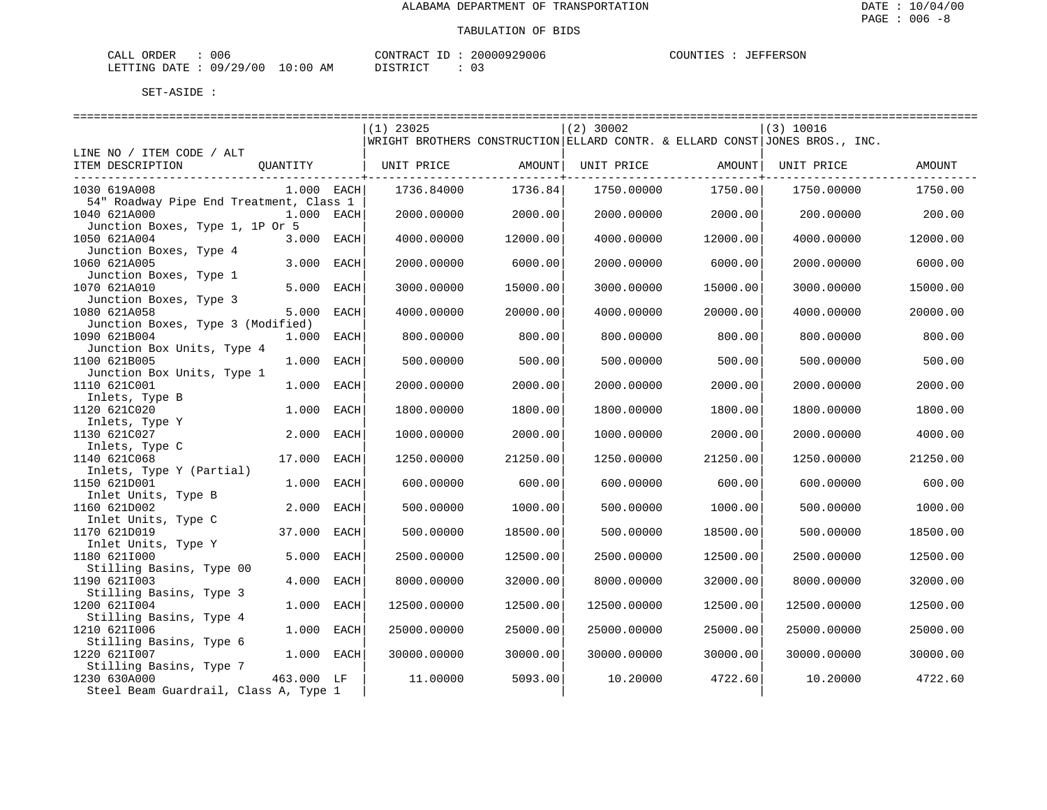ALABAMA DEPARTMENT OF TRANSPORTATION

TABULATION OF BIDS

CALL ORDER : 006 CONTRACT ID : 20000929006 COUNTIES : JEFFERSON
LETTING DATE : 09/29/00 10:00 AM DISTRICT : 03

SET-ASIDE :

| LINE NO / ITEM CODE / ALT ITEM DESCRIPTION | QUANTITY | (1) 23025 WRIGHT BROTHERS CONSTRUCTION UNIT PRICE | AMOUNT | (2) 30002 ELLARD CONTR. & ELLARD CONST UNIT PRICE | AMOUNT | (3) 10016 JONES BROS., INC. UNIT PRICE | AMOUNT |
|---|---|---|---|---|---|---|---|
| 1030 619A008 54" Roadway Pipe End Treatment, Class 1 | 1.000 EACH | 1736.84000 | 1736.84 | 1750.00000 | 1750.00 | 1750.00000 | 1750.00 |
| 1040 621A000 Junction Boxes, Type 1, 1P Or 5 | 1.000 EACH | 2000.00000 | 2000.00 | 2000.00000 | 2000.00 | 200.00000 | 200.00 |
| 1050 621A004 Junction Boxes, Type 4 | 3.000 EACH | 4000.00000 | 12000.00 | 4000.00000 | 12000.00 | 4000.00000 | 12000.00 |
| 1060 621A005 Junction Boxes, Type 1 | 3.000 EACH | 2000.00000 | 6000.00 | 2000.00000 | 6000.00 | 2000.00000 | 6000.00 |
| 1070 621A010 Junction Boxes, Type 3 | 5.000 EACH | 3000.00000 | 15000.00 | 3000.00000 | 15000.00 | 3000.00000 | 15000.00 |
| 1080 621A058 Junction Boxes, Type 3 (Modified) | 5.000 EACH | 4000.00000 | 20000.00 | 4000.00000 | 20000.00 | 4000.00000 | 20000.00 |
| 1090 621B004 Junction Box Units, Type 4 | 1.000 EACH | 800.00000 | 800.00 | 800.00000 | 800.00 | 800.00000 | 800.00 |
| 1100 621B005 Junction Box Units, Type 1 | 1.000 EACH | 500.00000 | 500.00 | 500.00000 | 500.00 | 500.00000 | 500.00 |
| 1110 621C001 Inlets, Type B | 1.000 EACH | 2000.00000 | 2000.00 | 2000.00000 | 2000.00 | 2000.00000 | 2000.00 |
| 1120 621C020 Inlets, Type Y | 1.000 EACH | 1800.00000 | 1800.00 | 1800.00000 | 1800.00 | 1800.00000 | 1800.00 |
| 1130 621C027 Inlets, Type C | 2.000 EACH | 1000.00000 | 2000.00 | 1000.00000 | 2000.00 | 2000.00000 | 4000.00 |
| 1140 621C068 Inlets, Type Y (Partial) | 17.000 EACH | 1250.00000 | 21250.00 | 1250.00000 | 21250.00 | 1250.00000 | 21250.00 |
| 1150 621D001 Inlet Units, Type B | 1.000 EACH | 600.00000 | 600.00 | 600.00000 | 600.00 | 600.00000 | 600.00 |
| 1160 621D002 Inlet Units, Type C | 2.000 EACH | 500.00000 | 1000.00 | 500.00000 | 1000.00 | 500.00000 | 1000.00 |
| 1170 621D019 Inlet Units, Type Y | 37.000 EACH | 500.00000 | 18500.00 | 500.00000 | 18500.00 | 500.00000 | 18500.00 |
| 1180 621I000 Stilling Basins, Type 00 | 5.000 EACH | 2500.00000 | 12500.00 | 2500.00000 | 12500.00 | 2500.00000 | 12500.00 |
| 1190 621I003 Stilling Basins, Type 3 | 4.000 EACH | 8000.00000 | 32000.00 | 8000.00000 | 32000.00 | 8000.00000 | 32000.00 |
| 1200 621I004 Stilling Basins, Type 4 | 1.000 EACH | 12500.00000 | 12500.00 | 12500.00000 | 12500.00 | 12500.00000 | 12500.00 |
| 1210 621I006 Stilling Basins, Type 6 | 1.000 EACH | 25000.00000 | 25000.00 | 25000.00000 | 25000.00 | 25000.00000 | 25000.00 |
| 1220 621I007 Stilling Basins, Type 7 | 1.000 EACH | 30000.00000 | 30000.00 | 30000.00000 | 30000.00 | 30000.00000 | 30000.00 |
| 1230 630A000 Steel Beam Guardrail, Class A, Type 1 | 463.000 LF | 11.00000 | 5093.00 | 10.20000 | 4722.60 | 10.20000 | 4722.60 |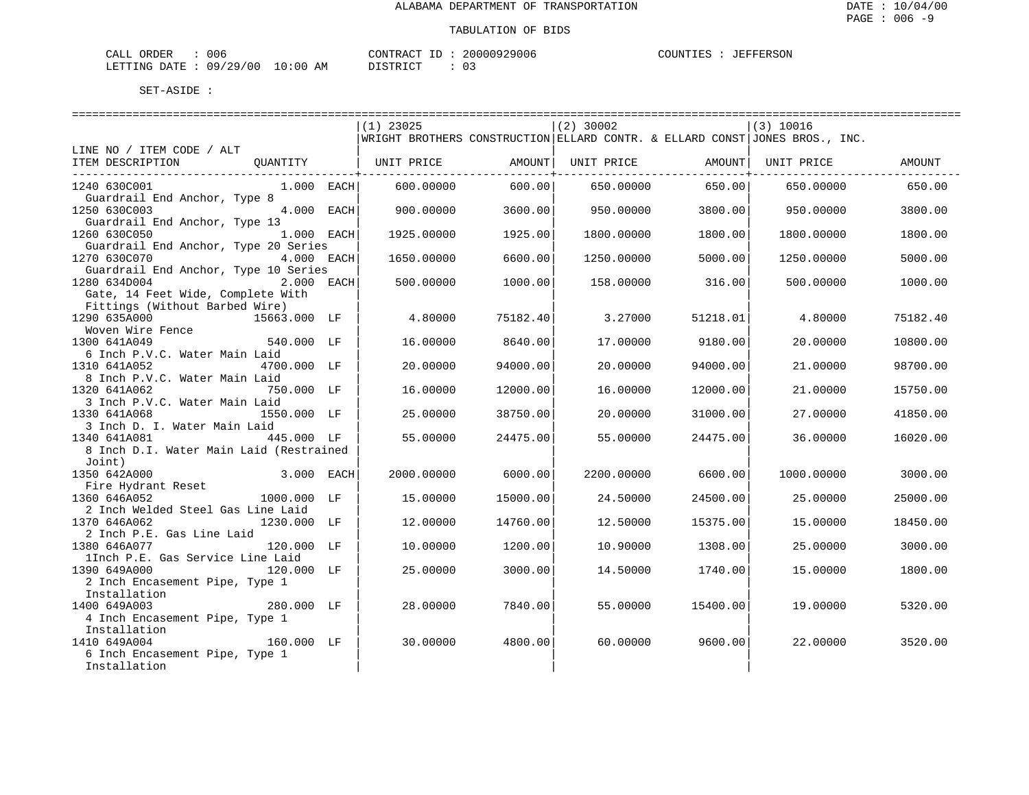ALABAMA DEPARTMENT OF TRANSPORTATION

TABULATION OF BIDS

CALL ORDER : 006 CONTRACT ID : 20000929006 COUNTIES : JEFFERSON
LETTING DATE : 09/29/00 10:00 AM DISTRICT : 03

SET-ASIDE :

| LINE NO / ITEM CODE / ALT ITEM DESCRIPTION | QUANTITY | (1) 23025 WRIGHT BROTHERS CONSTRUCTION UNIT PRICE | AMOUNT | (2) 30002 ELLARD CONTR. & ELLARD CONST UNIT PRICE | AMOUNT | (3) 10016 JONES BROS., INC. UNIT PRICE | AMOUNT |
|---|---|---|---|---|---|---|---|
| 1240 630C001 Guardrail End Anchor, Type 8 | 1.000 EACH | 600.00000 | 600.00 | 650.00000 | 650.00 | 650.00000 | 650.00 |
| 1250 630C003 Guardrail End Anchor, Type 13 | 4.000 EACH | 900.00000 | 3600.00 | 950.00000 | 3800.00 | 950.00000 | 3800.00 |
| 1260 630C050 Guardrail End Anchor, Type 20 Series | 1.000 EACH | 1925.00000 | 1925.00 | 1800.00000 | 1800.00 | 1800.00000 | 1800.00 |
| 1270 630C070 Guardrail End Anchor, Type 10 Series | 4.000 EACH | 1650.00000 | 6600.00 | 1250.00000 | 5000.00 | 1250.00000 | 5000.00 |
| 1280 634D004 Gate, 14 Feet Wide, Complete With Fittings (Without Barbed Wire) | 2.000 EACH | 500.00000 | 1000.00 | 158.00000 | 316.00 | 500.00000 | 1000.00 |
| 1290 635A000 Woven Wire Fence | 15663.000 LF | 4.80000 | 75182.40 | 3.27000 | 51218.01 | 4.80000 | 75182.40 |
| 1300 641A049 6 Inch P.V.C. Water Main Laid | 540.000 LF | 16.00000 | 8640.00 | 17.00000 | 9180.00 | 20.00000 | 10800.00 |
| 1310 641A052 8 Inch P.V.C. Water Main Laid | 4700.000 LF | 20.00000 | 94000.00 | 20.00000 | 94000.00 | 21.00000 | 98700.00 |
| 1320 641A062 3 Inch P.V.C. Water Main Laid | 750.000 LF | 16.00000 | 12000.00 | 16.00000 | 12000.00 | 21.00000 | 15750.00 |
| 1330 641A068 3 Inch D. I. Water Main Laid | 1550.000 LF | 25.00000 | 38750.00 | 20.00000 | 31000.00 | 27.00000 | 41850.00 |
| 1340 641A081 8 Inch D.I. Water Main Laid (Restrained Joint) | 445.000 LF | 55.00000 | 24475.00 | 55.00000 | 24475.00 | 36.00000 | 16020.00 |
| 1350 642A000 Fire Hydrant Reset | 3.000 EACH | 2000.00000 | 6000.00 | 2200.00000 | 6600.00 | 1000.00000 | 3000.00 |
| 1360 646A052 2 Inch Welded Steel Gas Line Laid | 1000.000 LF | 15.00000 | 15000.00 | 24.50000 | 24500.00 | 25.00000 | 25000.00 |
| 1370 646A062 2 Inch P.E. Gas Line Laid | 1230.000 LF | 12.00000 | 14760.00 | 12.50000 | 15375.00 | 15.00000 | 18450.00 |
| 1380 646A077 1Inch P.E. Gas Service Line Laid | 120.000 LF | 10.00000 | 1200.00 | 10.90000 | 1308.00 | 25.00000 | 3000.00 |
| 1390 649A000 2 Inch Encasement Pipe, Type 1 Installation | 120.000 LF | 25.00000 | 3000.00 | 14.50000 | 1740.00 | 15.00000 | 1800.00 |
| 1400 649A003 4 Inch Encasement Pipe, Type 1 Installation | 280.000 LF | 28.00000 | 7840.00 | 55.00000 | 15400.00 | 19.00000 | 5320.00 |
| 1410 649A004 6 Inch Encasement Pipe, Type 1 Installation | 160.000 LF | 30.00000 | 4800.00 | 60.00000 | 9600.00 | 22.00000 | 3520.00 |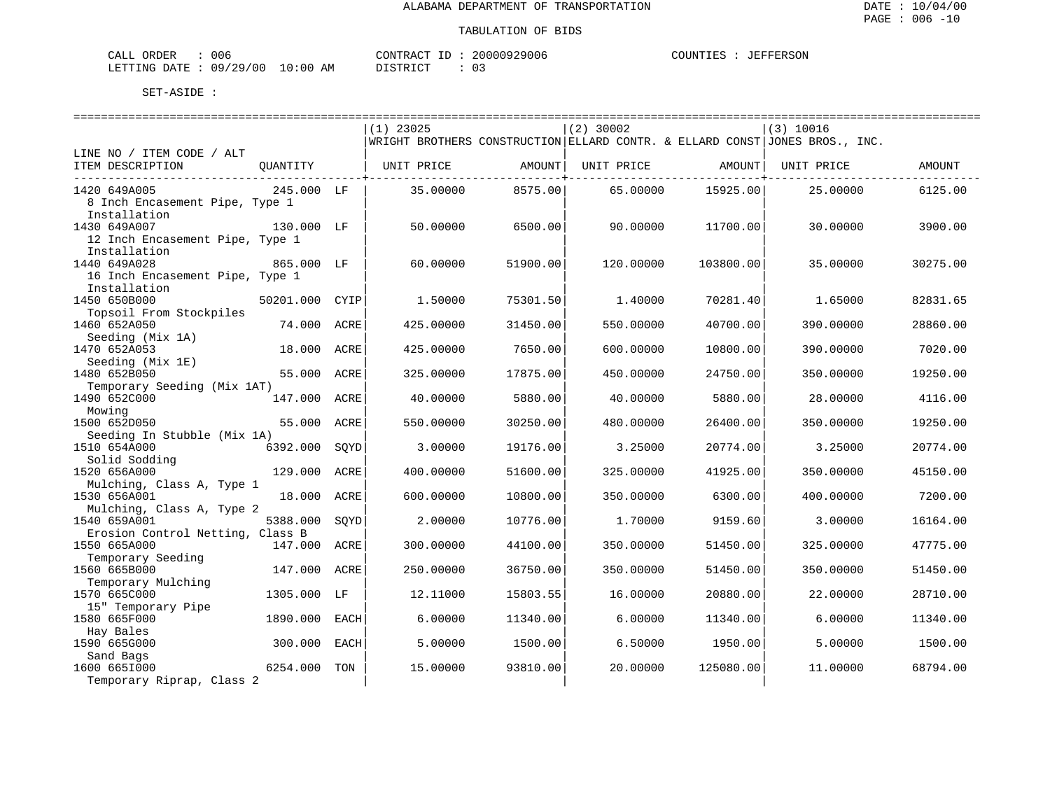ALABAMA DEPARTMENT OF TRANSPORTATION

TABULATION OF BIDS

CALL ORDER : 006    CONTRACT ID : 20000929006    COUNTIES : JEFFERSON
LETTING DATE : 09/29/00 10:00 AM    DISTRICT : 03

SET-ASIDE :

| LINE NO / ITEM CODE / ALT ITEM DESCRIPTION | QUANTITY | | (1) 23025 WRIGHT BROTHERS CONSTRUCTION UNIT PRICE | AMOUNT | (2) 30002 ELLARD CONTR. & ELLARD CONST UNIT PRICE | AMOUNT | (3) 10016 JONES BROS., INC. UNIT PRICE | AMOUNT |
|---|---|---|---|---|---|---|---|---|
| 1420 649A005 8 Inch Encasement Pipe, Type 1 Installation | 245.000 | LF | 35.00000 | 8575.00 | 65.00000 | 15925.00 | 25.00000 | 6125.00 |
| 1430 649A007 12 Inch Encasement Pipe, Type 1 Installation | 130.000 | LF | 50.00000 | 6500.00 | 90.00000 | 11700.00 | 30.00000 | 3900.00 |
| 1440 649A028 16 Inch Encasement Pipe, Type 1 Installation | 865.000 | LF | 60.00000 | 51900.00 | 120.00000 | 103800.00 | 35.00000 | 30275.00 |
| 1450 650B000 Topsoil From Stockpiles | 50201.000 | CYIP | 1.50000 | 75301.50 | 1.40000 | 70281.40 | 1.65000 | 82831.65 |
| 1460 652A050 Seeding (Mix 1A) | 74.000 | ACRE | 425.00000 | 31450.00 | 550.00000 | 40700.00 | 390.00000 | 28860.00 |
| 1470 652A053 Seeding (Mix 1E) | 18.000 | ACRE | 425.00000 | 7650.00 | 600.00000 | 10800.00 | 390.00000 | 7020.00 |
| 1480 652B050 Temporary Seeding (Mix 1AT) | 55.000 | ACRE | 325.00000 | 17875.00 | 450.00000 | 24750.00 | 350.00000 | 19250.00 |
| 1490 652C000 Mowing | 147.000 | ACRE | 40.00000 | 5880.00 | 40.00000 | 5880.00 | 28.00000 | 4116.00 |
| 1500 652D050 Seeding In Stubble (Mix 1A) | 55.000 | ACRE | 550.00000 | 30250.00 | 480.00000 | 26400.00 | 350.00000 | 19250.00 |
| 1510 654A000 Solid Sodding | 6392.000 | SQYD | 3.00000 | 19176.00 | 3.25000 | 20774.00 | 3.25000 | 20774.00 |
| 1520 656A000 Mulching, Class A, Type 1 | 129.000 | ACRE | 400.00000 | 51600.00 | 325.00000 | 41925.00 | 350.00000 | 45150.00 |
| 1530 656A001 Mulching, Class A, Type 2 | 18.000 | ACRE | 600.00000 | 10800.00 | 350.00000 | 6300.00 | 400.00000 | 7200.00 |
| 1540 659A001 Erosion Control Netting, Class B | 5388.000 | SQYD | 2.00000 | 10776.00 | 1.70000 | 9159.60 | 3.00000 | 16164.00 |
| 1550 665A000 Temporary Seeding | 147.000 | ACRE | 300.00000 | 44100.00 | 350.00000 | 51450.00 | 325.00000 | 47775.00 |
| 1560 665B000 Temporary Mulching | 147.000 | ACRE | 250.00000 | 36750.00 | 350.00000 | 51450.00 | 350.00000 | 51450.00 |
| 1570 665C000 15" Temporary Pipe | 1305.000 | LF | 12.11000 | 15803.55 | 16.00000 | 20880.00 | 22.00000 | 28710.00 |
| 1580 665F000 Hay Bales | 1890.000 | EACH | 6.00000 | 11340.00 | 6.00000 | 11340.00 | 6.00000 | 11340.00 |
| 1590 665G000 Sand Bags | 300.000 | EACH | 5.00000 | 1500.00 | 6.50000 | 1950.00 | 5.00000 | 1500.00 |
| 1600 665I000 Temporary Riprap, Class 2 | 6254.000 | TON | 15.00000 | 93810.00 | 20.00000 | 125080.00 | 11.00000 | 68794.00 |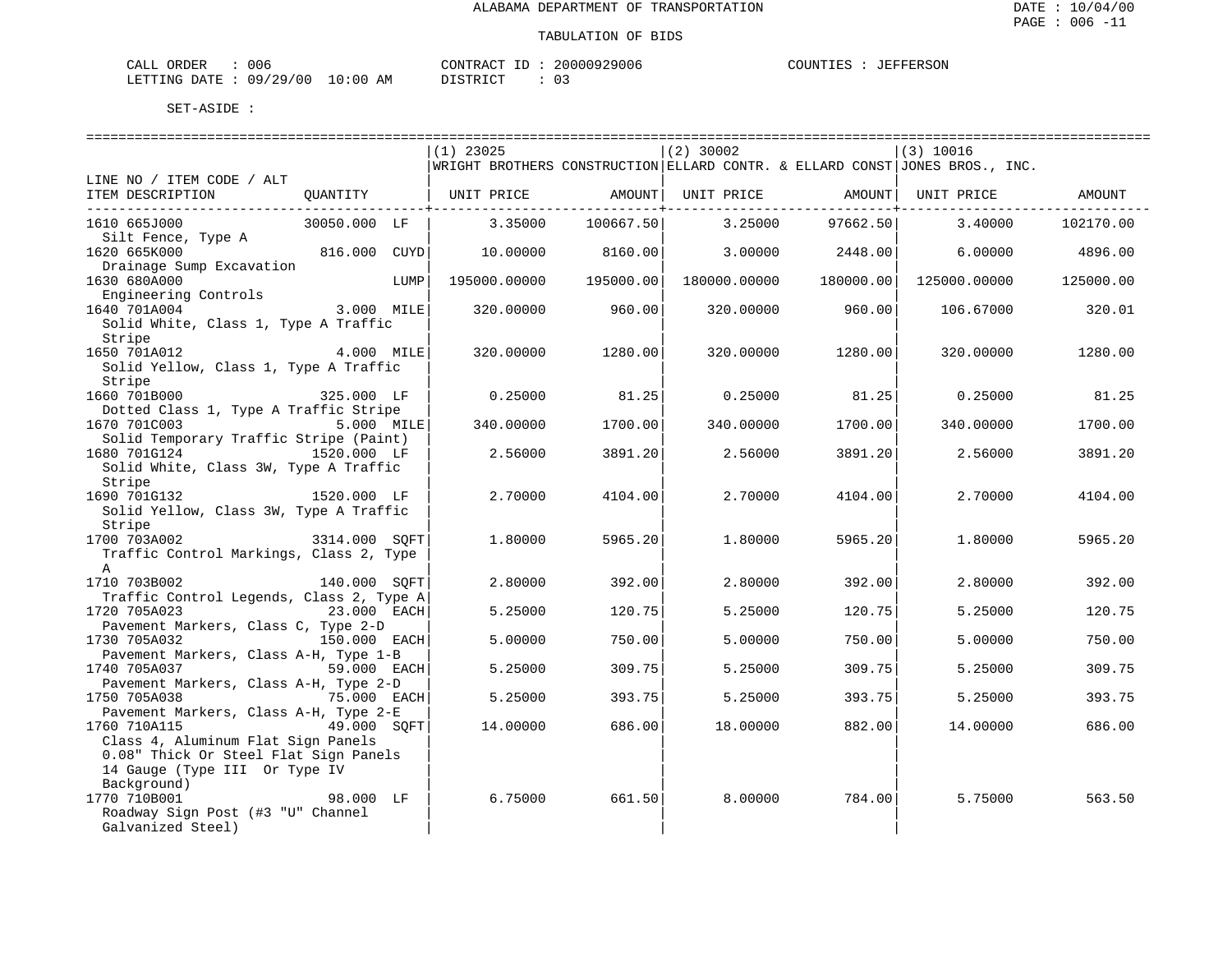ALABAMA DEPARTMENT OF TRANSPORTATION

TABULATION OF BIDS

CALL ORDER : 006 CONTRACT ID : 20000929006 COUNTIES : JEFFERSON
LETTING DATE : 09/29/00 10:00 AM DISTRICT : 03

SET-ASIDE :

| LINE NO / ITEM CODE / ALT ITEM DESCRIPTION | QUANTITY | (1) 23025 WRIGHT BROTHERS CONSTRUCTION UNIT PRICE | AMOUNT | (2) 30002 ELLARD CONTR. & ELLARD CONST UNIT PRICE | AMOUNT | (3) 10016 JONES BROS., INC. UNIT PRICE | AMOUNT |
|---|---|---|---|---|---|---|---|
| 1610 665J000 Silt Fence, Type A | 30050.000 LF | 3.35000 | 100667.50 | 3.25000 | 97662.50 | 3.40000 | 102170.00 |
| 1620 665K000 Drainage Sump Excavation | 816.000 CUYD | 10.00000 | 8160.00 | 3.00000 | 2448.00 | 6.00000 | 4896.00 |
| 1630 680A000 Engineering Controls | LUMP | 195000.00000 | 195000.00 | 180000.00000 | 180000.00 | 125000.00000 | 125000.00 |
| 1640 701A004 Solid White, Class 1, Type A Traffic Stripe | 3.000 MILE | 320.00000 | 960.00 | 320.00000 | 960.00 | 106.67000 | 320.01 |
| 1650 701A012 Solid Yellow, Class 1, Type A Traffic Stripe | 4.000 MILE | 320.00000 | 1280.00 | 320.00000 | 1280.00 | 320.00000 | 1280.00 |
| 1660 701B000 Dotted Class 1, Type A Traffic Stripe | 325.000 LF | 0.25000 | 81.25 | 0.25000 | 81.25 | 0.25000 | 81.25 |
| 1670 701C003 Solid Temporary Traffic Stripe (Paint) | 5.000 MILE | 340.00000 | 1700.00 | 340.00000 | 1700.00 | 340.00000 | 1700.00 |
| 1680 701G124 Solid White, Class 3W, Type A Traffic Stripe | 1520.000 LF | 2.56000 | 3891.20 | 2.56000 | 3891.20 | 2.56000 | 3891.20 |
| 1690 701G132 Solid Yellow, Class 3W, Type A Traffic Stripe | 1520.000 LF | 2.70000 | 4104.00 | 2.70000 | 4104.00 | 2.70000 | 4104.00 |
| 1700 703A002 Traffic Control Markings, Class 2, Type A | 3314.000 SQFT | 1.80000 | 5965.20 | 1.80000 | 5965.20 | 1.80000 | 5965.20 |
| 1710 703B002 Traffic Control Legends, Class 2, Type A | 140.000 SQFT | 2.80000 | 392.00 | 2.80000 | 392.00 | 2.80000 | 392.00 |
| 1720 705A023 Pavement Markers, Class C, Type 2-D | 23.000 EACH | 5.25000 | 120.75 | 5.25000 | 120.75 | 5.25000 | 120.75 |
| 1730 705A032 Pavement Markers, Class A-H, Type 1-B | 150.000 EACH | 5.00000 | 750.00 | 5.00000 | 750.00 | 5.00000 | 750.00 |
| 1740 705A037 Pavement Markers, Class A-H, Type 2-D | 59.000 EACH | 5.25000 | 309.75 | 5.25000 | 309.75 | 5.25000 | 309.75 |
| 1750 705A038 Pavement Markers, Class A-H, Type 2-E | 75.000 EACH | 5.25000 | 393.75 | 5.25000 | 393.75 | 5.25000 | 393.75 |
| 1760 710A115 Class 4, Aluminum Flat Sign Panels 0.08" Thick Or Steel Flat Sign Panels 14 Gauge (Type III Or Type IV Background) | 49.000 SQFT | 14.00000 | 686.00 | 18.00000 | 882.00 | 14.00000 | 686.00 |
| 1770 710B001 Roadway Sign Post (#3 "U" Channel Galvanized Steel) | 98.000 LF | 6.75000 | 661.50 | 8.00000 | 784.00 | 5.75000 | 563.50 |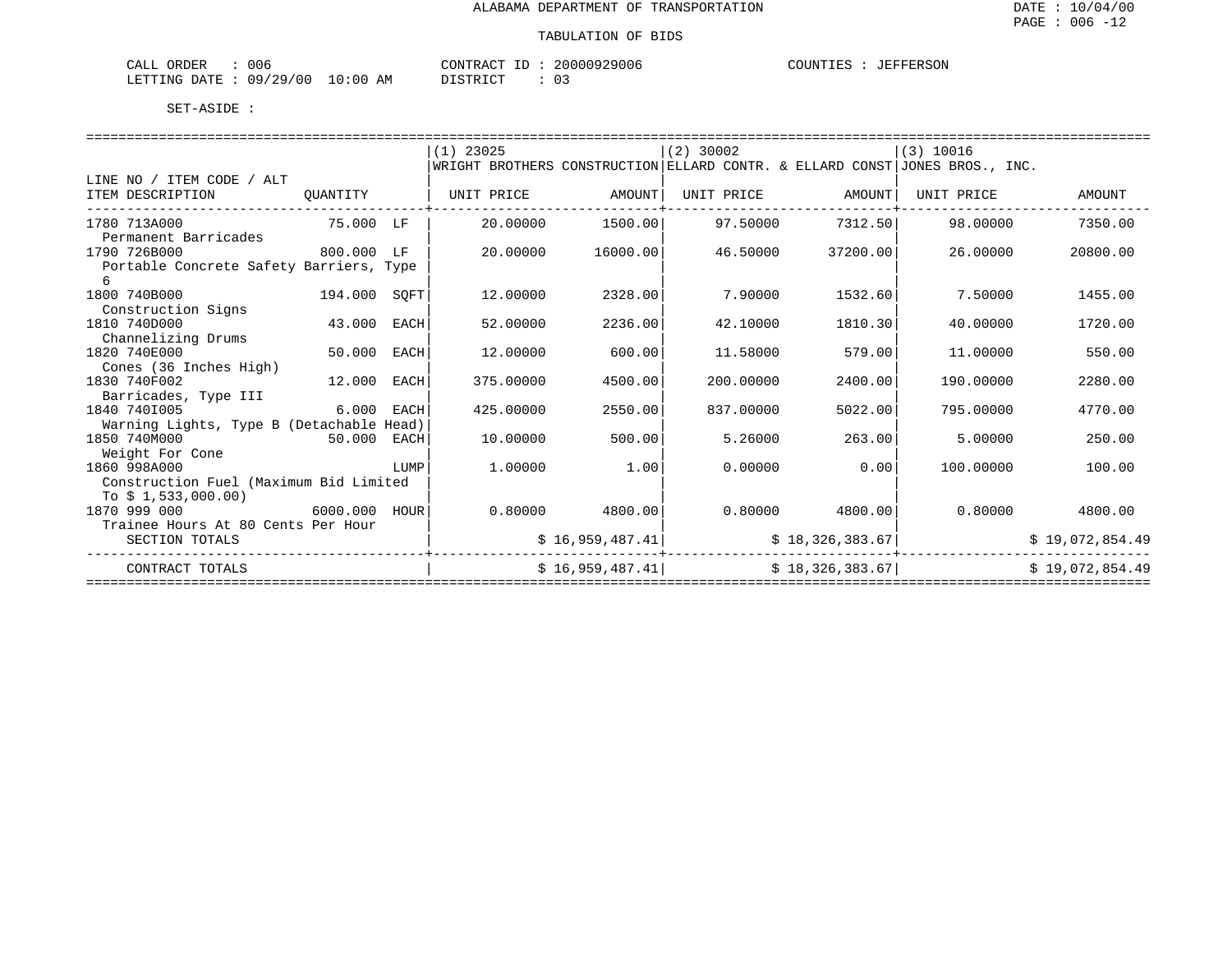ALABAMA DEPARTMENT OF TRANSPORTATION

TABULATION OF BIDS

DATE : 10/04/00
PAGE : 006 -12

CALL ORDER : 006 CONTRACT ID : 20000929006 COUNTIES : JEFFERSON
LETTING DATE : 09/29/00 10:00 AM DISTRICT : 03

SET-ASIDE :

| LINE NO / ITEM CODE / ALT ITEM DESCRIPTION | QUANTITY | (1) 23025 WRIGHT BROTHERS CONSTRUCTION UNIT PRICE | AMOUNT | (2) 30002 ELLARD CONTR. & ELLARD CONST UNIT PRICE | AMOUNT | (3) 10016 JONES BROS., INC. UNIT PRICE | AMOUNT |
|---|---|---|---|---|---|---|---|
| 1780 713A000 Permanent Barricades | 75.000 LF | 20.00000 | 1500.00 | 97.50000 | 7312.50 | 98.00000 | 7350.00 |
| 1790 726B000 Portable Concrete Safety Barriers, Type 6 | 800.000 LF | 20.00000 | 16000.00 | 46.50000 | 37200.00 | 26.00000 | 20800.00 |
| 1800 740B000 Construction Signs | 194.000 SQFT | 12.00000 | 2328.00 | 7.90000 | 1532.60 | 7.50000 | 1455.00 |
| 1810 740D000 Channelizing Drums | 43.000 EACH | 52.00000 | 2236.00 | 42.10000 | 1810.30 | 40.00000 | 1720.00 |
| 1820 740E000 Cones (36 Inches High) | 50.000 EACH | 12.00000 | 600.00 | 11.58000 | 579.00 | 11.00000 | 550.00 |
| 1830 740F002 Barricades, Type III | 12.000 EACH | 375.00000 | 4500.00 | 200.00000 | 2400.00 | 190.00000 | 2280.00 |
| 1840 740I005 Warning Lights, Type B (Detachable Head) | 6.000 EACH | 425.00000 | 2550.00 | 837.00000 | 5022.00 | 795.00000 | 4770.00 |
| 1850 740M000 Weight For Cone | 50.000 EACH | 10.00000 | 500.00 | 5.26000 | 263.00 | 5.00000 | 250.00 |
| 1860 998A000 Construction Fuel (Maximum Bid Limited To $ 1,533,000.00) | LUMP | 1.00000 | 1.00 | 0.00000 | 0.00 | 100.00000 | 100.00 |
| 1870 999 000 Trainee Hours At 80 Cents Per Hour | 6000.000 HOUR | 0.80000 | 4800.00 | 0.80000 | 4800.00 | 0.80000 | 4800.00 |
| SECTION TOTALS | | | $ 16,959,487.41 | | $ 18,326,383.67 | | $ 19,072,854.49 |
| CONTRACT TOTALS | | | $ 16,959,487.41 | | $ 18,326,383.67 | | $ 19,072,854.49 |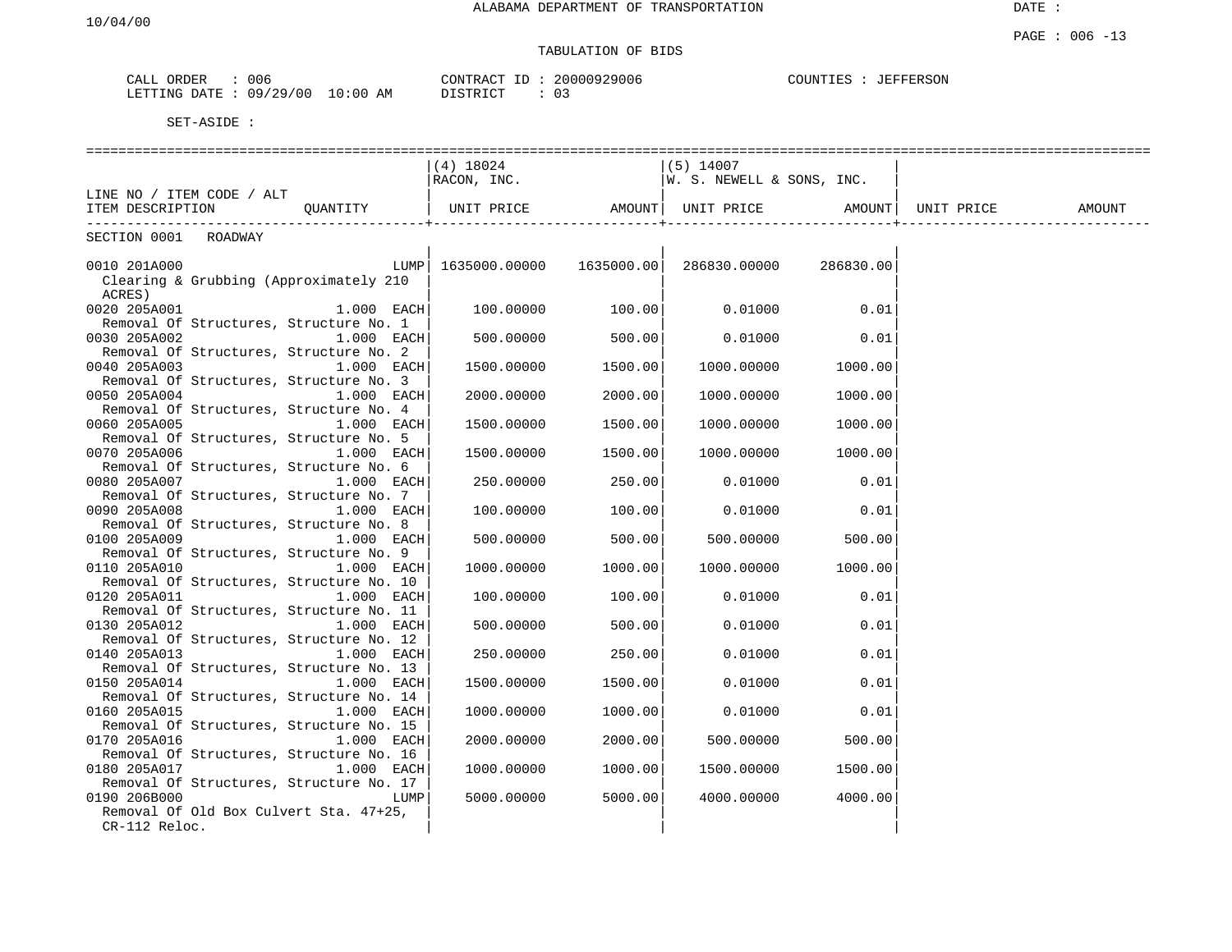ALABAMA DEPARTMENT OF TRANSPORTATION

10/04/00

DATE :

PAGE : 006 -13

TABULATION OF BIDS

CALL ORDER : 006  CONTRACT ID : 20000929006  COUNTIES : JEFFERSON
LETTING DATE : 09/29/00 10:00 AM  DISTRICT : 03

SET-ASIDE :

| LINE NO / ITEM CODE / ALT ITEM DESCRIPTION | QUANTITY | (4) 18024 RACON, INC. UNIT PRICE | AMOUNT | (5) 14007 W. S. NEWELL & SONS, INC. UNIT PRICE | AMOUNT | UNIT PRICE | AMOUNT |
|---|---|---|---|---|---|---|---|
| SECTION 0001 ROADWAY | | | | | | | |
| 0010 201A000 Clearing & Grubbing (Approximately 210 ACRES) | LUMP | 1635000.00000 | 1635000.00 | 286830.00000 | 286830.00 | | |
| 0020 205A001 Removal Of Structures, Structure No. 1 | 1.000 EACH | 100.00000 | 100.00 | 0.01000 | 0.01 | | |
| 0030 205A002 Removal Of Structures, Structure No. 2 | 1.000 EACH | 500.00000 | 500.00 | 0.01000 | 0.01 | | |
| 0040 205A003 Removal Of Structures, Structure No. 3 | 1.000 EACH | 1500.00000 | 1500.00 | 1000.00000 | 1000.00 | | |
| 0050 205A004 Removal Of Structures, Structure No. 4 | 1.000 EACH | 2000.00000 | 2000.00 | 1000.00000 | 1000.00 | | |
| 0060 205A005 Removal Of Structures, Structure No. 5 | 1.000 EACH | 1500.00000 | 1500.00 | 1000.00000 | 1000.00 | | |
| 0070 205A006 Removal Of Structures, Structure No. 6 | 1.000 EACH | 1500.00000 | 1500.00 | 1000.00000 | 1000.00 | | |
| 0080 205A007 Removal Of Structures, Structure No. 7 | 1.000 EACH | 250.00000 | 250.00 | 0.01000 | 0.01 | | |
| 0090 205A008 Removal Of Structures, Structure No. 8 | 1.000 EACH | 100.00000 | 100.00 | 0.01000 | 0.01 | | |
| 0100 205A009 Removal Of Structures, Structure No. 9 | 1.000 EACH | 500.00000 | 500.00 | 500.00000 | 500.00 | | |
| 0110 205A010 Removal Of Structures, Structure No. 10 | 1.000 EACH | 1000.00000 | 1000.00 | 1000.00000 | 1000.00 | | |
| 0120 205A011 Removal Of Structures, Structure No. 11 | 1.000 EACH | 100.00000 | 100.00 | 0.01000 | 0.01 | | |
| 0130 205A012 Removal Of Structures, Structure No. 12 | 1.000 EACH | 500.00000 | 500.00 | 0.01000 | 0.01 | | |
| 0140 205A013 Removal Of Structures, Structure No. 13 | 1.000 EACH | 250.00000 | 250.00 | 0.01000 | 0.01 | | |
| 0150 205A014 Removal Of Structures, Structure No. 14 | 1.000 EACH | 1500.00000 | 1500.00 | 0.01000 | 0.01 | | |
| 0160 205A015 Removal Of Structures, Structure No. 15 | 1.000 EACH | 1000.00000 | 1000.00 | 0.01000 | 0.01 | | |
| 0170 205A016 Removal Of Structures, Structure No. 16 | 1.000 EACH | 2000.00000 | 2000.00 | 500.00000 | 500.00 | | |
| 0180 205A017 Removal Of Structures, Structure No. 17 | 1.000 EACH | 1000.00000 | 1000.00 | 1500.00000 | 1500.00 | | |
| 0190 206B000 Removal Of Old Box Culvert Sta. 47+25, CR-112 Reloc. | LUMP | 5000.00000 | 5000.00 | 4000.00000 | 4000.00 | | |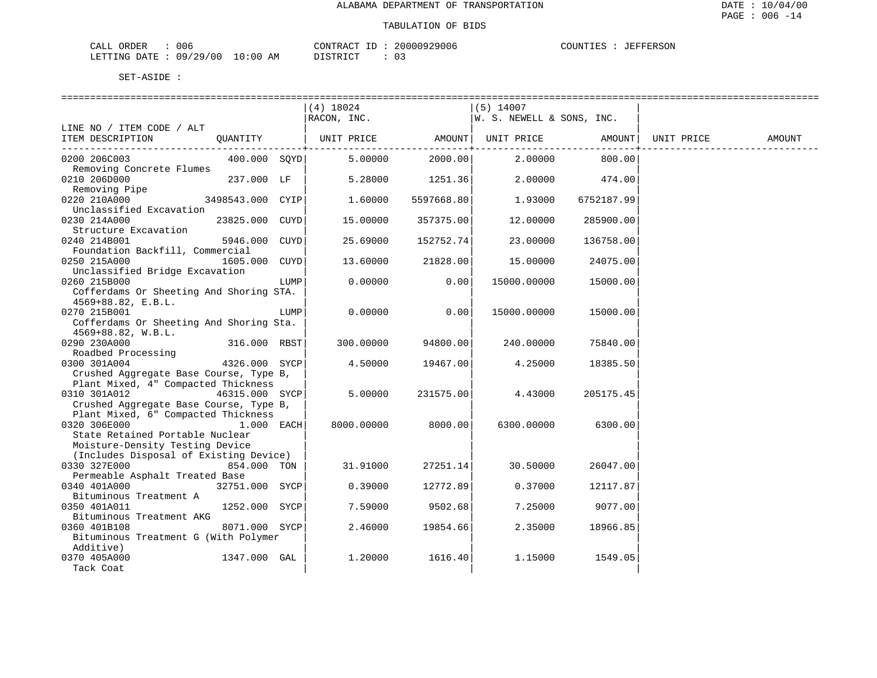ALABAMA DEPARTMENT OF TRANSPORTATION

TABULATION OF BIDS

CALL ORDER : 006 &nbsp;&nbsp;&nbsp;&nbsp; CONTRACT ID : 20000929006 &nbsp;&nbsp;&nbsp;&nbsp; COUNTIES : JEFFERSON
LETTING DATE : 09/29/00 10:00 AM &nbsp;&nbsp;&nbsp;&nbsp; DISTRICT : 03

SET-ASIDE :

| LINE NO / ITEM CODE / ALT ITEM DESCRIPTION | QUANTITY | | (4) 18024 RACON, INC. UNIT PRICE | AMOUNT | (5) 14007 W. S. NEWELL & SONS, INC. UNIT PRICE | AMOUNT | UNIT PRICE | AMOUNT |
|---|---|---|---|---|---|---|---|---|
| 0200 206C003 Removing Concrete Flumes | 400.000 | SQYD | 5.00000 | 2000.00 | 2.00000 | 800.00 | | |
| 0210 206D000 Removing Pipe | 237.000 | LF | 5.28000 | 1251.36 | 2.00000 | 474.00 | | |
| 0220 210A000 Unclassified Excavation | 3498543.000 | CYIP | 1.60000 | 5597668.80 | 1.93000 | 6752187.99 | | |
| 0230 214A000 Structure Excavation | 23825.000 | CUYD | 15.00000 | 357375.00 | 12.00000 | 285900.00 | | |
| 0240 214B001 Foundation Backfill, Commercial | 5946.000 | CUYD | 25.69000 | 152752.74 | 23.00000 | 136758.00 | | |
| 0250 215A000 Unclassified Bridge Excavation | 1605.000 | CUYD | 13.60000 | 21828.00 | 15.00000 | 24075.00 | | |
| 0260 215B000 Cofferdams Or Sheeting And Shoring STA. 4569+88.82, E.B.L. | | LUMP | 0.00000 | 0.00 | 15000.00000 | 15000.00 | | |
| 0270 215B001 Cofferdams Or Sheeting And Shoring Sta. 4569+88.82, W.B.L. | | LUMP | 0.00000 | 0.00 | 15000.00000 | 15000.00 | | |
| 0290 230A000 Roadbed Processing | 316.000 | RBST | 300.00000 | 94800.00 | 240.00000 | 75840.00 | | |
| 0300 301A004 Crushed Aggregate Base Course, Type B, Plant Mixed, 4" Compacted Thickness | 4326.000 | SYCP | 4.50000 | 19467.00 | 4.25000 | 18385.50 | | |
| 0310 301A012 Crushed Aggregate Base Course, Type B, Plant Mixed, 6" Compacted Thickness | 46315.000 | SYCP | 5.00000 | 231575.00 | 4.43000 | 205175.45 | | |
| 0320 306E000 State Retained Portable Nuclear Moisture-Density Testing Device (Includes Disposal of Existing Device) | 1.000 | EACH | 8000.00000 | 8000.00 | 6300.00000 | 6300.00 | | |
| 0330 327E000 Permeable Asphalt Treated Base | 854.000 | TON | 31.91000 | 27251.14 | 30.50000 | 26047.00 | | |
| 0340 401A000 Bituminous Treatment A | 32751.000 | SYCP | 0.39000 | 12772.89 | 0.37000 | 12117.87 | | |
| 0350 401A011 Bituminous Treatment AKG | 1252.000 | SYCP | 7.59000 | 9502.68 | 7.25000 | 9077.00 | | |
| 0360 401B108 Bituminous Treatment G (With Polymer Additive) | 8071.000 | SYCP | 2.46000 | 19854.66 | 2.35000 | 18966.85 | | |
| 0370 405A000 Tack Coat | 1347.000 | GAL | 1.20000 | 1616.40 | 1.15000 | 1549.05 | | |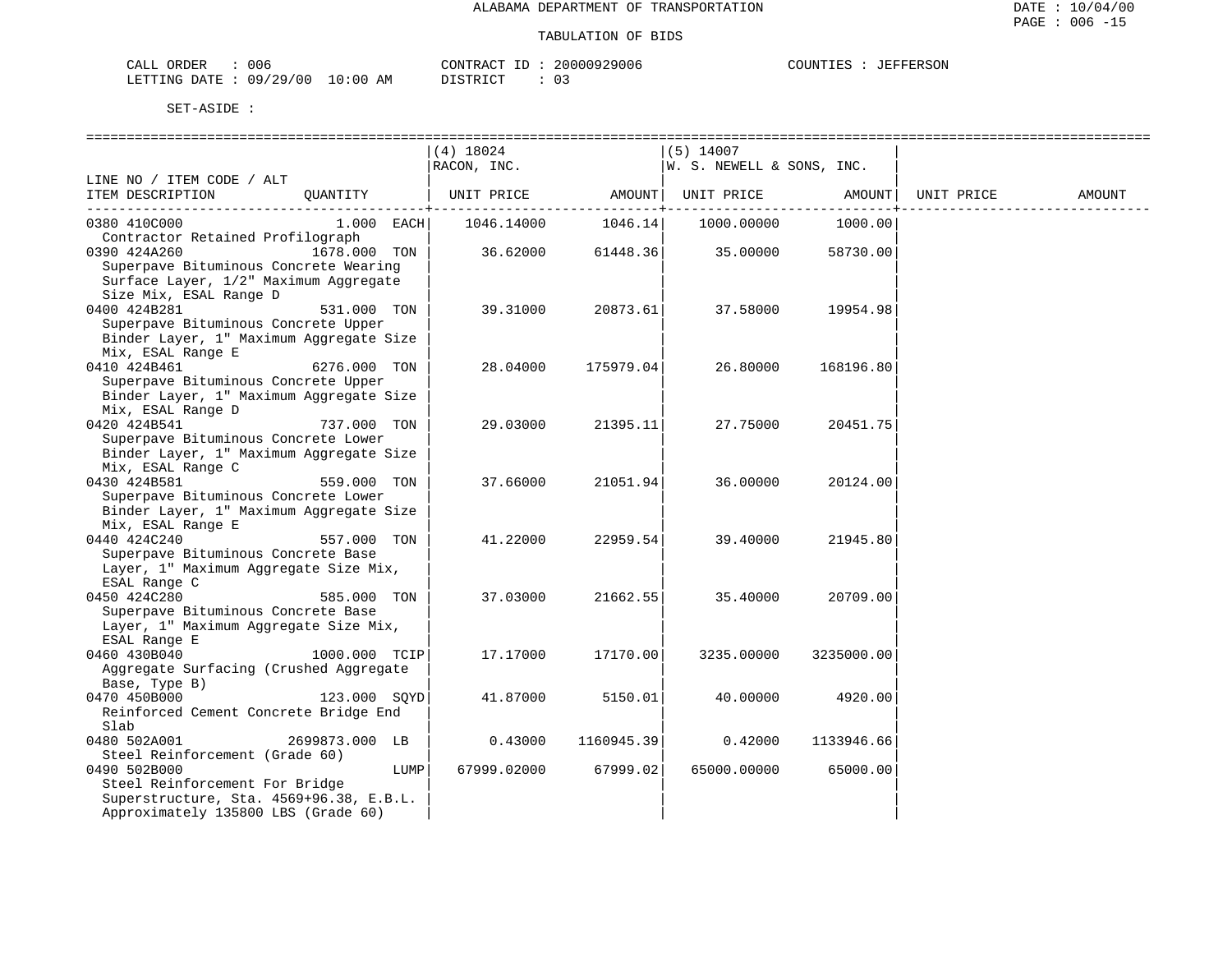ALABAMA DEPARTMENT OF TRANSPORTATION

TABULATION OF BIDS

CALL ORDER : 006 CONTRACT ID : 20000929006 COUNTIES : JEFFERSON
LETTING DATE : 09/29/00 10:00 AM DISTRICT : 03

SET-ASIDE :

| LINE NO / ITEM CODE / ALT ITEM DESCRIPTION | QUANTITY | (4) 18024 RACON, INC. UNIT PRICE | AMOUNT | (5) 14007 W. S. NEWELL & SONS, INC. UNIT PRICE | AMOUNT | UNIT PRICE | AMOUNT |
|---|---|---|---|---|---|---|---|
| 0380 410C000 Contractor Retained Profilograph | 1.000 EACH | 1046.14000 | 1046.14 | 1000.00000 | 1000.00 | | |
| 0390 424A260 Superpave Bituminous Concrete Wearing Surface Layer, 1/2" Maximum Aggregate Size Mix, ESAL Range D | 1678.000 TON | 36.62000 | 61448.36 | 35.00000 | 58730.00 | | |
| 0400 424B281 Superpave Bituminous Concrete Upper Binder Layer, 1" Maximum Aggregate Size Mix, ESAL Range E | 531.000 TON | 39.31000 | 20873.61 | 37.58000 | 19954.98 | | |
| 0410 424B461 Superpave Bituminous Concrete Upper Binder Layer, 1" Maximum Aggregate Size Mix, ESAL Range D | 6276.000 TON | 28.04000 | 175979.04 | 26.80000 | 168196.80 | | |
| 0420 424B541 Superpave Bituminous Concrete Lower Binder Layer, 1" Maximum Aggregate Size Mix, ESAL Range C | 737.000 TON | 29.03000 | 21395.11 | 27.75000 | 20451.75 | | |
| 0430 424B581 Superpave Bituminous Concrete Lower Binder Layer, 1" Maximum Aggregate Size Mix, ESAL Range E | 559.000 TON | 37.66000 | 21051.94 | 36.00000 | 20124.00 | | |
| 0440 424C240 Superpave Bituminous Concrete Base Layer, 1" Maximum Aggregate Size Mix, ESAL Range C | 557.000 TON | 41.22000 | 22959.54 | 39.40000 | 21945.80 | | |
| 0450 424C280 Superpave Bituminous Concrete Base Layer, 1" Maximum Aggregate Size Mix, ESAL Range E | 585.000 TON | 37.03000 | 21662.55 | 35.40000 | 20709.00 | | |
| 0460 430B040 Aggregate Surfacing (Crushed Aggregate Base, Type B) | 1000.000 TCIP | 17.17000 | 17170.00 | 3235.00000 | 3235000.00 | | |
| 0470 450B000 Reinforced Cement Concrete Bridge End Slab | 123.000 SQYD | 41.87000 | 5150.01 | 40.00000 | 4920.00 | | |
| 0480 502A001 Steel Reinforcement (Grade 60) | 2699873.000 LB | 0.43000 | 1160945.39 | 0.42000 | 1133946.66 | | |
| 0490 502B000 Steel Reinforcement For Bridge Superstructure, Sta. 4569+96.38, E.B.L. Approximately 135800 LBS (Grade 60) | LUMP | 67999.02000 | 67999.02 | 65000.00000 | 65000.00 | | |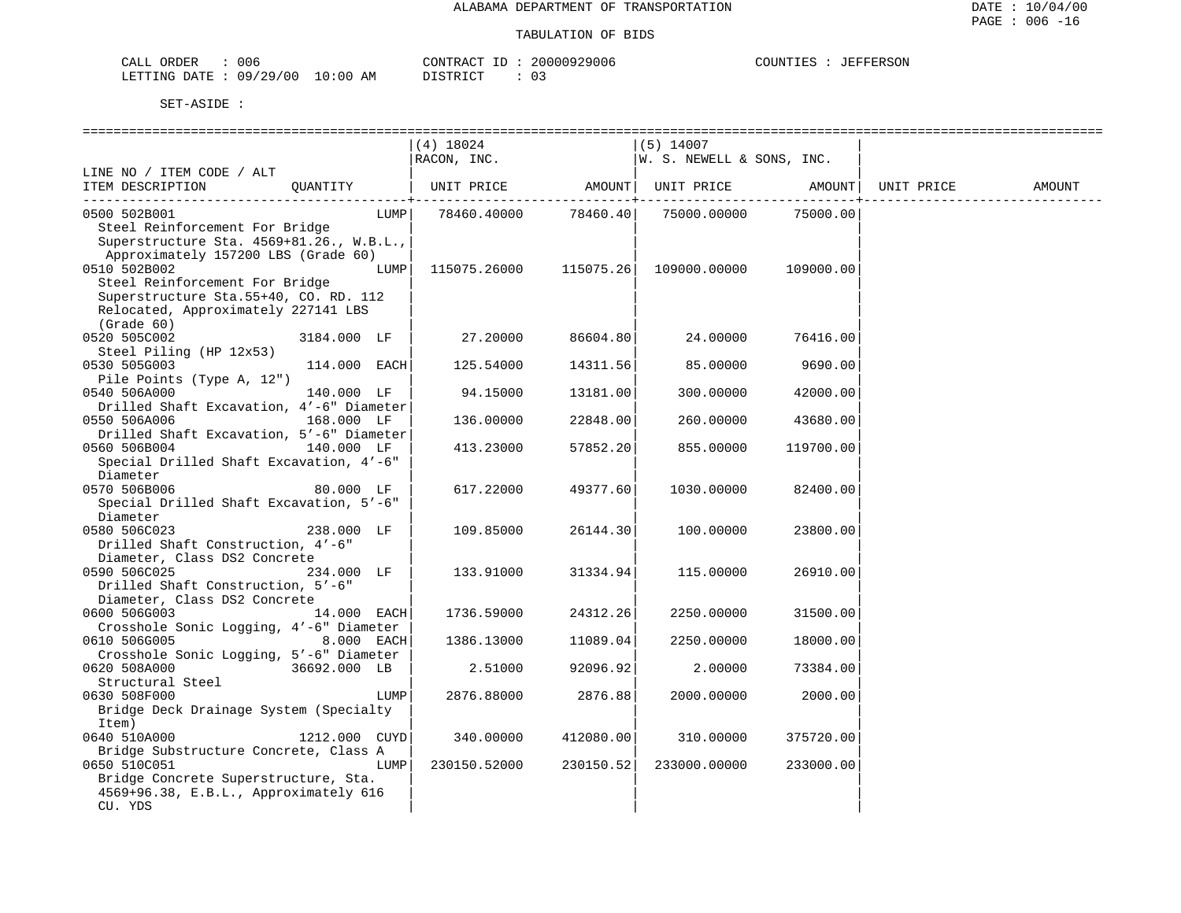ALABAMA DEPARTMENT OF TRANSPORTATION

TABULATION OF BIDS

CALL ORDER : 006 CONTRACT ID : 20000929006 COUNTIES : JEFFERSON
LETTING DATE : 09/29/00 10:00 AM DISTRICT : 03

SET-ASIDE :

| LINE NO / ITEM CODE / ALT ITEM DESCRIPTION | QUANTITY | (4) 18024 RACON, INC. UNIT PRICE | AMOUNT | (5) 14007 W. S. NEWELL & SONS, INC. UNIT PRICE | AMOUNT | UNIT PRICE | AMOUNT |
|---|---|---|---|---|---|---|---|
| 0500 502B001 Steel Reinforcement For Bridge Superstructure Sta. 4569+81.26., W.B.L., Approximately 157200 LBS (Grade 60) | LUMP | 78460.40000 | 78460.40 | 75000.00000 | 75000.00 | | |
| 0510 502B002 Steel Reinforcement For Bridge Superstructure Sta.55+40, CO. RD. 112 Relocated, Approximately 227141 LBS (Grade 60) | LUMP | 115075.26000 | 115075.26 | 109000.00000 | 109000.00 | | |
| 0520 505C002 Steel Piling (HP 12x53) | 3184.000 LF | 27.20000 | 86604.80 | 24.00000 | 76416.00 | | |
| 0530 505G003 Pile Points (Type A, 12") | 114.000 EACH | 125.54000 | 14311.56 | 85.00000 | 9690.00 | | |
| 0540 506A000 Drilled Shaft Excavation, 4'-6" Diameter | 140.000 LF | 94.15000 | 13181.00 | 300.00000 | 42000.00 | | |
| 0550 506A006 Drilled Shaft Excavation, 5'-6" Diameter | 168.000 LF | 136.00000 | 22848.00 | 260.00000 | 43680.00 | | |
| 0560 506B004 Special Drilled Shaft Excavation, 4'-6" Diameter | 140.000 LF | 413.23000 | 57852.20 | 855.00000 | 119700.00 | | |
| 0570 506B006 Special Drilled Shaft Excavation, 5'-6" Diameter | 80.000 LF | 617.22000 | 49377.60 | 1030.00000 | 82400.00 | | |
| 0580 506C023 Drilled Shaft Construction, 4'-6" Diameter, Class DS2 Concrete | 238.000 LF | 109.85000 | 26144.30 | 100.00000 | 23800.00 | | |
| 0590 506C025 Drilled Shaft Construction, 5'-6" Diameter, Class DS2 Concrete | 234.000 LF | 133.91000 | 31334.94 | 115.00000 | 26910.00 | | |
| 0600 506G003 Crosshole Sonic Logging, 4'-6" Diameter | 14.000 EACH | 1736.59000 | 24312.26 | 2250.00000 | 31500.00 | | |
| 0610 506G005 Crosshole Sonic Logging, 5'-6" Diameter | 8.000 EACH | 1386.13000 | 11089.04 | 2250.00000 | 18000.00 | | |
| 0620 508A000 Structural Steel | 36692.000 LB | 2.51000 | 92096.92 | 2.00000 | 73384.00 | | |
| 0630 508F000 Bridge Deck Drainage System (Specialty Item) | LUMP | 2876.88000 | 2876.88 | 2000.00000 | 2000.00 | | |
| 0640 510A000 Bridge Substructure Concrete, Class A | 1212.000 CUYD | 340.00000 | 412080.00 | 310.00000 | 375720.00 | | |
| 0650 510C051 Bridge Concrete Superstructure, Sta. 4569+96.38, E.B.L., Approximately 616 CU. YDS | LUMP | 230150.52000 | 230150.52 | 233000.00000 | 233000.00 | | |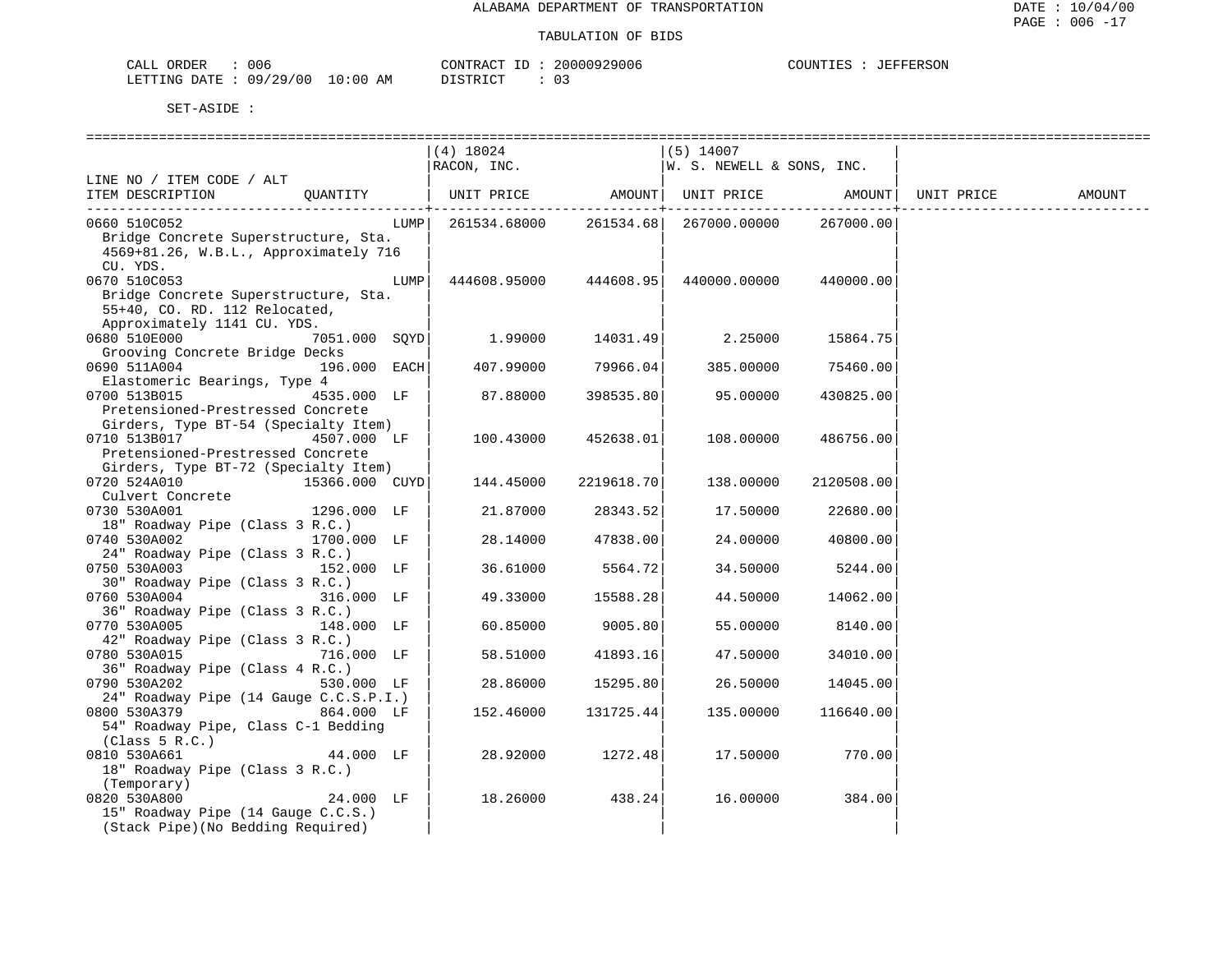ALABAMA DEPARTMENT OF TRANSPORTATION

TABULATION OF BIDS

CALL ORDER : 006 CONTRACT ID : 20000929006 COUNTIES : JEFFERSON
LETTING DATE : 09/29/00 10:00 AM DISTRICT : 03

SET-ASIDE :

| LINE NO / ITEM CODE / ALT ITEM DESCRIPTION | QUANTITY | (4) 18024 RACON, INC. UNIT PRICE | AMOUNT | (5) 14007 W. S. NEWELL & SONS, INC. UNIT PRICE | AMOUNT | UNIT PRICE | AMOUNT |
|---|---|---|---|---|---|---|---|
| 0660 510C052 Bridge Concrete Superstructure, Sta. 4569+81.26, W.B.L., Approximately 716 CU. YDS. | LUMP | 261534.68000 | 261534.68 | 267000.00000 | 267000.00 | | |
| 0670 510C053 Bridge Concrete Superstructure, Sta. 55+40, CO. RD. 112 Relocated, Approximately 1141 CU. YDS. | LUMP | 444608.95000 | 444608.95 | 440000.00000 | 440000.00 | | |
| 0680 510E000 Grooving Concrete Bridge Decks | 7051.000 SQYD | 1.99000 | 14031.49 | 2.25000 | 15864.75 | | |
| 0690 511A004 Elastomeric Bearings, Type 4 | 196.000 EACH | 407.99000 | 79966.04 | 385.00000 | 75460.00 | | |
| 0700 513B015 Pretensioned-Prestressed Concrete Girders, Type BT-54 (Specialty Item) | 4535.000 LF | 87.88000 | 398535.80 | 95.00000 | 430825.00 | | |
| 0710 513B017 Pretensioned-Prestressed Concrete Girders, Type BT-72 (Specialty Item) | 4507.000 LF | 100.43000 | 452638.01 | 108.00000 | 486756.00 | | |
| 0720 524A010 Culvert Concrete | 15366.000 CUYD | 144.45000 | 2219618.70 | 138.00000 | 2120508.00 | | |
| 0730 530A001 18" Roadway Pipe (Class 3 R.C.) | 1296.000 LF | 21.87000 | 28343.52 | 17.50000 | 22680.00 | | |
| 0740 530A002 24" Roadway Pipe (Class 3 R.C.) | 1700.000 LF | 28.14000 | 47838.00 | 24.00000 | 40800.00 | | |
| 0750 530A003 30" Roadway Pipe (Class 3 R.C.) | 152.000 LF | 36.61000 | 5564.72 | 34.50000 | 5244.00 | | |
| 0760 530A004 36" Roadway Pipe (Class 3 R.C.) | 316.000 LF | 49.33000 | 15588.28 | 44.50000 | 14062.00 | | |
| 0770 530A005 42" Roadway Pipe (Class 3 R.C.) | 148.000 LF | 60.85000 | 9005.80 | 55.00000 | 8140.00 | | |
| 0780 530A015 36" Roadway Pipe (Class 4 R.C.) | 716.000 LF | 58.51000 | 41893.16 | 47.50000 | 34010.00 | | |
| 0790 530A202 24" Roadway Pipe (14 Gauge C.C.S.P.I.) | 530.000 LF | 28.86000 | 15295.80 | 26.50000 | 14045.00 | | |
| 0800 530A379 54" Roadway Pipe, Class C-1 Bedding (Class 5 R.C.) | 864.000 LF | 152.46000 | 131725.44 | 135.00000 | 116640.00 | | |
| 0810 530A661 18" Roadway Pipe (Class 3 R.C.) (Temporary) | 44.000 LF | 28.92000 | 1272.48 | 17.50000 | 770.00 | | |
| 0820 530A800 15" Roadway Pipe (14 Gauge C.C.S.) (Stack Pipe)(No Bedding Required) | 24.000 LF | 18.26000 | 438.24 | 16.00000 | 384.00 | | |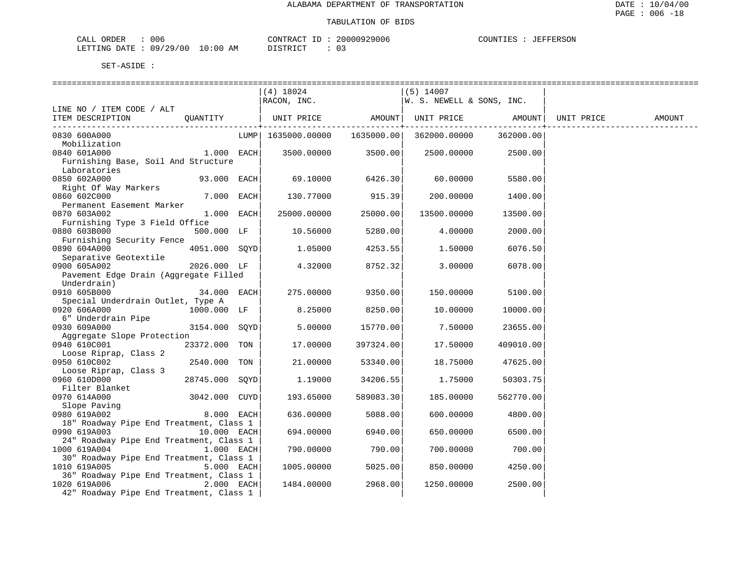ALABAMA DEPARTMENT OF TRANSPORTATION

TABULATION OF BIDS

CALL ORDER : 006 CONTRACT ID : 20000929006 COUNTIES : JEFFERSON
LETTING DATE : 09/29/00 10:00 AM DISTRICT : 03

SET-ASIDE :

| LINE NO / ITEM CODE / ALT ITEM DESCRIPTION | QUANTITY | | (4) 18024 RACON, INC. UNIT PRICE | AMOUNT | (5) 14007 W. S. NEWELL & SONS, INC. UNIT PRICE | AMOUNT | UNIT PRICE | AMOUNT |
|---|---|---|---|---|---|---|---|---|
| 0830 600A000 Mobilization | | LUMP | 1635000.00000 | 1635000.00 | 362000.00000 | 362000.00 | | |
| 0840 601A000 Furnishing Base, Soil And Structure Laboratories | 1.000 | EACH | 3500.00000 | 3500.00 | 2500.00000 | 2500.00 | | |
| 0850 602A000 Right Of Way Markers | 93.000 | EACH | 69.10000 | 6426.30 | 60.00000 | 5580.00 | | |
| 0860 602C000 Permanent Easement Marker | 7.000 | EACH | 130.77000 | 915.39 | 200.00000 | 1400.00 | | |
| 0870 603A002 Furnishing Type 3 Field Office | 1.000 | EACH | 25000.00000 | 25000.00 | 13500.00000 | 13500.00 | | |
| 0880 603B000 Furnishing Security Fence | 500.000 | LF | 10.56000 | 5280.00 | 4.00000 | 2000.00 | | |
| 0890 604A000 Separative Geotextile | 4051.000 | SQYD | 1.05000 | 4253.55 | 1.50000 | 6076.50 | | |
| 0900 605A002 Pavement Edge Drain (Aggregate Filled Underdrain) | 2026.000 | LF | 4.32000 | 8752.32 | 3.00000 | 6078.00 | | |
| 0910 605B000 Special Underdrain Outlet, Type A | 34.000 | EACH | 275.00000 | 9350.00 | 150.00000 | 5100.00 | | |
| 0920 606A000 6" Underdrain Pipe | 1000.000 | LF | 8.25000 | 8250.00 | 10.00000 | 10000.00 | | |
| 0930 609A000 Aggregate Slope Protection | 3154.000 | SQYD | 5.00000 | 15770.00 | 7.50000 | 23655.00 | | |
| 0940 610C001 Loose Riprap, Class 2 | 23372.000 | TON | 17.00000 | 397324.00 | 17.50000 | 409010.00 | | |
| 0950 610C002 Loose Riprap, Class 3 | 2540.000 | TON | 21.00000 | 53340.00 | 18.75000 | 47625.00 | | |
| 0960 610D000 Filter Blanket | 28745.000 | SQYD | 1.19000 | 34206.55 | 1.75000 | 50303.75 | | |
| 0970 614A000 Slope Paving | 3042.000 | CUYD | 193.65000 | 589083.30 | 185.00000 | 562770.00 | | |
| 0980 619A002 18" Roadway Pipe End Treatment, Class 1 | 8.000 | EACH | 636.00000 | 5088.00 | 600.00000 | 4800.00 | | |
| 0990 619A003 24" Roadway Pipe End Treatment, Class 1 | 10.000 | EACH | 694.00000 | 6940.00 | 650.00000 | 6500.00 | | |
| 1000 619A004 30" Roadway Pipe End Treatment, Class 1 | 1.000 | EACH | 790.00000 | 790.00 | 700.00000 | 700.00 | | |
| 1010 619A005 36" Roadway Pipe End Treatment, Class 1 | 5.000 | EACH | 1005.00000 | 5025.00 | 850.00000 | 4250.00 | | |
| 1020 619A006 42" Roadway Pipe End Treatment, Class 1 | 2.000 | EACH | 1484.00000 | 2968.00 | 1250.00000 | 2500.00 | | |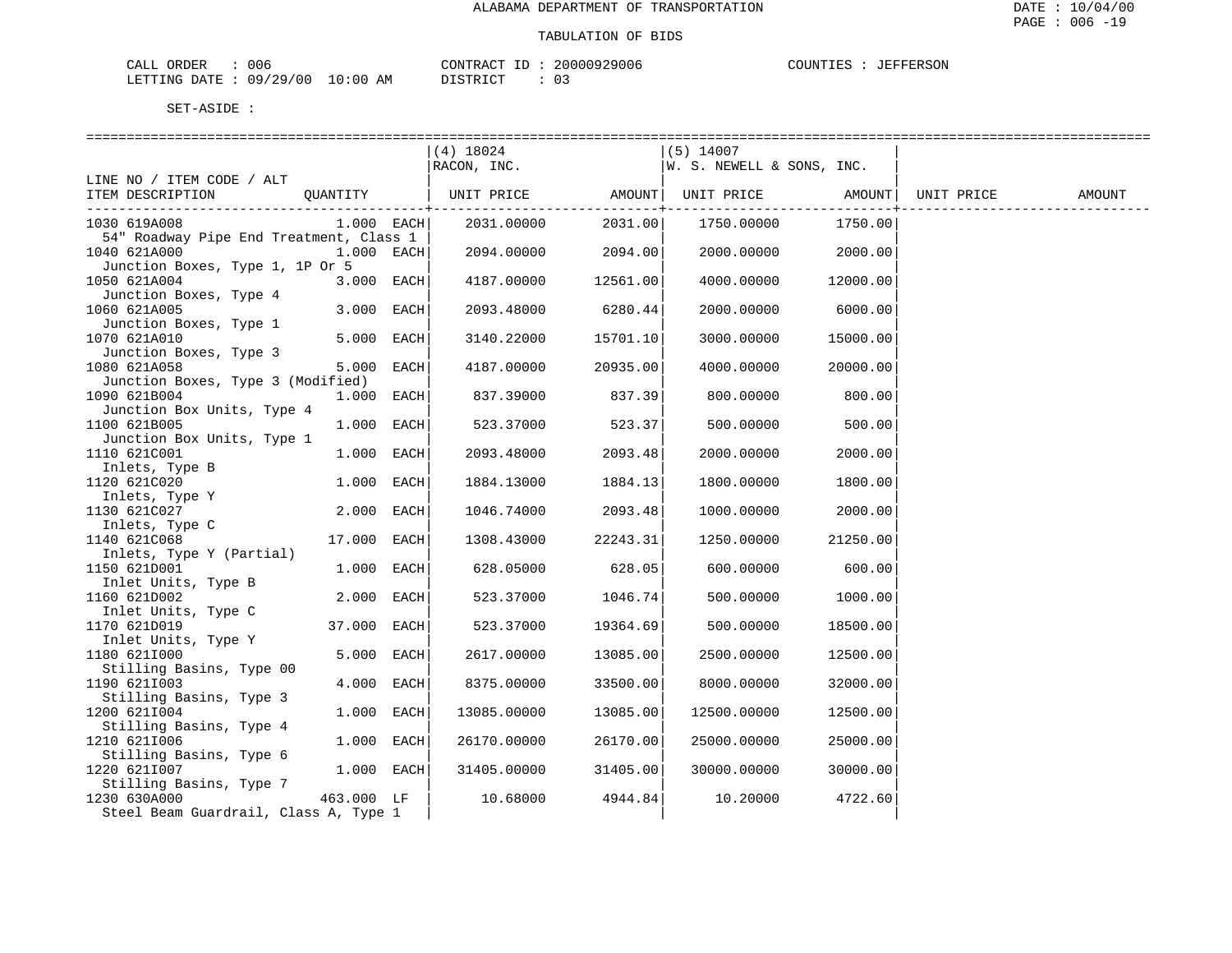ALABAMA DEPARTMENT OF TRANSPORTATION

TABULATION OF BIDS

CALL ORDER : 006 CONTRACT ID : 20000929006 COUNTIES : JEFFERSON
LETTING DATE : 09/29/00 10:00 AM DISTRICT : 03

SET-ASIDE :

| LINE NO / ITEM CODE / ALT ITEM DESCRIPTION | QUANTITY | (4) 18024 RACON, INC. UNIT PRICE | AMOUNT | (5) 14007 W. S. NEWELL & SONS, INC. UNIT PRICE | AMOUNT | UNIT PRICE | AMOUNT |
|---|---|---|---|---|---|---|---|
| 1030 619A008 54" Roadway Pipe End Treatment, Class 1 | 1.000 EACH | 2031.00000 | 2031.00 | 1750.00000 | 1750.00 | | |
| 1040 621A000 Junction Boxes, Type 1, 1P Or 5 | 1.000 EACH | 2094.00000 | 2094.00 | 2000.00000 | 2000.00 | | |
| 1050 621A004 Junction Boxes, Type 4 | 3.000 EACH | 4187.00000 | 12561.00 | 4000.00000 | 12000.00 | | |
| 1060 621A005 Junction Boxes, Type 1 | 3.000 EACH | 2093.48000 | 6280.44 | 2000.00000 | 6000.00 | | |
| 1070 621A010 Junction Boxes, Type 3 | 5.000 EACH | 3140.22000 | 15701.10 | 3000.00000 | 15000.00 | | |
| 1080 621A058 Junction Boxes, Type 3 (Modified) | 5.000 EACH | 4187.00000 | 20935.00 | 4000.00000 | 20000.00 | | |
| 1090 621B004 Junction Box Units, Type 4 | 1.000 EACH | 837.39000 | 837.39 | 800.00000 | 800.00 | | |
| 1100 621B005 Junction Box Units, Type 1 | 1.000 EACH | 523.37000 | 523.37 | 500.00000 | 500.00 | | |
| 1110 621C001 Inlets, Type B | 1.000 EACH | 2093.48000 | 2093.48 | 2000.00000 | 2000.00 | | |
| 1120 621C020 Inlets, Type Y | 1.000 EACH | 1884.13000 | 1884.13 | 1800.00000 | 1800.00 | | |
| 1130 621C027 Inlets, Type C | 2.000 EACH | 1046.74000 | 2093.48 | 1000.00000 | 2000.00 | | |
| 1140 621C068 Inlets, Type Y (Partial) | 17.000 EACH | 1308.43000 | 22243.31 | 1250.00000 | 21250.00 | | |
| 1150 621D001 Inlet Units, Type B | 1.000 EACH | 628.05000 | 628.05 | 600.00000 | 600.00 | | |
| 1160 621D002 Inlet Units, Type C | 2.000 EACH | 523.37000 | 1046.74 | 500.00000 | 1000.00 | | |
| 1170 621D019 Inlet Units, Type Y | 37.000 EACH | 523.37000 | 19364.69 | 500.00000 | 18500.00 | | |
| 1180 621I000 Stilling Basins, Type 00 | 5.000 EACH | 2617.00000 | 13085.00 | 2500.00000 | 12500.00 | | |
| 1190 621I003 Stilling Basins, Type 3 | 4.000 EACH | 8375.00000 | 33500.00 | 8000.00000 | 32000.00 | | |
| 1200 621I004 Stilling Basins, Type 4 | 1.000 EACH | 13085.00000 | 13085.00 | 12500.00000 | 12500.00 | | |
| 1210 621I006 Stilling Basins, Type 6 | 1.000 EACH | 26170.00000 | 26170.00 | 25000.00000 | 25000.00 | | |
| 1220 621I007 Stilling Basins, Type 7 | 1.000 EACH | 31405.00000 | 31405.00 | 30000.00000 | 30000.00 | | |
| 1230 630A000 Steel Beam Guardrail, Class A, Type 1 | 463.000 LF | 10.68000 | 4944.84 | 10.20000 | 4722.60 | | |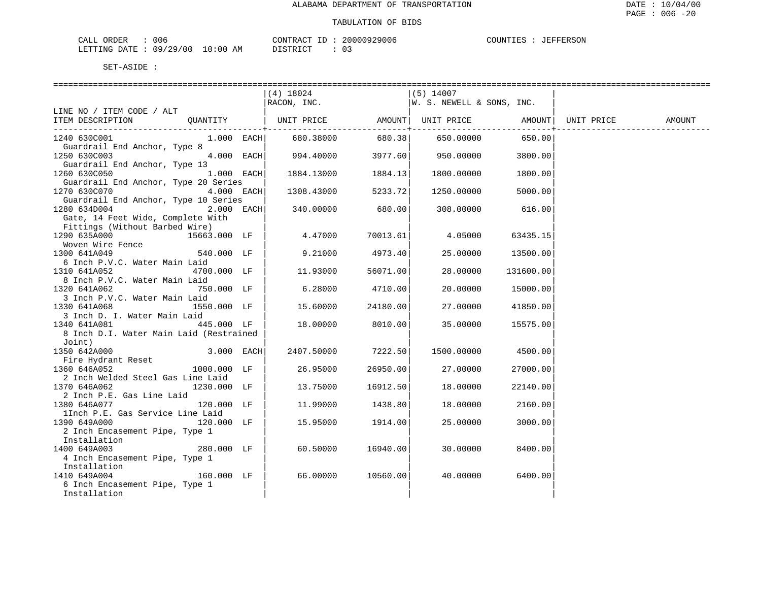ALABAMA DEPARTMENT OF TRANSPORTATION

TABULATION OF BIDS

CALL ORDER : 006 CONTRACT ID : 20000929006 COUNTIES : JEFFERSON
LETTING DATE : 09/29/00 10:00 AM DISTRICT : 03

SET-ASIDE :

| LINE NO / ITEM CODE / ALT ITEM DESCRIPTION | QUANTITY | (4) 18024 RACON, INC. UNIT PRICE | AMOUNT | (5) 14007 W. S. NEWELL & SONS, INC. UNIT PRICE | AMOUNT | UNIT PRICE | AMOUNT |
|---|---|---|---|---|---|---|---|
| 1240 630C001 Guardrail End Anchor, Type 8 | 1.000 EACH | 680.38000 | 680.38 | 650.00000 | 650.00 | | |
| 1250 630C003 Guardrail End Anchor, Type 13 | 4.000 EACH | 994.40000 | 3977.60 | 950.00000 | 3800.00 | | |
| 1260 630C050 Guardrail End Anchor, Type 20 Series | 1.000 EACH | 1884.13000 | 1884.13 | 1800.00000 | 1800.00 | | |
| 1270 630C070 Guardrail End Anchor, Type 10 Series | 4.000 EACH | 1308.43000 | 5233.72 | 1250.00000 | 5000.00 | | |
| 1280 634D004 Gate, 14 Feet Wide, Complete With Fittings (Without Barbed Wire) | 2.000 EACH | 340.00000 | 680.00 | 308.00000 | 616.00 | | |
| 1290 635A000 Woven Wire Fence | 15663.000 LF | 4.47000 | 70013.61 | 4.05000 | 63435.15 | | |
| 1300 641A049 6 Inch P.V.C. Water Main Laid | 540.000 LF | 9.21000 | 4973.40 | 25.00000 | 13500.00 | | |
| 1310 641A052 8 Inch P.V.C. Water Main Laid | 4700.000 LF | 11.93000 | 56071.00 | 28.00000 | 131600.00 | | |
| 1320 641A062 3 Inch P.V.C. Water Main Laid | 750.000 LF | 6.28000 | 4710.00 | 20.00000 | 15000.00 | | |
| 1330 641A068 3 Inch D. I. Water Main Laid | 1550.000 LF | 15.60000 | 24180.00 | 27.00000 | 41850.00 | | |
| 1340 641A081 8 Inch D.I. Water Main Laid (Restrained Joint) | 445.000 LF | 18.00000 | 8010.00 | 35.00000 | 15575.00 | | |
| 1350 642A000 Fire Hydrant Reset | 3.000 EACH | 2407.50000 | 7222.50 | 1500.00000 | 4500.00 | | |
| 1360 646A052 2 Inch Welded Steel Gas Line Laid | 1000.000 LF | 26.95000 | 26950.00 | 27.00000 | 27000.00 | | |
| 1370 646A062 2 Inch P.E. Gas Line Laid | 1230.000 LF | 13.75000 | 16912.50 | 18.00000 | 22140.00 | | |
| 1380 646A077 1Inch P.E. Gas Service Line Laid | 120.000 LF | 11.99000 | 1438.80 | 18.00000 | 2160.00 | | |
| 1390 649A000 2 Inch Encasement Pipe, Type 1 Installation | 120.000 LF | 15.95000 | 1914.00 | 25.00000 | 3000.00 | | |
| 1400 649A003 4 Inch Encasement Pipe, Type 1 Installation | 280.000 LF | 60.50000 | 16940.00 | 30.00000 | 8400.00 | | |
| 1410 649A004 6 Inch Encasement Pipe, Type 1 Installation | 160.000 LF | 66.00000 | 10560.00 | 40.00000 | 6400.00 | | |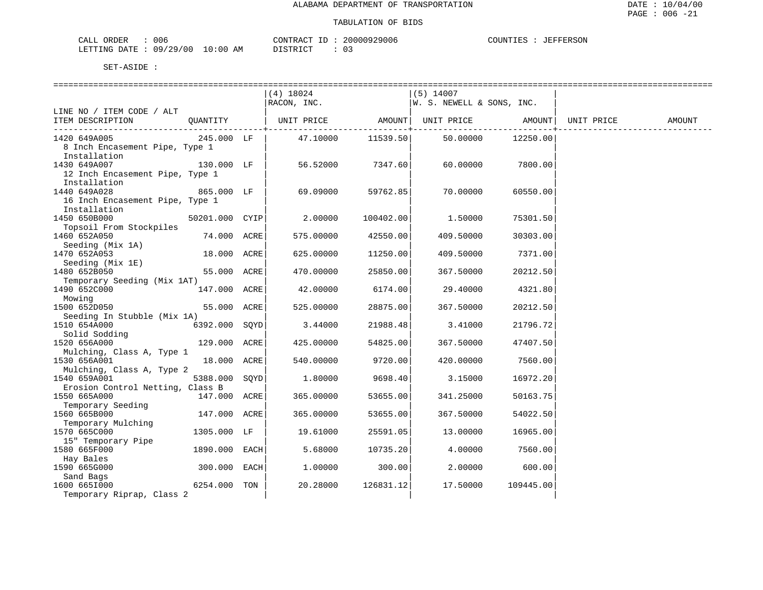ALABAMA DEPARTMENT OF TRANSPORTATION

TABULATION OF BIDS

CALL ORDER : 006 CONTRACT ID : 20000929006 COUNTIES : JEFFERSON
LETTING DATE : 09/29/00 10:00 AM DISTRICT : 03

SET-ASIDE :

| LINE NO / ITEM CODE / ALT ITEM DESCRIPTION | QUANTITY | | (4) 18024 RACON, INC. UNIT PRICE | AMOUNT | (5) 14007 W. S. NEWELL & SONS, INC. UNIT PRICE | AMOUNT | UNIT PRICE | AMOUNT |
|---|---|---|---|---|---|---|---|---|
| 1420 649A005 8 Inch Encasement Pipe, Type 1 Installation | 245.000 | LF | 47.10000 | 11539.50 | 50.00000 | 12250.00 | | |
| 1430 649A007 12 Inch Encasement Pipe, Type 1 Installation | 130.000 | LF | 56.52000 | 7347.60 | 60.00000 | 7800.00 | | |
| 1440 649A028 16 Inch Encasement Pipe, Type 1 Installation | 865.000 | LF | 69.09000 | 59762.85 | 70.00000 | 60550.00 | | |
| 1450 650B000 Topsoil From Stockpiles | 50201.000 | CYIP | 2.00000 | 100402.00 | 1.50000 | 75301.50 | | |
| 1460 652A050 Seeding (Mix 1A) | 74.000 | ACRE | 575.00000 | 42550.00 | 409.50000 | 30303.00 | | |
| 1470 652A053 Seeding (Mix 1E) | 18.000 | ACRE | 625.00000 | 11250.00 | 409.50000 | 7371.00 | | |
| 1480 652B050 Temporary Seeding (Mix 1AT) | 55.000 | ACRE | 470.00000 | 25850.00 | 367.50000 | 20212.50 | | |
| 1490 652C000 Mowing | 147.000 | ACRE | 42.00000 | 6174.00 | 29.40000 | 4321.80 | | |
| 1500 652D050 Seeding In Stubble (Mix 1A) | 55.000 | ACRE | 525.00000 | 28875.00 | 367.50000 | 20212.50 | | |
| 1510 654A000 Solid Sodding | 6392.000 | SQYD | 3.44000 | 21988.48 | 3.41000 | 21796.72 | | |
| 1520 656A000 Mulching, Class A, Type 1 | 129.000 | ACRE | 425.00000 | 54825.00 | 367.50000 | 47407.50 | | |
| 1530 656A001 Mulching, Class A, Type 2 | 18.000 | ACRE | 540.00000 | 9720.00 | 420.00000 | 7560.00 | | |
| 1540 659A001 Erosion Control Netting, Class B | 5388.000 | SQYD | 1.80000 | 9698.40 | 3.15000 | 16972.20 | | |
| 1550 665A000 Temporary Seeding | 147.000 | ACRE | 365.00000 | 53655.00 | 341.25000 | 50163.75 | | |
| 1560 665B000 Temporary Mulching | 147.000 | ACRE | 365.00000 | 53655.00 | 367.50000 | 54022.50 | | |
| 1570 665C000 15" Temporary Pipe | 1305.000 | LF | 19.61000 | 25591.05 | 13.00000 | 16965.00 | | |
| 1580 665F000 Hay Bales | 1890.000 | EACH | 5.68000 | 10735.20 | 4.00000 | 7560.00 | | |
| 1590 665G000 Sand Bags | 300.000 | EACH | 1.00000 | 300.00 | 2.00000 | 600.00 | | |
| 1600 665I000 Temporary Riprap, Class 2 | 6254.000 | TON | 20.28000 | 126831.12 | 17.50000 | 109445.00 | | |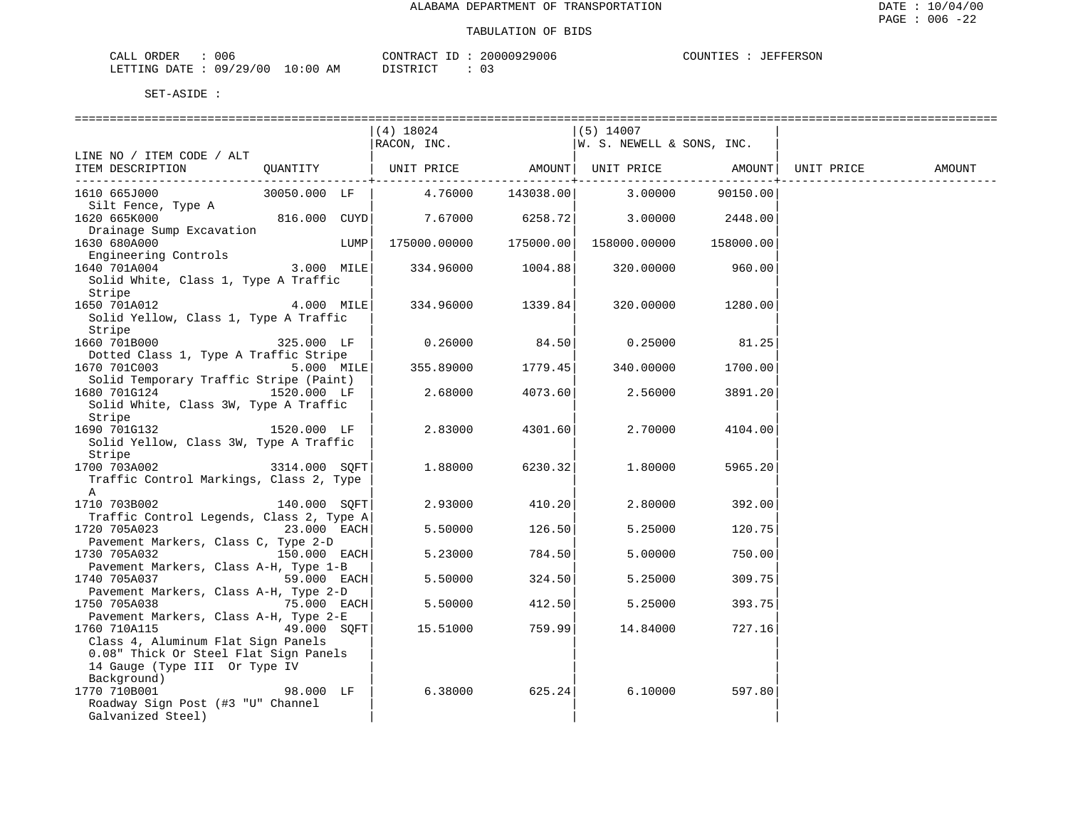ALABAMA DEPARTMENT OF TRANSPORTATION

TABULATION OF BIDS

CALL ORDER : 006　　CONTRACT ID : 20000929006　　COUNTIES : JEFFERSON
LETTING DATE : 09/29/00 10:00 AM　　DISTRICT : 03

SET-ASIDE :

| LINE NO / ITEM CODE / ALT ITEM DESCRIPTION | QUANTITY | (4) 18024 RACON, INC. UNIT PRICE | AMOUNT | (5) 14007 W. S. NEWELL & SONS, INC. UNIT PRICE | AMOUNT | UNIT PRICE | AMOUNT |
|---|---|---|---|---|---|---|---|
| 1610 665J000 Silt Fence, Type A | 30050.000 LF | 4.76000 | 143038.00 | 3.00000 | 90150.00 | | |
| 1620 665K000 Drainage Sump Excavation | 816.000 CUYD | 7.67000 | 6258.72 | 3.00000 | 2448.00 | | |
| 1630 680A000 Engineering Controls | LUMP | 175000.00000 | 175000.00 | 158000.00000 | 158000.00 | | |
| 1640 701A004 Solid White, Class 1, Type A Traffic Stripe | 3.000 MILE | 334.96000 | 1004.88 | 320.00000 | 960.00 | | |
| 1650 701A012 Solid Yellow, Class 1, Type A Traffic Stripe | 4.000 MILE | 334.96000 | 1339.84 | 320.00000 | 1280.00 | | |
| 1660 701B000 Dotted Class 1, Type A Traffic Stripe | 325.000 LF | 0.26000 | 84.50 | 0.25000 | 81.25 | | |
| 1670 701C003 Solid Temporary Traffic Stripe (Paint) | 5.000 MILE | 355.89000 | 1779.45 | 340.00000 | 1700.00 | | |
| 1680 701G124 Solid White, Class 3W, Type A Traffic Stripe | 1520.000 LF | 2.68000 | 4073.60 | 2.56000 | 3891.20 | | |
| 1690 701G132 Solid Yellow, Class 3W, Type A Traffic Stripe | 1520.000 LF | 2.83000 | 4301.60 | 2.70000 | 4104.00 | | |
| 1700 703A002 Traffic Control Markings, Class 2, Type A | 3314.000 SQFT | 1.88000 | 6230.32 | 1.80000 | 5965.20 | | |
| 1710 703B002 Traffic Control Legends, Class 2, Type A | 140.000 SQFT | 2.93000 | 410.20 | 2.80000 | 392.00 | | |
| 1720 705A023 Pavement Markers, Class C, Type 2-D | 23.000 EACH | 5.50000 | 126.50 | 5.25000 | 120.75 | | |
| 1730 705A032 Pavement Markers, Class A-H, Type 1-B | 150.000 EACH | 5.23000 | 784.50 | 5.00000 | 750.00 | | |
| 1740 705A037 Pavement Markers, Class A-H, Type 2-D | 59.000 EACH | 5.50000 | 324.50 | 5.25000 | 309.75 | | |
| 1750 705A038 Pavement Markers, Class A-H, Type 2-E | 75.000 EACH | 5.50000 | 412.50 | 5.25000 | 393.75 | | |
| 1760 710A115 Class 4, Aluminum Flat Sign Panels 0.08" Thick Or Steel Flat Sign Panels 14 Gauge (Type III Or Type IV Background) | 49.000 SQFT | 15.51000 | 759.99 | 14.84000 | 727.16 | | |
| 1770 710B001 Roadway Sign Post (#3 "U" Channel Galvanized Steel) | 98.000 LF | 6.38000 | 625.24 | 6.10000 | 597.80 | | |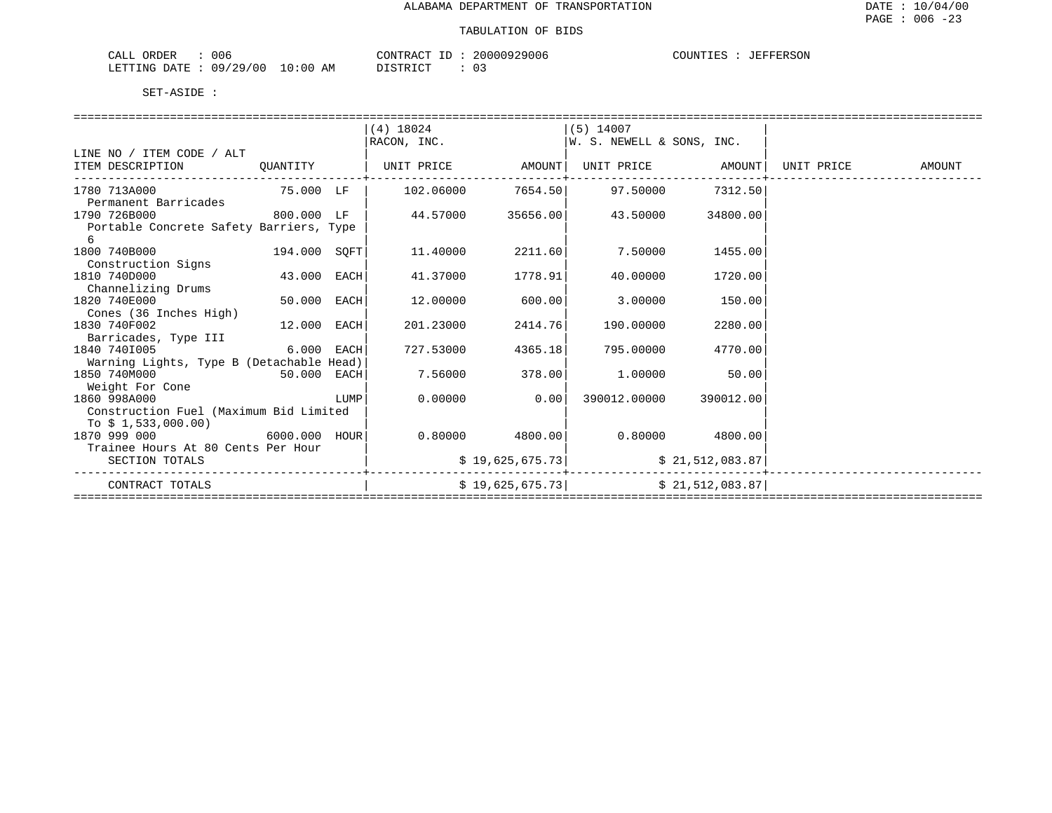ALABAMA DEPARTMENT OF TRANSPORTATION

TABULATION OF BIDS

DATE : 10/04/00
PAGE : 006 -23

CALL ORDER : 006 CONTRACT ID : 20000929006 COUNTIES : JEFFERSON
LETTING DATE : 09/29/00 10:00 AM DISTRICT : 03

SET-ASIDE :

| LINE NO / ITEM CODE / ALT ITEM DESCRIPTION | QUANTITY | (4) 18024 RACON, INC. UNIT PRICE | AMOUNT | (5) 14007 W. S. NEWELL & SONS, INC. UNIT PRICE | AMOUNT | UNIT PRICE | AMOUNT |
|---|---|---|---|---|---|---|---|
| 1780 713A000 Permanent Barricades | 75.000 LF | 102.06000 | 7654.50 | 97.50000 | 7312.50 | | |
| 1790 726B000 Portable Concrete Safety Barriers, Type 6 | 800.000 LF | 44.57000 | 35656.00 | 43.50000 | 34800.00 | | |
| 1800 740B000 Construction Signs | 194.000 SQFT | 11.40000 | 2211.60 | 7.50000 | 1455.00 | | |
| 1810 740D000 Channelizing Drums | 43.000 EACH | 41.37000 | 1778.91 | 40.00000 | 1720.00 | | |
| 1820 740E000 Cones (36 Inches High) | 50.000 EACH | 12.00000 | 600.00 | 3.00000 | 150.00 | | |
| 1830 740F002 Barricades, Type III | 12.000 EACH | 201.23000 | 2414.76 | 190.00000 | 2280.00 | | |
| 1840 740I005 Warning Lights, Type B (Detachable Head) | 6.000 EACH | 727.53000 | 4365.18 | 795.00000 | 4770.00 | | |
| 1850 740M000 Weight For Cone | 50.000 EACH | 7.56000 | 378.00 | 1.00000 | 50.00 | | |
| 1860 998A000 Construction Fuel (Maximum Bid Limited To $ 1,533,000.00) | LUMP | 0.00000 | 0.00 | 390012.00000 | 390012.00 | | |
| 1870 999 000 Trainee Hours At 80 Cents Per Hour | 6000.000 HOUR | 0.80000 | 4800.00 | 0.80000 | 4800.00 | | |
| SECTION TOTALS | | | $ 19,625,675.73 | | $ 21,512,083.87 | | |
| CONTRACT TOTALS | | | $ 19,625,675.73 | | $ 21,512,083.87 | | |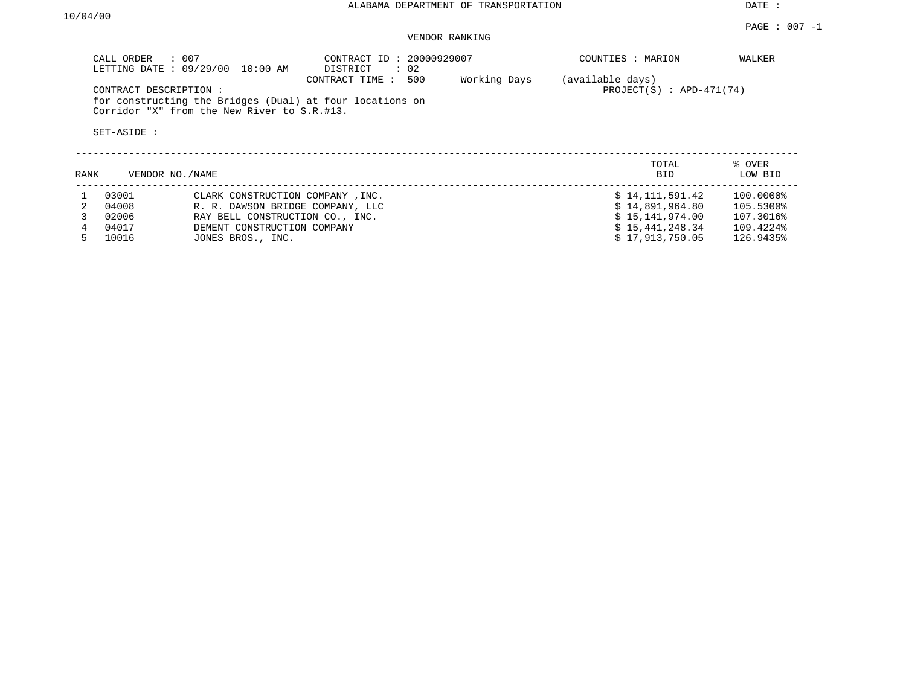ALABAMA DEPARTMENT OF TRANSPORTATION

DATE : 10/04/00

PAGE : 007 -1

VENDOR RANKING

CALL ORDER : 007
LETTING DATE : 09/29/00 10:00 AM

CONTRACT ID : 20000929007
DISTRICT : 02
CONTRACT TIME : 500 Working Days (available days)

COUNTIES : MARION WALKER

PROJECT(S) : APD-471(74)

CONTRACT DESCRIPTION :
for constructing the Bridges (Dual) at four locations on Corridor "X" from the New River to S.R.#13.

SET-ASIDE :

| RANK | VENDOR NO./NAME | | TOTAL BID | % OVER LOW BID |
|---|---|---|---|---|
| 1 | 03001 | CLARK CONSTRUCTION COMPANY ,INC. | $ 14,111,591.42 | 100.0000% |
| 2 | 04008 | R. R. DAWSON BRIDGE COMPANY, LLC | $ 14,891,964.80 | 105.5300% |
| 3 | 02006 | RAY BELL CONSTRUCTION CO., INC. | $ 15,141,974.00 | 107.3016% |
| 4 | 04017 | DEMENT CONSTRUCTION COMPANY | $ 15,441,248.34 | 109.4224% |
| 5 | 10016 | JONES BROS., INC. | $ 17,913,750.05 | 126.9435% |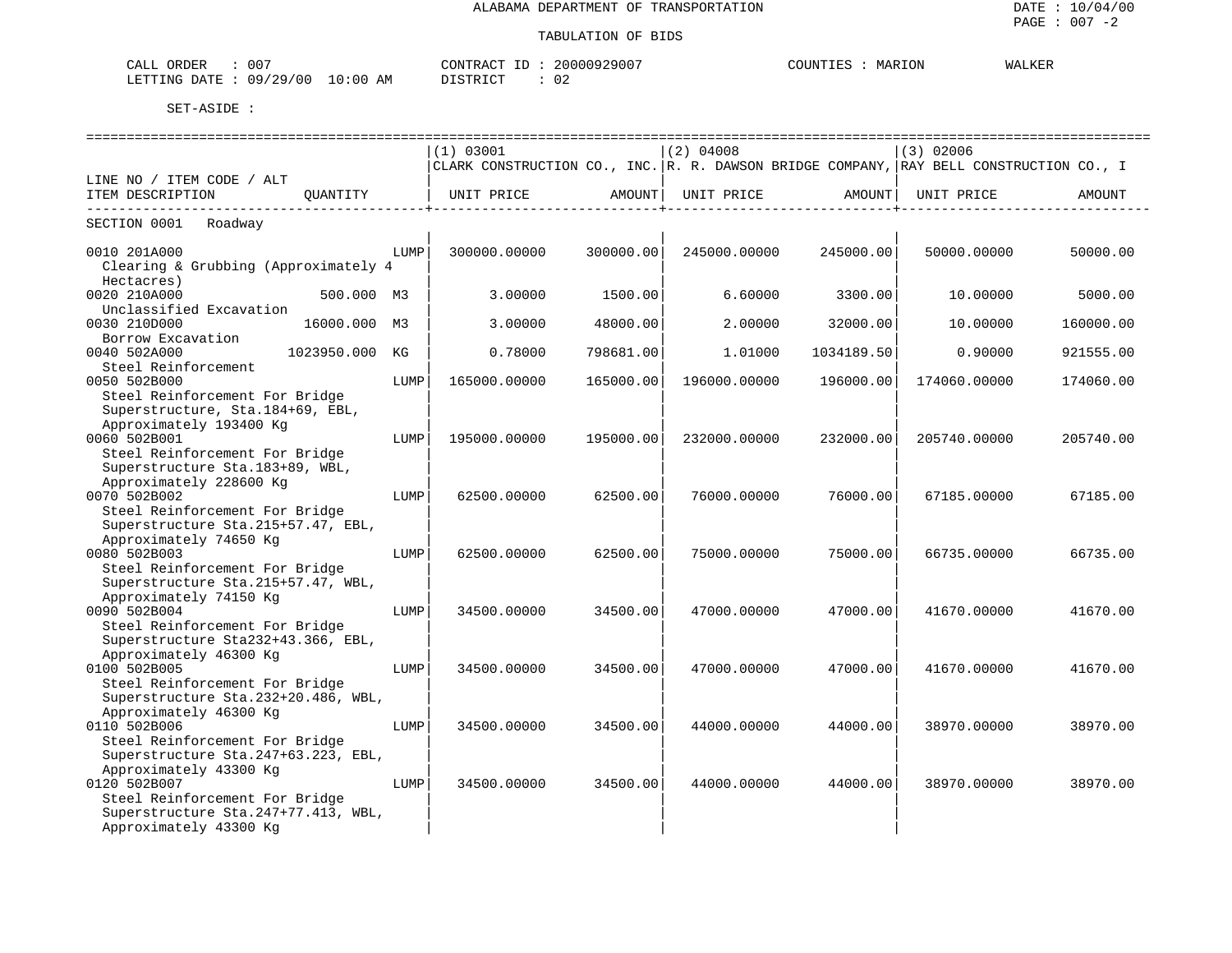ALABAMA DEPARTMENT OF TRANSPORTATION

DATE : 10/04/00
PAGE : 007 -2

TABULATION OF BIDS

CALL ORDER : 007 CONTRACT ID : 20000929007 COUNTIES : MARION WALKER
LETTING DATE : 09/29/00 10:00 AM DISTRICT : 02

SET-ASIDE :

| LINE NO / ITEM CODE / ALT ITEM DESCRIPTION | QUANTITY | (1) 03001 CLARK CONSTRUCTION CO., INC. UNIT PRICE | AMOUNT | (2) 04008 R. R. DAWSON BRIDGE COMPANY, UNIT PRICE | AMOUNT | (3) 02006 RAY BELL CONSTRUCTION CO., I UNIT PRICE | AMOUNT |
|---|---|---|---|---|---|---|---|
| SECTION 0001 Roadway | | | | | | | |
| 0010 201A000 Clearing & Grubbing (Approximately 4 Hectacres) | LUMP | 300000.00000 | 300000.00 | 245000.00000 | 245000.00 | 50000.00000 | 50000.00 |
| 0020 210A000 Unclassified Excavation | 500.000 M3 | 3.00000 | 1500.00 | 6.60000 | 3300.00 | 10.00000 | 5000.00 |
| 0030 210D000 Borrow Excavation | 16000.000 M3 | 3.00000 | 48000.00 | 2.00000 | 32000.00 | 10.00000 | 160000.00 |
| 0040 502A000 Steel Reinforcement | 1023950.000 KG | 0.78000 | 798681.00 | 1.01000 | 1034189.50 | 0.90000 | 921555.00 |
| 0050 502B000 Steel Reinforcement For Bridge Superstructure, Sta.184+69, EBL, Approximately 193400 Kg | LUMP | 165000.00000 | 165000.00 | 196000.00000 | 196000.00 | 174060.00000 | 174060.00 |
| 0060 502B001 Steel Reinforcement For Bridge Superstructure Sta.183+89, WBL, Approximately 228600 Kg | LUMP | 195000.00000 | 195000.00 | 232000.00000 | 232000.00 | 205740.00000 | 205740.00 |
| 0070 502B002 Steel Reinforcement For Bridge Superstructure Sta.215+57.47, EBL, Approximately 74650 Kg | LUMP | 62500.00000 | 62500.00 | 76000.00000 | 76000.00 | 67185.00000 | 67185.00 |
| 0080 502B003 Steel Reinforcement For Bridge Superstructure Sta.215+57.47, WBL, Approximately 74150 Kg | LUMP | 62500.00000 | 62500.00 | 75000.00000 | 75000.00 | 66735.00000 | 66735.00 |
| 0090 502B004 Steel Reinforcement For Bridge Superstructure Sta232+43.366, EBL, Approximately 46300 Kg | LUMP | 34500.00000 | 34500.00 | 47000.00000 | 47000.00 | 41670.00000 | 41670.00 |
| 0100 502B005 Steel Reinforcement For Bridge Superstructure Sta.232+20.486, WBL, Approximately 46300 Kg | LUMP | 34500.00000 | 34500.00 | 47000.00000 | 47000.00 | 41670.00000 | 41670.00 |
| 0110 502B006 Steel Reinforcement For Bridge Superstructure Sta.247+63.223, EBL, Approximately 43300 Kg | LUMP | 34500.00000 | 34500.00 | 44000.00000 | 44000.00 | 38970.00000 | 38970.00 |
| 0120 502B007 Steel Reinforcement For Bridge Superstructure Sta.247+77.413, WBL, Approximately 43300 Kg | LUMP | 34500.00000 | 34500.00 | 44000.00000 | 44000.00 | 38970.00000 | 38970.00 |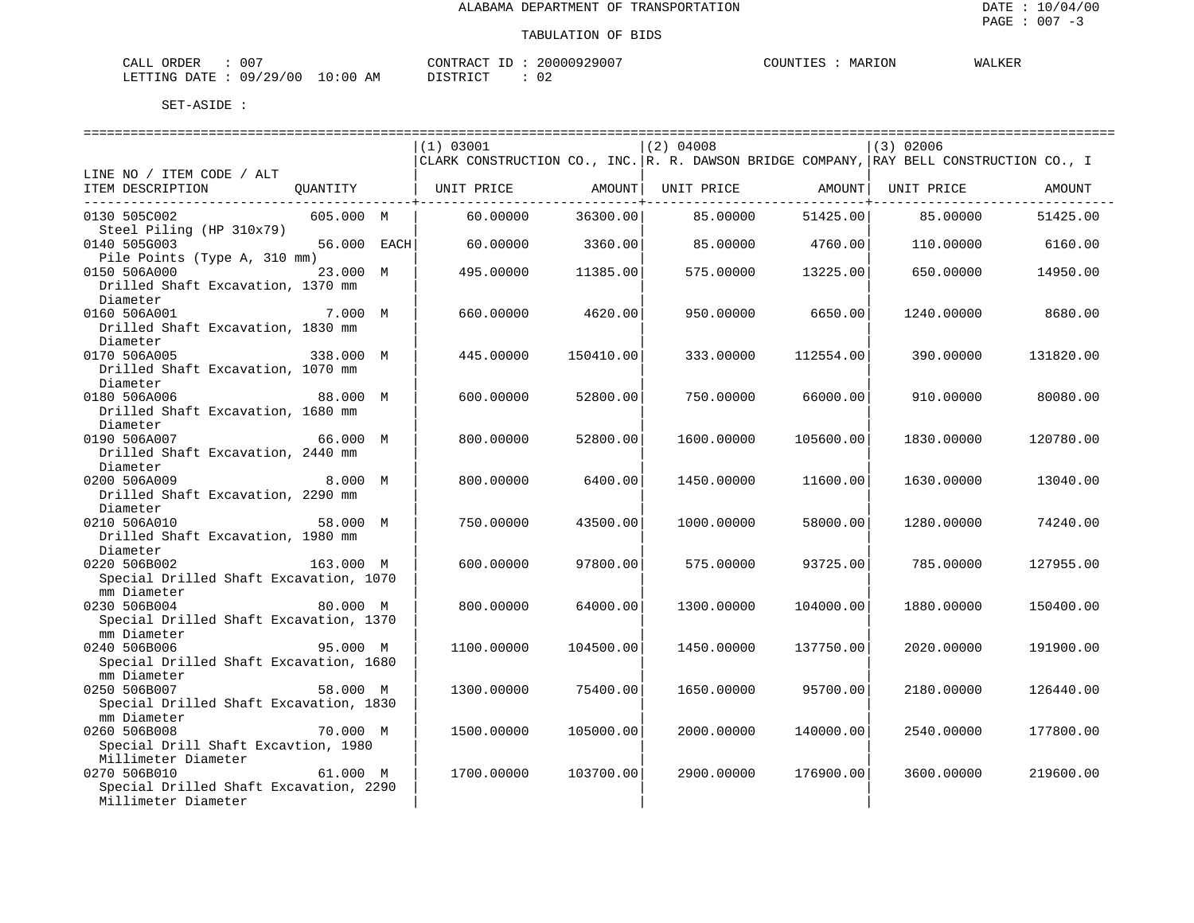ALABAMA DEPARTMENT OF TRANSPORTATION

TABULATION OF BIDS

CALL ORDER : 007 CONTRACT ID : 20000929007 COUNTIES : MARION WALKER
LETTING DATE : 09/29/00 10:00 AM DISTRICT : 02

SET-ASIDE :

| LINE NO / ITEM CODE / ALT ITEM DESCRIPTION | QUANTITY | (1) 03001 CLARK CONSTRUCTION CO., INC. UNIT PRICE | AMOUNT | (2) 04008 R. R. DAWSON BRIDGE COMPANY, UNIT PRICE | AMOUNT | (3) 02006 RAY BELL CONSTRUCTION CO., I UNIT PRICE | AMOUNT |
|---|---|---|---|---|---|---|---|
| 0130 505C002 Steel Piling (HP 310x79) | 605.000 M | 60.00000 | 36300.00 | 85.00000 | 51425.00 | 85.00000 | 51425.00 |
| 0140 505G003 Pile Points (Type A, 310 mm) | 56.000 EACH | 60.00000 | 3360.00 | 85.00000 | 4760.00 | 110.00000 | 6160.00 |
| 0150 506A000 Drilled Shaft Excavation, 1370 mm Diameter | 23.000 M | 495.00000 | 11385.00 | 575.00000 | 13225.00 | 650.00000 | 14950.00 |
| 0160 506A001 Drilled Shaft Excavation, 1830 mm Diameter | 7.000 M | 660.00000 | 4620.00 | 950.00000 | 6650.00 | 1240.00000 | 8680.00 |
| 0170 506A005 Drilled Shaft Excavation, 1070 mm Diameter | 338.000 M | 445.00000 | 150410.00 | 333.00000 | 112554.00 | 390.00000 | 131820.00 |
| 0180 506A006 Drilled Shaft Excavation, 1680 mm Diameter | 88.000 M | 600.00000 | 52800.00 | 750.00000 | 66000.00 | 910.00000 | 80080.00 |
| 0190 506A007 Drilled Shaft Excavation, 2440 mm Diameter | 66.000 M | 800.00000 | 52800.00 | 1600.00000 | 105600.00 | 1830.00000 | 120780.00 |
| 0200 506A009 Drilled Shaft Excavation, 2290 mm Diameter | 8.000 M | 800.00000 | 6400.00 | 1450.00000 | 11600.00 | 1630.00000 | 13040.00 |
| 0210 506A010 Drilled Shaft Excavation, 1980 mm Diameter | 58.000 M | 750.00000 | 43500.00 | 1000.00000 | 58000.00 | 1280.00000 | 74240.00 |
| 0220 506B002 Special Drilled Shaft Excavation, 1070 mm Diameter | 163.000 M | 600.00000 | 97800.00 | 575.00000 | 93725.00 | 785.00000 | 127955.00 |
| 0230 506B004 Special Drilled Shaft Excavation, 1370 mm Diameter | 80.000 M | 800.00000 | 64000.00 | 1300.00000 | 104000.00 | 1880.00000 | 150400.00 |
| 0240 506B006 Special Drilled Shaft Excavation, 1680 mm Diameter | 95.000 M | 1100.00000 | 104500.00 | 1450.00000 | 137750.00 | 2020.00000 | 191900.00 |
| 0250 506B007 Special Drilled Shaft Excavation, 1830 mm Diameter | 58.000 M | 1300.00000 | 75400.00 | 1650.00000 | 95700.00 | 2180.00000 | 126440.00 |
| 0260 506B008 Special Drill Shaft Excavtion, 1980 Millimeter Diameter | 70.000 M | 1500.00000 | 105000.00 | 2000.00000 | 140000.00 | 2540.00000 | 177800.00 |
| 0270 506B010 Special Drilled Shaft Excavation, 2290 Millimeter Diameter | 61.000 M | 1700.00000 | 103700.00 | 2900.00000 | 176900.00 | 3600.00000 | 219600.00 |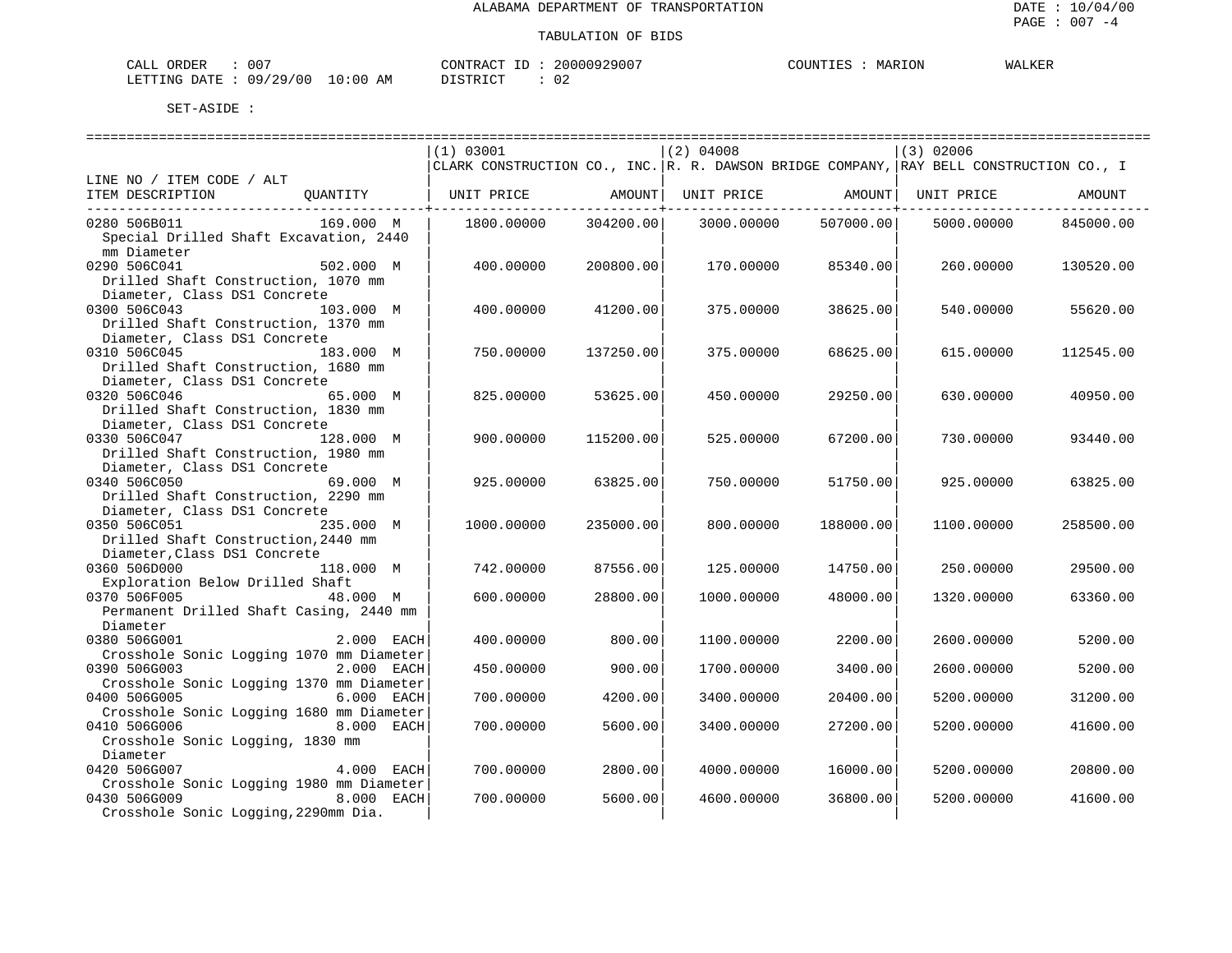# ALABAMA DEPARTMENT OF TRANSPORTATION

## TABULATION OF BIDS

CALL ORDER : 007
LETTING DATE : 09/29/00 10:00 AM

CONTRACT ID : 20000929007
DISTRICT : 02

COUNTIES : MARION WALKER

SET-ASIDE :

| LINE NO / ITEM CODE / ALT ITEM DESCRIPTION | QUANTITY | (1) 03001 CLARK CONSTRUCTION CO., INC. UNIT PRICE | AMOUNT | (2) 04008 R. R. DAWSON BRIDGE COMPANY, UNIT PRICE | AMOUNT | (3) 02006 RAY BELL CONSTRUCTION CO., I UNIT PRICE | AMOUNT |
|---|---|---|---|---|---|---|---|
| 0280 506B011 Special Drilled Shaft Excavation, 2440 mm Diameter | 169.000 M | 1800.00000 | 304200.00 | 3000.00000 | 507000.00 | 5000.00000 | 845000.00 |
| 0290 506C041 Drilled Shaft Construction, 1070 mm Diameter, Class DS1 Concrete | 502.000 M | 400.00000 | 200800.00 | 170.00000 | 85340.00 | 260.00000 | 130520.00 |
| 0300 506C043 Drilled Shaft Construction, 1370 mm Diameter, Class DS1 Concrete | 103.000 M | 400.00000 | 41200.00 | 375.00000 | 38625.00 | 540.00000 | 55620.00 |
| 0310 506C045 Drilled Shaft Construction, 1680 mm Diameter, Class DS1 Concrete | 183.000 M | 750.00000 | 137250.00 | 375.00000 | 68625.00 | 615.00000 | 112545.00 |
| 0320 506C046 Drilled Shaft Construction, 1830 mm Diameter, Class DS1 Concrete | 65.000 M | 825.00000 | 53625.00 | 450.00000 | 29250.00 | 630.00000 | 40950.00 |
| 0330 506C047 Drilled Shaft Construction, 1980 mm Diameter, Class DS1 Concrete | 128.000 M | 900.00000 | 115200.00 | 525.00000 | 67200.00 | 730.00000 | 93440.00 |
| 0340 506C050 Drilled Shaft Construction, 2290 mm Diameter, Class DS1 Concrete | 69.000 M | 925.00000 | 63825.00 | 750.00000 | 51750.00 | 925.00000 | 63825.00 |
| 0350 506C051 Drilled Shaft Construction,2440 mm Diameter,Class DS1 Concrete | 235.000 M | 1000.00000 | 235000.00 | 800.00000 | 188000.00 | 1100.00000 | 258500.00 |
| 0360 506D000 Exploration Below Drilled Shaft | 118.000 M | 742.00000 | 87556.00 | 125.00000 | 14750.00 | 250.00000 | 29500.00 |
| 0370 506F005 Permanent Drilled Shaft Casing, 2440 mm Diameter | 48.000 M | 600.00000 | 28800.00 | 1000.00000 | 48000.00 | 1320.00000 | 63360.00 |
| 0380 506G001 Crosshole Sonic Logging 1070 mm Diameter | 2.000 EACH | 400.00000 | 800.00 | 1100.00000 | 2200.00 | 2600.00000 | 5200.00 |
| 0390 506G003 Crosshole Sonic Logging 1370 mm Diameter | 2.000 EACH | 450.00000 | 900.00 | 1700.00000 | 3400.00 | 2600.00000 | 5200.00 |
| 0400 506G005 Crosshole Sonic Logging 1680 mm Diameter | 6.000 EACH | 700.00000 | 4200.00 | 3400.00000 | 20400.00 | 5200.00000 | 31200.00 |
| 0410 506G006 Crosshole Sonic Logging, 1830 mm Diameter | 8.000 EACH | 700.00000 | 5600.00 | 3400.00000 | 27200.00 | 5200.00000 | 41600.00 |
| 0420 506G007 Crosshole Sonic Logging 1980 mm Diameter | 4.000 EACH | 700.00000 | 2800.00 | 4000.00000 | 16000.00 | 5200.00000 | 20800.00 |
| 0430 506G009 Crosshole Sonic Logging,2290mm Dia. | 8.000 EACH | 700.00000 | 5600.00 | 4600.00000 | 36800.00 | 5200.00000 | 41600.00 |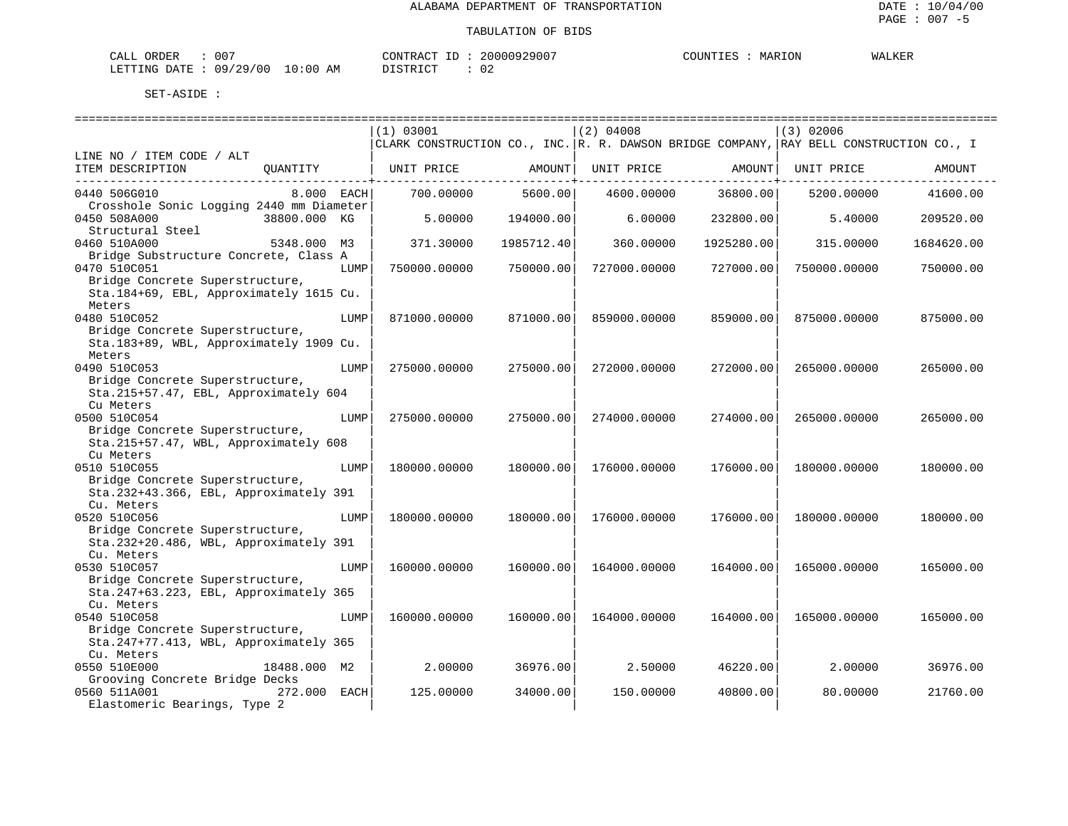ALABAMA DEPARTMENT OF TRANSPORTATION

TABULATION OF BIDS

CALL ORDER : 007 CONTRACT ID : 20000929007 COUNTIES : MARION WALKER
LETTING DATE : 09/29/00 10:00 AM DISTRICT : 02

SET-ASIDE :

| LINE NO / ITEM CODE / ALT ITEM DESCRIPTION | QUANTITY | (1) 03001 CLARK CONSTRUCTION CO., INC. UNIT PRICE | AMOUNT | (2) 04008 R. R. DAWSON BRIDGE COMPANY, UNIT PRICE | AMOUNT | (3) 02006 RAY BELL CONSTRUCTION CO., I UNIT PRICE | AMOUNT |
|---|---|---|---|---|---|---|---|
| 0440 506G010 Crosshole Sonic Logging 2440 mm Diameter | 8.000 EACH | 700.00000 | 5600.00 | 4600.00000 | 36800.00 | 5200.00000 | 41600.00 |
| 0450 508A000 Structural Steel | 38800.000 KG | 5.00000 | 194000.00 | 6.00000 | 232800.00 | 5.40000 | 209520.00 |
| 0460 510A000 Bridge Substructure Concrete, Class A | 5348.000 M3 | 371.30000 | 1985712.40 | 360.00000 | 1925280.00 | 315.00000 | 1684620.00 |
| 0470 510C051 Bridge Concrete Superstructure, Sta.184+69, EBL, Approximately 1615 Cu. Meters | LUMP | 750000.00000 | 750000.00 | 727000.00000 | 727000.00 | 750000.00000 | 750000.00 |
| 0480 510C052 Bridge Concrete Superstructure, Sta.183+89, WBL, Approximately 1909 Cu. Meters | LUMP | 871000.00000 | 871000.00 | 859000.00000 | 859000.00 | 875000.00000 | 875000.00 |
| 0490 510C053 Bridge Concrete Superstructure, Sta.215+57.47, EBL, Approximately 604 Cu Meters | LUMP | 275000.00000 | 275000.00 | 272000.00000 | 272000.00 | 265000.00000 | 265000.00 |
| 0500 510C054 Bridge Concrete Superstructure, Sta.215+57.47, WBL, Approximately 608 Cu Meters | LUMP | 275000.00000 | 275000.00 | 274000.00000 | 274000.00 | 265000.00000 | 265000.00 |
| 0510 510C055 Bridge Concrete Superstructure, Sta.232+43.366, EBL, Approximately 391 Cu. Meters | LUMP | 180000.00000 | 180000.00 | 176000.00000 | 176000.00 | 180000.00000 | 180000.00 |
| 0520 510C056 Bridge Concrete Superstructure, Sta.232+20.486, WBL, Approximately 391 Cu. Meters | LUMP | 180000.00000 | 180000.00 | 176000.00000 | 176000.00 | 180000.00000 | 180000.00 |
| 0530 510C057 Bridge Concrete Superstructure, Sta.247+63.223, EBL, Approximately 365 Cu. Meters | LUMP | 160000.00000 | 160000.00 | 164000.00000 | 164000.00 | 165000.00000 | 165000.00 |
| 0540 510C058 Bridge Concrete Superstructure, Sta.247+77.413, WBL, Approximately 365 Cu. Meters | LUMP | 160000.00000 | 160000.00 | 164000.00000 | 164000.00 | 165000.00000 | 165000.00 |
| 0550 510E000 Grooving Concrete Bridge Decks | 18488.000 M2 | 2.00000 | 36976.00 | 2.50000 | 46220.00 | 2.00000 | 36976.00 |
| 0560 511A001 Elastomeric Bearings, Type 2 | 272.000 EACH | 125.00000 | 34000.00 | 150.00000 | 40800.00 | 80.00000 | 21760.00 |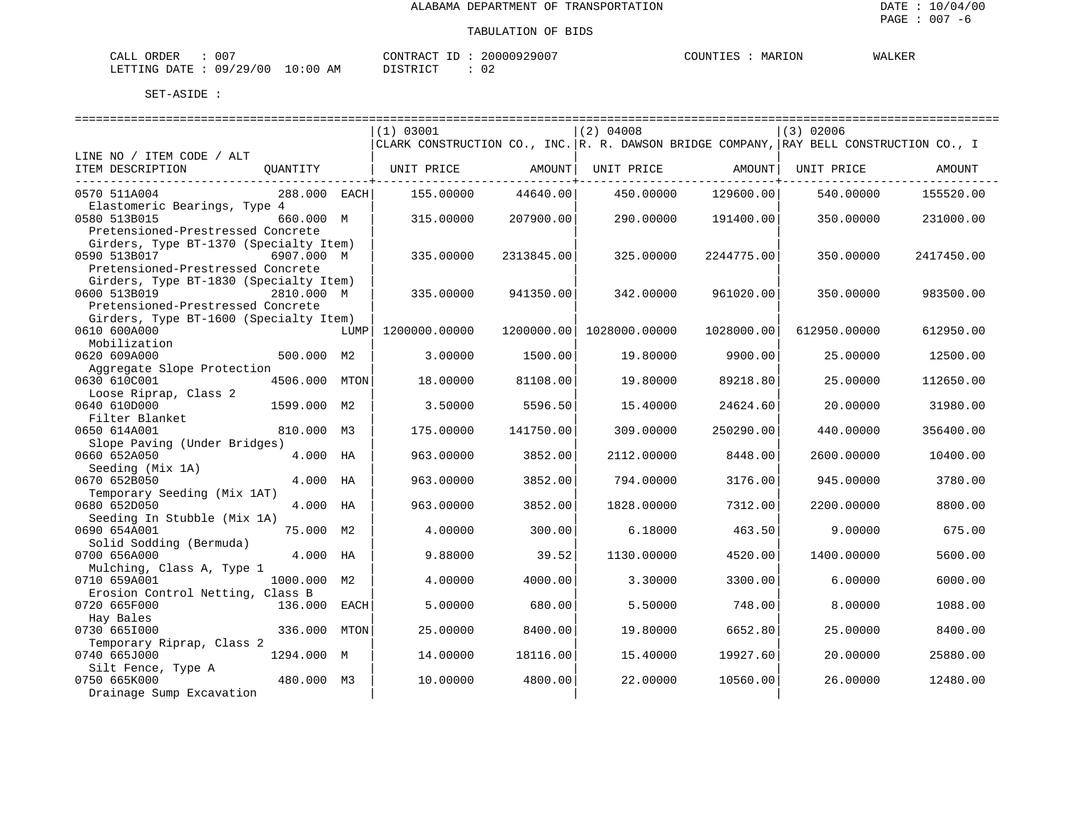ALABAMA DEPARTMENT OF TRANSPORTATION

TABULATION OF BIDS

DATE : 10/04/00
PAGE : 007 -6

CALL ORDER : 007 CONTRACT ID : 20000929007 COUNTIES : MARION WALKER
LETTING DATE : 09/29/00 10:00 AM DISTRICT : 02

SET-ASIDE :

| LINE NO / ITEM CODE / ALT ITEM DESCRIPTION | QUANTITY | | (1) 03001 CLARK CONSTRUCTION CO., INC. UNIT PRICE | AMOUNT | (2) 04008 R. R. DAWSON BRIDGE COMPANY, UNIT PRICE | AMOUNT | (3) 02006 RAY BELL CONSTRUCTION CO., I UNIT PRICE | AMOUNT |
|---|---|---|---|---|---|---|---|---|
| 0570 511A004 Elastomeric Bearings, Type 4 | 288.000 | EACH | 155.00000 | 44640.00 | 450.00000 | 129600.00 | 540.00000 | 155520.00 |
| 0580 513B015 Pretensioned-Prestressed Concrete Girders, Type BT-1370 (Specialty Item) | 660.000 | M | 315.00000 | 207900.00 | 290.00000 | 191400.00 | 350.00000 | 231000.00 |
| 0590 513B017 Pretensioned-Prestressed Concrete Girders, Type BT-1830 (Specialty Item) | 6907.000 | M | 335.00000 | 2313845.00 | 325.00000 | 2244775.00 | 350.00000 | 2417450.00 |
| 0600 513B019 Pretensioned-Prestressed Concrete Girders, Type BT-1600 (Specialty Item) | 2810.000 | M | 335.00000 | 941350.00 | 342.00000 | 961020.00 | 350.00000 | 983500.00 |
| 0610 600A000 Mobilization | | LUMP | 1200000.00000 | 1200000.00 | 1028000.00000 | 1028000.00 | 612950.00000 | 612950.00 |
| 0620 609A000 Aggregate Slope Protection | 500.000 | M2 | 3.00000 | 1500.00 | 19.80000 | 9900.00 | 25.00000 | 12500.00 |
| 0630 610C001 Loose Riprap, Class 2 | 4506.000 | MTON | 18.00000 | 81108.00 | 19.80000 | 89218.80 | 25.00000 | 112650.00 |
| 0640 610D000 Filter Blanket | 1599.000 | M2 | 3.50000 | 5596.50 | 15.40000 | 24624.60 | 20.00000 | 31980.00 |
| 0650 614A001 Slope Paving (Under Bridges) | 810.000 | M3 | 175.00000 | 141750.00 | 309.00000 | 250290.00 | 440.00000 | 356400.00 |
| 0660 652A050 Seeding (Mix 1A) | 4.000 | HA | 963.00000 | 3852.00 | 2112.00000 | 8448.00 | 2600.00000 | 10400.00 |
| 0670 652B050 Temporary Seeding (Mix 1AT) | 4.000 | HA | 963.00000 | 3852.00 | 794.00000 | 3176.00 | 945.00000 | 3780.00 |
| 0680 652D050 Seeding In Stubble (Mix 1A) | 4.000 | HA | 963.00000 | 3852.00 | 1828.00000 | 7312.00 | 2200.00000 | 8800.00 |
| 0690 654A001 Solid Sodding (Bermuda) | 75.000 | M2 | 4.00000 | 300.00 | 6.18000 | 463.50 | 9.00000 | 675.00 |
| 0700 656A000 Mulching, Class A, Type 1 | 4.000 | HA | 9.88000 | 39.52 | 1130.00000 | 4520.00 | 1400.00000 | 5600.00 |
| 0710 659A001 Erosion Control Netting, Class B | 1000.000 | M2 | 4.00000 | 4000.00 | 3.30000 | 3300.00 | 6.00000 | 6000.00 |
| 0720 665F000 Hay Bales | 136.000 | EACH | 5.00000 | 680.00 | 5.50000 | 748.00 | 8.00000 | 1088.00 |
| 0730 665I000 Temporary Riprap, Class 2 | 336.000 | MTON | 25.00000 | 8400.00 | 19.80000 | 6652.80 | 25.00000 | 8400.00 |
| 0740 665J000 Silt Fence, Type A | 1294.000 | M | 14.00000 | 18116.00 | 15.40000 | 19927.60 | 20.00000 | 25880.00 |
| 0750 665K000 Drainage Sump Excavation | 480.000 | M3 | 10.00000 | 4800.00 | 22.00000 | 10560.00 | 26.00000 | 12480.00 |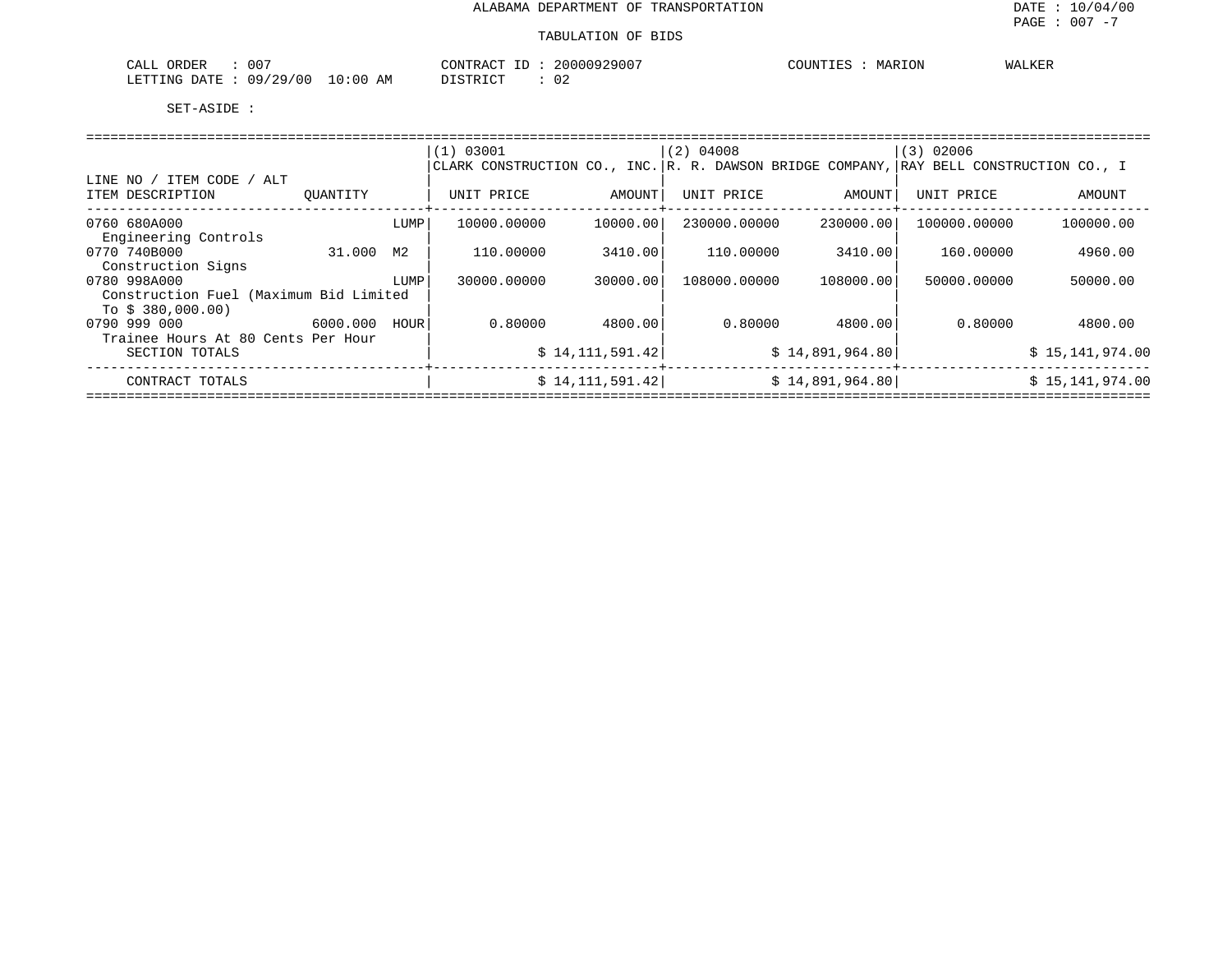# ALABAMA DEPARTMENT OF TRANSPORTATION

DATE : 10/04/00

## TABULATION OF BIDS

CALL ORDER : 007
LETTING DATE : 09/29/00 10:00 AM

CONTRACT ID : 20000929007
DISTRICT : 02

COUNTIES : MARION WALKER

SET-ASIDE :

| LINE NO / ITEM CODE / ALT<br>ITEM DESCRIPTION | QUANTITY | | (1) 03001<br>CLARK CONSTRUCTION CO., INC.<br>UNIT PRICE | <br><br>AMOUNT | (2) 04008<br>R. R. DAWSON BRIDGE COMPANY,<br>UNIT PRICE | <br><br>AMOUNT | (3) 02006<br>RAY BELL CONSTRUCTION CO., I<br>UNIT PRICE | <br><br>AMOUNT |
|---|---|---|---|---|---|---|---|---|
| 0760 680A000<br>Engineering Controls | | LUMP | 10000.00000 | 10000.00 | 230000.00000 | 230000.00 | 100000.00000 | 100000.00 |
| 0770 740B000<br>Construction Signs | 31.000 | M2 | 110.00000 | 3410.00 | 110.00000 | 3410.00 | 160.00000 | 4960.00 |
| 0780 998A000<br>Construction Fuel (Maximum Bid Limited To $ 380,000.00) | | LUMP | 30000.00000 | 30000.00 | 108000.00000 | 108000.00 | 50000.00000 | 50000.00 |
| 0790 999 000<br>Trainee Hours At 80 Cents Per Hour | 6000.000 | HOUR | 0.80000 | 4800.00 | 0.80000 | 4800.00 | 0.80000 | 4800.00 |
| SECTION TOTALS | | | | $ 14,111,591.42 | | $ 14,891,964.80 | | $ 15,141,974.00 |
| CONTRACT TOTALS | | | | $ 14,111,591.42 | | $ 14,891,964.80 | | $ 15,141,974.00 |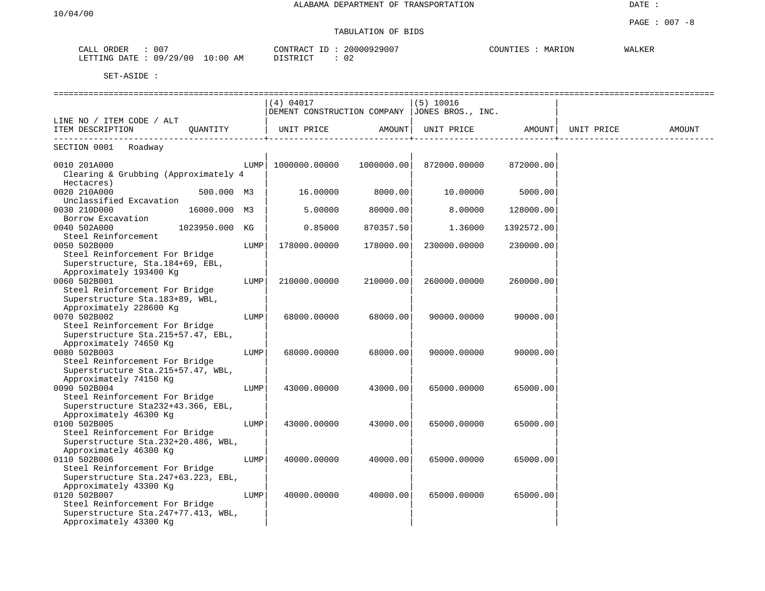ALABAMA DEPARTMENT OF TRANSPORTATION

10/04/00

DATE :

PAGE : 007 -8

TABULATION OF BIDS

CALL ORDER : 007 CONTRACT ID : 20000929007 COUNTIES : MARION WALKER
LETTING DATE : 09/29/00 10:00 AM DISTRICT : 02

SET-ASIDE :

| LINE NO / ITEM CODE / ALT ITEM DESCRIPTION | QUANTITY | (4) 04017 DEMENT CONSTRUCTION COMPANY UNIT PRICE | AMOUNT | (5) 10016 JONES BROS., INC. UNIT PRICE | AMOUNT | UNIT PRICE | AMOUNT |
|---|---|---|---|---|---|---|---|
| SECTION 0001 Roadway | | | | | | | |
| 0010 201A000 Clearing & Grubbing (Approximately 4 Hectacres) | LUMP | 1000000.00000 | 1000000.00 | 872000.00000 | 872000.00 | | |
| 0020 210A000 Unclassified Excavation | 500.000 M3 | 16.00000 | 8000.00 | 10.00000 | 5000.00 | | |
| 0030 210D000 Borrow Excavation | 16000.000 M3 | 5.00000 | 80000.00 | 8.00000 | 128000.00 | | |
| 0040 502A000 Steel Reinforcement | 1023950.000 KG | 0.85000 | 870357.50 | 1.36000 | 1392572.00 | | |
| 0050 502B000 Steel Reinforcement For Bridge Superstructure, Sta.184+69, EBL, Approximately 193400 Kg | LUMP | 178000.00000 | 178000.00 | 230000.00000 | 230000.00 | | |
| 0060 502B001 Steel Reinforcement For Bridge Superstructure Sta.183+89, WBL, Approximately 228600 Kg | LUMP | 210000.00000 | 210000.00 | 260000.00000 | 260000.00 | | |
| 0070 502B002 Steel Reinforcement For Bridge Superstructure Sta.215+57.47, EBL, Approximately 74650 Kg | LUMP | 68000.00000 | 68000.00 | 90000.00000 | 90000.00 | | |
| 0080 502B003 Steel Reinforcement For Bridge Superstructure Sta.215+57.47, WBL, Approximately 74150 Kg | LUMP | 68000.00000 | 68000.00 | 90000.00000 | 90000.00 | | |
| 0090 502B004 Steel Reinforcement For Bridge Superstructure Sta232+43.366, EBL, Approximately 46300 Kg | LUMP | 43000.00000 | 43000.00 | 65000.00000 | 65000.00 | | |
| 0100 502B005 Steel Reinforcement For Bridge Superstructure Sta.232+20.486, WBL, Approximately 46300 Kg | LUMP | 43000.00000 | 43000.00 | 65000.00000 | 65000.00 | | |
| 0110 502B006 Steel Reinforcement For Bridge Superstructure Sta.247+63.223, EBL, Approximately 43300 Kg | LUMP | 40000.00000 | 40000.00 | 65000.00000 | 65000.00 | | |
| 0120 502B007 Steel Reinforcement For Bridge Superstructure Sta.247+77.413, WBL, Approximately 43300 Kg | LUMP | 40000.00000 | 40000.00 | 65000.00000 | 65000.00 | | |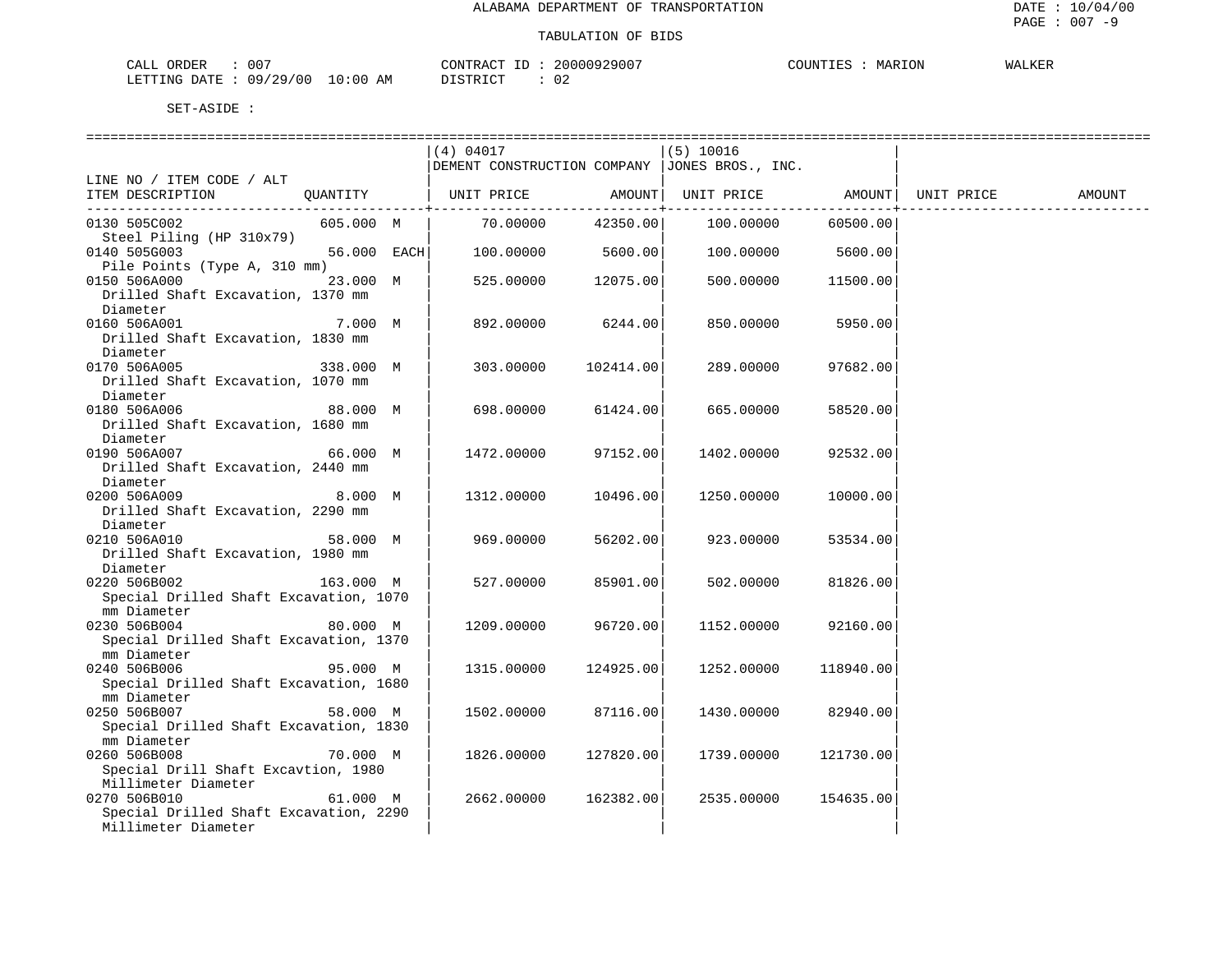ALABAMA DEPARTMENT OF TRANSPORTATION

TABULATION OF BIDS

CALL ORDER : 007 &nbsp;&nbsp;&nbsp;&nbsp; CONTRACT ID : 20000929007 &nbsp;&nbsp;&nbsp;&nbsp; COUNTIES : MARION &nbsp;&nbsp;&nbsp;&nbsp; WALKER

LETTING DATE : 09/29/00 10:00 AM &nbsp;&nbsp;&nbsp;&nbsp; DISTRICT : 02

SET-ASIDE :

| LINE NO / ITEM CODE / ALT<br>ITEM DESCRIPTION | QUANTITY | (4) 04017<br>DEMENT CONSTRUCTION COMPANY<br>UNIT PRICE | <br><br>AMOUNT | (5) 10016<br>JONES BROS., INC.<br>UNIT PRICE | <br><br>AMOUNT | <br><br>UNIT PRICE | <br><br>AMOUNT |
|---|---|---|---|---|---|---|---|
| 0130 505C002<br>Steel Piling (HP 310x79) | 605.000 M | 70.00000 | 42350.00 | 100.00000 | 60500.00 | | |
| 0140 505G003<br>Pile Points (Type A, 310 mm) | 56.000 EACH | 100.00000 | 5600.00 | 100.00000 | 5600.00 | | |
| 0150 506A000<br>Drilled Shaft Excavation, 1370 mm Diameter | 23.000 M | 525.00000 | 12075.00 | 500.00000 | 11500.00 | | |
| 0160 506A001<br>Drilled Shaft Excavation, 1830 mm Diameter | 7.000 M | 892.00000 | 6244.00 | 850.00000 | 5950.00 | | |
| 0170 506A005<br>Drilled Shaft Excavation, 1070 mm Diameter | 338.000 M | 303.00000 | 102414.00 | 289.00000 | 97682.00 | | |
| 0180 506A006<br>Drilled Shaft Excavation, 1680 mm Diameter | 88.000 M | 698.00000 | 61424.00 | 665.00000 | 58520.00 | | |
| 0190 506A007<br>Drilled Shaft Excavation, 2440 mm Diameter | 66.000 M | 1472.00000 | 97152.00 | 1402.00000 | 92532.00 | | |
| 0200 506A009<br>Drilled Shaft Excavation, 2290 mm Diameter | 8.000 M | 1312.00000 | 10496.00 | 1250.00000 | 10000.00 | | |
| 0210 506A010<br>Drilled Shaft Excavation, 1980 mm Diameter | 58.000 M | 969.00000 | 56202.00 | 923.00000 | 53534.00 | | |
| 0220 506B002<br>Special Drilled Shaft Excavation, 1070 mm Diameter | 163.000 M | 527.00000 | 85901.00 | 502.00000 | 81826.00 | | |
| 0230 506B004<br>Special Drilled Shaft Excavation, 1370 mm Diameter | 80.000 M | 1209.00000 | 96720.00 | 1152.00000 | 92160.00 | | |
| 0240 506B006<br>Special Drilled Shaft Excavation, 1680 mm Diameter | 95.000 M | 1315.00000 | 124925.00 | 1252.00000 | 118940.00 | | |
| 0250 506B007<br>Special Drilled Shaft Excavation, 1830 mm Diameter | 58.000 M | 1502.00000 | 87116.00 | 1430.00000 | 82940.00 | | |
| 0260 506B008<br>Special Drill Shaft Excavtion, 1980 Millimeter Diameter | 70.000 M | 1826.00000 | 127820.00 | 1739.00000 | 121730.00 | | |
| 0270 506B010<br>Special Drilled Shaft Excavation, 2290 Millimeter Diameter | 61.000 M | 2662.00000 | 162382.00 | 2535.00000 | 154635.00 | | |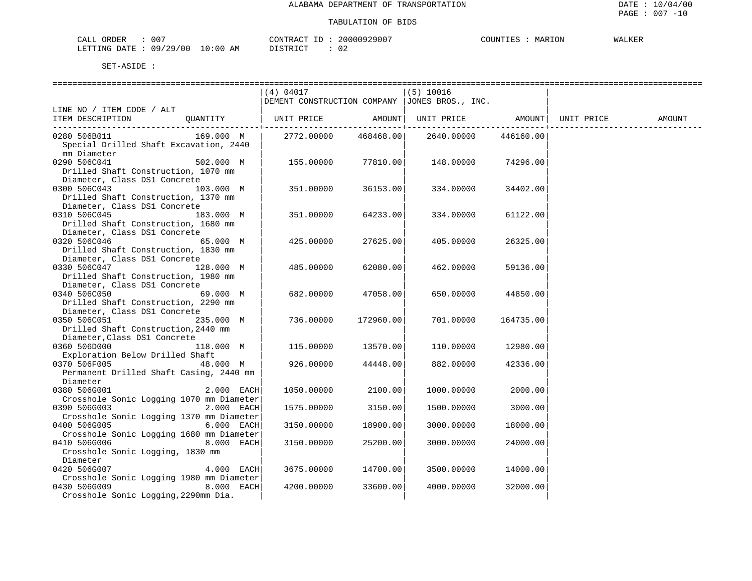ALABAMA DEPARTMENT OF TRANSPORTATION

TABULATION OF BIDS

CALL ORDER : 007 | CONTRACT ID : 20000929007 | COUNTIES : MARION WALKER
LETTING DATE : 09/29/00 10:00 AM | DISTRICT : 02

SET-ASIDE :

| LINE NO / ITEM CODE / ALT ITEM DESCRIPTION | QUANTITY | (4) 04017 DEMENT CONSTRUCTION COMPANY UNIT PRICE | AMOUNT | (5) 10016 JONES BROS., INC. UNIT PRICE | AMOUNT | UNIT PRICE | AMOUNT |
|---|---|---|---|---|---|---|---|
| 0280 506B011 Special Drilled Shaft Excavation, 2440 mm Diameter | 169.000 M | 2772.00000 | 468468.00 | 2640.00000 | 446160.00 | | |
| 0290 506C041 Drilled Shaft Construction, 1070 mm Diameter, Class DS1 Concrete | 502.000 M | 155.00000 | 77810.00 | 148.00000 | 74296.00 | | |
| 0300 506C043 Drilled Shaft Construction, 1370 mm Diameter, Class DS1 Concrete | 103.000 M | 351.00000 | 36153.00 | 334.00000 | 34402.00 | | |
| 0310 506C045 Drilled Shaft Construction, 1680 mm Diameter, Class DS1 Concrete | 183.000 M | 351.00000 | 64233.00 | 334.00000 | 61122.00 | | |
| 0320 506C046 Drilled Shaft Construction, 1830 mm Diameter, Class DS1 Concrete | 65.000 M | 425.00000 | 27625.00 | 405.00000 | 26325.00 | | |
| 0330 506C047 Drilled Shaft Construction, 1980 mm Diameter, Class DS1 Concrete | 128.000 M | 485.00000 | 62080.00 | 462.00000 | 59136.00 | | |
| 0340 506C050 Drilled Shaft Construction, 2290 mm Diameter, Class DS1 Concrete | 69.000 M | 682.00000 | 47058.00 | 650.00000 | 44850.00 | | |
| 0350 506C051 Drilled Shaft Construction,2440 mm Diameter,Class DS1 Concrete | 235.000 M | 736.00000 | 172960.00 | 701.00000 | 164735.00 | | |
| 0360 506D000 Exploration Below Drilled Shaft | 118.000 M | 115.00000 | 13570.00 | 110.00000 | 12980.00 | | |
| 0370 506F005 Permanent Drilled Shaft Casing, 2440 mm Diameter | 48.000 M | 926.00000 | 44448.00 | 882.00000 | 42336.00 | | |
| 0380 506G001 Crosshole Sonic Logging 1070 mm Diameter | 2.000 EACH | 1050.00000 | 2100.00 | 1000.00000 | 2000.00 | | |
| 0390 506G003 Crosshole Sonic Logging 1370 mm Diameter | 2.000 EACH | 1575.00000 | 3150.00 | 1500.00000 | 3000.00 | | |
| 0400 506G005 Crosshole Sonic Logging 1680 mm Diameter | 6.000 EACH | 3150.00000 | 18900.00 | 3000.00000 | 18000.00 | | |
| 0410 506G006 Crosshole Sonic Logging, 1830 mm Diameter | 8.000 EACH | 3150.00000 | 25200.00 | 3000.00000 | 24000.00 | | |
| 0420 506G007 Crosshole Sonic Logging 1980 mm Diameter | 4.000 EACH | 3675.00000 | 14700.00 | 3500.00000 | 14000.00 | | |
| 0430 506G009 Crosshole Sonic Logging,2290mm Dia. | 8.000 EACH | 4200.00000 | 33600.00 | 4000.00000 | 32000.00 | | |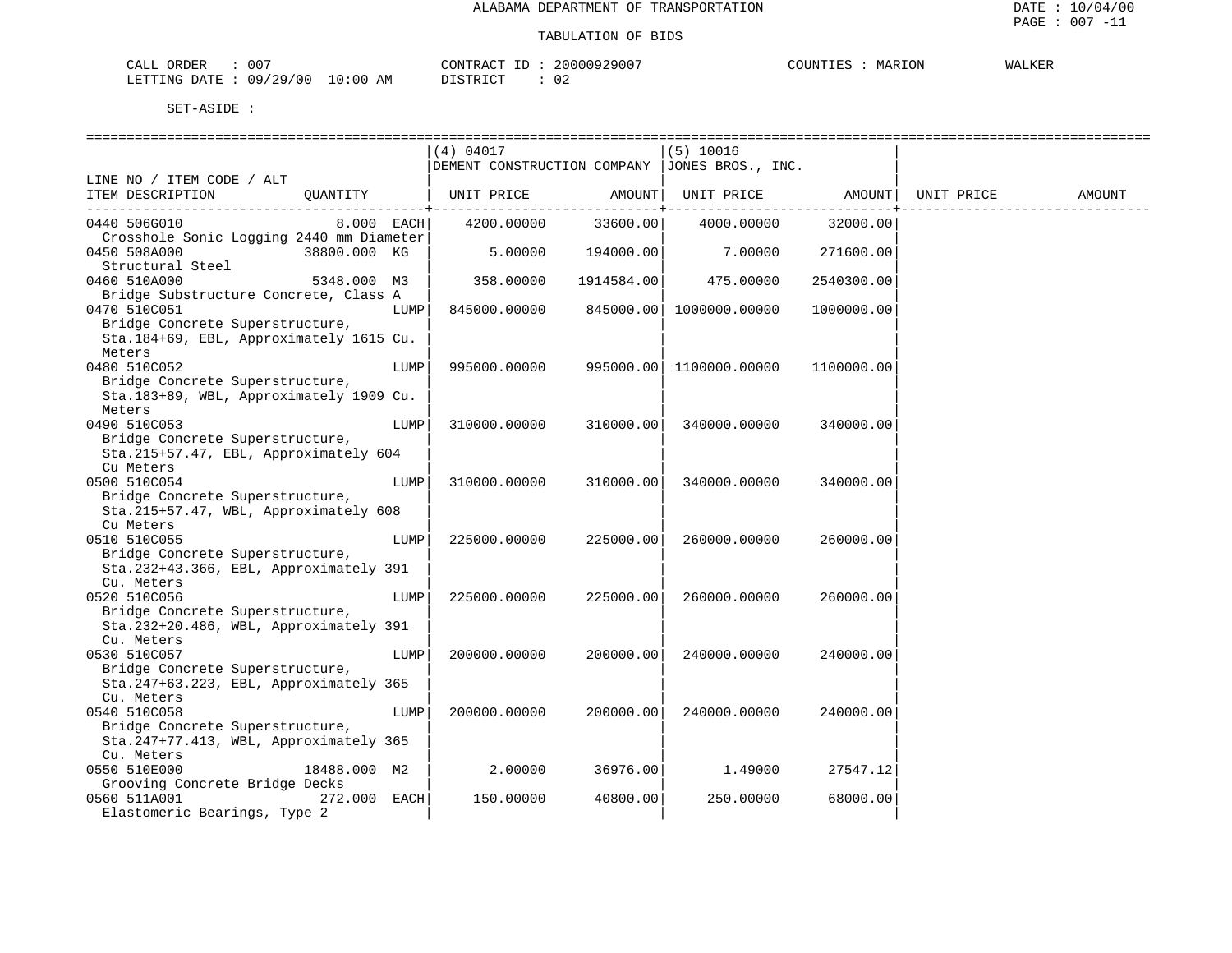ALABAMA DEPARTMENT OF TRANSPORTATION

TABULATION OF BIDS

CALL ORDER : 007 CONTRACT ID : 20000929007 COUNTIES : MARION WALKER
LETTING DATE : 09/29/00 10:00 AM DISTRICT : 02

SET-ASIDE :

| LINE NO / ITEM CODE / ALT ITEM DESCRIPTION | QUANTITY | (4) 04017 DEMENT CONSTRUCTION COMPANY UNIT PRICE | AMOUNT | (5) 10016 JONES BROS., INC. UNIT PRICE | AMOUNT | UNIT PRICE | AMOUNT |
|---|---|---|---|---|---|---|---|
| 0440 506G010 Crosshole Sonic Logging 2440 mm Diameter | 8.000 EACH | 4200.00000 | 33600.00 | 4000.00000 | 32000.00 | | |
| 0450 508A000 Structural Steel | 38800.000 KG | 5.00000 | 194000.00 | 7.00000 | 271600.00 | | |
| 0460 510A000 Bridge Substructure Concrete, Class A | 5348.000 M3 | 358.00000 | 1914584.00 | 475.00000 | 2540300.00 | | |
| 0470 510C051 Bridge Concrete Superstructure, Sta.184+69, EBL, Approximately 1615 Cu. Meters | LUMP | 845000.00000 | 845000.00 | 1000000.00000 | 1000000.00 | | |
| 0480 510C052 Bridge Concrete Superstructure, Sta.183+89, WBL, Approximately 1909 Cu. Meters | LUMP | 995000.00000 | 995000.00 | 1100000.00000 | 1100000.00 | | |
| 0490 510C053 Bridge Concrete Superstructure, Sta.215+57.47, EBL, Approximately 604 Cu Meters | LUMP | 310000.00000 | 310000.00 | 340000.00000 | 340000.00 | | |
| 0500 510C054 Bridge Concrete Superstructure, Sta.215+57.47, WBL, Approximately 608 Cu Meters | LUMP | 310000.00000 | 310000.00 | 340000.00000 | 340000.00 | | |
| 0510 510C055 Bridge Concrete Superstructure, Sta.232+43.366, EBL, Approximately 391 Cu. Meters | LUMP | 225000.00000 | 225000.00 | 260000.00000 | 260000.00 | | |
| 0520 510C056 Bridge Concrete Superstructure, Sta.232+20.486, WBL, Approximately 391 Cu. Meters | LUMP | 225000.00000 | 225000.00 | 260000.00000 | 260000.00 | | |
| 0530 510C057 Bridge Concrete Superstructure, Sta.247+63.223, EBL, Approximately 365 Cu. Meters | LUMP | 200000.00000 | 200000.00 | 240000.00000 | 240000.00 | | |
| 0540 510C058 Bridge Concrete Superstructure, Sta.247+77.413, WBL, Approximately 365 Cu. Meters | LUMP | 200000.00000 | 200000.00 | 240000.00000 | 240000.00 | | |
| 0550 510E000 Grooving Concrete Bridge Decks | 18488.000 M2 | 2.00000 | 36976.00 | 1.49000 | 27547.12 | | |
| 0560 511A001 Elastomeric Bearings, Type 2 | 272.000 EACH | 150.00000 | 40800.00 | 250.00000 | 68000.00 | | |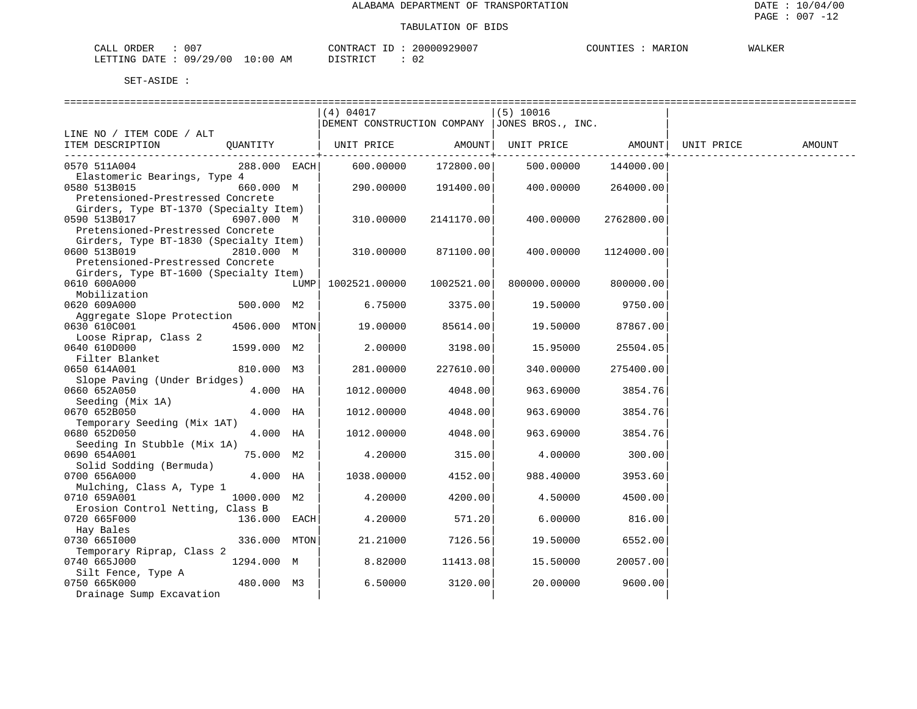ALABAMA DEPARTMENT OF TRANSPORTATION

TABULATION OF BIDS

CALL ORDER : 007 CONTRACT ID : 20000929007 COUNTIES : MARION WALKER
LETTING DATE : 09/29/00 10:00 AM DISTRICT : 02

SET-ASIDE :

| LINE NO / ITEM CODE / ALT ITEM DESCRIPTION | QUANTITY | (4) 04017 DEMENT CONSTRUCTION COMPANY UNIT PRICE | AMOUNT | (5) 10016 JONES BROS., INC. UNIT PRICE | AMOUNT | UNIT PRICE | AMOUNT |
|---|---|---|---|---|---|---|---|
| 0570 511A004 Elastomeric Bearings, Type 4 | 288.000 EACH | 600.00000 | 172800.00 | 500.00000 | 144000.00 | | |
| 0580 513B015 Pretensioned-Prestressed Concrete Girders, Type BT-1370 (Specialty Item) | 660.000 M | 290.00000 | 191400.00 | 400.00000 | 264000.00 | | |
| 0590 513B017 Pretensioned-Prestressed Concrete Girders, Type BT-1830 (Specialty Item) | 6907.000 M | 310.00000 | 2141170.00 | 400.00000 | 2762800.00 | | |
| 0600 513B019 Pretensioned-Prestressed Concrete Girders, Type BT-1600 (Specialty Item) | 2810.000 M | 310.00000 | 871100.00 | 400.00000 | 1124000.00 | | |
| 0610 600A000 Mobilization | LUMP | 1002521.00000 | 1002521.00 | 800000.00000 | 800000.00 | | |
| 0620 609A000 Aggregate Slope Protection | 500.000 M2 | 6.75000 | 3375.00 | 19.50000 | 9750.00 | | |
| 0630 610C001 Loose Riprap, Class 2 | 4506.000 MTON | 19.00000 | 85614.00 | 19.50000 | 87867.00 | | |
| 0640 610D000 Filter Blanket | 1599.000 M2 | 2.00000 | 3198.00 | 15.95000 | 25504.05 | | |
| 0650 614A001 Slope Paving (Under Bridges) | 810.000 M3 | 281.00000 | 227610.00 | 340.00000 | 275400.00 | | |
| 0660 652A050 Seeding (Mix 1A) | 4.000 HA | 1012.00000 | 4048.00 | 963.69000 | 3854.76 | | |
| 0670 652B050 Temporary Seeding (Mix 1AT) | 4.000 HA | 1012.00000 | 4048.00 | 963.69000 | 3854.76 | | |
| 0680 652D050 Seeding In Stubble (Mix 1A) | 4.000 HA | 1012.00000 | 4048.00 | 963.69000 | 3854.76 | | |
| 0690 654A001 Solid Sodding (Bermuda) | 75.000 M2 | 4.20000 | 315.00 | 4.00000 | 300.00 | | |
| 0700 656A000 Mulching, Class A, Type 1 | 4.000 HA | 1038.00000 | 4152.00 | 988.40000 | 3953.60 | | |
| 0710 659A001 Erosion Control Netting, Class B | 1000.000 M2 | 4.20000 | 4200.00 | 4.50000 | 4500.00 | | |
| 0720 665F000 Hay Bales | 136.000 EACH | 4.20000 | 571.20 | 6.00000 | 816.00 | | |
| 0730 665I000 Temporary Riprap, Class 2 | 336.000 MTON | 21.21000 | 7126.56 | 19.50000 | 6552.00 | | |
| 0740 665J000 Silt Fence, Type A | 1294.000 M | 8.82000 | 11413.08 | 15.50000 | 20057.00 | | |
| 0750 665K000 Drainage Sump Excavation | 480.000 M3 | 6.50000 | 3120.00 | 20.00000 | 9600.00 | | |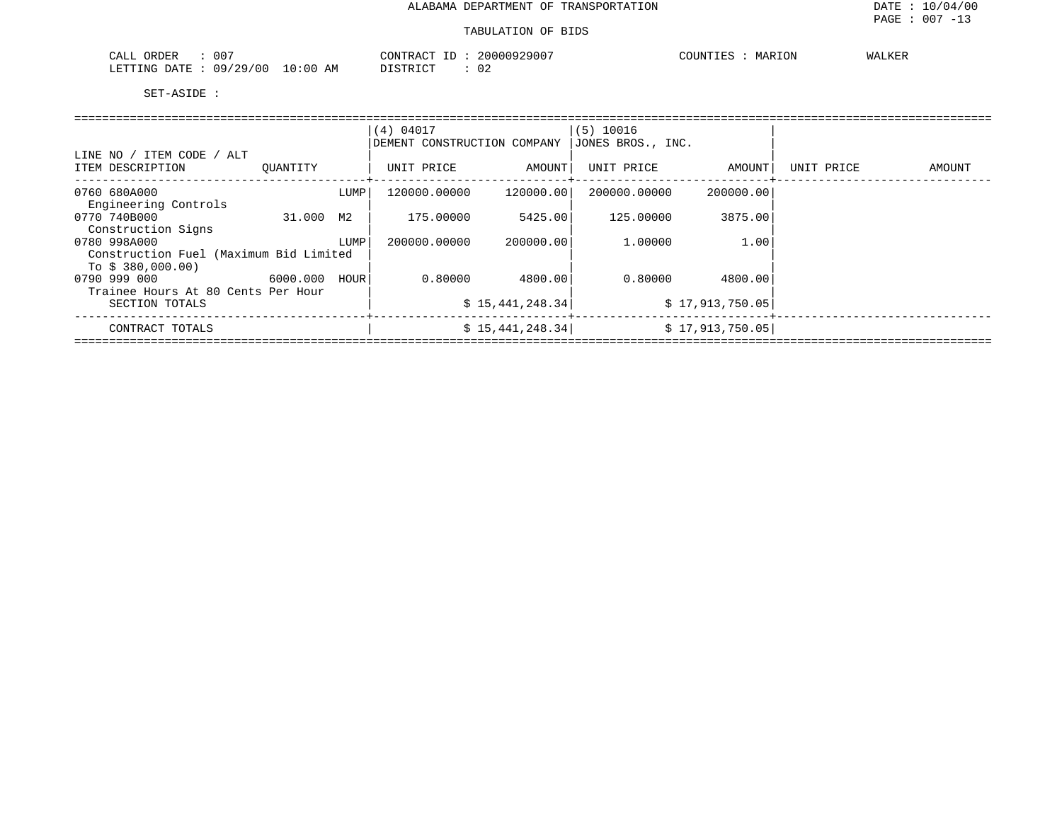ALABAMA DEPARTMENT OF TRANSPORTATION

TABULATION OF BIDS

DATE : 10/04/00

CALL ORDER : 007 CONTRACT ID : 20000929007 COUNTIES : MARION WALKER
LETTING DATE : 09/29/00 10:00 AM DISTRICT : 02

SET-ASIDE :

| LINE NO / ITEM CODE / ALT<br>ITEM DESCRIPTION | QUANTITY | (4) 04017<br>DEMENT CONSTRUCTION COMPANY<br>UNIT PRICE | AMOUNT | (5) 10016<br>JONES BROS., INC.<br>UNIT PRICE | AMOUNT | UNIT PRICE | AMOUNT |
|---|---|---|---|---|---|---|---|
| 0760 680A000<br>Engineering Controls | LUMP | 120000.00000 | 120000.00 | 200000.00000 | 200000.00 | | |
| 0770 740B000<br>Construction Signs | 31.000 M2 | 175.00000 | 5425.00 | 125.00000 | 3875.00 | | |
| 0780 998A000<br>Construction Fuel (Maximum Bid Limited To $ 380,000.00) | LUMP | 200000.00000 | 200000.00 | 1.00000 | 1.00 | | |
| 0790 999 000<br>Trainee Hours At 80 Cents Per Hour | 6000.000 HOUR | 0.80000 | 4800.00 | 0.80000 | 4800.00 | | |
| SECTION TOTALS | | | $ 15,441,248.34 | | $ 17,913,750.05 | | |
| CONTRACT TOTALS | | | $ 15,441,248.34 | | $ 17,913,750.05 | | |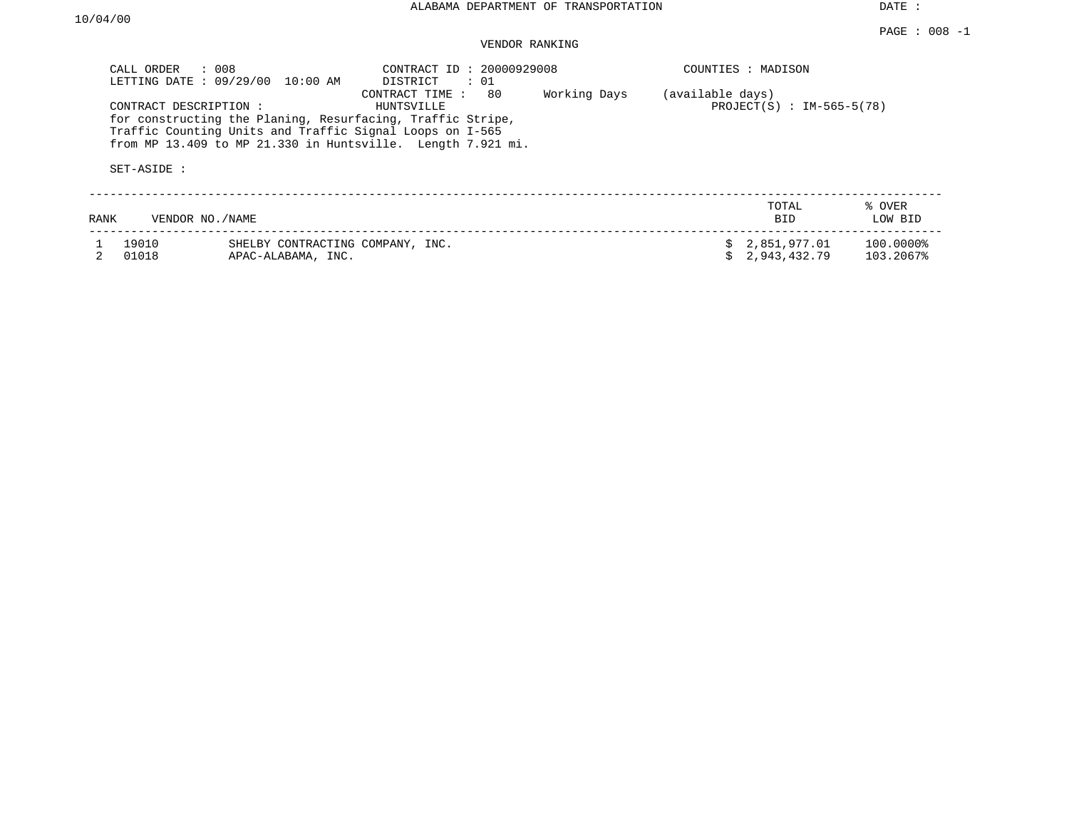ALABAMA DEPARTMENT OF TRANSPORTATION

DATE : 10/04/00

PAGE : 008 -1

VENDOR RANKING

CALL ORDER : 008
LETTING DATE : 09/29/00 10:00 AM

CONTRACT ID : 20000929008
DISTRICT : 01
CONTRACT TIME : 80 Working Days (available days)

COUNTIES : MADISON
HUNTSVILLE
PROJECT(S) : IM-565-5(78)

CONTRACT DESCRIPTION :
for constructing the Planing, Resurfacing, Traffic Stripe, Traffic Counting Units and Traffic Signal Loops on I-565 from MP 13.409 to MP 21.330 in Huntsville. Length 7.921 mi.

SET-ASIDE :

| RANK | VENDOR NO./NAME | | TOTAL BID | % OVER LOW BID |
|---|---|---|---|---|
| 1 | 19010 | SHELBY CONTRACTING COMPANY, INC. | $ 2,851,977.01 | 100.0000% |
| 2 | 01018 | APAC-ALABAMA, INC. | $ 2,943,432.79 | 103.2067% |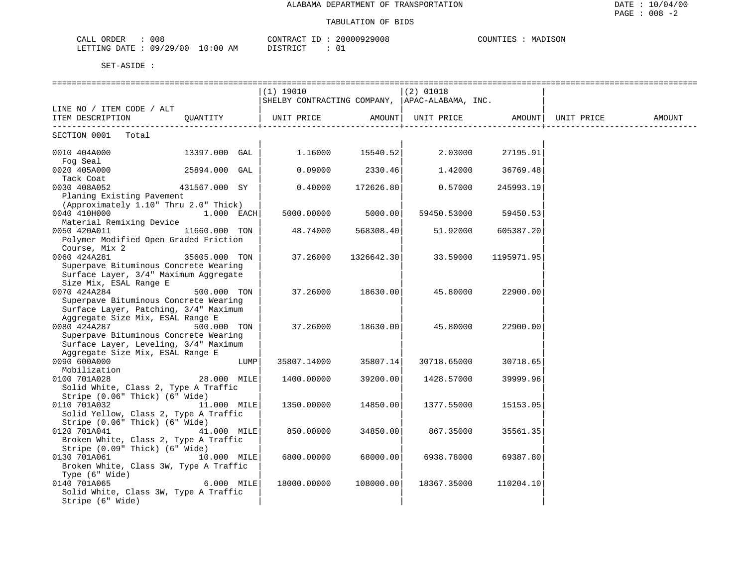ALABAMA DEPARTMENT OF TRANSPORTATION

TABULATION OF BIDS

DATE : 10/04/00
PAGE : 008 -2

CALL ORDER : 008
LETTING DATE : 09/29/00 10:00 AM

CONTRACT ID : 20000929008
DISTRICT : 01

COUNTIES : MADISON

SET-ASIDE :

| LINE NO / ITEM CODE / ALT ITEM DESCRIPTION | QUANTITY | (1) 19010 SHELBY CONTRACTING COMPANY, UNIT PRICE | AMOUNT | (2) 01018 APAC-ALABAMA, INC. UNIT PRICE | AMOUNT | UNIT PRICE | AMOUNT |
|---|---|---|---|---|---|---|---|
| SECTION 0001 Total | | | | | | | |
| 0010 404A000 Fog Seal | 13397.000 GAL | 1.16000 | 15540.52 | 2.03000 | 27195.91 | | |
| 0020 405A000 Tack Coat | 25894.000 GAL | 0.09000 | 2330.46 | 1.42000 | 36769.48 | | |
| 0030 408A052 Planing Existing Pavement (Approximately 1.10" Thru 2.0" Thick) | 431567.000 SY | 0.40000 | 172626.80 | 0.57000 | 245993.19 | | |
| 0040 410H000 Material Remixing Device | 1.000 EACH | 5000.00000 | 5000.00 | 59450.53000 | 59450.53 | | |
| 0050 420A011 Polymer Modified Open Graded Friction Course, Mix 2 | 11660.000 TON | 48.74000 | 568308.40 | 51.92000 | 605387.20 | | |
| 0060 424A281 Superpave Bituminous Concrete Wearing Surface Layer, 3/4" Maximum Aggregate Size Mix, ESAL Range E | 35605.000 TON | 37.26000 | 1326642.30 | 33.59000 | 1195971.95 | | |
| 0070 424A284 Superpave Bituminous Concrete Wearing Surface Layer, Patching, 3/4" Maximum Aggregate Size Mix, ESAL Range E | 500.000 TON | 37.26000 | 18630.00 | 45.80000 | 22900.00 | | |
| 0080 424A287 Superpave Bituminous Concrete Wearing Surface Layer, Leveling, 3/4" Maximum Aggregate Size Mix, ESAL Range E | 500.000 TON | 37.26000 | 18630.00 | 45.80000 | 22900.00 | | |
| 0090 600A000 Mobilization | LUMP | 35807.14000 | 35807.14 | 30718.65000 | 30718.65 | | |
| 0100 701A028 Solid White, Class 2, Type A Traffic Stripe (0.06" Thick) (6" Wide) | 28.000 MILE | 1400.00000 | 39200.00 | 1428.57000 | 39999.96 | | |
| 0110 701A032 Solid Yellow, Class 2, Type A Traffic Stripe (0.06" Thick) (6" Wide) | 11.000 MILE | 1350.00000 | 14850.00 | 1377.55000 | 15153.05 | | |
| 0120 701A041 Broken White, Class 2, Type A Traffic Stripe (0.09" Thick) (6" Wide) | 41.000 MILE | 850.00000 | 34850.00 | 867.35000 | 35561.35 | | |
| 0130 701A061 Broken White, Class 3W, Type A Traffic Type (6" Wide) | 10.000 MILE | 6800.00000 | 68000.00 | 6938.78000 | 69387.80 | | |
| 0140 701A065 Solid White, Class 3W, Type A Traffic Stripe (6" Wide) | 6.000 MILE | 18000.00000 | 108000.00 | 18367.35000 | 110204.10 | | |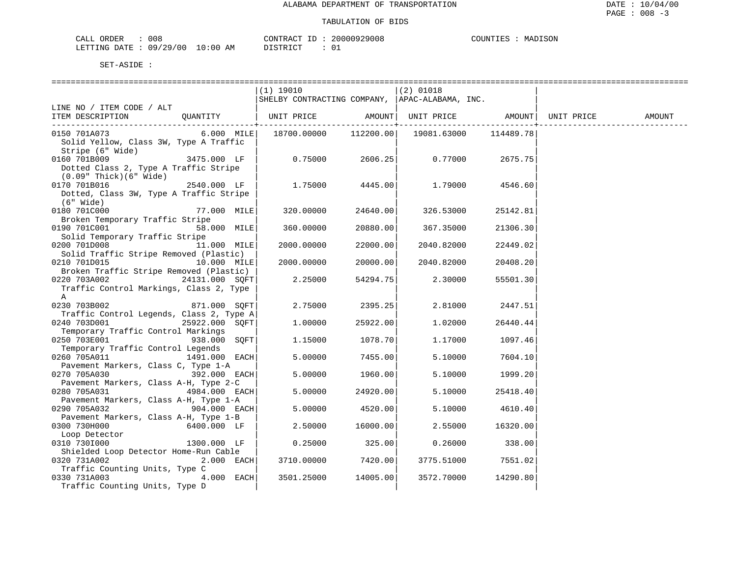ALABAMA DEPARTMENT OF TRANSPORTATION

TABULATION OF BIDS

CALL ORDER : 008 CONTRACT ID : 20000929008 COUNTIES : MADISON
LETTING DATE : 09/29/00 10:00 AM DISTRICT : 01

SET-ASIDE :

| LINE NO / ITEM CODE / ALT ITEM DESCRIPTION | QUANTITY | (1) 19010 SHELBY CONTRACTING COMPANY, UNIT PRICE | AMOUNT | (2) 01018 APAC-ALABAMA, INC. UNIT PRICE | AMOUNT | UNIT PRICE | AMOUNT |
|---|---|---|---|---|---|---|---|
| 0150 701A073 Solid Yellow, Class 3W, Type A Traffic Stripe (6" Wide) | 6.000 MILE | 18700.00000 | 112200.00 | 19081.63000 | 114489.78 | | |
| 0160 701B009 Dotted Class 2, Type A Traffic Stripe (0.09" Thick)(6" Wide) | 3475.000 LF | 0.75000 | 2606.25 | 0.77000 | 2675.75 | | |
| 0170 701B016 Dotted, Class 3W, Type A Traffic Stripe (6" Wide) | 2540.000 LF | 1.75000 | 4445.00 | 1.79000 | 4546.60 | | |
| 0180 701C000 Broken Temporary Traffic Stripe | 77.000 MILE | 320.00000 | 24640.00 | 326.53000 | 25142.81 | | |
| 0190 701C001 Solid Temporary Traffic Stripe | 58.000 MILE | 360.00000 | 20880.00 | 367.35000 | 21306.30 | | |
| 0200 701D008 Solid Traffic Stripe Removed (Plastic) | 11.000 MILE | 2000.00000 | 22000.00 | 2040.82000 | 22449.02 | | |
| 0210 701D015 Broken Traffic Stripe Removed (Plastic) | 10.000 MILE | 2000.00000 | 20000.00 | 2040.82000 | 20408.20 | | |
| 0220 703A002 Traffic Control Markings, Class 2, Type A | 24131.000 SQFT | 2.25000 | 54294.75 | 2.30000 | 55501.30 | | |
| 0230 703B002 Traffic Control Legends, Class 2, Type A | 871.000 SQFT | 2.75000 | 2395.25 | 2.81000 | 2447.51 | | |
| 0240 703D001 Temporary Traffic Control Markings | 25922.000 SQFT | 1.00000 | 25922.00 | 1.02000 | 26440.44 | | |
| 0250 703E001 Temporary Traffic Control Legends | 938.000 SQFT | 1.15000 | 1078.70 | 1.17000 | 1097.46 | | |
| 0260 705A011 Pavement Markers, Class C, Type 1-A | 1491.000 EACH | 5.00000 | 7455.00 | 5.10000 | 7604.10 | | |
| 0270 705A030 Pavement Markers, Class A-H, Type 2-C | 392.000 EACH | 5.00000 | 1960.00 | 5.10000 | 1999.20 | | |
| 0280 705A031 Pavement Markers, Class A-H, Type 1-A | 4984.000 EACH | 5.00000 | 24920.00 | 5.10000 | 25418.40 | | |
| 0290 705A032 Pavement Markers, Class A-H, Type 1-B | 904.000 EACH | 5.00000 | 4520.00 | 5.10000 | 4610.40 | | |
| 0300 730H000 Loop Detector | 6400.000 LF | 2.50000 | 16000.00 | 2.55000 | 16320.00 | | |
| 0310 730I000 Shielded Loop Detector Home-Run Cable | 1300.000 LF | 0.25000 | 325.00 | 0.26000 | 338.00 | | |
| 0320 731A002 Traffic Counting Units, Type C | 2.000 EACH | 3710.00000 | 7420.00 | 3775.51000 | 7551.02 | | |
| 0330 731A003 Traffic Counting Units, Type D | 4.000 EACH | 3501.25000 | 14005.00 | 3572.70000 | 14290.80 | | |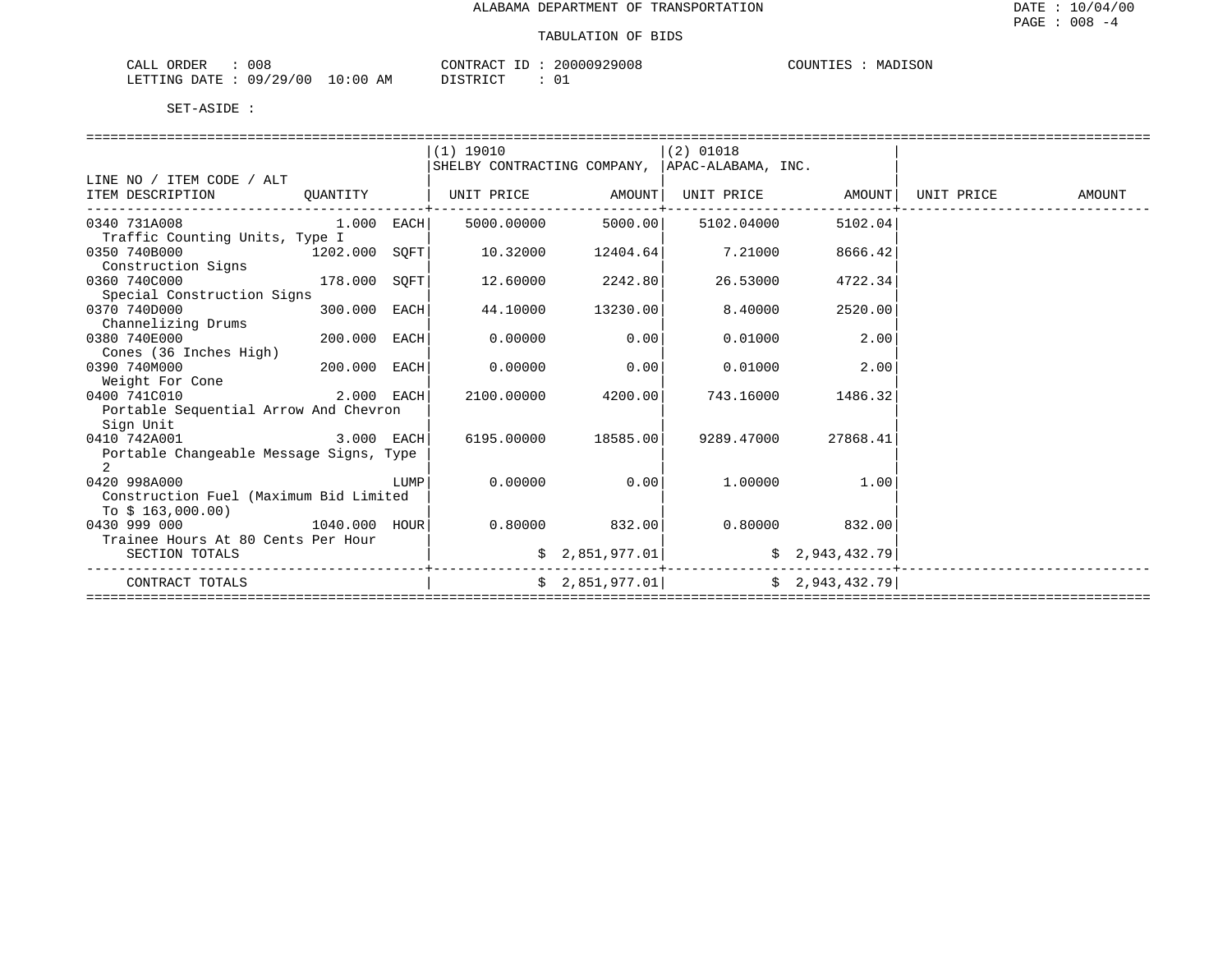ALABAMA DEPARTMENT OF TRANSPORTATION

TABULATION OF BIDS

DATE : 10/04/00
PAGE : 008 -4

CALL ORDER : 008 CONTRACT ID : 20000929008 COUNTIES : MADISON
LETTING DATE : 09/29/00 10:00 AM DISTRICT : 01

SET-ASIDE :

| LINE NO / ITEM CODE / ALT ITEM DESCRIPTION | QUANTITY | (1) 19010 SHELBY CONTRACTING COMPANY, UNIT PRICE | AMOUNT | (2) 01018 APAC-ALABAMA, INC. UNIT PRICE | AMOUNT | UNIT PRICE | AMOUNT |
|---|---|---|---|---|---|---|---|
| 0340 731A008 Traffic Counting Units, Type I | 1.000 EACH | 5000.00000 | 5000.00 | 5102.04000 | 5102.04 | | |
| 0350 740B000 Construction Signs | 1202.000 SQFT | 10.32000 | 12404.64 | 7.21000 | 8666.42 | | |
| 0360 740C000 Special Construction Signs | 178.000 SQFT | 12.60000 | 2242.80 | 26.53000 | 4722.34 | | |
| 0370 740D000 Channelizing Drums | 300.000 EACH | 44.10000 | 13230.00 | 8.40000 | 2520.00 | | |
| 0380 740E000 Cones (36 Inches High) | 200.000 EACH | 0.00000 | 0.00 | 0.01000 | 2.00 | | |
| 0390 740M000 Weight For Cone | 200.000 EACH | 0.00000 | 0.00 | 0.01000 | 2.00 | | |
| 0400 741C010 Portable Sequential Arrow And Chevron Sign Unit | 2.000 EACH | 2100.00000 | 4200.00 | 743.16000 | 1486.32 | | |
| 0410 742A001 Portable Changeable Message Signs, Type 2 | 3.000 EACH | 6195.00000 | 18585.00 | 9289.47000 | 27868.41 | | |
| 0420 998A000 Construction Fuel (Maximum Bid Limited To $ 163,000.00) | LUMP | 0.00000 | 0.00 | 1.00000 | 1.00 | | |
| 0430 999 000 Trainee Hours At 80 Cents Per Hour | 1040.000 HOUR | 0.80000 | 832.00 | 0.80000 | 832.00 | | |
| SECTION TOTALS | | | $ 2,851,977.01 | | $ 2,943,432.79 | | |
| CONTRACT TOTALS | | | $ 2,851,977.01 | | $ 2,943,432.79 | | |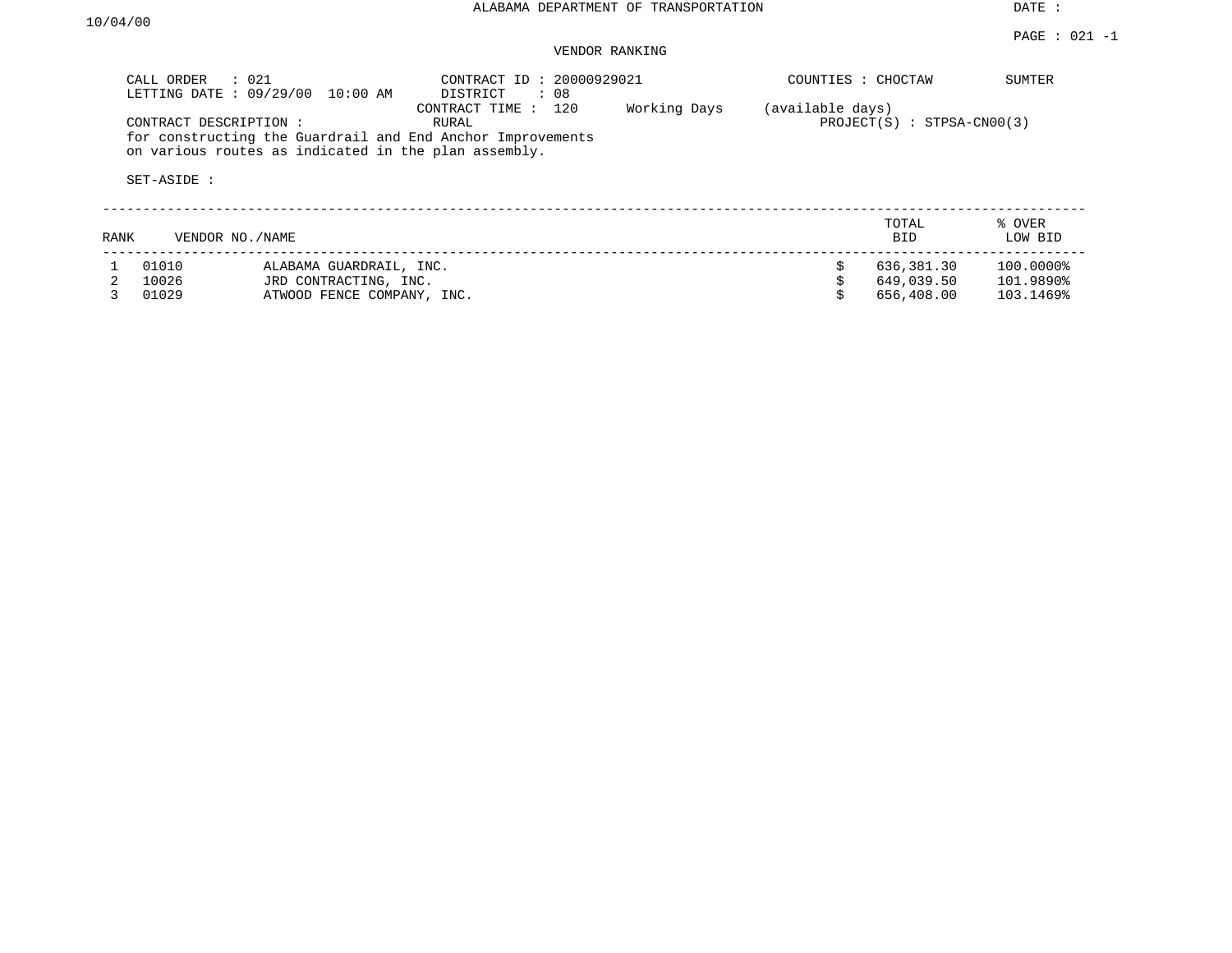ALABAMA DEPARTMENT OF TRANSPORTATION

DATE : 10/04/00

PAGE : 021 -1

VENDOR RANKING

CALL ORDER : 021
LETTING DATE : 09/29/00 10:00 AM

CONTRACT ID : 20000929021
DISTRICT : 08
CONTRACT TIME : 120 Working Days (available days)
RURAL

COUNTIES : CHOCTAW SUMTER

PROJECT(S) : STPSA-CN00(3)

CONTRACT DESCRIPTION :
for constructing the Guardrail and End Anchor Improvements
on various routes as indicated in the plan assembly.

SET-ASIDE :

| RANK | VENDOR NO./NAME | | TOTAL BID | % OVER LOW BID |
|---|---|---|---|---|
| 1 | 01010 | ALABAMA GUARDRAIL, INC. | $ 636,381.30 | 100.0000% |
| 2 | 10026 | JRD CONTRACTING, INC. | $ 649,039.50 | 101.9890% |
| 3 | 01029 | ATWOOD FENCE COMPANY, INC. | $ 656,408.00 | 103.1469% |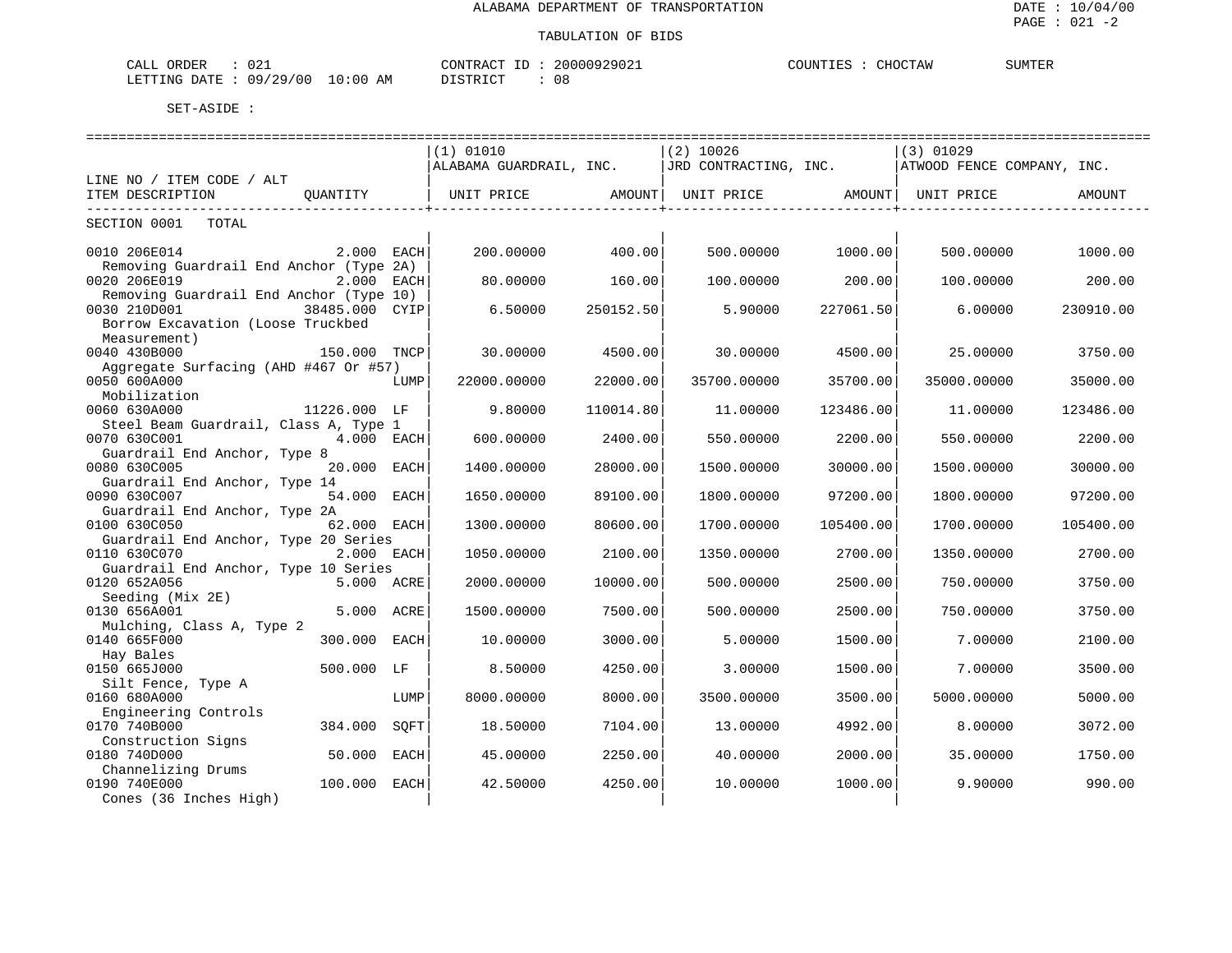ALABAMA DEPARTMENT OF TRANSPORTATION

TABULATION OF BIDS

DATE : 10/04/00
PAGE : 021 -2

CALL ORDER : 021 | CONTRACT ID : 20000929021 | COUNTIES : CHOCTAW SUMTER
LETTING DATE : 09/29/00 10:00 AM | DISTRICT : 08

SET-ASIDE :

| LINE NO / ITEM CODE / ALT | | (1) 01010 ALABAMA GUARDRAIL, INC. | | (2) 10026 JRD CONTRACTING, INC. | | (3) 01029 ATWOOD FENCE COMPANY, INC. | |
|---|---|---|---|---|---|---|---|
| ITEM DESCRIPTION | QUANTITY | UNIT PRICE | AMOUNT | UNIT PRICE | AMOUNT | UNIT PRICE | AMOUNT |
| SECTION 0001 TOTAL | | | | | | | |
| 0010 206E014 Removing Guardrail End Anchor (Type 2A) | 2.000 EACH | 200.00000 | 400.00 | 500.00000 | 1000.00 | 500.00000 | 1000.00 |
| 0020 206E019 Removing Guardrail End Anchor (Type 10) | 2.000 EACH | 80.00000 | 160.00 | 100.00000 | 200.00 | 100.00000 | 200.00 |
| 0030 210D001 Borrow Excavation (Loose Truckbed Measurement) | 38485.000 CYIP | 6.50000 | 250152.50 | 5.90000 | 227061.50 | 6.00000 | 230910.00 |
| 0040 430B000 Aggregate Surfacing (AHD #467 Or #57) | 150.000 TNCP | 30.00000 | 4500.00 | 30.00000 | 4500.00 | 25.00000 | 3750.00 |
| 0050 600A000 Mobilization | LUMP | 22000.00000 | 22000.00 | 35700.00000 | 35700.00 | 35000.00000 | 35000.00 |
| 0060 630A000 Steel Beam Guardrail, Class A, Type 1 | 11226.000 LF | 9.80000 | 110014.80 | 11.00000 | 123486.00 | 11.00000 | 123486.00 |
| 0070 630C001 Guardrail End Anchor, Type 8 | 4.000 EACH | 600.00000 | 2400.00 | 550.00000 | 2200.00 | 550.00000 | 2200.00 |
| 0080 630C005 Guardrail End Anchor, Type 14 | 20.000 EACH | 1400.00000 | 28000.00 | 1500.00000 | 30000.00 | 1500.00000 | 30000.00 |
| 0090 630C007 Guardrail End Anchor, Type 2A | 54.000 EACH | 1650.00000 | 89100.00 | 1800.00000 | 97200.00 | 1800.00000 | 97200.00 |
| 0100 630C050 Guardrail End Anchor, Type 20 Series | 62.000 EACH | 1300.00000 | 80600.00 | 1700.00000 | 105400.00 | 1700.00000 | 105400.00 |
| 0110 630C070 Guardrail End Anchor, Type 10 Series | 2.000 EACH | 1050.00000 | 2100.00 | 1350.00000 | 2700.00 | 1350.00000 | 2700.00 |
| 0120 652A056 Seeding (Mix 2E) | 5.000 ACRE | 2000.00000 | 10000.00 | 500.00000 | 2500.00 | 750.00000 | 3750.00 |
| 0130 656A001 Mulching, Class A, Type 2 | 5.000 ACRE | 1500.00000 | 7500.00 | 500.00000 | 2500.00 | 750.00000 | 3750.00 |
| 0140 665F000 Hay Bales | 300.000 EACH | 10.00000 | 3000.00 | 5.00000 | 1500.00 | 7.00000 | 2100.00 |
| 0150 665J000 Silt Fence, Type A | 500.000 LF | 8.50000 | 4250.00 | 3.00000 | 1500.00 | 7.00000 | 3500.00 |
| 0160 680A000 Engineering Controls | LUMP | 8000.00000 | 8000.00 | 3500.00000 | 3500.00 | 5000.00000 | 5000.00 |
| 0170 740B000 Construction Signs | 384.000 SQFT | 18.50000 | 7104.00 | 13.00000 | 4992.00 | 8.00000 | 3072.00 |
| 0180 740D000 Channelizing Drums | 50.000 EACH | 45.00000 | 2250.00 | 40.00000 | 2000.00 | 35.00000 | 1750.00 |
| 0190 740E000 Cones (36 Inches High) | 100.000 EACH | 42.50000 | 4250.00 | 10.00000 | 1000.00 | 9.90000 | 990.00 |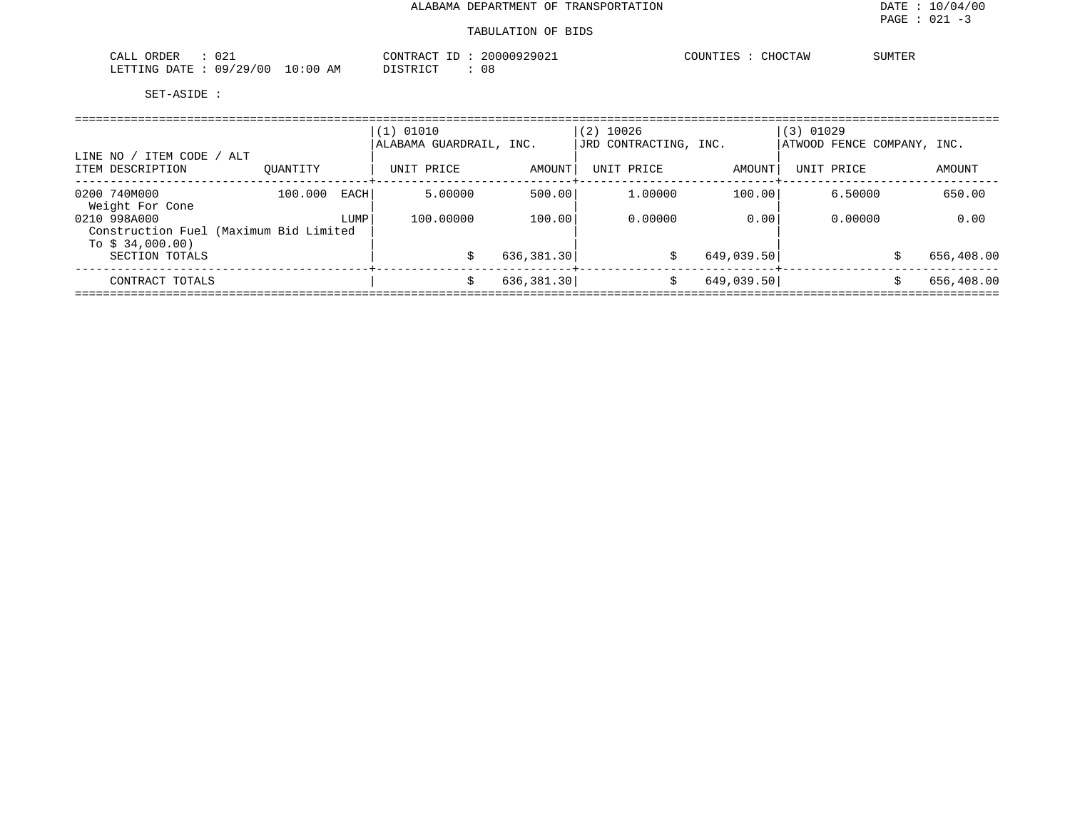ALABAMA DEPARTMENT OF TRANSPORTATION

DATE : 10/04/00

PAGE : 021 -3

TABULATION OF BIDS

CALL ORDER : 021 CONTRACT ID : 20000929021 COUNTIES : CHOCTAW SUMTER

LETTING DATE : 09/29/00 10:00 AM DISTRICT : 08

SET-ASIDE :

| LINE NO / ITEM CODE / ALT ITEM DESCRIPTION | QUANTITY | (1) 01010 ALABAMA GUARDRAIL, INC. UNIT PRICE | AMOUNT | (2) 10026 JRD CONTRACTING, INC. UNIT PRICE | AMOUNT | (3) 01029 ATWOOD FENCE COMPANY, INC. UNIT PRICE | AMOUNT |
|---|---|---|---|---|---|---|---|
| 0200 740M000 Weight For Cone | 100.000 EACH | 5.00000 | 500.00 | 1.00000 | 100.00 | 6.50000 | 650.00 |
| 0210 998A000 Construction Fuel (Maximum Bid Limited To $ 34,000.00) | LUMP | 100.00000 | 100.00 | 0.00000 | 0.00 | 0.00000 | 0.00 |
| SECTION TOTALS | | $ | 636,381.30 | $ | 649,039.50 | $ | 656,408.00 |
| CONTRACT TOTALS | | $ | 636,381.30 | $ | 649,039.50 | $ | 656,408.00 |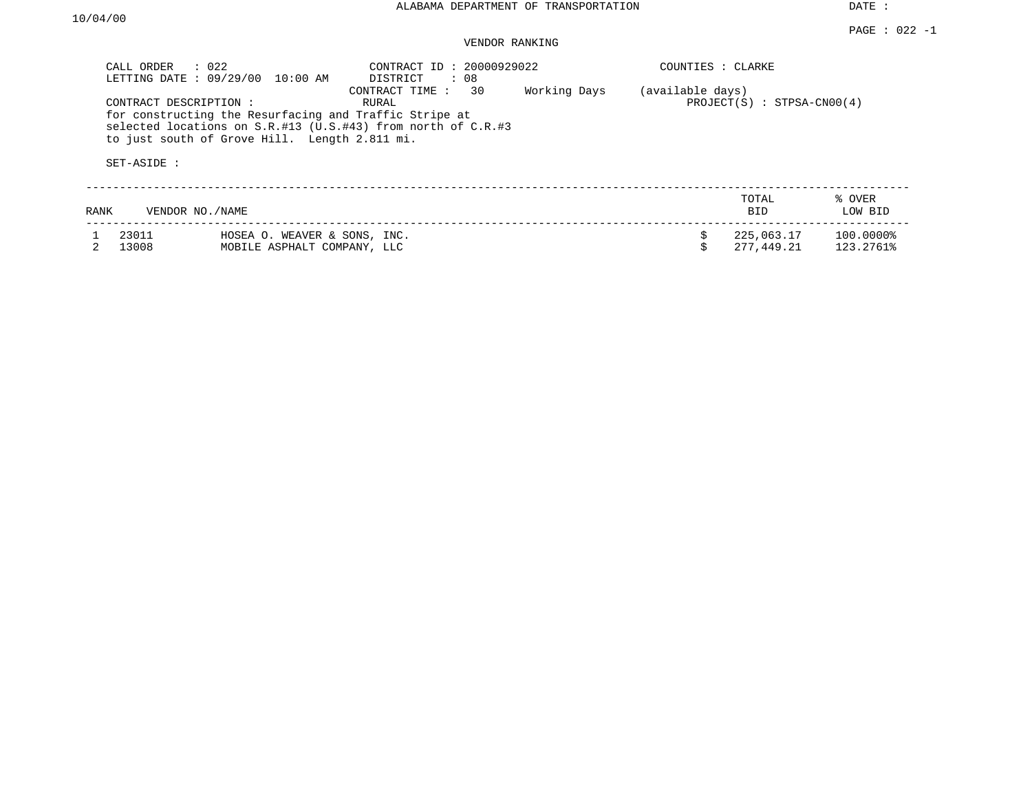ALABAMA DEPARTMENT OF TRANSPORTATION

DATE : 10/04/00

PAGE : 022 -1

VENDOR RANKING

CALL ORDER : 022
LETTING DATE : 09/29/00 10:00 AM

CONTRACT ID : 20000929022
DISTRICT : 08
CONTRACT TIME : 30 Working Days (available days)
RURAL

COUNTIES : CLARKE
PROJECT(S) : STPSA-CN00(4)

CONTRACT DESCRIPTION :
for constructing the Resurfacing and Traffic Stripe at selected locations on S.R.#13 (U.S.#43) from north of C.R.#3 to just south of Grove Hill. Length 2.811 mi.

SET-ASIDE :

| RANK | VENDOR NO./NAME | | TOTAL BID | % OVER LOW BID |
|---|---|---|---|---|
| 1 | 23011 | HOSEA O. WEAVER & SONS, INC. | $ 225,063.17 | 100.0000% |
| 2 | 13008 | MOBILE ASPHALT COMPANY, LLC | $ 277,449.21 | 123.2761% |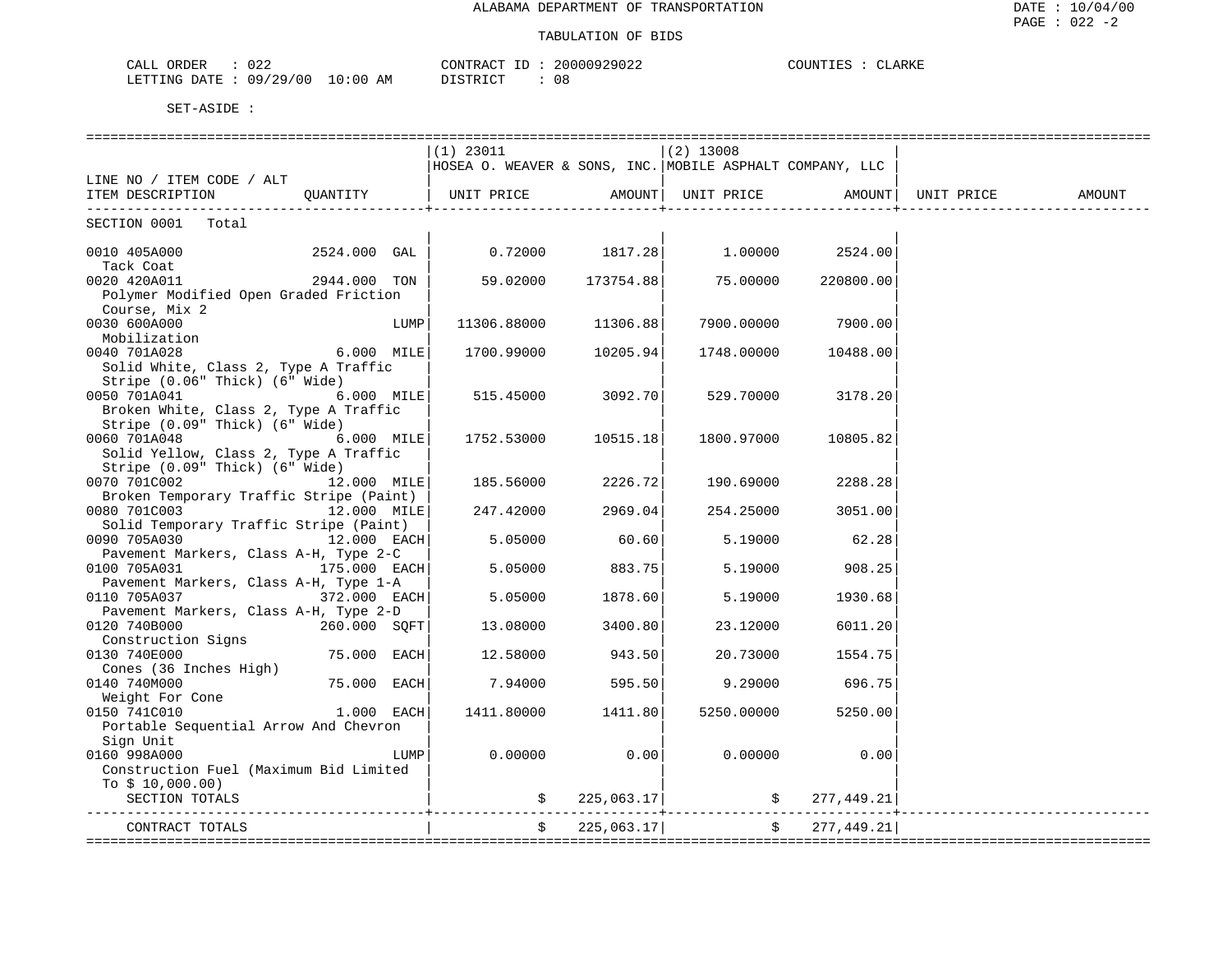ALABAMA DEPARTMENT OF TRANSPORTATION

TABULATION OF BIDS

CALL ORDER : 022 CONTRACT ID : 20000929022 COUNTIES : CLARKE
LETTING DATE : 09/29/00 10:00 AM DISTRICT : 08

SET-ASIDE :

| LINE NO / ITEM CODE / ALT ITEM DESCRIPTION | QUANTITY | (1) 23011 HOSEA O. WEAVER & SONS, INC. UNIT PRICE | AMOUNT | (2) 13008 MOBILE ASPHALT COMPANY, LLC UNIT PRICE | AMOUNT | UNIT PRICE | AMOUNT |
|---|---|---|---|---|---|---|---|
| SECTION 0001 Total | | | | | | | |
| 0010 405A000 Tack Coat | 2524.000 GAL | 0.72000 | 1817.28 | 1.00000 | 2524.00 | | |
| 0020 420A011 Polymer Modified Open Graded Friction Course, Mix 2 | 2944.000 TON | 59.02000 | 173754.88 | 75.00000 | 220800.00 | | |
| 0030 600A000 Mobilization | LUMP | 11306.88000 | 11306.88 | 7900.00000 | 7900.00 | | |
| 0040 701A028 Solid White, Class 2, Type A Traffic Stripe (0.06" Thick) (6" Wide) | 6.000 MILE | 1700.99000 | 10205.94 | 1748.00000 | 10488.00 | | |
| 0050 701A041 Broken White, Class 2, Type A Traffic Stripe (0.09" Thick) (6" Wide) | 6.000 MILE | 515.45000 | 3092.70 | 529.70000 | 3178.20 | | |
| 0060 701A048 Solid Yellow, Class 2, Type A Traffic Stripe (0.09" Thick) (6" Wide) | 6.000 MILE | 1752.53000 | 10515.18 | 1800.97000 | 10805.82 | | |
| 0070 701C002 Broken Temporary Traffic Stripe (Paint) | 12.000 MILE | 185.56000 | 2226.72 | 190.69000 | 2288.28 | | |
| 0080 701C003 Solid Temporary Traffic Stripe (Paint) | 12.000 MILE | 247.42000 | 2969.04 | 254.25000 | 3051.00 | | |
| 0090 705A030 Pavement Markers, Class A-H, Type 2-C | 12.000 EACH | 5.05000 | 60.60 | 5.19000 | 62.28 | | |
| 0100 705A031 Pavement Markers, Class A-H, Type 1-A | 175.000 EACH | 5.05000 | 883.75 | 5.19000 | 908.25 | | |
| 0110 705A037 Pavement Markers, Class A-H, Type 2-D | 372.000 EACH | 5.05000 | 1878.60 | 5.19000 | 1930.68 | | |
| 0120 740B000 Construction Signs | 260.000 SQFT | 13.08000 | 3400.80 | 23.12000 | 6011.20 | | |
| 0130 740E000 Cones (36 Inches High) | 75.000 EACH | 12.58000 | 943.50 | 20.73000 | 1554.75 | | |
| 0140 740M000 Weight For Cone | 75.000 EACH | 7.94000 | 595.50 | 9.29000 | 696.75 | | |
| 0150 741C010 Portable Sequential Arrow And Chevron Sign Unit | 1.000 EACH | 1411.80000 | 1411.80 | 5250.00000 | 5250.00 | | |
| 0160 998A000 Construction Fuel (Maximum Bid Limited To $ 10,000.00) | LUMP | 0.00000 | 0.00 | 0.00000 | 0.00 | | |
| SECTION TOTALS | | $ | 225,063.17 | $ | 277,449.21 | | |
| CONTRACT TOTALS | | $ | 225,063.17 | $ | 277,449.21 | | |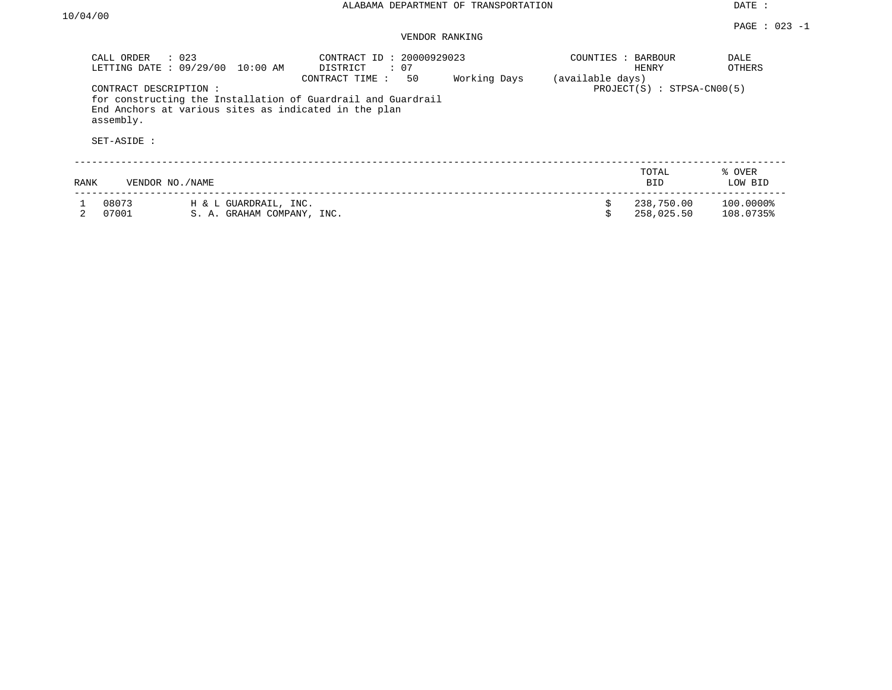ALABAMA DEPARTMENT OF TRANSPORTATION

DATE : 10/04/00

PAGE : 023 -1

VENDOR RANKING

CALL ORDER : 023
LETTING DATE : 09/29/00 10:00 AM

CONTRACT ID : 20000929023
DISTRICT : 07
CONTRACT TIME : 50 Working Days (available days)

COUNTIES : BARBOUR DALE HENRY OTHERS

PROJECT(S) : STPSA-CN00(5)

CONTRACT DESCRIPTION :
for constructing the Installation of Guardrail and Guardrail End Anchors at various sites as indicated in the plan assembly.

SET-ASIDE :

| RANK | VENDOR NO./NAME | | TOTAL BID | % OVER LOW BID |
|---|---|---|---|---|
| 1 | 08073 | H & L GUARDRAIL, INC. | $ 238,750.00 | 100.0000% |
| 2 | 07001 | S. A. GRAHAM COMPANY, INC. | $ 258,025.50 | 108.0735% |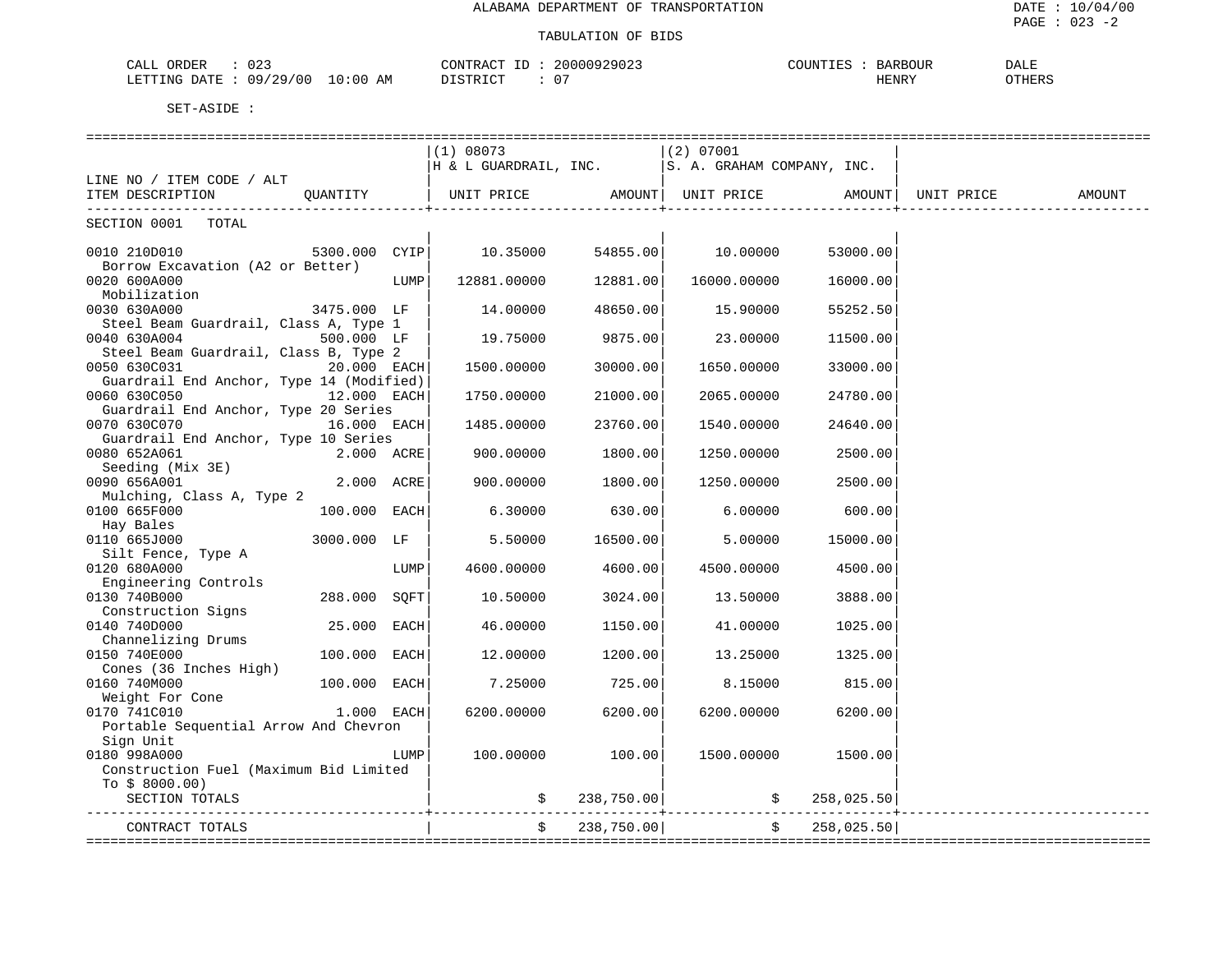ALABAMA DEPARTMENT OF TRANSPORTATION

TABULATION OF BIDS

DATE : 10/04/00
PAGE : 023 -2

CALL ORDER : 023 &nbsp;&nbsp;&nbsp; CONTRACT ID : 20000929023 &nbsp;&nbsp;&nbsp; COUNTIES : BARBOUR DALE
LETTING DATE : 09/29/00 10:00 AM &nbsp;&nbsp;&nbsp; DISTRICT : 07 &nbsp;&nbsp;&nbsp; HENRY OTHERS

SET-ASIDE :

| LINE NO / ITEM CODE / ALT ITEM DESCRIPTION | QUANTITY | | (1) 08073 H & L GUARDRAIL, INC. UNIT PRICE | AMOUNT | (2) 07001 S. A. GRAHAM COMPANY, INC. UNIT PRICE | AMOUNT | UNIT PRICE | AMOUNT |
|---|---|---|---|---|---|---|---|---|
| SECTION 0001 TOTAL | | | | | | | | |
| 0010 210D010 Borrow Excavation (A2 or Better) | 5300.000 | CYIP | 10.35000 | 54855.00 | 10.00000 | 53000.00 | | |
| 0020 600A000 Mobilization | | LUMP | 12881.00000 | 12881.00 | 16000.00000 | 16000.00 | | |
| 0030 630A000 Steel Beam Guardrail, Class A, Type 1 | 3475.000 | LF | 14.00000 | 48650.00 | 15.90000 | 55252.50 | | |
| 0040 630A004 Steel Beam Guardrail, Class B, Type 2 | 500.000 | LF | 19.75000 | 9875.00 | 23.00000 | 11500.00 | | |
| 0050 630C031 Guardrail End Anchor, Type 14 (Modified) | 20.000 | EACH | 1500.00000 | 30000.00 | 1650.00000 | 33000.00 | | |
| 0060 630C050 Guardrail End Anchor, Type 20 Series | 12.000 | EACH | 1750.00000 | 21000.00 | 2065.00000 | 24780.00 | | |
| 0070 630C070 Guardrail End Anchor, Type 10 Series | 16.000 | EACH | 1485.00000 | 23760.00 | 1540.00000 | 24640.00 | | |
| 0080 652A061 Seeding (Mix 3E) | 2.000 | ACRE | 900.00000 | 1800.00 | 1250.00000 | 2500.00 | | |
| 0090 656A001 Mulching, Class A, Type 2 | 2.000 | ACRE | 900.00000 | 1800.00 | 1250.00000 | 2500.00 | | |
| 0100 665F000 Hay Bales | 100.000 | EACH | 6.30000 | 630.00 | 6.00000 | 600.00 | | |
| 0110 665J000 Silt Fence, Type A | 3000.000 | LF | 5.50000 | 16500.00 | 5.00000 | 15000.00 | | |
| 0120 680A000 Engineering Controls | | LUMP | 4600.00000 | 4600.00 | 4500.00000 | 4500.00 | | |
| 0130 740B000 Construction Signs | 288.000 | SQFT | 10.50000 | 3024.00 | 13.50000 | 3888.00 | | |
| 0140 740D000 Channelizing Drums | 25.000 | EACH | 46.00000 | 1150.00 | 41.00000 | 1025.00 | | |
| 0150 740E000 Cones (36 Inches High) | 100.000 | EACH | 12.00000 | 1200.00 | 13.25000 | 1325.00 | | |
| 0160 740M000 Weight For Cone | 100.000 | EACH | 7.25000 | 725.00 | 8.15000 | 815.00 | | |
| 0170 741C010 Portable Sequential Arrow And Chevron Sign Unit | 1.000 | EACH | 6200.00000 | 6200.00 | 6200.00000 | 6200.00 | | |
| 0180 998A000 Construction Fuel (Maximum Bid Limited To $ 8000.00) | | LUMP | 100.00000 | 100.00 | 1500.00000 | 1500.00 | | |
| SECTION TOTALS | | | $ | 238,750.00 | $ | 258,025.50 | | |
| CONTRACT TOTALS | | | $ | 238,750.00 | $ | 258,025.50 | | |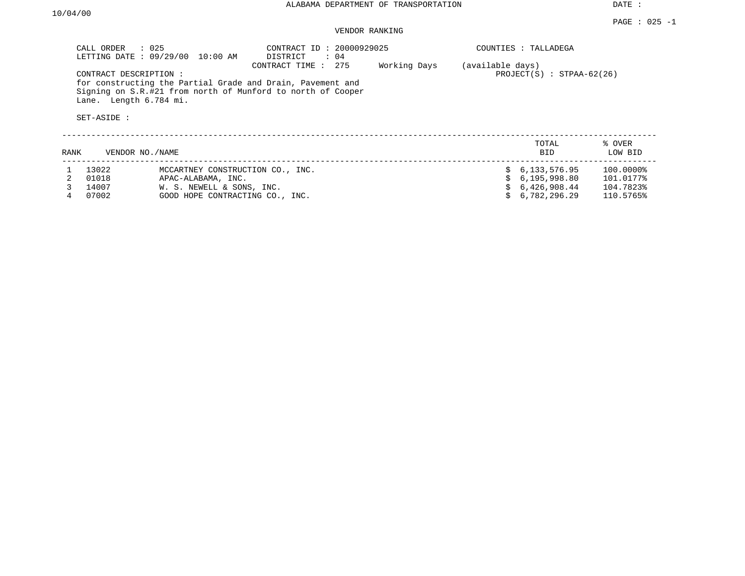ALABAMA DEPARTMENT OF TRANSPORTATION

DATE : 10/04/00

PAGE : 025 -1

VENDOR RANKING

CALL ORDER : 025
LETTING DATE : 09/29/00 10:00 AM

CONTRACT ID : 20000929025
DISTRICT : 04
CONTRACT TIME : 275 Working Days (available days)

COUNTIES : TALLADEGA

PROJECT(S) : STPAA-62(26)

CONTRACT DESCRIPTION :
for constructing the Partial Grade and Drain, Pavement and Signing on S.R.#21 from north of Munford to north of Cooper Lane. Length 6.784 mi.

SET-ASIDE :

| RANK | VENDOR NO. | NAME | TOTAL BID | % OVER LOW BID |
|---|---|---|---|---|
| 1 | 13022 | MCCARTNEY CONSTRUCTION CO., INC. | $ 6,133,576.95 | 100.0000% |
| 2 | 01018 | APAC-ALABAMA, INC. | $ 6,195,998.80 | 101.0177% |
| 3 | 14007 | W. S. NEWELL & SONS, INC. | $ 6,426,908.44 | 104.7823% |
| 4 | 07002 | GOOD HOPE CONTRACTING CO., INC. | $ 6,782,296.29 | 110.5765% |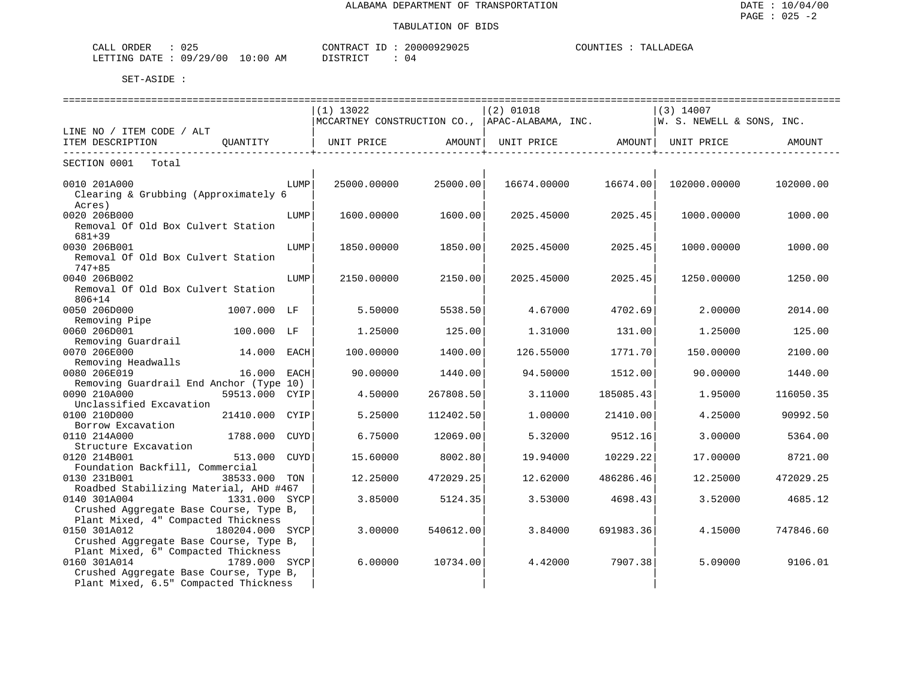# ALABAMA DEPARTMENT OF TRANSPORTATION

DATE : 10/04/00
PAGE : 025 -2

## TABULATION OF BIDS

CALL ORDER : 025　　CONTRACT ID : 20000929025　　COUNTIES : TALLADEGA
LETTING DATE : 09/29/00 10:00 AM　　DISTRICT : 04

SET-ASIDE :

| LINE NO / ITEM CODE / ALT ITEM DESCRIPTION | QUANTITY | | (1) 13022 MCCARTNEY CONSTRUCTION CO., UNIT PRICE | AMOUNT | (2) 01018 APAC-ALABAMA, INC. UNIT PRICE | AMOUNT | (3) 14007 W. S. NEWELL & SONS, INC. UNIT PRICE | AMOUNT |
|---|---|---|---|---|---|---|---|---|
| SECTION 0001 Total | | | | | | | | |
| 0010 201A000 Clearing & Grubbing (Approximately 6 Acres) | | LUMP | 25000.00000 | 25000.00 | 16674.00000 | 16674.00 | 102000.00000 | 102000.00 |
| 0020 206B000 Removal Of Old Box Culvert Station 681+39 | | LUMP | 1600.00000 | 1600.00 | 2025.45000 | 2025.45 | 1000.00000 | 1000.00 |
| 0030 206B001 Removal Of Old Box Culvert Station 747+85 | | LUMP | 1850.00000 | 1850.00 | 2025.45000 | 2025.45 | 1000.00000 | 1000.00 |
| 0040 206B002 Removal Of Old Box Culvert Station 806+14 | | LUMP | 2150.00000 | 2150.00 | 2025.45000 | 2025.45 | 1250.00000 | 1250.00 |
| 0050 206D000 Removing Pipe | 1007.000 | LF | 5.50000 | 5538.50 | 4.67000 | 4702.69 | 2.00000 | 2014.00 |
| 0060 206D001 Removing Guardrail | 100.000 | LF | 1.25000 | 125.00 | 1.31000 | 131.00 | 1.25000 | 125.00 |
| 0070 206E000 Removing Headwalls | 14.000 | EACH | 100.00000 | 1400.00 | 126.55000 | 1771.70 | 150.00000 | 2100.00 |
| 0080 206E019 Removing Guardrail End Anchor (Type 10) | 16.000 | EACH | 90.00000 | 1440.00 | 94.50000 | 1512.00 | 90.00000 | 1440.00 |
| 0090 210A000 Unclassified Excavation | 59513.000 | CYIP | 4.50000 | 267808.50 | 3.11000 | 185085.43 | 1.95000 | 116050.35 |
| 0100 210D000 Borrow Excavation | 21410.000 | CYIP | 5.25000 | 112402.50 | 1.00000 | 21410.00 | 4.25000 | 90992.50 |
| 0110 214A000 Structure Excavation | 1788.000 | CUYD | 6.75000 | 12069.00 | 5.32000 | 9512.16 | 3.00000 | 5364.00 |
| 0120 214B001 Foundation Backfill, Commercial | 513.000 | CUYD | 15.60000 | 8002.80 | 19.94000 | 10229.22 | 17.00000 | 8721.00 |
| 0130 231B001 Roadbed Stabilizing Material, AHD #467 | 38533.000 | TON | 12.25000 | 472029.25 | 12.62000 | 486286.46 | 12.25000 | 472029.25 |
| 0140 301A004 Crushed Aggregate Base Course, Type B, Plant Mixed, 4" Compacted Thickness | 1331.000 | SYCP | 3.85000 | 5124.35 | 3.53000 | 4698.43 | 3.52000 | 4685.12 |
| 0150 301A012 Crushed Aggregate Base Course, Type B, Plant Mixed, 6" Compacted Thickness | 180204.000 | SYCP | 3.00000 | 540612.00 | 3.84000 | 691983.36 | 4.15000 | 747846.60 |
| 0160 301A014 Crushed Aggregate Base Course, Type B, Plant Mixed, 6.5" Compacted Thickness | 1789.000 | SYCP | 6.00000 | 10734.00 | 4.42000 | 7907.38 | 5.09000 | 9106.01 |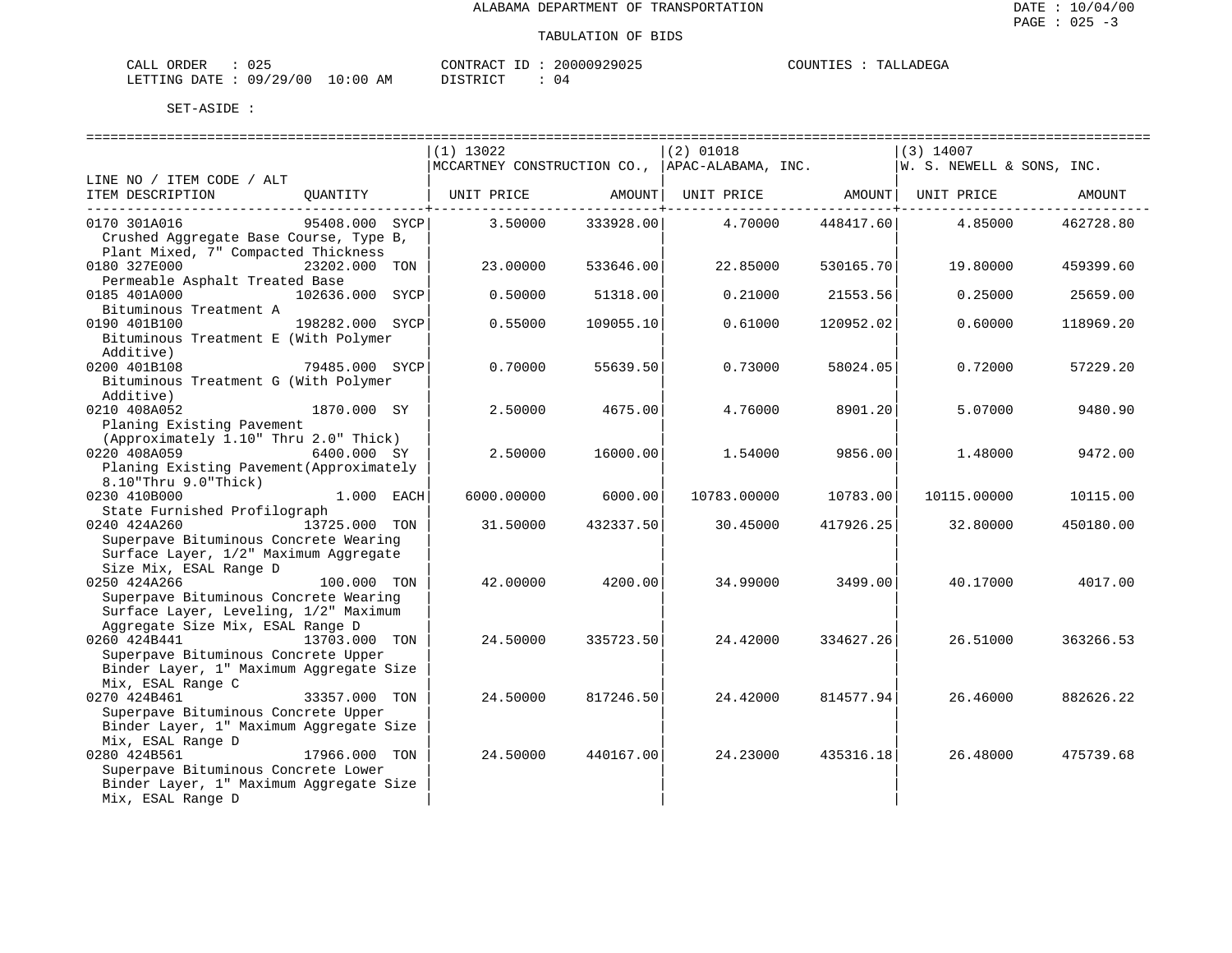ALABAMA DEPARTMENT OF TRANSPORTATION

TABULATION OF BIDS

CALL ORDER : 025 &nbsp;&nbsp;&nbsp;&nbsp; CONTRACT ID : 20000929025 &nbsp;&nbsp;&nbsp;&nbsp; COUNTIES : TALLADEGA
LETTING DATE : 09/29/00 10:00 AM &nbsp;&nbsp;&nbsp;&nbsp; DISTRICT : 04

SET-ASIDE :

| LINE NO / ITEM CODE / ALT ITEM DESCRIPTION | QUANTITY | (1) 13022 MCCARTNEY CONSTRUCTION CO., UNIT PRICE | AMOUNT | (2) 01018 APAC-ALABAMA, INC. UNIT PRICE | AMOUNT | (3) 14007 W. S. NEWELL & SONS, INC. UNIT PRICE | AMOUNT |
|---|---|---|---|---|---|---|---|
| 0170 301A016 Crushed Aggregate Base Course, Type B, Plant Mixed, 7" Compacted Thickness | 95408.000 SYCP | 3.50000 | 333928.00 | 4.70000 | 448417.60 | 4.85000 | 462728.80 |
| 0180 327E000 Permeable Asphalt Treated Base | 23202.000 TON | 23.00000 | 533646.00 | 22.85000 | 530165.70 | 19.80000 | 459399.60 |
| 0185 401A000 Bituminous Treatment A | 102636.000 SYCP | 0.50000 | 51318.00 | 0.21000 | 21553.56 | 0.25000 | 25659.00 |
| 0190 401B100 Bituminous Treatment E (With Polymer Additive) | 198282.000 SYCP | 0.55000 | 109055.10 | 0.61000 | 120952.02 | 0.60000 | 118969.20 |
| 0200 401B108 Bituminous Treatment G (With Polymer Additive) | 79485.000 SYCP | 0.70000 | 55639.50 | 0.73000 | 58024.05 | 0.72000 | 57229.20 |
| 0210 408A052 Planing Existing Pavement (Approximately 1.10" Thru 2.0" Thick) | 1870.000 SY | 2.50000 | 4675.00 | 4.76000 | 8901.20 | 5.07000 | 9480.90 |
| 0220 408A059 Planing Existing Pavement(Approximately 8.10"Thru 9.0"Thick) | 6400.000 SY | 2.50000 | 16000.00 | 1.54000 | 9856.00 | 1.48000 | 9472.00 |
| 0230 410B000 State Furnished Profilograph | 1.000 EACH | 6000.00000 | 6000.00 | 10783.00000 | 10783.00 | 10115.00000 | 10115.00 |
| 0240 424A260 Superpave Bituminous Concrete Wearing Surface Layer, 1/2" Maximum Aggregate Size Mix, ESAL Range D | 13725.000 TON | 31.50000 | 432337.50 | 30.45000 | 417926.25 | 32.80000 | 450180.00 |
| 0250 424A266 Superpave Bituminous Concrete Wearing Surface Layer, Leveling, 1/2" Maximum Aggregate Size Mix, ESAL Range D | 100.000 TON | 42.00000 | 4200.00 | 34.99000 | 3499.00 | 40.17000 | 4017.00 |
| 0260 424B441 Superpave Bituminous Concrete Upper Binder Layer, 1" Maximum Aggregate Size Mix, ESAL Range C | 13703.000 TON | 24.50000 | 335723.50 | 24.42000 | 334627.26 | 26.51000 | 363266.53 |
| 0270 424B461 Superpave Bituminous Concrete Upper Binder Layer, 1" Maximum Aggregate Size Mix, ESAL Range D | 33357.000 TON | 24.50000 | 817246.50 | 24.42000 | 814577.94 | 26.46000 | 882626.22 |
| 0280 424B561 Superpave Bituminous Concrete Lower Binder Layer, 1" Maximum Aggregate Size Mix, ESAL Range D | 17966.000 TON | 24.50000 | 440167.00 | 24.23000 | 435316.18 | 26.48000 | 475739.68 |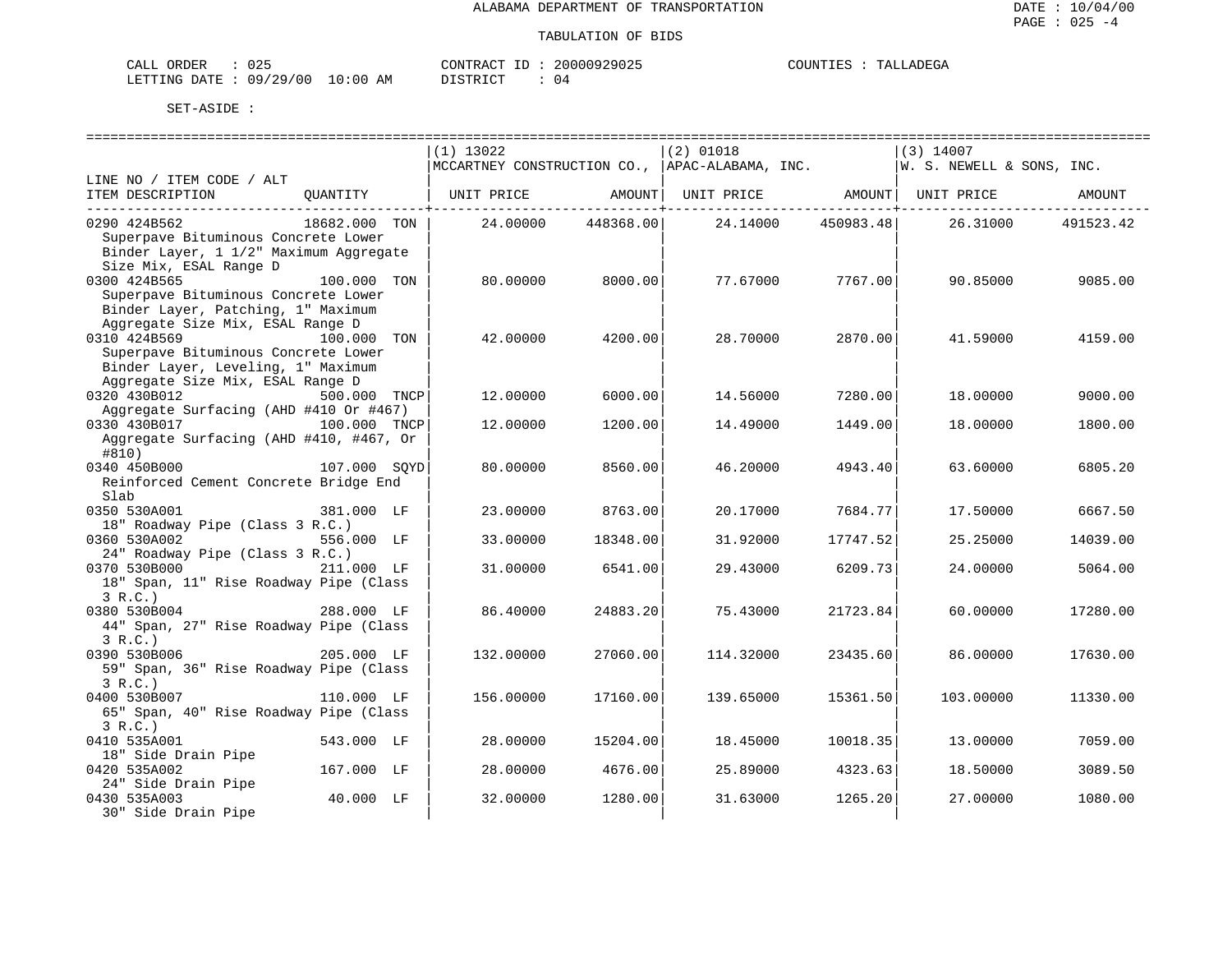ALABAMA DEPARTMENT OF TRANSPORTATION

TABULATION OF BIDS

CALL ORDER : 025 CONTRACT ID : 20000929025 COUNTIES : TALLADEGA
LETTING DATE : 09/29/00 10:00 AM DISTRICT : 04

SET-ASIDE :

| LINE NO / ITEM CODE / ALT ITEM DESCRIPTION | QUANTITY | (1) 13022 MCCARTNEY CONSTRUCTION CO., UNIT PRICE | AMOUNT | (2) 01018 APAC-ALABAMA, INC. UNIT PRICE | AMOUNT | (3) 14007 W. S. NEWELL & SONS, INC. UNIT PRICE | AMOUNT |
|---|---|---|---|---|---|---|---|
| 0290 424B562 Superpave Bituminous Concrete Lower Binder Layer, 1 1/2" Maximum Aggregate Size Mix, ESAL Range D | 18682.000 TON | 24.00000 | 448368.00 | 24.14000 | 450983.48 | 26.31000 | 491523.42 |
| 0300 424B565 Superpave Bituminous Concrete Lower Binder Layer, Patching, 1" Maximum Aggregate Size Mix, ESAL Range D | 100.000 TON | 80.00000 | 8000.00 | 77.67000 | 7767.00 | 90.85000 | 9085.00 |
| 0310 424B569 Superpave Bituminous Concrete Lower Binder Layer, Leveling, 1" Maximum Aggregate Size Mix, ESAL Range D | 100.000 TON | 42.00000 | 4200.00 | 28.70000 | 2870.00 | 41.59000 | 4159.00 |
| 0320 430B012 Aggregate Surfacing (AHD #410 Or #467) | 500.000 TNCP | 12.00000 | 6000.00 | 14.56000 | 7280.00 | 18.00000 | 9000.00 |
| 0330 430B017 Aggregate Surfacing (AHD #410, #467, Or #810) | 100.000 TNCP | 12.00000 | 1200.00 | 14.49000 | 1449.00 | 18.00000 | 1800.00 |
| 0340 450B000 Reinforced Cement Concrete Bridge End Slab | 107.000 SQYD | 80.00000 | 8560.00 | 46.20000 | 4943.40 | 63.60000 | 6805.20 |
| 0350 530A001 18" Roadway Pipe (Class 3 R.C.) | 381.000 LF | 23.00000 | 8763.00 | 20.17000 | 7684.77 | 17.50000 | 6667.50 |
| 0360 530A002 24" Roadway Pipe (Class 3 R.C.) | 556.000 LF | 33.00000 | 18348.00 | 31.92000 | 17747.52 | 25.25000 | 14039.00 |
| 0370 530B000 18" Span, 11" Rise Roadway Pipe (Class 3 R.C.) | 211.000 LF | 31.00000 | 6541.00 | 29.43000 | 6209.73 | 24.00000 | 5064.00 |
| 0380 530B004 44" Span, 27" Rise Roadway Pipe (Class 3 R.C.) | 288.000 LF | 86.40000 | 24883.20 | 75.43000 | 21723.84 | 60.00000 | 17280.00 |
| 0390 530B006 59" Span, 36" Rise Roadway Pipe (Class 3 R.C.) | 205.000 LF | 132.00000 | 27060.00 | 114.32000 | 23435.60 | 86.00000 | 17630.00 |
| 0400 530B007 65" Span, 40" Rise Roadway Pipe (Class 3 R.C.) | 110.000 LF | 156.00000 | 17160.00 | 139.65000 | 15361.50 | 103.00000 | 11330.00 |
| 0410 535A001 18" Side Drain Pipe | 543.000 LF | 28.00000 | 15204.00 | 18.45000 | 10018.35 | 13.00000 | 7059.00 |
| 0420 535A002 24" Side Drain Pipe | 167.000 LF | 28.00000 | 4676.00 | 25.89000 | 4323.63 | 18.50000 | 3089.50 |
| 0430 535A003 30" Side Drain Pipe | 40.000 LF | 32.00000 | 1280.00 | 31.63000 | 1265.20 | 27.00000 | 1080.00 |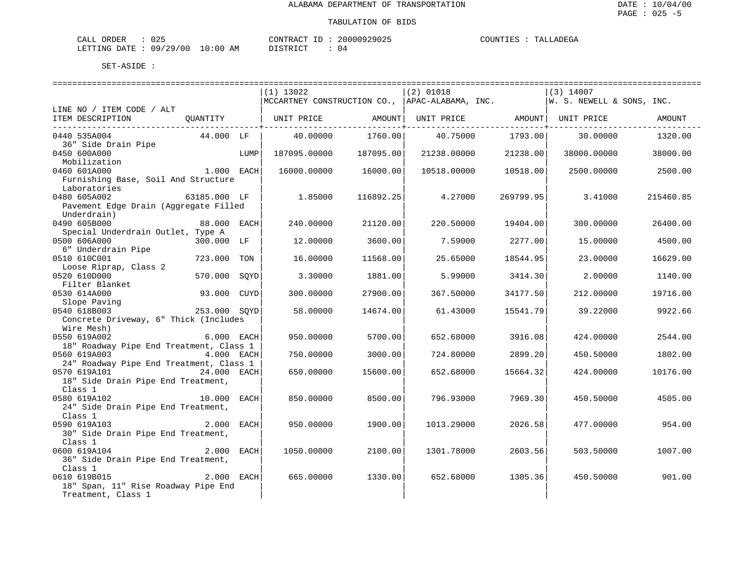ALABAMA DEPARTMENT OF TRANSPORTATION

TABULATION OF BIDS

DATE : 10/04/00
PAGE : 025 -5

CALL ORDER : 025 &nbsp;&nbsp;&nbsp; CONTRACT ID : 20000929025 &nbsp;&nbsp;&nbsp; COUNTIES : TALLADEGA
LETTING DATE : 09/29/00 10:00 AM &nbsp;&nbsp;&nbsp; DISTRICT : 04

SET-ASIDE :

| LINE NO / ITEM CODE / ALT ITEM DESCRIPTION | QUANTITY | (1) 13022 MCCARTNEY CONSTRUCTION CO., UNIT PRICE | AMOUNT | (2) 01018 APAC-ALABAMA, INC. UNIT PRICE | AMOUNT | (3) 14007 W. S. NEWELL & SONS, INC. UNIT PRICE | AMOUNT |
|---|---|---|---|---|---|---|---|
| 0440 535A004 36" Side Drain Pipe | 44.000 LF | 40.00000 | 1760.00 | 40.75000 | 1793.00 | 30.00000 | 1320.00 |
| 0450 600A000 Mobilization | LUMP | 187095.00000 | 187095.00 | 21238.00000 | 21238.00 | 38000.00000 | 38000.00 |
| 0460 601A000 Furnishing Base, Soil And Structure Laboratories | 1.000 EACH | 16000.00000 | 16000.00 | 10518.00000 | 10518.00 | 2500.00000 | 2500.00 |
| 0480 605A002 Pavement Edge Drain (Aggregate Filled Underdrain) | 63185.000 LF | 1.85000 | 116892.25 | 4.27000 | 269799.95 | 3.41000 | 215460.85 |
| 0490 605B000 Special Underdrain Outlet, Type A | 88.000 EACH | 240.00000 | 21120.00 | 220.50000 | 19404.00 | 300.00000 | 26400.00 |
| 0500 606A000 6" Underdrain Pipe | 300.000 LF | 12.00000 | 3600.00 | 7.59000 | 2277.00 | 15.00000 | 4500.00 |
| 0510 610C001 Loose Riprap, Class 2 | 723.000 TON | 16.00000 | 11568.00 | 25.65000 | 18544.95 | 23.00000 | 16629.00 |
| 0520 610D000 Filter Blanket | 570.000 SQYD | 3.30000 | 1881.00 | 5.99000 | 3414.30 | 2.00000 | 1140.00 |
| 0530 614A000 Slope Paving | 93.000 CUYD | 300.00000 | 27900.00 | 367.50000 | 34177.50 | 212.00000 | 19716.00 |
| 0540 618B003 Concrete Driveway, 6" Thick (Includes Wire Mesh) | 253.000 SQYD | 58.00000 | 14674.00 | 61.43000 | 15541.79 | 39.22000 | 9922.66 |
| 0550 619A002 18" Roadway Pipe End Treatment, Class 1 | 6.000 EACH | 950.00000 | 5700.00 | 652.68000 | 3916.08 | 424.00000 | 2544.00 |
| 0560 619A003 24" Roadway Pipe End Treatment, Class 1 | 4.000 EACH | 750.00000 | 3000.00 | 724.80000 | 2899.20 | 450.50000 | 1802.00 |
| 0570 619A101 18" Side Drain Pipe End Treatment, Class 1 | 24.000 EACH | 650.00000 | 15600.00 | 652.68000 | 15664.32 | 424.00000 | 10176.00 |
| 0580 619A102 24" Side Drain Pipe End Treatment, Class 1 | 10.000 EACH | 850.00000 | 8500.00 | 796.93000 | 7969.30 | 450.50000 | 4505.00 |
| 0590 619A103 30" Side Drain Pipe End Treatment, Class 1 | 2.000 EACH | 950.00000 | 1900.00 | 1013.29000 | 2026.58 | 477.00000 | 954.00 |
| 0600 619A104 36" Side Drain Pipe End Treatment, Class 1 | 2.000 EACH | 1050.00000 | 2100.00 | 1301.78000 | 2603.56 | 503.50000 | 1007.00 |
| 0610 619B015 18" Span, 11" Rise Roadway Pipe End Treatment, Class 1 | 2.000 EACH | 665.00000 | 1330.00 | 652.68000 | 1305.36 | 450.50000 | 901.00 |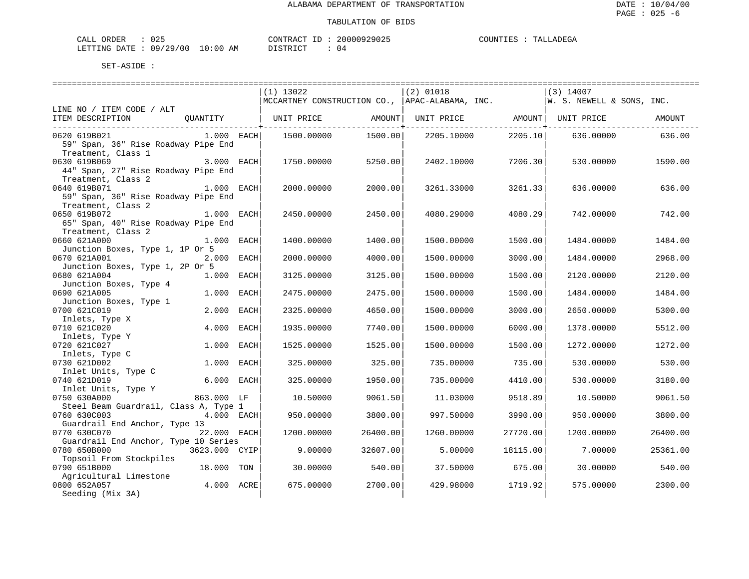ALABAMA DEPARTMENT OF TRANSPORTATION

TABULATION OF BIDS

CALL ORDER : 025    CONTRACT ID : 20000929025    COUNTIES : TALLADEGA
LETTING DATE : 09/29/00 10:00 AM    DISTRICT : 04

SET-ASIDE :

| LINE NO / ITEM CODE / ALT ITEM DESCRIPTION | QUANTITY | (1) 13022 MCCARTNEY CONSTRUCTION CO., UNIT PRICE | AMOUNT | (2) 01018 APAC-ALABAMA, INC. UNIT PRICE | AMOUNT | (3) 14007 W. S. NEWELL & SONS, INC. UNIT PRICE | AMOUNT |
|---|---|---|---|---|---|---|---|
| 0620 619B021 59" Span, 36" Rise Roadway Pipe End Treatment, Class 1 | 1.000 EACH | 1500.00000 | 1500.00 | 2205.10000 | 2205.10 | 636.00000 | 636.00 |
| 0630 619B069 44" Span, 27" Rise Roadway Pipe End Treatment, Class 2 | 3.000 EACH | 1750.00000 | 5250.00 | 2402.10000 | 7206.30 | 530.00000 | 1590.00 |
| 0640 619B071 59" Span, 36" Rise Roadway Pipe End Treatment, Class 2 | 1.000 EACH | 2000.00000 | 2000.00 | 3261.33000 | 3261.33 | 636.00000 | 636.00 |
| 0650 619B072 65" Span, 40" Rise Roadway Pipe End Treatment, Class 2 | 1.000 EACH | 2450.00000 | 2450.00 | 4080.29000 | 4080.29 | 742.00000 | 742.00 |
| 0660 621A000 Junction Boxes, Type 1, 1P Or 5 | 1.000 EACH | 1400.00000 | 1400.00 | 1500.00000 | 1500.00 | 1484.00000 | 1484.00 |
| 0670 621A001 Junction Boxes, Type 1, 2P Or 5 | 2.000 EACH | 2000.00000 | 4000.00 | 1500.00000 | 3000.00 | 1484.00000 | 2968.00 |
| 0680 621A004 Junction Boxes, Type 4 | 1.000 EACH | 3125.00000 | 3125.00 | 1500.00000 | 1500.00 | 2120.00000 | 2120.00 |
| 0690 621A005 Junction Boxes, Type 1 | 1.000 EACH | 2475.00000 | 2475.00 | 1500.00000 | 1500.00 | 1484.00000 | 1484.00 |
| 0700 621C019 Inlets, Type X | 2.000 EACH | 2325.00000 | 4650.00 | 1500.00000 | 3000.00 | 2650.00000 | 5300.00 |
| 0710 621C020 Inlets, Type Y | 4.000 EACH | 1935.00000 | 7740.00 | 1500.00000 | 6000.00 | 1378.00000 | 5512.00 |
| 0720 621C027 Inlets, Type C | 1.000 EACH | 1525.00000 | 1525.00 | 1500.00000 | 1500.00 | 1272.00000 | 1272.00 |
| 0730 621D002 Inlet Units, Type C | 1.000 EACH | 325.00000 | 325.00 | 735.00000 | 735.00 | 530.00000 | 530.00 |
| 0740 621D019 Inlet Units, Type Y | 6.000 EACH | 325.00000 | 1950.00 | 735.00000 | 4410.00 | 530.00000 | 3180.00 |
| 0750 630A000 Steel Beam Guardrail, Class A, Type 1 | 863.000 LF | 10.50000 | 9061.50 | 11.03000 | 9518.89 | 10.50000 | 9061.50 |
| 0760 630C003 Guardrail End Anchor, Type 13 | 4.000 EACH | 950.00000 | 3800.00 | 997.50000 | 3990.00 | 950.00000 | 3800.00 |
| 0770 630C070 Guardrail End Anchor, Type 10 Series | 22.000 EACH | 1200.00000 | 26400.00 | 1260.00000 | 27720.00 | 1200.00000 | 26400.00 |
| 0780 650B000 Topsoil From Stockpiles | 3623.000 CYIP | 9.00000 | 32607.00 | 5.00000 | 18115.00 | 7.00000 | 25361.00 |
| 0790 651B000 Agricultural Limestone | 18.000 TON | 30.00000 | 540.00 | 37.50000 | 675.00 | 30.00000 | 540.00 |
| 0800 652A057 Seeding (Mix 3A) | 4.000 ACRE | 675.00000 | 2700.00 | 429.98000 | 1719.92 | 575.00000 | 2300.00 |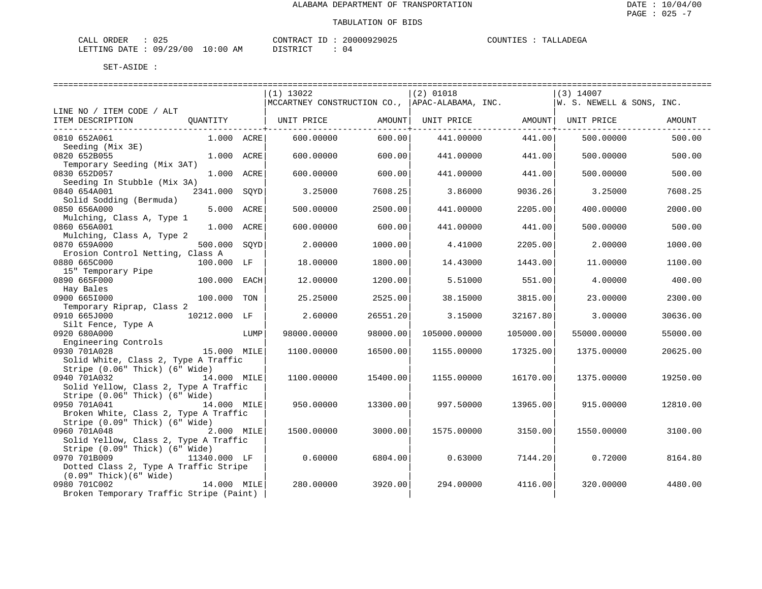ALABAMA DEPARTMENT OF TRANSPORTATION

TABULATION OF BIDS

CALL ORDER : 025 CONTRACT ID : 20000929025 COUNTIES : TALLADEGA
LETTING DATE : 09/29/00 10:00 AM DISTRICT : 04

SET-ASIDE :

| LINE NO / ITEM CODE / ALT ITEM DESCRIPTION | QUANTITY | UNIT | (1) 13022 MCCARTNEY CONSTRUCTION CO., UNIT PRICE | AMOUNT | (2) 01018 APAC-ALABAMA, INC. UNIT PRICE | AMOUNT | (3) 14007 W. S. NEWELL & SONS, INC. UNIT PRICE | AMOUNT |
|---|---|---|---|---|---|---|---|---|
| 0810 652A061 Seeding (Mix 3E) | 1.000 | ACRE | 600.00000 | 600.00 | 441.00000 | 441.00 | 500.00000 | 500.00 |
| 0820 652B055 Temporary Seeding (Mix 3AT) | 1.000 | ACRE | 600.00000 | 600.00 | 441.00000 | 441.00 | 500.00000 | 500.00 |
| 0830 652D057 Seeding In Stubble (Mix 3A) | 1.000 | ACRE | 600.00000 | 600.00 | 441.00000 | 441.00 | 500.00000 | 500.00 |
| 0840 654A001 Solid Sodding (Bermuda) | 2341.000 | SQYD | 3.25000 | 7608.25 | 3.86000 | 9036.26 | 3.25000 | 7608.25 |
| 0850 656A000 Mulching, Class A, Type 1 | 5.000 | ACRE | 500.00000 | 2500.00 | 441.00000 | 2205.00 | 400.00000 | 2000.00 |
| 0860 656A001 Mulching, Class A, Type 2 | 1.000 | ACRE | 600.00000 | 600.00 | 441.00000 | 441.00 | 500.00000 | 500.00 |
| 0870 659A000 Erosion Control Netting, Class A | 500.000 | SQYD | 2.00000 | 1000.00 | 4.41000 | 2205.00 | 2.00000 | 1000.00 |
| 0880 665C000 15" Temporary Pipe | 100.000 | LF | 18.00000 | 1800.00 | 14.43000 | 1443.00 | 11.00000 | 1100.00 |
| 0890 665F000 Hay Bales | 100.000 | EACH | 12.00000 | 1200.00 | 5.51000 | 551.00 | 4.00000 | 400.00 |
| 0900 665I000 Temporary Riprap, Class 2 | 100.000 | TON | 25.25000 | 2525.00 | 38.15000 | 3815.00 | 23.00000 | 2300.00 |
| 0910 665J000 Silt Fence, Type A | 10212.000 | LF | 2.60000 | 26551.20 | 3.15000 | 32167.80 | 3.00000 | 30636.00 |
| 0920 680A000 Engineering Controls | | LUMP | 98000.00000 | 98000.00 | 105000.00000 | 105000.00 | 55000.00000 | 55000.00 |
| 0930 701A028 Solid White, Class 2, Type A Traffic Stripe (0.06" Thick) (6" Wide) | 15.000 | MILE | 1100.00000 | 16500.00 | 1155.00000 | 17325.00 | 1375.00000 | 20625.00 |
| 0940 701A032 Solid Yellow, Class 2, Type A Traffic Stripe (0.06" Thick) (6" Wide) | 14.000 | MILE | 1100.00000 | 15400.00 | 1155.00000 | 16170.00 | 1375.00000 | 19250.00 |
| 0950 701A041 Broken White, Class 2, Type A Traffic Stripe (0.09" Thick) (6" Wide) | 14.000 | MILE | 950.00000 | 13300.00 | 997.50000 | 13965.00 | 915.00000 | 12810.00 |
| 0960 701A048 Solid Yellow, Class 2, Type A Traffic Stripe (0.09" Thick) (6" Wide) | 2.000 | MILE | 1500.00000 | 3000.00 | 1575.00000 | 3150.00 | 1550.00000 | 3100.00 |
| 0970 701B009 Dotted Class 2, Type A Traffic Stripe (0.09" Thick)(6" Wide) | 11340.000 | LF | 0.60000 | 6804.00 | 0.63000 | 7144.20 | 0.72000 | 8164.80 |
| 0980 701C002 Broken Temporary Traffic Stripe (Paint) | 14.000 | MILE | 280.00000 | 3920.00 | 294.00000 | 4116.00 | 320.00000 | 4480.00 |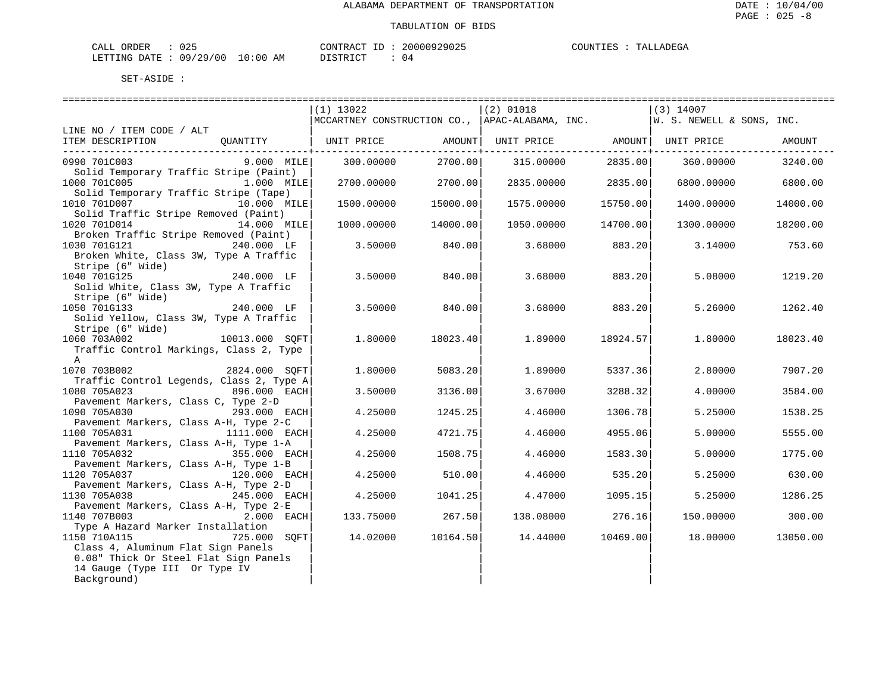ALABAMA DEPARTMENT OF TRANSPORTATION

TABULATION OF BIDS

CALL ORDER : 025 CONTRACT ID : 20000929025 COUNTIES : TALLADEGA
LETTING DATE : 09/29/00 10:00 AM DISTRICT : 04

SET-ASIDE :

| LINE NO / ITEM CODE / ALT ITEM DESCRIPTION | QUANTITY | (1) 13022 MCCARTNEY CONSTRUCTION CO., UNIT PRICE | AMOUNT | (2) 01018 APAC-ALABAMA, INC. UNIT PRICE | AMOUNT | (3) 14007 W. S. NEWELL & SONS, INC. UNIT PRICE | AMOUNT |
|---|---|---|---|---|---|---|---|
| 0990 701C003 Solid Temporary Traffic Stripe (Paint) | 9.000 MILE | 300.00000 | 2700.00 | 315.00000 | 2835.00 | 360.00000 | 3240.00 |
| 1000 701C005 Solid Temporary Traffic Stripe (Tape) | 1.000 MILE | 2700.00000 | 2700.00 | 2835.00000 | 2835.00 | 6800.00000 | 6800.00 |
| 1010 701D007 Solid Traffic Stripe Removed (Paint) | 10.000 MILE | 1500.00000 | 15000.00 | 1575.00000 | 15750.00 | 1400.00000 | 14000.00 |
| 1020 701D014 Broken Traffic Stripe Removed (Paint) | 14.000 MILE | 1000.00000 | 14000.00 | 1050.00000 | 14700.00 | 1300.00000 | 18200.00 |
| 1030 701G121 Broken White, Class 3W, Type A Traffic Stripe (6" Wide) | 240.000 LF | 3.50000 | 840.00 | 3.68000 | 883.20 | 3.14000 | 753.60 |
| 1040 701G125 Solid White, Class 3W, Type A Traffic Stripe (6" Wide) | 240.000 LF | 3.50000 | 840.00 | 3.68000 | 883.20 | 5.08000 | 1219.20 |
| 1050 701G133 Solid Yellow, Class 3W, Type A Traffic Stripe (6" Wide) | 240.000 LF | 3.50000 | 840.00 | 3.68000 | 883.20 | 5.26000 | 1262.40 |
| 1060 703A002 Traffic Control Markings, Class 2, Type A | 10013.000 SQFT | 1.80000 | 18023.40 | 1.89000 | 18924.57 | 1.80000 | 18023.40 |
| 1070 703B002 Traffic Control Legends, Class 2, Type A | 2824.000 SQFT | 1.80000 | 5083.20 | 1.89000 | 5337.36 | 2.80000 | 7907.20 |
| 1080 705A023 Pavement Markers, Class C, Type 2-D | 896.000 EACH | 3.50000 | 3136.00 | 3.67000 | 3288.32 | 4.00000 | 3584.00 |
| 1090 705A030 Pavement Markers, Class A-H, Type 2-C | 293.000 EACH | 4.25000 | 1245.25 | 4.46000 | 1306.78 | 5.25000 | 1538.25 |
| 1100 705A031 Pavement Markers, Class A-H, Type 1-A | 1111.000 EACH | 4.25000 | 4721.75 | 4.46000 | 4955.06 | 5.00000 | 5555.00 |
| 1110 705A032 Pavement Markers, Class A-H, Type 1-B | 355.000 EACH | 4.25000 | 1508.75 | 4.46000 | 1583.30 | 5.00000 | 1775.00 |
| 1120 705A037 Pavement Markers, Class A-H, Type 2-D | 120.000 EACH | 4.25000 | 510.00 | 4.46000 | 535.20 | 5.25000 | 630.00 |
| 1130 705A038 Pavement Markers, Class A-H, Type 2-E | 245.000 EACH | 4.25000 | 1041.25 | 4.47000 | 1095.15 | 5.25000 | 1286.25 |
| 1140 707B003 Type A Hazard Marker Installation | 2.000 EACH | 133.75000 | 267.50 | 138.08000 | 276.16 | 150.00000 | 300.00 |
| 1150 710A115 Class 4, Aluminum Flat Sign Panels 0.08" Thick Or Steel Flat Sign Panels 14 Gauge (Type III Or Type IV Background) | 725.000 SQFT | 14.02000 | 10164.50 | 14.44000 | 10469.00 | 18.00000 | 13050.00 |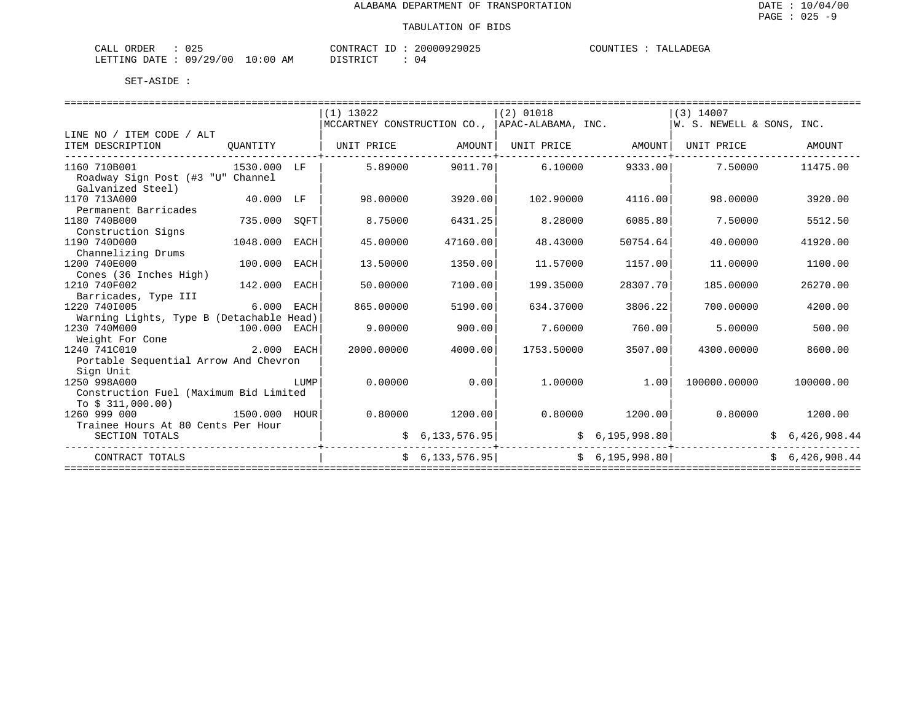ALABAMA DEPARTMENT OF TRANSPORTATION

TABULATION OF BIDS

DATE : 10/04/00
PAGE : 025 -9

CALL ORDER : 025 CONTRACT ID : 20000929025 COUNTIES : TALLADEGA
LETTING DATE : 09/29/00 10:00 AM DISTRICT : 04

SET-ASIDE :

| LINE NO / ITEM CODE / ALT | | | (1) 13022 MCCARTNEY CONSTRUCTION CO., | | (2) 01018 APAC-ALABAMA, INC. | | (3) 14007 W. S. NEWELL & SONS, INC. | |
|---|---|---|---|---|---|---|---|---|
| ITEM DESCRIPTION | QUANTITY | | UNIT PRICE | AMOUNT | UNIT PRICE | AMOUNT | UNIT PRICE | AMOUNT |
| 1160 710B001 Roadway Sign Post (#3 "U" Channel Galvanized Steel) | 1530.000 | LF | 5.89000 | 9011.70 | 6.10000 | 9333.00 | 7.50000 | 11475.00 |
| 1170 713A000 Permanent Barricades | 40.000 | LF | 98.00000 | 3920.00 | 102.90000 | 4116.00 | 98.00000 | 3920.00 |
| 1180 740B000 Construction Signs | 735.000 | SQFT | 8.75000 | 6431.25 | 8.28000 | 6085.80 | 7.50000 | 5512.50 |
| 1190 740D000 Channelizing Drums | 1048.000 | EACH | 45.00000 | 47160.00 | 48.43000 | 50754.64 | 40.00000 | 41920.00 |
| 1200 740E000 Cones (36 Inches High) | 100.000 | EACH | 13.50000 | 1350.00 | 11.57000 | 1157.00 | 11.00000 | 1100.00 |
| 1210 740F002 Barricades, Type III | 142.000 | EACH | 50.00000 | 7100.00 | 199.35000 | 28307.70 | 185.00000 | 26270.00 |
| 1220 740I005 Warning Lights, Type B (Detachable Head) | 6.000 | EACH | 865.00000 | 5190.00 | 634.37000 | 3806.22 | 700.00000 | 4200.00 |
| 1230 740M000 Weight For Cone | 100.000 | EACH | 9.00000 | 900.00 | 7.60000 | 760.00 | 5.00000 | 500.00 |
| 1240 741C010 Portable Sequential Arrow And Chevron Sign Unit | 2.000 | EACH | 2000.00000 | 4000.00 | 1753.50000 | 3507.00 | 4300.00000 | 8600.00 |
| 1250 998A000 Construction Fuel (Maximum Bid Limited To $ 311,000.00) | | LUMP | 0.00000 | 0.00 | 1.00000 | 1.00 | 100000.00000 | 100000.00 |
| 1260 999 000 Trainee Hours At 80 Cents Per Hour | 1500.000 | HOUR | 0.80000 | 1200.00 | 0.80000 | 1200.00 | 0.80000 | 1200.00 |
| SECTION TOTALS | | | | $ 6,133,576.95 | | $ 6,195,998.80 | | $ 6,426,908.44 |
| CONTRACT TOTALS | | | | $ 6,133,576.95 | | $ 6,195,998.80 | | $ 6,426,908.44 |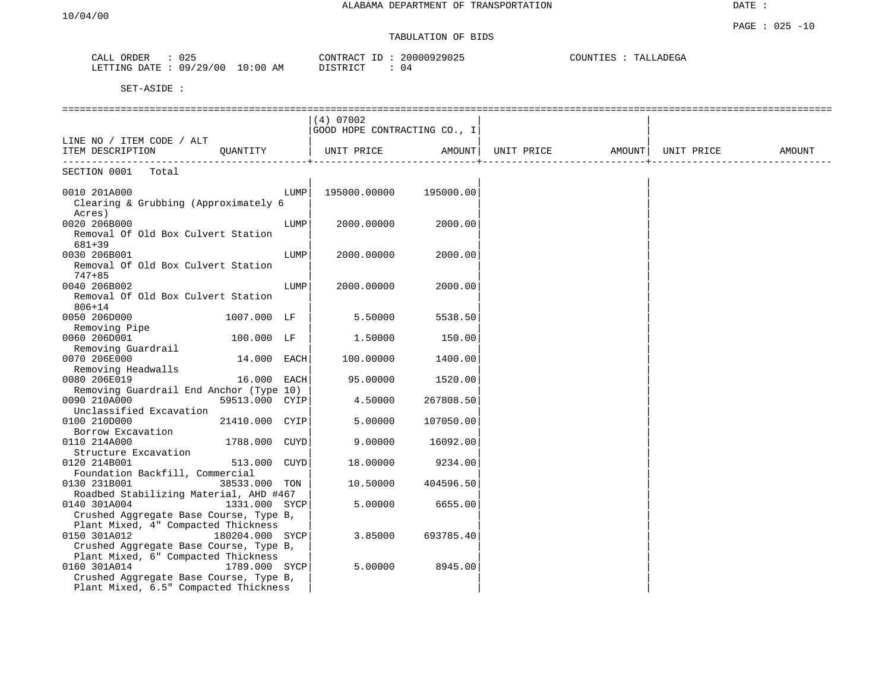ALABAMA DEPARTMENT OF TRANSPORTATION

TABULATION OF BIDS

CALL ORDER : 025
LETTING DATE : 09/29/00 10:00 AM

CONTRACT ID : 20000929025
DISTRICT : 04

COUNTIES : TALLADEGA

SET-ASIDE :

| LINE NO / ITEM CODE / ALT ITEM DESCRIPTION | QUANTITY | (4) 07002 GOOD HOPE CONTRACTING CO., I UNIT PRICE | AMOUNT | UNIT PRICE | AMOUNT | UNIT PRICE | AMOUNT |
|---|---|---|---|---|---|---|---|
| SECTION 0001 Total | | | | | | | |
| 0010 201A000 Clearing & Grubbing (Approximately 6 Acres) | LUMP | 195000.00000 | 195000.00 | | | | |
| 0020 206B000 Removal Of Old Box Culvert Station 681+39 | LUMP | 2000.00000 | 2000.00 | | | | |
| 0030 206B001 Removal Of Old Box Culvert Station 747+85 | LUMP | 2000.00000 | 2000.00 | | | | |
| 0040 206B002 Removal Of Old Box Culvert Station 806+14 | LUMP | 2000.00000 | 2000.00 | | | | |
| 0050 206D000 Removing Pipe | 1007.000 LF | 5.50000 | 5538.50 | | | | |
| 0060 206D001 Removing Guardrail | 100.000 LF | 1.50000 | 150.00 | | | | |
| 0070 206E000 Removing Headwalls | 14.000 EACH | 100.00000 | 1400.00 | | | | |
| 0080 206E019 Removing Guardrail End Anchor (Type 10) | 16.000 EACH | 95.00000 | 1520.00 | | | | |
| 0090 210A000 Unclassified Excavation | 59513.000 CYIP | 4.50000 | 267808.50 | | | | |
| 0100 210D000 Borrow Excavation | 21410.000 CYIP | 5.00000 | 107050.00 | | | | |
| 0110 214A000 Structure Excavation | 1788.000 CUYD | 9.00000 | 16092.00 | | | | |
| 0120 214B001 Foundation Backfill, Commercial | 513.000 CUYD | 18.00000 | 9234.00 | | | | |
| 0130 231B001 Roadbed Stabilizing Material, AHD #467 | 38533.000 TON | 10.50000 | 404596.50 | | | | |
| 0140 301A004 Crushed Aggregate Base Course, Type B, Plant Mixed, 4" Compacted Thickness | 1331.000 SYCP | 5.00000 | 6655.00 | | | | |
| 0150 301A012 Crushed Aggregate Base Course, Type B, Plant Mixed, 6" Compacted Thickness | 180204.000 SYCP | 3.85000 | 693785.40 | | | | |
| 0160 301A014 Crushed Aggregate Base Course, Type B, Plant Mixed, 6.5" Compacted Thickness | 1789.000 SYCP | 5.00000 | 8945.00 | | | | |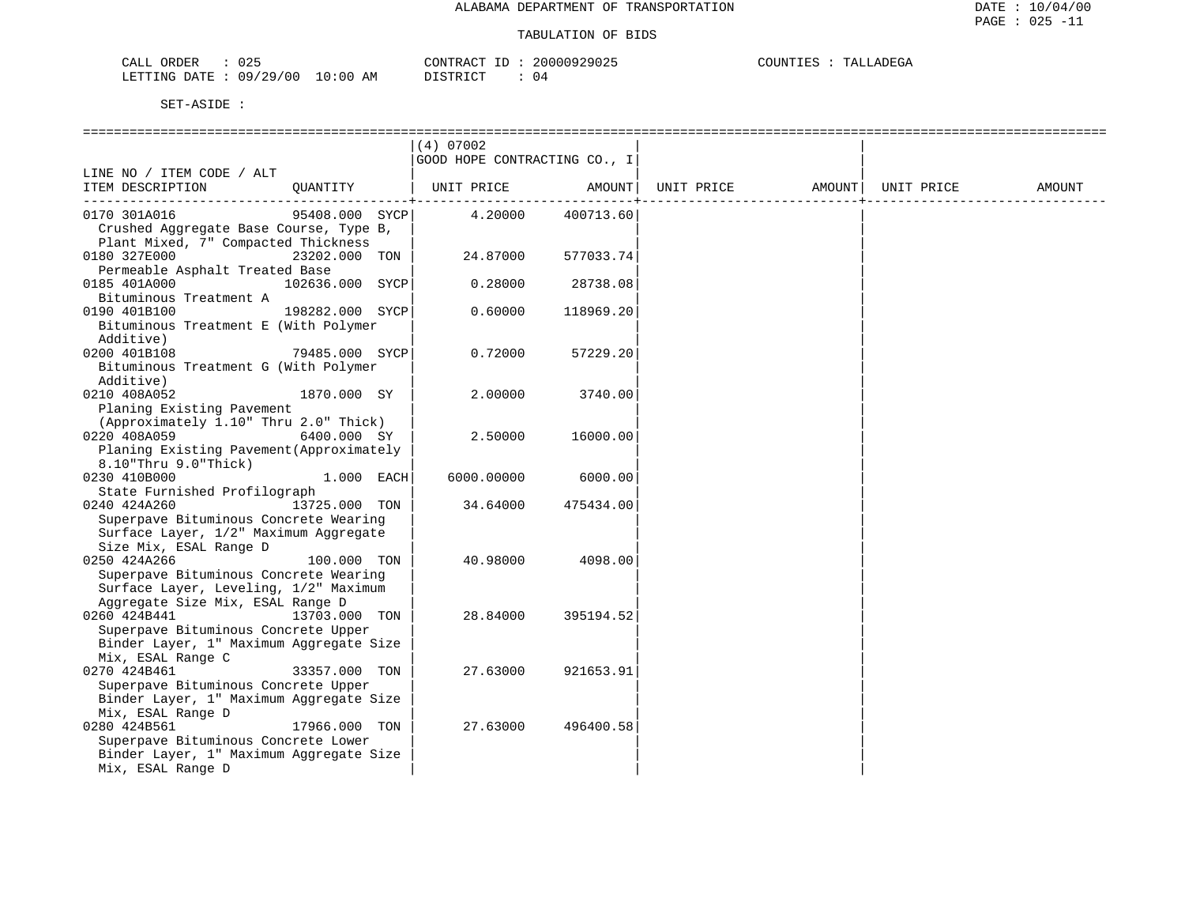ALABAMA DEPARTMENT OF TRANSPORTATION

TABULATION OF BIDS

CALL ORDER : 025    CONTRACT ID : 20000929025    COUNTIES : TALLADEGA
LETTING DATE : 09/29/00 10:00 AM    DISTRICT : 04

SET-ASIDE :

| LINE NO / ITEM CODE / ALT ITEM DESCRIPTION | QUANTITY | (4) 07002 GOOD HOPE CONTRACTING CO., I UNIT PRICE | AMOUNT | UNIT PRICE | AMOUNT | UNIT PRICE | AMOUNT |
|---|---|---|---|---|---|---|---|
| 0170 301A016 Crushed Aggregate Base Course, Type B, Plant Mixed, 7" Compacted Thickness | 95408.000 SYCP | 4.20000 | 400713.60 | | | | |
| 0180 327E000 Permeable Asphalt Treated Base | 23202.000 TON | 24.87000 | 577033.74 | | | | |
| 0185 401A000 Bituminous Treatment A | 102636.000 SYCP | 0.28000 | 28738.08 | | | | |
| 0190 401B100 Bituminous Treatment E (With Polymer Additive) | 198282.000 SYCP | 0.60000 | 118969.20 | | | | |
| 0200 401B108 Bituminous Treatment G (With Polymer Additive) | 79485.000 SYCP | 0.72000 | 57229.20 | | | | |
| 0210 408A052 Planing Existing Pavement (Approximately 1.10" Thru 2.0" Thick) | 1870.000 SY | 2.00000 | 3740.00 | | | | |
| 0220 408A059 Planing Existing Pavement(Approximately 8.10"Thru 9.0"Thick) | 6400.000 SY | 2.50000 | 16000.00 | | | | |
| 0230 410B000 State Furnished Profilograph | 1.000 EACH | 6000.00000 | 6000.00 | | | | |
| 0240 424A260 Superpave Bituminous Concrete Wearing Surface Layer, 1/2" Maximum Aggregate Size Mix, ESAL Range D | 13725.000 TON | 34.64000 | 475434.00 | | | | |
| 0250 424A266 Superpave Bituminous Concrete Wearing Surface Layer, Leveling, 1/2" Maximum Aggregate Size Mix, ESAL Range D | 100.000 TON | 40.98000 | 4098.00 | | | | |
| 0260 424B441 Superpave Bituminous Concrete Upper Binder Layer, 1" Maximum Aggregate Size Mix, ESAL Range C | 13703.000 TON | 28.84000 | 395194.52 | | | | |
| 0270 424B461 Superpave Bituminous Concrete Upper Binder Layer, 1" Maximum Aggregate Size Mix, ESAL Range D | 33357.000 TON | 27.63000 | 921653.91 | | | | |
| 0280 424B561 Superpave Bituminous Concrete Lower Binder Layer, 1" Maximum Aggregate Size Mix, ESAL Range D | 17966.000 TON | 27.63000 | 496400.58 | | | | |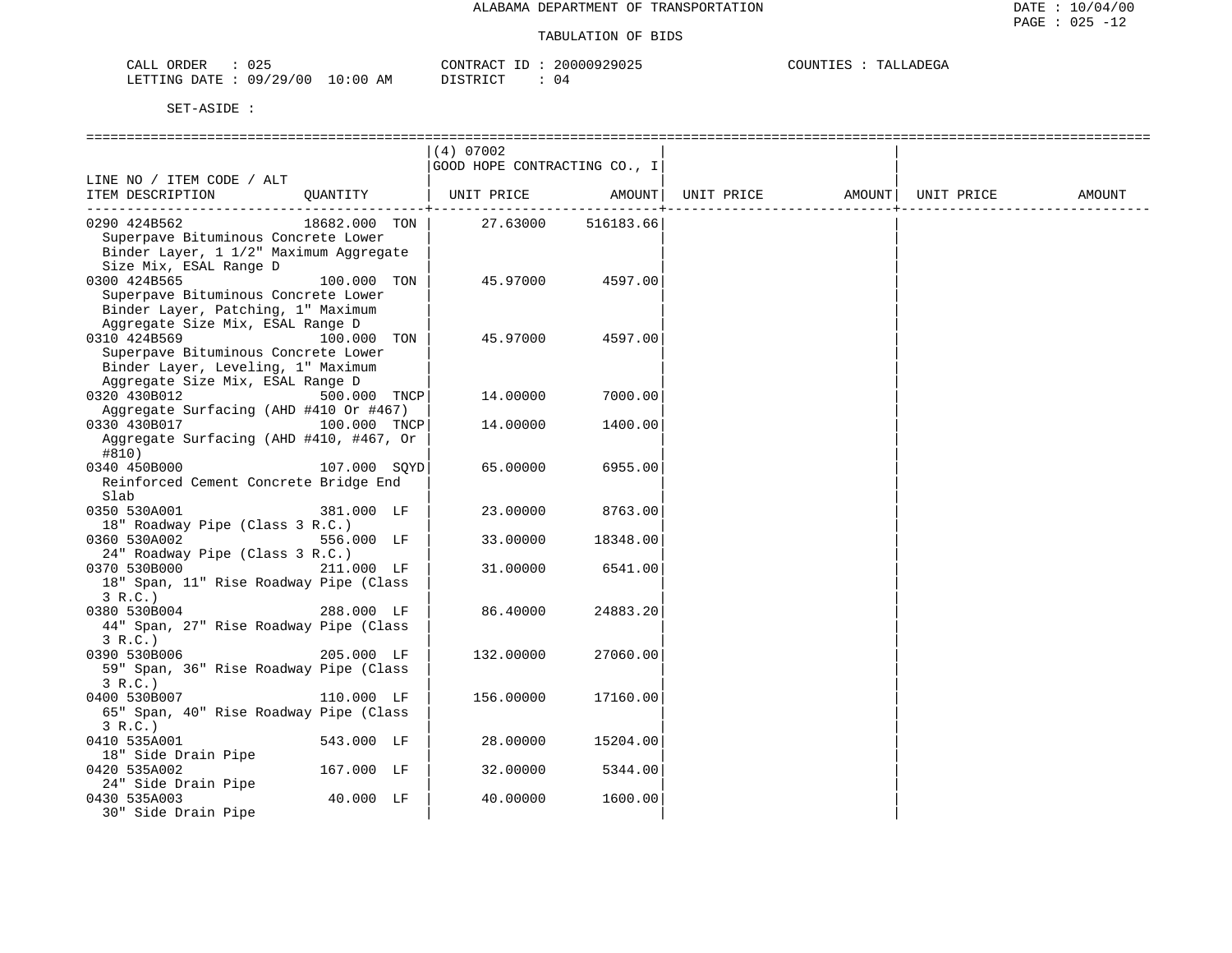ALABAMA DEPARTMENT OF TRANSPORTATION

TABULATION OF BIDS

CALL ORDER : 025
LETTING DATE : 09/29/00 10:00 AM

CONTRACT ID : 20000929025
DISTRICT : 04

COUNTIES : TALLADEGA

SET-ASIDE :

| LINE NO / ITEM CODE / ALT ITEM DESCRIPTION | QUANTITY | (4) 07002 GOOD HOPE CONTRACTING CO., I UNIT PRICE | AMOUNT | UNIT PRICE | AMOUNT | UNIT PRICE | AMOUNT |
|---|---|---|---|---|---|---|---|
| 0290 424B562 Superpave Bituminous Concrete Lower Binder Layer, 1 1/2" Maximum Aggregate Size Mix, ESAL Range D | 18682.000 TON | 27.63000 | 516183.66 | | | | |
| 0300 424B565 Superpave Bituminous Concrete Lower Binder Layer, Patching, 1" Maximum Aggregate Size Mix, ESAL Range D | 100.000 TON | 45.97000 | 4597.00 | | | | |
| 0310 424B569 Superpave Bituminous Concrete Lower Binder Layer, Leveling, 1" Maximum Aggregate Size Mix, ESAL Range D | 100.000 TON | 45.97000 | 4597.00 | | | | |
| 0320 430B012 Aggregate Surfacing (AHD #410 Or #467) | 500.000 TNCP | 14.00000 | 7000.00 | | | | |
| 0330 430B017 Aggregate Surfacing (AHD #410, #467, Or #810) | 100.000 TNCP | 14.00000 | 1400.00 | | | | |
| 0340 450B000 Reinforced Cement Concrete Bridge End Slab | 107.000 SQYD | 65.00000 | 6955.00 | | | | |
| 0350 530A001 18" Roadway Pipe (Class 3 R.C.) | 381.000 LF | 23.00000 | 8763.00 | | | | |
| 0360 530A002 24" Roadway Pipe (Class 3 R.C.) | 556.000 LF | 33.00000 | 18348.00 | | | | |
| 0370 530B000 18" Span, 11" Rise Roadway Pipe (Class 3 R.C.) | 211.000 LF | 31.00000 | 6541.00 | | | | |
| 0380 530B004 44" Span, 27" Rise Roadway Pipe (Class 3 R.C.) | 288.000 LF | 86.40000 | 24883.20 | | | | |
| 0390 530B006 59" Span, 36" Rise Roadway Pipe (Class 3 R.C.) | 205.000 LF | 132.00000 | 27060.00 | | | | |
| 0400 530B007 65" Span, 40" Rise Roadway Pipe (Class 3 R.C.) | 110.000 LF | 156.00000 | 17160.00 | | | | |
| 0410 535A001 18" Side Drain Pipe | 543.000 LF | 28.00000 | 15204.00 | | | | |
| 0420 535A002 24" Side Drain Pipe | 167.000 LF | 32.00000 | 5344.00 | | | | |
| 0430 535A003 30" Side Drain Pipe | 40.000 LF | 40.00000 | 1600.00 | | | | |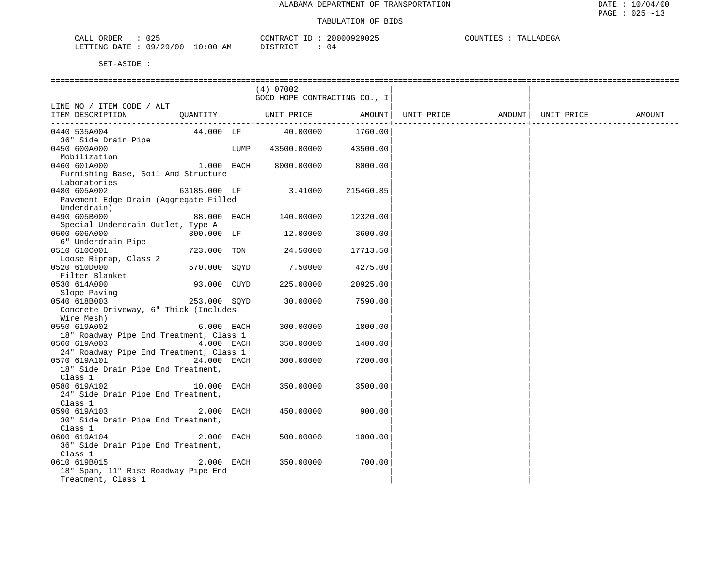ALABAMA DEPARTMENT OF TRANSPORTATION

TABULATION OF BIDS

CALL ORDER : 025 CONTRACT ID : 20000929025 COUNTIES : TALLADEGA
LETTING DATE : 09/29/00 10:00 AM DISTRICT : 04

SET-ASIDE :

| LINE NO / ITEM CODE / ALT ITEM DESCRIPTION | QUANTITY | (4) 07002 GOOD HOPE CONTRACTING CO., I UNIT PRICE | AMOUNT | UNIT PRICE | AMOUNT | UNIT PRICE | AMOUNT |
|---|---|---|---|---|---|---|---|
| 0440 535A004 36" Side Drain Pipe | 44.000 LF | 40.00000 | 1760.00 | | | | |
| 0450 600A000 Mobilization | LUMP | 43500.00000 | 43500.00 | | | | |
| 0460 601A000 Furnishing Base, Soil And Structure Laboratories | 1.000 EACH | 8000.00000 | 8000.00 | | | | |
| 0480 605A002 Pavement Edge Drain (Aggregate Filled Underdrain) | 63185.000 LF | 3.41000 | 215460.85 | | | | |
| 0490 605B000 Special Underdrain Outlet, Type A | 88.000 EACH | 140.00000 | 12320.00 | | | | |
| 0500 606A000 6" Underdrain Pipe | 300.000 LF | 12.00000 | 3600.00 | | | | |
| 0510 610C001 Loose Riprap, Class 2 | 723.000 TON | 24.50000 | 17713.50 | | | | |
| 0520 610D000 Filter Blanket | 570.000 SQYD | 7.50000 | 4275.00 | | | | |
| 0530 614A000 Slope Paving | 93.000 CUYD | 225.00000 | 20925.00 | | | | |
| 0540 618B003 Concrete Driveway, 6" Thick (Includes Wire Mesh) | 253.000 SQYD | 30.00000 | 7590.00 | | | | |
| 0550 619A002 18" Roadway Pipe End Treatment, Class 1 | 6.000 EACH | 300.00000 | 1800.00 | | | | |
| 0560 619A003 24" Roadway Pipe End Treatment, Class 1 | 4.000 EACH | 350.00000 | 1400.00 | | | | |
| 0570 619A101 18" Side Drain Pipe End Treatment, Class 1 | 24.000 EACH | 300.00000 | 7200.00 | | | | |
| 0580 619A102 24" Side Drain Pipe End Treatment, Class 1 | 10.000 EACH | 350.00000 | 3500.00 | | | | |
| 0590 619A103 30" Side Drain Pipe End Treatment, Class 1 | 2.000 EACH | 450.00000 | 900.00 | | | | |
| 0600 619A104 36" Side Drain Pipe End Treatment, Class 1 | 2.000 EACH | 500.00000 | 1000.00 | | | | |
| 0610 619B015 18" Span, 11" Rise Roadway Pipe End Treatment, Class 1 | 2.000 EACH | 350.00000 | 700.00 | | | | |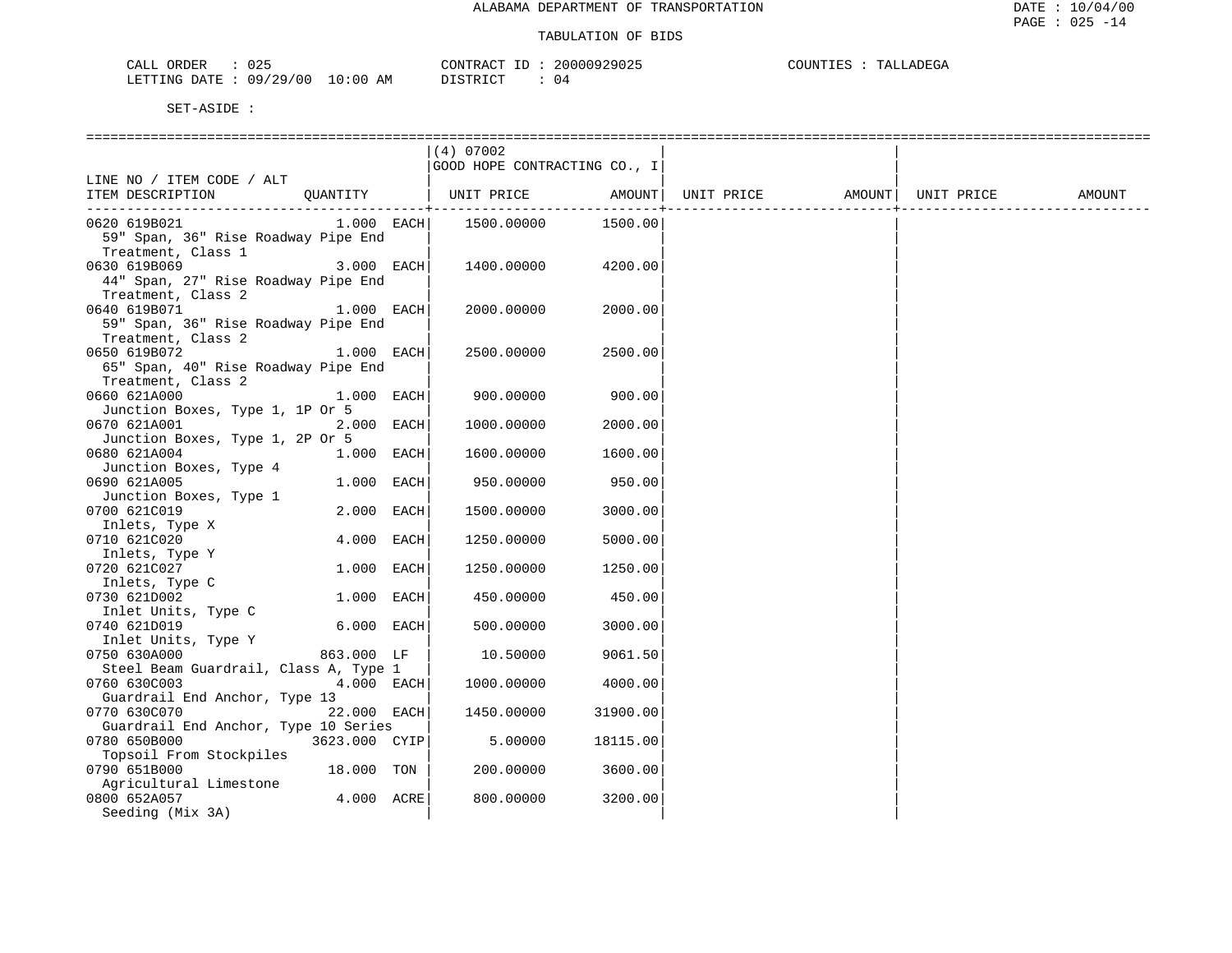ALABAMA DEPARTMENT OF TRANSPORTATION

TABULATION OF BIDS

DATE : 10/04/00
PAGE : 025 -14

CALL ORDER : 025
LETTING DATE : 09/29/00 10:00 AM

CONTRACT ID : 20000929025
DISTRICT : 04

COUNTIES : TALLADEGA

SET-ASIDE :

| LINE NO / ITEM CODE / ALT ITEM DESCRIPTION | QUANTITY | (4) 07002 GOOD HOPE CONTRACTING CO., I UNIT PRICE | AMOUNT | UNIT PRICE | AMOUNT | UNIT PRICE | AMOUNT |
|---|---|---|---|---|---|---|---|
| 0620 619B021 59" Span, 36" Rise Roadway Pipe End Treatment, Class 1 | 1.000 EACH | 1500.00000 | 1500.00 | | | | |
| 0630 619B069 44" Span, 27" Rise Roadway Pipe End Treatment, Class 2 | 3.000 EACH | 1400.00000 | 4200.00 | | | | |
| 0640 619B071 59" Span, 36" Rise Roadway Pipe End Treatment, Class 2 | 1.000 EACH | 2000.00000 | 2000.00 | | | | |
| 0650 619B072 65" Span, 40" Rise Roadway Pipe End Treatment, Class 2 | 1.000 EACH | 2500.00000 | 2500.00 | | | | |
| 0660 621A000 Junction Boxes, Type 1, 1P Or 5 | 1.000 EACH | 900.00000 | 900.00 | | | | |
| 0670 621A001 Junction Boxes, Type 1, 2P Or 5 | 2.000 EACH | 1000.00000 | 2000.00 | | | | |
| 0680 621A004 Junction Boxes, Type 4 | 1.000 EACH | 1600.00000 | 1600.00 | | | | |
| 0690 621A005 Junction Boxes, Type 1 | 1.000 EACH | 950.00000 | 950.00 | | | | |
| 0700 621C019 Inlets, Type X | 2.000 EACH | 1500.00000 | 3000.00 | | | | |
| 0710 621C020 Inlets, Type Y | 4.000 EACH | 1250.00000 | 5000.00 | | | | |
| 0720 621C027 Inlets, Type C | 1.000 EACH | 1250.00000 | 1250.00 | | | | |
| 0730 621D002 Inlet Units, Type C | 1.000 EACH | 450.00000 | 450.00 | | | | |
| 0740 621D019 Inlet Units, Type Y | 6.000 EACH | 500.00000 | 3000.00 | | | | |
| 0750 630A000 Steel Beam Guardrail, Class A, Type 1 | 863.000 LF | 10.50000 | 9061.50 | | | | |
| 0760 630C003 Guardrail End Anchor, Type 13 | 4.000 EACH | 1000.00000 | 4000.00 | | | | |
| 0770 630C070 Guardrail End Anchor, Type 10 Series | 22.000 EACH | 1450.00000 | 31900.00 | | | | |
| 0780 650B000 Topsoil From Stockpiles | 3623.000 CYIP | 5.00000 | 18115.00 | | | | |
| 0790 651B000 Agricultural Limestone | 18.000 TON | 200.00000 | 3600.00 | | | | |
| 0800 652A057 Seeding (Mix 3A) | 4.000 ACRE | 800.00000 | 3200.00 | | | | |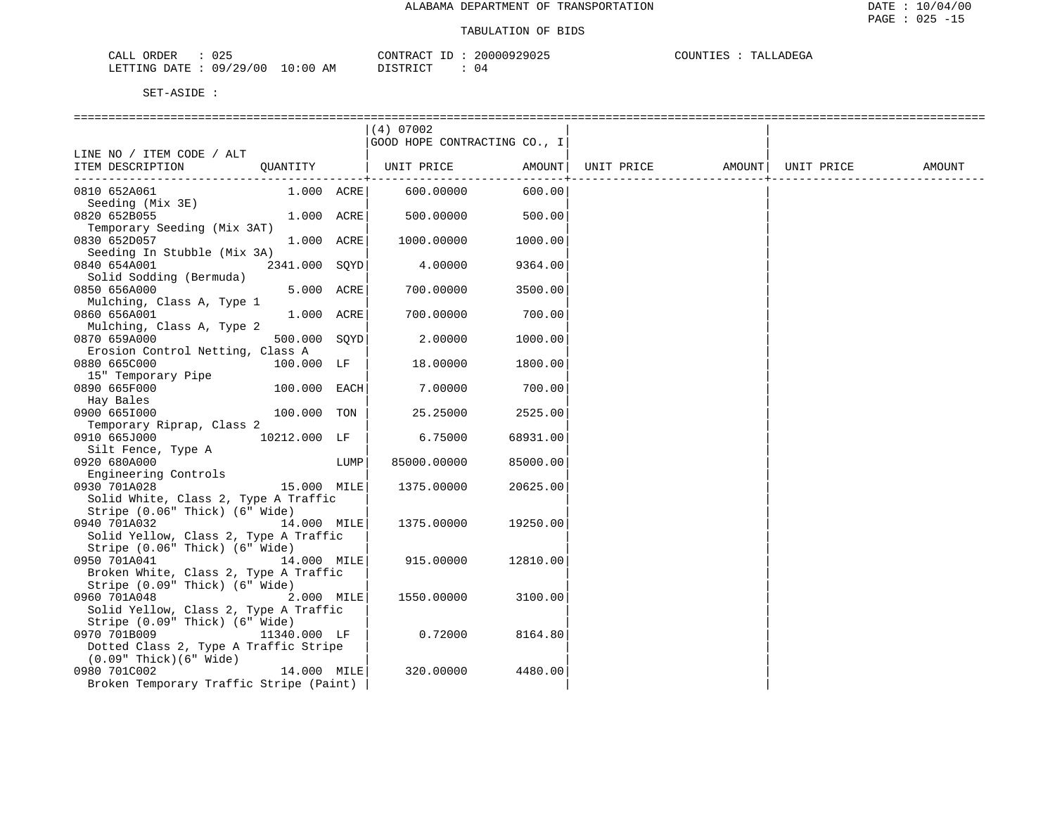ALABAMA DEPARTMENT OF TRANSPORTATION

TABULATION OF BIDS

CALL ORDER : 025　　CONTRACT ID : 20000929025　　COUNTIES : TALLADEGA
LETTING DATE : 09/29/00 10:00 AM　　DISTRICT : 04

SET-ASIDE :

| LINE NO / ITEM CODE / ALT ITEM DESCRIPTION | QUANTITY | (4) 07002 GOOD HOPE CONTRACTING CO., I UNIT PRICE | AMOUNT | UNIT PRICE | AMOUNT | UNIT PRICE | AMOUNT |
|---|---|---|---|---|---|---|---|
| 0810 652A061 Seeding (Mix 3E) | 1.000 ACRE | 600.00000 | 600.00 | | | | |
| 0820 652B055 Temporary Seeding (Mix 3AT) | 1.000 ACRE | 500.00000 | 500.00 | | | | |
| 0830 652D057 Seeding In Stubble (Mix 3A) | 1.000 ACRE | 1000.00000 | 1000.00 | | | | |
| 0840 654A001 Solid Sodding (Bermuda) | 2341.000 SQYD | 4.00000 | 9364.00 | | | | |
| 0850 656A000 Mulching, Class A, Type 1 | 5.000 ACRE | 700.00000 | 3500.00 | | | | |
| 0860 656A001 Mulching, Class A, Type 2 | 1.000 ACRE | 700.00000 | 700.00 | | | | |
| 0870 659A000 Erosion Control Netting, Class A | 500.000 SQYD | 2.00000 | 1000.00 | | | | |
| 0880 665C000 15" Temporary Pipe | 100.000 LF | 18.00000 | 1800.00 | | | | |
| 0890 665F000 Hay Bales | 100.000 EACH | 7.00000 | 700.00 | | | | |
| 0900 665I000 Temporary Riprap, Class 2 | 100.000 TON | 25.25000 | 2525.00 | | | | |
| 0910 665J000 Silt Fence, Type A | 10212.000 LF | 6.75000 | 68931.00 | | | | |
| 0920 680A000 Engineering Controls | LUMP | 85000.00000 | 85000.00 | | | | |
| 0930 701A028 Solid White, Class 2, Type A Traffic Stripe (0.06" Thick) (6" Wide) | 15.000 MILE | 1375.00000 | 20625.00 | | | | |
| 0940 701A032 Solid Yellow, Class 2, Type A Traffic Stripe (0.06" Thick) (6" Wide) | 14.000 MILE | 1375.00000 | 19250.00 | | | | |
| 0950 701A041 Broken White, Class 2, Type A Traffic Stripe (0.09" Thick) (6" Wide) | 14.000 MILE | 915.00000 | 12810.00 | | | | |
| 0960 701A048 Solid Yellow, Class 2, Type A Traffic Stripe (0.09" Thick) (6" Wide) | 2.000 MILE | 1550.00000 | 3100.00 | | | | |
| 0970 701B009 Dotted Class 2, Type A Traffic Stripe (0.09" Thick)(6" Wide) | 11340.000 LF | 0.72000 | 8164.80 | | | | |
| 0980 701C002 Broken Temporary Traffic Stripe (Paint) | 14.000 MILE | 320.00000 | 4480.00 | | | | |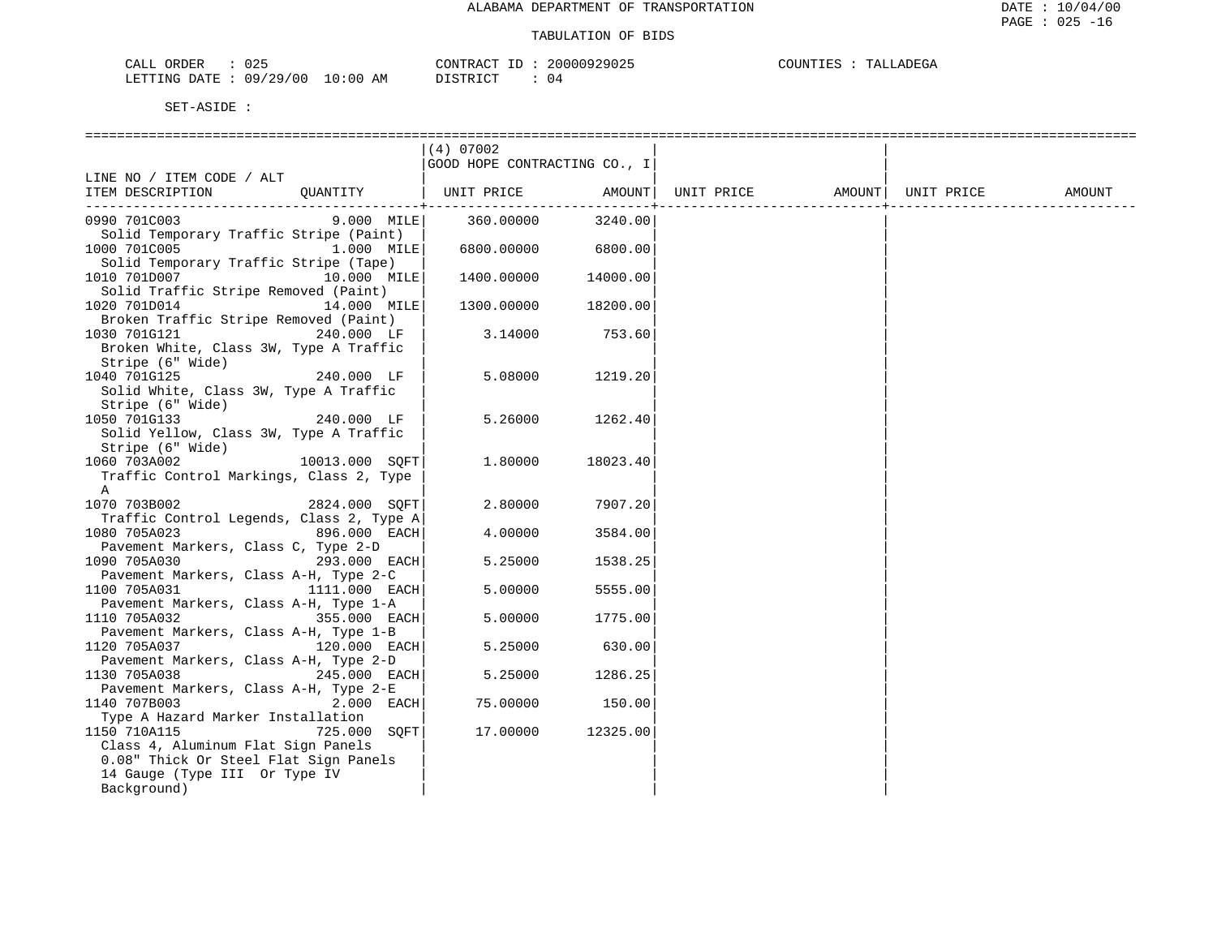ALABAMA DEPARTMENT OF TRANSPORTATION

TABULATION OF BIDS

CALL ORDER : 025 CONTRACT ID : 20000929025 COUNTIES : TALLADEGA
LETTING DATE : 09/29/00 10:00 AM DISTRICT : 04

SET-ASIDE :

| LINE NO / ITEM CODE / ALT ITEM DESCRIPTION | QUANTITY | (4) 07002 GOOD HOPE CONTRACTING CO., I UNIT PRICE | AMOUNT | UNIT PRICE | AMOUNT | UNIT PRICE | AMOUNT |
|---|---|---|---|---|---|---|---|
| 0990 701C003 Solid Temporary Traffic Stripe (Paint) | 9.000 MILE | 360.00000 | 3240.00 | | | | |
| 1000 701C005 Solid Temporary Traffic Stripe (Tape) | 1.000 MILE | 6800.00000 | 6800.00 | | | | |
| 1010 701D007 Solid Traffic Stripe Removed (Paint) | 10.000 MILE | 1400.00000 | 14000.00 | | | | |
| 1020 701D014 Broken Traffic Stripe Removed (Paint) | 14.000 MILE | 1300.00000 | 18200.00 | | | | |
| 1030 701G121 Broken White, Class 3W, Type A Traffic Stripe (6" Wide) | 240.000 LF | 3.14000 | 753.60 | | | | |
| 1040 701G125 Solid White, Class 3W, Type A Traffic Stripe (6" Wide) | 240.000 LF | 5.08000 | 1219.20 | | | | |
| 1050 701G133 Solid Yellow, Class 3W, Type A Traffic Stripe (6" Wide) | 240.000 LF | 5.26000 | 1262.40 | | | | |
| 1060 703A002 Traffic Control Markings, Class 2, Type A | 10013.000 SQFT | 1.80000 | 18023.40 | | | | |
| 1070 703B002 Traffic Control Legends, Class 2, Type A | 2824.000 SQFT | 2.80000 | 7907.20 | | | | |
| 1080 705A023 Pavement Markers, Class C, Type 2-D | 896.000 EACH | 4.00000 | 3584.00 | | | | |
| 1090 705A030 Pavement Markers, Class A-H, Type 2-C | 293.000 EACH | 5.25000 | 1538.25 | | | | |
| 1100 705A031 Pavement Markers, Class A-H, Type 1-A | 1111.000 EACH | 5.00000 | 5555.00 | | | | |
| 1110 705A032 Pavement Markers, Class A-H, Type 1-B | 355.000 EACH | 5.00000 | 1775.00 | | | | |
| 1120 705A037 Pavement Markers, Class A-H, Type 2-D | 120.000 EACH | 5.25000 | 630.00 | | | | |
| 1130 705A038 Pavement Markers, Class A-H, Type 2-E | 245.000 EACH | 5.25000 | 1286.25 | | | | |
| 1140 707B003 Type A Hazard Marker Installation | 2.000 EACH | 75.00000 | 150.00 | | | | |
| 1150 710A115 Class 4, Aluminum Flat Sign Panels 0.08" Thick Or Steel Flat Sign Panels 14 Gauge (Type III Or Type IV Background) | 725.000 SQFT | 17.00000 | 12325.00 | | | | |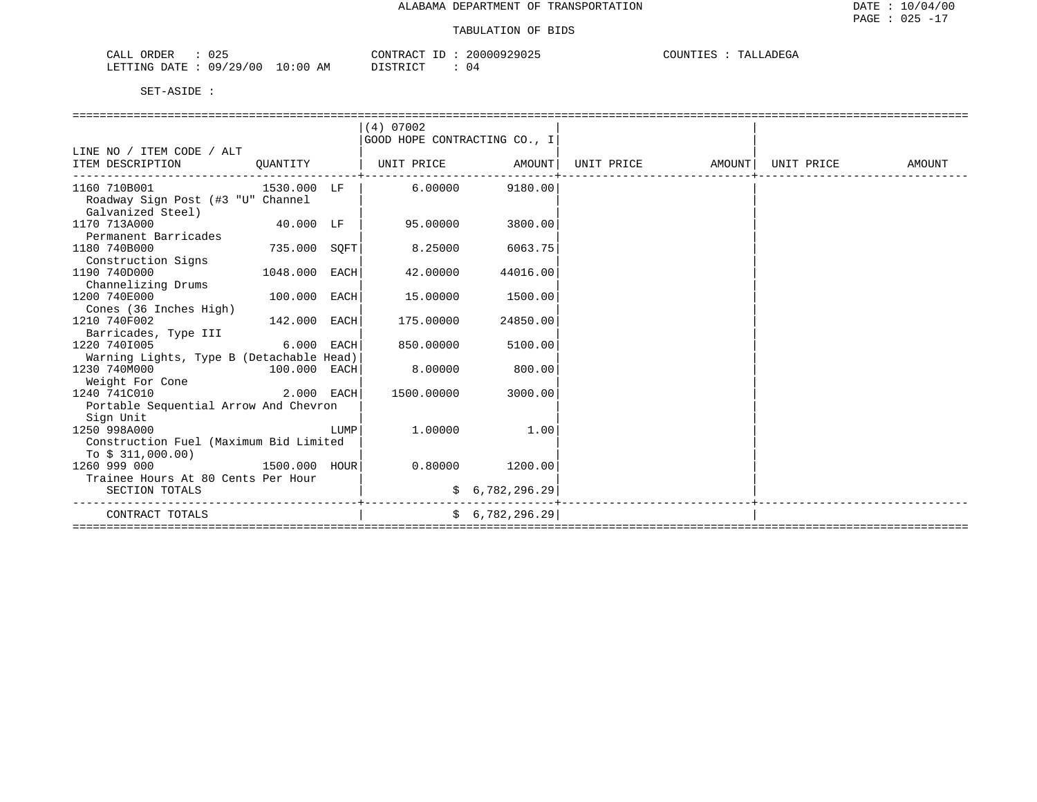ALABAMA DEPARTMENT OF TRANSPORTATION

TABULATION OF BIDS

CALL ORDER : 025 CONTRACT ID : 20000929025 COUNTIES : TALLADEGA
LETTING DATE : 09/29/00 10:00 AM DISTRICT : 04

SET-ASIDE :

| LINE NO / ITEM CODE / ALT ITEM DESCRIPTION | QUANTITY | (4) 07002 GOOD HOPE CONTRACTING CO., I UNIT PRICE | AMOUNT | UNIT PRICE | AMOUNT | UNIT PRICE | AMOUNT |
|---|---|---|---|---|---|---|---|
| 1160 710B001 Roadway Sign Post (#3 "U" Channel Galvanized Steel) | 1530.000 LF | 6.00000 | 9180.00 | | | | |
| 1170 713A000 Permanent Barricades | 40.000 LF | 95.00000 | 3800.00 | | | | |
| 1180 740B000 Construction Signs | 735.000 SQFT | 8.25000 | 6063.75 | | | | |
| 1190 740D000 Channelizing Drums | 1048.000 EACH | 42.00000 | 44016.00 | | | | |
| 1200 740E000 Cones (36 Inches High) | 100.000 EACH | 15.00000 | 1500.00 | | | | |
| 1210 740F002 Barricades, Type III | 142.000 EACH | 175.00000 | 24850.00 | | | | |
| 1220 740I005 Warning Lights, Type B (Detachable Head) | 6.000 EACH | 850.00000 | 5100.00 | | | | |
| 1230 740M000 Weight For Cone | 100.000 EACH | 8.00000 | 800.00 | | | | |
| 1240 741C010 Portable Sequential Arrow And Chevron Sign Unit | 2.000 EACH | 1500.00000 | 3000.00 | | | | |
| 1250 998A000 Construction Fuel (Maximum Bid Limited To $ 311,000.00) | LUMP | 1.00000 | 1.00 | | | | |
| 1260 999 000 Trainee Hours At 80 Cents Per Hour | 1500.000 HOUR | 0.80000 | 1200.00 | | | | |
| SECTION TOTALS | | | $ 6,782,296.29 | | | | |
| CONTRACT TOTALS | | | $ 6,782,296.29 | | | | |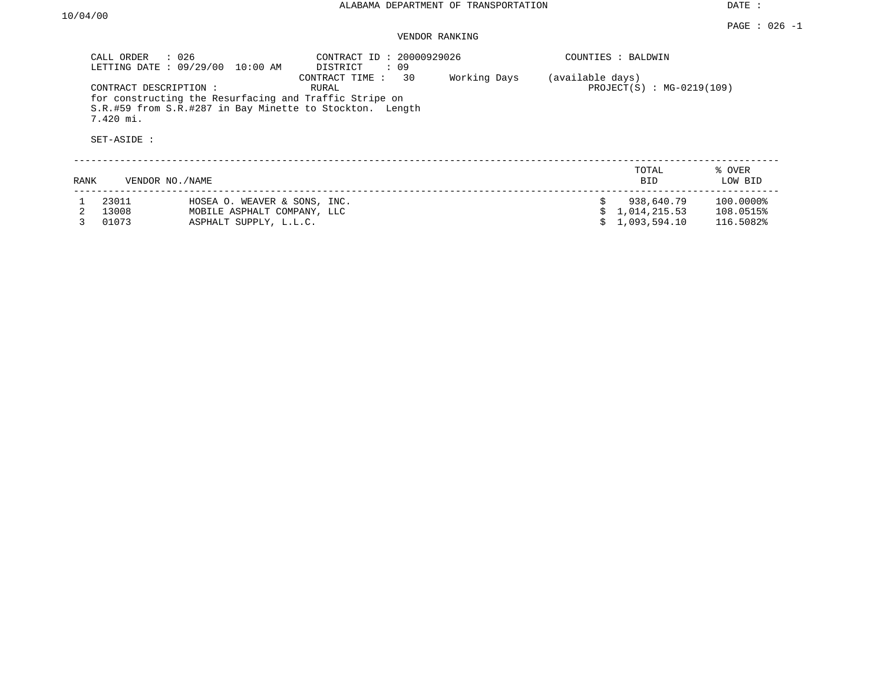ALABAMA DEPARTMENT OF TRANSPORTATION

DATE : 10/04/00

PAGE : 026 -1

VENDOR RANKING

CALL ORDER : 026
LETTING DATE : 09/29/00 10:00 AM

CONTRACT ID : 20000929026
DISTRICT : 09
CONTRACT TIME : 30 Working Days (available days)
RURAL

COUNTIES : BALDWIN
PROJECT(S) : MG-0219(109)

CONTRACT DESCRIPTION :
for constructing the Resurfacing and Traffic Stripe on S.R.#59 from S.R.#287 in Bay Minette to Stockton. Length 7.420 mi.

SET-ASIDE :

| RANK | VENDOR NO./NAME | | TOTAL BID | % OVER LOW BID |
|---|---|---|---|---|
| 1 | 23011 | HOSEA O. WEAVER & SONS, INC. | $ 938,640.79 | 100.0000% |
| 2 | 13008 | MOBILE ASPHALT COMPANY, LLC | $ 1,014,215.53 | 108.0515% |
| 3 | 01073 | ASPHALT SUPPLY, L.L.C. | $ 1,093,594.10 | 116.5082% |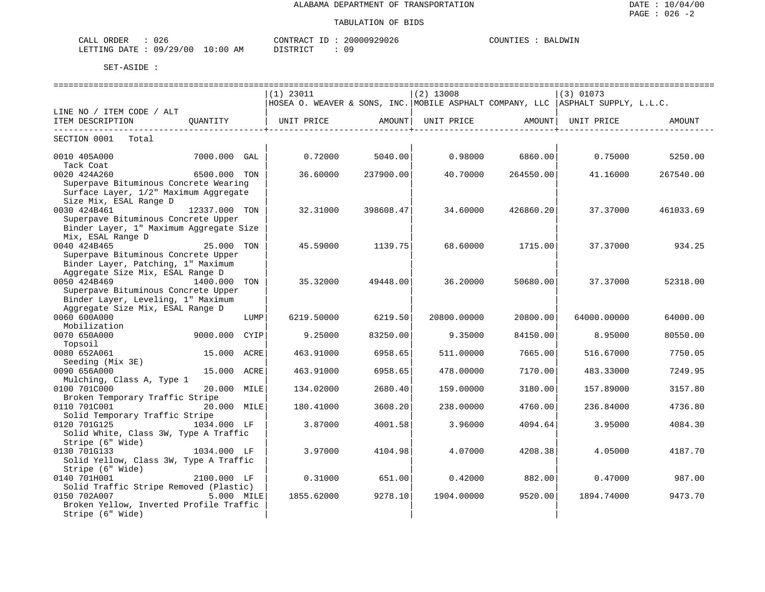ALABAMA DEPARTMENT OF TRANSPORTATION

TABULATION OF BIDS

DATE : 10/04/00
PAGE : 026 -2

CALL ORDER : 026
LETTING DATE : 09/29/00 10:00 AM

CONTRACT ID : 20000929026
DISTRICT : 09

COUNTIES : BALDWIN

SET-ASIDE :

| LINE NO / ITEM CODE / ALT ITEM DESCRIPTION | QUANTITY | (1) 23011 HOSEA O. WEAVER & SONS, INC. UNIT PRICE | AMOUNT | (2) 13008 MOBILE ASPHALT COMPANY, LLC UNIT PRICE | AMOUNT | (3) 01073 ASPHALT SUPPLY, L.L.C. UNIT PRICE | AMOUNT |
|---|---|---|---|---|---|---|---|
| SECTION 0001 Total | | | | | | | |
| 0010 405A000 Tack Coat | 7000.000 GAL | 0.72000 | 5040.00 | 0.98000 | 6860.00 | 0.75000 | 5250.00 |
| 0020 424A260 Superpave Bituminous Concrete Wearing Surface Layer, 1/2" Maximum Aggregate Size Mix, ESAL Range D | 6500.000 TON | 36.60000 | 237900.00 | 40.70000 | 264550.00 | 41.16000 | 267540.00 |
| 0030 424B461 Superpave Bituminous Concrete Upper Binder Layer, 1" Maximum Aggregate Size Mix, ESAL Range D | 12337.000 TON | 32.31000 | 398608.47 | 34.60000 | 426860.20 | 37.37000 | 461033.69 |
| 0040 424B465 Superpave Bituminous Concrete Upper Binder Layer, Patching, 1" Maximum Aggregate Size Mix, ESAL Range D | 25.000 TON | 45.59000 | 1139.75 | 68.60000 | 1715.00 | 37.37000 | 934.25 |
| 0050 424B469 Superpave Bituminous Concrete Upper Binder Layer, Leveling, 1" Maximum Aggregate Size Mix, ESAL Range D | 1400.000 TON | 35.32000 | 49448.00 | 36.20000 | 50680.00 | 37.37000 | 52318.00 |
| 0060 600A000 Mobilization | LUMP | 6219.50000 | 6219.50 | 20800.00000 | 20800.00 | 64000.00000 | 64000.00 |
| 0070 650A000 Topsoil | 9000.000 CYIP | 9.25000 | 83250.00 | 9.35000 | 84150.00 | 8.95000 | 80550.00 |
| 0080 652A061 Seeding (Mix 3E) | 15.000 ACRE | 463.91000 | 6958.65 | 511.00000 | 7665.00 | 516.67000 | 7750.05 |
| 0090 656A000 Mulching, Class A, Type 1 | 15.000 ACRE | 463.91000 | 6958.65 | 478.00000 | 7170.00 | 483.33000 | 7249.95 |
| 0100 701C000 Broken Temporary Traffic Stripe | 20.000 MILE | 134.02000 | 2680.40 | 159.00000 | 3180.00 | 157.89000 | 3157.80 |
| 0110 701C001 Solid Temporary Traffic Stripe | 20.000 MILE | 180.41000 | 3608.20 | 238.00000 | 4760.00 | 236.84000 | 4736.80 |
| 0120 701G125 Solid White, Class 3W, Type A Traffic Stripe (6" Wide) | 1034.000 LF | 3.87000 | 4001.58 | 3.96000 | 4094.64 | 3.95000 | 4084.30 |
| 0130 701G133 Solid Yellow, Class 3W, Type A Traffic Stripe (6" Wide) | 1034.000 LF | 3.97000 | 4104.98 | 4.07000 | 4208.38 | 4.05000 | 4187.70 |
| 0140 701H001 Solid Traffic Stripe Removed (Plastic) | 2100.000 LF | 0.31000 | 651.00 | 0.42000 | 882.00 | 0.47000 | 987.00 |
| 0150 702A007 Broken Yellow, Inverted Profile Traffic Stripe (6" Wide) | 5.000 MILE | 1855.62000 | 9278.10 | 1904.00000 | 9520.00 | 1894.74000 | 9473.70 |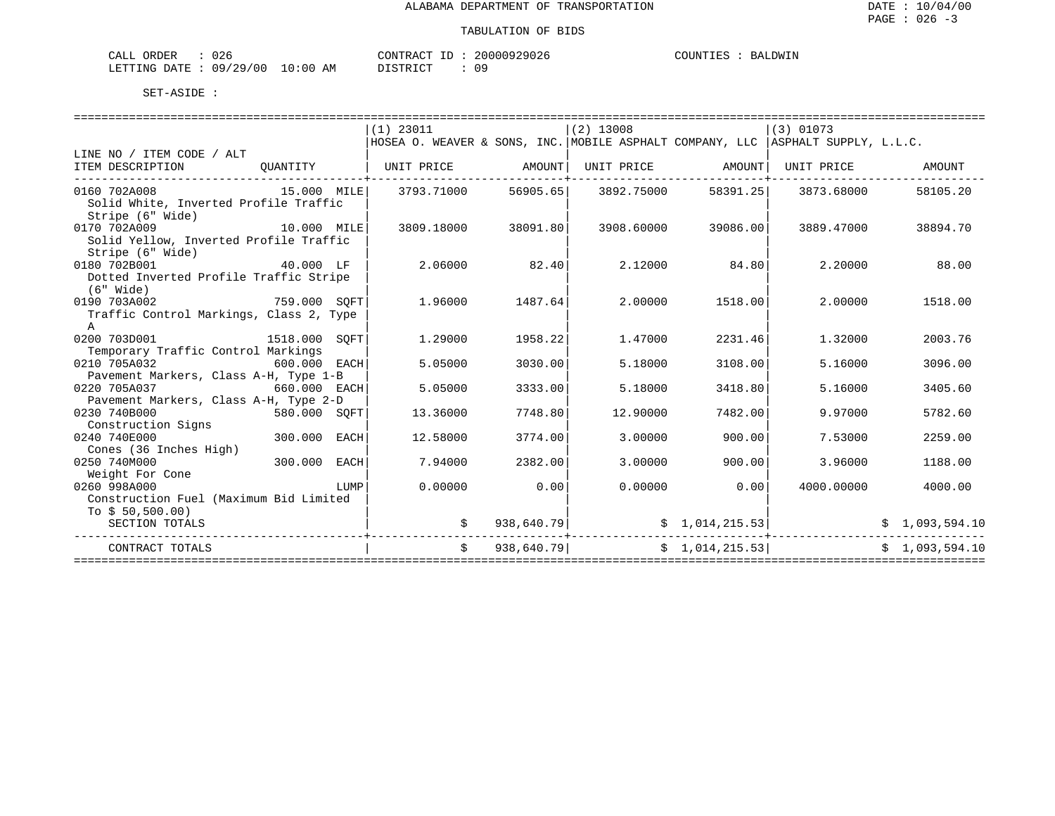ALABAMA DEPARTMENT OF TRANSPORTATION

DATE : 10/04/00
PAGE : 026 -3

TABULATION OF BIDS

CALL ORDER : 026 CONTRACT ID : 20000929026 COUNTIES : BALDWIN
LETTING DATE : 09/29/00 10:00 AM DISTRICT : 09

SET-ASIDE :

| LINE NO / ITEM CODE / ALT<br>ITEM DESCRIPTION | QUANTITY | (1) 23011<br>HOSEA O. WEAVER & SONS, INC.<br>UNIT PRICE | <br><br>AMOUNT | (2) 13008<br>MOBILE ASPHALT COMPANY, LLC<br>UNIT PRICE | <br><br>AMOUNT | (3) 01073<br>ASPHALT SUPPLY, L.L.C.<br>UNIT PRICE | <br><br>AMOUNT |
|---|---|---|---|---|---|---|---|
| 0160 702A008<br>Solid White, Inverted Profile Traffic Stripe (6" Wide) | 15.000 MILE | 3793.71000 | 56905.65 | 3892.75000 | 58391.25 | 3873.68000 | 58105.20 |
| 0170 702A009<br>Solid Yellow, Inverted Profile Traffic Stripe (6" Wide) | 10.000 MILE | 3809.18000 | 38091.80 | 3908.60000 | 39086.00 | 3889.47000 | 38894.70 |
| 0180 702B001<br>Dotted Inverted Profile Traffic Stripe (6" Wide) | 40.000 LF | 2.06000 | 82.40 | 2.12000 | 84.80 | 2.20000 | 88.00 |
| 0190 703A002<br>Traffic Control Markings, Class 2, Type A | 759.000 SQFT | 1.96000 | 1487.64 | 2.00000 | 1518.00 | 2.00000 | 1518.00 |
| 0200 703D001<br>Temporary Traffic Control Markings | 1518.000 SQFT | 1.29000 | 1958.22 | 1.47000 | 2231.46 | 1.32000 | 2003.76 |
| 0210 705A032<br>Pavement Markers, Class A-H, Type 1-B | 600.000 EACH | 5.05000 | 3030.00 | 5.18000 | 3108.00 | 5.16000 | 3096.00 |
| 0220 705A037<br>Pavement Markers, Class A-H, Type 2-D | 660.000 EACH | 5.05000 | 3333.00 | 5.18000 | 3418.80 | 5.16000 | 3405.60 |
| 0230 740B000<br>Construction Signs | 580.000 SQFT | 13.36000 | 7748.80 | 12.90000 | 7482.00 | 9.97000 | 5782.60 |
| 0240 740E000<br>Cones (36 Inches High) | 300.000 EACH | 12.58000 | 3774.00 | 3.00000 | 900.00 | 7.53000 | 2259.00 |
| 0250 740M000<br>Weight For Cone | 300.000 EACH | 7.94000 | 2382.00 | 3.00000 | 900.00 | 3.96000 | 1188.00 |
| 0260 998A000<br>Construction Fuel (Maximum Bid Limited To $ 50,500.00) | LUMP | 0.00000 | 0.00 | 0.00000 | 0.00 | 4000.00000 | 4000.00 |
| SECTION TOTALS | | | $ 938,640.79 | | $ 1,014,215.53 | | $ 1,093,594.10 |
| CONTRACT TOTALS | | | $ 938,640.79 | | $ 1,014,215.53 | | $ 1,093,594.10 |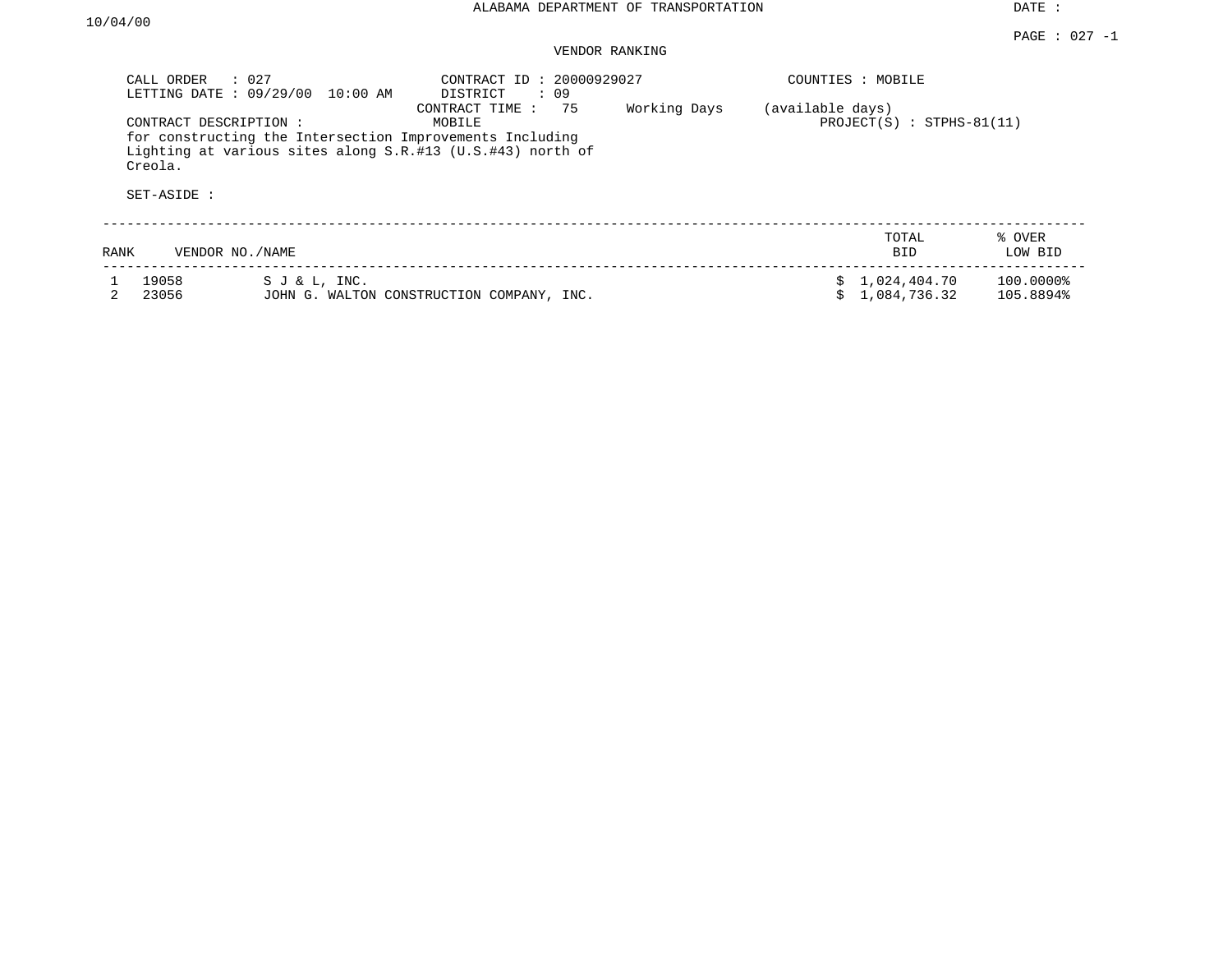ALABAMA DEPARTMENT OF TRANSPORTATION

DATE : 10/04/00

PAGE : 027 -1

VENDOR RANKING

CALL ORDER : 027
LETTING DATE : 09/29/00 10:00 AM

CONTRACT ID : 20000929027
DISTRICT : 09
CONTRACT TIME : 75 Working Days (available days)

COUNTIES : MOBILE

CONTRACT DESCRIPTION : MOBILE
for constructing the Intersection Improvements Including Lighting at various sites along S.R.#13 (U.S.#43) north of Creola.

PROJECT(S) : STPHS-81(11)

SET-ASIDE :

| RANK | VENDOR NO./NAME | | TOTAL BID | % OVER LOW BID |
|---|---|---|---|---|
| 1 | 19058 | S J & L, INC. | $ 1,024,404.70 | 100.0000% |
| 2 | 23056 | JOHN G. WALTON CONSTRUCTION COMPANY, INC. | $ 1,084,736.32 | 105.8894% |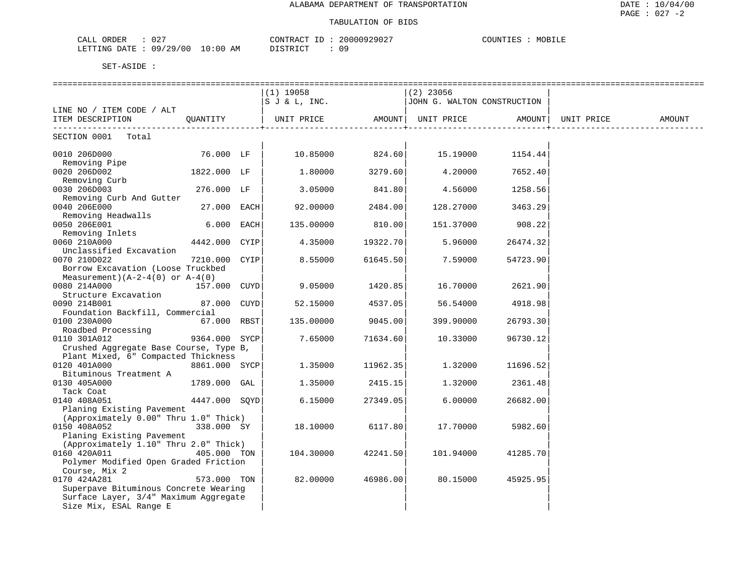ALABAMA DEPARTMENT OF TRANSPORTATION

TABULATION OF BIDS

DATE : 10/04/00

CALL ORDER : 027 | CONTRACT ID : 20000929027 | COUNTIES : MOBILE

LETTING DATE : 09/29/00 10:00 AM | DISTRICT : 09

SET-ASIDE :

| LINE NO / ITEM CODE / ALT ITEM DESCRIPTION | QUANTITY | | (1) 19058 S J & L, INC. UNIT PRICE | AMOUNT | (2) 23056 JOHN G. WALTON CONSTRUCTION UNIT PRICE | AMOUNT | UNIT PRICE | AMOUNT |
|---|---|---|---|---|---|---|---|---|
| SECTION 0001 Total | | | | | | | | |
| 0010 206D000 Removing Pipe | 76.000 | LF | 10.85000 | 824.60 | 15.19000 | 1154.44 | | |
| 0020 206D002 Removing Curb | 1822.000 | LF | 1.80000 | 3279.60 | 4.20000 | 7652.40 | | |
| 0030 206D003 Removing Curb And Gutter | 276.000 | LF | 3.05000 | 841.80 | 4.56000 | 1258.56 | | |
| 0040 206E000 Removing Headwalls | 27.000 | EACH | 92.00000 | 2484.00 | 128.27000 | 3463.29 | | |
| 0050 206E001 Removing Inlets | 6.000 | EACH | 135.00000 | 810.00 | 151.37000 | 908.22 | | |
| 0060 210A000 Unclassified Excavation | 4442.000 | CYIP | 4.35000 | 19322.70 | 5.96000 | 26474.32 | | |
| 0070 210D022 Borrow Excavation (Loose Truckbed Measurement)(A-2-4(0) or A-4(0) | 7210.000 | CYIP | 8.55000 | 61645.50 | 7.59000 | 54723.90 | | |
| 0080 214A000 Structure Excavation | 157.000 | CUYD | 9.05000 | 1420.85 | 16.70000 | 2621.90 | | |
| 0090 214B001 Foundation Backfill, Commercial | 87.000 | CUYD | 52.15000 | 4537.05 | 56.54000 | 4918.98 | | |
| 0100 230A000 Roadbed Processing | 67.000 | RBST | 135.00000 | 9045.00 | 399.90000 | 26793.30 | | |
| 0110 301A012 Crushed Aggregate Base Course, Type B, Plant Mixed, 6" Compacted Thickness | 9364.000 | SYCP | 7.65000 | 71634.60 | 10.33000 | 96730.12 | | |
| 0120 401A000 Bituminous Treatment A | 8861.000 | SYCP | 1.35000 | 11962.35 | 1.32000 | 11696.52 | | |
| 0130 405A000 Tack Coat | 1789.000 | GAL | 1.35000 | 2415.15 | 1.32000 | 2361.48 | | |
| 0140 408A051 Planing Existing Pavement (Approximately 0.00" Thru 1.0" Thick) | 4447.000 | SQYD | 6.15000 | 27349.05 | 6.00000 | 26682.00 | | |
| 0150 408A052 Planing Existing Pavement (Approximately 1.10" Thru 2.0" Thick) | 338.000 | SY | 18.10000 | 6117.80 | 17.70000 | 5982.60 | | |
| 0160 420A011 Polymer Modified Open Graded Friction Course, Mix 2 | 405.000 | TON | 104.30000 | 42241.50 | 101.94000 | 41285.70 | | |
| 0170 424A281 Superpave Bituminous Concrete Wearing Surface Layer, 3/4" Maximum Aggregate Size Mix, ESAL Range E | 573.000 | TON | 82.00000 | 46986.00 | 80.15000 | 45925.95 | | |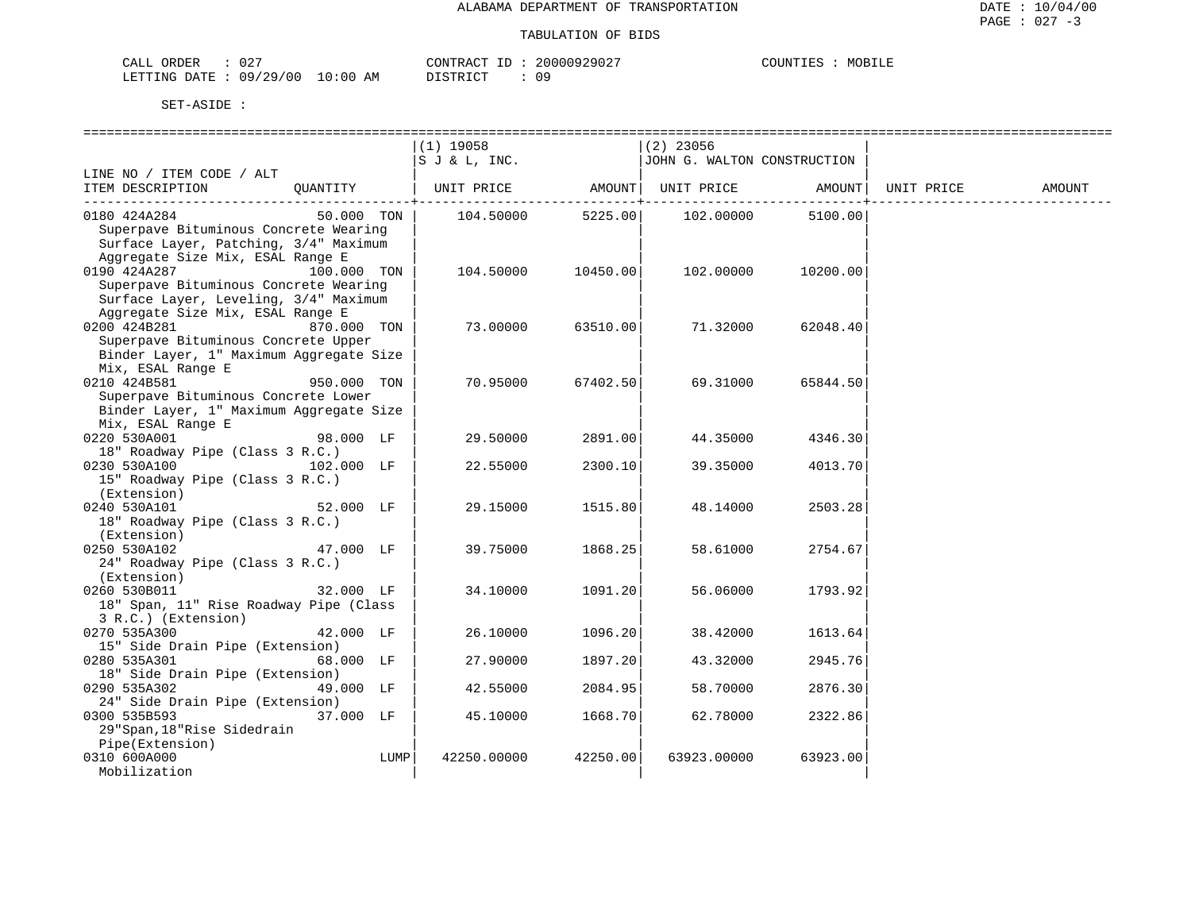ALABAMA DEPARTMENT OF TRANSPORTATION

TABULATION OF BIDS

CALL ORDER : 027 CONTRACT ID : 20000929027 COUNTIES : MOBILE
LETTING DATE : 09/29/00 10:00 AM DISTRICT : 09

SET-ASIDE :

| LINE NO / ITEM CODE / ALT ITEM DESCRIPTION | QUANTITY | (1) 19058 S J & L, INC. UNIT PRICE | AMOUNT | (2) 23056 JOHN G. WALTON CONSTRUCTION UNIT PRICE | AMOUNT | UNIT PRICE | AMOUNT |
|---|---|---|---|---|---|---|---|
| 0180 424A284 Superpave Bituminous Concrete Wearing Surface Layer, Patching, 3/4" Maximum Aggregate Size Mix, ESAL Range E | 50.000 TON | 104.50000 | 5225.00 | 102.00000 | 5100.00 | | |
| 0190 424A287 Superpave Bituminous Concrete Wearing Surface Layer, Leveling, 3/4" Maximum Aggregate Size Mix, ESAL Range E | 100.000 TON | 104.50000 | 10450.00 | 102.00000 | 10200.00 | | |
| 0200 424B281 Superpave Bituminous Concrete Upper Binder Layer, 1" Maximum Aggregate Size Mix, ESAL Range E | 870.000 TON | 73.00000 | 63510.00 | 71.32000 | 62048.40 | | |
| 0210 424B581 Superpave Bituminous Concrete Lower Binder Layer, 1" Maximum Aggregate Size Mix, ESAL Range E | 950.000 TON | 70.95000 | 67402.50 | 69.31000 | 65844.50 | | |
| 0220 530A001 18" Roadway Pipe (Class 3 R.C.) | 98.000 LF | 29.50000 | 2891.00 | 44.35000 | 4346.30 | | |
| 0230 530A100 15" Roadway Pipe (Class 3 R.C.) (Extension) | 102.000 LF | 22.55000 | 2300.10 | 39.35000 | 4013.70 | | |
| 0240 530A101 18" Roadway Pipe (Class 3 R.C.) (Extension) | 52.000 LF | 29.15000 | 1515.80 | 48.14000 | 2503.28 | | |
| 0250 530A102 24" Roadway Pipe (Class 3 R.C.) (Extension) | 47.000 LF | 39.75000 | 1868.25 | 58.61000 | 2754.67 | | |
| 0260 530B011 18" Span, 11" Rise Roadway Pipe (Class 3 R.C.) (Extension) | 32.000 LF | 34.10000 | 1091.20 | 56.06000 | 1793.92 | | |
| 0270 535A300 15" Side Drain Pipe (Extension) | 42.000 LF | 26.10000 | 1096.20 | 38.42000 | 1613.64 | | |
| 0280 535A301 18" Side Drain Pipe (Extension) | 68.000 LF | 27.90000 | 1897.20 | 43.32000 | 2945.76 | | |
| 0290 535A302 24" Side Drain Pipe (Extension) | 49.000 LF | 42.55000 | 2084.95 | 58.70000 | 2876.30 | | |
| 0300 535B593 29"Span,18"Rise Sidedrain Pipe(Extension) | 37.000 LF | 45.10000 | 1668.70 | 62.78000 | 2322.86 | | |
| 0310 600A000 Mobilization | LUMP | 42250.00000 | 42250.00 | 63923.00000 | 63923.00 | | |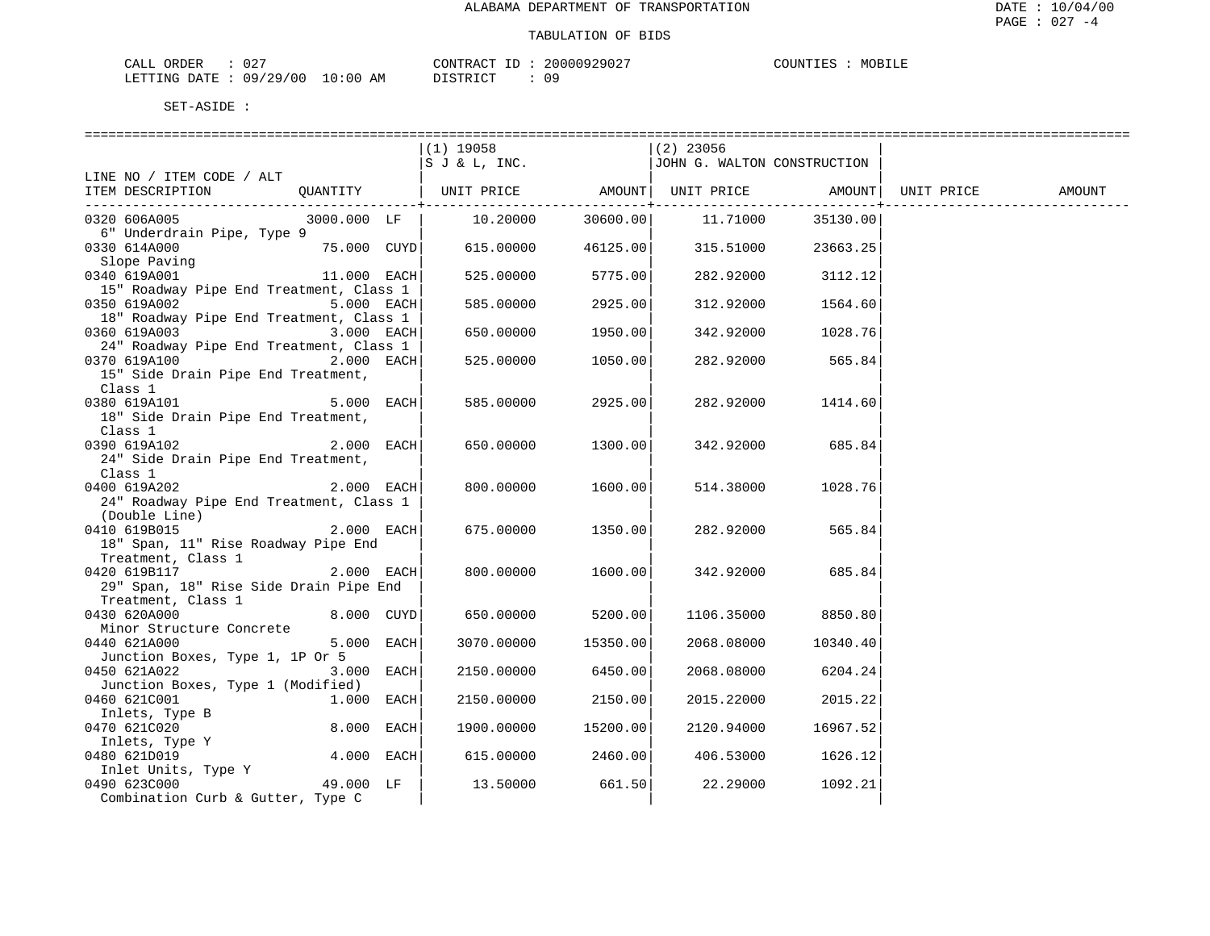ALABAMA DEPARTMENT OF TRANSPORTATION

TABULATION OF BIDS

CALL ORDER : 027 CONTRACT ID : 20000929027 COUNTIES : MOBILE
LETTING DATE : 09/29/00 10:00 AM DISTRICT : 09

SET-ASIDE :

| LINE NO / ITEM CODE / ALT ITEM DESCRIPTION | QUANTITY | (1) 19058 S J & L, INC. UNIT PRICE | AMOUNT | (2) 23056 JOHN G. WALTON CONSTRUCTION UNIT PRICE | AMOUNT | UNIT PRICE | AMOUNT |
|---|---|---|---|---|---|---|---|
| 0320 606A005 6" Underdrain Pipe, Type 9 | 3000.000 LF | 10.20000 | 30600.00 | 11.71000 | 35130.00 | | |
| 0330 614A000 Slope Paving | 75.000 CUYD | 615.00000 | 46125.00 | 315.51000 | 23663.25 | | |
| 0340 619A001 15" Roadway Pipe End Treatment, Class 1 | 11.000 EACH | 525.00000 | 5775.00 | 282.92000 | 3112.12 | | |
| 0350 619A002 18" Roadway Pipe End Treatment, Class 1 | 5.000 EACH | 585.00000 | 2925.00 | 312.92000 | 1564.60 | | |
| 0360 619A003 24" Roadway Pipe End Treatment, Class 1 | 3.000 EACH | 650.00000 | 1950.00 | 342.92000 | 1028.76 | | |
| 0370 619A100 15" Side Drain Pipe End Treatment, Class 1 | 2.000 EACH | 525.00000 | 1050.00 | 282.92000 | 565.84 | | |
| 0380 619A101 18" Side Drain Pipe End Treatment, Class 1 | 5.000 EACH | 585.00000 | 2925.00 | 282.92000 | 1414.60 | | |
| 0390 619A102 24" Side Drain Pipe End Treatment, Class 1 | 2.000 EACH | 650.00000 | 1300.00 | 342.92000 | 685.84 | | |
| 0400 619A202 24" Roadway Pipe End Treatment, Class 1 (Double Line) | 2.000 EACH | 800.00000 | 1600.00 | 514.38000 | 1028.76 | | |
| 0410 619B015 18" Span, 11" Rise Roadway Pipe End Treatment, Class 1 | 2.000 EACH | 675.00000 | 1350.00 | 282.92000 | 565.84 | | |
| 0420 619B117 29" Span, 18" Rise Side Drain Pipe End Treatment, Class 1 | 2.000 EACH | 800.00000 | 1600.00 | 342.92000 | 685.84 | | |
| 0430 620A000 Minor Structure Concrete | 8.000 CUYD | 650.00000 | 5200.00 | 1106.35000 | 8850.80 | | |
| 0440 621A000 Junction Boxes, Type 1, 1P Or 5 | 5.000 EACH | 3070.00000 | 15350.00 | 2068.08000 | 10340.40 | | |
| 0450 621A022 Junction Boxes, Type 1 (Modified) | 3.000 EACH | 2150.00000 | 6450.00 | 2068.08000 | 6204.24 | | |
| 0460 621C001 Inlets, Type B | 1.000 EACH | 2150.00000 | 2150.00 | 2015.22000 | 2015.22 | | |
| 0470 621C020 Inlets, Type Y | 8.000 EACH | 1900.00000 | 15200.00 | 2120.94000 | 16967.52 | | |
| 0480 621D019 Inlet Units, Type Y | 4.000 EACH | 615.00000 | 2460.00 | 406.53000 | 1626.12 | | |
| 0490 623C000 Combination Curb & Gutter, Type C | 49.000 LF | 13.50000 | 661.50 | 22.29000 | 1092.21 | | |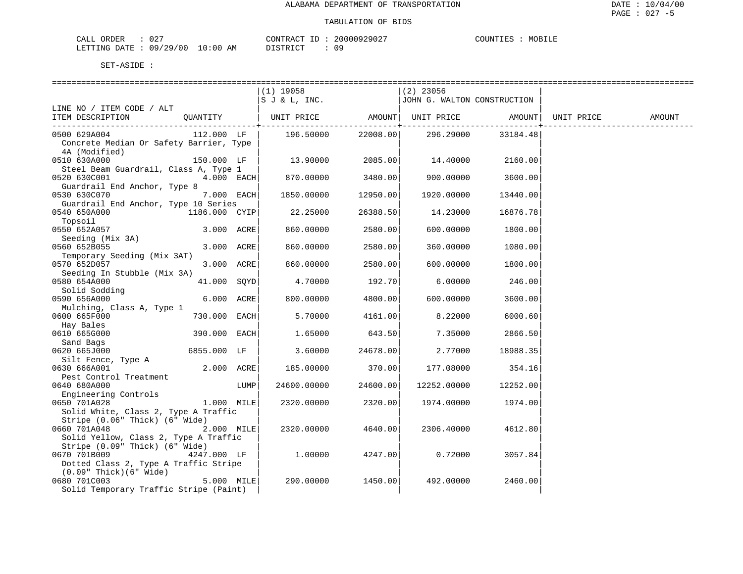ALABAMA DEPARTMENT OF TRANSPORTATION

TABULATION OF BIDS

CALL ORDER : 027 CONTRACT ID : 20000929027 COUNTIES : MOBILE
LETTING DATE : 09/29/00 10:00 AM DISTRICT : 09

SET-ASIDE :

| LINE NO / ITEM CODE / ALT ITEM DESCRIPTION | QUANTITY | (1) 19058 S J & L, INC. UNIT PRICE | AMOUNT | (2) 23056 JOHN G. WALTON CONSTRUCTION UNIT PRICE | AMOUNT | UNIT PRICE | AMOUNT |
|---|---|---|---|---|---|---|---|
| 0500 629A004 Concrete Median Or Safety Barrier, Type 4A (Modified) | 112.000 LF | 196.50000 | 22008.00 | 296.29000 | 33184.48 | | |
| 0510 630A000 Steel Beam Guardrail, Class A, Type 1 | 150.000 LF | 13.90000 | 2085.00 | 14.40000 | 2160.00 | | |
| 0520 630C001 Guardrail End Anchor, Type 8 | 4.000 EACH | 870.00000 | 3480.00 | 900.00000 | 3600.00 | | |
| 0530 630C070 Guardrail End Anchor, Type 10 Series | 7.000 EACH | 1850.00000 | 12950.00 | 1920.00000 | 13440.00 | | |
| 0540 650A000 Topsoil | 1186.000 CYIP | 22.25000 | 26388.50 | 14.23000 | 16876.78 | | |
| 0550 652A057 Seeding (Mix 3A) | 3.000 ACRE | 860.00000 | 2580.00 | 600.00000 | 1800.00 | | |
| 0560 652B055 Temporary Seeding (Mix 3AT) | 3.000 ACRE | 860.00000 | 2580.00 | 360.00000 | 1080.00 | | |
| 0570 652D057 Seeding In Stubble (Mix 3A) | 3.000 ACRE | 860.00000 | 2580.00 | 600.00000 | 1800.00 | | |
| 0580 654A000 Solid Sodding | 41.000 SQYD | 4.70000 | 192.70 | 6.00000 | 246.00 | | |
| 0590 656A000 Mulching, Class A, Type 1 | 6.000 ACRE | 800.00000 | 4800.00 | 600.00000 | 3600.00 | | |
| 0600 665F000 Hay Bales | 730.000 EACH | 5.70000 | 4161.00 | 8.22000 | 6000.60 | | |
| 0610 665G000 Sand Bags | 390.000 EACH | 1.65000 | 643.50 | 7.35000 | 2866.50 | | |
| 0620 665J000 Silt Fence, Type A | 6855.000 LF | 3.60000 | 24678.00 | 2.77000 | 18988.35 | | |
| 0630 666A001 Pest Control Treatment | 2.000 ACRE | 185.00000 | 370.00 | 177.08000 | 354.16 | | |
| 0640 680A000 Engineering Controls | LUMP | 24600.00000 | 24600.00 | 12252.00000 | 12252.00 | | |
| 0650 701A028 Solid White, Class 2, Type A Traffic Stripe (0.06" Thick) (6" Wide) | 1.000 MILE | 2320.00000 | 2320.00 | 1974.00000 | 1974.00 | | |
| 0660 701A048 Solid Yellow, Class 2, Type A Traffic Stripe (0.09" Thick) (6" Wide) | 2.000 MILE | 2320.00000 | 4640.00 | 2306.40000 | 4612.80 | | |
| 0670 701B009 Dotted Class 2, Type A Traffic Stripe (0.09" Thick)(6" Wide) | 4247.000 LF | 1.00000 | 4247.00 | 0.72000 | 3057.84 | | |
| 0680 701C003 Solid Temporary Traffic Stripe (Paint) | 5.000 MILE | 290.00000 | 1450.00 | 492.00000 | 2460.00 | | |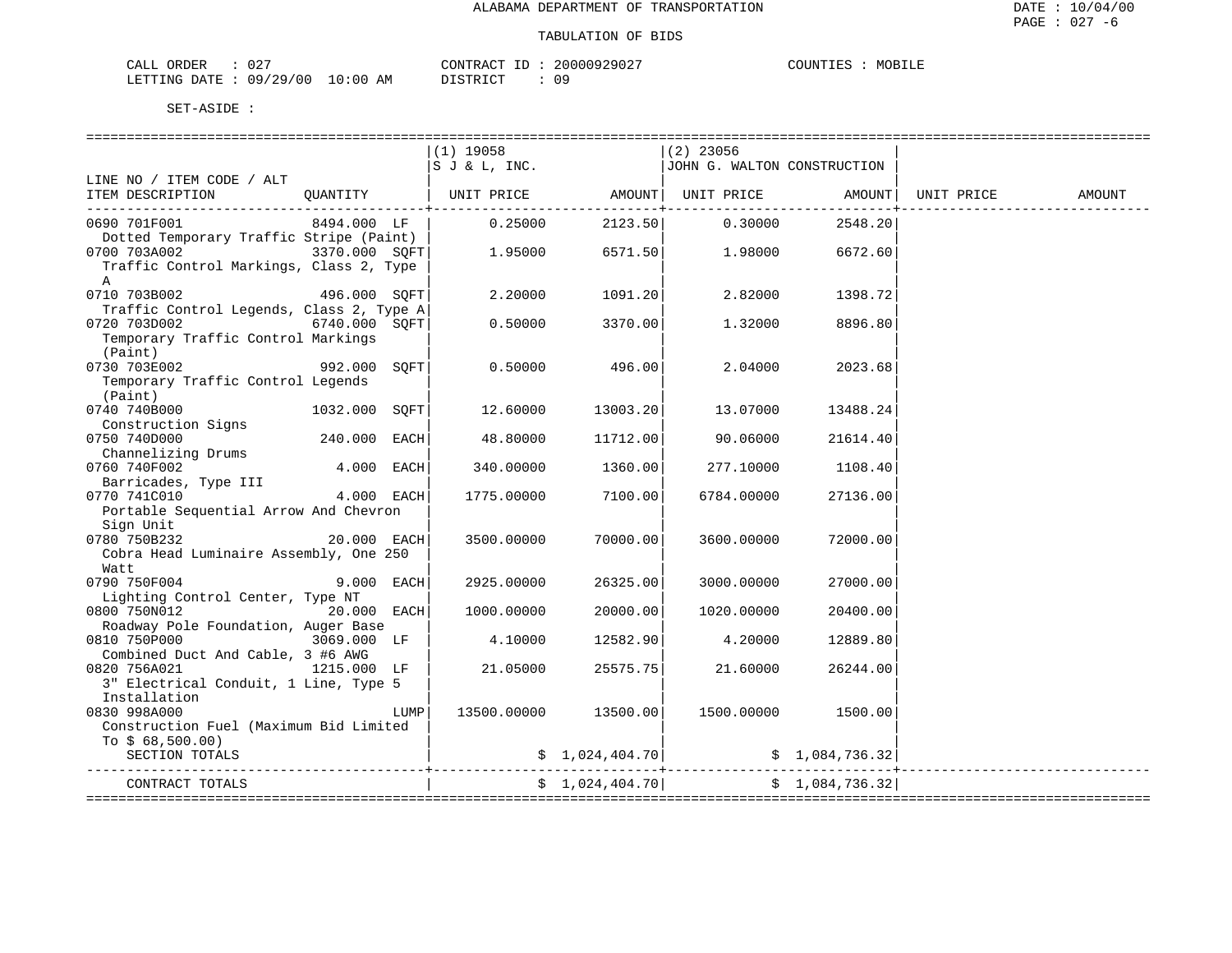ALABAMA DEPARTMENT OF TRANSPORTATION

TABULATION OF BIDS

DATE : 10/04/00
PAGE : 027 -6

CALL ORDER : 027  CONTRACT ID : 20000929027  COUNTIES : MOBILE
LETTING DATE : 09/29/00 10:00 AM  DISTRICT : 09

SET-ASIDE :

| LINE NO / ITEM CODE / ALT ITEM DESCRIPTION | QUANTITY | (1) 19058 S J & L, INC. UNIT PRICE | AMOUNT | (2) 23056 JOHN G. WALTON CONSTRUCTION UNIT PRICE | AMOUNT | UNIT PRICE | AMOUNT |
|---|---|---|---|---|---|---|---|
| 0690 701F001 Dotted Temporary Traffic Stripe (Paint) | 8494.000 LF | 0.25000 | 2123.50 | 0.30000 | 2548.20 | | |
| 0700 703A002 Traffic Control Markings, Class 2, Type A | 3370.000 SQFT | 1.95000 | 6571.50 | 1.98000 | 6672.60 | | |
| 0710 703B002 Traffic Control Legends, Class 2, Type A | 496.000 SQFT | 2.20000 | 1091.20 | 2.82000 | 1398.72 | | |
| 0720 703D002 Temporary Traffic Control Markings (Paint) | 6740.000 SQFT | 0.50000 | 3370.00 | 1.32000 | 8896.80 | | |
| 0730 703E002 Temporary Traffic Control Legends (Paint) | 992.000 SQFT | 0.50000 | 496.00 | 2.04000 | 2023.68 | | |
| 0740 740B000 Construction Signs | 1032.000 SQFT | 12.60000 | 13003.20 | 13.07000 | 13488.24 | | |
| 0750 740D000 Channelizing Drums | 240.000 EACH | 48.80000 | 11712.00 | 90.06000 | 21614.40 | | |
| 0760 740F002 Barricades, Type III | 4.000 EACH | 340.00000 | 1360.00 | 277.10000 | 1108.40 | | |
| 0770 741C010 Portable Sequential Arrow And Chevron Sign Unit | 4.000 EACH | 1775.00000 | 7100.00 | 6784.00000 | 27136.00 | | |
| 0780 750B232 Cobra Head Luminaire Assembly, One 250 Watt | 20.000 EACH | 3500.00000 | 70000.00 | 3600.00000 | 72000.00 | | |
| 0790 750F004 Lighting Control Center, Type NT | 9.000 EACH | 2925.00000 | 26325.00 | 3000.00000 | 27000.00 | | |
| 0800 750N012 Roadway Pole Foundation, Auger Base | 20.000 EACH | 1000.00000 | 20000.00 | 1020.00000 | 20400.00 | | |
| 0810 750P000 Combined Duct And Cable, 3 #6 AWG | 3069.000 LF | 4.10000 | 12582.90 | 4.20000 | 12889.80 | | |
| 0820 756A021 3" Electrical Conduit, 1 Line, Type 5 Installation | 1215.000 LF | 21.05000 | 25575.75 | 21.60000 | 26244.00 | | |
| 0830 998A000 Construction Fuel (Maximum Bid Limited To $ 68,500.00) | LUMP | 13500.00000 | 13500.00 | 1500.00000 | 1500.00 | | |
| SECTION TOTALS | | | $ 1,024,404.70 | | $ 1,084,736.32 | | |
| CONTRACT TOTALS | | | $ 1,024,404.70 | | $ 1,084,736.32 | | |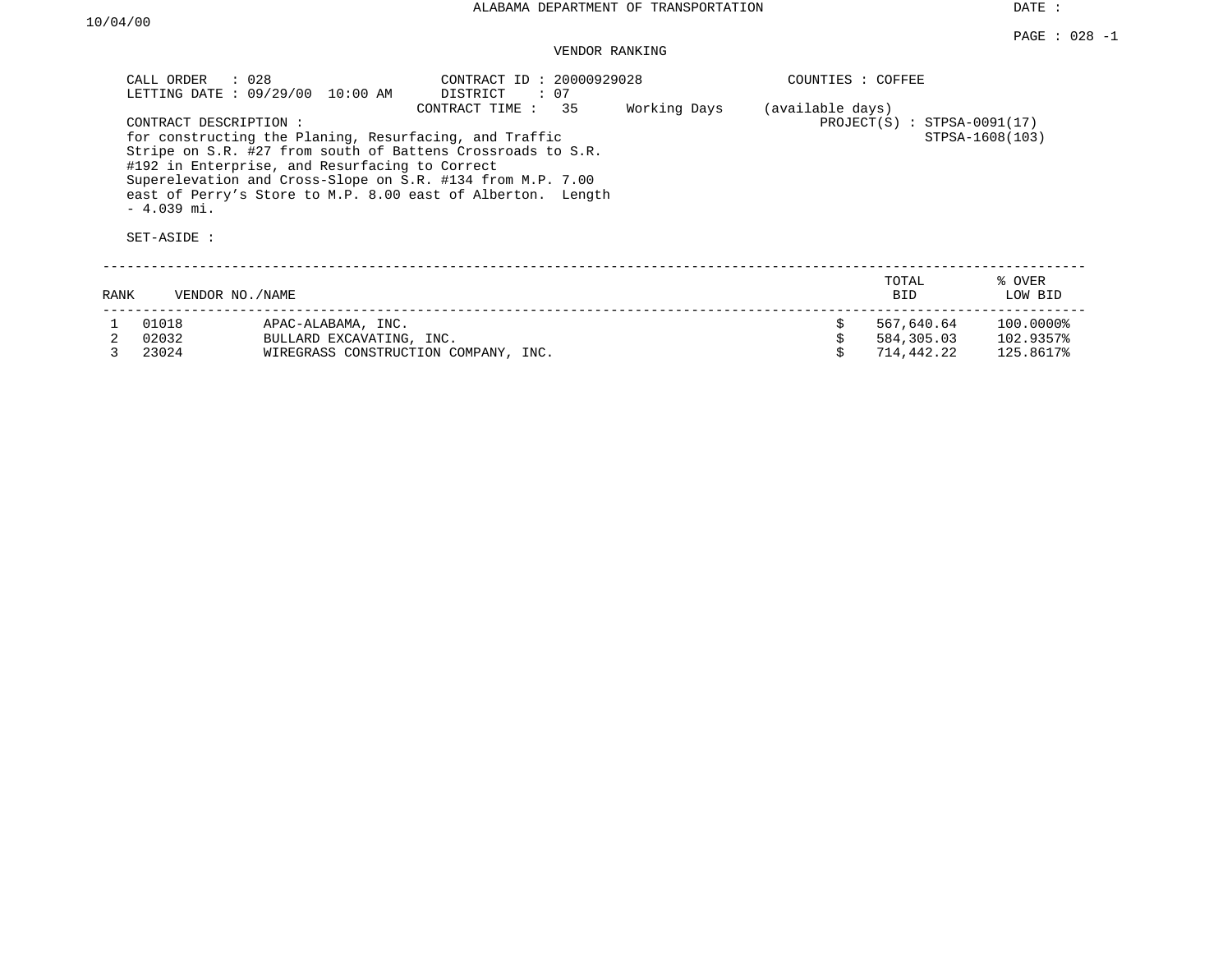ALABAMA DEPARTMENT OF TRANSPORTATION

DATE : 10/04/00

PAGE : 028 -1

VENDOR RANKING

CALL ORDER : 028
LETTING DATE : 09/29/00 10:00 AM

CONTRACT ID : 20000929028
DISTRICT : 07
CONTRACT TIME : 35 Working Days (available days)

COUNTIES : COFFEE

PROJECT(S) : STPSA-0091(17)
STPSA-1608(103)

CONTRACT DESCRIPTION :
for constructing the Planing, Resurfacing, and Traffic Stripe on S.R. #27 from south of Battens Crossroads to S.R. #192 in Enterprise, and Resurfacing to Correct Superelevation and Cross-Slope on S.R. #134 from M.P. 7.00 east of Perry's Store to M.P. 8.00 east of Alberton. Length - 4.039 mi.

SET-ASIDE :

| RANK | VENDOR NO./NAME | | TOTAL BID | % OVER LOW BID |
|---|---|---|---|---|
| 1 | 01018 | APAC-ALABAMA, INC. | $ 567,640.64 | 100.0000% |
| 2 | 02032 | BULLARD EXCAVATING, INC. | $ 584,305.03 | 102.9357% |
| 3 | 23024 | WIREGRASS CONSTRUCTION COMPANY, INC. | $ 714,442.22 | 125.8617% |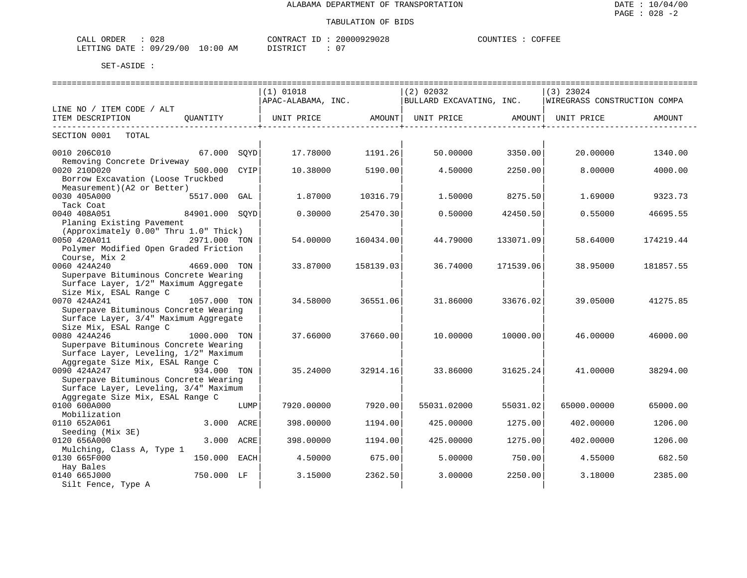# ALABAMA DEPARTMENT OF TRANSPORTATION

## TABULATION OF BIDS

DATE : 10/04/00
PAGE : 028 -2

CALL ORDER : 028 CONTRACT ID : 20000929028 COUNTIES : COFFEE
LETTING DATE : 09/29/00 10:00 AM DISTRICT : 07

SET-ASIDE :

| LINE NO / ITEM CODE / ALT ITEM DESCRIPTION | QUANTITY | | (1) 01018 APAC-ALABAMA, INC. UNIT PRICE | AMOUNT | (2) 02032 BULLARD EXCAVATING, INC. UNIT PRICE | AMOUNT | (3) 23024 WIREGRASS CONSTRUCTION COMPA UNIT PRICE | AMOUNT |
|---|---|---|---|---|---|---|---|---|
| SECTION 0001 TOTAL | | | | | | | | |
| 0010 206C010 Removing Concrete Driveway | 67.000 | SQYD | 17.78000 | 1191.26 | 50.00000 | 3350.00 | 20.00000 | 1340.00 |
| 0020 210D020 Borrow Excavation (Loose Truckbed Measurement)(A2 or Better) | 500.000 | CYIP | 10.38000 | 5190.00 | 4.50000 | 2250.00 | 8.00000 | 4000.00 |
| 0030 405A000 Tack Coat | 5517.000 | GAL | 1.87000 | 10316.79 | 1.50000 | 8275.50 | 1.69000 | 9323.73 |
| 0040 408A051 Planing Existing Pavement (Approximately 0.00" Thru 1.0" Thick) | 84901.000 | SQYD | 0.30000 | 25470.30 | 0.50000 | 42450.50 | 0.55000 | 46695.55 |
| 0050 420A011 Polymer Modified Open Graded Friction Course, Mix 2 | 2971.000 | TON | 54.00000 | 160434.00 | 44.79000 | 133071.09 | 58.64000 | 174219.44 |
| 0060 424A240 Superpave Bituminous Concrete Wearing Surface Layer, 1/2" Maximum Aggregate Size Mix, ESAL Range C | 4669.000 | TON | 33.87000 | 158139.03 | 36.74000 | 171539.06 | 38.95000 | 181857.55 |
| 0070 424A241 Superpave Bituminous Concrete Wearing Surface Layer, 3/4" Maximum Aggregate Size Mix, ESAL Range C | 1057.000 | TON | 34.58000 | 36551.06 | 31.86000 | 33676.02 | 39.05000 | 41275.85 |
| 0080 424A246 Superpave Bituminous Concrete Wearing Surface Layer, Leveling, 1/2" Maximum Aggregate Size Mix, ESAL Range C | 1000.000 | TON | 37.66000 | 37660.00 | 10.00000 | 10000.00 | 46.00000 | 46000.00 |
| 0090 424A247 Superpave Bituminous Concrete Wearing Surface Layer, Leveling, 3/4" Maximum Aggregate Size Mix, ESAL Range C | 934.000 | TON | 35.24000 | 32914.16 | 33.86000 | 31625.24 | 41.00000 | 38294.00 |
| 0100 600A000 Mobilization | | LUMP | 7920.00000 | 7920.00 | 55031.02000 | 55031.02 | 65000.00000 | 65000.00 |
| 0110 652A061 Seeding (Mix 3E) | 3.000 | ACRE | 398.00000 | 1194.00 | 425.00000 | 1275.00 | 402.00000 | 1206.00 |
| 0120 656A000 Mulching, Class A, Type 1 | 3.000 | ACRE | 398.00000 | 1194.00 | 425.00000 | 1275.00 | 402.00000 | 1206.00 |
| 0130 665F000 Hay Bales | 150.000 | EACH | 4.50000 | 675.00 | 5.00000 | 750.00 | 4.55000 | 682.50 |
| 0140 665J000 Silt Fence, Type A | 750.000 | LF | 3.15000 | 2362.50 | 3.00000 | 2250.00 | 3.18000 | 2385.00 |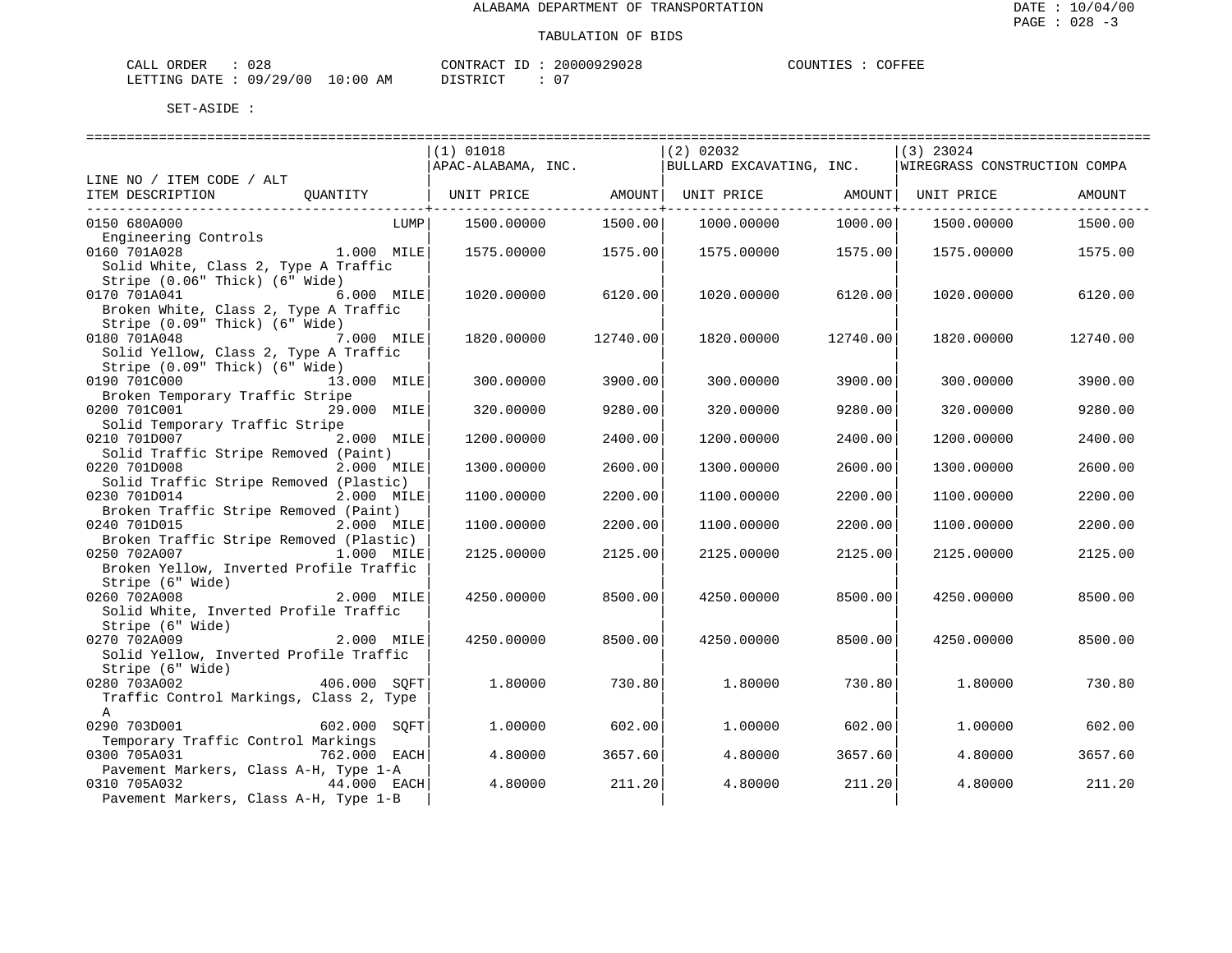ALABAMA DEPARTMENT OF TRANSPORTATION

TABULATION OF BIDS

DATE : 10/04/00

CALL ORDER : 028 CONTRACT ID : 20000929028 COUNTIES : COFFEE
LETTING DATE : 09/29/00 10:00 AM DISTRICT : 07

SET-ASIDE :

| LINE NO / ITEM CODE / ALT ITEM DESCRIPTION | QUANTITY | (1) 01018 APAC-ALABAMA, INC. UNIT PRICE | AMOUNT | (2) 02032 BULLARD EXCAVATING, INC. UNIT PRICE | AMOUNT | (3) 23024 WIREGRASS CONSTRUCTION COMPA UNIT PRICE | AMOUNT |
|---|---|---|---|---|---|---|---|
| 0150 680A000 Engineering Controls | LUMP | 1500.00000 | 1500.00 | 1000.00000 | 1000.00 | 1500.00000 | 1500.00 |
| 0160 701A028 Solid White, Class 2, Type A Traffic Stripe (0.06" Thick) (6" Wide) | 1.000 MILE | 1575.00000 | 1575.00 | 1575.00000 | 1575.00 | 1575.00000 | 1575.00 |
| 0170 701A041 Broken White, Class 2, Type A Traffic Stripe (0.09" Thick) (6" Wide) | 6.000 MILE | 1020.00000 | 6120.00 | 1020.00000 | 6120.00 | 1020.00000 | 6120.00 |
| 0180 701A048 Solid Yellow, Class 2, Type A Traffic Stripe (0.09" Thick) (6" Wide) | 7.000 MILE | 1820.00000 | 12740.00 | 1820.00000 | 12740.00 | 1820.00000 | 12740.00 |
| 0190 701C000 Broken Temporary Traffic Stripe | 13.000 MILE | 300.00000 | 3900.00 | 300.00000 | 3900.00 | 300.00000 | 3900.00 |
| 0200 701C001 Solid Temporary Traffic Stripe | 29.000 MILE | 320.00000 | 9280.00 | 320.00000 | 9280.00 | 320.00000 | 9280.00 |
| 0210 701D007 Solid Traffic Stripe Removed (Paint) | 2.000 MILE | 1200.00000 | 2400.00 | 1200.00000 | 2400.00 | 1200.00000 | 2400.00 |
| 0220 701D008 Solid Traffic Stripe Removed (Plastic) | 2.000 MILE | 1300.00000 | 2600.00 | 1300.00000 | 2600.00 | 1300.00000 | 2600.00 |
| 0230 701D014 Broken Traffic Stripe Removed (Paint) | 2.000 MILE | 1100.00000 | 2200.00 | 1100.00000 | 2200.00 | 1100.00000 | 2200.00 |
| 0240 701D015 Broken Traffic Stripe Removed (Plastic) | 2.000 MILE | 1100.00000 | 2200.00 | 1100.00000 | 2200.00 | 1100.00000 | 2200.00 |
| 0250 702A007 Broken Yellow, Inverted Profile Traffic Stripe (6" Wide) | 1.000 MILE | 2125.00000 | 2125.00 | 2125.00000 | 2125.00 | 2125.00000 | 2125.00 |
| 0260 702A008 Solid White, Inverted Profile Traffic Stripe (6" Wide) | 2.000 MILE | 4250.00000 | 8500.00 | 4250.00000 | 8500.00 | 4250.00000 | 8500.00 |
| 0270 702A009 Solid Yellow, Inverted Profile Traffic Stripe (6" Wide) | 2.000 MILE | 4250.00000 | 8500.00 | 4250.00000 | 8500.00 | 4250.00000 | 8500.00 |
| 0280 703A002 Traffic Control Markings, Class 2, Type A | 406.000 SQFT | 1.80000 | 730.80 | 1.80000 | 730.80 | 1.80000 | 730.80 |
| 0290 703D001 Temporary Traffic Control Markings | 602.000 SQFT | 1.00000 | 602.00 | 1.00000 | 602.00 | 1.00000 | 602.00 |
| 0300 705A031 Pavement Markers, Class A-H, Type 1-A | 762.000 EACH | 4.80000 | 3657.60 | 4.80000 | 3657.60 | 4.80000 | 3657.60 |
| 0310 705A032 Pavement Markers, Class A-H, Type 1-B | 44.000 EACH | 4.80000 | 211.20 | 4.80000 | 211.20 | 4.80000 | 211.20 |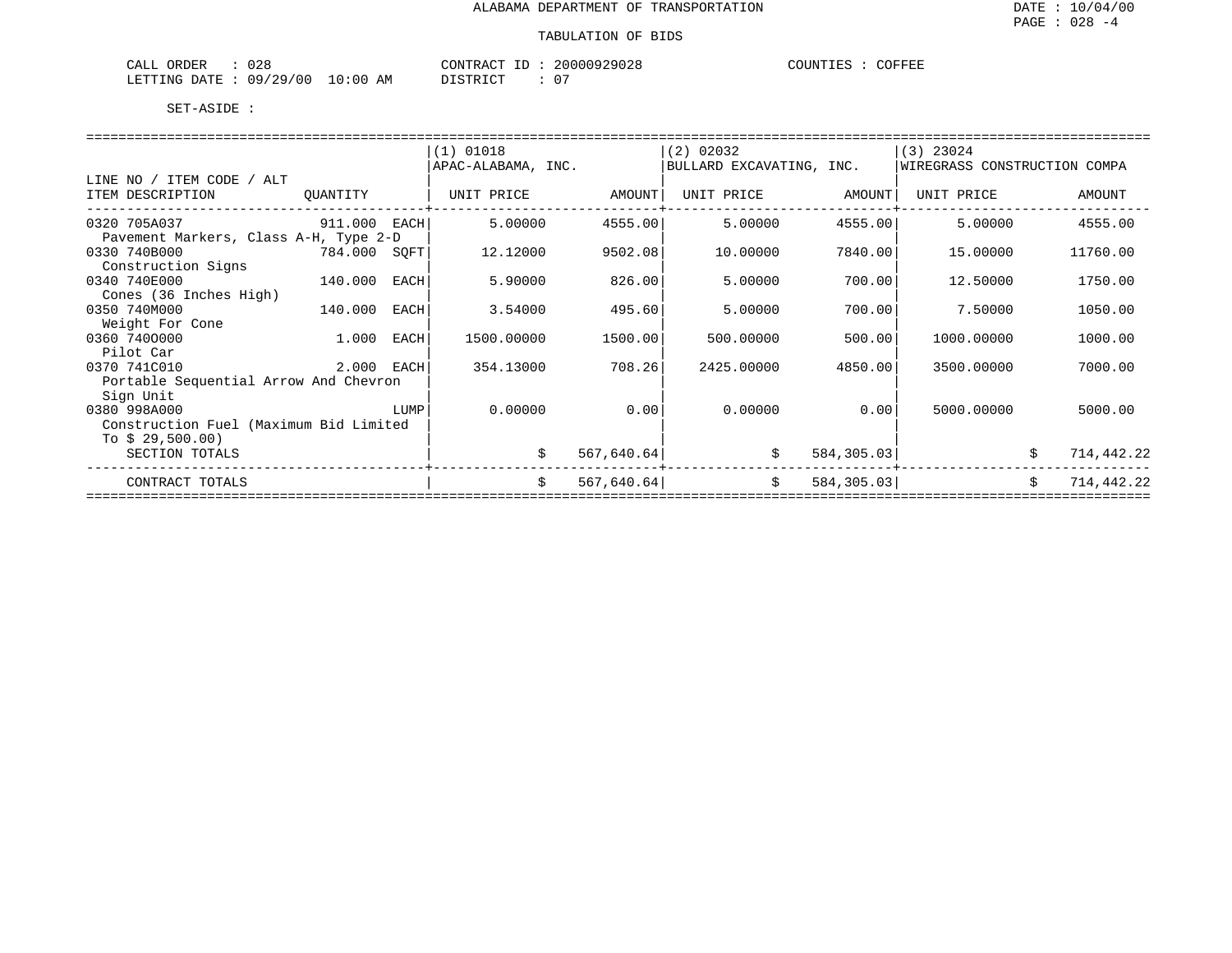ALABAMA DEPARTMENT OF TRANSPORTATION

TABULATION OF BIDS

CALL ORDER : 028 CONTRACT ID : 20000929028 COUNTIES : COFFEE
LETTING DATE : 09/29/00 10:00 AM DISTRICT : 07

SET-ASIDE :

| LINE NO / ITEM CODE / ALT ITEM DESCRIPTION | QUANTITY | (1) 01018 APAC-ALABAMA, INC. UNIT PRICE | AMOUNT | (2) 02032 BULLARD EXCAVATING, INC. UNIT PRICE | AMOUNT | (3) 23024 WIREGRASS CONSTRUCTION COMPA UNIT PRICE | AMOUNT |
|---|---|---|---|---|---|---|---|
| 0320 705A037 Pavement Markers, Class A-H, Type 2-D | 911.000 EACH | 5.00000 | 4555.00 | 5.00000 | 4555.00 | 5.00000 | 4555.00 |
| 0330 740B000 Construction Signs | 784.000 SQFT | 12.12000 | 9502.08 | 10.00000 | 7840.00 | 15.00000 | 11760.00 |
| 0340 740E000 Cones (36 Inches High) | 140.000 EACH | 5.90000 | 826.00 | 5.00000 | 700.00 | 12.50000 | 1750.00 |
| 0350 740M000 Weight For Cone | 140.000 EACH | 3.54000 | 495.60 | 5.00000 | 700.00 | 7.50000 | 1050.00 |
| 0360 740O000 Pilot Car | 1.000 EACH | 1500.00000 | 1500.00 | 500.00000 | 500.00 | 1000.00000 | 1000.00 |
| 0370 741C010 Portable Sequential Arrow And Chevron Sign Unit | 2.000 EACH | 354.13000 | 708.26 | 2425.00000 | 4850.00 | 3500.00000 | 7000.00 |
| 0380 998A000 Construction Fuel (Maximum Bid Limited To $ 29,500.00) | LUMP | 0.00000 | 0.00 | 0.00000 | 0.00 | 5000.00000 | 5000.00 |
| SECTION TOTALS | | | $ 567,640.64 | | $ 584,305.03 | | $ 714,442.22 |
| CONTRACT TOTALS | | | $ 567,640.64 | | $ 584,305.03 | | $ 714,442.22 |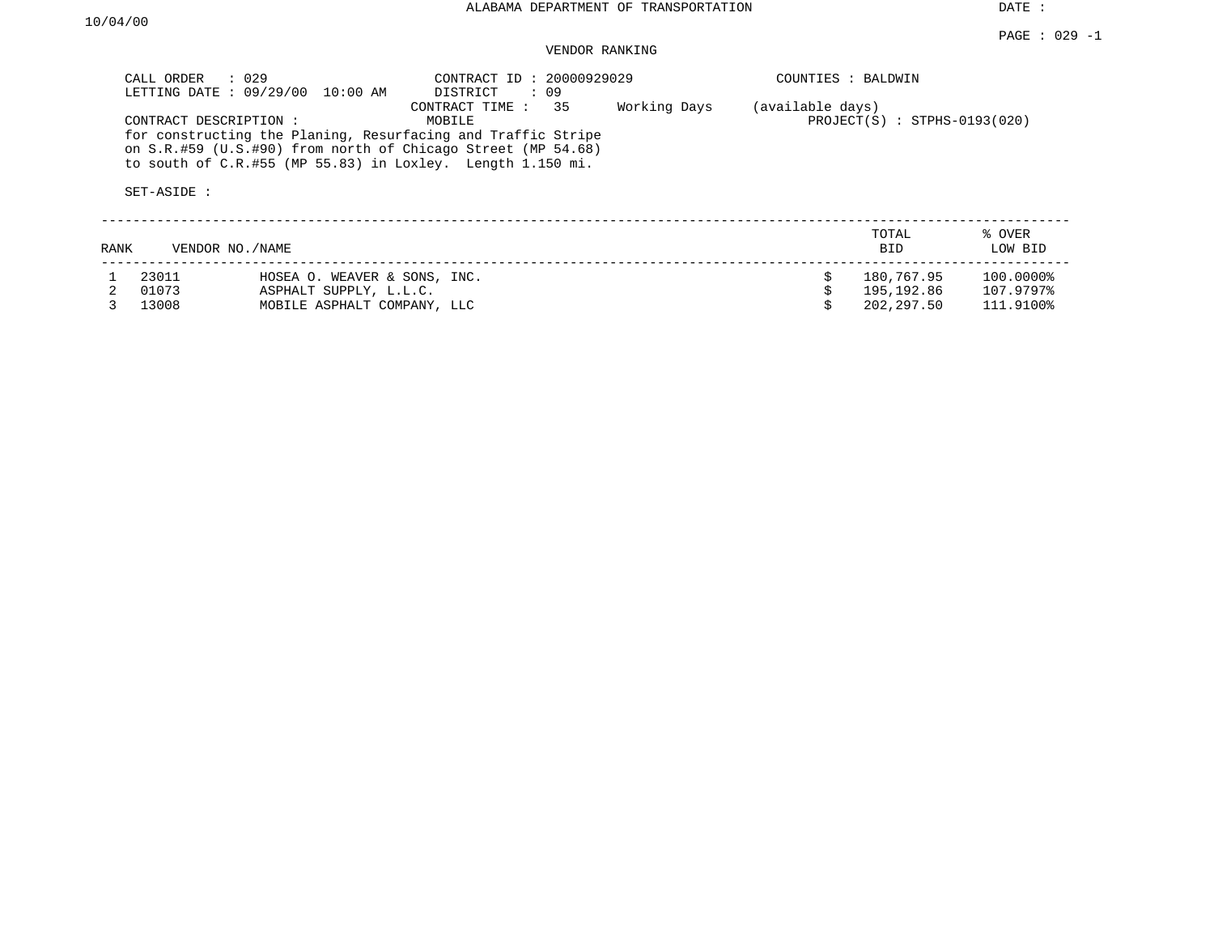ALABAMA DEPARTMENT OF TRANSPORTATION

DATE : 10/04/00

PAGE : 029 -1

VENDOR RANKING

CALL ORDER : 029
LETTING DATE : 09/29/00 10:00 AM

CONTRACT ID : 20000929029
DISTRICT : 09
CONTRACT TIME : 35 Working Days (available days)

COUNTIES : BALDWIN

CONTRACT DESCRIPTION : MOBILE

PROJECT(S) : STPHS-0193(020)

for constructing the Planing, Resurfacing and Traffic Stripe on S.R.#59 (U.S.#90) from north of Chicago Street (MP 54.68) to south of C.R.#55 (MP 55.83) in Loxley. Length 1.150 mi.

SET-ASIDE :

| RANK | VENDOR NO. | NAME | TOTAL BID | % OVER LOW BID |
|---|---|---|---|---|
| 1 | 23011 | HOSEA O. WEAVER & SONS, INC. | $ 180,767.95 | 100.0000% |
| 2 | 01073 | ASPHALT SUPPLY, L.L.C. | $ 195,192.86 | 107.9797% |
| 3 | 13008 | MOBILE ASPHALT COMPANY, LLC | $ 202,297.50 | 111.9100% |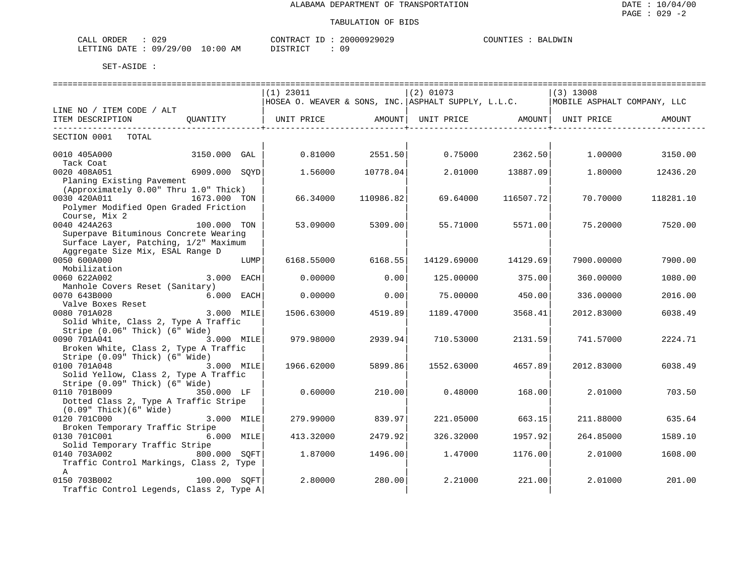ALABAMA DEPARTMENT OF TRANSPORTATION

TABULATION OF BIDS

CALL ORDER : 029 CONTRACT ID : 20000929029 COUNTIES : BALDWIN
LETTING DATE : 09/29/00 10:00 AM DISTRICT : 09

SET-ASIDE :

| LINE NO / ITEM CODE / ALT ITEM DESCRIPTION | QUANTITY | (1) 23011 HOSEA O. WEAVER & SONS, INC. UNIT PRICE | AMOUNT | (2) 01073 ASPHALT SUPPLY, L.L.C. UNIT PRICE | AMOUNT | (3) 13008 MOBILE ASPHALT COMPANY, LLC UNIT PRICE | AMOUNT |
|---|---|---|---|---|---|---|---|
| SECTION 0001 TOTAL | | | | | | | |
| 0010 405A000 Tack Coat | 3150.000 GAL | 0.81000 | 2551.50 | 0.75000 | 2362.50 | 1.00000 | 3150.00 |
| 0020 408A051 Planing Existing Pavement (Approximately 0.00" Thru 1.0" Thick) | 6909.000 SQYD | 1.56000 | 10778.04 | 2.01000 | 13887.09 | 1.80000 | 12436.20 |
| 0030 420A011 Polymer Modified Open Graded Friction Course, Mix 2 | 1673.000 TON | 66.34000 | 110986.82 | 69.64000 | 116507.72 | 70.70000 | 118281.10 |
| 0040 424A263 Superpave Bituminous Concrete Wearing Surface Layer, Patching, 1/2" Maximum Aggregate Size Mix, ESAL Range D | 100.000 TON | 53.09000 | 5309.00 | 55.71000 | 5571.00 | 75.20000 | 7520.00 |
| 0050 600A000 Mobilization | LUMP | 6168.55000 | 6168.55 | 14129.69000 | 14129.69 | 7900.00000 | 7900.00 |
| 0060 622A002 Manhole Covers Reset (Sanitary) | 3.000 EACH | 0.00000 | 0.00 | 125.00000 | 375.00 | 360.00000 | 1080.00 |
| 0070 643B000 Valve Boxes Reset | 6.000 EACH | 0.00000 | 0.00 | 75.00000 | 450.00 | 336.00000 | 2016.00 |
| 0080 701A028 Solid White, Class 2, Type A Traffic Stripe (0.06" Thick) (6" Wide) | 3.000 MILE | 1506.63000 | 4519.89 | 1189.47000 | 3568.41 | 2012.83000 | 6038.49 |
| 0090 701A041 Broken White, Class 2, Type A Traffic Stripe (0.09" Thick) (6" Wide) | 3.000 MILE | 979.98000 | 2939.94 | 710.53000 | 2131.59 | 741.57000 | 2224.71 |
| 0100 701A048 Solid Yellow, Class 2, Type A Traffic Stripe (0.09" Thick) (6" Wide) | 3.000 MILE | 1966.62000 | 5899.86 | 1552.63000 | 4657.89 | 2012.83000 | 6038.49 |
| 0110 701B009 Dotted Class 2, Type A Traffic Stripe (0.09" Thick)(6" Wide) | 350.000 LF | 0.60000 | 210.00 | 0.48000 | 168.00 | 2.01000 | 703.50 |
| 0120 701C000 Broken Temporary Traffic Stripe | 3.000 MILE | 279.99000 | 839.97 | 221.05000 | 663.15 | 211.88000 | 635.64 |
| 0130 701C001 Solid Temporary Traffic Stripe | 6.000 MILE | 413.32000 | 2479.92 | 326.32000 | 1957.92 | 264.85000 | 1589.10 |
| 0140 703A002 Traffic Control Markings, Class 2, Type A | 800.000 SQFT | 1.87000 | 1496.00 | 1.47000 | 1176.00 | 2.01000 | 1608.00 |
| 0150 703B002 Traffic Control Legends, Class 2, Type A | 100.000 SQFT | 2.80000 | 280.00 | 2.21000 | 221.00 | 2.01000 | 201.00 |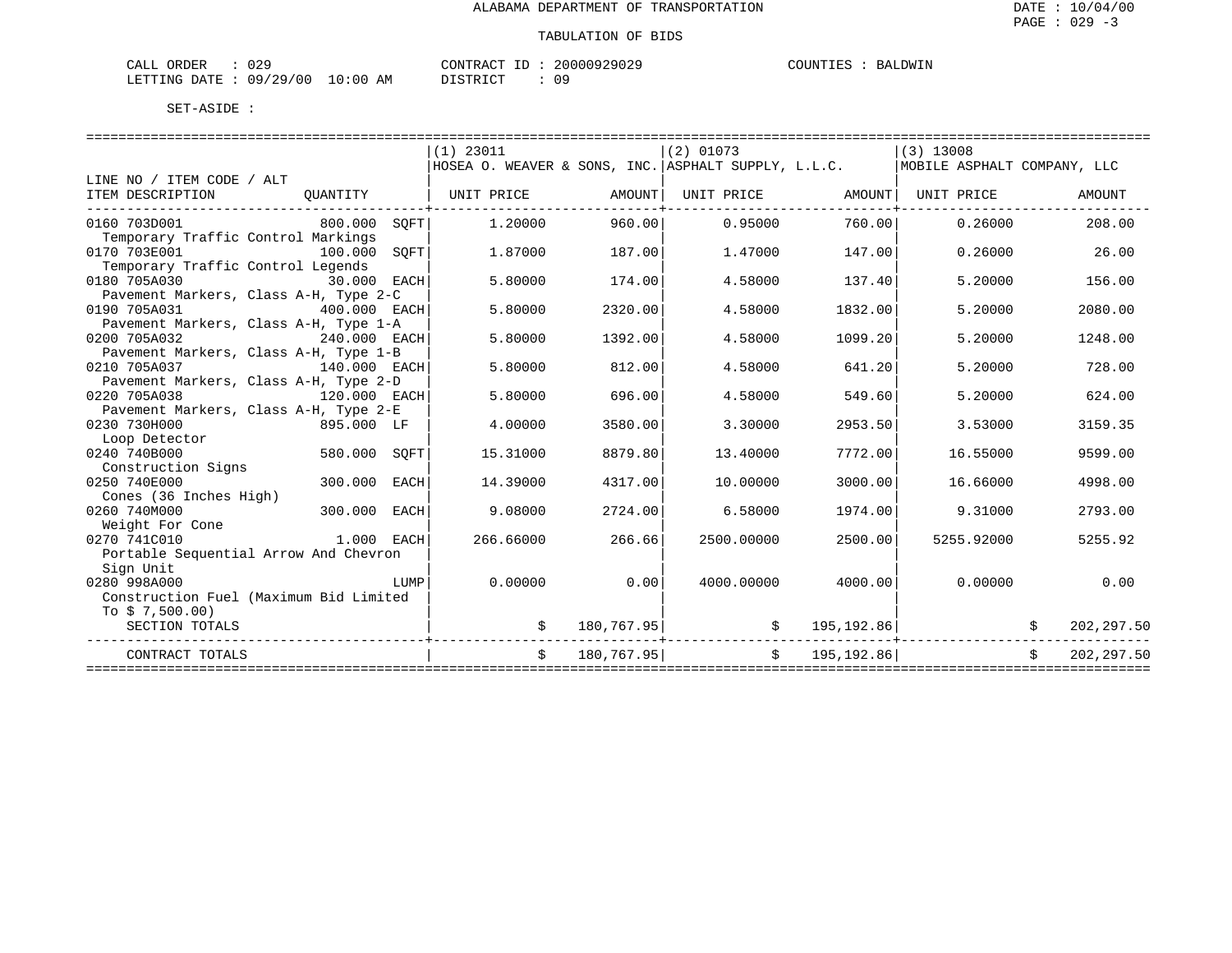# ALABAMA DEPARTMENT OF TRANSPORTATION

DATE : 10/04/00

PAGE : 029 -3

## TABULATION OF BIDS

CALL ORDER : 029
LETTING DATE : 09/29/00 10:00 AM

CONTRACT ID : 20000929029
DISTRICT : 09

COUNTIES : BALDWIN

SET-ASIDE :

| LINE NO / ITEM CODE / ALT ITEM DESCRIPTION | QUANTITY | (1) 23011 HOSEA O. WEAVER & SONS, INC. UNIT PRICE | AMOUNT | (2) 01073 ASPHALT SUPPLY, L.L.C. UNIT PRICE | AMOUNT | (3) 13008 MOBILE ASPHALT COMPANY, LLC UNIT PRICE | AMOUNT |
|---|---|---|---|---|---|---|---|
| 0160 703D001 Temporary Traffic Control Markings | 800.000 SQFT | 1.20000 | 960.00 | 0.95000 | 760.00 | 0.26000 | 208.00 |
| 0170 703E001 Temporary Traffic Control Legends | 100.000 SQFT | 1.87000 | 187.00 | 1.47000 | 147.00 | 0.26000 | 26.00 |
| 0180 705A030 Pavement Markers, Class A-H, Type 2-C | 30.000 EACH | 5.80000 | 174.00 | 4.58000 | 137.40 | 5.20000 | 156.00 |
| 0190 705A031 Pavement Markers, Class A-H, Type 1-A | 400.000 EACH | 5.80000 | 2320.00 | 4.58000 | 1832.00 | 5.20000 | 2080.00 |
| 0200 705A032 Pavement Markers, Class A-H, Type 1-B | 240.000 EACH | 5.80000 | 1392.00 | 4.58000 | 1099.20 | 5.20000 | 1248.00 |
| 0210 705A037 Pavement Markers, Class A-H, Type 2-D | 140.000 EACH | 5.80000 | 812.00 | 4.58000 | 641.20 | 5.20000 | 728.00 |
| 0220 705A038 Pavement Markers, Class A-H, Type 2-E | 120.000 EACH | 5.80000 | 696.00 | 4.58000 | 549.60 | 5.20000 | 624.00 |
| 0230 730H000 Loop Detector | 895.000 LF | 4.00000 | 3580.00 | 3.30000 | 2953.50 | 3.53000 | 3159.35 |
| 0240 740B000 Construction Signs | 580.000 SQFT | 15.31000 | 8879.80 | 13.40000 | 7772.00 | 16.55000 | 9599.00 |
| 0250 740E000 Cones (36 Inches High) | 300.000 EACH | 14.39000 | 4317.00 | 10.00000 | 3000.00 | 16.66000 | 4998.00 |
| 0260 740M000 Weight For Cone | 300.000 EACH | 9.08000 | 2724.00 | 6.58000 | 1974.00 | 9.31000 | 2793.00 |
| 0270 741C010 Portable Sequential Arrow And Chevron Sign Unit | 1.000 EACH | 266.66000 | 266.66 | 2500.00000 | 2500.00 | 5255.92000 | 5255.92 |
| 0280 998A000 Construction Fuel (Maximum Bid Limited To $ 7,500.00) | LUMP | 0.00000 | 0.00 | 4000.00000 | 4000.00 | 0.00000 | 0.00 |
| SECTION TOTALS | | | $ 180,767.95 | | $ 195,192.86 | | $ 202,297.50 |
| CONTRACT TOTALS | | | $ 180,767.95 | | $ 195,192.86 | | $ 202,297.50 |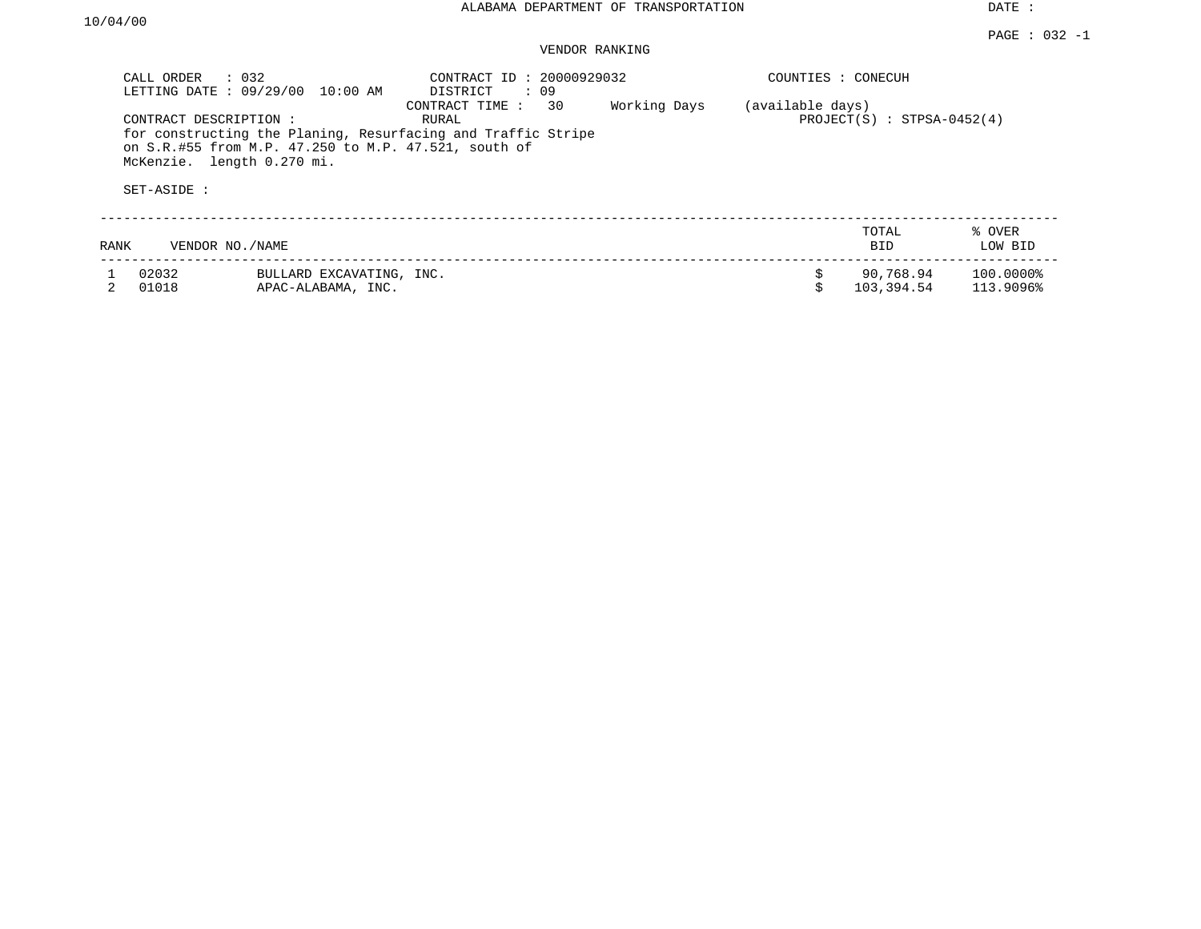ALABAMA DEPARTMENT OF TRANSPORTATION

DATE : 10/04/00

PAGE : 032 -1

VENDOR RANKING

CALL ORDER : 032
LETTING DATE : 09/29/00 10:00 AM

CONTRACT ID : 20000929032
DISTRICT : 09
CONTRACT TIME : 30 Working Days (available days)

COUNTIES : CONECUH

CONTRACT DESCRIPTION : RURAL
for constructing the Planing, Resurfacing and Traffic Stripe on S.R.#55 from M.P. 47.250 to M.P. 47.521, south of McKenzie. length 0.270 mi.

PROJECT(S) : STPSA-0452(4)

SET-ASIDE :

| RANK | VENDOR NO./NAME | | TOTAL BID | % OVER LOW BID |
|---|---|---|---|---|
| 1 | 02032 | BULLARD EXCAVATING, INC. | $ 90,768.94 | 100.0000% |
| 2 | 01018 | APAC-ALABAMA, INC. | $ 103,394.54 | 113.9096% |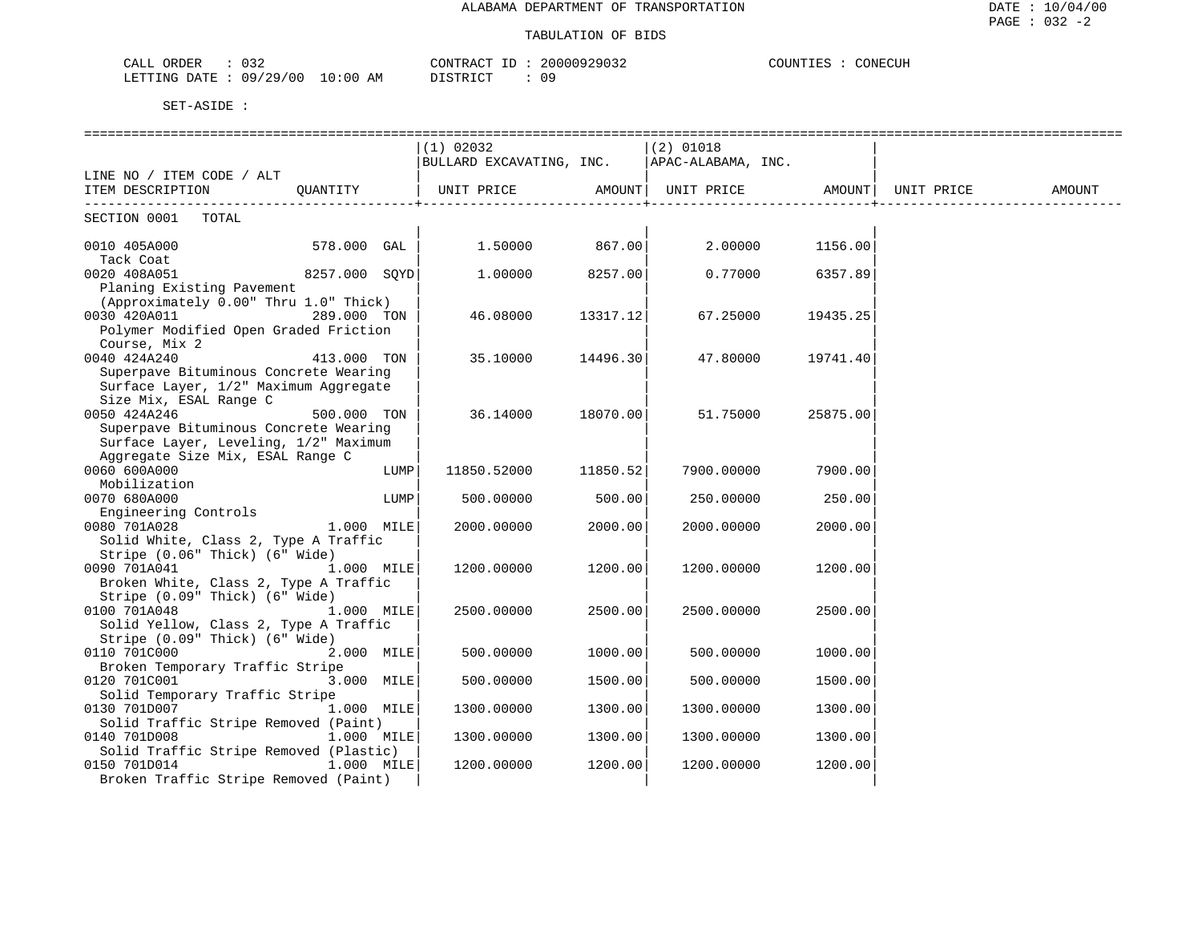ALABAMA DEPARTMENT OF TRANSPORTATION

TABULATION OF BIDS

DATE : 10/04/00
PAGE : 032 -2

CALL ORDER : 032
LETTING DATE : 09/29/00 10:00 AM

CONTRACT ID : 20000929032
DISTRICT : 09

COUNTIES : CONECUH

SET-ASIDE :

| LINE NO / ITEM CODE / ALT<br>ITEM DESCRIPTION | QUANTITY | (1) 02032 BULLARD EXCAVATING, INC.<br>UNIT PRICE | AMOUNT | (2) 01018 APAC-ALABAMA, INC.<br>UNIT PRICE | AMOUNT | UNIT PRICE | AMOUNT |
|---|---|---|---|---|---|---|---|
| SECTION 0001 TOTAL | | | | | | | |
| 0010 405A000<br>Tack Coat | 578.000 GAL | 1.50000 | 867.00 | 2.00000 | 1156.00 | | |
| 0020 408A051<br>Planing Existing Pavement (Approximately 0.00" Thru 1.0" Thick) | 8257.000 SQYD | 1.00000 | 8257.00 | 0.77000 | 6357.89 | | |
| 0030 420A011<br>Polymer Modified Open Graded Friction Course, Mix 2 | 289.000 TON | 46.08000 | 13317.12 | 67.25000 | 19435.25 | | |
| 0040 424A240<br>Superpave Bituminous Concrete Wearing Surface Layer, 1/2" Maximum Aggregate Size Mix, ESAL Range C | 413.000 TON | 35.10000 | 14496.30 | 47.80000 | 19741.40 | | |
| 0050 424A246<br>Superpave Bituminous Concrete Wearing Surface Layer, Leveling, 1/2" Maximum Aggregate Size Mix, ESAL Range C | 500.000 TON | 36.14000 | 18070.00 | 51.75000 | 25875.00 | | |
| 0060 600A000<br>Mobilization | LUMP | 11850.52000 | 11850.52 | 7900.00000 | 7900.00 | | |
| 0070 680A000<br>Engineering Controls | LUMP | 500.00000 | 500.00 | 250.00000 | 250.00 | | |
| 0080 701A028<br>Solid White, Class 2, Type A Traffic Stripe (0.06" Thick) (6" Wide) | 1.000 MILE | 2000.00000 | 2000.00 | 2000.00000 | 2000.00 | | |
| 0090 701A041<br>Broken White, Class 2, Type A Traffic Stripe (0.09" Thick) (6" Wide) | 1.000 MILE | 1200.00000 | 1200.00 | 1200.00000 | 1200.00 | | |
| 0100 701A048<br>Solid Yellow, Class 2, Type A Traffic Stripe (0.09" Thick) (6" Wide) | 1.000 MILE | 2500.00000 | 2500.00 | 2500.00000 | 2500.00 | | |
| 0110 701C000<br>Broken Temporary Traffic Stripe | 2.000 MILE | 500.00000 | 1000.00 | 500.00000 | 1000.00 | | |
| 0120 701C001<br>Solid Temporary Traffic Stripe | 3.000 MILE | 500.00000 | 1500.00 | 500.00000 | 1500.00 | | |
| 0130 701D007<br>Solid Traffic Stripe Removed (Paint) | 1.000 MILE | 1300.00000 | 1300.00 | 1300.00000 | 1300.00 | | |
| 0140 701D008<br>Solid Traffic Stripe Removed (Plastic) | 1.000 MILE | 1300.00000 | 1300.00 | 1300.00000 | 1300.00 | | |
| 0150 701D014<br>Broken Traffic Stripe Removed (Paint) | 1.000 MILE | 1200.00000 | 1200.00 | 1200.00000 | 1200.00 | | |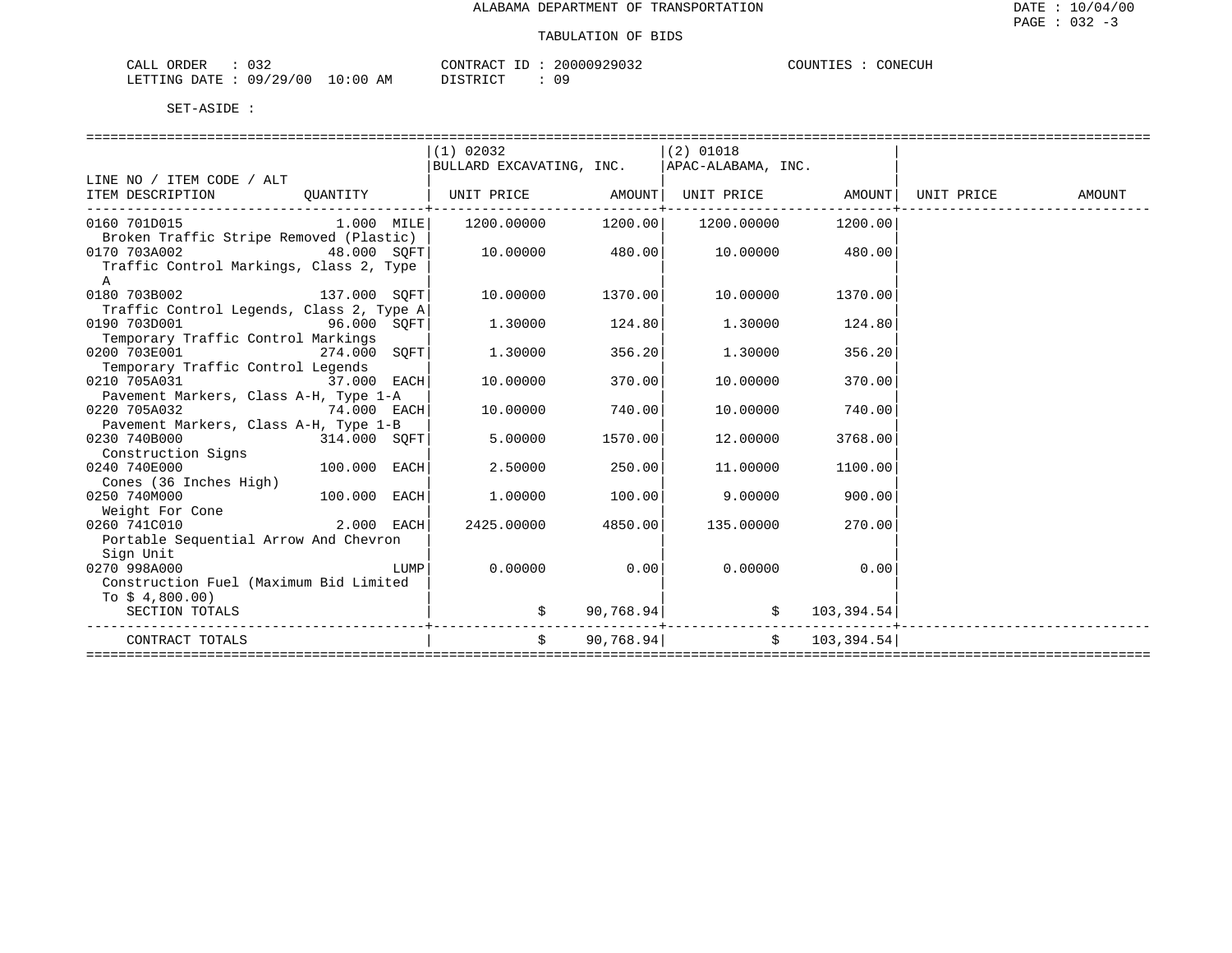# ALABAMA DEPARTMENT OF TRANSPORTATION

## TABULATION OF BIDS

DATE : 10/04/00
PAGE : 032 -3

CALL ORDER : 032 CONTRACT ID : 20000929032 COUNTIES : CONECUH
LETTING DATE : 09/29/00 10:00 AM DISTRICT : 09

SET-ASIDE :

| LINE NO / ITEM CODE / ALT ITEM DESCRIPTION | QUANTITY | (1) 02032 BULLARD EXCAVATING, INC. UNIT PRICE | AMOUNT | (2) 01018 APAC-ALABAMA, INC. UNIT PRICE | AMOUNT | UNIT PRICE | AMOUNT |
|---|---|---|---|---|---|---|---|
| 0160 701D015 Broken Traffic Stripe Removed (Plastic) | 1.000 MILE | 1200.00000 | 1200.00 | 1200.00000 | 1200.00 | | |
| 0170 703A002 Traffic Control Markings, Class 2, Type A | 48.000 SQFT | 10.00000 | 480.00 | 10.00000 | 480.00 | | |
| 0180 703B002 Traffic Control Legends, Class 2, Type A | 137.000 SQFT | 10.00000 | 1370.00 | 10.00000 | 1370.00 | | |
| 0190 703D001 Temporary Traffic Control Markings | 96.000 SQFT | 1.30000 | 124.80 | 1.30000 | 124.80 | | |
| 0200 703E001 Temporary Traffic Control Legends | 274.000 SQFT | 1.30000 | 356.20 | 1.30000 | 356.20 | | |
| 0210 705A031 Pavement Markers, Class A-H, Type 1-A | 37.000 EACH | 10.00000 | 370.00 | 10.00000 | 370.00 | | |
| 0220 705A032 Pavement Markers, Class A-H, Type 1-B | 74.000 EACH | 10.00000 | 740.00 | 10.00000 | 740.00 | | |
| 0230 740B000 Construction Signs | 314.000 SQFT | 5.00000 | 1570.00 | 12.00000 | 3768.00 | | |
| 0240 740E000 Cones (36 Inches High) | 100.000 EACH | 2.50000 | 250.00 | 11.00000 | 1100.00 | | |
| 0250 740M000 Weight For Cone | 100.000 EACH | 1.00000 | 100.00 | 9.00000 | 900.00 | | |
| 0260 741C010 Portable Sequential Arrow And Chevron Sign Unit | 2.000 EACH | 2425.00000 | 4850.00 | 135.00000 | 270.00 | | |
| 0270 998A000 Construction Fuel (Maximum Bid Limited To $ 4,800.00) | LUMP | 0.00000 | 0.00 | 0.00000 | 0.00 | | |
| SECTION TOTALS | | $ | 90,768.94 | $ | 103,394.54 | | |
| CONTRACT TOTALS | | $ | 90,768.94 | $ | 103,394.54 | | |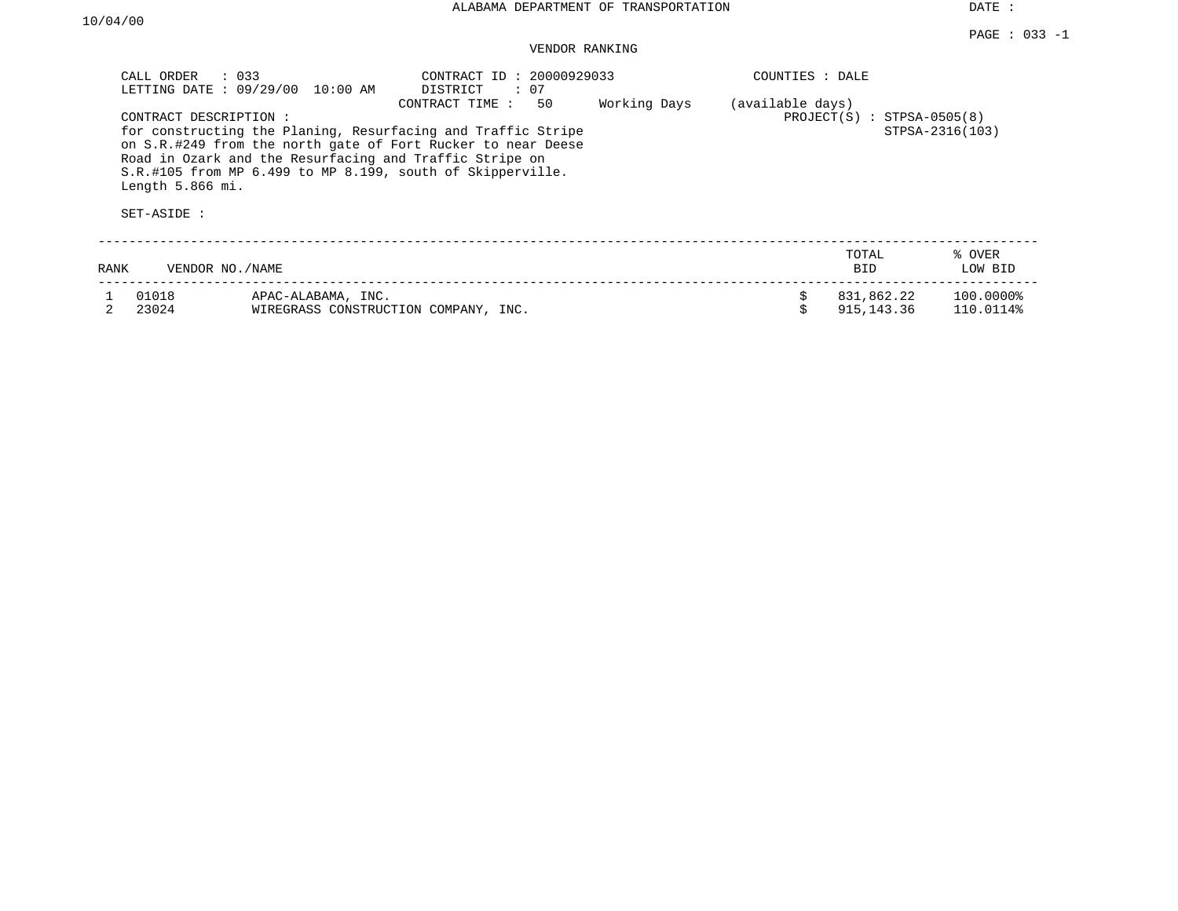ALABAMA DEPARTMENT OF TRANSPORTATION

DATE : 10/04/00

PAGE : 033 -1

VENDOR RANKING

CALL ORDER : 033
LETTING DATE : 09/29/00 10:00 AM

CONTRACT ID : 20000929033
DISTRICT : 07
CONTRACT TIME : 50 Working Days (available days)

COUNTIES : DALE

PROJECT(S) : STPSA-0505(8)
STPSA-2316(103)

CONTRACT DESCRIPTION :
for constructing the Planing, Resurfacing and Traffic Stripe on S.R.#249 from the north gate of Fort Rucker to near Deese Road in Ozark and the Resurfacing and Traffic Stripe on S.R.#105 from MP 6.499 to MP 8.199, south of Skipperville. Length 5.866 mi.

SET-ASIDE :

| RANK | VENDOR NO./NAME | | TOTAL BID | % OVER LOW BID |
|---|---|---|---|---|
| 1 | 01018 | APAC-ALABAMA, INC. | $ 831,862.22 | 100.0000% |
| 2 | 23024 | WIREGRASS CONSTRUCTION COMPANY, INC. | $ 915,143.36 | 110.0114% |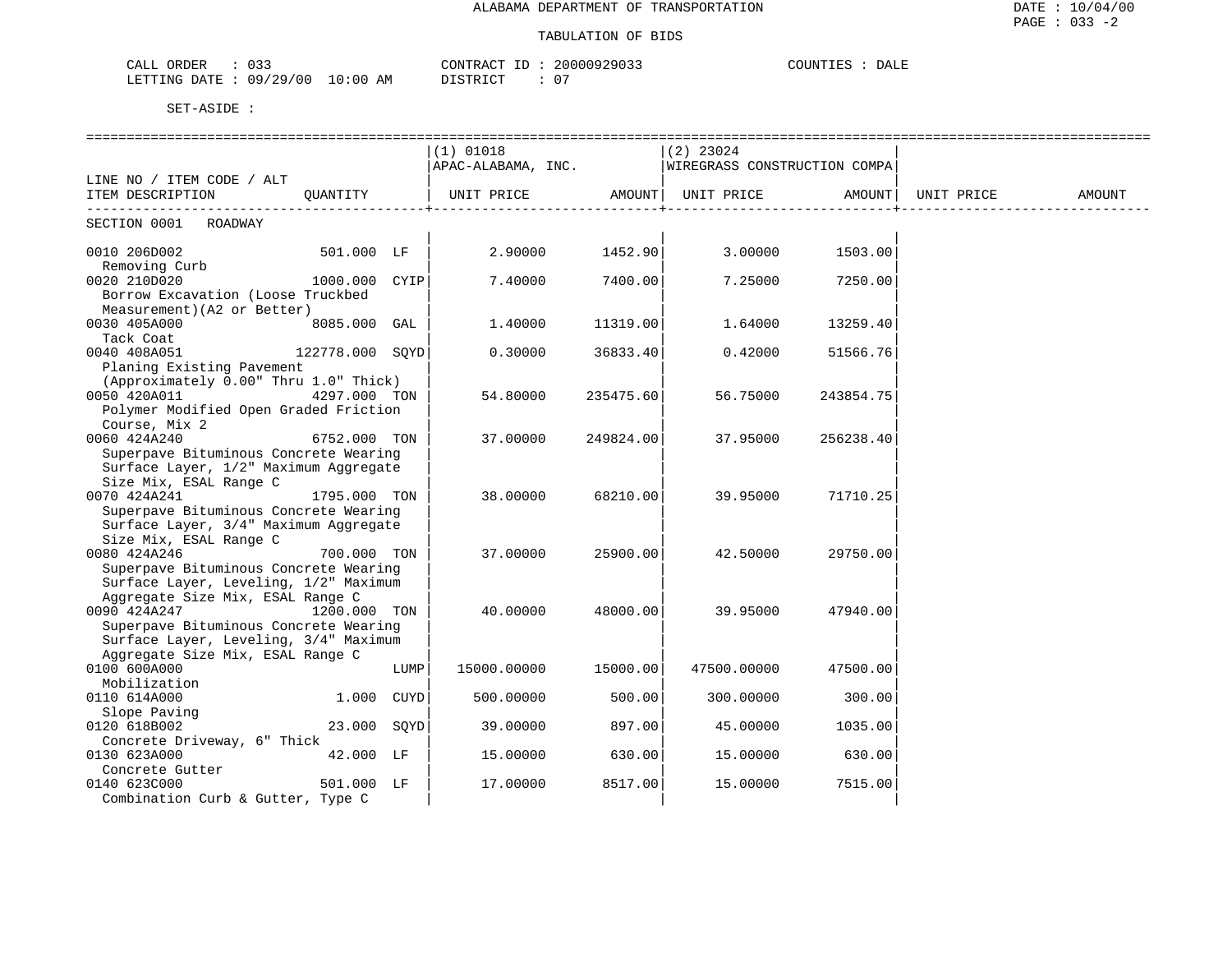ALABAMA DEPARTMENT OF TRANSPORTATION

TABULATION OF BIDS

CALL ORDER : 033 CONTRACT ID : 20000929033 COUNTIES : DALE
LETTING DATE : 09/29/00 10:00 AM DISTRICT : 07

SET-ASIDE :

| LINE NO / ITEM CODE / ALT ITEM DESCRIPTION | QUANTITY | (1) 01018 APAC-ALABAMA, INC. UNIT PRICE | AMOUNT | (2) 23024 WIREGRASS CONSTRUCTION COMPA UNIT PRICE | AMOUNT | UNIT PRICE | AMOUNT |
|---|---|---|---|---|---|---|---|
| SECTION 0001 ROADWAY | | | | | | | |
| 0010 206D002 Removing Curb | 501.000 LF | 2.90000 | 1452.90 | 3.00000 | 1503.00 | | |
| 0020 210D020 Borrow Excavation (Loose Truckbed Measurement)(A2 or Better) | 1000.000 CYIP | 7.40000 | 7400.00 | 7.25000 | 7250.00 | | |
| 0030 405A000 Tack Coat | 8085.000 GAL | 1.40000 | 11319.00 | 1.64000 | 13259.40 | | |
| 0040 408A051 Planing Existing Pavement (Approximately 0.00" Thru 1.0" Thick) | 122778.000 SQYD | 0.30000 | 36833.40 | 0.42000 | 51566.76 | | |
| 0050 420A011 Polymer Modified Open Graded Friction Course, Mix 2 | 4297.000 TON | 54.80000 | 235475.60 | 56.75000 | 243854.75 | | |
| 0060 424A240 Superpave Bituminous Concrete Wearing Surface Layer, 1/2" Maximum Aggregate Size Mix, ESAL Range C | 6752.000 TON | 37.00000 | 249824.00 | 37.95000 | 256238.40 | | |
| 0070 424A241 Superpave Bituminous Concrete Wearing Surface Layer, 3/4" Maximum Aggregate Size Mix, ESAL Range C | 1795.000 TON | 38.00000 | 68210.00 | 39.95000 | 71710.25 | | |
| 0080 424A246 Superpave Bituminous Concrete Wearing Surface Layer, Leveling, 1/2" Maximum Aggregate Size Mix, ESAL Range C | 700.000 TON | 37.00000 | 25900.00 | 42.50000 | 29750.00 | | |
| 0090 424A247 Superpave Bituminous Concrete Wearing Surface Layer, Leveling, 3/4" Maximum Aggregate Size Mix, ESAL Range C | 1200.000 TON | 40.00000 | 48000.00 | 39.95000 | 47940.00 | | |
| 0100 600A000 Mobilization | LUMP | 15000.00000 | 15000.00 | 47500.00000 | 47500.00 | | |
| 0110 614A000 Slope Paving | 1.000 CUYD | 500.00000 | 500.00 | 300.00000 | 300.00 | | |
| 0120 618B002 Concrete Driveway, 6" Thick | 23.000 SQYD | 39.00000 | 897.00 | 45.00000 | 1035.00 | | |
| 0130 623A000 Concrete Gutter | 42.000 LF | 15.00000 | 630.00 | 15.00000 | 630.00 | | |
| 0140 623C000 Combination Curb & Gutter, Type C | 501.000 LF | 17.00000 | 8517.00 | 15.00000 | 7515.00 | | |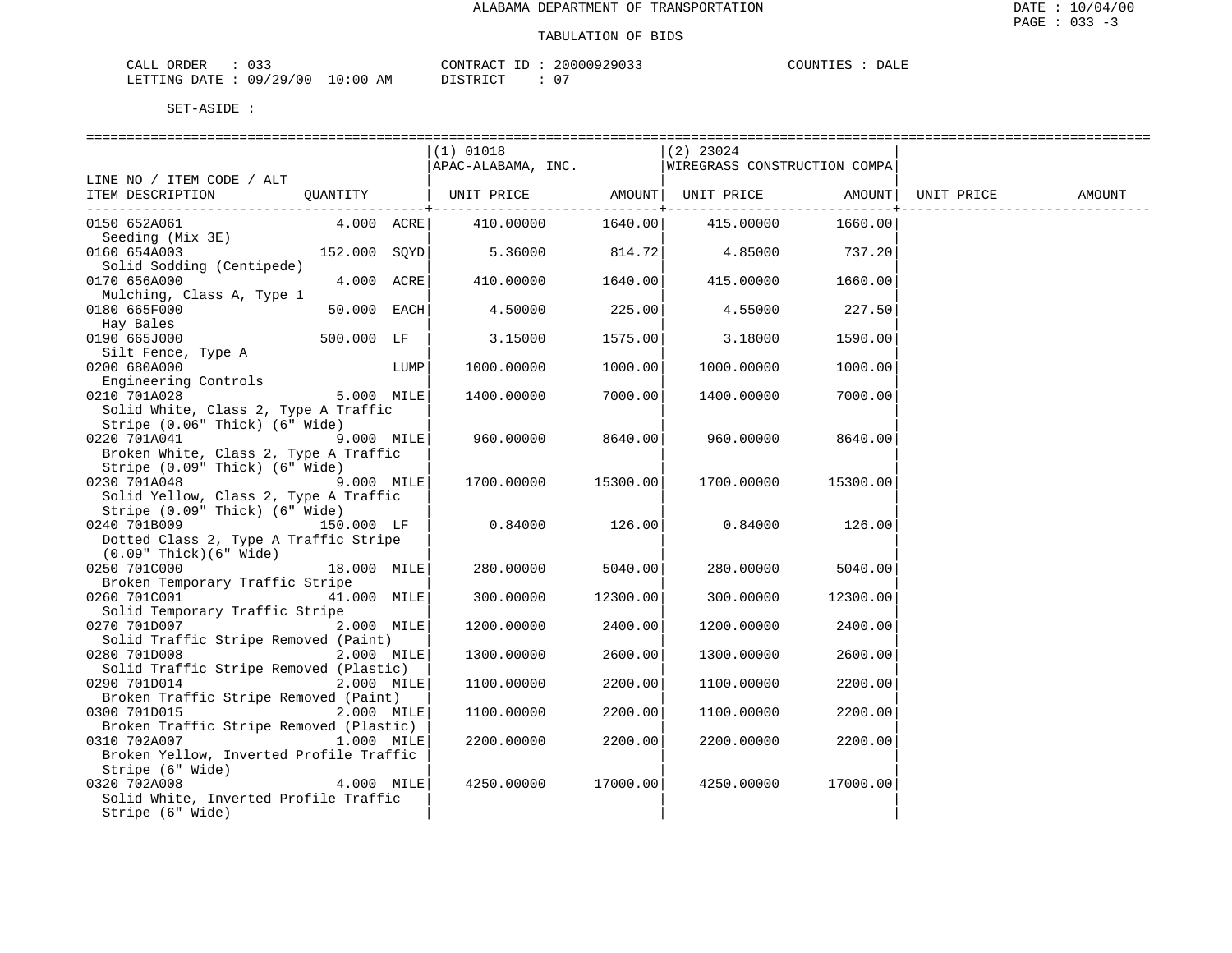# ALABAMA DEPARTMENT OF TRANSPORTATION

## TABULATION OF BIDS

CALL ORDER : 033 CONTRACT ID : 20000929033 COUNTIES : DALE
LETTING DATE : 09/29/00 10:00 AM DISTRICT : 07

SET-ASIDE :

| LINE NO / ITEM CODE / ALT ITEM DESCRIPTION | QUANTITY | (1) 01018 APAC-ALABAMA, INC. UNIT PRICE | AMOUNT | (2) 23024 WIREGRASS CONSTRUCTION COMPA UNIT PRICE | AMOUNT | UNIT PRICE | AMOUNT |
|---|---|---|---|---|---|---|---|
| 0150 652A061 Seeding (Mix 3E) | 4.000 ACRE | 410.00000 | 1640.00 | 415.00000 | 1660.00 | | |
| 0160 654A003 Solid Sodding (Centipede) | 152.000 SQYD | 5.36000 | 814.72 | 4.85000 | 737.20 | | |
| 0170 656A000 Mulching, Class A, Type 1 | 4.000 ACRE | 410.00000 | 1640.00 | 415.00000 | 1660.00 | | |
| 0180 665F000 Hay Bales | 50.000 EACH | 4.50000 | 225.00 | 4.55000 | 227.50 | | |
| 0190 665J000 Silt Fence, Type A | 500.000 LF | 3.15000 | 1575.00 | 3.18000 | 1590.00 | | |
| 0200 680A000 Engineering Controls | LUMP | 1000.00000 | 1000.00 | 1000.00000 | 1000.00 | | |
| 0210 701A028 Solid White, Class 2, Type A Traffic Stripe (0.06" Thick) (6" Wide) | 5.000 MILE | 1400.00000 | 7000.00 | 1400.00000 | 7000.00 | | |
| 0220 701A041 Broken White, Class 2, Type A Traffic Stripe (0.09" Thick) (6" Wide) | 9.000 MILE | 960.00000 | 8640.00 | 960.00000 | 8640.00 | | |
| 0230 701A048 Solid Yellow, Class 2, Type A Traffic Stripe (0.09" Thick) (6" Wide) | 9.000 MILE | 1700.00000 | 15300.00 | 1700.00000 | 15300.00 | | |
| 0240 701B009 Dotted Class 2, Type A Traffic Stripe (0.09" Thick)(6" Wide) | 150.000 LF | 0.84000 | 126.00 | 0.84000 | 126.00 | | |
| 0250 701C000 Broken Temporary Traffic Stripe | 18.000 MILE | 280.00000 | 5040.00 | 280.00000 | 5040.00 | | |
| 0260 701C001 Solid Temporary Traffic Stripe | 41.000 MILE | 300.00000 | 12300.00 | 300.00000 | 12300.00 | | |
| 0270 701D007 Solid Traffic Stripe Removed (Paint) | 2.000 MILE | 1200.00000 | 2400.00 | 1200.00000 | 2400.00 | | |
| 0280 701D008 Solid Traffic Stripe Removed (Plastic) | 2.000 MILE | 1300.00000 | 2600.00 | 1300.00000 | 2600.00 | | |
| 0290 701D014 Broken Traffic Stripe Removed (Paint) | 2.000 MILE | 1100.00000 | 2200.00 | 1100.00000 | 2200.00 | | |
| 0300 701D015 Broken Traffic Stripe Removed (Plastic) | 2.000 MILE | 1100.00000 | 2200.00 | 1100.00000 | 2200.00 | | |
| 0310 702A007 Broken Yellow, Inverted Profile Traffic Stripe (6" Wide) | 1.000 MILE | 2200.00000 | 2200.00 | 2200.00000 | 2200.00 | | |
| 0320 702A008 Solid White, Inverted Profile Traffic Stripe (6" Wide) | 4.000 MILE | 4250.00000 | 17000.00 | 4250.00000 | 17000.00 | | |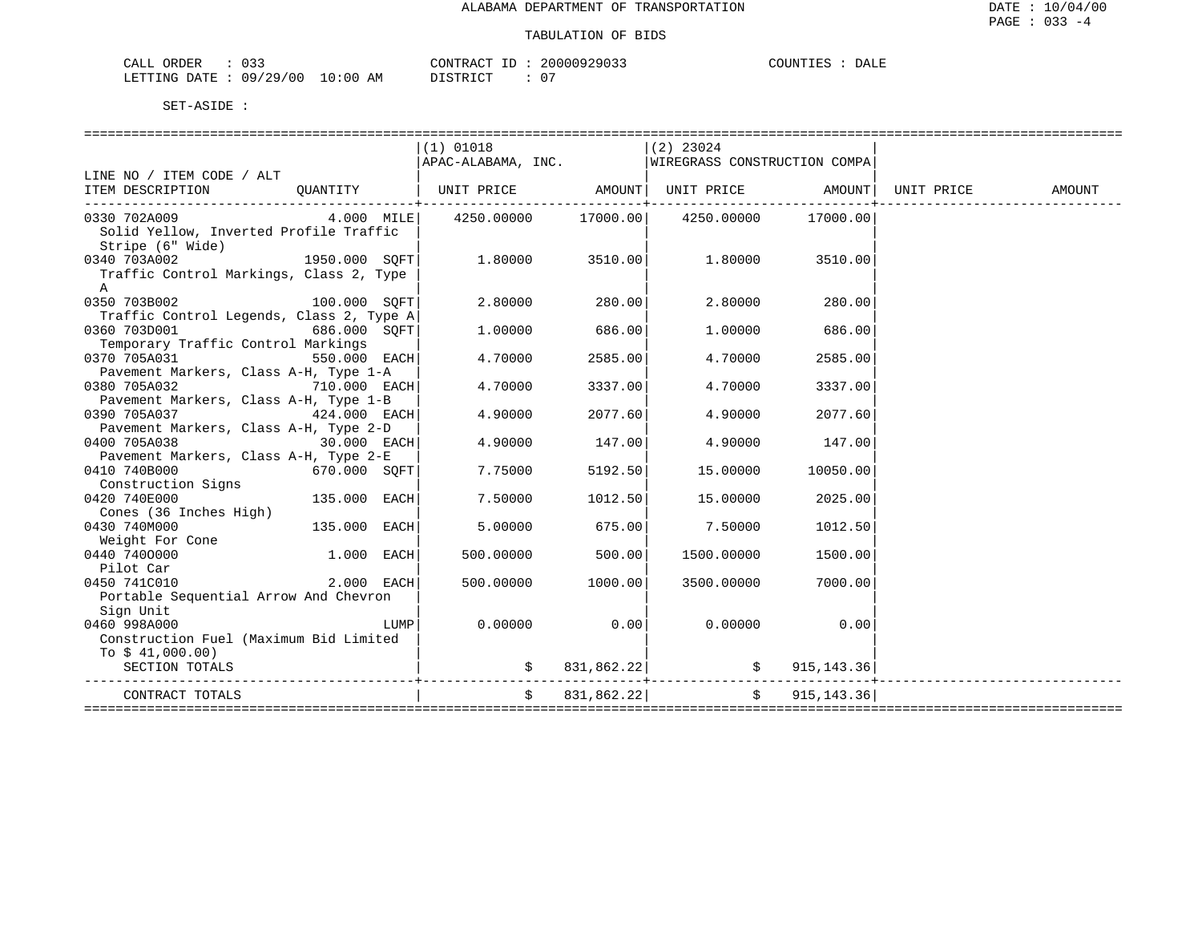ALABAMA DEPARTMENT OF TRANSPORTATION

TABULATION OF BIDS

DATE : 10/04/00
PAGE : 033 -4

CALL ORDER : 033 CONTRACT ID : 20000929033 COUNTIES : DALE
LETTING DATE : 09/29/00 10:00 AM DISTRICT : 07

SET-ASIDE :

| LINE NO / ITEM CODE / ALT ITEM DESCRIPTION | QUANTITY | (1) 01018 APAC-ALABAMA, INC. UNIT PRICE | AMOUNT | (2) 23024 WIREGRASS CONSTRUCTION COMPA UNIT PRICE | AMOUNT | UNIT PRICE | AMOUNT |
|---|---|---|---|---|---|---|---|
| 0330 702A009 Solid Yellow, Inverted Profile Traffic Stripe (6" Wide) | 4.000 MILE | 4250.00000 | 17000.00 | 4250.00000 | 17000.00 | | |
| 0340 703A002 Traffic Control Markings, Class 2, Type A | 1950.000 SQFT | 1.80000 | 3510.00 | 1.80000 | 3510.00 | | |
| 0350 703B002 Traffic Control Legends, Class 2, Type A | 100.000 SQFT | 2.80000 | 280.00 | 2.80000 | 280.00 | | |
| 0360 703D001 Temporary Traffic Control Markings | 686.000 SQFT | 1.00000 | 686.00 | 1.00000 | 686.00 | | |
| 0370 705A031 Pavement Markers, Class A-H, Type 1-A | 550.000 EACH | 4.70000 | 2585.00 | 4.70000 | 2585.00 | | |
| 0380 705A032 Pavement Markers, Class A-H, Type 1-B | 710.000 EACH | 4.70000 | 3337.00 | 4.70000 | 3337.00 | | |
| 0390 705A037 Pavement Markers, Class A-H, Type 2-D | 424.000 EACH | 4.90000 | 2077.60 | 4.90000 | 2077.60 | | |
| 0400 705A038 Pavement Markers, Class A-H, Type 2-E | 30.000 EACH | 4.90000 | 147.00 | 4.90000 | 147.00 | | |
| 0410 740B000 Construction Signs | 670.000 SQFT | 7.75000 | 5192.50 | 15.00000 | 10050.00 | | |
| 0420 740E000 Cones (36 Inches High) | 135.000 EACH | 7.50000 | 1012.50 | 15.00000 | 2025.00 | | |
| 0430 740M000 Weight For Cone | 135.000 EACH | 5.00000 | 675.00 | 7.50000 | 1012.50 | | |
| 0440 740O000 Pilot Car | 1.000 EACH | 500.00000 | 500.00 | 1500.00000 | 1500.00 | | |
| 0450 741C010 Portable Sequential Arrow And Chevron Sign Unit | 2.000 EACH | 500.00000 | 1000.00 | 3500.00000 | 7000.00 | | |
| 0460 998A000 Construction Fuel (Maximum Bid Limited To $ 41,000.00) | LUMP | 0.00000 | 0.00 | 0.00000 | 0.00 | | |
| SECTION TOTALS | | $ | 831,862.22 | $ | 915,143.36 | | |
| CONTRACT TOTALS | | $ | 831,862.22 | $ | 915,143.36 | | |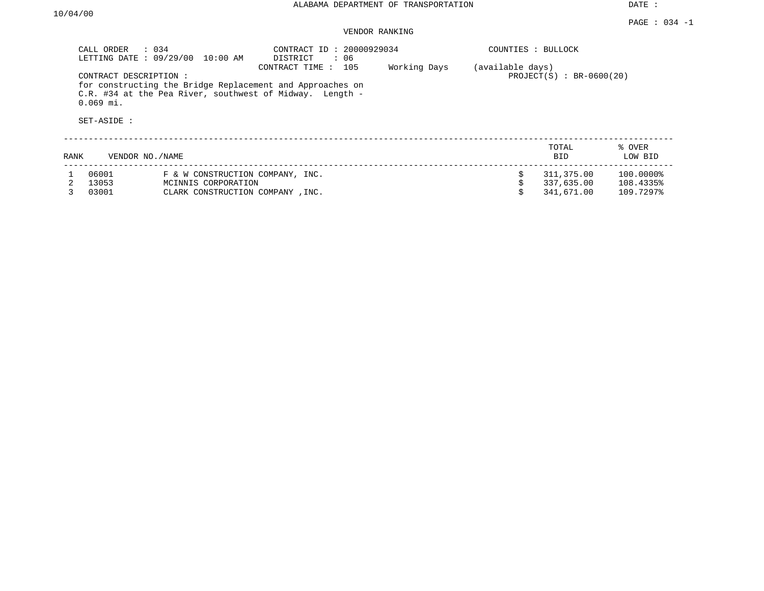ALABAMA DEPARTMENT OF TRANSPORTATION

DATE : 10/04/00

PAGE : 034 -1

VENDOR RANKING

CALL ORDER : 034
LETTING DATE : 09/29/00 10:00 AM

CONTRACT ID : 20000929034
DISTRICT : 06
CONTRACT TIME : 105 Working Days (available days)

COUNTIES : BULLOCK

PROJECT(S) : BR-0600(20)

CONTRACT DESCRIPTION :
for constructing the Bridge Replacement and Approaches on C.R. #34 at the Pea River, southwest of Midway. Length - 0.069 mi.

SET-ASIDE :

| RANK | VENDOR NO./NAME | | TOTAL BID | % OVER LOW BID |
|---|---|---|---|---|
| 1 | 06001 | F & W CONSTRUCTION COMPANY, INC. | $ 311,375.00 | 100.0000% |
| 2 | 13053 | MCINNIS CORPORATION | $ 337,635.00 | 108.4335% |
| 3 | 03001 | CLARK CONSTRUCTION COMPANY ,INC. | $ 341,671.00 | 109.7297% |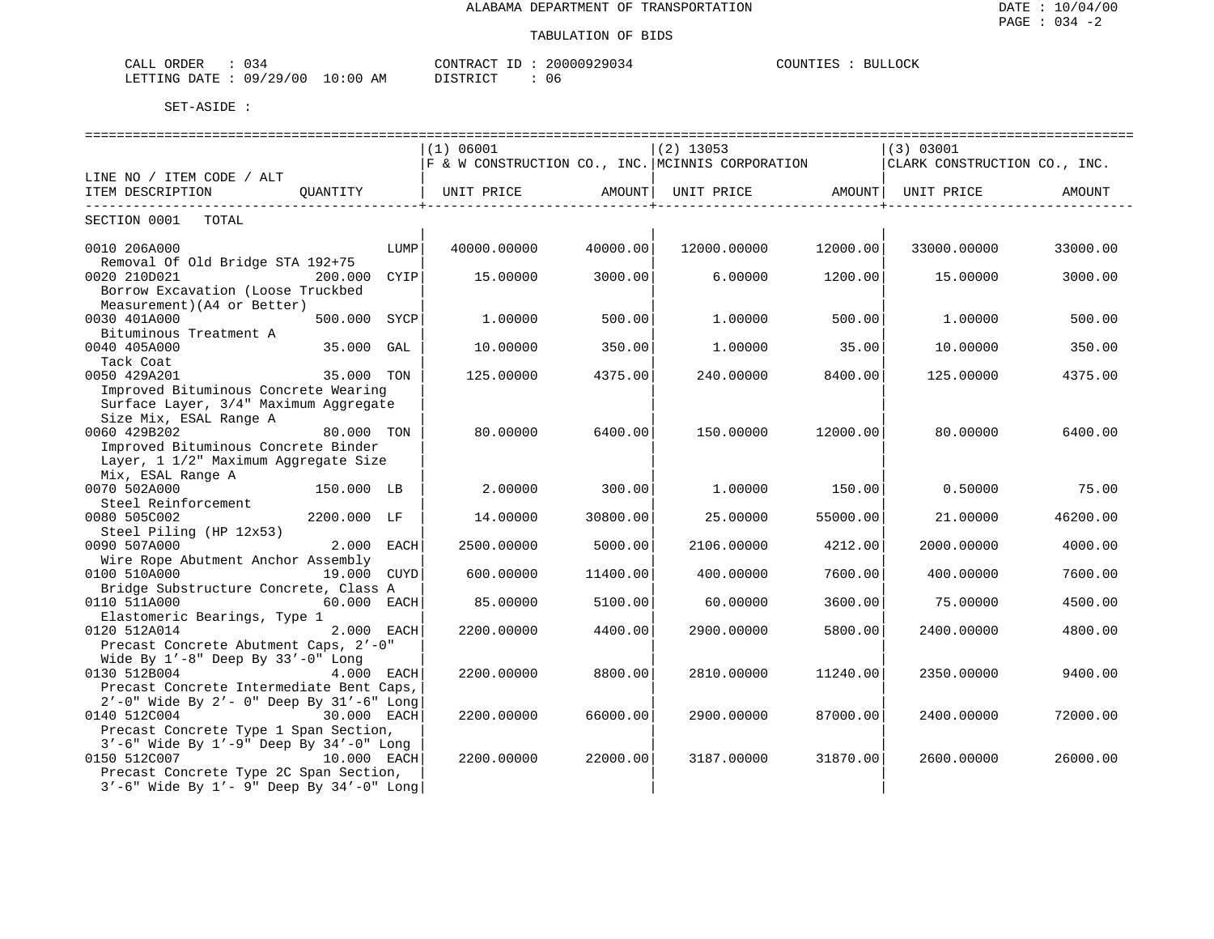ALABAMA DEPARTMENT OF TRANSPORTATION

TABULATION OF BIDS

CALL ORDER : 034    CONTRACT ID : 20000929034    COUNTIES : BULLOCK
LETTING DATE : 09/29/00 10:00 AM    DISTRICT : 06

SET-ASIDE :

| LINE NO / ITEM CODE / ALT ITEM DESCRIPTION | QUANTITY | (1) 06001 F & W CONSTRUCTION CO., INC. UNIT PRICE | AMOUNT | (2) 13053 MCINNIS CORPORATION UNIT PRICE | AMOUNT | (3) 03001 CLARK CONSTRUCTION CO., INC. UNIT PRICE | AMOUNT |
|---|---|---|---|---|---|---|---|
| SECTION 0001 TOTAL | | | | | | | |
| 0010 206A000 Removal Of Old Bridge STA 192+75 | LUMP | 40000.00000 | 40000.00 | 12000.00000 | 12000.00 | 33000.00000 | 33000.00 |
| 0020 210D021 Borrow Excavation (Loose Truckbed Measurement)(A4 or Better) | 200.000 CYIP | 15.00000 | 3000.00 | 6.00000 | 1200.00 | 15.00000 | 3000.00 |
| 0030 401A000 Bituminous Treatment A | 500.000 SYCP | 1.00000 | 500.00 | 1.00000 | 500.00 | 1.00000 | 500.00 |
| 0040 405A000 Tack Coat | 35.000 GAL | 10.00000 | 350.00 | 1.00000 | 35.00 | 10.00000 | 350.00 |
| 0050 429A201 Improved Bituminous Concrete Wearing Surface Layer, 3/4" Maximum Aggregate Size Mix, ESAL Range A | 35.000 TON | 125.00000 | 4375.00 | 240.00000 | 8400.00 | 125.00000 | 4375.00 |
| 0060 429B202 Improved Bituminous Concrete Binder Layer, 1 1/2" Maximum Aggregate Size Mix, ESAL Range A | 80.000 TON | 80.00000 | 6400.00 | 150.00000 | 12000.00 | 80.00000 | 6400.00 |
| 0070 502A000 Steel Reinforcement | 150.000 LB | 2.00000 | 300.00 | 1.00000 | 150.00 | 0.50000 | 75.00 |
| 0080 505C002 Steel Piling (HP 12x53) | 2200.000 LF | 14.00000 | 30800.00 | 25.00000 | 55000.00 | 21.00000 | 46200.00 |
| 0090 507A000 Wire Rope Abutment Anchor Assembly | 2.000 EACH | 2500.00000 | 5000.00 | 2106.00000 | 4212.00 | 2000.00000 | 4000.00 |
| 0100 510A000 Bridge Substructure Concrete, Class A | 19.000 CUYD | 600.00000 | 11400.00 | 400.00000 | 7600.00 | 400.00000 | 7600.00 |
| 0110 511A000 Elastomeric Bearings, Type 1 | 60.000 EACH | 85.00000 | 5100.00 | 60.00000 | 3600.00 | 75.00000 | 4500.00 |
| 0120 512A014 Precast Concrete Abutment Caps, 2'-0" Wide By 1'-8" Deep By 33'-0" Long | 2.000 EACH | 2200.00000 | 4400.00 | 2900.00000 | 5800.00 | 2400.00000 | 4800.00 |
| 0130 512B004 Precast Concrete Intermediate Bent Caps, 2'-0" Wide By 2'- 0" Deep By 31'-6" Long | 4.000 EACH | 2200.00000 | 8800.00 | 2810.00000 | 11240.00 | 2350.00000 | 9400.00 |
| 0140 512C004 Precast Concrete Type 1 Span Section, 3'-6" Wide By 1'-9" Deep By 34'-0" Long | 30.000 EACH | 2200.00000 | 66000.00 | 2900.00000 | 87000.00 | 2400.00000 | 72000.00 |
| 0150 512C007 Precast Concrete Type 2C Span Section, 3'-6" Wide By 1'- 9" Deep By 34'-0" Long | 10.000 EACH | 2200.00000 | 22000.00 | 3187.00000 | 31870.00 | 2600.00000 | 26000.00 |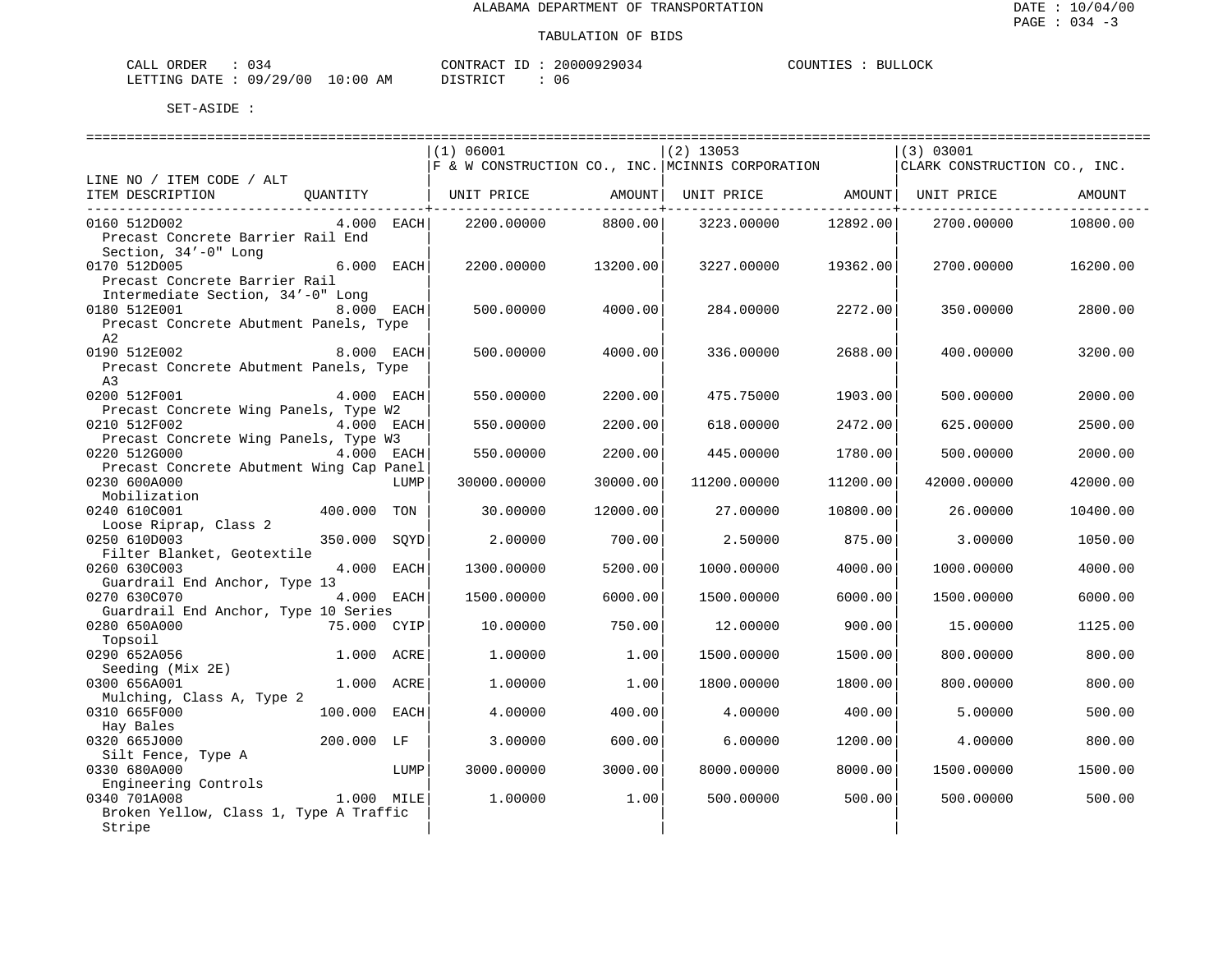ALABAMA DEPARTMENT OF TRANSPORTATION

TABULATION OF BIDS

CALL ORDER : 034 &nbsp;&nbsp;&nbsp;&nbsp; CONTRACT ID : 20000929034 &nbsp;&nbsp;&nbsp;&nbsp; COUNTIES : BULLOCK
LETTING DATE : 09/29/00 10:00 AM &nbsp;&nbsp;&nbsp;&nbsp; DISTRICT : 06

SET-ASIDE :

| LINE NO / ITEM CODE / ALT ITEM DESCRIPTION | QUANTITY | (1) 06001 F & W CONSTRUCTION CO., INC. UNIT PRICE | AMOUNT | (2) 13053 MCINNIS CORPORATION UNIT PRICE | AMOUNT | (3) 03001 CLARK CONSTRUCTION CO., INC. UNIT PRICE | AMOUNT |
|---|---|---|---|---|---|---|---|
| 0160 512D002 Precast Concrete Barrier Rail End Section, 34'-0" Long | 4.000 EACH | 2200.00000 | 8800.00 | 3223.00000 | 12892.00 | 2700.00000 | 10800.00 |
| 0170 512D005 Precast Concrete Barrier Rail Intermediate Section, 34'-0" Long | 6.000 EACH | 2200.00000 | 13200.00 | 3227.00000 | 19362.00 | 2700.00000 | 16200.00 |
| 0180 512E001 Precast Concrete Abutment Panels, Type A2 | 8.000 EACH | 500.00000 | 4000.00 | 284.00000 | 2272.00 | 350.00000 | 2800.00 |
| 0190 512E002 Precast Concrete Abutment Panels, Type A3 | 8.000 EACH | 500.00000 | 4000.00 | 336.00000 | 2688.00 | 400.00000 | 3200.00 |
| 0200 512F001 Precast Concrete Wing Panels, Type W2 | 4.000 EACH | 550.00000 | 2200.00 | 475.75000 | 1903.00 | 500.00000 | 2000.00 |
| 0210 512F002 Precast Concrete Wing Panels, Type W3 | 4.000 EACH | 550.00000 | 2200.00 | 618.00000 | 2472.00 | 625.00000 | 2500.00 |
| 0220 512G000 Precast Concrete Abutment Wing Cap Panel | 4.000 EACH | 550.00000 | 2200.00 | 445.00000 | 1780.00 | 500.00000 | 2000.00 |
| 0230 600A000 Mobilization | LUMP | 30000.00000 | 30000.00 | 11200.00000 | 11200.00 | 42000.00000 | 42000.00 |
| 0240 610C001 Loose Riprap, Class 2 | 400.000 TON | 30.00000 | 12000.00 | 27.00000 | 10800.00 | 26.00000 | 10400.00 |
| 0250 610D003 Filter Blanket, Geotextile | 350.000 SQYD | 2.00000 | 700.00 | 2.50000 | 875.00 | 3.00000 | 1050.00 |
| 0260 630C003 Guardrail End Anchor, Type 13 | 4.000 EACH | 1300.00000 | 5200.00 | 1000.00000 | 4000.00 | 1000.00000 | 4000.00 |
| 0270 630C070 Guardrail End Anchor, Type 10 Series | 4.000 EACH | 1500.00000 | 6000.00 | 1500.00000 | 6000.00 | 1500.00000 | 6000.00 |
| 0280 650A000 Topsoil | 75.000 CYIP | 10.00000 | 750.00 | 12.00000 | 900.00 | 15.00000 | 1125.00 |
| 0290 652A056 Seeding (Mix 2E) | 1.000 ACRE | 1.00000 | 1.00 | 1500.00000 | 1500.00 | 800.00000 | 800.00 |
| 0300 656A001 Mulching, Class A, Type 2 | 1.000 ACRE | 1.00000 | 1.00 | 1800.00000 | 1800.00 | 800.00000 | 800.00 |
| 0310 665F000 Hay Bales | 100.000 EACH | 4.00000 | 400.00 | 4.00000 | 400.00 | 5.00000 | 500.00 |
| 0320 665J000 Silt Fence, Type A | 200.000 LF | 3.00000 | 600.00 | 6.00000 | 1200.00 | 4.00000 | 800.00 |
| 0330 680A000 Engineering Controls | LUMP | 3000.00000 | 3000.00 | 8000.00000 | 8000.00 | 1500.00000 | 1500.00 |
| 0340 701A008 Broken Yellow, Class 1, Type A Traffic Stripe | 1.000 MILE | 1.00000 | 1.00 | 500.00000 | 500.00 | 500.00000 | 500.00 |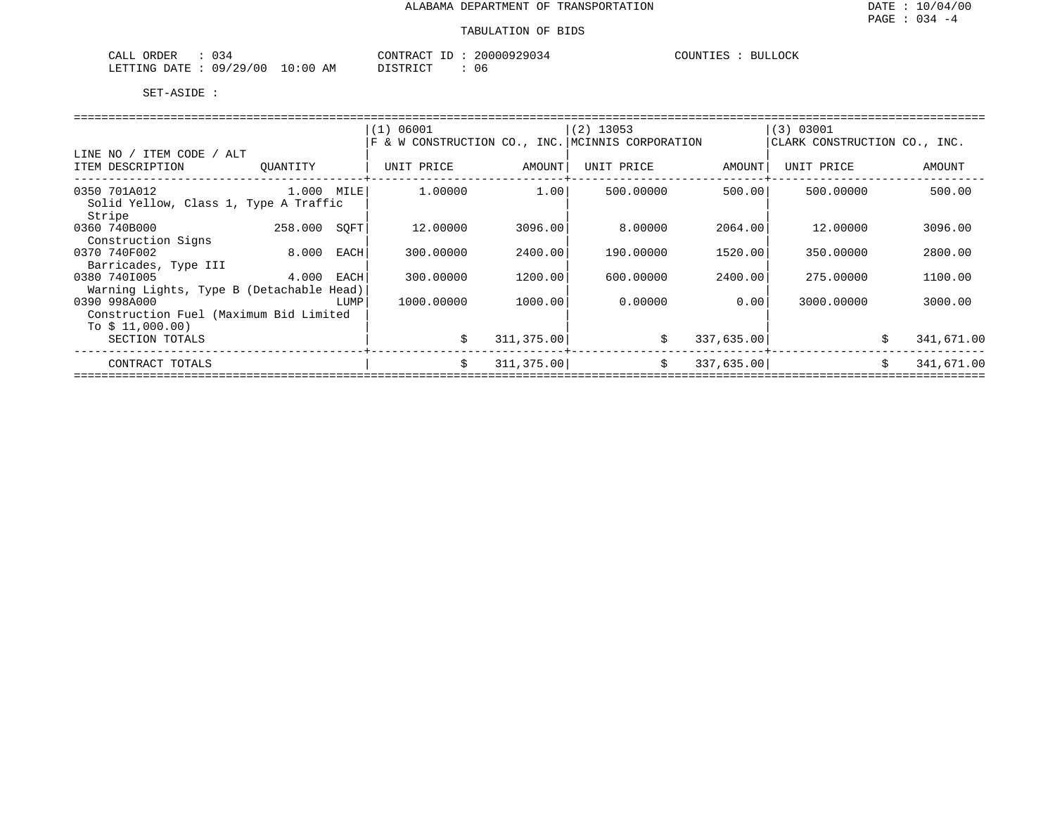ALABAMA DEPARTMENT OF TRANSPORTATION

DATE : 10/04/00

PAGE : 034 -4

TABULATION OF BIDS

CALL ORDER : 034 CONTRACT ID : 20000929034 COUNTIES : BULLOCK

LETTING DATE : 09/29/00 10:00 AM DISTRICT : 06

SET-ASIDE :

| LINE NO / ITEM CODE / ALT ITEM DESCRIPTION | QUANTITY | (1) 06001 F & W CONSTRUCTION CO., INC. UNIT PRICE | AMOUNT | (2) 13053 MCINNIS CORPORATION UNIT PRICE | AMOUNT | (3) 03001 CLARK CONSTRUCTION CO., INC. UNIT PRICE | AMOUNT |
|---|---|---|---|---|---|---|---|
| 0350 701A012 Solid Yellow, Class 1, Type A Traffic Stripe | 1.000 MILE | 1.00000 | 1.00 | 500.00000 | 500.00 | 500.00000 | 500.00 |
| 0360 740B000 Construction Signs | 258.000 SQFT | 12.00000 | 3096.00 | 8.00000 | 2064.00 | 12.00000 | 3096.00 |
| 0370 740F002 Barricades, Type III | 8.000 EACH | 300.00000 | 2400.00 | 190.00000 | 1520.00 | 350.00000 | 2800.00 |
| 0380 740I005 Warning Lights, Type B (Detachable Head) | 4.000 EACH | 300.00000 | 1200.00 | 600.00000 | 2400.00 | 275.00000 | 1100.00 |
| 0390 998A000 Construction Fuel (Maximum Bid Limited To $ 11,000.00) | LUMP | 1000.00000 | 1000.00 | 0.00000 | 0.00 | 3000.00000 | 3000.00 |
| SECTION TOTALS | | $ | 311,375.00 | $ | 337,635.00 | $ | 341,671.00 |
| CONTRACT TOTALS | | $ | 311,375.00 | $ | 337,635.00 | $ | 341,671.00 |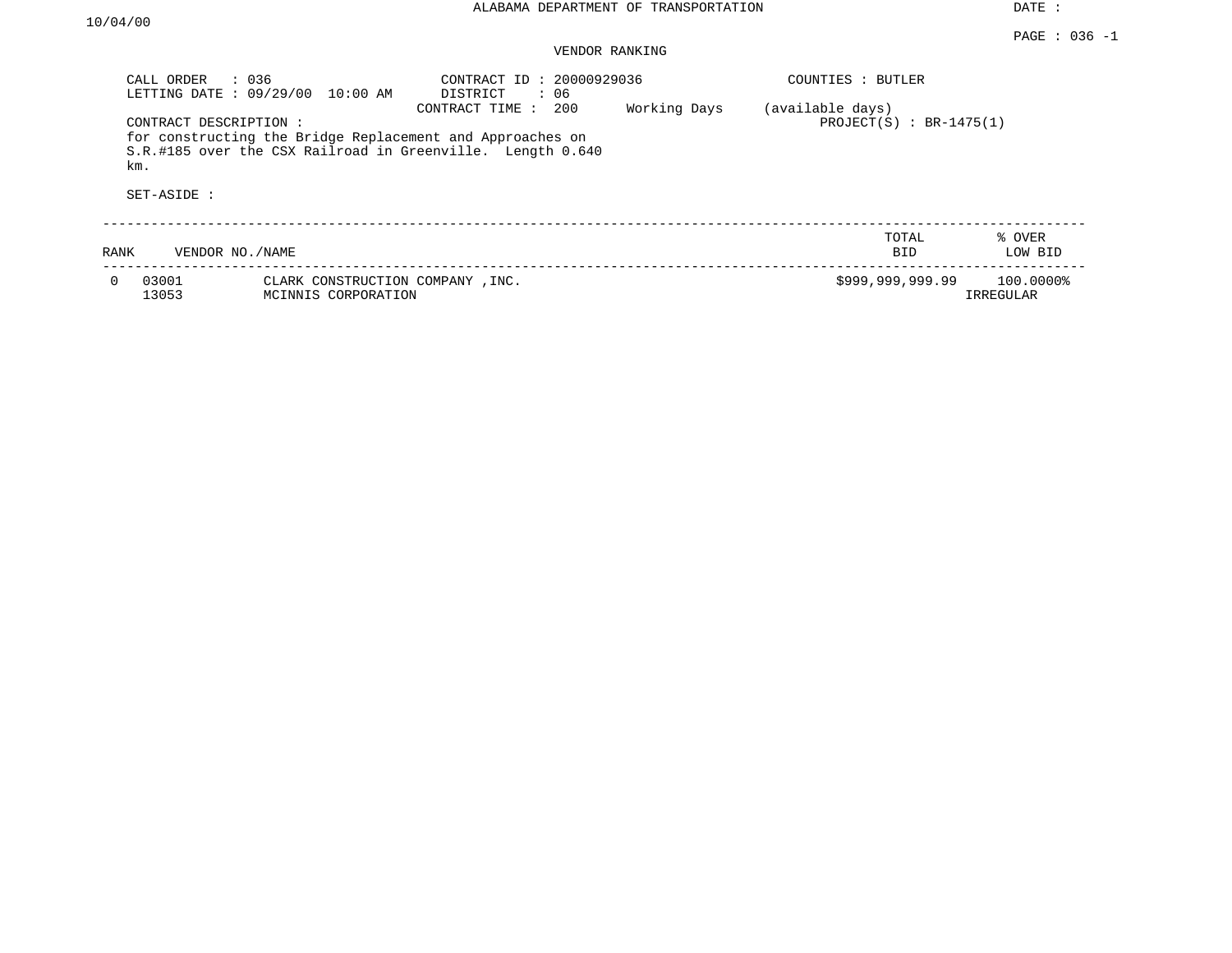ALABAMA DEPARTMENT OF TRANSPORTATION

DATE : 10/04/00

PAGE : 036 -1

VENDOR RANKING

CALL ORDER : 036
LETTING DATE : 09/29/00 10:00 AM

CONTRACT ID : 20000929036
DISTRICT : 06
CONTRACT TIME : 200 Working Days (available days)

COUNTIES : BUTLER

PROJECT(S) : BR-1475(1)

CONTRACT DESCRIPTION :
for constructing the Bridge Replacement and Approaches on S.R.#185 over the CSX Railroad in Greenville. Length 0.640 km.

SET-ASIDE :

| RANK | VENDOR NO./NAME | | TOTAL BID | % OVER LOW BID |
|---|---|---|---|---|
| 0 | 03001<br>13053 | CLARK CONSTRUCTION COMPANY ,INC.<br>MCINNIS CORPORATION | $999,999,999.99 | 100.0000%<br>IRREGULAR |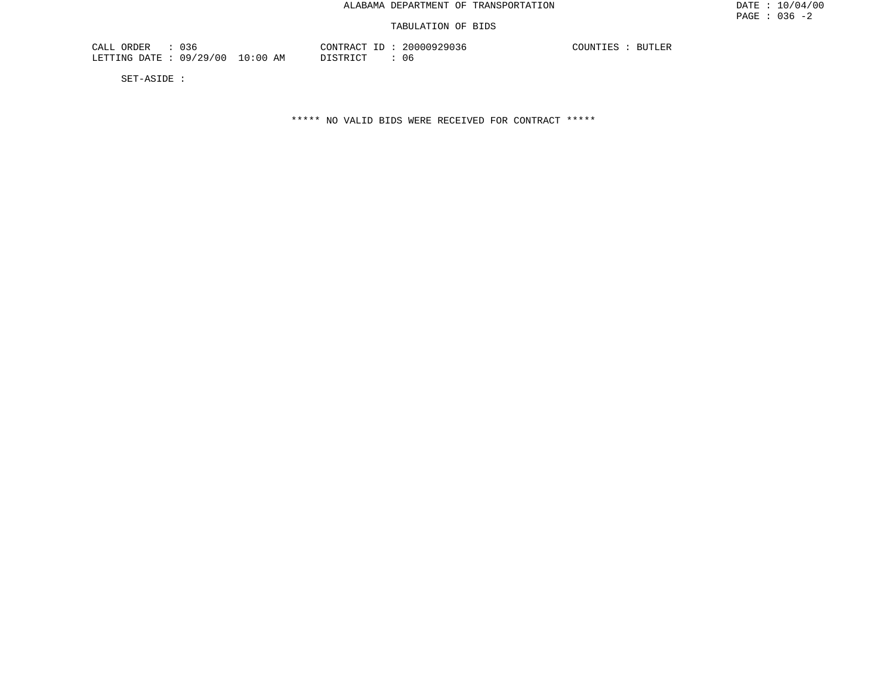ALABAMA DEPARTMENT OF TRANSPORTATION

TABULATION OF BIDS

CALL ORDER : 036  CONTRACT ID : 20000929036  COUNTIES : BUTLER
LETTING DATE : 09/29/00 10:00 AM  DISTRICT : 06

SET-ASIDE :

***** NO VALID BIDS WERE RECEIVED FOR CONTRACT *****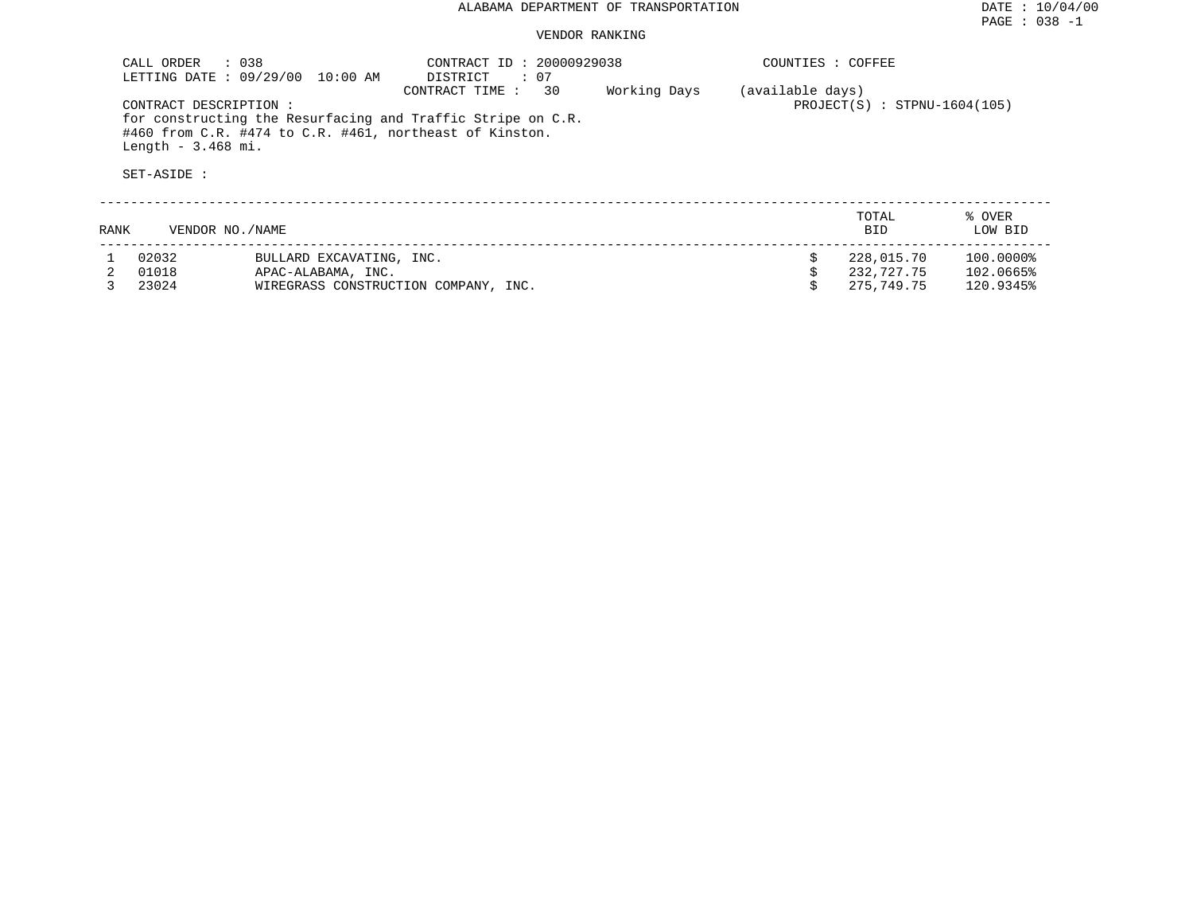# ALABAMA DEPARTMENT OF TRANSPORTATION

## VENDOR RANKING

CALL ORDER : 038
LETTING DATE : 09/29/00 10:00 AM

CONTRACT ID : 20000929038
DISTRICT : 07
CONTRACT TIME : 30 Working Days (available days)

COUNTIES : COFFEE

PROJECT(S) : STPNU-1604(105)

CONTRACT DESCRIPTION :
for constructing the Resurfacing and Traffic Stripe on C.R. #460 from C.R. #474 to C.R. #461, northeast of Kinston.
Length - 3.468 mi.

SET-ASIDE :

| RANK | VENDOR NO./NAME | | TOTAL BID | % OVER LOW BID |
|---|---|---|---|---|
| 1 | 02032 | BULLARD EXCAVATING, INC. | $ 228,015.70 | 100.0000% |
| 2 | 01018 | APAC-ALABAMA, INC. | $ 232,727.75 | 102.0665% |
| 3 | 23024 | WIREGRASS CONSTRUCTION COMPANY, INC. | $ 275,749.75 | 120.9345% |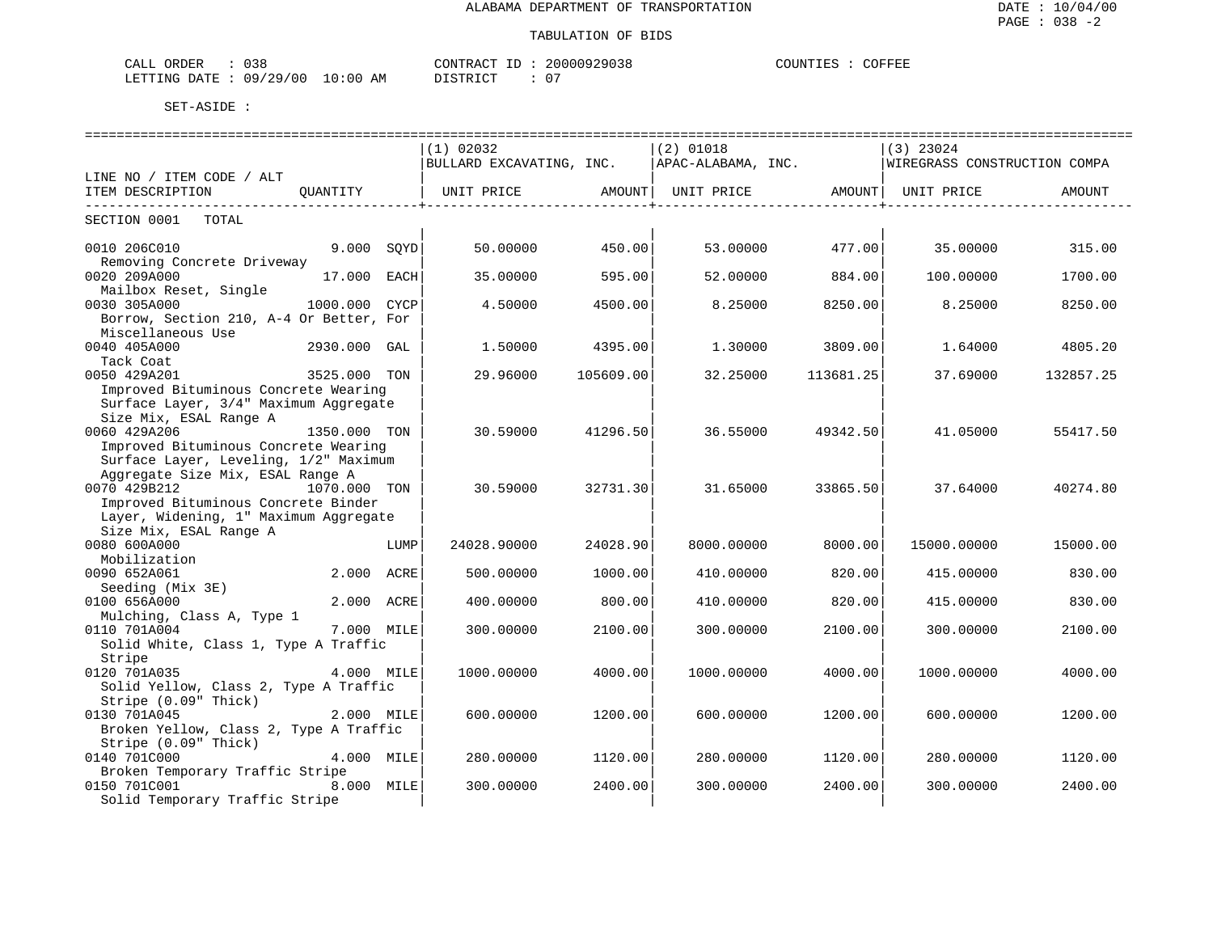ALABAMA DEPARTMENT OF TRANSPORTATION

TABULATION OF BIDS

CALL ORDER : 038 CONTRACT ID : 20000929038 COUNTIES : COFFEE
LETTING DATE : 09/29/00 10:00 AM DISTRICT : 07

SET-ASIDE :

| LINE NO / ITEM CODE / ALT ITEM DESCRIPTION | QUANTITY | | (1) 02032 BULLARD EXCAVATING, INC. UNIT PRICE | AMOUNT | (2) 01018 APAC-ALABAMA, INC. UNIT PRICE | AMOUNT | (3) 23024 WIREGRASS CONSTRUCTION COMPA UNIT PRICE | AMOUNT |
|---|---|---|---|---|---|---|---|---|
| SECTION 0001 TOTAL | | | | | | | | |
| 0010 206C010 Removing Concrete Driveway | 9.000 | SQYD | 50.00000 | 450.00 | 53.00000 | 477.00 | 35.00000 | 315.00 |
| 0020 209A000 Mailbox Reset, Single | 17.000 | EACH | 35.00000 | 595.00 | 52.00000 | 884.00 | 100.00000 | 1700.00 |
| 0030 305A000 Borrow, Section 210, A-4 Or Better, For Miscellaneous Use | 1000.000 | CYCP | 4.50000 | 4500.00 | 8.25000 | 8250.00 | 8.25000 | 8250.00 |
| 0040 405A000 Tack Coat | 2930.000 | GAL | 1.50000 | 4395.00 | 1.30000 | 3809.00 | 1.64000 | 4805.20 |
| 0050 429A201 Improved Bituminous Concrete Wearing Surface Layer, 3/4" Maximum Aggregate Size Mix, ESAL Range A | 3525.000 | TON | 29.96000 | 105609.00 | 32.25000 | 113681.25 | 37.69000 | 132857.25 |
| 0060 429A206 Improved Bituminous Concrete Wearing Surface Layer, Leveling, 1/2" Maximum Aggregate Size Mix, ESAL Range A | 1350.000 | TON | 30.59000 | 41296.50 | 36.55000 | 49342.50 | 41.05000 | 55417.50 |
| 0070 429B212 Improved Bituminous Concrete Binder Layer, Widening, 1" Maximum Aggregate Size Mix, ESAL Range A | 1070.000 | TON | 30.59000 | 32731.30 | 31.65000 | 33865.50 | 37.64000 | 40274.80 |
| 0080 600A000 Mobilization | | LUMP | 24028.90000 | 24028.90 | 8000.00000 | 8000.00 | 15000.00000 | 15000.00 |
| 0090 652A061 Seeding (Mix 3E) | 2.000 | ACRE | 500.00000 | 1000.00 | 410.00000 | 820.00 | 415.00000 | 830.00 |
| 0100 656A000 Mulching, Class A, Type 1 | 2.000 | ACRE | 400.00000 | 800.00 | 410.00000 | 820.00 | 415.00000 | 830.00 |
| 0110 701A004 Solid White, Class 1, Type A Traffic Stripe | 7.000 | MILE | 300.00000 | 2100.00 | 300.00000 | 2100.00 | 300.00000 | 2100.00 |
| 0120 701A035 Solid Yellow, Class 2, Type A Traffic Stripe (0.09" Thick) | 4.000 | MILE | 1000.00000 | 4000.00 | 1000.00000 | 4000.00 | 1000.00000 | 4000.00 |
| 0130 701A045 Broken Yellow, Class 2, Type A Traffic Stripe (0.09" Thick) | 2.000 | MILE | 600.00000 | 1200.00 | 600.00000 | 1200.00 | 600.00000 | 1200.00 |
| 0140 701C000 Broken Temporary Traffic Stripe | 4.000 | MILE | 280.00000 | 1120.00 | 280.00000 | 1120.00 | 280.00000 | 1120.00 |
| 0150 701C001 Solid Temporary Traffic Stripe | 8.000 | MILE | 300.00000 | 2400.00 | 300.00000 | 2400.00 | 300.00000 | 2400.00 |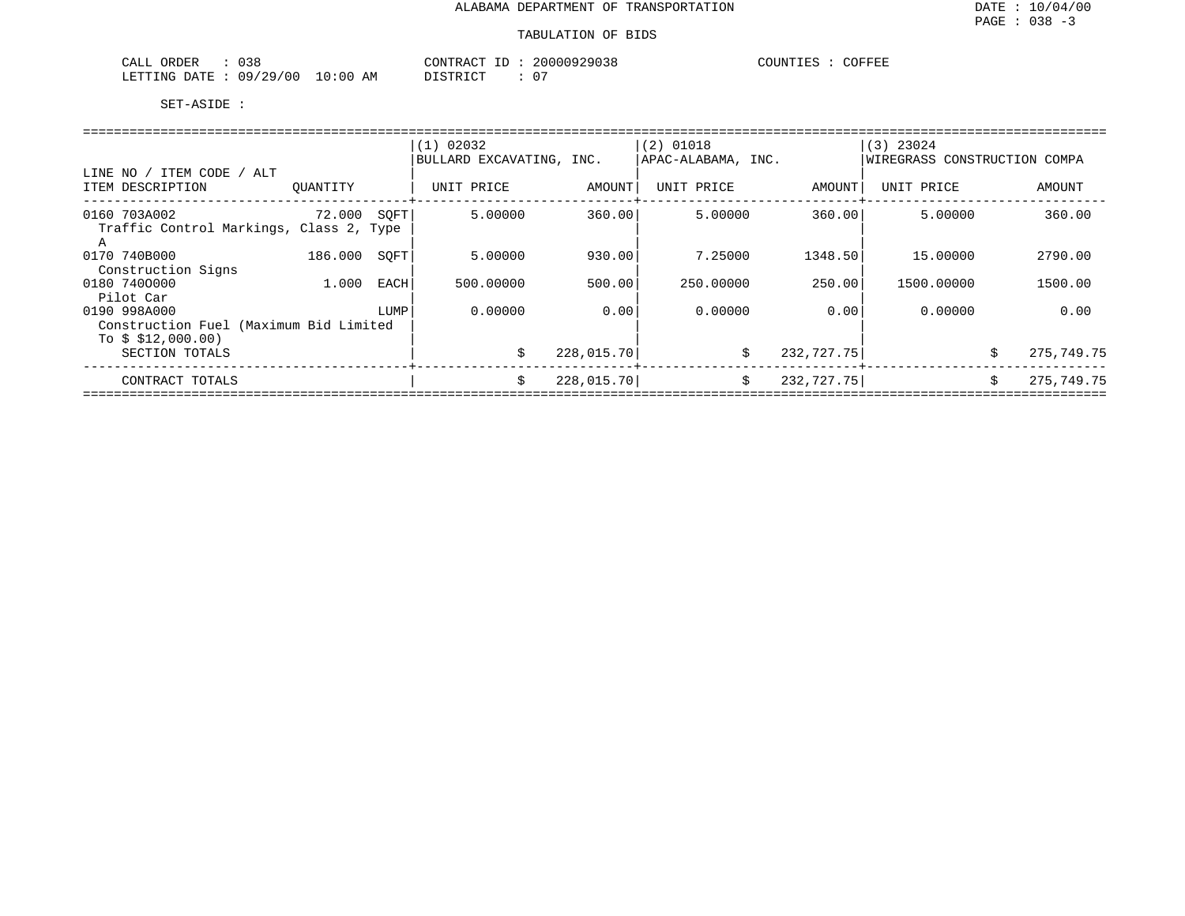ALABAMA DEPARTMENT OF TRANSPORTATION

TABULATION OF BIDS

DATE : 10/04/00

PAGE : 038 -3

CALL ORDER : 038
LETTING DATE : 09/29/00 10:00 AM

CONTRACT ID : 20000929038
DISTRICT : 07

COUNTIES : COFFEE

SET-ASIDE :

| LINE NO / ITEM CODE / ALT<br>ITEM DESCRIPTION | QUANTITY | (1) 02032<br>BULLARD EXCAVATING, INC.<br>UNIT PRICE | AMOUNT | (2) 01018<br>APAC-ALABAMA, INC.<br>UNIT PRICE | AMOUNT | (3) 23024<br>WIREGRASS CONSTRUCTION COMPA<br>UNIT PRICE | AMOUNT |
|---|---|---|---|---|---|---|---|
| 0160 703A002<br>Traffic Control Markings, Class 2, Type A | 72.000 SQFT | 5.00000 | 360.00 | 5.00000 | 360.00 | 5.00000 | 360.00 |
| 0170 740B000<br>Construction Signs | 186.000 SQFT | 5.00000 | 930.00 | 7.25000 | 1348.50 | 15.00000 | 2790.00 |
| 0180 740O000<br>Pilot Car | 1.000 EACH | 500.00000 | 500.00 | 250.00000 | 250.00 | 1500.00000 | 1500.00 |
| 0190 998A000<br>Construction Fuel (Maximum Bid Limited To $ $12,000.00) | LUMP | 0.00000 | 0.00 | 0.00000 | 0.00 | 0.00000 | 0.00 |
| SECTION TOTALS | | | $ 228,015.70 | | $ 232,727.75 | | $ 275,749.75 |
| CONTRACT TOTALS | | | $ 228,015.70 | | $ 232,727.75 | | $ 275,749.75 |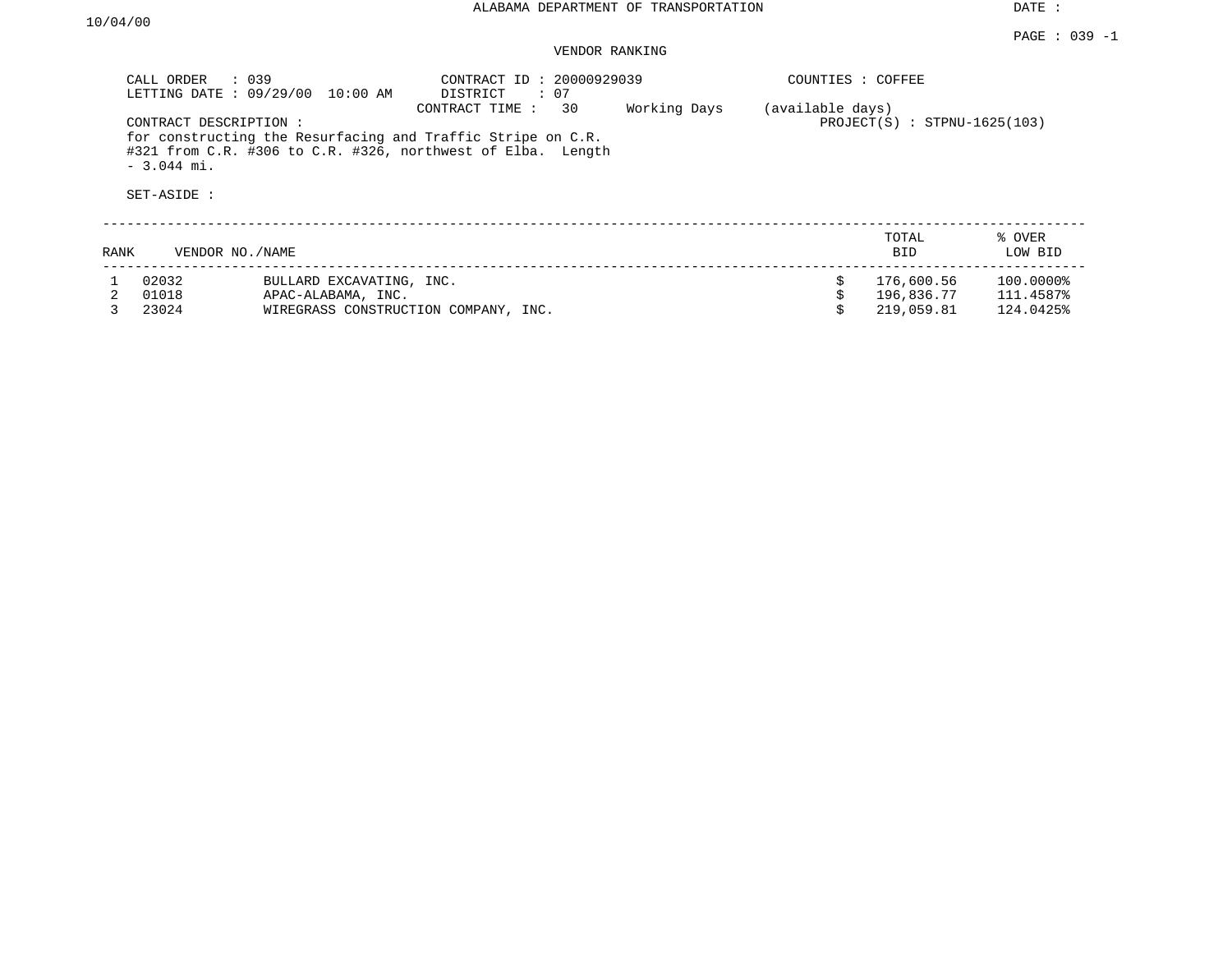ALABAMA DEPARTMENT OF TRANSPORTATION

DATE : 10/04/00

PAGE : 039 -1

VENDOR RANKING

CALL ORDER : 039
LETTING DATE : 09/29/00 10:00 AM
CONTRACT ID : 20000929039
DISTRICT : 07
CONTRACT TIME : 30 Working Days (available days)
COUNTIES : COFFEE
PROJECT(S) : STPNU-1625(103)

CONTRACT DESCRIPTION :
for constructing the Resurfacing and Traffic Stripe on C.R. #321 from C.R. #306 to C.R. #326, northwest of Elba. Length - 3.044 mi.

SET-ASIDE :

| RANK | VENDOR NO./NAME | | TOTAL BID | % OVER LOW BID |
|---|---|---|---|---|
| 1 | 02032 | BULLARD EXCAVATING, INC. | $ 176,600.56 | 100.0000% |
| 2 | 01018 | APAC-ALABAMA, INC. | $ 196,836.77 | 111.4587% |
| 3 | 23024 | WIREGRASS CONSTRUCTION COMPANY, INC. | $ 219,059.81 | 124.0425% |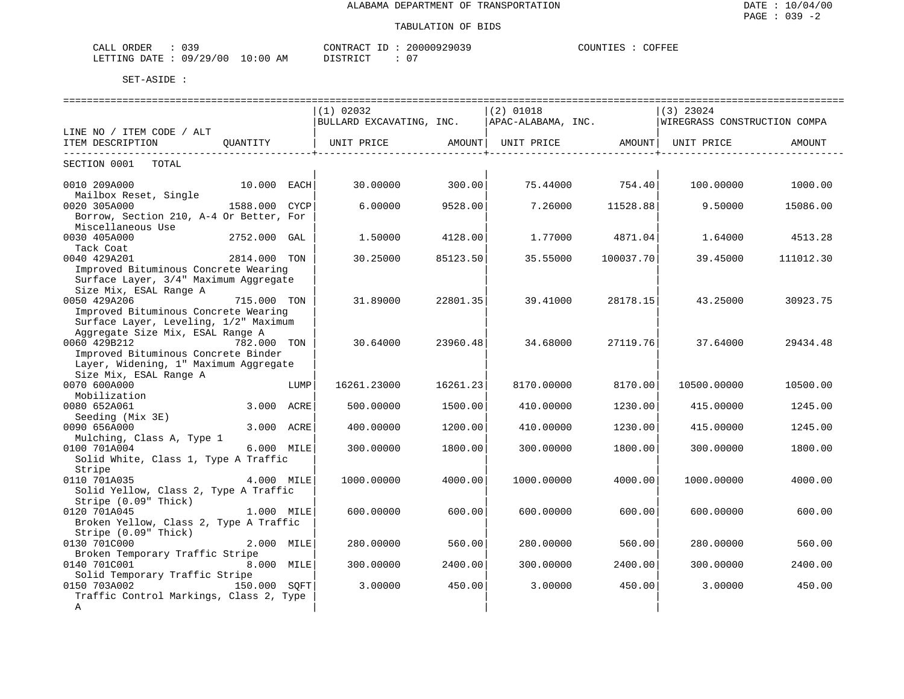# ALABAMA DEPARTMENT OF TRANSPORTATION

## TABULATION OF BIDS

DATE : 10/04/00
PAGE : 039 -2

CALL ORDER : 039 | CONTRACT ID : 20000929039 | COUNTIES : COFFEE
LETTING DATE : 09/29/00 10:00 AM | DISTRICT : 07

SET-ASIDE :

| LINE NO / ITEM CODE / ALT<br>ITEM DESCRIPTION | QUANTITY | (1) 02032<br>BULLARD EXCAVATING, INC.<br>UNIT PRICE | AMOUNT | (2) 01018<br>APAC-ALABAMA, INC.<br>UNIT PRICE | AMOUNT | (3) 23024<br>WIREGRASS CONSTRUCTION COMPA<br>UNIT PRICE | AMOUNT |
|---|---|---|---|---|---|---|---|
| SECTION 0001 TOTAL | | | | | | | |
| 0010 209A000<br>Mailbox Reset, Single | 10.000 EACH | 30.00000 | 300.00 | 75.44000 | 754.40 | 100.00000 | 1000.00 |
| 0020 305A000<br>Borrow, Section 210, A-4 Or Better, For Miscellaneous Use | 1588.000 CYCP | 6.00000 | 9528.00 | 7.26000 | 11528.88 | 9.50000 | 15086.00 |
| 0030 405A000<br>Tack Coat | 2752.000 GAL | 1.50000 | 4128.00 | 1.77000 | 4871.04 | 1.64000 | 4513.28 |
| 0040 429A201<br>Improved Bituminous Concrete Wearing Surface Layer, 3/4" Maximum Aggregate Size Mix, ESAL Range A | 2814.000 TON | 30.25000 | 85123.50 | 35.55000 | 100037.70 | 39.45000 | 111012.30 |
| 0050 429A206<br>Improved Bituminous Concrete Wearing Surface Layer, Leveling, 1/2" Maximum Aggregate Size Mix, ESAL Range A | 715.000 TON | 31.89000 | 22801.35 | 39.41000 | 28178.15 | 43.25000 | 30923.75 |
| 0060 429B212<br>Improved Bituminous Concrete Binder Layer, Widening, 1" Maximum Aggregate Size Mix, ESAL Range A | 782.000 TON | 30.64000 | 23960.48 | 34.68000 | 27119.76 | 37.64000 | 29434.48 |
| 0070 600A000<br>Mobilization | LUMP | 16261.23000 | 16261.23 | 8170.00000 | 8170.00 | 10500.00000 | 10500.00 |
| 0080 652A061<br>Seeding (Mix 3E) | 3.000 ACRE | 500.00000 | 1500.00 | 410.00000 | 1230.00 | 415.00000 | 1245.00 |
| 0090 656A000<br>Mulching, Class A, Type 1 | 3.000 ACRE | 400.00000 | 1200.00 | 410.00000 | 1230.00 | 415.00000 | 1245.00 |
| 0100 701A004<br>Solid White, Class 1, Type A Traffic Stripe | 6.000 MILE | 300.00000 | 1800.00 | 300.00000 | 1800.00 | 300.00000 | 1800.00 |
| 0110 701A035<br>Solid Yellow, Class 2, Type A Traffic Stripe (0.09" Thick) | 4.000 MILE | 1000.00000 | 4000.00 | 1000.00000 | 4000.00 | 1000.00000 | 4000.00 |
| 0120 701A045<br>Broken Yellow, Class 2, Type A Traffic Stripe (0.09" Thick) | 1.000 MILE | 600.00000 | 600.00 | 600.00000 | 600.00 | 600.00000 | 600.00 |
| 0130 701C000<br>Broken Temporary Traffic Stripe | 2.000 MILE | 280.00000 | 560.00 | 280.00000 | 560.00 | 280.00000 | 560.00 |
| 0140 701C001<br>Solid Temporary Traffic Stripe | 8.000 MILE | 300.00000 | 2400.00 | 300.00000 | 2400.00 | 300.00000 | 2400.00 |
| 0150 703A002<br>Traffic Control Markings, Class 2, Type A | 150.000 SQFT | 3.00000 | 450.00 | 3.00000 | 450.00 | 3.00000 | 450.00 |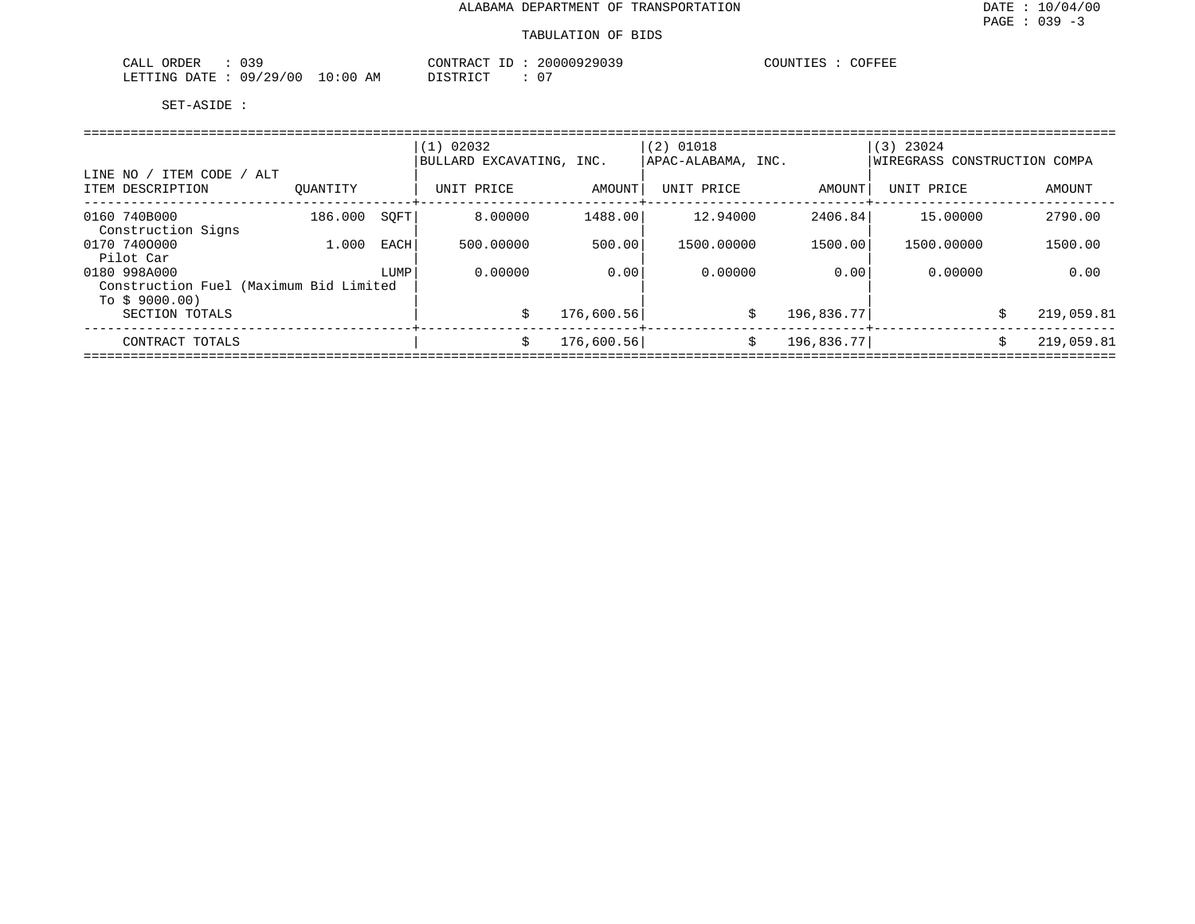ALABAMA DEPARTMENT OF TRANSPORTATION

TABULATION OF BIDS

DATE : 10/04/00
PAGE : 039 -3

CALL ORDER : 039 CONTRACT ID : 20000929039 COUNTIES : COFFEE
LETTING DATE : 09/29/00 10:00 AM DISTRICT : 07

SET-ASIDE :

| LINE NO / ITEM CODE / ALT<br>ITEM DESCRIPTION | QUANTITY | | (1) 02032<br>BULLARD EXCAVATING, INC.<br>UNIT PRICE | AMOUNT | (2) 01018<br>APAC-ALABAMA, INC.<br>UNIT PRICE | AMOUNT | (3) 23024<br>WIREGRASS CONSTRUCTION COMPA<br>UNIT PRICE | AMOUNT |
|---|---|---|---|---|---|---|---|---|
| 0160 740B000<br>Construction Signs | 186.000 | SQFT | 8.00000 | 1488.00 | 12.94000 | 2406.84 | 15.00000 | 2790.00 |
| 0170 740O000<br>Pilot Car | 1.000 | EACH | 500.00000 | 500.00 | 1500.00000 | 1500.00 | 1500.00000 | 1500.00 |
| 0180 998A000<br>Construction Fuel (Maximum Bid Limited To $ 9000.00) | | LUMP | 0.00000 | 0.00 | 0.00000 | 0.00 | 0.00000 | 0.00 |
| SECTION TOTALS | | | $ | 176,600.56 | $ | 196,836.77 | $ | 219,059.81 |
| CONTRACT TOTALS | | | $ | 176,600.56 | $ | 196,836.77 | $ | 219,059.81 |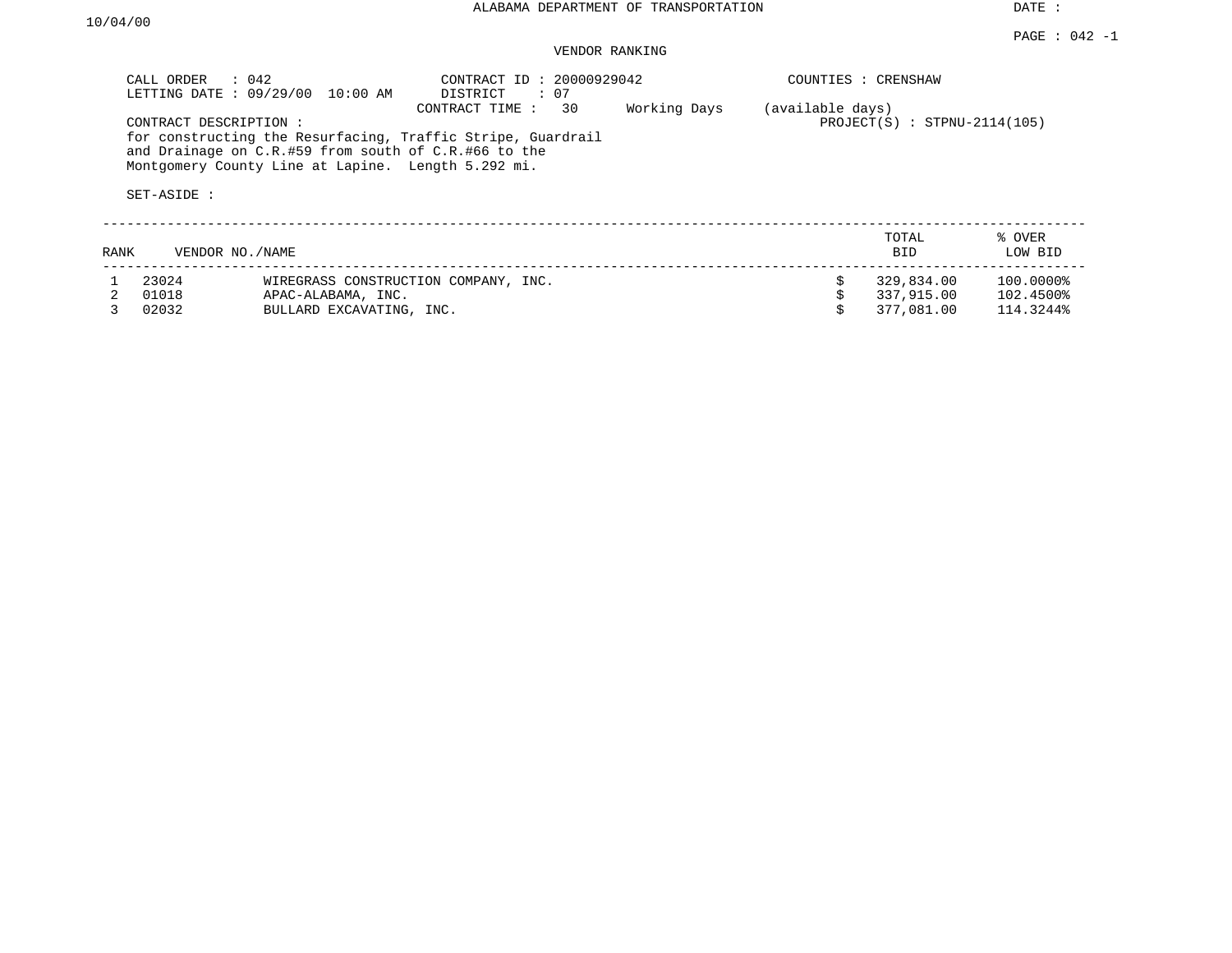ALABAMA DEPARTMENT OF TRANSPORTATION

DATE : 10/04/00

PAGE : 042 -1

VENDOR RANKING

CALL ORDER : 042
LETTING DATE : 09/29/00 10:00 AM

CONTRACT ID : 20000929042
DISTRICT : 07
CONTRACT TIME : 30 Working Days (available days)

COUNTIES : CRENSHAW

PROJECT(S) : STPNU-2114(105)

CONTRACT DESCRIPTION :
for constructing the Resurfacing, Traffic Stripe, Guardrail and Drainage on C.R.#59 from south of C.R.#66 to the Montgomery County Line at Lapine. Length 5.292 mi.

SET-ASIDE :

| RANK | VENDOR NO./NAME | | TOTAL BID | % OVER LOW BID |
|---|---|---|---|---|
| 1 | 23024 | WIREGRASS CONSTRUCTION COMPANY, INC. | $ 329,834.00 | 100.0000% |
| 2 | 01018 | APAC-ALABAMA, INC. | $ 337,915.00 | 102.4500% |
| 3 | 02032 | BULLARD EXCAVATING, INC. | $ 377,081.00 | 114.3244% |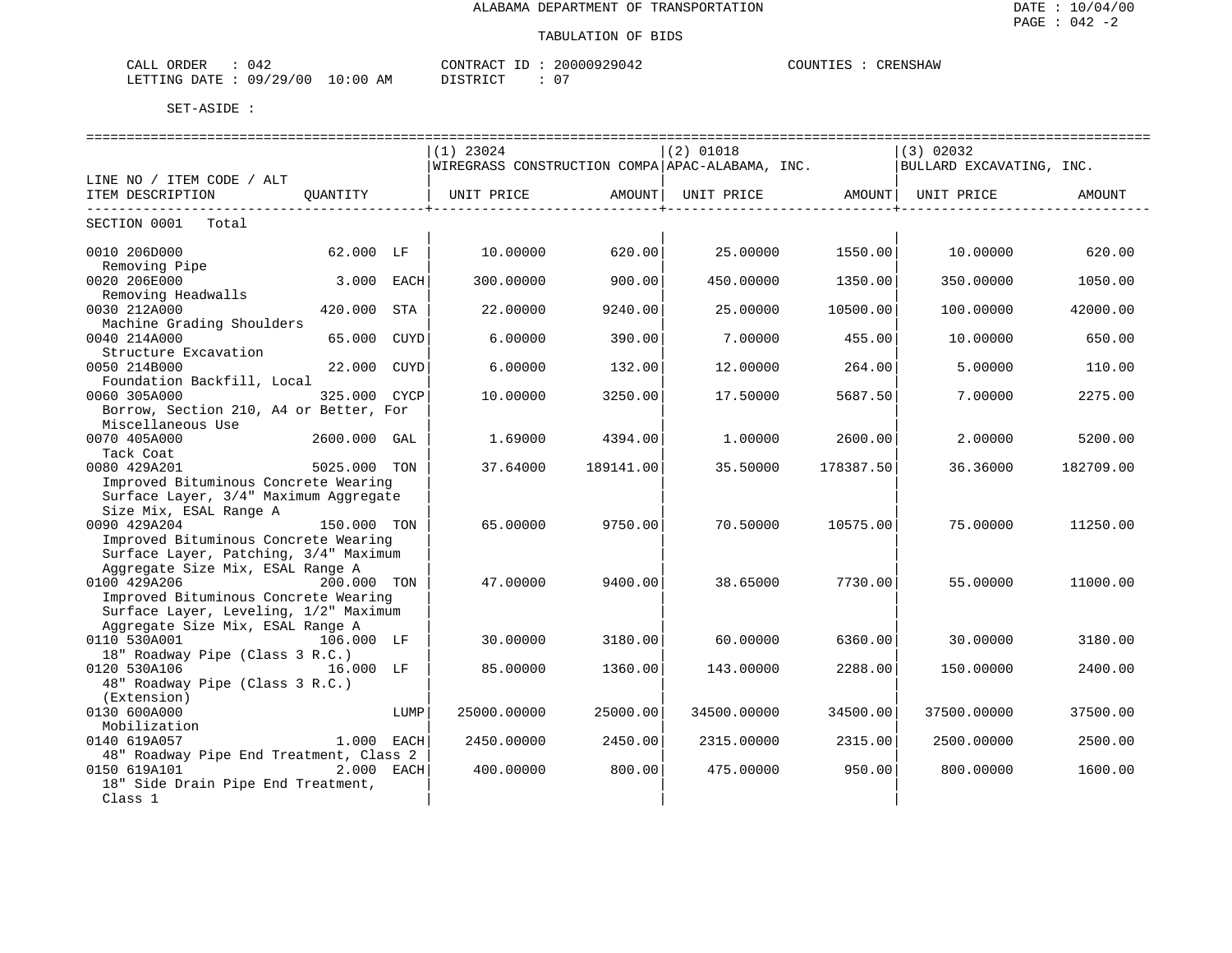ALABAMA DEPARTMENT OF TRANSPORTATION

TABULATION OF BIDS

CALL ORDER : 042 CONTRACT ID : 20000929042 COUNTIES : CRENSHAW
LETTING DATE : 09/29/00 10:00 AM DISTRICT : 07

SET-ASIDE :

| LINE NO / ITEM CODE / ALT ITEM DESCRIPTION | QUANTITY | | (1) 23024 WIREGRASS CONSTRUCTION COMPA UNIT PRICE | AMOUNT | (2) 01018 APAC-ALABAMA, INC. UNIT PRICE | AMOUNT | (3) 02032 BULLARD EXCAVATING, INC. UNIT PRICE | AMOUNT |
|---|---|---|---|---|---|---|---|---|
| SECTION 0001 Total | | | | | | | | |
| 0010 206D000 Removing Pipe | 62.000 | LF | 10.00000 | 620.00 | 25.00000 | 1550.00 | 10.00000 | 620.00 |
| 0020 206E000 Removing Headwalls | 3.000 | EACH | 300.00000 | 900.00 | 450.00000 | 1350.00 | 350.00000 | 1050.00 |
| 0030 212A000 Machine Grading Shoulders | 420.000 | STA | 22.00000 | 9240.00 | 25.00000 | 10500.00 | 100.00000 | 42000.00 |
| 0040 214A000 Structure Excavation | 65.000 | CUYD | 6.00000 | 390.00 | 7.00000 | 455.00 | 10.00000 | 650.00 |
| 0050 214B000 Foundation Backfill, Local | 22.000 | CUYD | 6.00000 | 132.00 | 12.00000 | 264.00 | 5.00000 | 110.00 |
| 0060 305A000 Borrow, Section 210, A4 or Better, For Miscellaneous Use | 325.000 | CYCP | 10.00000 | 3250.00 | 17.50000 | 5687.50 | 7.00000 | 2275.00 |
| 0070 405A000 Tack Coat | 2600.000 | GAL | 1.69000 | 4394.00 | 1.00000 | 2600.00 | 2.00000 | 5200.00 |
| 0080 429A201 Improved Bituminous Concrete Wearing Surface Layer, 3/4" Maximum Aggregate Size Mix, ESAL Range A | 5025.000 | TON | 37.64000 | 189141.00 | 35.50000 | 178387.50 | 36.36000 | 182709.00 |
| 0090 429A204 Improved Bituminous Concrete Wearing Surface Layer, Patching, 3/4" Maximum Aggregate Size Mix, ESAL Range A | 150.000 | TON | 65.00000 | 9750.00 | 70.50000 | 10575.00 | 75.00000 | 11250.00 |
| 0100 429A206 Improved Bituminous Concrete Wearing Surface Layer, Leveling, 1/2" Maximum Aggregate Size Mix, ESAL Range A | 200.000 | TON | 47.00000 | 9400.00 | 38.65000 | 7730.00 | 55.00000 | 11000.00 |
| 0110 530A001 18" Roadway Pipe (Class 3 R.C.) | 106.000 | LF | 30.00000 | 3180.00 | 60.00000 | 6360.00 | 30.00000 | 3180.00 |
| 0120 530A106 48" Roadway Pipe (Class 3 R.C.) (Extension) | 16.000 | LF | 85.00000 | 1360.00 | 143.00000 | 2288.00 | 150.00000 | 2400.00 |
| 0130 600A000 Mobilization | | LUMP | 25000.00000 | 25000.00 | 34500.00000 | 34500.00 | 37500.00000 | 37500.00 |
| 0140 619A057 48" Roadway Pipe End Treatment, Class 2 | 1.000 | EACH | 2450.00000 | 2450.00 | 2315.00000 | 2315.00 | 2500.00000 | 2500.00 |
| 0150 619A101 18" Side Drain Pipe End Treatment, Class 1 | 2.000 | EACH | 400.00000 | 800.00 | 475.00000 | 950.00 | 800.00000 | 1600.00 |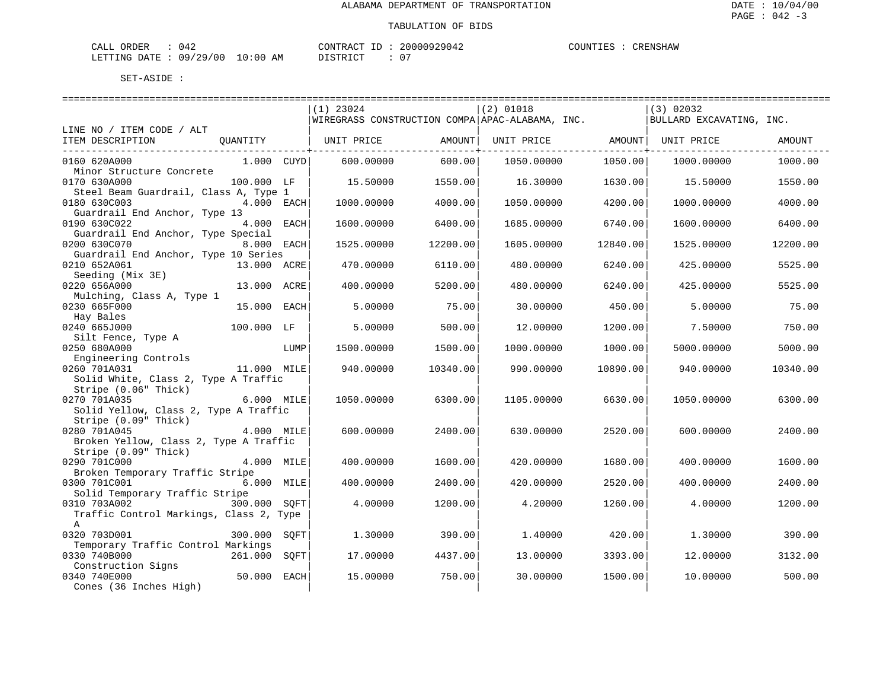ALABAMA DEPARTMENT OF TRANSPORTATION

TABULATION OF BIDS

DATE : 10/04/00
PAGE : 042 -3

CALL ORDER : 042 &nbsp;&nbsp;&nbsp; CONTRACT ID : 20000929042 &nbsp;&nbsp;&nbsp; COUNTIES : CRENSHAW
LETTING DATE : 09/29/00 10:00 AM &nbsp;&nbsp;&nbsp; DISTRICT : 07

SET-ASIDE :

| LINE NO / ITEM CODE / ALT ITEM DESCRIPTION | QUANTITY | (1) 23024 WIREGRASS CONSTRUCTION COMPA UNIT PRICE | AMOUNT | (2) 01018 APAC-ALABAMA, INC. UNIT PRICE | AMOUNT | (3) 02032 BULLARD EXCAVATING, INC. UNIT PRICE | AMOUNT |
|---|---|---|---|---|---|---|---|
| 0160 620A000 Minor Structure Concrete | 1.000 CUYD | 600.00000 | 600.00 | 1050.00000 | 1050.00 | 1000.00000 | 1000.00 |
| 0170 630A000 Steel Beam Guardrail, Class A, Type 1 | 100.000 LF | 15.50000 | 1550.00 | 16.30000 | 1630.00 | 15.50000 | 1550.00 |
| 0180 630C003 Guardrail End Anchor, Type 13 | 4.000 EACH | 1000.00000 | 4000.00 | 1050.00000 | 4200.00 | 1000.00000 | 4000.00 |
| 0190 630C022 Guardrail End Anchor, Type Special | 4.000 EACH | 1600.00000 | 6400.00 | 1685.00000 | 6740.00 | 1600.00000 | 6400.00 |
| 0200 630C070 Guardrail End Anchor, Type 10 Series | 8.000 EACH | 1525.00000 | 12200.00 | 1605.00000 | 12840.00 | 1525.00000 | 12200.00 |
| 0210 652A061 Seeding (Mix 3E) | 13.000 ACRE | 470.00000 | 6110.00 | 480.00000 | 6240.00 | 425.00000 | 5525.00 |
| 0220 656A000 Mulching, Class A, Type 1 | 13.000 ACRE | 400.00000 | 5200.00 | 480.00000 | 6240.00 | 425.00000 | 5525.00 |
| 0230 665F000 Hay Bales | 15.000 EACH | 5.00000 | 75.00 | 30.00000 | 450.00 | 5.00000 | 75.00 |
| 0240 665J000 Silt Fence, Type A | 100.000 LF | 5.00000 | 500.00 | 12.00000 | 1200.00 | 7.50000 | 750.00 |
| 0250 680A000 Engineering Controls | LUMP | 1500.00000 | 1500.00 | 1000.00000 | 1000.00 | 5000.00000 | 5000.00 |
| 0260 701A031 Solid White, Class 2, Type A Traffic Stripe (0.06" Thick) | 11.000 MILE | 940.00000 | 10340.00 | 990.00000 | 10890.00 | 940.00000 | 10340.00 |
| 0270 701A035 Solid Yellow, Class 2, Type A Traffic Stripe (0.09" Thick) | 6.000 MILE | 1050.00000 | 6300.00 | 1105.00000 | 6630.00 | 1050.00000 | 6300.00 |
| 0280 701A045 Broken Yellow, Class 2, Type A Traffic Stripe (0.09" Thick) | 4.000 MILE | 600.00000 | 2400.00 | 630.00000 | 2520.00 | 600.00000 | 2400.00 |
| 0290 701C000 Broken Temporary Traffic Stripe | 4.000 MILE | 400.00000 | 1600.00 | 420.00000 | 1680.00 | 400.00000 | 1600.00 |
| 0300 701C001 Solid Temporary Traffic Stripe | 6.000 MILE | 400.00000 | 2400.00 | 420.00000 | 2520.00 | 400.00000 | 2400.00 |
| 0310 703A002 Traffic Control Markings, Class 2, Type A | 300.000 SQFT | 4.00000 | 1200.00 | 4.20000 | 1260.00 | 4.00000 | 1200.00 |
| 0320 703D001 Temporary Traffic Control Markings | 300.000 SQFT | 1.30000 | 390.00 | 1.40000 | 420.00 | 1.30000 | 390.00 |
| 0330 740B000 Construction Signs | 261.000 SQFT | 17.00000 | 4437.00 | 13.00000 | 3393.00 | 12.00000 | 3132.00 |
| 0340 740E000 Cones (36 Inches High) | 50.000 EACH | 15.00000 | 750.00 | 30.00000 | 1500.00 | 10.00000 | 500.00 |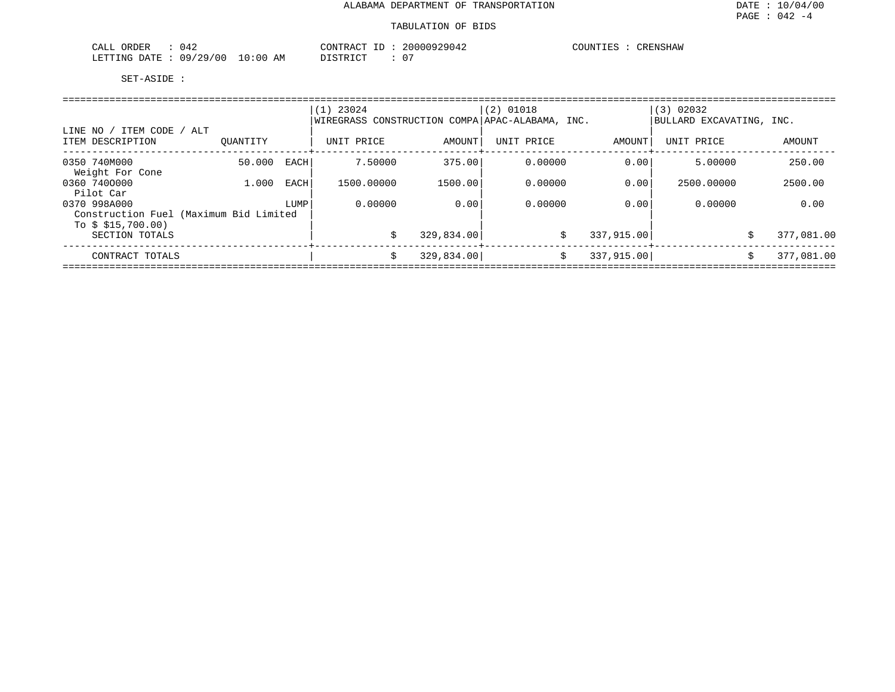ALABAMA DEPARTMENT OF TRANSPORTATION

TABULATION OF BIDS

DATE : 10/04/00
PAGE : 042 -4

CALL ORDER : 042
LETTING DATE : 09/29/00 10:00 AM

CONTRACT ID : 20000929042
DISTRICT : 07

COUNTIES : CRENSHAW

SET-ASIDE :

| LINE NO / ITEM CODE / ALT<br>ITEM DESCRIPTION | QUANTITY | | (1) 23024<br>WIREGRASS CONSTRUCTION COMPA<br>UNIT PRICE | AMOUNT | (2) 01018<br>APAC-ALABAMA, INC.<br>UNIT PRICE | AMOUNT | (3) 02032<br>BULLARD EXCAVATING, INC.<br>UNIT PRICE | AMOUNT |
|---|---|---|---|---|---|---|---|---|
| 0350 740M000<br>Weight For Cone | 50.000 | EACH | 7.50000 | 375.00 | 0.00000 | 0.00 | 5.00000 | 250.00 |
| 0360 740O000<br>Pilot Car | 1.000 | EACH | 1500.00000 | 1500.00 | 0.00000 | 0.00 | 2500.00000 | 2500.00 |
| 0370 998A000<br>Construction Fuel (Maximum Bid Limited To $ $15,700.00) | | LUMP | 0.00000 | 0.00 | 0.00000 | 0.00 | 0.00000 | 0.00 |
| SECTION TOTALS | | | | $ 329,834.00 | | $ 337,915.00 | | $ 377,081.00 |
| CONTRACT TOTALS | | | | $ 329,834.00 | | $ 337,915.00 | | $ 377,081.00 |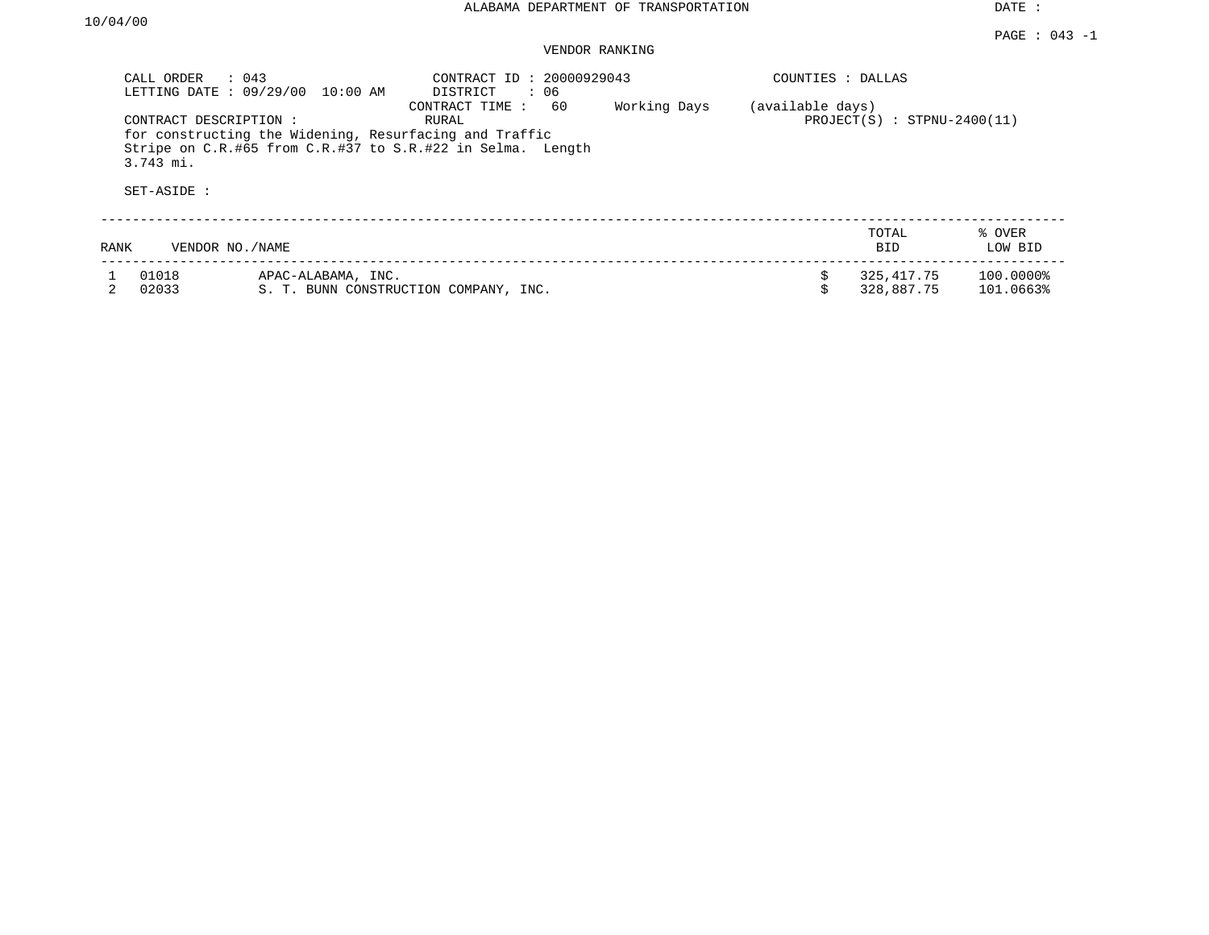ALABAMA DEPARTMENT OF TRANSPORTATION

DATE : 10/04/00

PAGE : 043 -1

VENDOR RANKING

CALL ORDER : 043
LETTING DATE : 09/29/00 10:00 AM

CONTRACT ID : 20000929043
DISTRICT : 06
CONTRACT TIME : 60 Working Days (available days)
RURAL

COUNTIES : DALLAS

PROJECT(S) : STPNU-2400(11)

CONTRACT DESCRIPTION :
for constructing the Widening, Resurfacing and Traffic Stripe on C.R.#65 from C.R.#37 to S.R.#22 in Selma. Length 3.743 mi.

SET-ASIDE :

| RANK | VENDOR NO./NAME | | TOTAL BID | % OVER LOW BID |
|---|---|---|---|---|
| 1 | 01018 | APAC-ALABAMA, INC. | $ 325,417.75 | 100.0000% |
| 2 | 02033 | S. T. BUNN CONSTRUCTION COMPANY, INC. | $ 328,887.75 | 101.0663% |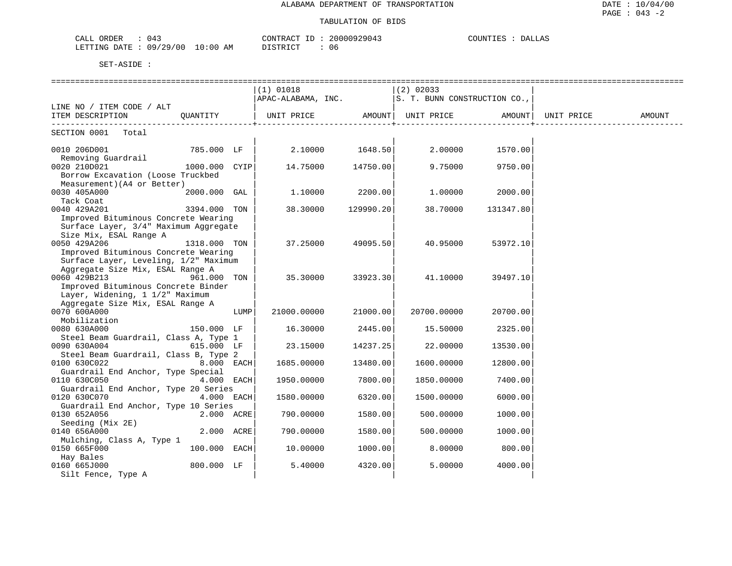ALABAMA DEPARTMENT OF TRANSPORTATION

TABULATION OF BIDS

DATE : 10/04/00
PAGE : 043 -2

CALL ORDER : 043
LETTING DATE : 09/29/00 10:00 AM

CONTRACT ID : 20000929043
DISTRICT : 06

COUNTIES : DALLAS

SET-ASIDE :

| LINE NO / ITEM CODE / ALT<br>ITEM DESCRIPTION | QUANTITY | (1) 01018<br>APAC-ALABAMA, INC.<br>UNIT PRICE | AMOUNT | (2) 02033<br>S. T. BUNN CONSTRUCTION CO.,<br>UNIT PRICE | AMOUNT | UNIT PRICE | AMOUNT |
|---|---|---|---|---|---|---|---|
| SECTION 0001 Total | | | | | | | |
| 0010 206D001<br>Removing Guardrail | 785.000 LF | 2.10000 | 1648.50 | 2.00000 | 1570.00 | | |
| 0020 210D021<br>Borrow Excavation (Loose Truckbed Measurement)(A4 or Better) | 1000.000 CYIP | 14.75000 | 14750.00 | 9.75000 | 9750.00 | | |
| 0030 405A000<br>Tack Coat | 2000.000 GAL | 1.10000 | 2200.00 | 1.00000 | 2000.00 | | |
| 0040 429A201<br>Improved Bituminous Concrete Wearing Surface Layer, 3/4" Maximum Aggregate Size Mix, ESAL Range A | 3394.000 TON | 38.30000 | 129990.20 | 38.70000 | 131347.80 | | |
| 0050 429A206<br>Improved Bituminous Concrete Wearing Surface Layer, Leveling, 1/2" Maximum Aggregate Size Mix, ESAL Range A | 1318.000 TON | 37.25000 | 49095.50 | 40.95000 | 53972.10 | | |
| 0060 429B213<br>Improved Bituminous Concrete Binder Layer, Widening, 1 1/2" Maximum Aggregate Size Mix, ESAL Range A | 961.000 TON | 35.30000 | 33923.30 | 41.10000 | 39497.10 | | |
| 0070 600A000<br>Mobilization | LUMP | 21000.00000 | 21000.00 | 20700.00000 | 20700.00 | | |
| 0080 630A000<br>Steel Beam Guardrail, Class A, Type 1 | 150.000 LF | 16.30000 | 2445.00 | 15.50000 | 2325.00 | | |
| 0090 630A004<br>Steel Beam Guardrail, Class B, Type 2 | 615.000 LF | 23.15000 | 14237.25 | 22.00000 | 13530.00 | | |
| 0100 630C022<br>Guardrail End Anchor, Type Special | 8.000 EACH | 1685.00000 | 13480.00 | 1600.00000 | 12800.00 | | |
| 0110 630C050<br>Guardrail End Anchor, Type 20 Series | 4.000 EACH | 1950.00000 | 7800.00 | 1850.00000 | 7400.00 | | |
| 0120 630C070<br>Guardrail End Anchor, Type 10 Series | 4.000 EACH | 1580.00000 | 6320.00 | 1500.00000 | 6000.00 | | |
| 0130 652A056<br>Seeding (Mix 2E) | 2.000 ACRE | 790.00000 | 1580.00 | 500.00000 | 1000.00 | | |
| 0140 656A000<br>Mulching, Class A, Type 1 | 2.000 ACRE | 790.00000 | 1580.00 | 500.00000 | 1000.00 | | |
| 0150 665F000<br>Hay Bales | 100.000 EACH | 10.00000 | 1000.00 | 8.00000 | 800.00 | | |
| 0160 665J000<br>Silt Fence, Type A | 800.000 LF | 5.40000 | 4320.00 | 5.00000 | 4000.00 | | |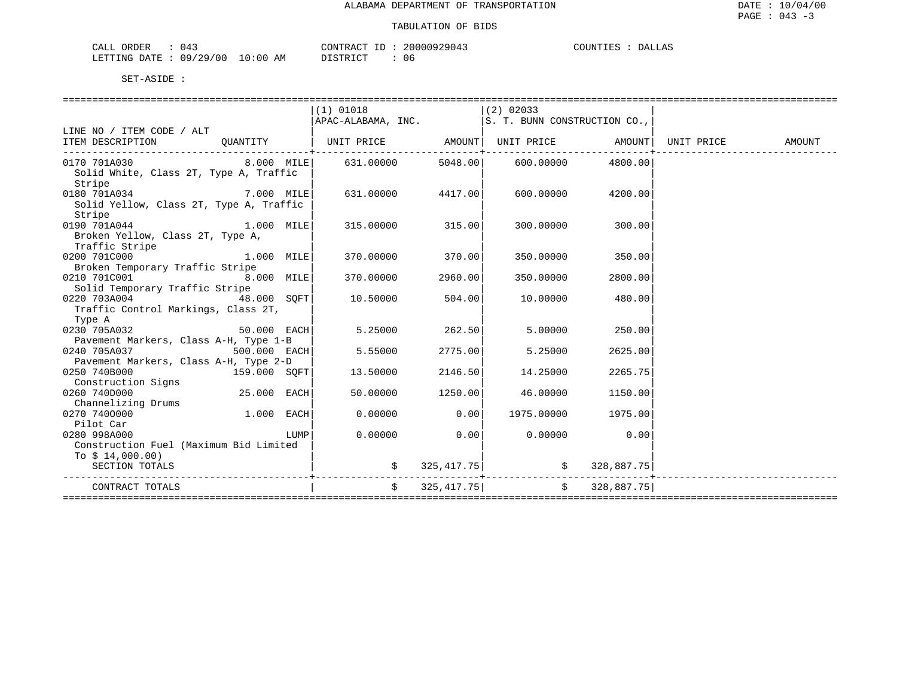ALABAMA DEPARTMENT OF TRANSPORTATION

TABULATION OF BIDS

DATE : 10/04/00
PAGE : 043 -3

CALL ORDER : 043 CONTRACT ID : 20000929043 COUNTIES : DALLAS
LETTING DATE : 09/29/00 10:00 AM DISTRICT : 06

SET-ASIDE :

| LINE NO / ITEM CODE / ALT ITEM DESCRIPTION | QUANTITY | (1) 01018 APAC-ALABAMA, INC. UNIT PRICE | AMOUNT | (2) 02033 S. T. BUNN CONSTRUCTION CO., UNIT PRICE | AMOUNT | UNIT PRICE | AMOUNT |
|---|---|---|---|---|---|---|---|
| 0170 701A030 Solid White, Class 2T, Type A, Traffic Stripe | 8.000 MILE | 631.00000 | 5048.00 | 600.00000 | 4800.00 | | |
| 0180 701A034 Solid Yellow, Class 2T, Type A, Traffic Stripe | 7.000 MILE | 631.00000 | 4417.00 | 600.00000 | 4200.00 | | |
| 0190 701A044 Broken Yellow, Class 2T, Type A, Traffic Stripe | 1.000 MILE | 315.00000 | 315.00 | 300.00000 | 300.00 | | |
| 0200 701C000 Broken Temporary Traffic Stripe | 1.000 MILE | 370.00000 | 370.00 | 350.00000 | 350.00 | | |
| 0210 701C001 Solid Temporary Traffic Stripe | 8.000 MILE | 370.00000 | 2960.00 | 350.00000 | 2800.00 | | |
| 0220 703A004 Traffic Control Markings, Class 2T, Type A | 48.000 SQFT | 10.50000 | 504.00 | 10.00000 | 480.00 | | |
| 0230 705A032 Pavement Markers, Class A-H, Type 1-B | 50.000 EACH | 5.25000 | 262.50 | 5.00000 | 250.00 | | |
| 0240 705A037 Pavement Markers, Class A-H, Type 2-D | 500.000 EACH | 5.55000 | 2775.00 | 5.25000 | 2625.00 | | |
| 0250 740B000 Construction Signs | 159.000 SQFT | 13.50000 | 2146.50 | 14.25000 | 2265.75 | | |
| 0260 740D000 Channelizing Drums | 25.000 EACH | 50.00000 | 1250.00 | 46.00000 | 1150.00 | | |
| 0270 740O000 Pilot Car | 1.000 EACH | 0.00000 | 0.00 | 1975.00000 | 1975.00 | | |
| 0280 998A000 Construction Fuel (Maximum Bid Limited To $ 14,000.00) | LUMP | 0.00000 | 0.00 | 0.00000 | 0.00 | | |
| SECTION TOTALS | | $ | 325,417.75 | $ | 328,887.75 | | |
| CONTRACT TOTALS | | $ | 325,417.75 | $ | 328,887.75 | | |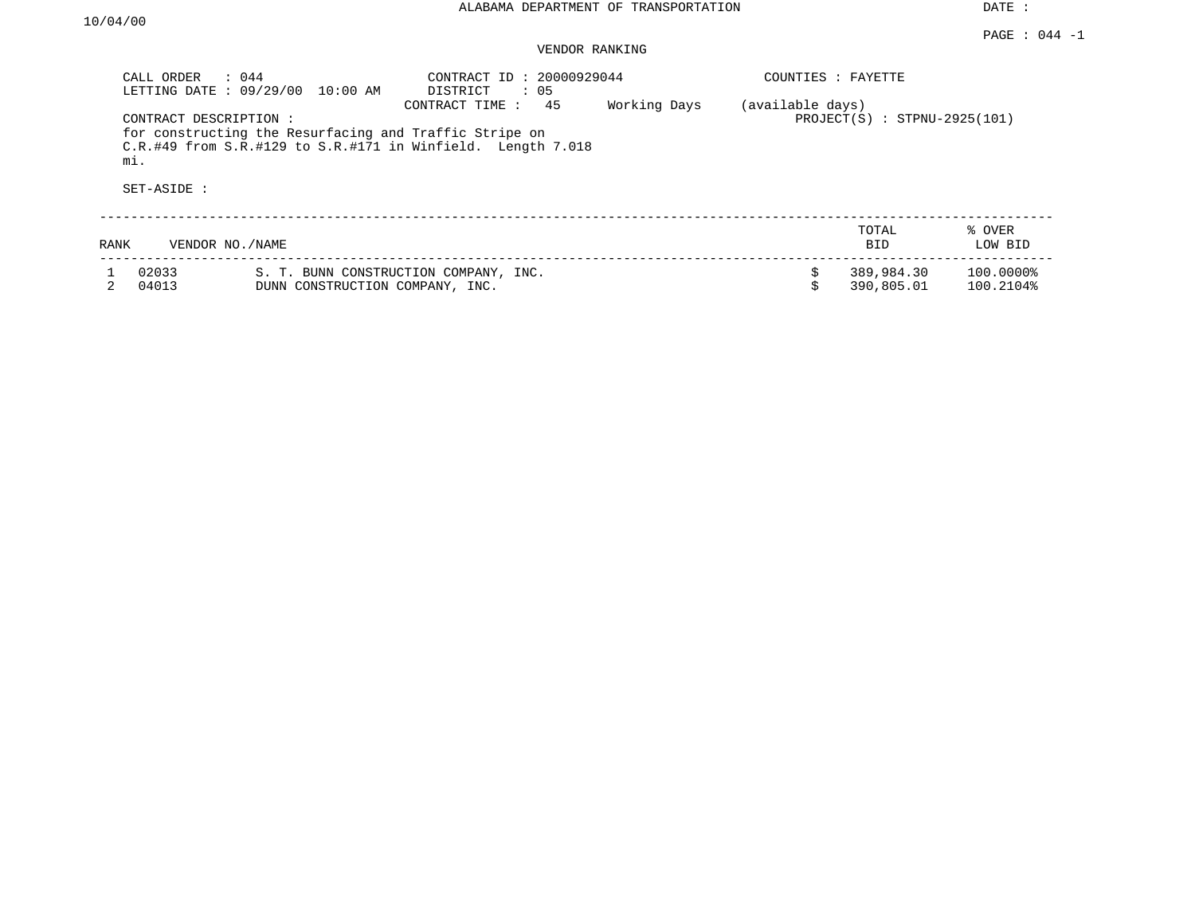ALABAMA DEPARTMENT OF TRANSPORTATION

DATE : 10/04/00

PAGE : 044 -1

VENDOR RANKING

CALL ORDER : 044
LETTING DATE : 09/29/00 10:00 AM

CONTRACT ID : 20000929044
DISTRICT : 05
CONTRACT TIME : 45 Working Days (available days)

COUNTIES : FAYETTE

PROJECT(S) : STPNU-2925(101)

CONTRACT DESCRIPTION :
for constructing the Resurfacing and Traffic Stripe on C.R.#49 from S.R.#129 to S.R.#171 in Winfield. Length 7.018 mi.

SET-ASIDE :

| RANK | VENDOR NO./NAME | | TOTAL BID | % OVER LOW BID |
|---|---|---|---|---|
| 1 | 02033 | S. T. BUNN CONSTRUCTION COMPANY, INC. | $ 389,984.30 | 100.0000% |
| 2 | 04013 | DUNN CONSTRUCTION COMPANY, INC. | $ 390,805.01 | 100.2104% |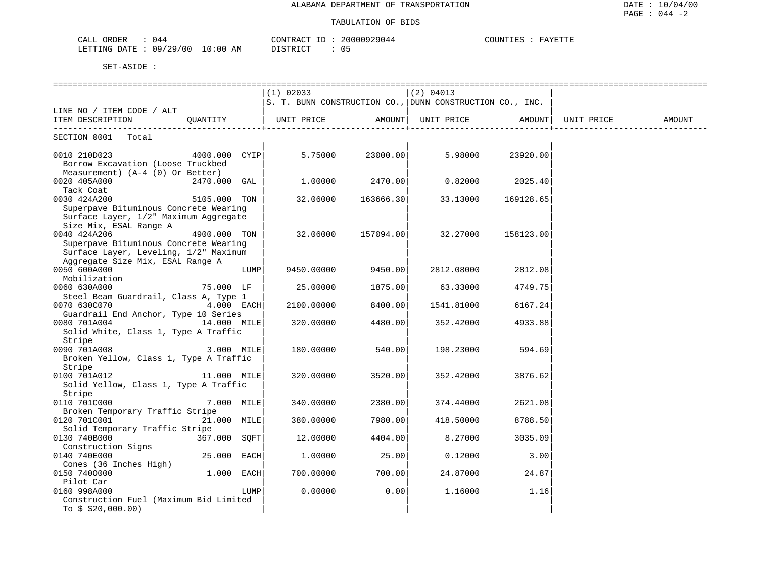ALABAMA DEPARTMENT OF TRANSPORTATION

TABULATION OF BIDS

CALL ORDER : 044 CONTRACT ID : 20000929044 COUNTIES : FAYETTE
LETTING DATE : 09/29/00 10:00 AM DISTRICT : 05

SET-ASIDE :

| LINE NO / ITEM CODE / ALT ITEM DESCRIPTION | QUANTITY | (1) 02033 S. T. BUNN CONSTRUCTION CO., UNIT PRICE | AMOUNT | (2) 04013 DUNN CONSTRUCTION CO., INC. UNIT PRICE | AMOUNT | UNIT PRICE | AMOUNT |
|---|---|---|---|---|---|---|---|
| SECTION 0001 Total | | | | | | | |
| 0010 210D023 Borrow Excavation (Loose Truckbed Measurement) (A-4 (0) Or Better) | 4000.000 CYIP | 5.75000 | 23000.00 | 5.98000 | 23920.00 | | |
| 0020 405A000 Tack Coat | 2470.000 GAL | 1.00000 | 2470.00 | 0.82000 | 2025.40 | | |
| 0030 424A200 Superpave Bituminous Concrete Wearing Surface Layer, 1/2" Maximum Aggregate Size Mix, ESAL Range A | 5105.000 TON | 32.06000 | 163666.30 | 33.13000 | 169128.65 | | |
| 0040 424A206 Superpave Bituminous Concrete Wearing Surface Layer, Leveling, 1/2" Maximum Aggregate Size Mix, ESAL Range A | 4900.000 TON | 32.06000 | 157094.00 | 32.27000 | 158123.00 | | |
| 0050 600A000 Mobilization | LUMP | 9450.00000 | 9450.00 | 2812.08000 | 2812.08 | | |
| 0060 630A000 Steel Beam Guardrail, Class A, Type 1 | 75.000 LF | 25.00000 | 1875.00 | 63.33000 | 4749.75 | | |
| 0070 630C070 Guardrail End Anchor, Type 10 Series | 4.000 EACH | 2100.00000 | 8400.00 | 1541.81000 | 6167.24 | | |
| 0080 701A004 Solid White, Class 1, Type A Traffic Stripe | 14.000 MILE | 320.00000 | 4480.00 | 352.42000 | 4933.88 | | |
| 0090 701A008 Broken Yellow, Class 1, Type A Traffic Stripe | 3.000 MILE | 180.00000 | 540.00 | 198.23000 | 594.69 | | |
| 0100 701A012 Solid Yellow, Class 1, Type A Traffic Stripe | 11.000 MILE | 320.00000 | 3520.00 | 352.42000 | 3876.62 | | |
| 0110 701C000 Broken Temporary Traffic Stripe | 7.000 MILE | 340.00000 | 2380.00 | 374.44000 | 2621.08 | | |
| 0120 701C001 Solid Temporary Traffic Stripe | 21.000 MILE | 380.00000 | 7980.00 | 418.50000 | 8788.50 | | |
| 0130 740B000 Construction Signs | 367.000 SQFT | 12.00000 | 4404.00 | 8.27000 | 3035.09 | | |
| 0140 740E000 Cones (36 Inches High) | 25.000 EACH | 1.00000 | 25.00 | 0.12000 | 3.00 | | |
| 0150 740O000 Pilot Car | 1.000 EACH | 700.00000 | 700.00 | 24.87000 | 24.87 | | |
| 0160 998A000 Construction Fuel (Maximum Bid Limited To $ $20,000.00) | LUMP | 0.00000 | 0.00 | 1.16000 | 1.16 | | |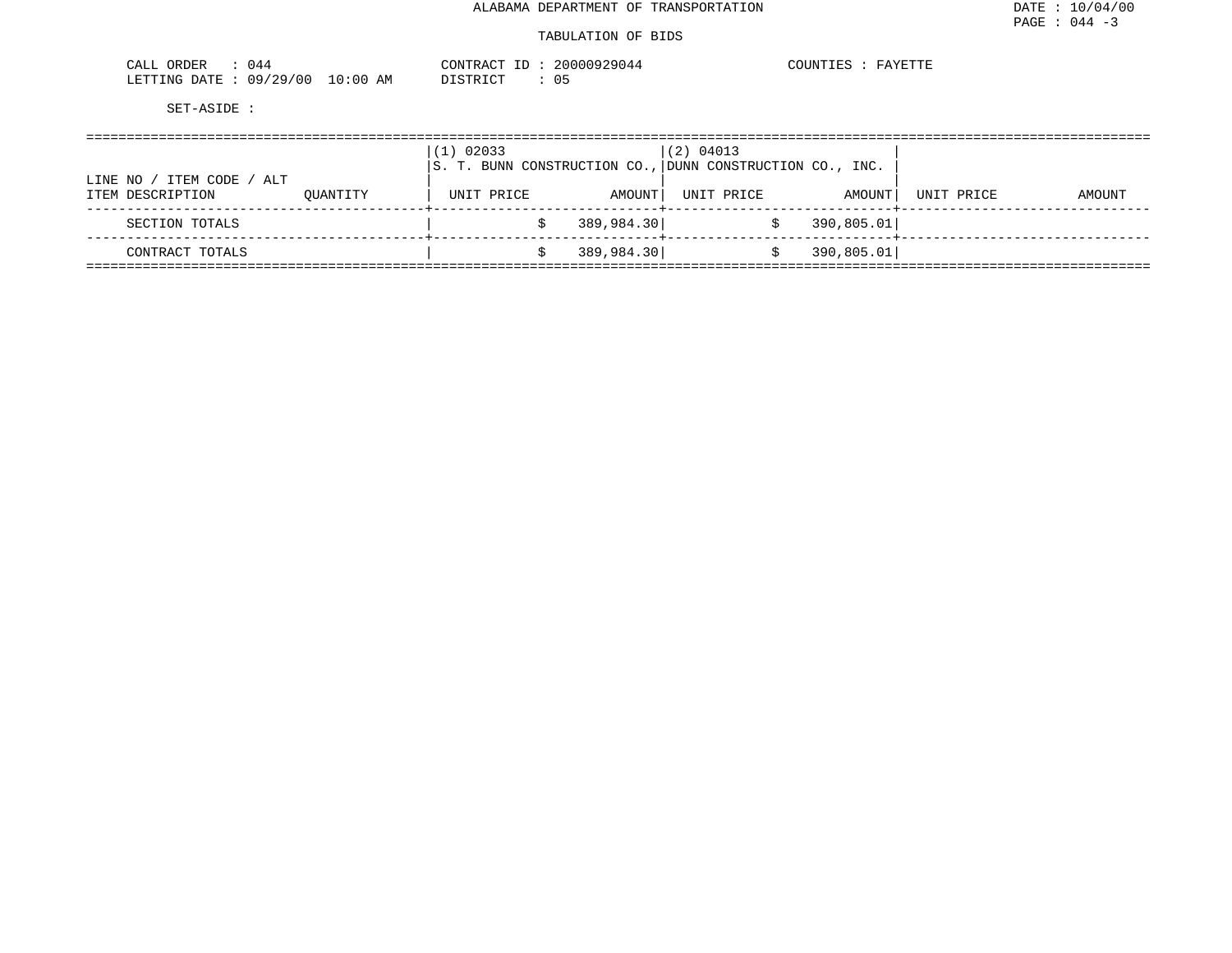ALABAMA DEPARTMENT OF TRANSPORTATION

TABULATION OF BIDS

DATE : 10/04/00
PAGE : 044 -3

CALL ORDER : 044
LETTING DATE : 09/29/00 10:00 AM

CONTRACT ID : 20000929044
DISTRICT : 05

COUNTIES : FAYETTE

SET-ASIDE :

| LINE NO / ITEM CODE / ALT<br>ITEM DESCRIPTION | QUANTITY | (1) 02033<br>S. T. BUNN CONSTRUCTION CO.,<br>UNIT PRICE | AMOUNT | (2) 04013<br>DUNN CONSTRUCTION CO., INC.<br>UNIT PRICE | AMOUNT | UNIT PRICE | AMOUNT |
|---|---|---|---|---|---|---|---|
| SECTION TOTALS | | | $ 389,984.30 | | $ 390,805.01 | | |
| CONTRACT TOTALS | | | $ 389,984.30 | | $ 390,805.01 | | |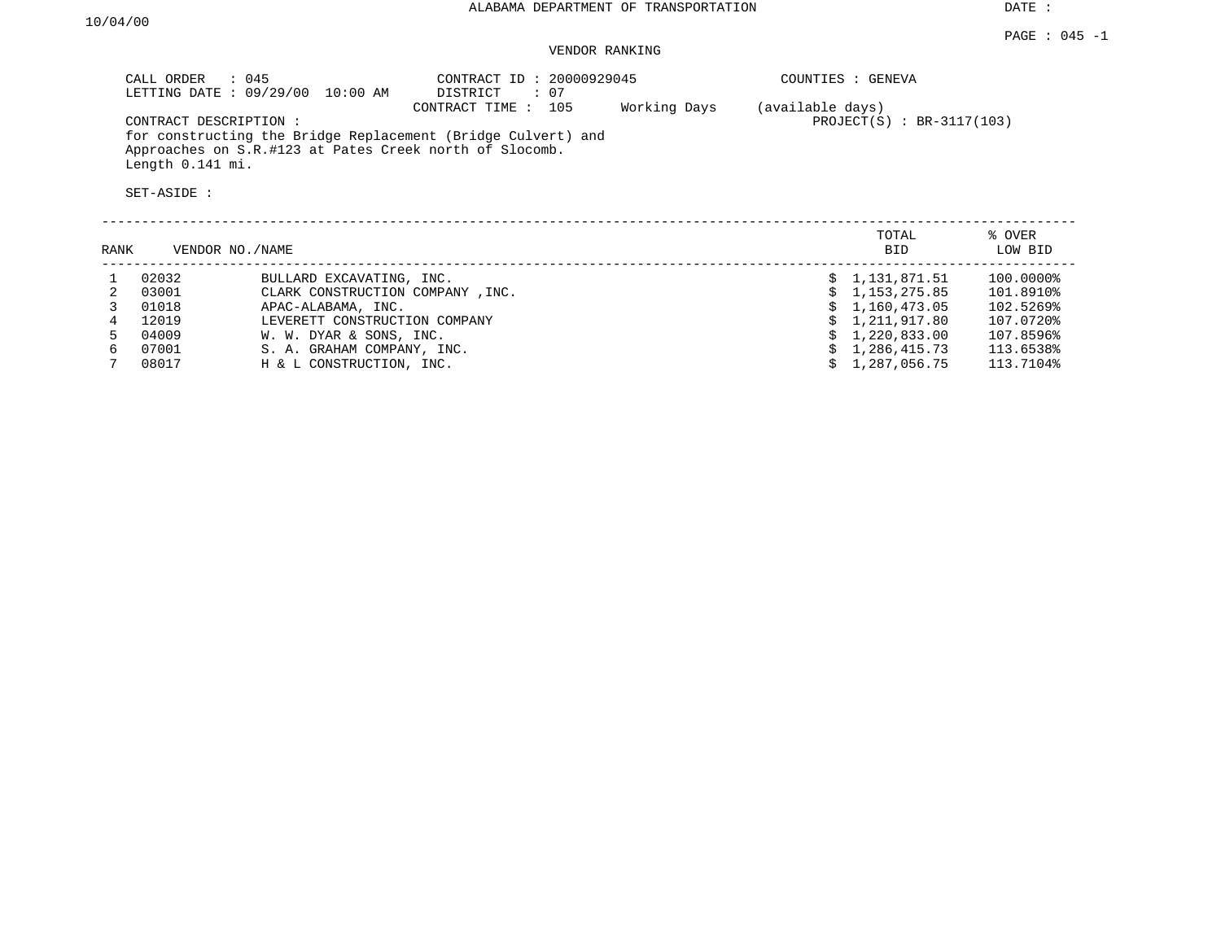ALABAMA DEPARTMENT OF TRANSPORTATION

DATE : 10/04/00

PAGE : 045 -1

VENDOR RANKING

CALL ORDER : 045
LETTING DATE : 09/29/00 10:00 AM

CONTRACT ID : 20000929045
DISTRICT : 07
CONTRACT TIME : 105 Working Days (available days)

COUNTIES : GENEVA

PROJECT(S) : BR-3117(103)

CONTRACT DESCRIPTION :
for constructing the Bridge Replacement (Bridge Culvert) and Approaches on S.R.#123 at Pates Creek north of Slocomb. Length 0.141 mi.

SET-ASIDE :

| RANK | VENDOR NO./NAME | | TOTAL BID | % OVER LOW BID |
|---|---|---|---|---|
| 1 | 02032 | BULLARD EXCAVATING, INC. | $ 1,131,871.51 | 100.0000% |
| 2 | 03001 | CLARK CONSTRUCTION COMPANY ,INC. | $ 1,153,275.85 | 101.8910% |
| 3 | 01018 | APAC-ALABAMA, INC. | $ 1,160,473.05 | 102.5269% |
| 4 | 12019 | LEVERETT CONSTRUCTION COMPANY | $ 1,211,917.80 | 107.0720% |
| 5 | 04009 | W. W. DYAR & SONS, INC. | $ 1,220,833.00 | 107.8596% |
| 6 | 07001 | S. A. GRAHAM COMPANY, INC. | $ 1,286,415.73 | 113.6538% |
| 7 | 08017 | H & L CONSTRUCTION, INC. | $ 1,287,056.75 | 113.7104% |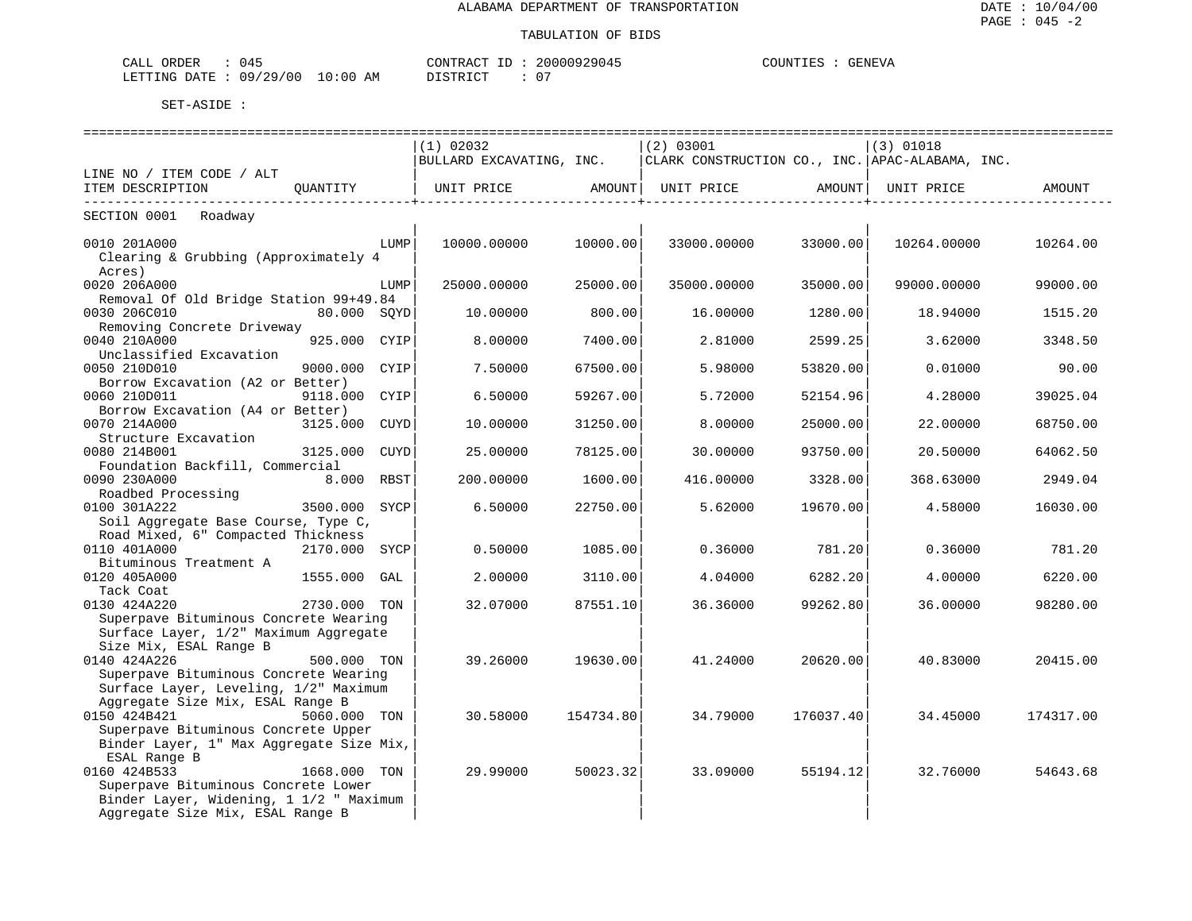ALABAMA DEPARTMENT OF TRANSPORTATION

DATE : 10/04/00

PAGE : 045 -2

TABULATION OF BIDS

CALL ORDER : 045 CONTRACT ID : 20000929045 COUNTIES : GENEVA

LETTING DATE : 09/29/00 10:00 AM DISTRICT : 07

SET-ASIDE :

| LINE NO / ITEM CODE / ALT ITEM DESCRIPTION | QUANTITY | (1) 02032 BULLARD EXCAVATING, INC. UNIT PRICE | AMOUNT | (2) 03001 CLARK CONSTRUCTION CO., INC. UNIT PRICE | AMOUNT | (3) 01018 APAC-ALABAMA, INC. UNIT PRICE | AMOUNT |
|---|---|---|---|---|---|---|---|
| **SECTION 0001 Roadway** | | | | | | | |
| 0010 201A000 Clearing & Grubbing (Approximately 4 Acres) | LUMP | 10000.00000 | 10000.00 | 33000.00000 | 33000.00 | 10264.00000 | 10264.00 |
| 0020 206A000 Removal Of Old Bridge Station 99+49.84 | LUMP | 25000.00000 | 25000.00 | 35000.00000 | 35000.00 | 99000.00000 | 99000.00 |
| 0030 206C010 Removing Concrete Driveway | 80.000 SQYD | 10.00000 | 800.00 | 16.00000 | 1280.00 | 18.94000 | 1515.20 |
| 0040 210A000 Unclassified Excavation | 925.000 CYIP | 8.00000 | 7400.00 | 2.81000 | 2599.25 | 3.62000 | 3348.50 |
| 0050 210D010 Borrow Excavation (A2 or Better) | 9000.000 CYIP | 7.50000 | 67500.00 | 5.98000 | 53820.00 | 0.01000 | 90.00 |
| 0060 210D011 Borrow Excavation (A4 or Better) | 9118.000 CYIP | 6.50000 | 59267.00 | 5.72000 | 52154.96 | 4.28000 | 39025.04 |
| 0070 214A000 Structure Excavation | 3125.000 CUYD | 10.00000 | 31250.00 | 8.00000 | 25000.00 | 22.00000 | 68750.00 |
| 0080 214B001 Foundation Backfill, Commercial | 3125.000 CUYD | 25.00000 | 78125.00 | 30.00000 | 93750.00 | 20.50000 | 64062.50 |
| 0090 230A000 Roadbed Processing | 8.000 RBST | 200.00000 | 1600.00 | 416.00000 | 3328.00 | 368.63000 | 2949.04 |
| 0100 301A222 Soil Aggregate Base Course, Type C, Road Mixed, 6" Compacted Thickness | 3500.000 SYCP | 6.50000 | 22750.00 | 5.62000 | 19670.00 | 4.58000 | 16030.00 |
| 0110 401A000 Bituminous Treatment A | 2170.000 SYCP | 0.50000 | 1085.00 | 0.36000 | 781.20 | 0.36000 | 781.20 |
| 0120 405A000 Tack Coat | 1555.000 GAL | 2.00000 | 3110.00 | 4.04000 | 6282.20 | 4.00000 | 6220.00 |
| 0130 424A220 Superpave Bituminous Concrete Wearing Surface Layer, 1/2" Maximum Aggregate Size Mix, ESAL Range B | 2730.000 TON | 32.07000 | 87551.10 | 36.36000 | 99262.80 | 36.00000 | 98280.00 |
| 0140 424A226 Superpave Bituminous Concrete Wearing Surface Layer, Leveling, 1/2" Maximum Aggregate Size Mix, ESAL Range B | 500.000 TON | 39.26000 | 19630.00 | 41.24000 | 20620.00 | 40.83000 | 20415.00 |
| 0150 424B421 Superpave Bituminous Concrete Upper Binder Layer, 1" Max Aggregate Size Mix, ESAL Range B | 5060.000 TON | 30.58000 | 154734.80 | 34.79000 | 176037.40 | 34.45000 | 174317.00 |
| 0160 424B533 Superpave Bituminous Concrete Lower Binder Layer, Widening, 1 1/2 " Maximum Aggregate Size Mix, ESAL Range B | 1668.000 TON | 29.99000 | 50023.32 | 33.09000 | 55194.12 | 32.76000 | 54643.68 |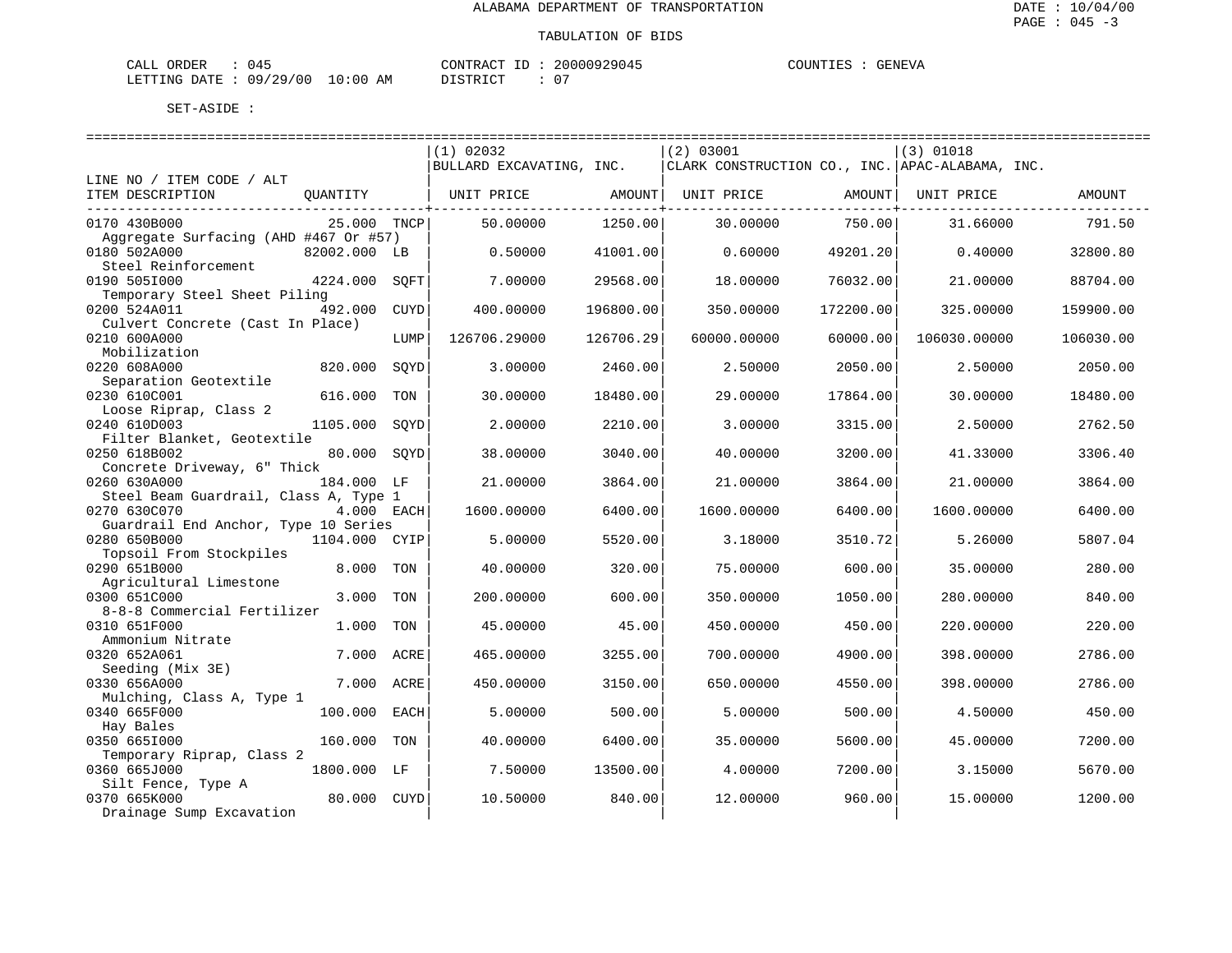ALABAMA DEPARTMENT OF TRANSPORTATION

TABULATION OF BIDS

DATE : 10/04/00
PAGE : 045 -3

CALL ORDER : 045 CONTRACT ID : 20000929045 COUNTIES : GENEVA
LETTING DATE : 09/29/00 10:00 AM DISTRICT : 07

SET-ASIDE :

| LINE NO / ITEM CODE / ALT ITEM DESCRIPTION | QUANTITY | | (1) 02032 BULLARD EXCAVATING, INC. UNIT PRICE | AMOUNT | (2) 03001 CLARK CONSTRUCTION CO., INC. UNIT PRICE | AMOUNT | (3) 01018 APAC-ALABAMA, INC. UNIT PRICE | AMOUNT |
|---|---|---|---|---|---|---|---|---|
| 0170 430B000 Aggregate Surfacing (AHD #467 Or #57) | 25.000 | TNCP | 50.00000 | 1250.00 | 30.00000 | 750.00 | 31.66000 | 791.50 |
| 0180 502A000 Steel Reinforcement | 82002.000 | LB | 0.50000 | 41001.00 | 0.60000 | 49201.20 | 0.40000 | 32800.80 |
| 0190 505I000 Temporary Steel Sheet Piling | 4224.000 | SQFT | 7.00000 | 29568.00 | 18.00000 | 76032.00 | 21.00000 | 88704.00 |
| 0200 524A011 Culvert Concrete (Cast In Place) | 492.000 | CUYD | 400.00000 | 196800.00 | 350.00000 | 172200.00 | 325.00000 | 159900.00 |
| 0210 600A000 Mobilization | | LUMP | 126706.29000 | 126706.29 | 60000.00000 | 60000.00 | 106030.00000 | 106030.00 |
| 0220 608A000 Separation Geotextile | 820.000 | SQYD | 3.00000 | 2460.00 | 2.50000 | 2050.00 | 2.50000 | 2050.00 |
| 0230 610C001 Loose Riprap, Class 2 | 616.000 | TON | 30.00000 | 18480.00 | 29.00000 | 17864.00 | 30.00000 | 18480.00 |
| 0240 610D003 Filter Blanket, Geotextile | 1105.000 | SQYD | 2.00000 | 2210.00 | 3.00000 | 3315.00 | 2.50000 | 2762.50 |
| 0250 618B002 Concrete Driveway, 6" Thick | 80.000 | SQYD | 38.00000 | 3040.00 | 40.00000 | 3200.00 | 41.33000 | 3306.40 |
| 0260 630A000 Steel Beam Guardrail, Class A, Type 1 | 184.000 | LF | 21.00000 | 3864.00 | 21.00000 | 3864.00 | 21.00000 | 3864.00 |
| 0270 630C070 Guardrail End Anchor, Type 10 Series | 4.000 | EACH | 1600.00000 | 6400.00 | 1600.00000 | 6400.00 | 1600.00000 | 6400.00 |
| 0280 650B000 Topsoil From Stockpiles | 1104.000 | CYIP | 5.00000 | 5520.00 | 3.18000 | 3510.72 | 5.26000 | 5807.04 |
| 0290 651B000 Agricultural Limestone | 8.000 | TON | 40.00000 | 320.00 | 75.00000 | 600.00 | 35.00000 | 280.00 |
| 0300 651C000 8-8-8 Commercial Fertilizer | 3.000 | TON | 200.00000 | 600.00 | 350.00000 | 1050.00 | 280.00000 | 840.00 |
| 0310 651F000 Ammonium Nitrate | 1.000 | TON | 45.00000 | 45.00 | 450.00000 | 450.00 | 220.00000 | 220.00 |
| 0320 652A061 Seeding (Mix 3E) | 7.000 | ACRE | 465.00000 | 3255.00 | 700.00000 | 4900.00 | 398.00000 | 2786.00 |
| 0330 656A000 Mulching, Class A, Type 1 | 7.000 | ACRE | 450.00000 | 3150.00 | 650.00000 | 4550.00 | 398.00000 | 2786.00 |
| 0340 665F000 Hay Bales | 100.000 | EACH | 5.00000 | 500.00 | 5.00000 | 500.00 | 4.50000 | 450.00 |
| 0350 665I000 Temporary Riprap, Class 2 | 160.000 | TON | 40.00000 | 6400.00 | 35.00000 | 5600.00 | 45.00000 | 7200.00 |
| 0360 665J000 Silt Fence, Type A | 1800.000 | LF | 7.50000 | 13500.00 | 4.00000 | 7200.00 | 3.15000 | 5670.00 |
| 0370 665K000 Drainage Sump Excavation | 80.000 | CUYD | 10.50000 | 840.00 | 12.00000 | 960.00 | 15.00000 | 1200.00 |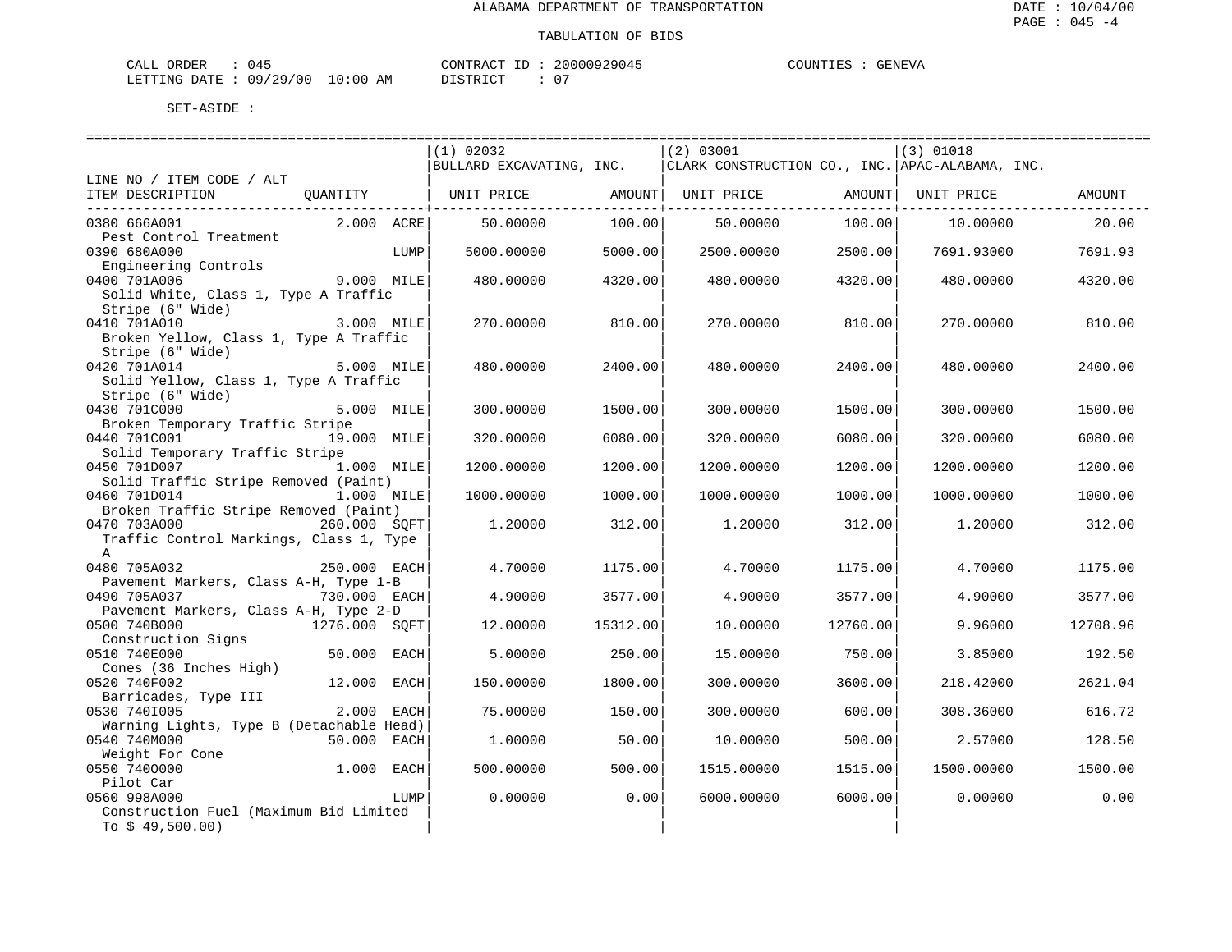ALABAMA DEPARTMENT OF TRANSPORTATION

TABULATION OF BIDS

DATE : 10/04/00
PAGE : 045 -4

CALL ORDER : 045
LETTING DATE : 09/29/00 10:00 AM

CONTRACT ID : 20000929045
DISTRICT : 07

COUNTIES : GENEVA

SET-ASIDE :

| LINE NO / ITEM CODE / ALT / ITEM DESCRIPTION | QUANTITY | (1) 02032 BULLARD EXCAVATING, INC. UNIT PRICE | AMOUNT | (2) 03001 CLARK CONSTRUCTION CO., INC. UNIT PRICE | AMOUNT | (3) 01018 APAC-ALABAMA, INC. UNIT PRICE | AMOUNT |
|---|---|---|---|---|---|---|---|
| 0380 666A001 Pest Control Treatment | 2.000 ACRE | 50.00000 | 100.00 | 50.00000 | 100.00 | 10.00000 | 20.00 |
| 0390 680A000 Engineering Controls | LUMP | 5000.00000 | 5000.00 | 2500.00000 | 2500.00 | 7691.93000 | 7691.93 |
| 0400 701A006 Solid White, Class 1, Type A Traffic Stripe (6" Wide) | 9.000 MILE | 480.00000 | 4320.00 | 480.00000 | 4320.00 | 480.00000 | 4320.00 |
| 0410 701A010 Broken Yellow, Class 1, Type A Traffic Stripe (6" Wide) | 3.000 MILE | 270.00000 | 810.00 | 270.00000 | 810.00 | 270.00000 | 810.00 |
| 0420 701A014 Solid Yellow, Class 1, Type A Traffic Stripe (6" Wide) | 5.000 MILE | 480.00000 | 2400.00 | 480.00000 | 2400.00 | 480.00000 | 2400.00 |
| 0430 701C000 Broken Temporary Traffic Stripe | 5.000 MILE | 300.00000 | 1500.00 | 300.00000 | 1500.00 | 300.00000 | 1500.00 |
| 0440 701C001 Solid Temporary Traffic Stripe | 19.000 MILE | 320.00000 | 6080.00 | 320.00000 | 6080.00 | 320.00000 | 6080.00 |
| 0450 701D007 Solid Traffic Stripe Removed (Paint) | 1.000 MILE | 1200.00000 | 1200.00 | 1200.00000 | 1200.00 | 1200.00000 | 1200.00 |
| 0460 701D014 Broken Traffic Stripe Removed (Paint) | 1.000 MILE | 1000.00000 | 1000.00 | 1000.00000 | 1000.00 | 1000.00000 | 1000.00 |
| 0470 703A000 Traffic Control Markings, Class 1, Type A | 260.000 SQFT | 1.20000 | 312.00 | 1.20000 | 312.00 | 1.20000 | 312.00 |
| 0480 705A032 Pavement Markers, Class A-H, Type 1-B | 250.000 EACH | 4.70000 | 1175.00 | 4.70000 | 1175.00 | 4.70000 | 1175.00 |
| 0490 705A037 Pavement Markers, Class A-H, Type 2-D | 730.000 EACH | 4.90000 | 3577.00 | 4.90000 | 3577.00 | 4.90000 | 3577.00 |
| 0500 740B000 Construction Signs | 1276.000 SQFT | 12.00000 | 15312.00 | 10.00000 | 12760.00 | 9.96000 | 12708.96 |
| 0510 740E000 Cones (36 Inches High) | 50.000 EACH | 5.00000 | 250.00 | 15.00000 | 750.00 | 3.85000 | 192.50 |
| 0520 740F002 Barricades, Type III | 12.000 EACH | 150.00000 | 1800.00 | 300.00000 | 3600.00 | 218.42000 | 2621.04 |
| 0530 740I005 Warning Lights, Type B (Detachable Head) | 2.000 EACH | 75.00000 | 150.00 | 300.00000 | 600.00 | 308.36000 | 616.72 |
| 0540 740M000 Weight For Cone | 50.000 EACH | 1.00000 | 50.00 | 10.00000 | 500.00 | 2.57000 | 128.50 |
| 0550 740O000 Pilot Car | 1.000 EACH | 500.00000 | 500.00 | 1515.00000 | 1515.00 | 1500.00000 | 1500.00 |
| 0560 998A000 Construction Fuel (Maximum Bid Limited To $ 49,500.00) | LUMP | 0.00000 | 0.00 | 6000.00000 | 6000.00 | 0.00000 | 0.00 |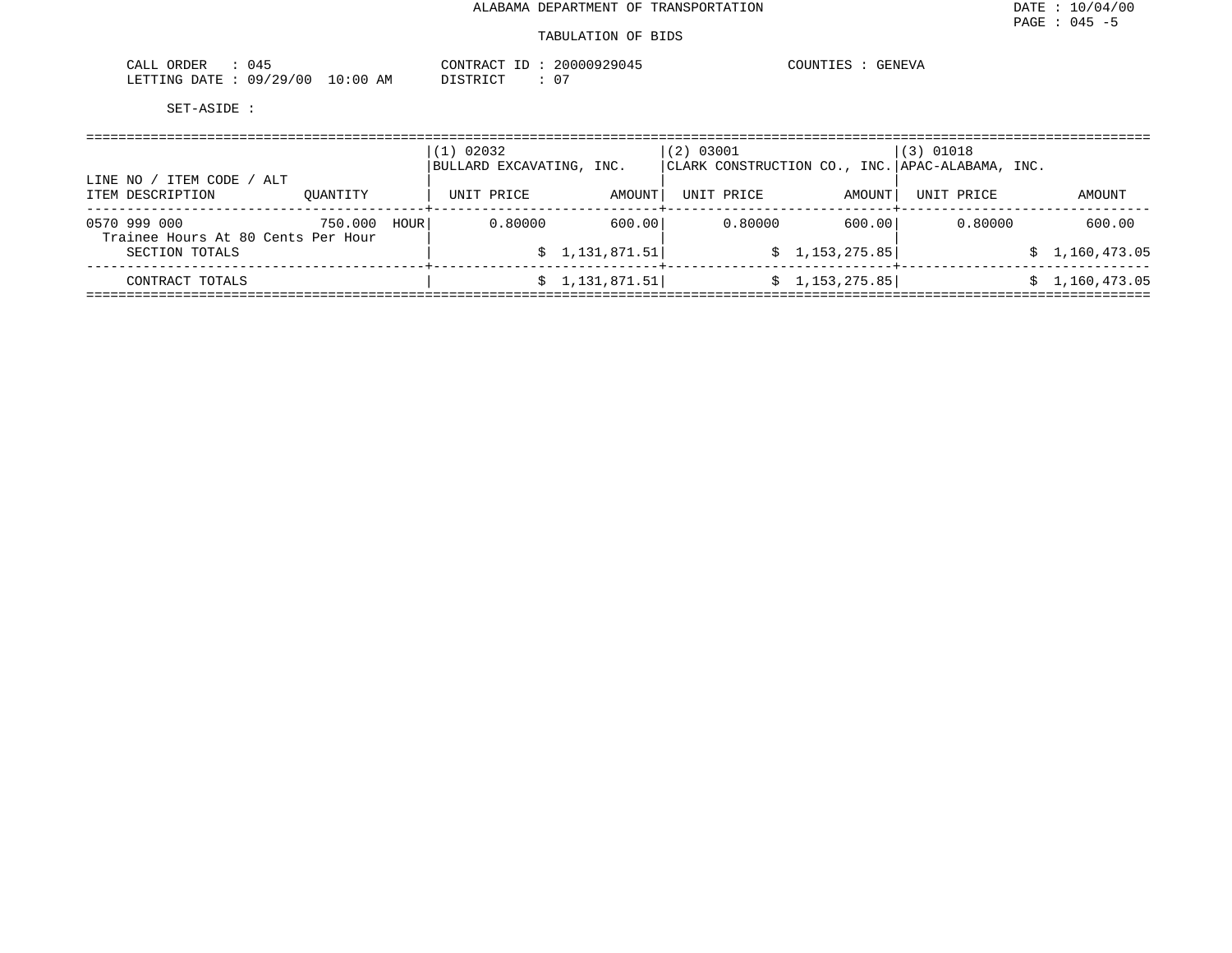ALABAMA DEPARTMENT OF TRANSPORTATION

TABULATION OF BIDS

DATE : 10/04/00
PAGE : 045 -5

CALL ORDER : 045
LETTING DATE : 09/29/00 10:00 AM

CONTRACT ID : 20000929045
DISTRICT : 07

COUNTIES : GENEVA

SET-ASIDE :

| LINE NO / ITEM CODE / ALT<br>ITEM DESCRIPTION | QUANTITY | (1) 02032<br>BULLARD EXCAVATING, INC.<br>UNIT PRICE | AMOUNT | (2) 03001<br>CLARK CONSTRUCTION CO., INC.<br>UNIT PRICE | AMOUNT | (3) 01018<br>APAC-ALABAMA, INC.<br>UNIT PRICE | AMOUNT |
|---|---|---|---|---|---|---|---|
| 0570 999 000<br>Trainee Hours At 80 Cents Per Hour | 750.000 HOUR | 0.80000 | 600.00 | 0.80000 | 600.00 | 0.80000 | 600.00 |
| SECTION TOTALS | | | $ 1,131,871.51 | | $ 1,153,275.85 | | $ 1,160,473.05 |
| CONTRACT TOTALS | | | $ 1,131,871.51 | | $ 1,153,275.85 | | $ 1,160,473.05 |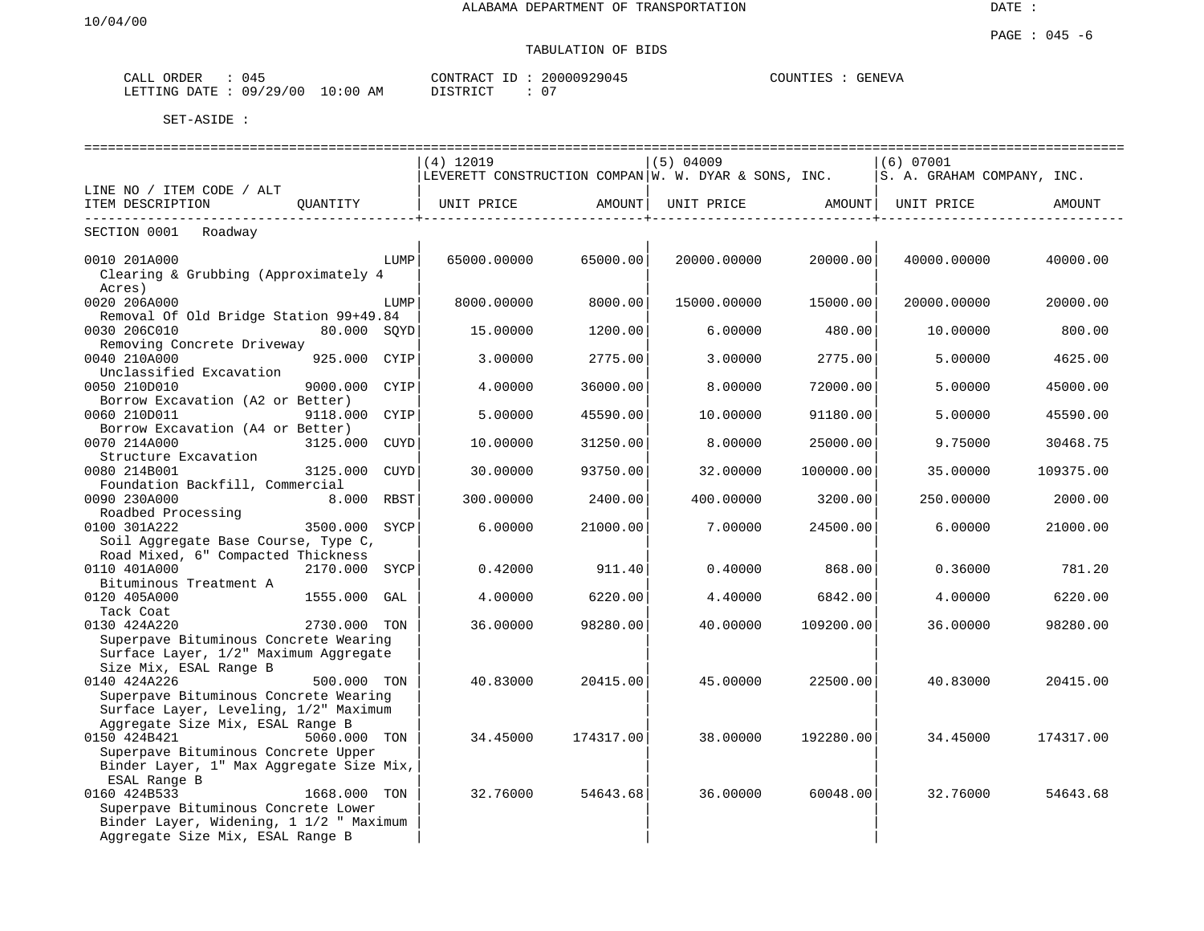ALABAMA DEPARTMENT OF TRANSPORTATION

10/04/00

DATE :

PAGE : 045 -6

TABULATION OF BIDS

CALL ORDER : 045
LETTING DATE : 09/29/00 10:00 AM

CONTRACT ID : 20000929045
DISTRICT : 07

COUNTIES : GENEVA

SET-ASIDE :

| LINE NO / ITEM CODE / ALT ITEM DESCRIPTION | QUANTITY | (4) 12019 LEVERETT CONSTRUCTION COMPAN UNIT PRICE | AMOUNT | (5) 04009 W. W. DYAR & SONS, INC. UNIT PRICE | AMOUNT | (6) 07001 S. A. GRAHAM COMPANY, INC. UNIT PRICE | AMOUNT |
|---|---|---|---|---|---|---|---|
| SECTION 0001 Roadway | | | | | | | |
| 0010 201A000 Clearing & Grubbing (Approximately 4 Acres) | LUMP | 65000.00000 | 65000.00 | 20000.00000 | 20000.00 | 40000.00000 | 40000.00 |
| 0020 206A000 Removal Of Old Bridge Station 99+49.84 | LUMP | 8000.00000 | 8000.00 | 15000.00000 | 15000.00 | 20000.00000 | 20000.00 |
| 0030 206C010 Removing Concrete Driveway | 80.000 SQYD | 15.00000 | 1200.00 | 6.00000 | 480.00 | 10.00000 | 800.00 |
| 0040 210A000 Unclassified Excavation | 925.000 CYIP | 3.00000 | 2775.00 | 3.00000 | 2775.00 | 5.00000 | 4625.00 |
| 0050 210D010 Borrow Excavation (A2 or Better) | 9000.000 CYIP | 4.00000 | 36000.00 | 8.00000 | 72000.00 | 5.00000 | 45000.00 |
| 0060 210D011 Borrow Excavation (A4 or Better) | 9118.000 CYIP | 5.00000 | 45590.00 | 10.00000 | 91180.00 | 5.00000 | 45590.00 |
| 0070 214A000 Structure Excavation | 3125.000 CUYD | 10.00000 | 31250.00 | 8.00000 | 25000.00 | 9.75000 | 30468.75 |
| 0080 214B001 Foundation Backfill, Commercial | 3125.000 CUYD | 30.00000 | 93750.00 | 32.00000 | 100000.00 | 35.00000 | 109375.00 |
| 0090 230A000 Roadbed Processing | 8.000 RBST | 300.00000 | 2400.00 | 400.00000 | 3200.00 | 250.00000 | 2000.00 |
| 0100 301A222 Soil Aggregate Base Course, Type C, Road Mixed, 6" Compacted Thickness | 3500.000 SYCP | 6.00000 | 21000.00 | 7.00000 | 24500.00 | 6.00000 | 21000.00 |
| 0110 401A000 Bituminous Treatment A | 2170.000 SYCP | 0.42000 | 911.40 | 0.40000 | 868.00 | 0.36000 | 781.20 |
| 0120 405A000 Tack Coat | 1555.000 GAL | 4.00000 | 6220.00 | 4.40000 | 6842.00 | 4.00000 | 6220.00 |
| 0130 424A220 Superpave Bituminous Concrete Wearing Surface Layer, 1/2" Maximum Aggregate Size Mix, ESAL Range B | 2730.000 TON | 36.00000 | 98280.00 | 40.00000 | 109200.00 | 36.00000 | 98280.00 |
| 0140 424A226 Superpave Bituminous Concrete Wearing Surface Layer, Leveling, 1/2" Maximum Aggregate Size Mix, ESAL Range B | 500.000 TON | 40.83000 | 20415.00 | 45.00000 | 22500.00 | 40.83000 | 20415.00 |
| 0150 424B421 Superpave Bituminous Concrete Upper Binder Layer, 1" Max Aggregate Size Mix, ESAL Range B | 5060.000 TON | 34.45000 | 174317.00 | 38.00000 | 192280.00 | 34.45000 | 174317.00 |
| 0160 424B533 Superpave Bituminous Concrete Lower Binder Layer, Widening, 1 1/2 " Maximum Aggregate Size Mix, ESAL Range B | 1668.000 TON | 32.76000 | 54643.68 | 36.00000 | 60048.00 | 32.76000 | 54643.68 |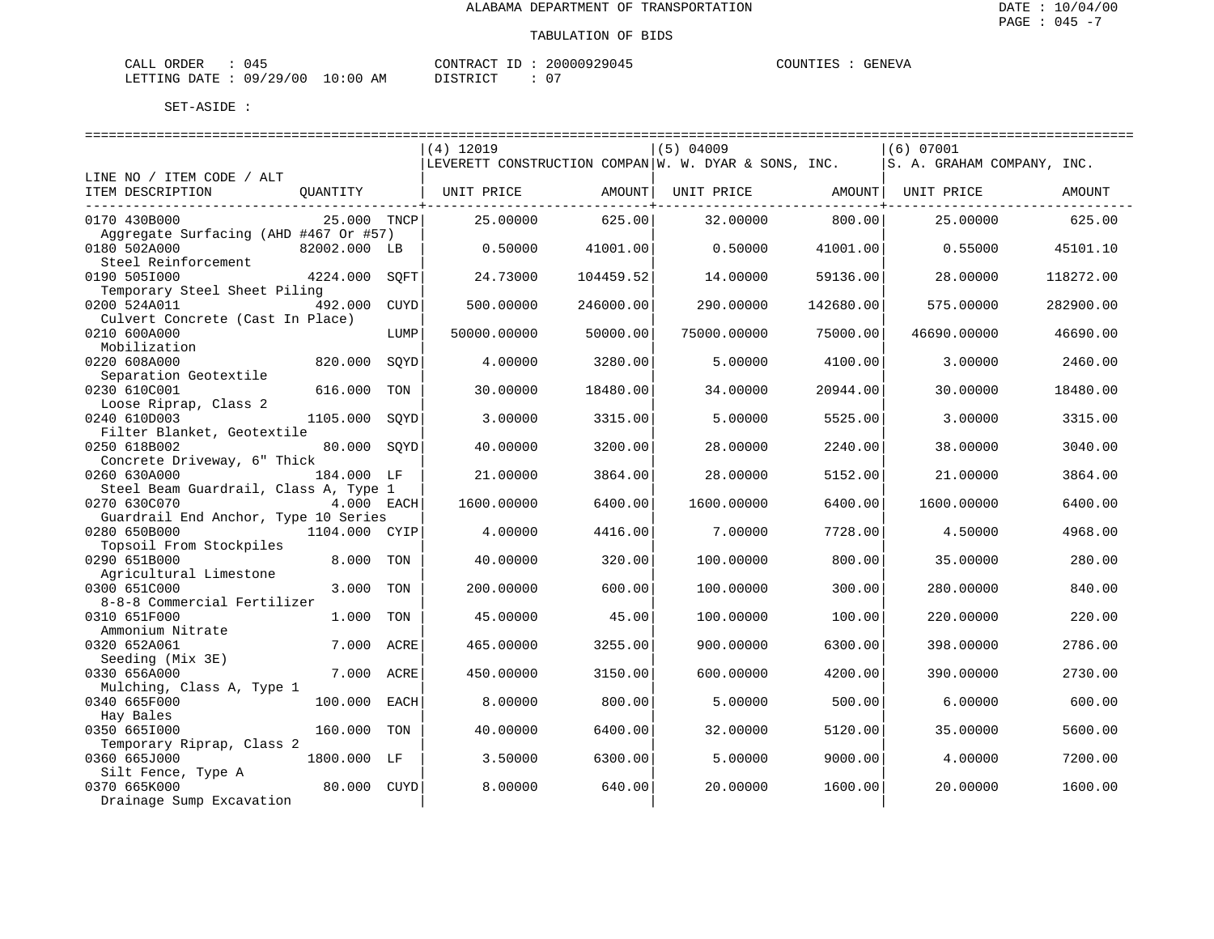ALABAMA DEPARTMENT OF TRANSPORTATION

TABULATION OF BIDS

CALL ORDER : 045 CONTRACT ID : 20000929045 COUNTIES : GENEVA
LETTING DATE : 09/29/00 10:00 AM DISTRICT : 07

SET-ASIDE :

| LINE NO / ITEM CODE / ALT ITEM DESCRIPTION | QUANTITY | | (4) 12019 LEVERETT CONSTRUCTION COMPAN UNIT PRICE | AMOUNT | (5) 04009 W. W. DYAR & SONS, INC. UNIT PRICE | AMOUNT | (6) 07001 S. A. GRAHAM COMPANY, INC. UNIT PRICE | AMOUNT |
|---|---|---|---|---|---|---|---|---|
| 0170 430B000 Aggregate Surfacing (AHD #467 Or #57) | 25.000 | TNCP | 25.00000 | 625.00 | 32.00000 | 800.00 | 25.00000 | 625.00 |
| 0180 502A000 Steel Reinforcement | 82002.000 | LB | 0.50000 | 41001.00 | 0.50000 | 41001.00 | 0.55000 | 45101.10 |
| 0190 505I000 Temporary Steel Sheet Piling | 4224.000 | SQFT | 24.73000 | 104459.52 | 14.00000 | 59136.00 | 28.00000 | 118272.00 |
| 0200 524A011 Culvert Concrete (Cast In Place) | 492.000 | CUYD | 500.00000 | 246000.00 | 290.00000 | 142680.00 | 575.00000 | 282900.00 |
| 0210 600A000 Mobilization | | LUMP | 50000.00000 | 50000.00 | 75000.00000 | 75000.00 | 46690.00000 | 46690.00 |
| 0220 608A000 Separation Geotextile | 820.000 | SQYD | 4.00000 | 3280.00 | 5.00000 | 4100.00 | 3.00000 | 2460.00 |
| 0230 610C001 Loose Riprap, Class 2 | 616.000 | TON | 30.00000 | 18480.00 | 34.00000 | 20944.00 | 30.00000 | 18480.00 |
| 0240 610D003 Filter Blanket, Geotextile | 1105.000 | SQYD | 3.00000 | 3315.00 | 5.00000 | 5525.00 | 3.00000 | 3315.00 |
| 0250 618B002 Concrete Driveway, 6" Thick | 80.000 | SQYD | 40.00000 | 3200.00 | 28.00000 | 2240.00 | 38.00000 | 3040.00 |
| 0260 630A000 Steel Beam Guardrail, Class A, Type 1 | 184.000 | LF | 21.00000 | 3864.00 | 28.00000 | 5152.00 | 21.00000 | 3864.00 |
| 0270 630C070 Guardrail End Anchor, Type 10 Series | 4.000 | EACH | 1600.00000 | 6400.00 | 1600.00000 | 6400.00 | 1600.00000 | 6400.00 |
| 0280 650B000 Topsoil From Stockpiles | 1104.000 | CYIP | 4.00000 | 4416.00 | 7.00000 | 7728.00 | 4.50000 | 4968.00 |
| 0290 651B000 Agricultural Limestone | 8.000 | TON | 40.00000 | 320.00 | 100.00000 | 800.00 | 35.00000 | 280.00 |
| 0300 651C000 8-8-8 Commercial Fertilizer | 3.000 | TON | 200.00000 | 600.00 | 100.00000 | 300.00 | 280.00000 | 840.00 |
| 0310 651F000 Ammonium Nitrate | 1.000 | TON | 45.00000 | 45.00 | 100.00000 | 100.00 | 220.00000 | 220.00 |
| 0320 652A061 Seeding (Mix 3E) | 7.000 | ACRE | 465.00000 | 3255.00 | 900.00000 | 6300.00 | 398.00000 | 2786.00 |
| 0330 656A000 Mulching, Class A, Type 1 | 7.000 | ACRE | 450.00000 | 3150.00 | 600.00000 | 4200.00 | 390.00000 | 2730.00 |
| 0340 665F000 Hay Bales | 100.000 | EACH | 8.00000 | 800.00 | 5.00000 | 500.00 | 6.00000 | 600.00 |
| 0350 665I000 Temporary Riprap, Class 2 | 160.000 | TON | 40.00000 | 6400.00 | 32.00000 | 5120.00 | 35.00000 | 5600.00 |
| 0360 665J000 Silt Fence, Type A | 1800.000 | LF | 3.50000 | 6300.00 | 5.00000 | 9000.00 | 4.00000 | 7200.00 |
| 0370 665K000 Drainage Sump Excavation | 80.000 | CUYD | 8.00000 | 640.00 | 20.00000 | 1600.00 | 20.00000 | 1600.00 |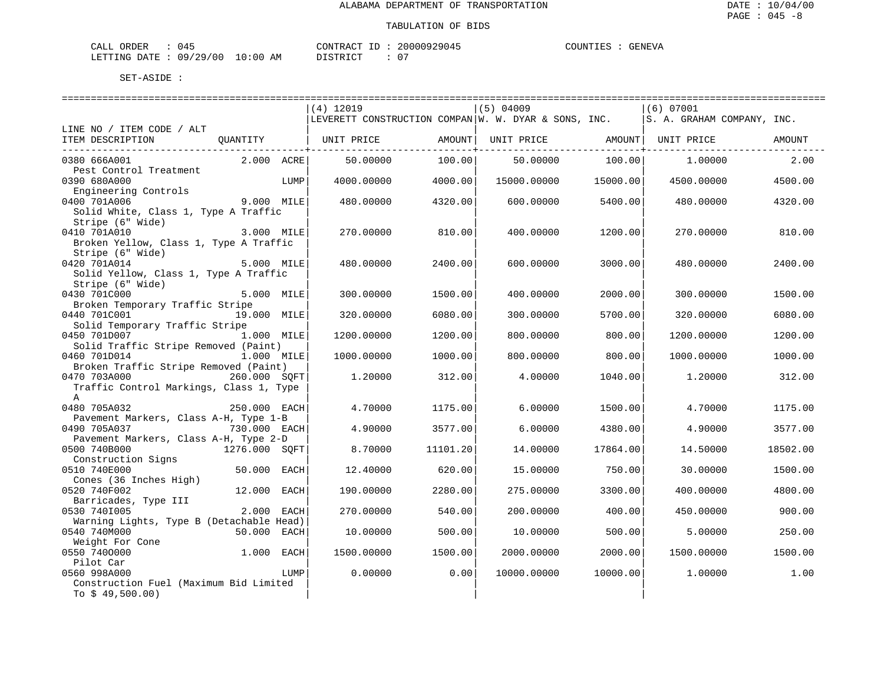ALABAMA DEPARTMENT OF TRANSPORTATION

TABULATION OF BIDS

CALL ORDER : 045 CONTRACT ID : 20000929045 COUNTIES : GENEVA
LETTING DATE : 09/29/00 10:00 AM DISTRICT : 07

SET-ASIDE :

| LINE NO / ITEM CODE / ALT ITEM DESCRIPTION | QUANTITY | (4) 12019 LEVERETT CONSTRUCTION COMPAN UNIT PRICE | AMOUNT | (5) 04009 W. W. DYAR & SONS, INC. UNIT PRICE | AMOUNT | (6) 07001 S. A. GRAHAM COMPANY, INC. UNIT PRICE | AMOUNT |
|---|---|---|---|---|---|---|---|
| 0380 666A001 Pest Control Treatment | 2.000 ACRE | 50.00000 | 100.00 | 50.00000 | 100.00 | 1.00000 | 2.00 |
| 0390 680A000 Engineering Controls | LUMP | 4000.00000 | 4000.00 | 15000.00000 | 15000.00 | 4500.00000 | 4500.00 |
| 0400 701A006 Solid White, Class 1, Type A Traffic Stripe (6" Wide) | 9.000 MILE | 480.00000 | 4320.00 | 600.00000 | 5400.00 | 480.00000 | 4320.00 |
| 0410 701A010 Broken Yellow, Class 1, Type A Traffic Stripe (6" Wide) | 3.000 MILE | 270.00000 | 810.00 | 400.00000 | 1200.00 | 270.00000 | 810.00 |
| 0420 701A014 Solid Yellow, Class 1, Type A Traffic Stripe (6" Wide) | 5.000 MILE | 480.00000 | 2400.00 | 600.00000 | 3000.00 | 480.00000 | 2400.00 |
| 0430 701C000 Broken Temporary Traffic Stripe | 5.000 MILE | 300.00000 | 1500.00 | 400.00000 | 2000.00 | 300.00000 | 1500.00 |
| 0440 701C001 Solid Temporary Traffic Stripe | 19.000 MILE | 320.00000 | 6080.00 | 300.00000 | 5700.00 | 320.00000 | 6080.00 |
| 0450 701D007 Solid Traffic Stripe Removed (Paint) | 1.000 MILE | 1200.00000 | 1200.00 | 800.00000 | 800.00 | 1200.00000 | 1200.00 |
| 0460 701D014 Broken Traffic Stripe Removed (Paint) | 1.000 MILE | 1000.00000 | 1000.00 | 800.00000 | 800.00 | 1000.00000 | 1000.00 |
| 0470 703A000 Traffic Control Markings, Class 1, Type A | 260.000 SQFT | 1.20000 | 312.00 | 4.00000 | 1040.00 | 1.20000 | 312.00 |
| 0480 705A032 Pavement Markers, Class A-H, Type 1-B | 250.000 EACH | 4.70000 | 1175.00 | 6.00000 | 1500.00 | 4.70000 | 1175.00 |
| 0490 705A037 Pavement Markers, Class A-H, Type 2-D | 730.000 EACH | 4.90000 | 3577.00 | 6.00000 | 4380.00 | 4.90000 | 3577.00 |
| 0500 740B000 Construction Signs | 1276.000 SQFT | 8.70000 | 11101.20 | 14.00000 | 17864.00 | 14.50000 | 18502.00 |
| 0510 740E000 Cones (36 Inches High) | 50.000 EACH | 12.40000 | 620.00 | 15.00000 | 750.00 | 30.00000 | 1500.00 |
| 0520 740F002 Barricades, Type III | 12.000 EACH | 190.00000 | 2280.00 | 275.00000 | 3300.00 | 400.00000 | 4800.00 |
| 0530 740I005 Warning Lights, Type B (Detachable Head) | 2.000 EACH | 270.00000 | 540.00 | 200.00000 | 400.00 | 450.00000 | 900.00 |
| 0540 740M000 Weight For Cone | 50.000 EACH | 10.00000 | 500.00 | 10.00000 | 500.00 | 5.00000 | 250.00 |
| 0550 740O000 Pilot Car | 1.000 EACH | 1500.00000 | 1500.00 | 2000.00000 | 2000.00 | 1500.00000 | 1500.00 |
| 0560 998A000 Construction Fuel (Maximum Bid Limited To $ 49,500.00) | LUMP | 0.00000 | 0.00 | 10000.00000 | 10000.00 | 1.00000 | 1.00 |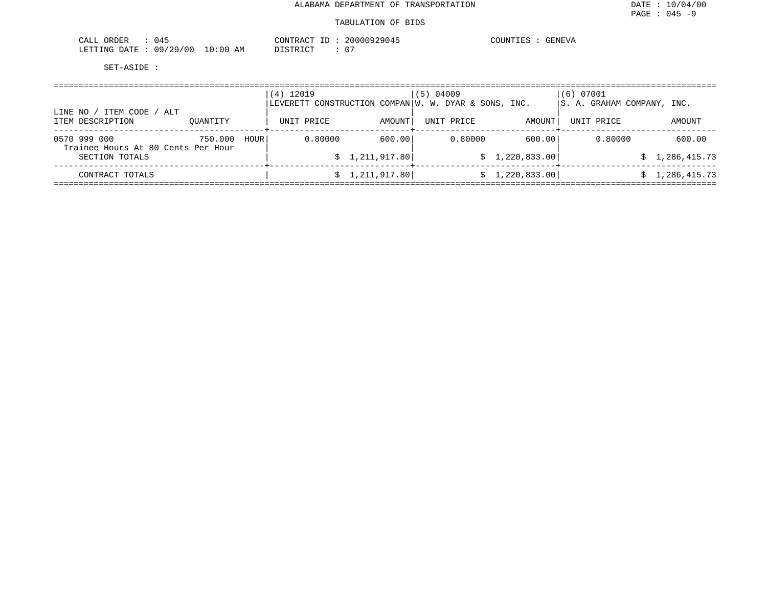ALABAMA DEPARTMENT OF TRANSPORTATION

TABULATION OF BIDS

DATE : 10/04/00
PAGE : 045 -9

CALL ORDER : 045
LETTING DATE : 09/29/00 10:00 AM

CONTRACT ID : 20000929045
DISTRICT : 07

COUNTIES : GENEVA

SET-ASIDE :

| LINE NO / ITEM CODE / ALT<br>ITEM DESCRIPTION | QUANTITY | (4) 12019<br>LEVERETT CONSTRUCTION COMPAN<br>UNIT PRICE | <br><br>AMOUNT | (5) 04009<br>W. W. DYAR & SONS, INC.<br>UNIT PRICE | <br><br>AMOUNT | (6) 07001<br>S. A. GRAHAM COMPANY, INC.<br>UNIT PRICE | <br><br>AMOUNT |
|---|---|---|---|---|---|---|---|
| 0570 999 000<br>Trainee Hours At 80 Cents Per Hour | 750.000 HOUR | 0.80000 | 600.00 | 0.80000 | 600.00 | 0.80000 | 600.00 |
| SECTION TOTALS | | | $ 1,211,917.80 | | $ 1,220,833.00 | | $ 1,286,415.73 |
| CONTRACT TOTALS | | | $ 1,211,917.80 | | $ 1,220,833.00 | | $ 1,286,415.73 |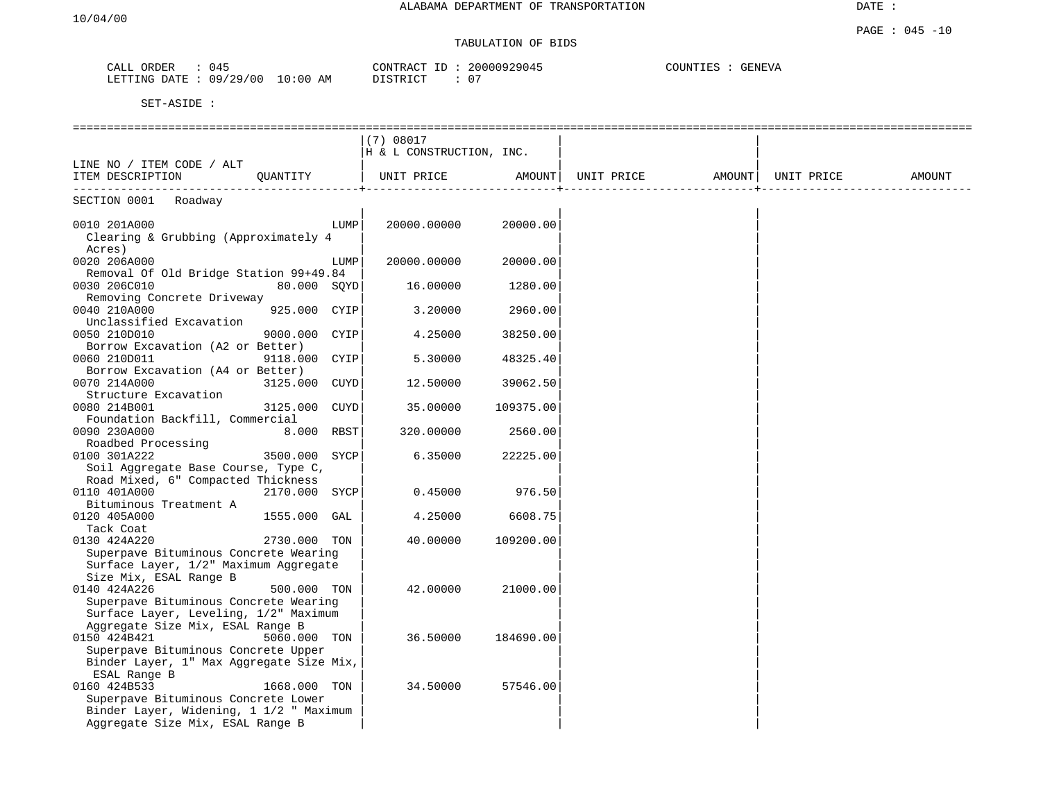ALABAMA DEPARTMENT OF TRANSPORTATION

10/04/00

TABULATION OF BIDS

CALL ORDER : 045 CONTRACT ID : 20000929045 COUNTIES : GENEVA
LETTING DATE : 09/29/00 10:00 AM DISTRICT : 07

SET-ASIDE :

| LINE NO / ITEM CODE / ALT<br>ITEM DESCRIPTION | QUANTITY | (7) 08017<br>H & L CONSTRUCTION, INC.<br>UNIT PRICE | AMOUNT | UNIT PRICE | AMOUNT | UNIT PRICE | AMOUNT |
|---|---|---|---|---|---|---|---|
| SECTION 0001 Roadway | | | | | | | |
| 0010 201A000<br>Clearing & Grubbing (Approximately 4 Acres) | LUMP | 20000.00000 | 20000.00 | | | | |
| 0020 206A000<br>Removal Of Old Bridge Station 99+49.84 | LUMP | 20000.00000 | 20000.00 | | | | |
| 0030 206C010<br>Removing Concrete Driveway | 80.000 SQYD | 16.00000 | 1280.00 | | | | |
| 0040 210A000<br>Unclassified Excavation | 925.000 CYIP | 3.20000 | 2960.00 | | | | |
| 0050 210D010<br>Borrow Excavation (A2 or Better) | 9000.000 CYIP | 4.25000 | 38250.00 | | | | |
| 0060 210D011<br>Borrow Excavation (A4 or Better) | 9118.000 CYIP | 5.30000 | 48325.40 | | | | |
| 0070 214A000<br>Structure Excavation | 3125.000 CUYD | 12.50000 | 39062.50 | | | | |
| 0080 214B001<br>Foundation Backfill, Commercial | 3125.000 CUYD | 35.00000 | 109375.00 | | | | |
| 0090 230A000<br>Roadbed Processing | 8.000 RBST | 320.00000 | 2560.00 | | | | |
| 0100 301A222<br>Soil Aggregate Base Course, Type C, Road Mixed, 6" Compacted Thickness | 3500.000 SYCP | 6.35000 | 22225.00 | | | | |
| 0110 401A000<br>Bituminous Treatment A | 2170.000 SYCP | 0.45000 | 976.50 | | | | |
| 0120 405A000<br>Tack Coat | 1555.000 GAL | 4.25000 | 6608.75 | | | | |
| 0130 424A220<br>Superpave Bituminous Concrete Wearing Surface Layer, 1/2" Maximum Aggregate Size Mix, ESAL Range B | 2730.000 TON | 40.00000 | 109200.00 | | | | |
| 0140 424A226<br>Superpave Bituminous Concrete Wearing Surface Layer, Leveling, 1/2" Maximum Aggregate Size Mix, ESAL Range B | 500.000 TON | 42.00000 | 21000.00 | | | | |
| 0150 424B421<br>Superpave Bituminous Concrete Upper Binder Layer, 1" Max Aggregate Size Mix, ESAL Range B | 5060.000 TON | 36.50000 | 184690.00 | | | | |
| 0160 424B533<br>Superpave Bituminous Concrete Lower Binder Layer, Widening, 1 1/2 " Maximum Aggregate Size Mix, ESAL Range B | 1668.000 TON | 34.50000 | 57546.00 | | | | |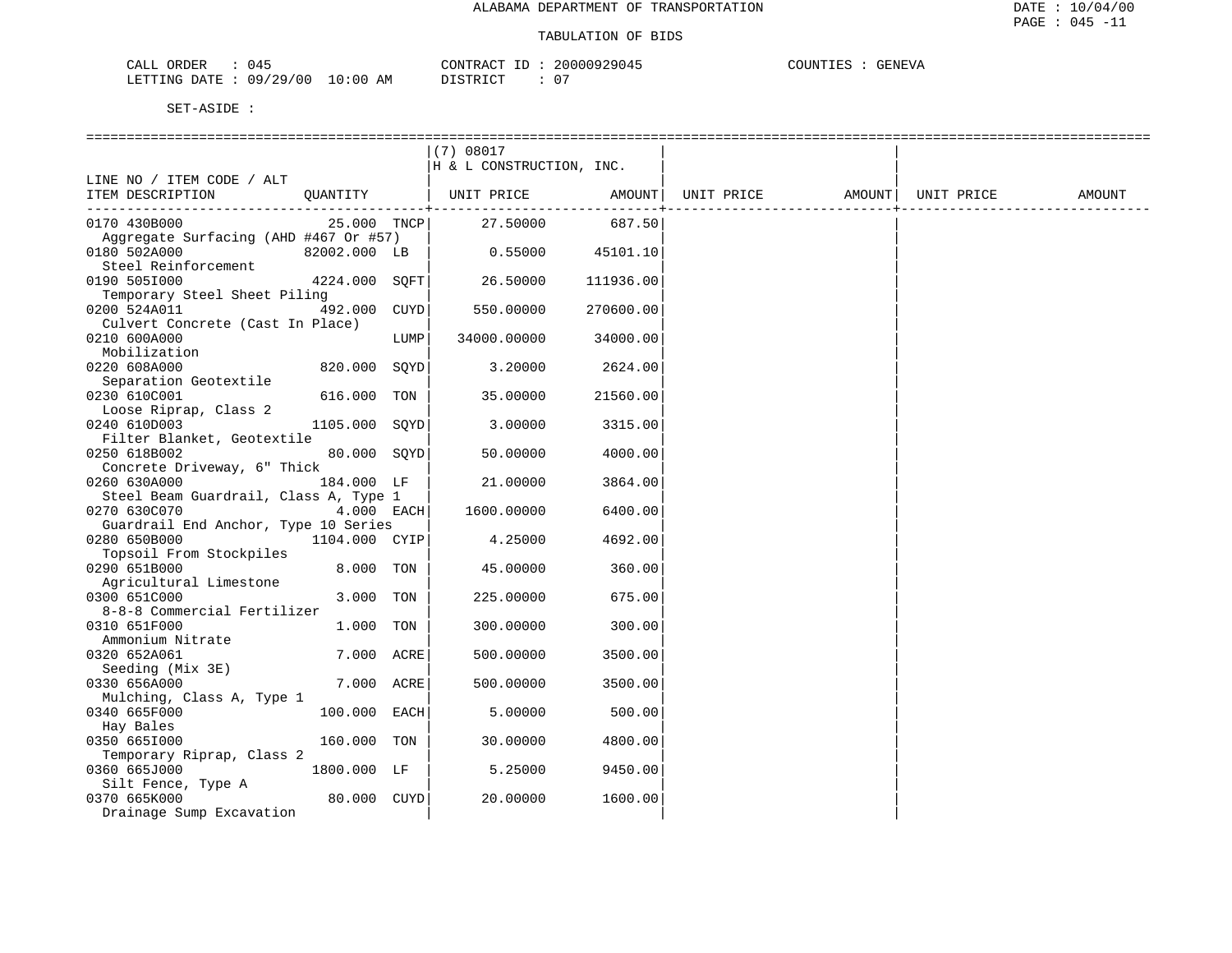ALABAMA DEPARTMENT OF TRANSPORTATION

TABULATION OF BIDS

CALL ORDER : 045    CONTRACT ID : 20000929045    COUNTIES : GENEVA
LETTING DATE : 09/29/00 10:00 AM    DISTRICT : 07

SET-ASIDE :

| LINE NO / ITEM CODE / ALT ITEM DESCRIPTION | QUANTITY | | (7) 08017 H & L CONSTRUCTION, INC. UNIT PRICE | AMOUNT | UNIT PRICE | AMOUNT | UNIT PRICE | AMOUNT |
|---|---|---|---|---|---|---|---|---|
| 0170 430B000 Aggregate Surfacing (AHD #467 Or #57) | 25.000 | TNCP | 27.50000 | 687.50 | | | | |
| 0180 502A000 Steel Reinforcement | 82002.000 | LB | 0.55000 | 45101.10 | | | | |
| 0190 505I000 Temporary Steel Sheet Piling | 4224.000 | SQFT | 26.50000 | 111936.00 | | | | |
| 0200 524A011 Culvert Concrete (Cast In Place) | 492.000 | CUYD | 550.00000 | 270600.00 | | | | |
| 0210 600A000 Mobilization | | LUMP | 34000.00000 | 34000.00 | | | | |
| 0220 608A000 Separation Geotextile | 820.000 | SQYD | 3.20000 | 2624.00 | | | | |
| 0230 610C001 Loose Riprap, Class 2 | 616.000 | TON | 35.00000 | 21560.00 | | | | |
| 0240 610D003 Filter Blanket, Geotextile | 1105.000 | SQYD | 3.00000 | 3315.00 | | | | |
| 0250 618B002 Concrete Driveway, 6" Thick | 80.000 | SQYD | 50.00000 | 4000.00 | | | | |
| 0260 630A000 Steel Beam Guardrail, Class A, Type 1 | 184.000 | LF | 21.00000 | 3864.00 | | | | |
| 0270 630C070 Guardrail End Anchor, Type 10 Series | 4.000 | EACH | 1600.00000 | 6400.00 | | | | |
| 0280 650B000 Topsoil From Stockpiles | 1104.000 | CYIP | 4.25000 | 4692.00 | | | | |
| 0290 651B000 Agricultural Limestone | 8.000 | TON | 45.00000 | 360.00 | | | | |
| 0300 651C000 8-8-8 Commercial Fertilizer | 3.000 | TON | 225.00000 | 675.00 | | | | |
| 0310 651F000 Ammonium Nitrate | 1.000 | TON | 300.00000 | 300.00 | | | | |
| 0320 652A061 Seeding (Mix 3E) | 7.000 | ACRE | 500.00000 | 3500.00 | | | | |
| 0330 656A000 Mulching, Class A, Type 1 | 7.000 | ACRE | 500.00000 | 3500.00 | | | | |
| 0340 665F000 Hay Bales | 100.000 | EACH | 5.00000 | 500.00 | | | | |
| 0350 665I000 Temporary Riprap, Class 2 | 160.000 | TON | 30.00000 | 4800.00 | | | | |
| 0360 665J000 Silt Fence, Type A | 1800.000 | LF | 5.25000 | 9450.00 | | | | |
| 0370 665K000 Drainage Sump Excavation | 80.000 | CUYD | 20.00000 | 1600.00 | | | | |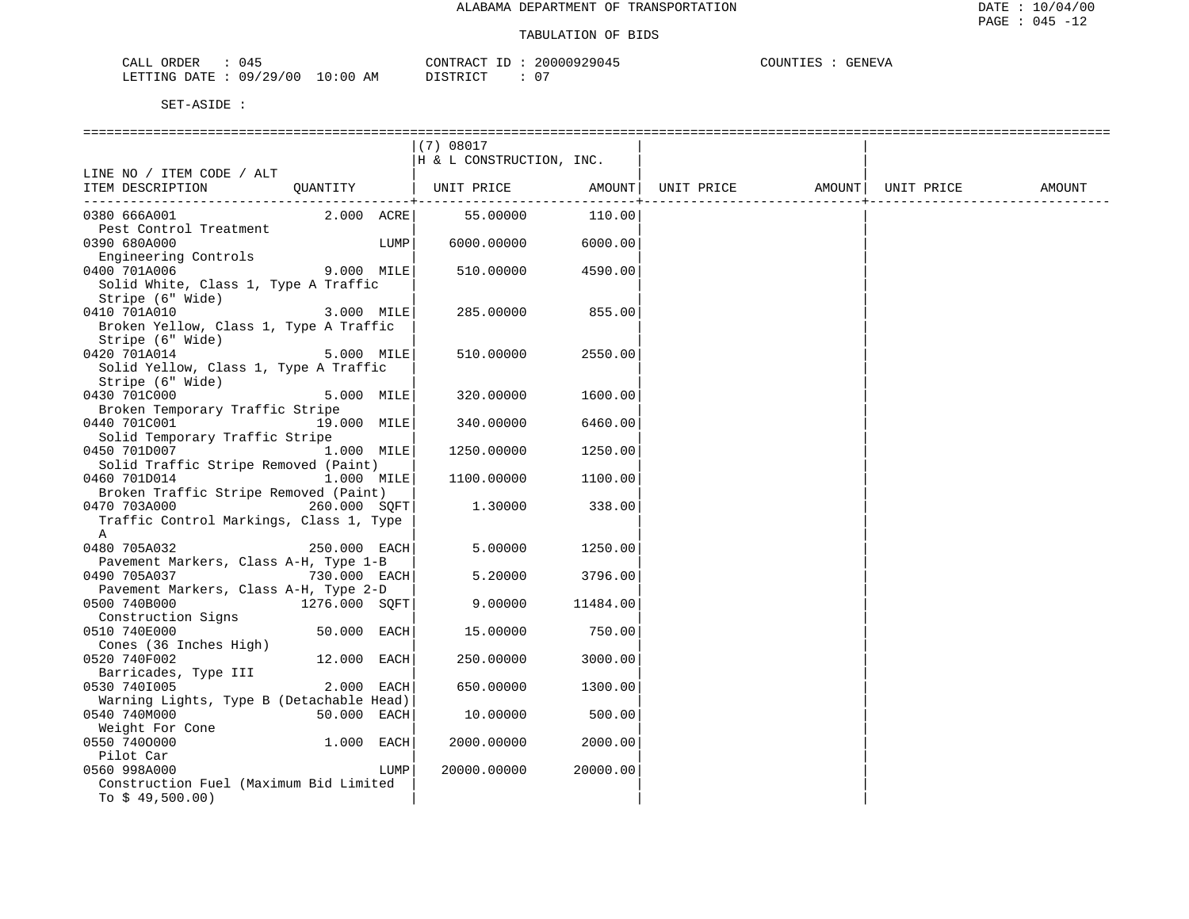ALABAMA DEPARTMENT OF TRANSPORTATION

TABULATION OF BIDS

CALL ORDER : 045 CONTRACT ID : 20000929045 COUNTIES : GENEVA
LETTING DATE : 09/29/00 10:00 AM DISTRICT : 07

SET-ASIDE :

| LINE NO / ITEM CODE / ALT ITEM DESCRIPTION | QUANTITY | (7) 08017 H & L CONSTRUCTION, INC. UNIT PRICE | AMOUNT | UNIT PRICE | AMOUNT | UNIT PRICE | AMOUNT |
|---|---|---|---|---|---|---|---|
| 0380 666A001 Pest Control Treatment | 2.000 ACRE | 55.00000 | 110.00 | | | | |
| 0390 680A000 Engineering Controls | LUMP | 6000.00000 | 6000.00 | | | | |
| 0400 701A006 Solid White, Class 1, Type A Traffic Stripe (6" Wide) | 9.000 MILE | 510.00000 | 4590.00 | | | | |
| 0410 701A010 Broken Yellow, Class 1, Type A Traffic Stripe (6" Wide) | 3.000 MILE | 285.00000 | 855.00 | | | | |
| 0420 701A014 Solid Yellow, Class 1, Type A Traffic Stripe (6" Wide) | 5.000 MILE | 510.00000 | 2550.00 | | | | |
| 0430 701C000 Broken Temporary Traffic Stripe | 5.000 MILE | 320.00000 | 1600.00 | | | | |
| 0440 701C001 Solid Temporary Traffic Stripe | 19.000 MILE | 340.00000 | 6460.00 | | | | |
| 0450 701D007 Solid Traffic Stripe Removed (Paint) | 1.000 MILE | 1250.00000 | 1250.00 | | | | |
| 0460 701D014 Broken Traffic Stripe Removed (Paint) | 1.000 MILE | 1100.00000 | 1100.00 | | | | |
| 0470 703A000 Traffic Control Markings, Class 1, Type A | 260.000 SQFT | 1.30000 | 338.00 | | | | |
| 0480 705A032 Pavement Markers, Class A-H, Type 1-B | 250.000 EACH | 5.00000 | 1250.00 | | | | |
| 0490 705A037 Pavement Markers, Class A-H, Type 2-D | 730.000 EACH | 5.20000 | 3796.00 | | | | |
| 0500 740B000 Construction Signs | 1276.000 SQFT | 9.00000 | 11484.00 | | | | |
| 0510 740E000 Cones (36 Inches High) | 50.000 EACH | 15.00000 | 750.00 | | | | |
| 0520 740F002 Barricades, Type III | 12.000 EACH | 250.00000 | 3000.00 | | | | |
| 0530 740I005 Warning Lights, Type B (Detachable Head) | 2.000 EACH | 650.00000 | 1300.00 | | | | |
| 0540 740M000 Weight For Cone | 50.000 EACH | 10.00000 | 500.00 | | | | |
| 0550 740O000 Pilot Car | 1.000 EACH | 2000.00000 | 2000.00 | | | | |
| 0560 998A000 Construction Fuel (Maximum Bid Limited To $ 49,500.00) | LUMP | 20000.00000 | 20000.00 | | | | |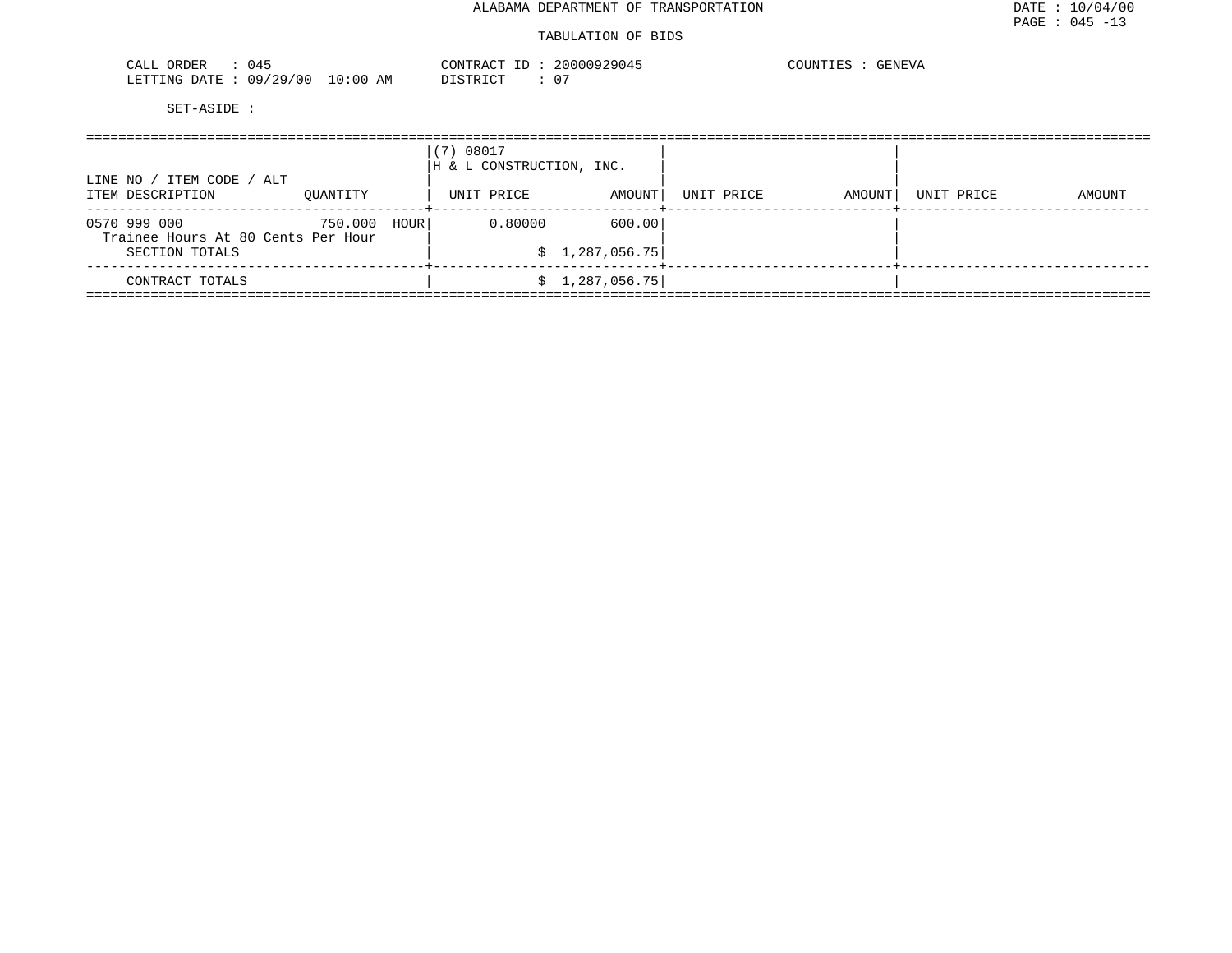ALABAMA DEPARTMENT OF TRANSPORTATION

TABULATION OF BIDS

CALL ORDER : 045
LETTING DATE : 09/29/00 10:00 AM

CONTRACT ID : 20000929045
DISTRICT : 07

COUNTIES : GENEVA

SET-ASIDE :

| LINE NO / ITEM CODE / ALT<br>ITEM DESCRIPTION | QUANTITY | (7) 08017<br>H & L CONSTRUCTION, INC.<br>UNIT PRICE | AMOUNT | UNIT PRICE | AMOUNT | UNIT PRICE | AMOUNT |
|---|---|---|---|---|---|---|---|
| 0570 999 000<br>Trainee Hours At 80 Cents Per Hour | 750.000 HOUR | 0.80000 | 600.00 | | | | |
| SECTION TOTALS | | | $ 1,287,056.75 | | | | |
| CONTRACT TOTALS | | | $ 1,287,056.75 | | | | |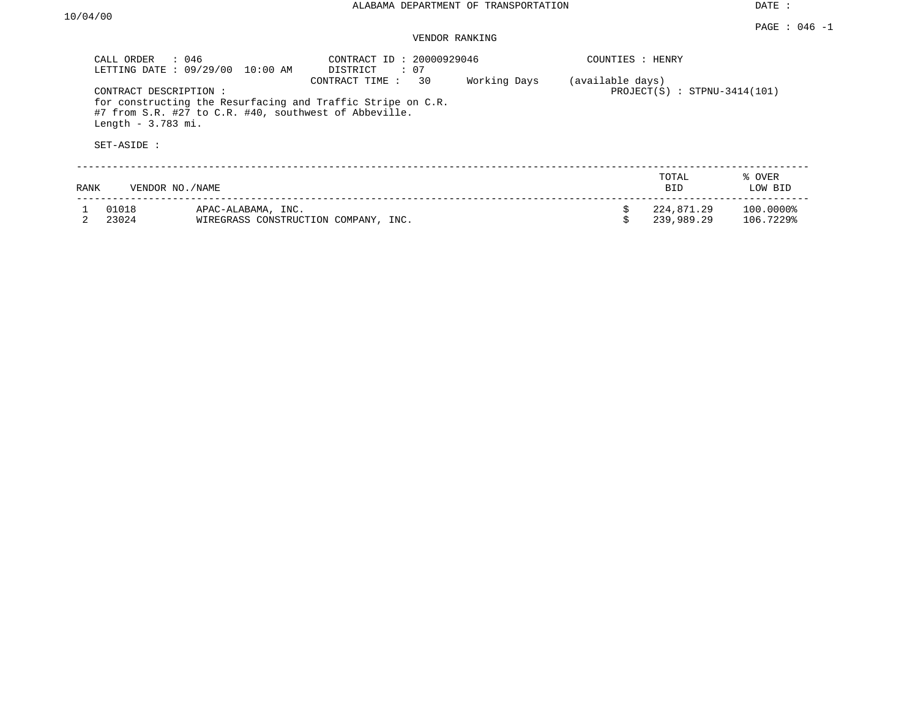ALABAMA DEPARTMENT OF TRANSPORTATION

DATE : 10/04/00

PAGE : 046 -1

VENDOR RANKING

CALL ORDER : 046
LETTING DATE : 09/29/00 10:00 AM

CONTRACT ID : 20000929046
DISTRICT : 07
CONTRACT TIME : 30 Working Days (available days)

COUNTIES : HENRY

PROJECT(S) : STPNU-3414(101)

CONTRACT DESCRIPTION :
for constructing the Resurfacing and Traffic Stripe on C.R. #7 from S.R. #27 to C.R. #40, southwest of Abbeville. Length - 3.783 mi.

SET-ASIDE :

| RANK | VENDOR NO./NAME | | TOTAL BID | % OVER LOW BID |
|---|---|---|---|---|
| 1 | 01018 | APAC-ALABAMA, INC. | $ 224,871.29 | 100.0000% |
| 2 | 23024 | WIREGRASS CONSTRUCTION COMPANY, INC. | $ 239,989.29 | 106.7229% |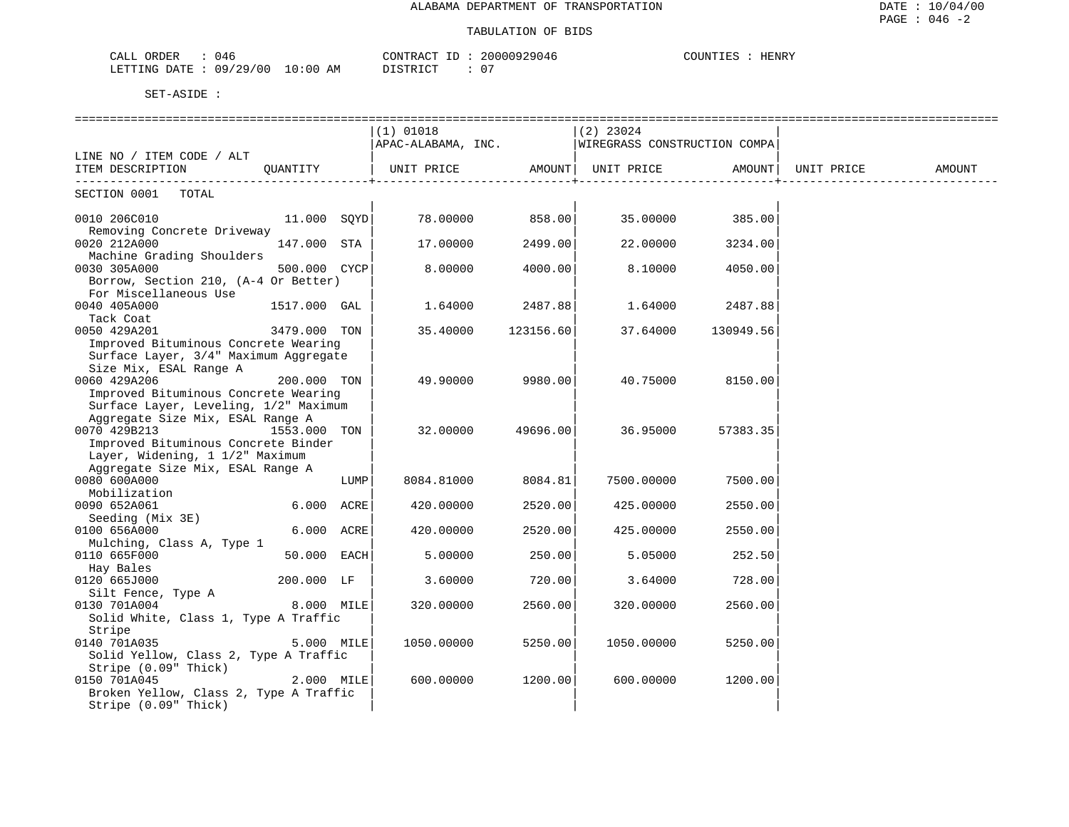ALABAMA DEPARTMENT OF TRANSPORTATION

TABULATION OF BIDS

DATE : 10/04/00
PAGE : 046 -2

CALL ORDER : 046    CONTRACT ID : 20000929046    COUNTIES : HENRY
LETTING DATE : 09/29/00 10:00 AM    DISTRICT : 07

SET-ASIDE :

| LINE NO / ITEM CODE / ALT ITEM DESCRIPTION | QUANTITY | (1) 01018 APAC-ALABAMA, INC. UNIT PRICE | AMOUNT | (2) 23024 WIREGRASS CONSTRUCTION COMPA UNIT PRICE | AMOUNT | UNIT PRICE | AMOUNT |
|---|---|---|---|---|---|---|---|
| SECTION 0001 TOTAL | | | | | | | |
| 0010 206C010 Removing Concrete Driveway | 11.000 SQYD | 78.00000 | 858.00 | 35.00000 | 385.00 | | |
| 0020 212A000 Machine Grading Shoulders | 147.000 STA | 17.00000 | 2499.00 | 22.00000 | 3234.00 | | |
| 0030 305A000 Borrow, Section 210, (A-4 Or Better) For Miscellaneous Use | 500.000 CYCP | 8.00000 | 4000.00 | 8.10000 | 4050.00 | | |
| 0040 405A000 Tack Coat | 1517.000 GAL | 1.64000 | 2487.88 | 1.64000 | 2487.88 | | |
| 0050 429A201 Improved Bituminous Concrete Wearing Surface Layer, 3/4" Maximum Aggregate Size Mix, ESAL Range A | 3479.000 TON | 35.40000 | 123156.60 | 37.64000 | 130949.56 | | |
| 0060 429A206 Improved Bituminous Concrete Wearing Surface Layer, Leveling, 1/2" Maximum Aggregate Size Mix, ESAL Range A | 200.000 TON | 49.90000 | 9980.00 | 40.75000 | 8150.00 | | |
| 0070 429B213 Improved Bituminous Concrete Binder Layer, Widening, 1 1/2" Maximum Aggregate Size Mix, ESAL Range A | 1553.000 TON | 32.00000 | 49696.00 | 36.95000 | 57383.35 | | |
| 0080 600A000 Mobilization | LUMP | 8084.81000 | 8084.81 | 7500.00000 | 7500.00 | | |
| 0090 652A061 Seeding (Mix 3E) | 6.000 ACRE | 420.00000 | 2520.00 | 425.00000 | 2550.00 | | |
| 0100 656A000 Mulching, Class A, Type 1 | 6.000 ACRE | 420.00000 | 2520.00 | 425.00000 | 2550.00 | | |
| 0110 665F000 Hay Bales | 50.000 EACH | 5.00000 | 250.00 | 5.05000 | 252.50 | | |
| 0120 665J000 Silt Fence, Type A | 200.000 LF | 3.60000 | 720.00 | 3.64000 | 728.00 | | |
| 0130 701A004 Solid White, Class 1, Type A Traffic Stripe | 8.000 MILE | 320.00000 | 2560.00 | 320.00000 | 2560.00 | | |
| 0140 701A035 Solid Yellow, Class 2, Type A Traffic Stripe (0.09" Thick) | 5.000 MILE | 1050.00000 | 5250.00 | 1050.00000 | 5250.00 | | |
| 0150 701A045 Broken Yellow, Class 2, Type A Traffic Stripe (0.09" Thick) | 2.000 MILE | 600.00000 | 1200.00 | 600.00000 | 1200.00 | | |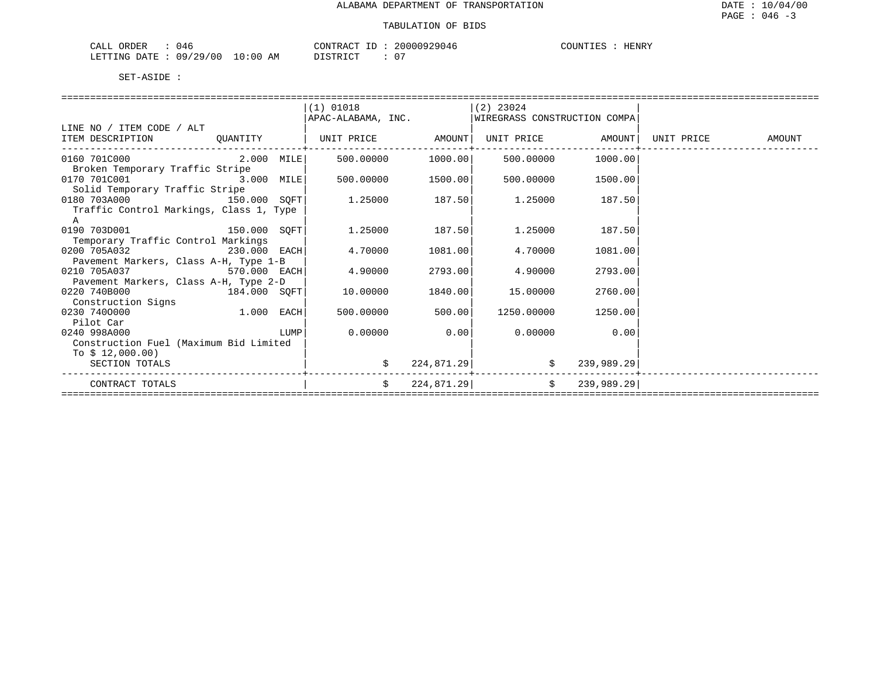# ALABAMA DEPARTMENT OF TRANSPORTATION

DATE : 10/04/00

PAGE : 046 -3

## TABULATION OF BIDS

CALL ORDER : 046 CONTRACT ID : 20000929046 COUNTIES : HENRY
LETTING DATE : 09/29/00 10:00 AM DISTRICT : 07

SET-ASIDE :

| LINE NO / ITEM CODE / ALT<br>ITEM DESCRIPTION | QUANTITY | (1) 01018<br>APAC-ALABAMA, INC.<br>UNIT PRICE | <br><br>AMOUNT | (2) 23024<br>WIREGRASS CONSTRUCTION COMPA<br>UNIT PRICE | <br><br>AMOUNT | <br><br>UNIT PRICE | <br><br>AMOUNT |
|---|---|---|---|---|---|---|---|
| 0160 701C000<br>Broken Temporary Traffic Stripe | 2.000 MILE | 500.00000 | 1000.00 | 500.00000 | 1000.00 | | |
| 0170 701C001<br>Solid Temporary Traffic Stripe | 3.000 MILE | 500.00000 | 1500.00 | 500.00000 | 1500.00 | | |
| 0180 703A000<br>Traffic Control Markings, Class 1, Type A | 150.000 SQFT | 1.25000 | 187.50 | 1.25000 | 187.50 | | |
| 0190 703D001<br>Temporary Traffic Control Markings | 150.000 SQFT | 1.25000 | 187.50 | 1.25000 | 187.50 | | |
| 0200 705A032<br>Pavement Markers, Class A-H, Type 1-B | 230.000 EACH | 4.70000 | 1081.00 | 4.70000 | 1081.00 | | |
| 0210 705A037<br>Pavement Markers, Class A-H, Type 2-D | 570.000 EACH | 4.90000 | 2793.00 | 4.90000 | 2793.00 | | |
| 0220 740B000<br>Construction Signs | 184.000 SQFT | 10.00000 | 1840.00 | 15.00000 | 2760.00 | | |
| 0230 740O000<br>Pilot Car | 1.000 EACH | 500.00000 | 500.00 | 1250.00000 | 1250.00 | | |
| 0240 998A000<br>Construction Fuel (Maximum Bid Limited To $ 12,000.00) | LUMP | 0.00000 | 0.00 | 0.00000 | 0.00 | | |
| SECTION TOTALS | | $ | 224,871.29 | $ | 239,989.29 | | |
| CONTRACT TOTALS | | $ | 224,871.29 | $ | 239,989.29 | | |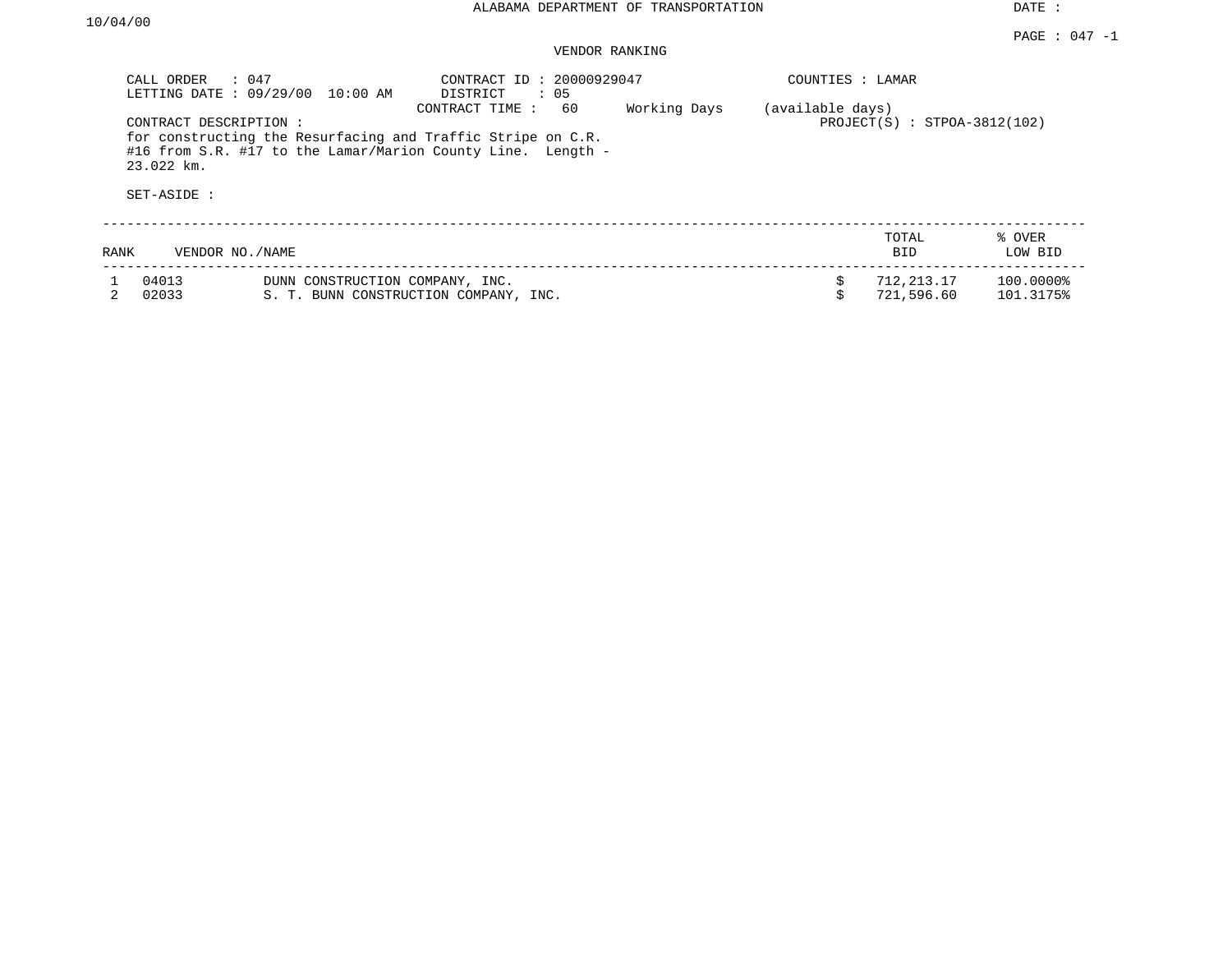ALABAMA DEPARTMENT OF TRANSPORTATION

DATE : 10/04/00

PAGE : 047 -1

VENDOR RANKING

CALL ORDER : 047
LETTING DATE : 09/29/00 10:00 AM

CONTRACT ID : 20000929047
DISTRICT : 05
CONTRACT TIME : 60 Working Days (available days)

COUNTIES : LAMAR

PROJECT(S) : STPOA-3812(102)

CONTRACT DESCRIPTION :
for constructing the Resurfacing and Traffic Stripe on C.R. #16 from S.R. #17 to the Lamar/Marion County Line. Length - 23.022 km.

SET-ASIDE :

| RANK | VENDOR NO./NAME | | TOTAL BID | % OVER LOW BID |
|---|---|---|---|---|
| 1 | 04013 | DUNN CONSTRUCTION COMPANY, INC. | $ 712,213.17 | 100.0000% |
| 2 | 02033 | S. T. BUNN CONSTRUCTION COMPANY, INC. | $ 721,596.60 | 101.3175% |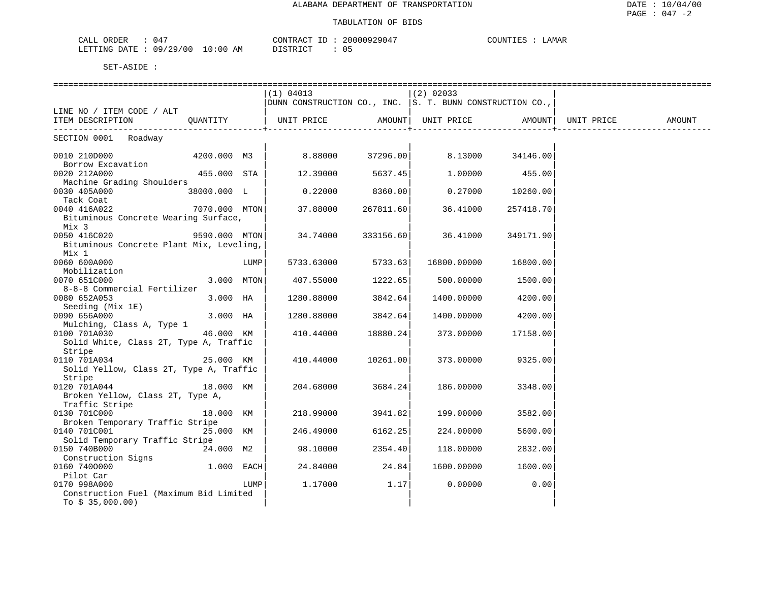ALABAMA DEPARTMENT OF TRANSPORTATION

TABULATION OF BIDS

CALL ORDER : 047　　CONTRACT ID : 20000929047　　COUNTIES : LAMAR
LETTING DATE : 09/29/00 10:00 AM　　DISTRICT : 05

SET-ASIDE :

| LINE NO / ITEM CODE / ALT ITEM DESCRIPTION | QUANTITY | (1) 04013 DUNN CONSTRUCTION CO., INC. UNIT PRICE | AMOUNT | (2) 02033 S. T. BUNN CONSTRUCTION CO., UNIT PRICE | AMOUNT | UNIT PRICE | AMOUNT |
|---|---|---|---|---|---|---|---|
| **SECTION 0001 Roadway** | | | | | | | |
| 0010 210D000 Borrow Excavation | 4200.000 M3 | 8.88000 | 37296.00 | 8.13000 | 34146.00 | | |
| 0020 212A000 Machine Grading Shoulders | 455.000 STA | 12.39000 | 5637.45 | 1.00000 | 455.00 | | |
| 0030 405A000 Tack Coat | 38000.000 L | 0.22000 | 8360.00 | 0.27000 | 10260.00 | | |
| 0040 416A022 Bituminous Concrete Wearing Surface, Mix 3 | 7070.000 MTON | 37.88000 | 267811.60 | 36.41000 | 257418.70 | | |
| 0050 416C020 Bituminous Concrete Plant Mix, Leveling, Mix 1 | 9590.000 MTON | 34.74000 | 333156.60 | 36.41000 | 349171.90 | | |
| 0060 600A000 Mobilization | LUMP | 5733.63000 | 5733.63 | 16800.00000 | 16800.00 | | |
| 0070 651C000 8-8-8 Commercial Fertilizer | 3.000 MTON | 407.55000 | 1222.65 | 500.00000 | 1500.00 | | |
| 0080 652A053 Seeding (Mix 1E) | 3.000 HA | 1280.88000 | 3842.64 | 1400.00000 | 4200.00 | | |
| 0090 656A000 Mulching, Class A, Type 1 | 3.000 HA | 1280.88000 | 3842.64 | 1400.00000 | 4200.00 | | |
| 0100 701A030 Solid White, Class 2T, Type A, Traffic Stripe | 46.000 KM | 410.44000 | 18880.24 | 373.00000 | 17158.00 | | |
| 0110 701A034 Solid Yellow, Class 2T, Type A, Traffic Stripe | 25.000 KM | 410.44000 | 10261.00 | 373.00000 | 9325.00 | | |
| 0120 701A044 Broken Yellow, Class 2T, Type A, Traffic Stripe | 18.000 KM | 204.68000 | 3684.24 | 186.00000 | 3348.00 | | |
| 0130 701C000 Broken Temporary Traffic Stripe | 18.000 KM | 218.99000 | 3941.82 | 199.00000 | 3582.00 | | |
| 0140 701C001 Solid Temporary Traffic Stripe | 25.000 KM | 246.49000 | 6162.25 | 224.00000 | 5600.00 | | |
| 0150 740B000 Construction Signs | 24.000 M2 | 98.10000 | 2354.40 | 118.00000 | 2832.00 | | |
| 0160 740O000 Pilot Car | 1.000 EACH | 24.84000 | 24.84 | 1600.00000 | 1600.00 | | |
| 0170 998A000 Construction Fuel (Maximum Bid Limited To $ 35,000.00) | LUMP | 1.17000 | 1.17 | 0.00000 | 0.00 | | |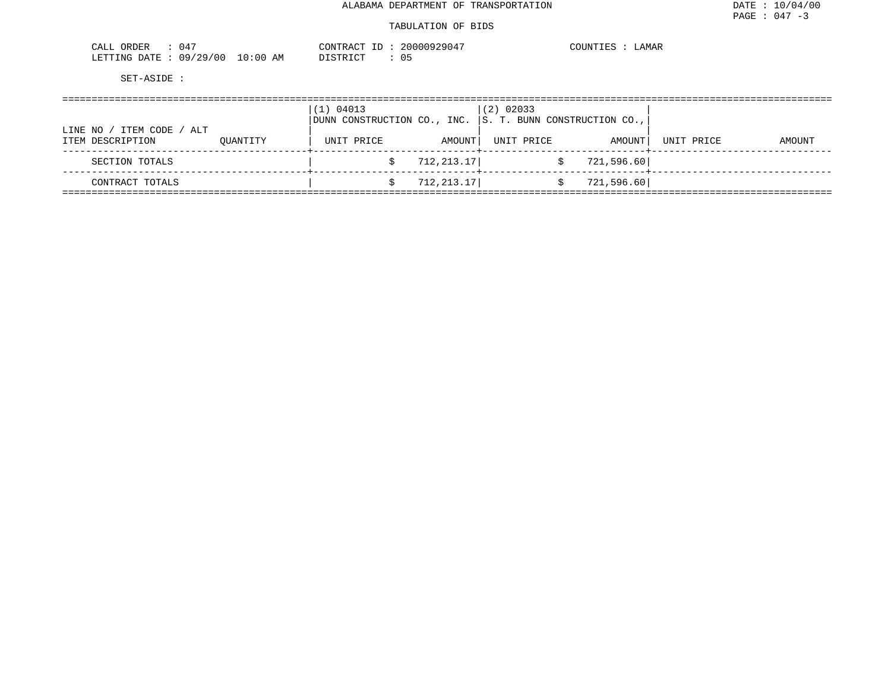ALABAMA DEPARTMENT OF TRANSPORTATION

TABULATION OF BIDS

CALL ORDER : 047
LETTING DATE : 09/29/00 10:00 AM

CONTRACT ID : 20000929047
DISTRICT : 05

COUNTIES : LAMAR

SET-ASIDE :

| LINE NO / ITEM CODE / ALT<br>ITEM DESCRIPTION | QUANTITY | (1) 04013<br>DUNN CONSTRUCTION CO., INC.<br>UNIT PRICE | <br><br>AMOUNT | (2) 02033<br>S. T. BUNN CONSTRUCTION CO.,<br>UNIT PRICE | <br><br>AMOUNT | <br><br>UNIT PRICE | <br><br>AMOUNT |
|---|---|---|---|---|---|---|---|
| SECTION TOTALS | | | $ 712,213.17 | | $ 721,596.60 | | |
| CONTRACT TOTALS | | | $ 712,213.17 | | $ 721,596.60 | | |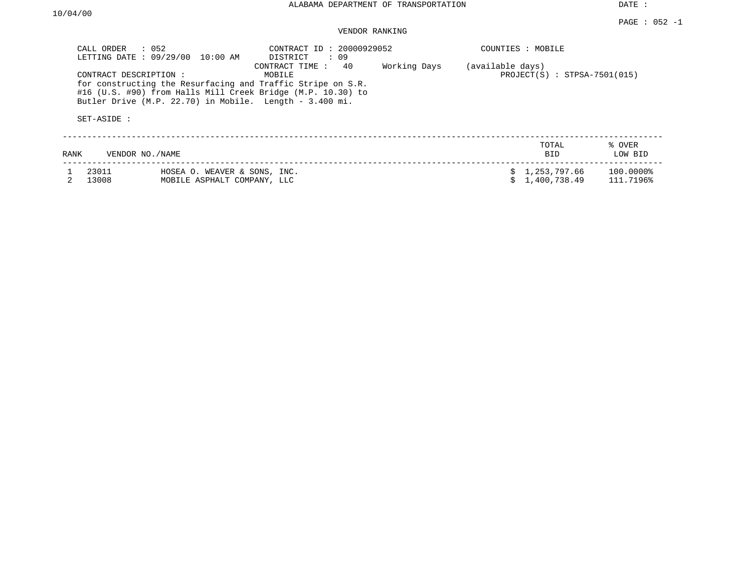ALABAMA DEPARTMENT OF TRANSPORTATION

DATE : 10/04/00

PAGE : 052 -1

VENDOR RANKING

CALL ORDER : 052
LETTING DATE : 09/29/00 10:00 AM

CONTRACT ID : 20000929052
DISTRICT : 09
CONTRACT TIME : 40 Working Days (available days)

COUNTIES : MOBILE

CONTRACT DESCRIPTION : MOBILE

PROJECT(S) : STPSA-7501(015)

for constructing the Resurfacing and Traffic Stripe on S.R. #16 (U.S. #90) from Halls Mill Creek Bridge (M.P. 10.30) to Butler Drive (M.P. 22.70) in Mobile. Length - 3.400 mi.

SET-ASIDE :

| RANK | VENDOR NO./NAME | | TOTAL BID | % OVER LOW BID |
|---|---|---|---|---|
| 1 | 23011 | HOSEA O. WEAVER & SONS, INC. | $ 1,253,797.66 | 100.0000% |
| 2 | 13008 | MOBILE ASPHALT COMPANY, LLC | $ 1,400,738.49 | 111.7196% |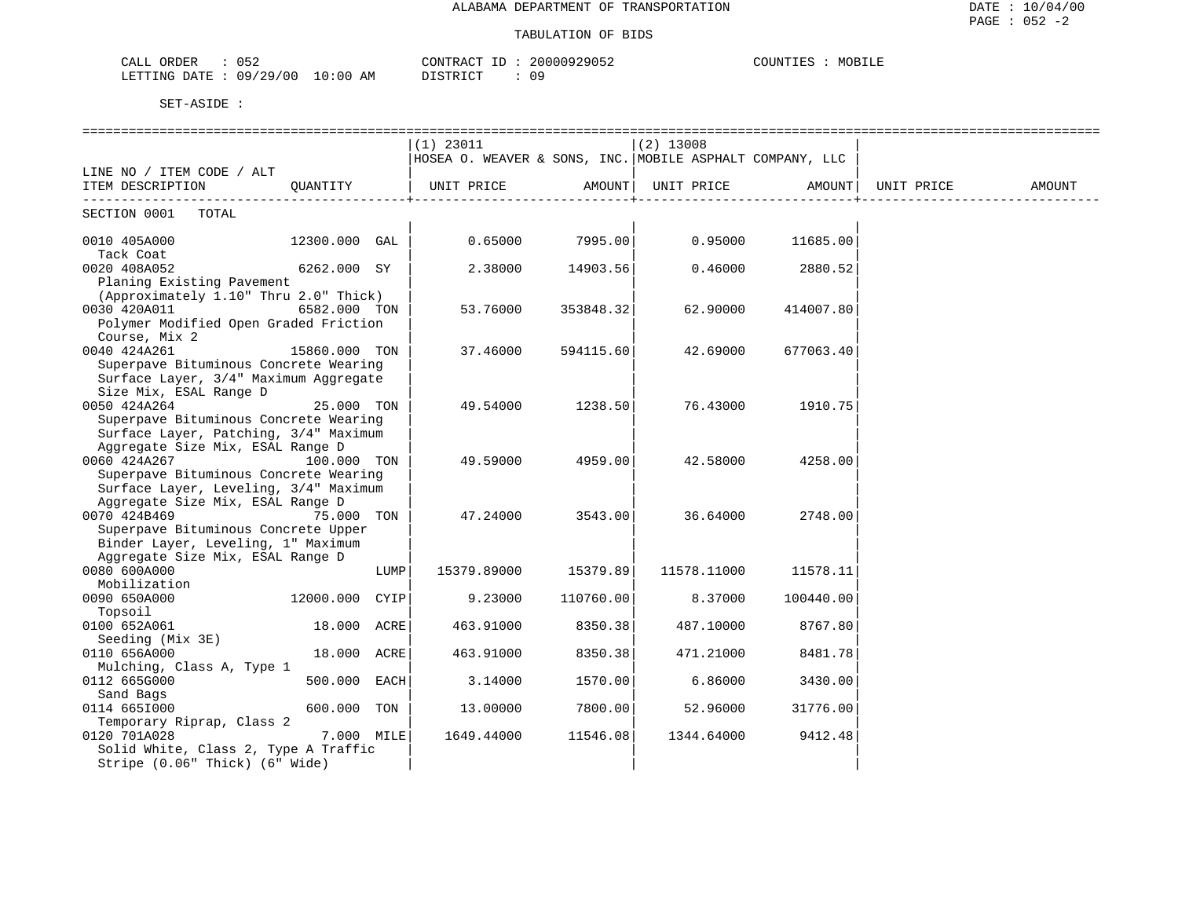ALABAMA DEPARTMENT OF TRANSPORTATION

TABULATION OF BIDS

DATE : 10/04/00
PAGE : 052 -2

CALL ORDER : 052 CONTRACT ID : 20000929052 COUNTIES : MOBILE
LETTING DATE : 09/29/00 10:00 AM DISTRICT : 09

SET-ASIDE :

| LINE NO / ITEM CODE / ALT ITEM DESCRIPTION | QUANTITY | (1) 23011 HOSEA O. WEAVER & SONS, INC. UNIT PRICE | AMOUNT | (2) 13008 MOBILE ASPHALT COMPANY, LLC UNIT PRICE | AMOUNT | UNIT PRICE | AMOUNT |
|---|---|---|---|---|---|---|---|
| SECTION 0001 TOTAL | | | | | | | |
| 0010 405A000 Tack Coat | 12300.000 GAL | 0.65000 | 7995.00 | 0.95000 | 11685.00 | | |
| 0020 408A052 Planing Existing Pavement (Approximately 1.10" Thru 2.0" Thick) | 6262.000 SY | 2.38000 | 14903.56 | 0.46000 | 2880.52 | | |
| 0030 420A011 Polymer Modified Open Graded Friction Course, Mix 2 | 6582.000 TON | 53.76000 | 353848.32 | 62.90000 | 414007.80 | | |
| 0040 424A261 Superpave Bituminous Concrete Wearing Surface Layer, 3/4" Maximum Aggregate Size Mix, ESAL Range D | 15860.000 TON | 37.46000 | 594115.60 | 42.69000 | 677063.40 | | |
| 0050 424A264 Superpave Bituminous Concrete Wearing Surface Layer, Patching, 3/4" Maximum Aggregate Size Mix, ESAL Range D | 25.000 TON | 49.54000 | 1238.50 | 76.43000 | 1910.75 | | |
| 0060 424A267 Superpave Bituminous Concrete Wearing Surface Layer, Leveling, 3/4" Maximum Aggregate Size Mix, ESAL Range D | 100.000 TON | 49.59000 | 4959.00 | 42.58000 | 4258.00 | | |
| 0070 424B469 Superpave Bituminous Concrete Upper Binder Layer, Leveling, 1" Maximum Aggregate Size Mix, ESAL Range D | 75.000 TON | 47.24000 | 3543.00 | 36.64000 | 2748.00 | | |
| 0080 600A000 Mobilization | LUMP | 15379.89000 | 15379.89 | 11578.11000 | 11578.11 | | |
| 0090 650A000 Topsoil | 12000.000 CYIP | 9.23000 | 110760.00 | 8.37000 | 100440.00 | | |
| 0100 652A061 Seeding (Mix 3E) | 18.000 ACRE | 463.91000 | 8350.38 | 487.10000 | 8767.80 | | |
| 0110 656A000 Mulching, Class A, Type 1 | 18.000 ACRE | 463.91000 | 8350.38 | 471.21000 | 8481.78 | | |
| 0112 665G000 Sand Bags | 500.000 EACH | 3.14000 | 1570.00 | 6.86000 | 3430.00 | | |
| 0114 665I000 Temporary Riprap, Class 2 | 600.000 TON | 13.00000 | 7800.00 | 52.96000 | 31776.00 | | |
| 0120 701A028 Solid White, Class 2, Type A Traffic Stripe (0.06" Thick) (6" Wide) | 7.000 MILE | 1649.44000 | 11546.08 | 1344.64000 | 9412.48 | | |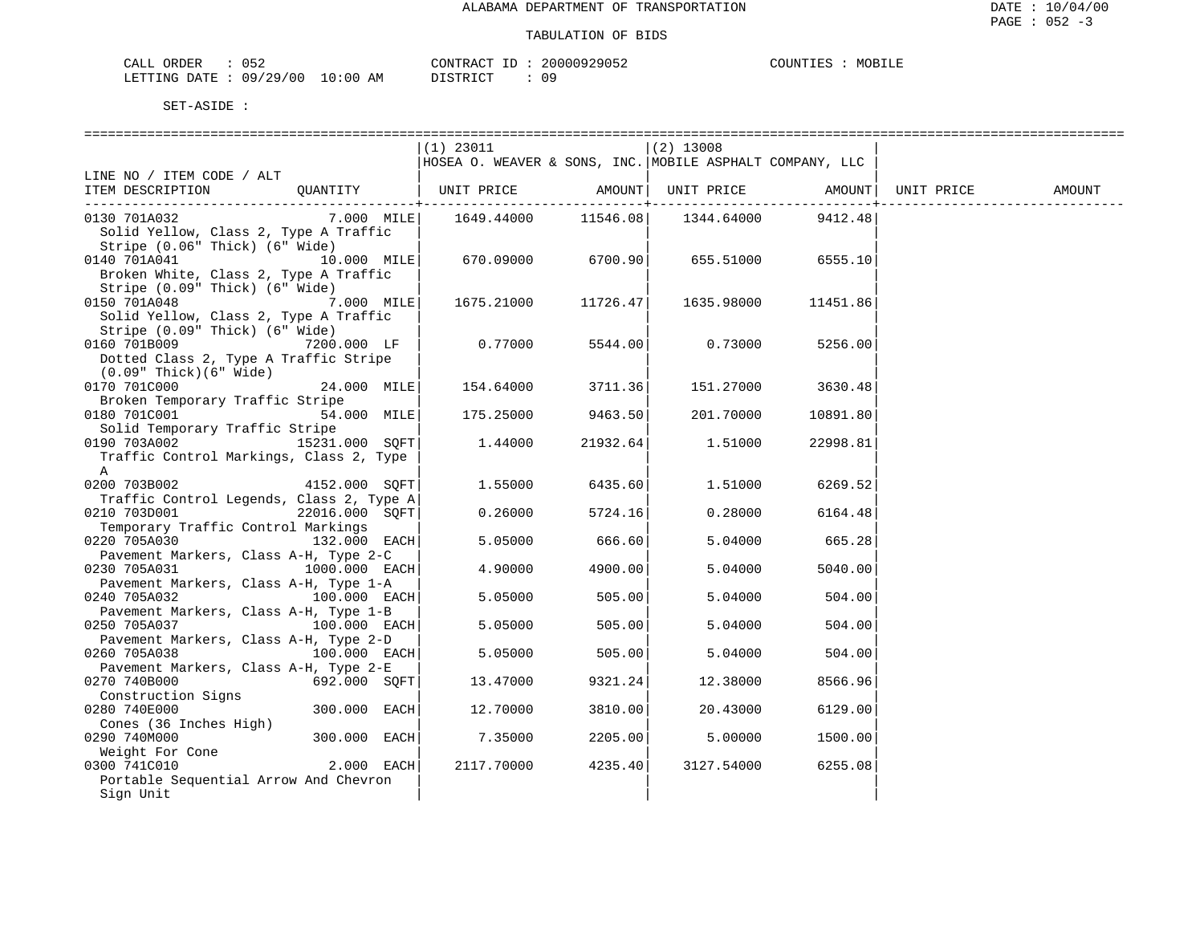ALABAMA DEPARTMENT OF TRANSPORTATION

TABULATION OF BIDS

DATE : 10/04/00
PAGE : 052 -3

CALL ORDER : 052
LETTING DATE : 09/29/00 10:00 AM

CONTRACT ID : 20000929052
DISTRICT : 09

COUNTIES : MOBILE

SET-ASIDE :

| LINE NO / ITEM CODE / ALT ITEM DESCRIPTION | QUANTITY | (1) 23011 HOSEA O. WEAVER & SONS, INC. UNIT PRICE | AMOUNT | (2) 13008 MOBILE ASPHALT COMPANY, LLC UNIT PRICE | AMOUNT | UNIT PRICE | AMOUNT |
|---|---|---|---|---|---|---|---|
| 0130 701A032 Solid Yellow, Class 2, Type A Traffic Stripe (0.06" Thick) (6" Wide) | 7.000 MILE | 1649.44000 | 11546.08 | 1344.64000 | 9412.48 | | |
| 0140 701A041 Broken White, Class 2, Type A Traffic Stripe (0.09" Thick) (6" Wide) | 10.000 MILE | 670.09000 | 6700.90 | 655.51000 | 6555.10 | | |
| 0150 701A048 Solid Yellow, Class 2, Type A Traffic Stripe (0.09" Thick) (6" Wide) | 7.000 MILE | 1675.21000 | 11726.47 | 1635.98000 | 11451.86 | | |
| 0160 701B009 Dotted Class 2, Type A Traffic Stripe (0.09" Thick)(6" Wide) | 7200.000 LF | 0.77000 | 5544.00 | 0.73000 | 5256.00 | | |
| 0170 701C000 Broken Temporary Traffic Stripe | 24.000 MILE | 154.64000 | 3711.36 | 151.27000 | 3630.48 | | |
| 0180 701C001 Solid Temporary Traffic Stripe | 54.000 MILE | 175.25000 | 9463.50 | 201.70000 | 10891.80 | | |
| 0190 703A002 Traffic Control Markings, Class 2, Type A | 15231.000 SQFT | 1.44000 | 21932.64 | 1.51000 | 22998.81 | | |
| 0200 703B002 Traffic Control Legends, Class 2, Type A | 4152.000 SQFT | 1.55000 | 6435.60 | 1.51000 | 6269.52 | | |
| 0210 703D001 Temporary Traffic Control Markings | 22016.000 SQFT | 0.26000 | 5724.16 | 0.28000 | 6164.48 | | |
| 0220 705A030 Pavement Markers, Class A-H, Type 2-C | 132.000 EACH | 5.05000 | 666.60 | 5.04000 | 665.28 | | |
| 0230 705A031 Pavement Markers, Class A-H, Type 1-A | 1000.000 EACH | 4.90000 | 4900.00 | 5.04000 | 5040.00 | | |
| 0240 705A032 Pavement Markers, Class A-H, Type 1-B | 100.000 EACH | 5.05000 | 505.00 | 5.04000 | 504.00 | | |
| 0250 705A037 Pavement Markers, Class A-H, Type 2-D | 100.000 EACH | 5.05000 | 505.00 | 5.04000 | 504.00 | | |
| 0260 705A038 Pavement Markers, Class A-H, Type 2-E | 100.000 EACH | 5.05000 | 505.00 | 5.04000 | 504.00 | | |
| 0270 740B000 Construction Signs | 692.000 SQFT | 13.47000 | 9321.24 | 12.38000 | 8566.96 | | |
| 0280 740E000 Cones (36 Inches High) | 300.000 EACH | 12.70000 | 3810.00 | 20.43000 | 6129.00 | | |
| 0290 740M000 Weight For Cone | 300.000 EACH | 7.35000 | 2205.00 | 5.00000 | 1500.00 | | |
| 0300 741C010 Portable Sequential Arrow And Chevron Sign Unit | 2.000 EACH | 2117.70000 | 4235.40 | 3127.54000 | 6255.08 | | |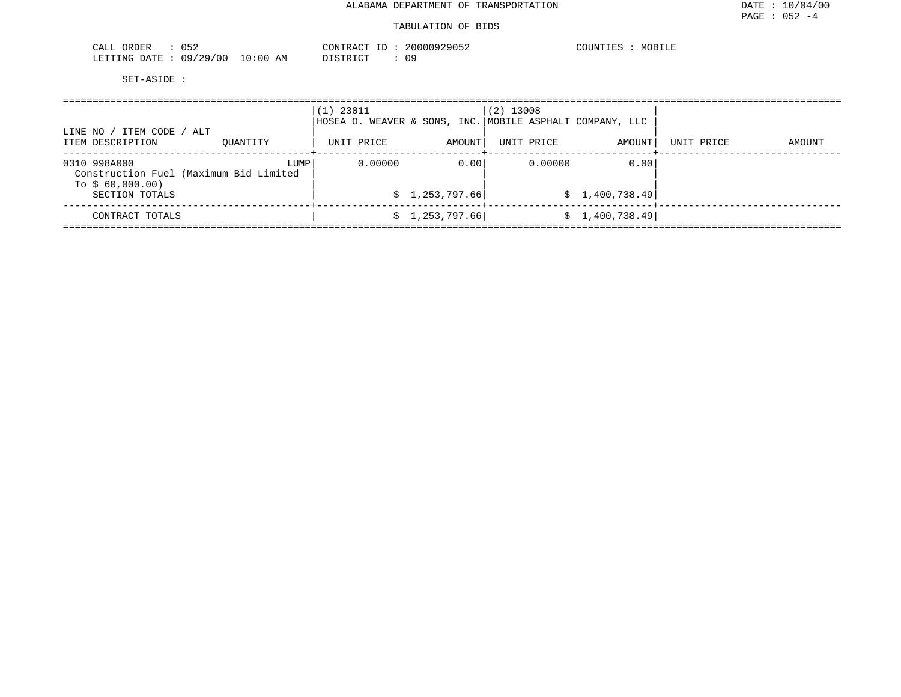ALABAMA DEPARTMENT OF TRANSPORTATION

TABULATION OF BIDS

CALL ORDER : 052　　CONTRACT ID : 20000929052　　COUNTIES : MOBILE
LETTING DATE : 09/29/00 10:00 AM　　DISTRICT : 09

SET-ASIDE :

| LINE NO / ITEM CODE / ALT ITEM DESCRIPTION | QUANTITY | (1) 23011 HOSEA O. WEAVER & SONS, INC. UNIT PRICE | AMOUNT | (2) 13008 MOBILE ASPHALT COMPANY, LLC UNIT PRICE | AMOUNT | UNIT PRICE | AMOUNT |
|---|---|---|---|---|---|---|---|
| 0310 998A000 Construction Fuel (Maximum Bid Limited To $ 60,000.00) | LUMP | 0.00000 | 0.00 | 0.00000 | 0.00 | | |
| SECTION TOTALS | | | $ 1,253,797.66 | | $ 1,400,738.49 | | |
| CONTRACT TOTALS | | | $ 1,253,797.66 | | $ 1,400,738.49 | | |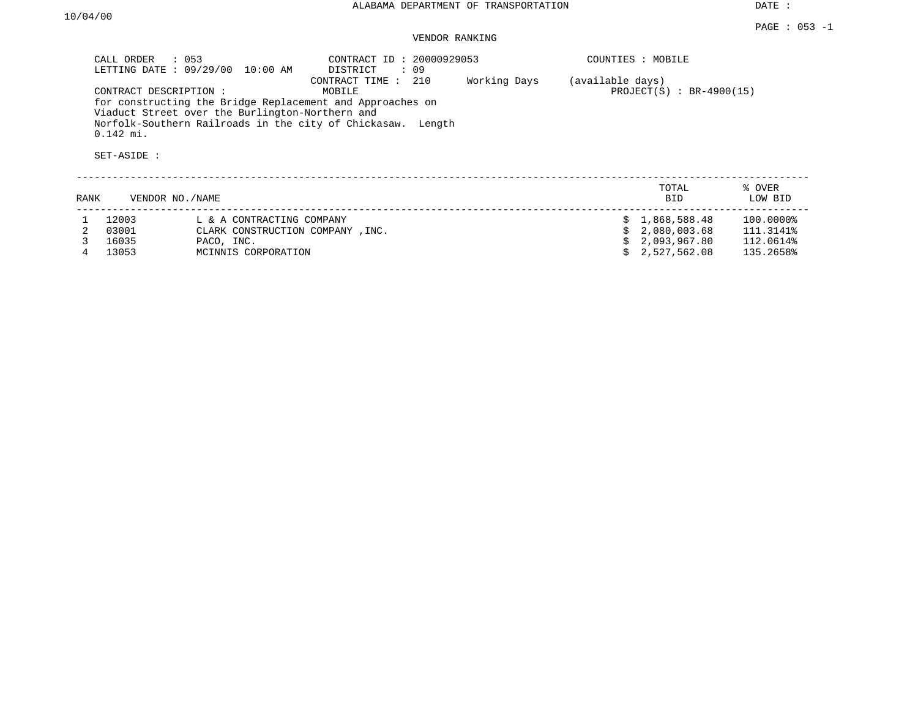ALABAMA DEPARTMENT OF TRANSPORTATION

DATE : 10/04/00

PAGE : 053 -1

VENDOR RANKING

CALL ORDER : 053
LETTING DATE : 09/29/00 10:00 AM

CONTRACT ID : 20000929053
DISTRICT : 09
CONTRACT TIME : 210 Working Days (available days)

COUNTIES : MOBILE

CONTRACT DESCRIPTION : MOBILE

PROJECT(S) : BR-4900(15)

for constructing the Bridge Replacement and Approaches on Viaduct Street over the Burlington-Northern and Norfolk-Southern Railroads in the city of Chickasaw. Length 0.142 mi.

SET-ASIDE :

| RANK | VENDOR NO./NAME | | TOTAL BID | % OVER LOW BID |
|---|---|---|---|---|
| 1 | 12003 | L & A CONTRACTING COMPANY | $ 1,868,588.48 | 100.0000% |
| 2 | 03001 | CLARK CONSTRUCTION COMPANY ,INC. | $ 2,080,003.68 | 111.3141% |
| 3 | 16035 | PACO, INC. | $ 2,093,967.80 | 112.0614% |
| 4 | 13053 | MCINNIS CORPORATION | $ 2,527,562.08 | 135.2658% |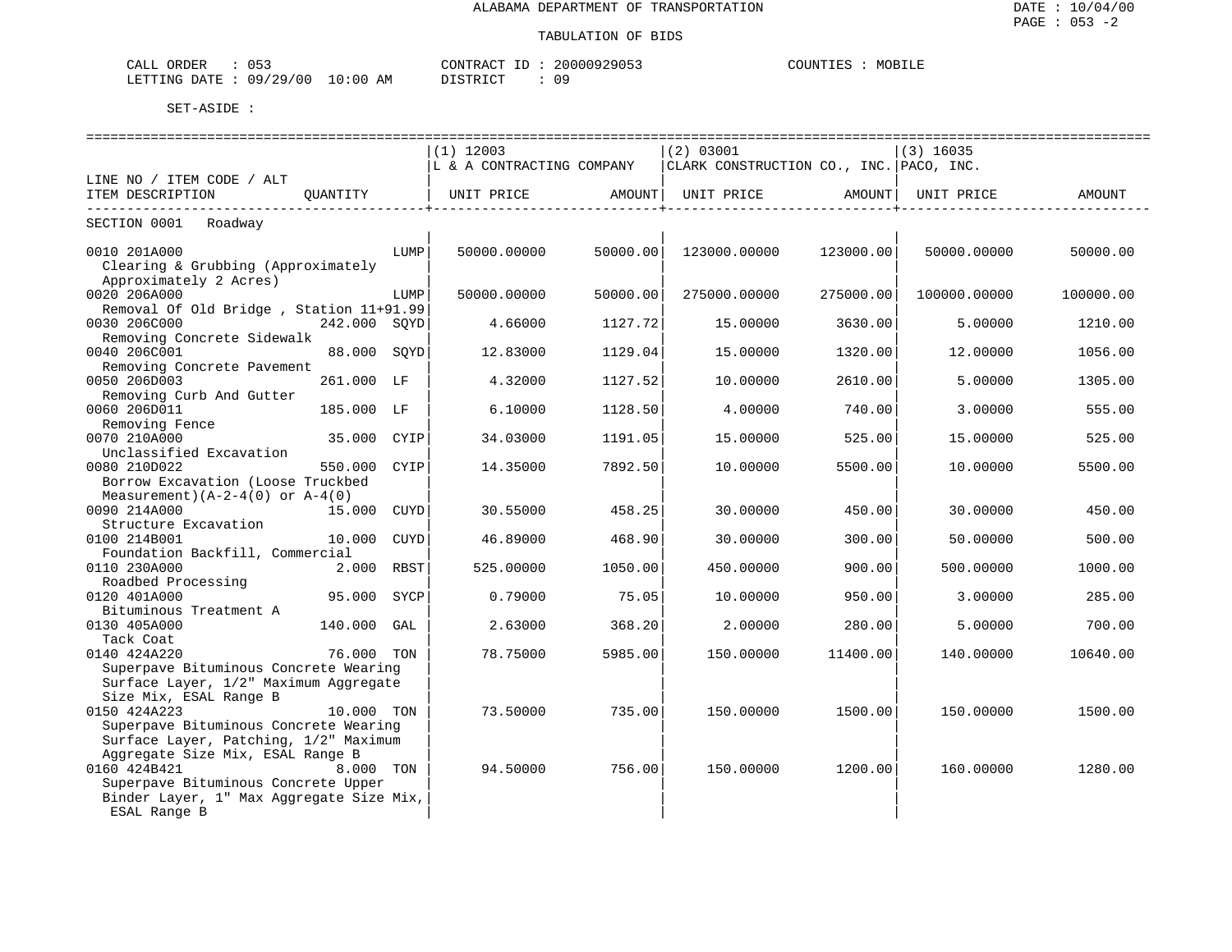ALABAMA DEPARTMENT OF TRANSPORTATION

DATE : 10/04/00

PAGE : 053 -2

TABULATION OF BIDS

CALL ORDER : 053 CONTRACT ID : 20000929053 COUNTIES : MOBILE

LETTING DATE : 09/29/00 10:00 AM DISTRICT : 09

SET-ASIDE :

| LINE NO / ITEM CODE / ALT ITEM DESCRIPTION | QUANTITY | (1) 12003 L & A CONTRACTING COMPANY UNIT PRICE | AMOUNT | (2) 03001 CLARK CONSTRUCTION CO., INC. UNIT PRICE | AMOUNT | (3) 16035 PACO, INC. UNIT PRICE | AMOUNT |
|---|---|---|---|---|---|---|---|
| SECTION 0001 Roadway | | | | | | | |
| 0010 201A000 Clearing & Grubbing (Approximately Approximately 2 Acres) | LUMP | 50000.00000 | 50000.00 | 123000.00000 | 123000.00 | 50000.00000 | 50000.00 |
| 0020 206A000 Removal Of Old Bridge , Station 11+91.99 | LUMP | 50000.00000 | 50000.00 | 275000.00000 | 275000.00 | 100000.00000 | 100000.00 |
| 0030 206C000 Removing Concrete Sidewalk | 242.000 SQYD | 4.66000 | 1127.72 | 15.00000 | 3630.00 | 5.00000 | 1210.00 |
| 0040 206C001 Removing Concrete Pavement | 88.000 SQYD | 12.83000 | 1129.04 | 15.00000 | 1320.00 | 12.00000 | 1056.00 |
| 0050 206D003 Removing Curb And Gutter | 261.000 LF | 4.32000 | 1127.52 | 10.00000 | 2610.00 | 5.00000 | 1305.00 |
| 0060 206D011 Removing Fence | 185.000 LF | 6.10000 | 1128.50 | 4.00000 | 740.00 | 3.00000 | 555.00 |
| 0070 210A000 Unclassified Excavation | 35.000 CYIP | 34.03000 | 1191.05 | 15.00000 | 525.00 | 15.00000 | 525.00 |
| 0080 210D022 Borrow Excavation (Loose Truckbed Measurement)(A-2-4(0) or A-4(0) | 550.000 CYIP | 14.35000 | 7892.50 | 10.00000 | 5500.00 | 10.00000 | 5500.00 |
| 0090 214A000 Structure Excavation | 15.000 CUYD | 30.55000 | 458.25 | 30.00000 | 450.00 | 30.00000 | 450.00 |
| 0100 214B001 Foundation Backfill, Commercial | 10.000 CUYD | 46.89000 | 468.90 | 30.00000 | 300.00 | 50.00000 | 500.00 |
| 0110 230A000 Roadbed Processing | 2.000 RBST | 525.00000 | 1050.00 | 450.00000 | 900.00 | 500.00000 | 1000.00 |
| 0120 401A000 Bituminous Treatment A | 95.000 SYCP | 0.79000 | 75.05 | 10.00000 | 950.00 | 3.00000 | 285.00 |
| 0130 405A000 Tack Coat | 140.000 GAL | 2.63000 | 368.20 | 2.00000 | 280.00 | 5.00000 | 700.00 |
| 0140 424A220 Superpave Bituminous Concrete Wearing Surface Layer, 1/2" Maximum Aggregate Size Mix, ESAL Range B | 76.000 TON | 78.75000 | 5985.00 | 150.00000 | 11400.00 | 140.00000 | 10640.00 |
| 0150 424A223 Superpave Bituminous Concrete Wearing Surface Layer, Patching, 1/2" Maximum Aggregate Size Mix, ESAL Range B | 10.000 TON | 73.50000 | 735.00 | 150.00000 | 1500.00 | 150.00000 | 1500.00 |
| 0160 424B421 Superpave Bituminous Concrete Upper Binder Layer, 1" Max Aggregate Size Mix, ESAL Range B | 8.000 TON | 94.50000 | 756.00 | 150.00000 | 1200.00 | 160.00000 | 1280.00 |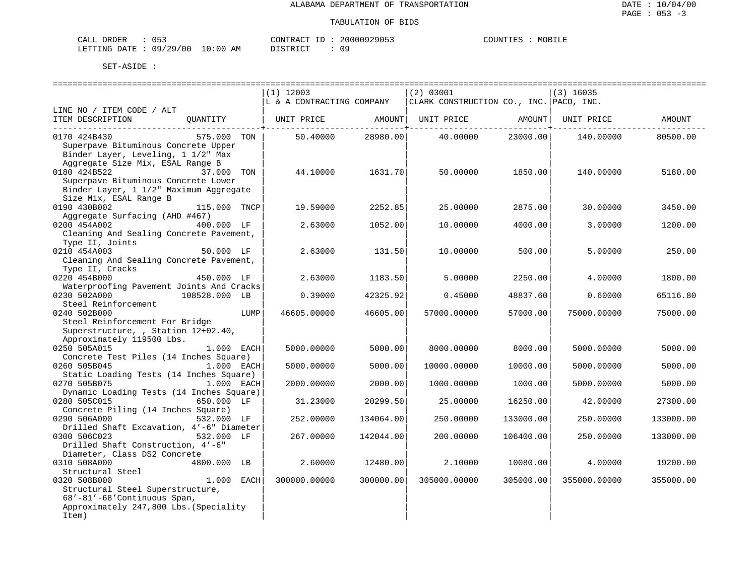ALABAMA DEPARTMENT OF TRANSPORTATION

TABULATION OF BIDS

DATE : 10/04/00
PAGE : 053 -3

CALL ORDER : 053 CONTRACT ID : 20000929053 COUNTIES : MOBILE
LETTING DATE : 09/29/00 10:00 AM DISTRICT : 09

SET-ASIDE :

| LINE NO / ITEM CODE / ALT ITEM DESCRIPTION | QUANTITY | (1) 12003 L & A CONTRACTING COMPANY UNIT PRICE | AMOUNT | (2) 03001 CLARK CONSTRUCTION CO., INC. UNIT PRICE | AMOUNT | (3) 16035 PACO, INC. UNIT PRICE | AMOUNT |
|---|---|---|---|---|---|---|---|
| 0170 424B430 Superpave Bituminous Concrete Upper Binder Layer, Leveling, 1 1/2" Max Aggregate Size Mix, ESAL Range B | 575.000 TON | 50.40000 | 28980.00 | 40.00000 | 23000.00 | 140.00000 | 80500.00 |
| 0180 424B522 Superpave Bituminous Concrete Lower Binder Layer, 1 1/2" Maximum Aggregate Size Mix, ESAL Range B | 37.000 TON | 44.10000 | 1631.70 | 50.00000 | 1850.00 | 140.00000 | 5180.00 |
| 0190 430B002 Aggregate Surfacing (AHD #467) | 115.000 TNCP | 19.59000 | 2252.85 | 25.00000 | 2875.00 | 30.00000 | 3450.00 |
| 0200 454A002 Cleaning And Sealing Concrete Pavement, Type II, Joints | 400.000 LF | 2.63000 | 1052.00 | 10.00000 | 4000.00 | 3.00000 | 1200.00 |
| 0210 454A003 Cleaning And Sealing Concrete Pavement, Type II, Cracks | 50.000 LF | 2.63000 | 131.50 | 10.00000 | 500.00 | 5.00000 | 250.00 |
| 0220 454B000 Waterproofing Pavement Joints And Cracks | 450.000 LF | 2.63000 | 1183.50 | 5.00000 | 2250.00 | 4.00000 | 1800.00 |
| 0230 502A000 Steel Reinforcement | 108528.000 LB | 0.39000 | 42325.92 | 0.45000 | 48837.60 | 0.60000 | 65116.80 |
| 0240 502B000 Steel Reinforcement For Bridge Superstructure, , Station 12+02.40, Approximately 119500 Lbs. | LUMP | 46605.00000 | 46605.00 | 57000.00000 | 57000.00 | 75000.00000 | 75000.00 |
| 0250 505A015 Concrete Test Piles (14 Inches Square) | 1.000 EACH | 5000.00000 | 5000.00 | 8000.00000 | 8000.00 | 5000.00000 | 5000.00 |
| 0260 505B045 Static Loading Tests (14 Inches Square) | 1.000 EACH | 5000.00000 | 5000.00 | 10000.00000 | 10000.00 | 5000.00000 | 5000.00 |
| 0270 505B075 Dynamic Loading Tests (14 Inches Square) | 1.000 EACH | 2000.00000 | 2000.00 | 1000.00000 | 1000.00 | 5000.00000 | 5000.00 |
| 0280 505C015 Concrete Piling (14 Inches Square) | 650.000 LF | 31.23000 | 20299.50 | 25.00000 | 16250.00 | 42.00000 | 27300.00 |
| 0290 506A000 Drilled Shaft Excavation, 4'-6" Diameter | 532.000 LF | 252.00000 | 134064.00 | 250.00000 | 133000.00 | 250.00000 | 133000.00 |
| 0300 506C023 Drilled Shaft Construction, 4'-6" Diameter, Class DS2 Concrete | 532.000 LF | 267.00000 | 142044.00 | 200.00000 | 106400.00 | 250.00000 | 133000.00 |
| 0310 508A000 Structural Steel | 4800.000 LB | 2.60000 | 12480.00 | 2.10000 | 10080.00 | 4.00000 | 19200.00 |
| 0320 508B000 Structural Steel Superstructure, 68'-81'-68'Continuous Span, Approximately 247,800 Lbs.(Speciality Item) | 1.000 EACH | 300000.00000 | 300000.00 | 305000.00000 | 305000.00 | 355000.00000 | 355000.00 |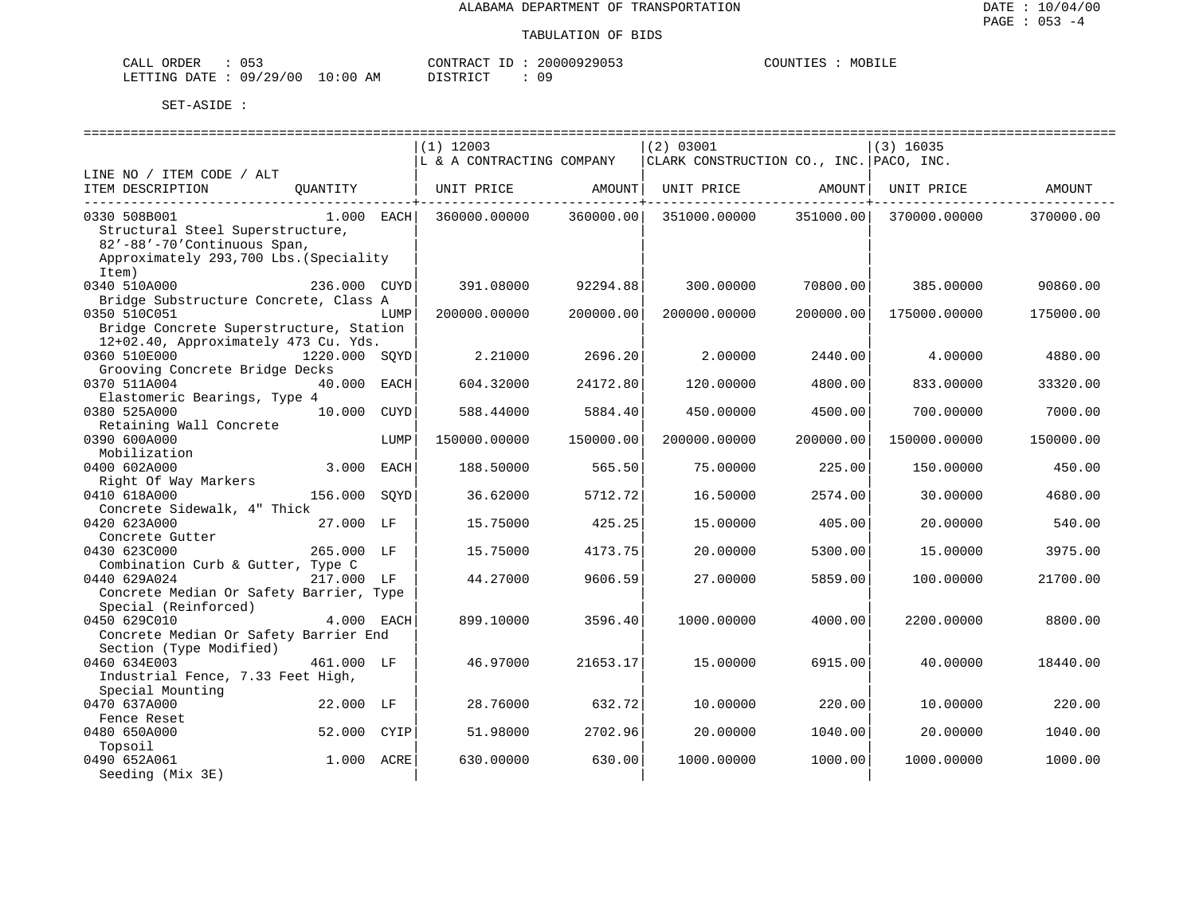ALABAMA DEPARTMENT OF TRANSPORTATION

TABULATION OF BIDS

CALL ORDER : 053  CONTRACT ID : 20000929053  COUNTIES : MOBILE
LETTING DATE : 09/29/00 10:00 AM  DISTRICT : 09

SET-ASIDE :

| LINE NO / ITEM CODE / ALT ITEM DESCRIPTION | QUANTITY | (1) 12003 L & A CONTRACTING COMPANY UNIT PRICE | AMOUNT | (2) 03001 CLARK CONSTRUCTION CO., INC. UNIT PRICE | AMOUNT | (3) 16035 PACO, INC. UNIT PRICE | AMOUNT |
|---|---|---|---|---|---|---|---|
| 0330 508B001 Structural Steel Superstructure, 82'-88'-70'Continuous Span, Approximately 293,700 Lbs.(Speciality Item) | 1.000 EACH | 360000.00000 | 360000.00 | 351000.00000 | 351000.00 | 370000.00000 | 370000.00 |
| 0340 510A000 Bridge Substructure Concrete, Class A | 236.000 CUYD | 391.08000 | 92294.88 | 300.00000 | 70800.00 | 385.00000 | 90860.00 |
| 0350 510C051 Bridge Concrete Superstructure, Station 12+02.40, Approximately 473 Cu. Yds. | LUMP | 200000.00000 | 200000.00 | 200000.00000 | 200000.00 | 175000.00000 | 175000.00 |
| 0360 510E000 Grooving Concrete Bridge Decks | 1220.000 SQYD | 2.21000 | 2696.20 | 2.00000 | 2440.00 | 4.00000 | 4880.00 |
| 0370 511A004 Elastomeric Bearings, Type 4 | 40.000 EACH | 604.32000 | 24172.80 | 120.00000 | 4800.00 | 833.00000 | 33320.00 |
| 0380 525A000 Retaining Wall Concrete | 10.000 CUYD | 588.44000 | 5884.40 | 450.00000 | 4500.00 | 700.00000 | 7000.00 |
| 0390 600A000 Mobilization | LUMP | 150000.00000 | 150000.00 | 200000.00000 | 200000.00 | 150000.00000 | 150000.00 |
| 0400 602A000 Right Of Way Markers | 3.000 EACH | 188.50000 | 565.50 | 75.00000 | 225.00 | 150.00000 | 450.00 |
| 0410 618A000 Concrete Sidewalk, 4" Thick | 156.000 SQYD | 36.62000 | 5712.72 | 16.50000 | 2574.00 | 30.00000 | 4680.00 |
| 0420 623A000 Concrete Gutter | 27.000 LF | 15.75000 | 425.25 | 15.00000 | 405.00 | 20.00000 | 540.00 |
| 0430 623C000 Combination Curb & Gutter, Type C | 265.000 LF | 15.75000 | 4173.75 | 20.00000 | 5300.00 | 15.00000 | 3975.00 |
| 0440 629A024 Concrete Median Or Safety Barrier, Type Special (Reinforced) | 217.000 LF | 44.27000 | 9606.59 | 27.00000 | 5859.00 | 100.00000 | 21700.00 |
| 0450 629C010 Concrete Median Or Safety Barrier End Section (Type Modified) | 4.000 EACH | 899.10000 | 3596.40 | 1000.00000 | 4000.00 | 2200.00000 | 8800.00 |
| 0460 634E003 Industrial Fence, 7.33 Feet High, Special Mounting | 461.000 LF | 46.97000 | 21653.17 | 15.00000 | 6915.00 | 40.00000 | 18440.00 |
| 0470 637A000 Fence Reset | 22.000 LF | 28.76000 | 632.72 | 10.00000 | 220.00 | 10.00000 | 220.00 |
| 0480 650A000 Topsoil | 52.000 CYIP | 51.98000 | 2702.96 | 20.00000 | 1040.00 | 20.00000 | 1040.00 |
| 0490 652A061 Seeding (Mix 3E) | 1.000 ACRE | 630.00000 | 630.00 | 1000.00000 | 1000.00 | 1000.00000 | 1000.00 |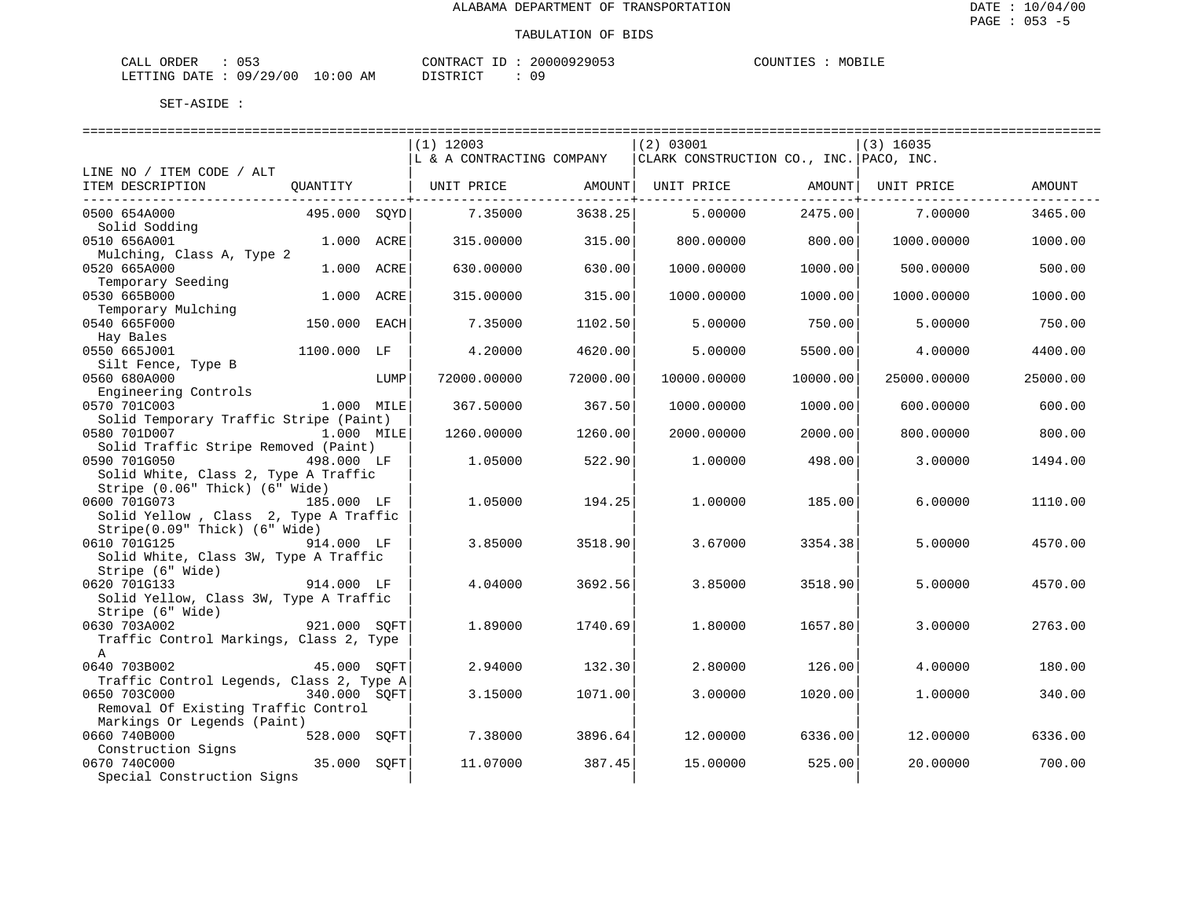ALABAMA DEPARTMENT OF TRANSPORTATION

TABULATION OF BIDS

DATE : 10/04/00
PAGE : 053 -5

CALL ORDER : 053 CONTRACT ID : 20000929053 COUNTIES : MOBILE
LETTING DATE : 09/29/00 10:00 AM DISTRICT : 09

SET-ASIDE :

| LINE NO / ITEM CODE / ALT ITEM DESCRIPTION | QUANTITY | | (1) 12003 L & A CONTRACTING COMPANY UNIT PRICE | AMOUNT | (2) 03001 CLARK CONSTRUCTION CO., INC. UNIT PRICE | AMOUNT | (3) 16035 PACO, INC. UNIT PRICE | AMOUNT |
|---|---|---|---|---|---|---|---|---|
| 0500 654A000 Solid Sodding | 495.000 | SQYD | 7.35000 | 3638.25 | 5.00000 | 2475.00 | 7.00000 | 3465.00 |
| 0510 656A001 Mulching, Class A, Type 2 | 1.000 | ACRE | 315.00000 | 315.00 | 800.00000 | 800.00 | 1000.00000 | 1000.00 |
| 0520 665A000 Temporary Seeding | 1.000 | ACRE | 630.00000 | 630.00 | 1000.00000 | 1000.00 | 500.00000 | 500.00 |
| 0530 665B000 Temporary Mulching | 1.000 | ACRE | 315.00000 | 315.00 | 1000.00000 | 1000.00 | 1000.00000 | 1000.00 |
| 0540 665F000 Hay Bales | 150.000 | EACH | 7.35000 | 1102.50 | 5.00000 | 750.00 | 5.00000 | 750.00 |
| 0550 665J001 Silt Fence, Type B | 1100.000 | LF | 4.20000 | 4620.00 | 5.00000 | 5500.00 | 4.00000 | 4400.00 |
| 0560 680A000 Engineering Controls | | LUMP | 72000.00000 | 72000.00 | 10000.00000 | 10000.00 | 25000.00000 | 25000.00 |
| 0570 701C003 Solid Temporary Traffic Stripe (Paint) | 1.000 | MILE | 367.50000 | 367.50 | 1000.00000 | 1000.00 | 600.00000 | 600.00 |
| 0580 701D007 Solid Traffic Stripe Removed (Paint) | 1.000 | MILE | 1260.00000 | 1260.00 | 2000.00000 | 2000.00 | 800.00000 | 800.00 |
| 0590 701G050 Solid White, Class 2, Type A Traffic Stripe (0.06" Thick) (6" Wide) | 498.000 | LF | 1.05000 | 522.90 | 1.00000 | 498.00 | 3.00000 | 1494.00 |
| 0600 701G073 Solid Yellow , Class 2, Type A Traffic Stripe(0.09" Thick) (6" Wide) | 185.000 | LF | 1.05000 | 194.25 | 1.00000 | 185.00 | 6.00000 | 1110.00 |
| 0610 701G125 Solid White, Class 3W, Type A Traffic Stripe (6" Wide) | 914.000 | LF | 3.85000 | 3518.90 | 3.67000 | 3354.38 | 5.00000 | 4570.00 |
| 0620 701G133 Solid Yellow, Class 3W, Type A Traffic Stripe (6" Wide) | 914.000 | LF | 4.04000 | 3692.56 | 3.85000 | 3518.90 | 5.00000 | 4570.00 |
| 0630 703A002 Traffic Control Markings, Class 2, Type A | 921.000 | SQFT | 1.89000 | 1740.69 | 1.80000 | 1657.80 | 3.00000 | 2763.00 |
| 0640 703B002 Traffic Control Legends, Class 2, Type A | 45.000 | SQFT | 2.94000 | 132.30 | 2.80000 | 126.00 | 4.00000 | 180.00 |
| 0650 703C000 Removal Of Existing Traffic Control Markings Or Legends (Paint) | 340.000 | SQFT | 3.15000 | 1071.00 | 3.00000 | 1020.00 | 1.00000 | 340.00 |
| 0660 740B000 Construction Signs | 528.000 | SQFT | 7.38000 | 3896.64 | 12.00000 | 6336.00 | 12.00000 | 6336.00 |
| 0670 740C000 Special Construction Signs | 35.000 | SQFT | 11.07000 | 387.45 | 15.00000 | 525.00 | 20.00000 | 700.00 |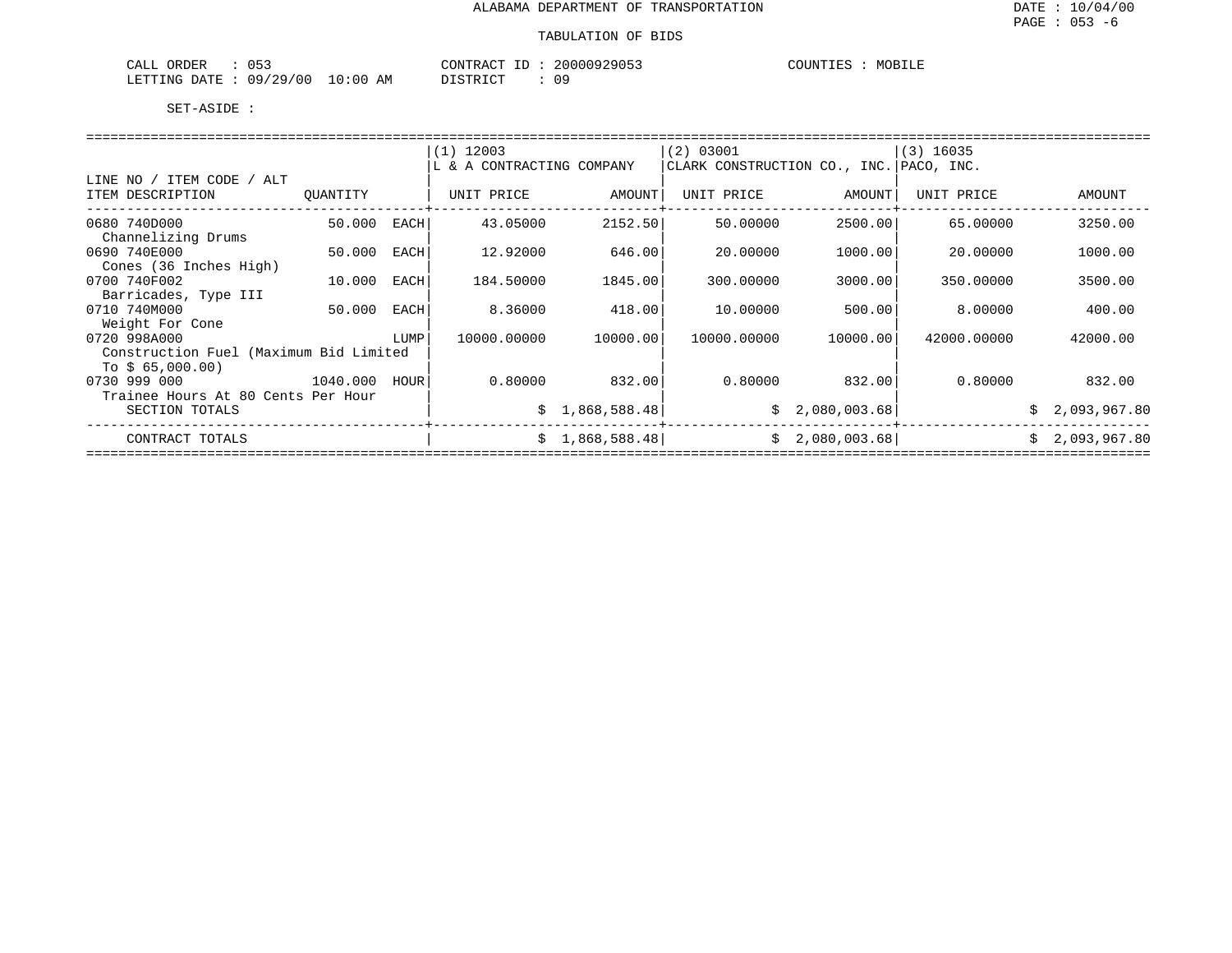# ALABAMA DEPARTMENT OF TRANSPORTATION

## TABULATION OF BIDS

DATE : 10/04/00
PAGE : 053 -6

CALL ORDER : 053
LETTING DATE : 09/29/00 10:00 AM

CONTRACT ID : 20000929053
DISTRICT : 09

COUNTIES : MOBILE

SET-ASIDE :

| LINE NO / ITEM CODE / ALT<br>ITEM DESCRIPTION | QUANTITY | | (1) 12003<br>L & A CONTRACTING COMPANY<br>UNIT PRICE | AMOUNT | (2) 03001<br>CLARK CONSTRUCTION CO., INC.<br>UNIT PRICE | AMOUNT | (3) 16035<br>PACO, INC.<br>UNIT PRICE | AMOUNT |
|---|---|---|---|---|---|---|---|---|
| 0680 740D000<br>Channelizing Drums | 50.000 | EACH | 43.05000 | 2152.50 | 50.00000 | 2500.00 | 65.00000 | 3250.00 |
| 0690 740E000<br>Cones (36 Inches High) | 50.000 | EACH | 12.92000 | 646.00 | 20.00000 | 1000.00 | 20.00000 | 1000.00 |
| 0700 740F002<br>Barricades, Type III | 10.000 | EACH | 184.50000 | 1845.00 | 300.00000 | 3000.00 | 350.00000 | 3500.00 |
| 0710 740M000<br>Weight For Cone | 50.000 | EACH | 8.36000 | 418.00 | 10.00000 | 500.00 | 8.00000 | 400.00 |
| 0720 998A000<br>Construction Fuel (Maximum Bid Limited To $ 65,000.00) | | LUMP | 10000.00000 | 10000.00 | 10000.00000 | 10000.00 | 42000.00000 | 42000.00 |
| 0730 999 000<br>Trainee Hours At 80 Cents Per Hour | 1040.000 | HOUR | 0.80000 | 832.00 | 0.80000 | 832.00 | 0.80000 | 832.00 |
| SECTION TOTALS | | | | $ 1,868,588.48 | | $ 2,080,003.68 | | $ 2,093,967.80 |
| CONTRACT TOTALS | | | | $ 1,868,588.48 | | $ 2,080,003.68 | | $ 2,093,967.80 |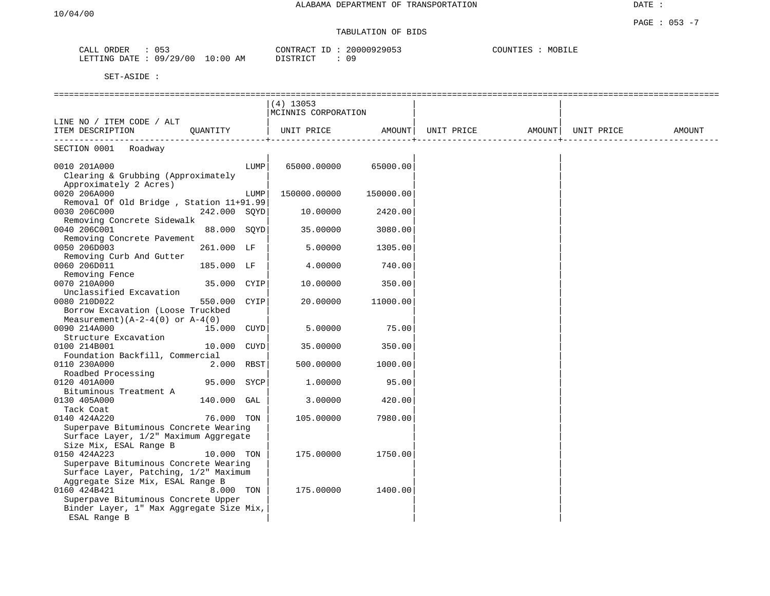ALABAMA DEPARTMENT OF TRANSPORTATION

TABULATION OF BIDS

CALL ORDER : 053 CONTRACT ID : 20000929053 COUNTIES : MOBILE
LETTING DATE : 09/29/00 10:00 AM DISTRICT : 09

SET-ASIDE :

| LINE NO / ITEM CODE / ALT ITEM DESCRIPTION | QUANTITY | | (4) 13053 MCINNIS CORPORATION UNIT PRICE | AMOUNT | UNIT PRICE | AMOUNT | UNIT PRICE | AMOUNT |
|---|---|---|---|---|---|---|---|---|
| SECTION 0001 Roadway | | | | | | | | |
| 0010 201A000 Clearing & Grubbing (Approximately Approximately 2 Acres) | | LUMP | 65000.00000 | 65000.00 | | | | |
| 0020 206A000 Removal Of Old Bridge , Station 11+91.99 | | LUMP | 150000.00000 | 150000.00 | | | | |
| 0030 206C000 Removing Concrete Sidewalk | 242.000 | SQYD | 10.00000 | 2420.00 | | | | |
| 0040 206C001 Removing Concrete Pavement | 88.000 | SQYD | 35.00000 | 3080.00 | | | | |
| 0050 206D003 Removing Curb And Gutter | 261.000 | LF | 5.00000 | 1305.00 | | | | |
| 0060 206D011 Removing Fence | 185.000 | LF | 4.00000 | 740.00 | | | | |
| 0070 210A000 Unclassified Excavation | 35.000 | CYIP | 10.00000 | 350.00 | | | | |
| 0080 210D022 Borrow Excavation (Loose Truckbed Measurement)(A-2-4(0) or A-4(0) | 550.000 | CYIP | 20.00000 | 11000.00 | | | | |
| 0090 214A000 Structure Excavation | 15.000 | CUYD | 5.00000 | 75.00 | | | | |
| 0100 214B001 Foundation Backfill, Commercial | 10.000 | CUYD | 35.00000 | 350.00 | | | | |
| 0110 230A000 Roadbed Processing | 2.000 | RBST | 500.00000 | 1000.00 | | | | |
| 0120 401A000 Bituminous Treatment A | 95.000 | SYCP | 1.00000 | 95.00 | | | | |
| 0130 405A000 Tack Coat | 140.000 | GAL | 3.00000 | 420.00 | | | | |
| 0140 424A220 Superpave Bituminous Concrete Wearing Surface Layer, 1/2" Maximum Aggregate Size Mix, ESAL Range B | 76.000 | TON | 105.00000 | 7980.00 | | | | |
| 0150 424A223 Superpave Bituminous Concrete Wearing Surface Layer, Patching, 1/2" Maximum Aggregate Size Mix, ESAL Range B | 10.000 | TON | 175.00000 | 1750.00 | | | | |
| 0160 424B421 Superpave Bituminous Concrete Upper Binder Layer, 1" Max Aggregate Size Mix, ESAL Range B | 8.000 | TON | 175.00000 | 1400.00 | | | | |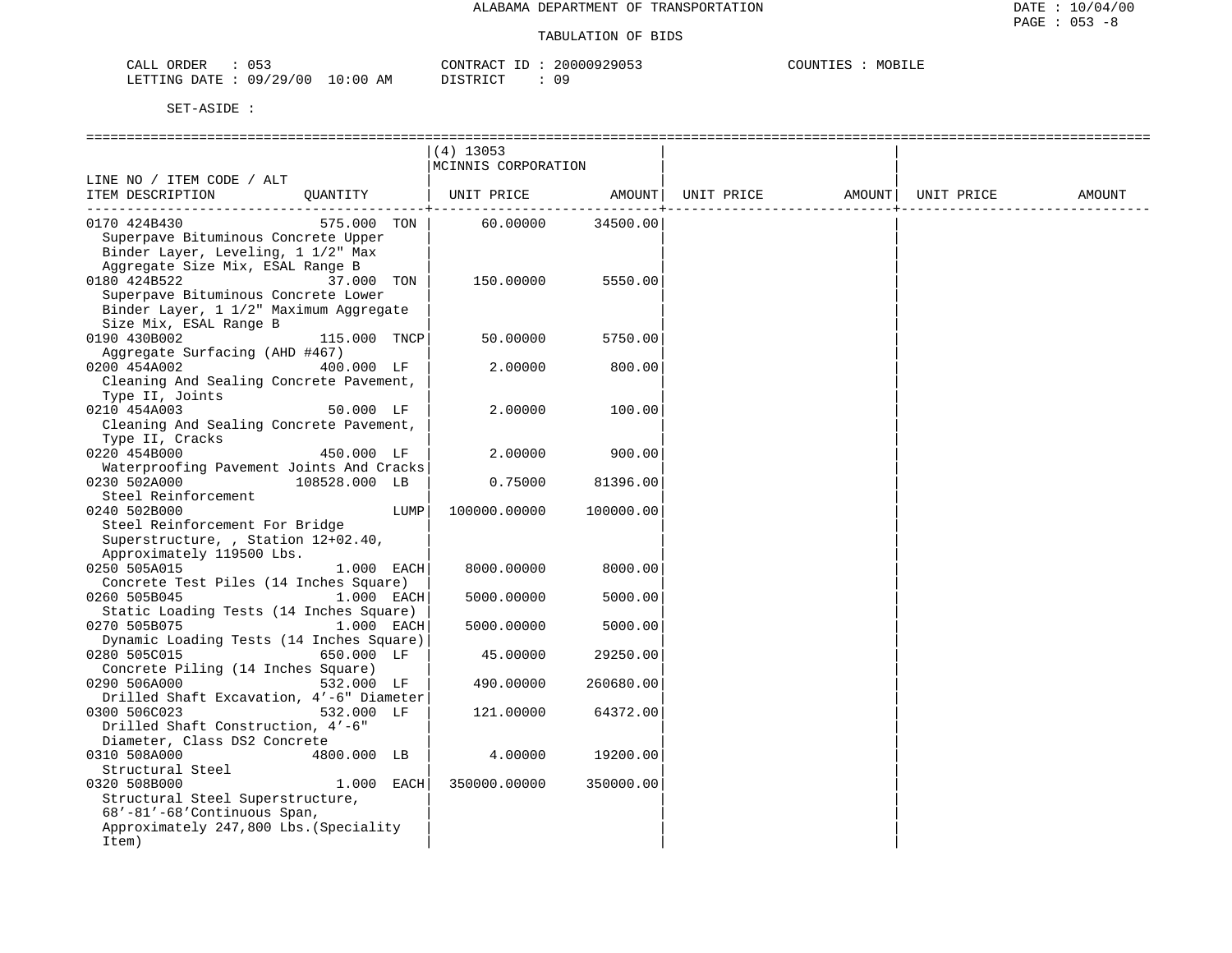ALABAMA DEPARTMENT OF TRANSPORTATION

TABULATION OF BIDS

CALL ORDER : 053  CONTRACT ID : 20000929053  COUNTIES : MOBILE
LETTING DATE : 09/29/00 10:00 AM  DISTRICT : 09

SET-ASIDE :

| LINE NO / ITEM CODE / ALT ITEM DESCRIPTION | QUANTITY | (4) 13053 MCINNIS CORPORATION UNIT PRICE | AMOUNT | UNIT PRICE | AMOUNT | UNIT PRICE | AMOUNT |
|---|---|---|---|---|---|---|---|
| 0170 424B430 Superpave Bituminous Concrete Upper Binder Layer, Leveling, 1 1/2" Max Aggregate Size Mix, ESAL Range B | 575.000 TON | 60.00000 | 34500.00 | | | | |
| 0180 424B522 Superpave Bituminous Concrete Lower Binder Layer, 1 1/2" Maximum Aggregate Size Mix, ESAL Range B | 37.000 TON | 150.00000 | 5550.00 | | | | |
| 0190 430B002 Aggregate Surfacing (AHD #467) | 115.000 TNCP | 50.00000 | 5750.00 | | | | |
| 0200 454A002 Cleaning And Sealing Concrete Pavement, Type II, Joints | 400.000 LF | 2.00000 | 800.00 | | | | |
| 0210 454A003 Cleaning And Sealing Concrete Pavement, Type II, Cracks | 50.000 LF | 2.00000 | 100.00 | | | | |
| 0220 454B000 Waterproofing Pavement Joints And Cracks | 450.000 LF | 2.00000 | 900.00 | | | | |
| 0230 502A000 Steel Reinforcement | 108528.000 LB | 0.75000 | 81396.00 | | | | |
| 0240 502B000 Steel Reinforcement For Bridge Superstructure, , Station 12+02.40, Approximately 119500 Lbs. | LUMP | 100000.00000 | 100000.00 | | | | |
| 0250 505A015 Concrete Test Piles (14 Inches Square) | 1.000 EACH | 8000.00000 | 8000.00 | | | | |
| 0260 505B045 Static Loading Tests (14 Inches Square) | 1.000 EACH | 5000.00000 | 5000.00 | | | | |
| 0270 505B075 Dynamic Loading Tests (14 Inches Square) | 1.000 EACH | 5000.00000 | 5000.00 | | | | |
| 0280 505C015 Concrete Piling (14 Inches Square) | 650.000 LF | 45.00000 | 29250.00 | | | | |
| 0290 506A000 Drilled Shaft Excavation, 4'-6" Diameter | 532.000 LF | 490.00000 | 260680.00 | | | | |
| 0300 506C023 Drilled Shaft Construction, 4'-6" Diameter, Class DS2 Concrete | 532.000 LF | 121.00000 | 64372.00 | | | | |
| 0310 508A000 Structural Steel | 4800.000 LB | 4.00000 | 19200.00 | | | | |
| 0320 508B000 Structural Steel Superstructure, 68'-81'-68'Continuous Span, Approximately 247,800 Lbs.(Speciality Item) | 1.000 EACH | 350000.00000 | 350000.00 | | | | |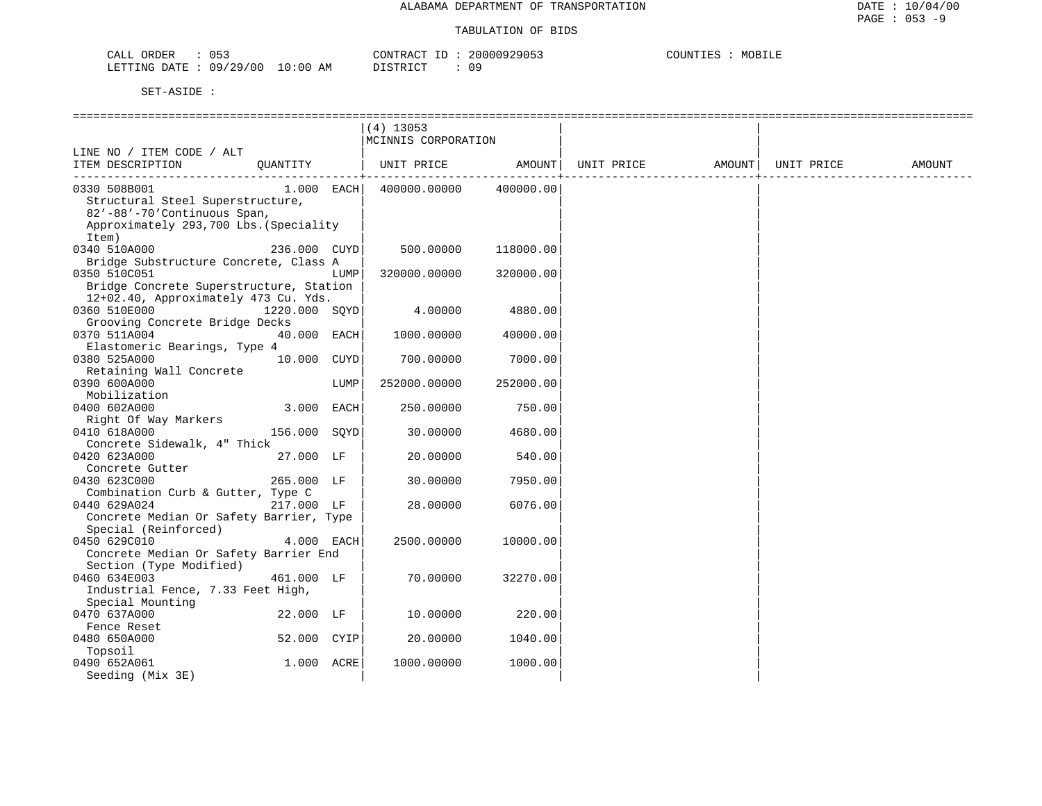ALABAMA DEPARTMENT OF TRANSPORTATION

TABULATION OF BIDS

CALL ORDER : 053 CONTRACT ID : 20000929053 COUNTIES : MOBILE
LETTING DATE : 09/29/00 10:00 AM DISTRICT : 09

SET-ASIDE :

| LINE NO / ITEM CODE / ALT ITEM DESCRIPTION | QUANTITY | (4) 13053 MCINNIS CORPORATION UNIT PRICE | AMOUNT | UNIT PRICE | AMOUNT | UNIT PRICE | AMOUNT |
|---|---|---|---|---|---|---|---|
| 0330 508B001 Structural Steel Superstructure, 82'-88'-70'Continuous Span, Approximately 293,700 Lbs.(Speciality Item) | 1.000 EACH | 400000.00000 | 400000.00 | | | | |
| 0340 510A000 Bridge Substructure Concrete, Class A | 236.000 CUYD | 500.00000 | 118000.00 | | | | |
| 0350 510C051 Bridge Concrete Superstructure, Station 12+02.40, Approximately 473 Cu. Yds. | LUMP | 320000.00000 | 320000.00 | | | | |
| 0360 510E000 Grooving Concrete Bridge Decks | 1220.000 SQYD | 4.00000 | 4880.00 | | | | |
| 0370 511A004 Elastomeric Bearings, Type 4 | 40.000 EACH | 1000.00000 | 40000.00 | | | | |
| 0380 525A000 Retaining Wall Concrete | 10.000 CUYD | 700.00000 | 7000.00 | | | | |
| 0390 600A000 Mobilization | LUMP | 252000.00000 | 252000.00 | | | | |
| 0400 602A000 Right Of Way Markers | 3.000 EACH | 250.00000 | 750.00 | | | | |
| 0410 618A000 Concrete Sidewalk, 4" Thick | 156.000 SQYD | 30.00000 | 4680.00 | | | | |
| 0420 623A000 Concrete Gutter | 27.000 LF | 20.00000 | 540.00 | | | | |
| 0430 623C000 Combination Curb & Gutter, Type C | 265.000 LF | 30.00000 | 7950.00 | | | | |
| 0440 629A024 Concrete Median Or Safety Barrier, Type Special (Reinforced) | 217.000 LF | 28.00000 | 6076.00 | | | | |
| 0450 629C010 Concrete Median Or Safety Barrier End Section (Type Modified) | 4.000 EACH | 2500.00000 | 10000.00 | | | | |
| 0460 634E003 Industrial Fence, 7.33 Feet High, Special Mounting | 461.000 LF | 70.00000 | 32270.00 | | | | |
| 0470 637A000 Fence Reset | 22.000 LF | 10.00000 | 220.00 | | | | |
| 0480 650A000 Topsoil | 52.000 CYIP | 20.00000 | 1040.00 | | | | |
| 0490 652A061 Seeding (Mix 3E) | 1.000 ACRE | 1000.00000 | 1000.00 | | | | |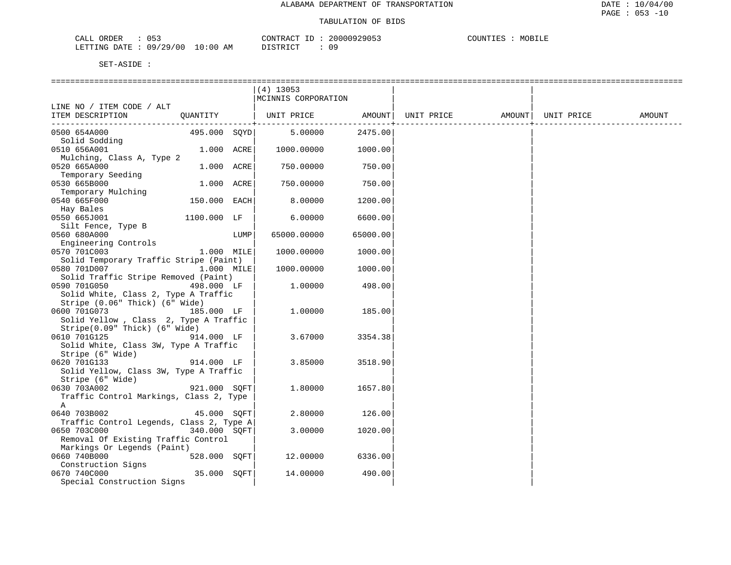ALABAMA DEPARTMENT OF TRANSPORTATION

TABULATION OF BIDS

CALL ORDER : 053 CONTRACT ID : 20000929053 COUNTIES : MOBILE
LETTING DATE : 09/29/00 10:00 AM DISTRICT : 09

SET-ASIDE :

| LINE NO / ITEM CODE / ALT ITEM DESCRIPTION | QUANTITY | | (4) 13053 MCINNIS CORPORATION UNIT PRICE | AMOUNT | UNIT PRICE | AMOUNT | UNIT PRICE | AMOUNT |
|---|---|---|---|---|---|---|---|---|
| 0500 654A000 Solid Sodding | 495.000 | SQYD | 5.00000 | 2475.00 | | | | |
| 0510 656A001 Mulching, Class A, Type 2 | 1.000 | ACRE | 1000.00000 | 1000.00 | | | | |
| 0520 665A000 Temporary Seeding | 1.000 | ACRE | 750.00000 | 750.00 | | | | |
| 0530 665B000 Temporary Mulching | 1.000 | ACRE | 750.00000 | 750.00 | | | | |
| 0540 665F000 Hay Bales | 150.000 | EACH | 8.00000 | 1200.00 | | | | |
| 0550 665J001 Silt Fence, Type B | 1100.000 | LF | 6.00000 | 6600.00 | | | | |
| 0560 680A000 Engineering Controls | | LUMP | 65000.00000 | 65000.00 | | | | |
| 0570 701C003 Solid Temporary Traffic Stripe (Paint) | 1.000 | MILE | 1000.00000 | 1000.00 | | | | |
| 0580 701D007 Solid Traffic Stripe Removed (Paint) | 1.000 | MILE | 1000.00000 | 1000.00 | | | | |
| 0590 701G050 Solid White, Class 2, Type A Traffic Stripe (0.06" Thick) (6" Wide) | 498.000 | LF | 1.00000 | 498.00 | | | | |
| 0600 701G073 Solid Yellow , Class 2, Type A Traffic Stripe(0.09" Thick) (6" Wide) | 185.000 | LF | 1.00000 | 185.00 | | | | |
| 0610 701G125 Solid White, Class 3W, Type A Traffic Stripe (6" Wide) | 914.000 | LF | 3.67000 | 3354.38 | | | | |
| 0620 701G133 Solid Yellow, Class 3W, Type A Traffic Stripe (6" Wide) | 914.000 | LF | 3.85000 | 3518.90 | | | | |
| 0630 703A002 Traffic Control Markings, Class 2, Type A | 921.000 | SQFT | 1.80000 | 1657.80 | | | | |
| 0640 703B002 Traffic Control Legends, Class 2, Type A | 45.000 | SQFT | 2.80000 | 126.00 | | | | |
| 0650 703C000 Removal Of Existing Traffic Control Markings Or Legends (Paint) | 340.000 | SQFT | 3.00000 | 1020.00 | | | | |
| 0660 740B000 Construction Signs | 528.000 | SQFT | 12.00000 | 6336.00 | | | | |
| 0670 740C000 Special Construction Signs | 35.000 | SQFT | 14.00000 | 490.00 | | | | |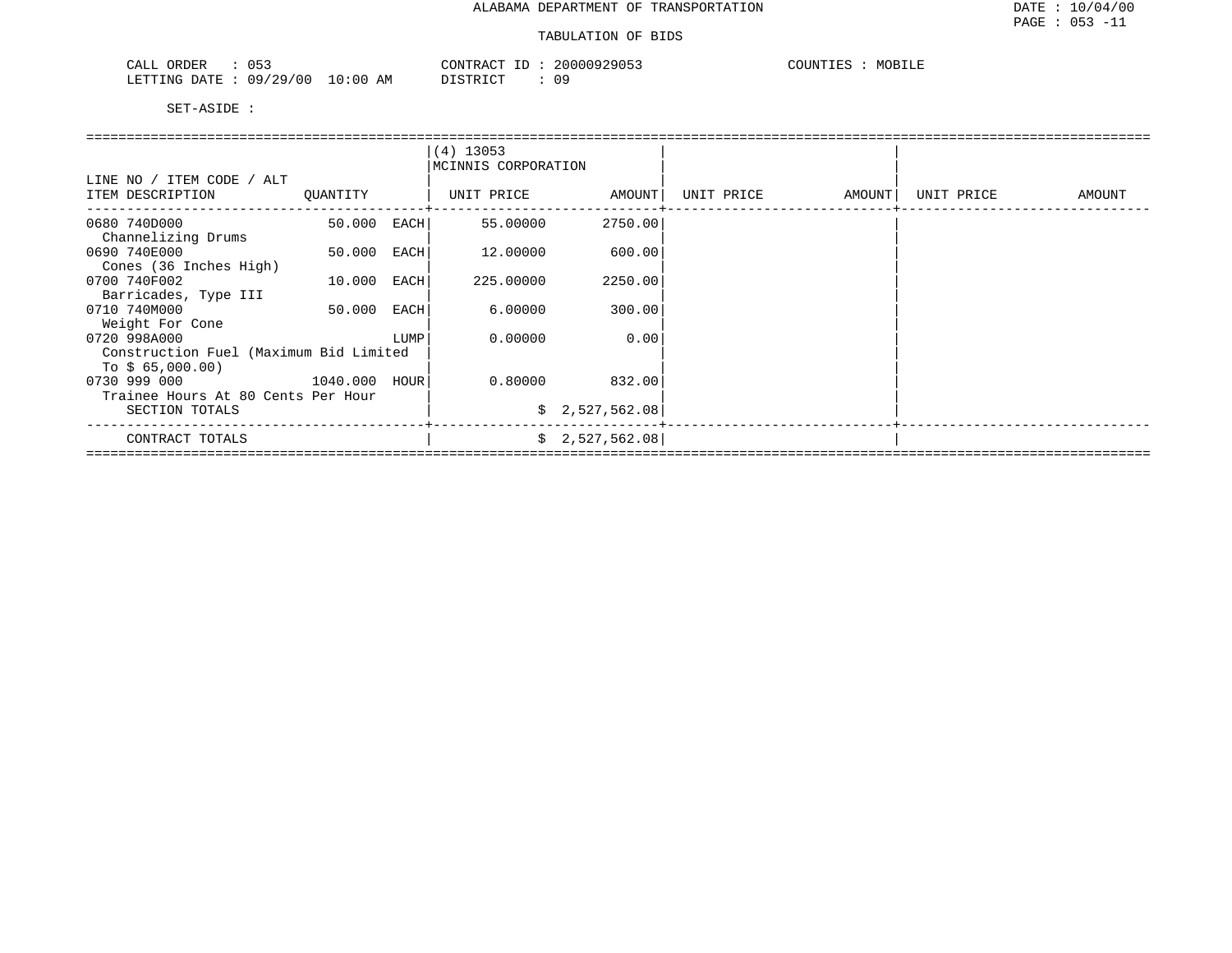ALABAMA DEPARTMENT OF TRANSPORTATION

TABULATION OF BIDS

CALL ORDER : 053 CONTRACT ID : 20000929053 COUNTIES : MOBILE
LETTING DATE : 09/29/00 10:00 AM DISTRICT : 09

SET-ASIDE :

| LINE NO / ITEM CODE / ALT ITEM DESCRIPTION | QUANTITY | | (4) 13053 MCINNIS CORPORATION UNIT PRICE | AMOUNT | UNIT PRICE | AMOUNT | UNIT PRICE | AMOUNT |
|---|---|---|---|---|---|---|---|---|
| 0680 740D000 Channelizing Drums | 50.000 | EACH | 55.00000 | 2750.00 | | | | |
| 0690 740E000 Cones (36 Inches High) | 50.000 | EACH | 12.00000 | 600.00 | | | | |
| 0700 740F002 Barricades, Type III | 10.000 | EACH | 225.00000 | 2250.00 | | | | |
| 0710 740M000 Weight For Cone | 50.000 | EACH | 6.00000 | 300.00 | | | | |
| 0720 998A000 Construction Fuel (Maximum Bid Limited To $ 65,000.00) | | LUMP | 0.00000 | 0.00 | | | | |
| 0730 999 000 Trainee Hours At 80 Cents Per Hour | 1040.000 | HOUR | 0.80000 | 832.00 | | | | |
| SECTION TOTALS | | | | $ 2,527,562.08 | | | | |
| CONTRACT TOTALS | | | | $ 2,527,562.08 | | | | |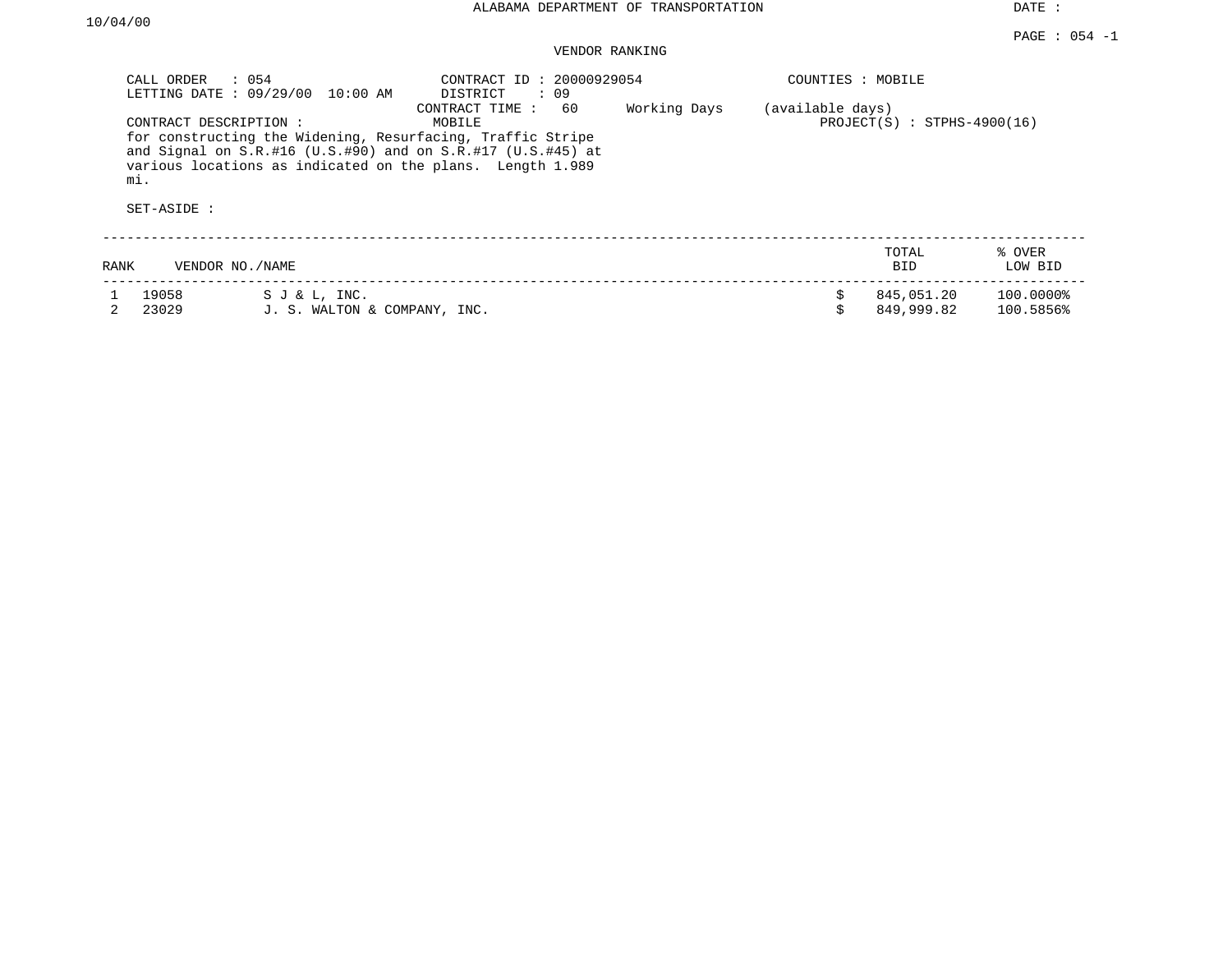ALABAMA DEPARTMENT OF TRANSPORTATION

DATE : 10/04/00

PAGE : 054 -1

VENDOR RANKING

CALL ORDER : 054
LETTING DATE : 09/29/00 10:00 AM

CONTRACT ID : 20000929054
DISTRICT : 09
CONTRACT TIME : 60 Working Days (available days)

COUNTIES : MOBILE

CONTRACT DESCRIPTION : MOBILE
for constructing the Widening, Resurfacing, Traffic Stripe and Signal on S.R.#16 (U.S.#90) and on S.R.#17 (U.S.#45) at various locations as indicated on the plans. Length 1.989 mi.

PROJECT(S) : STPHS-4900(16)

SET-ASIDE :

| RANK | VENDOR NO./NAME | | TOTAL BID | % OVER LOW BID |
|---|---|---|---|---|
| 1 | 19058 | S J & L, INC. | $ 845,051.20 | 100.0000% |
| 2 | 23029 | J. S. WALTON & COMPANY, INC. | $ 849,999.82 | 100.5856% |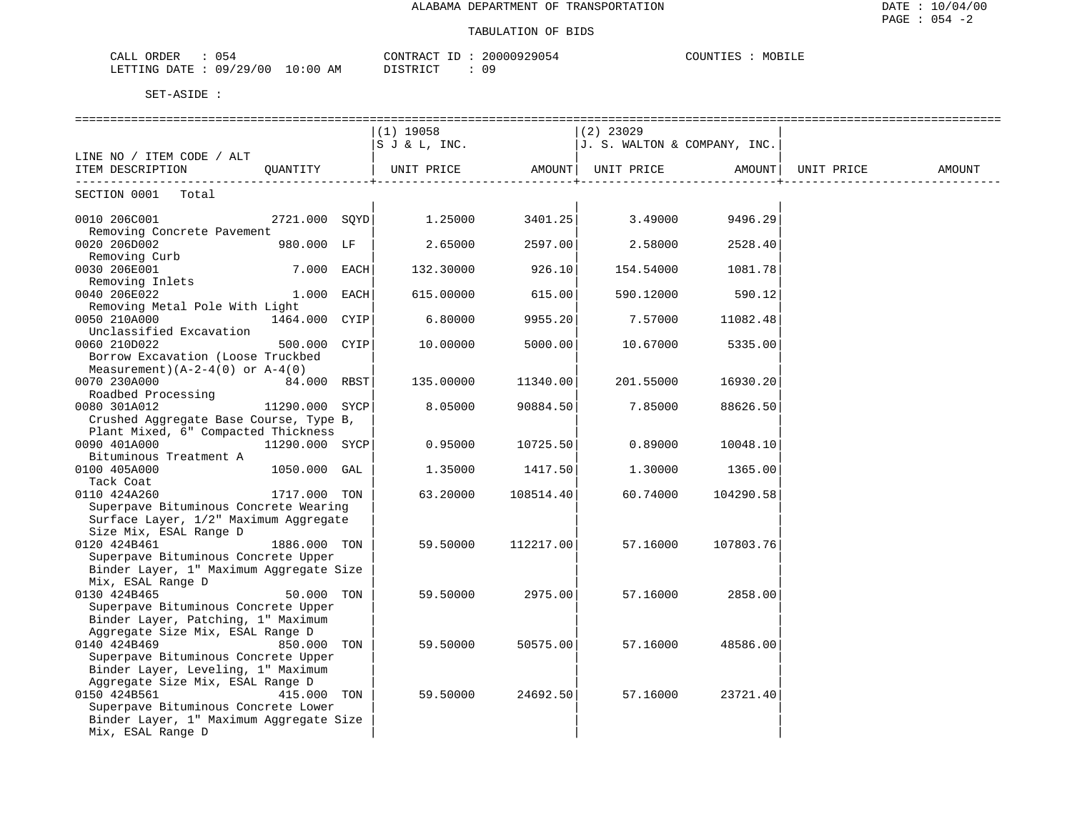ALABAMA DEPARTMENT OF TRANSPORTATION

TABULATION OF BIDS

CALL ORDER : 054 CONTRACT ID : 20000929054 COUNTIES : MOBILE
LETTING DATE : 09/29/00 10:00 AM DISTRICT : 09

SET-ASIDE :

| LINE NO / ITEM CODE / ALT ITEM DESCRIPTION | QUANTITY | (1) 19058 S J & L, INC. UNIT PRICE | AMOUNT | (2) 23029 J. S. WALTON & COMPANY, INC. UNIT PRICE | AMOUNT | UNIT PRICE | AMOUNT |
|---|---|---|---|---|---|---|---|
| SECTION 0001 Total | | | | | | | |
| 0010 206C001 Removing Concrete Pavement | 2721.000 SQYD | 1.25000 | 3401.25 | 3.49000 | 9496.29 | | |
| 0020 206D002 Removing Curb | 980.000 LF | 2.65000 | 2597.00 | 2.58000 | 2528.40 | | |
| 0030 206E001 Removing Inlets | 7.000 EACH | 132.30000 | 926.10 | 154.54000 | 1081.78 | | |
| 0040 206E022 Removing Metal Pole With Light | 1.000 EACH | 615.00000 | 615.00 | 590.12000 | 590.12 | | |
| 0050 210A000 Unclassified Excavation | 1464.000 CYIP | 6.80000 | 9955.20 | 7.57000 | 11082.48 | | |
| 0060 210D022 Borrow Excavation (Loose Truckbed Measurement)(A-2-4(0) or A-4(0) | 500.000 CYIP | 10.00000 | 5000.00 | 10.67000 | 5335.00 | | |
| 0070 230A000 Roadbed Processing | 84.000 RBST | 135.00000 | 11340.00 | 201.55000 | 16930.20 | | |
| 0080 301A012 Crushed Aggregate Base Course, Type B, Plant Mixed, 6" Compacted Thickness | 11290.000 SYCP | 8.05000 | 90884.50 | 7.85000 | 88626.50 | | |
| 0090 401A000 Bituminous Treatment A | 11290.000 SYCP | 0.95000 | 10725.50 | 0.89000 | 10048.10 | | |
| 0100 405A000 Tack Coat | 1050.000 GAL | 1.35000 | 1417.50 | 1.30000 | 1365.00 | | |
| 0110 424A260 Superpave Bituminous Concrete Wearing Surface Layer, 1/2" Maximum Aggregate Size Mix, ESAL Range D | 1717.000 TON | 63.20000 | 108514.40 | 60.74000 | 104290.58 | | |
| 0120 424B461 Superpave Bituminous Concrete Upper Binder Layer, 1" Maximum Aggregate Size Mix, ESAL Range D | 1886.000 TON | 59.50000 | 112217.00 | 57.16000 | 107803.76 | | |
| 0130 424B465 Superpave Bituminous Concrete Upper Binder Layer, Patching, 1" Maximum Aggregate Size Mix, ESAL Range D | 50.000 TON | 59.50000 | 2975.00 | 57.16000 | 2858.00 | | |
| 0140 424B469 Superpave Bituminous Concrete Upper Binder Layer, Leveling, 1" Maximum Aggregate Size Mix, ESAL Range D | 850.000 TON | 59.50000 | 50575.00 | 57.16000 | 48586.00 | | |
| 0150 424B561 Superpave Bituminous Concrete Lower Binder Layer, 1" Maximum Aggregate Size Mix, ESAL Range D | 415.000 TON | 59.50000 | 24692.50 | 57.16000 | 23721.40 | | |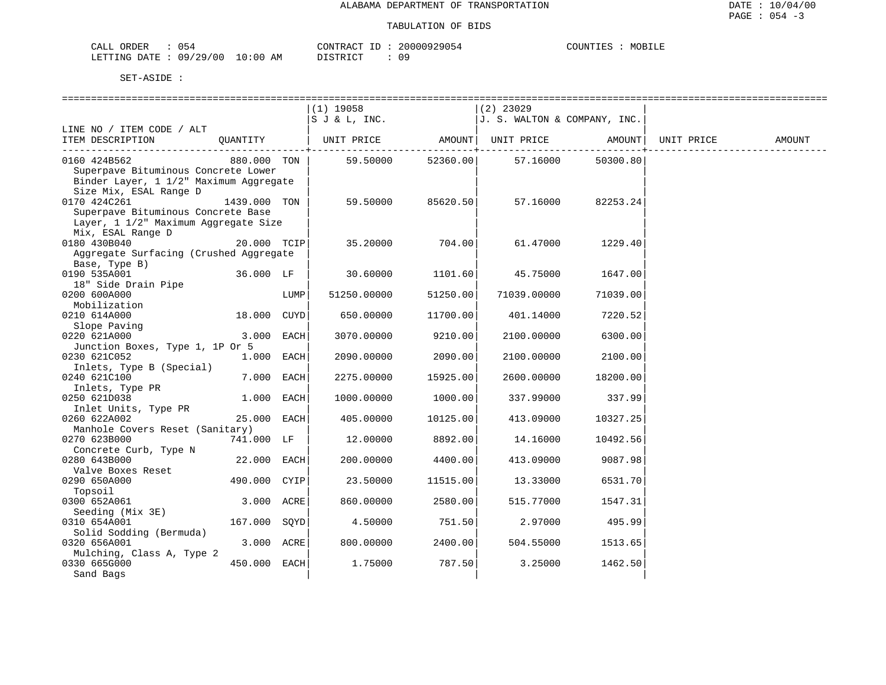ALABAMA DEPARTMENT OF TRANSPORTATION

TABULATION OF BIDS

DATE : 10/04/00
PAGE : 054 -3

CALL ORDER : 054 &nbsp;&nbsp;&nbsp; CONTRACT ID : 20000929054 &nbsp;&nbsp;&nbsp; COUNTIES : MOBILE
LETTING DATE : 09/29/00 10:00 AM &nbsp;&nbsp;&nbsp; DISTRICT : 09

SET-ASIDE :

| LINE NO / ITEM CODE / ALT ITEM DESCRIPTION | QUANTITY | (1) 19058 S J & L, INC. UNIT PRICE | AMOUNT | (2) 23029 J. S. WALTON & COMPANY, INC. UNIT PRICE | AMOUNT | UNIT PRICE | AMOUNT |
|---|---|---|---|---|---|---|---|
| 0160 424B562 Superpave Bituminous Concrete Lower Binder Layer, 1 1/2" Maximum Aggregate Size Mix, ESAL Range D | 880.000 TON | 59.50000 | 52360.00 | 57.16000 | 50300.80 | | |
| 0170 424C261 Superpave Bituminous Concrete Base Layer, 1 1/2" Maximum Aggregate Size Mix, ESAL Range D | 1439.000 TON | 59.50000 | 85620.50 | 57.16000 | 82253.24 | | |
| 0180 430B040 Aggregate Surfacing (Crushed Aggregate Base, Type B) | 20.000 TCIP | 35.20000 | 704.00 | 61.47000 | 1229.40 | | |
| 0190 535A001 18" Side Drain Pipe | 36.000 LF | 30.60000 | 1101.60 | 45.75000 | 1647.00 | | |
| 0200 600A000 Mobilization | LUMP | 51250.00000 | 51250.00 | 71039.00000 | 71039.00 | | |
| 0210 614A000 Slope Paving | 18.000 CUYD | 650.00000 | 11700.00 | 401.14000 | 7220.52 | | |
| 0220 621A000 Junction Boxes, Type 1, 1P Or 5 | 3.000 EACH | 3070.00000 | 9210.00 | 2100.00000 | 6300.00 | | |
| 0230 621C052 Inlets, Type B (Special) | 1.000 EACH | 2090.00000 | 2090.00 | 2100.00000 | 2100.00 | | |
| 0240 621C100 Inlets, Type PR | 7.000 EACH | 2275.00000 | 15925.00 | 2600.00000 | 18200.00 | | |
| 0250 621D038 Inlet Units, Type PR | 1.000 EACH | 1000.00000 | 1000.00 | 337.99000 | 337.99 | | |
| 0260 622A002 Manhole Covers Reset (Sanitary) | 25.000 EACH | 405.00000 | 10125.00 | 413.09000 | 10327.25 | | |
| 0270 623B000 Concrete Curb, Type N | 741.000 LF | 12.00000 | 8892.00 | 14.16000 | 10492.56 | | |
| 0280 643B000 Valve Boxes Reset | 22.000 EACH | 200.00000 | 4400.00 | 413.09000 | 9087.98 | | |
| 0290 650A000 Topsoil | 490.000 CYIP | 23.50000 | 11515.00 | 13.33000 | 6531.70 | | |
| 0300 652A061 Seeding (Mix 3E) | 3.000 ACRE | 860.00000 | 2580.00 | 515.77000 | 1547.31 | | |
| 0310 654A001 Solid Sodding (Bermuda) | 167.000 SQYD | 4.50000 | 751.50 | 2.97000 | 495.99 | | |
| 0320 656A001 Mulching, Class A, Type 2 | 3.000 ACRE | 800.00000 | 2400.00 | 504.55000 | 1513.65 | | |
| 0330 665G000 Sand Bags | 450.000 EACH | 1.75000 | 787.50 | 3.25000 | 1462.50 | | |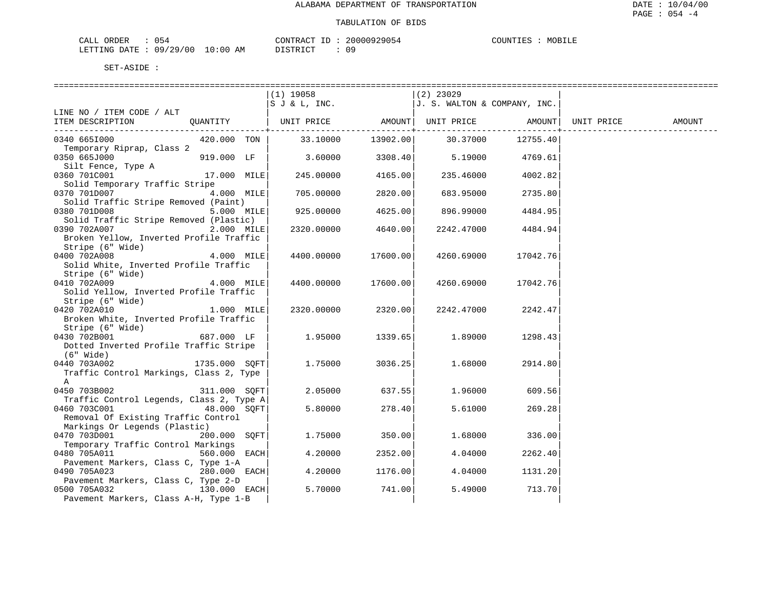ALABAMA DEPARTMENT OF TRANSPORTATION

TABULATION OF BIDS

CALL ORDER : 054 CONTRACT ID : 20000929054 COUNTIES : MOBILE
LETTING DATE : 09/29/00 10:00 AM DISTRICT : 09

SET-ASIDE :

| LINE NO / ITEM CODE / ALT ITEM DESCRIPTION | QUANTITY | (1) 19058 S J & L, INC. UNIT PRICE | AMOUNT | (2) 23029 J. S. WALTON & COMPANY, INC. UNIT PRICE | AMOUNT | UNIT PRICE | AMOUNT |
|---|---|---|---|---|---|---|---|
| 0340 665I000 Temporary Riprap, Class 2 | 420.000 TON | 33.10000 | 13902.00 | 30.37000 | 12755.40 | | |
| 0350 665J000 Silt Fence, Type A | 919.000 LF | 3.60000 | 3308.40 | 5.19000 | 4769.61 | | |
| 0360 701C001 Solid Temporary Traffic Stripe | 17.000 MILE | 245.00000 | 4165.00 | 235.46000 | 4002.82 | | |
| 0370 701D007 Solid Traffic Stripe Removed (Paint) | 4.000 MILE | 705.00000 | 2820.00 | 683.95000 | 2735.80 | | |
| 0380 701D008 Solid Traffic Stripe Removed (Plastic) | 5.000 MILE | 925.00000 | 4625.00 | 896.99000 | 4484.95 | | |
| 0390 702A007 Broken Yellow, Inverted Profile Traffic Stripe (6" Wide) | 2.000 MILE | 2320.00000 | 4640.00 | 2242.47000 | 4484.94 | | |
| 0400 702A008 Solid White, Inverted Profile Traffic Stripe (6" Wide) | 4.000 MILE | 4400.00000 | 17600.00 | 4260.69000 | 17042.76 | | |
| 0410 702A009 Solid Yellow, Inverted Profile Traffic Stripe (6" Wide) | 4.000 MILE | 4400.00000 | 17600.00 | 4260.69000 | 17042.76 | | |
| 0420 702A010 Broken White, Inverted Profile Traffic Stripe (6" Wide) | 1.000 MILE | 2320.00000 | 2320.00 | 2242.47000 | 2242.47 | | |
| 0430 702B001 Dotted Inverted Profile Traffic Stripe (6" Wide) | 687.000 LF | 1.95000 | 1339.65 | 1.89000 | 1298.43 | | |
| 0440 703A002 Traffic Control Markings, Class 2, Type A | 1735.000 SQFT | 1.75000 | 3036.25 | 1.68000 | 2914.80 | | |
| 0450 703B002 Traffic Control Legends, Class 2, Type A | 311.000 SQFT | 2.05000 | 637.55 | 1.96000 | 609.56 | | |
| 0460 703C001 Removal Of Existing Traffic Control Markings Or Legends (Plastic) | 48.000 SQFT | 5.80000 | 278.40 | 5.61000 | 269.28 | | |
| 0470 703D001 Temporary Traffic Control Markings | 200.000 SQFT | 1.75000 | 350.00 | 1.68000 | 336.00 | | |
| 0480 705A011 Pavement Markers, Class C, Type 1-A | 560.000 EACH | 4.20000 | 2352.00 | 4.04000 | 2262.40 | | |
| 0490 705A023 Pavement Markers, Class C, Type 2-D | 280.000 EACH | 4.20000 | 1176.00 | 4.04000 | 1131.20 | | |
| 0500 705A032 Pavement Markers, Class A-H, Type 1-B | 130.000 EACH | 5.70000 | 741.00 | 5.49000 | 713.70 | | |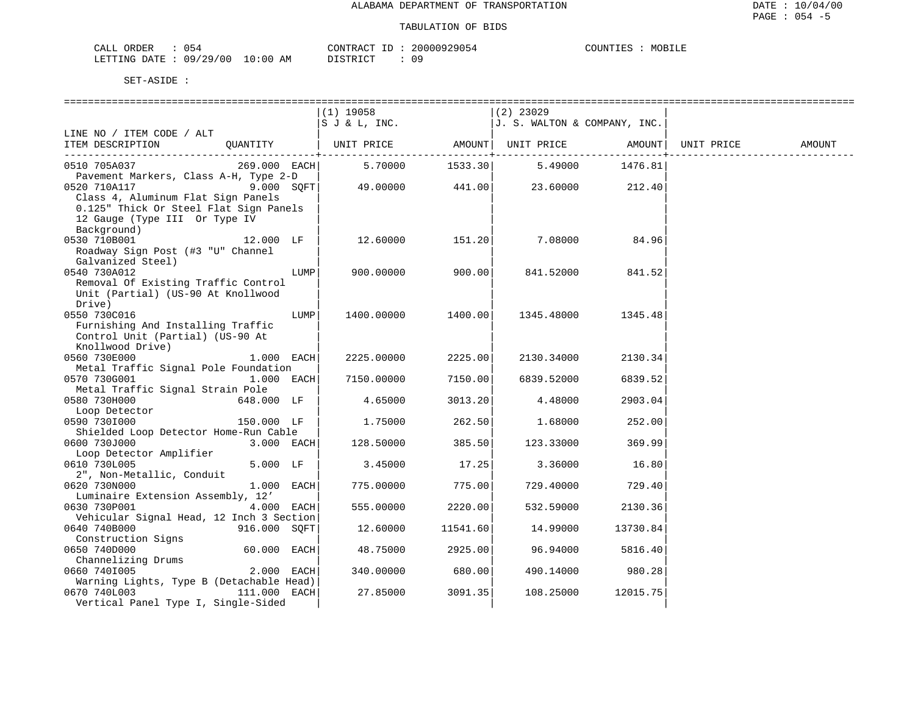ALABAMA DEPARTMENT OF TRANSPORTATION

TABULATION OF BIDS

CALL ORDER : 054    CONTRACT ID : 20000929054    COUNTIES : MOBILE
LETTING DATE : 09/29/00 10:00 AM    DISTRICT : 09

SET-ASIDE :

| LINE NO / ITEM CODE / ALT ITEM DESCRIPTION | QUANTITY | (1) 19058 S J & L, INC. UNIT PRICE | AMOUNT | (2) 23029 J. S. WALTON & COMPANY, INC. UNIT PRICE | AMOUNT | UNIT PRICE | AMOUNT |
|---|---|---|---|---|---|---|---|
| 0510 705A037 Pavement Markers, Class A-H, Type 2-D | 269.000 EACH | 5.70000 | 1533.30 | 5.49000 | 1476.81 | | |
| 0520 710A117 Class 4, Aluminum Flat Sign Panels 0.125" Thick Or Steel Flat Sign Panels 12 Gauge (Type III Or Type IV Background) | 9.000 SQFT | 49.00000 | 441.00 | 23.60000 | 212.40 | | |
| 0530 710B001 Roadway Sign Post (#3 "U" Channel Galvanized Steel) | 12.000 LF | 12.60000 | 151.20 | 7.08000 | 84.96 | | |
| 0540 730A012 Removal Of Existing Traffic Control Unit (Partial) (US-90 At Knollwood Drive) | LUMP | 900.00000 | 900.00 | 841.52000 | 841.52 | | |
| 0550 730C016 Furnishing And Installing Traffic Control Unit (Partial) (US-90 At Knollwood Drive) | LUMP | 1400.00000 | 1400.00 | 1345.48000 | 1345.48 | | |
| 0560 730E000 Metal Traffic Signal Pole Foundation | 1.000 EACH | 2225.00000 | 2225.00 | 2130.34000 | 2130.34 | | |
| 0570 730G001 Metal Traffic Signal Strain Pole | 1.000 EACH | 7150.00000 | 7150.00 | 6839.52000 | 6839.52 | | |
| 0580 730H000 Loop Detector | 648.000 LF | 4.65000 | 3013.20 | 4.48000 | 2903.04 | | |
| 0590 730I000 Shielded Loop Detector Home-Run Cable | 150.000 LF | 1.75000 | 262.50 | 1.68000 | 252.00 | | |
| 0600 730J000 Loop Detector Amplifier | 3.000 EACH | 128.50000 | 385.50 | 123.33000 | 369.99 | | |
| 0610 730L005 2", Non-Metallic, Conduit | 5.000 LF | 3.45000 | 17.25 | 3.36000 | 16.80 | | |
| 0620 730N000 Luminaire Extension Assembly, 12’ | 1.000 EACH | 775.00000 | 775.00 | 729.40000 | 729.40 | | |
| 0630 730P001 Vehicular Signal Head, 12 Inch 3 Section | 4.000 EACH | 555.00000 | 2220.00 | 532.59000 | 2130.36 | | |
| 0640 740B000 Construction Signs | 916.000 SQFT | 12.60000 | 11541.60 | 14.99000 | 13730.84 | | |
| 0650 740D000 Channelizing Drums | 60.000 EACH | 48.75000 | 2925.00 | 96.94000 | 5816.40 | | |
| 0660 740I005 Warning Lights, Type B (Detachable Head) | 2.000 EACH | 340.00000 | 680.00 | 490.14000 | 980.28 | | |
| 0670 740L003 Vertical Panel Type I, Single-Sided | 111.000 EACH | 27.85000 | 3091.35 | 108.25000 | 12015.75 | | |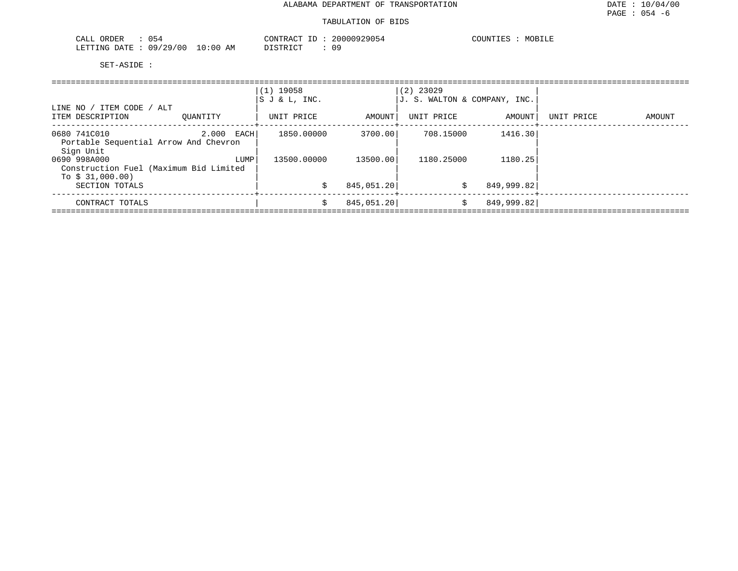ALABAMA DEPARTMENT OF TRANSPORTATION

TABULATION OF BIDS

DATE : 10/04/00
PAGE : 054 -6

CALL ORDER : 054
LETTING DATE : 09/29/00 10:00 AM

CONTRACT ID : 20000929054
DISTRICT : 09

COUNTIES : MOBILE

SET-ASIDE :

| LINE NO / ITEM CODE / ALT<br>ITEM DESCRIPTION | QUANTITY | (1) 19058<br>S J & L, INC.<br>UNIT PRICE | AMOUNT | (2) 23029<br>J. S. WALTON & COMPANY, INC.<br>UNIT PRICE | AMOUNT | UNIT PRICE | AMOUNT |
|---|---|---|---|---|---|---|---|
| 0680 741C010<br>Portable Sequential Arrow And Chevron Sign Unit | 2.000 EACH | 1850.00000 | 3700.00 | 708.15000 | 1416.30 | | |
| 0690 998A000<br>Construction Fuel (Maximum Bid Limited To $ 31,000.00) | LUMP | 13500.00000 | 13500.00 | 1180.25000 | 1180.25 | | |
| SECTION TOTALS | | | $ 845,051.20 | | $ 849,999.82 | | |
| CONTRACT TOTALS | | | $ 845,051.20 | | $ 849,999.82 | | |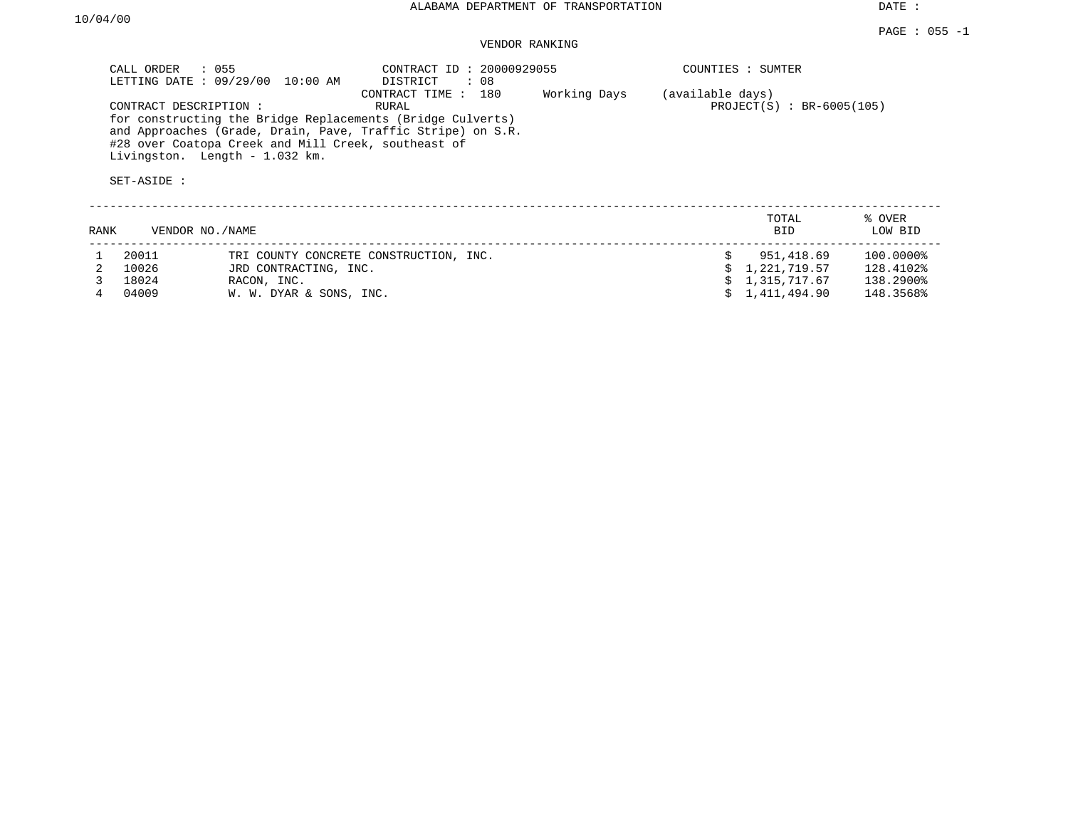ALABAMA DEPARTMENT OF TRANSPORTATION

DATE : 10/04/00

PAGE : 055 -1

VENDOR RANKING

CALL ORDER : 055
LETTING DATE : 09/29/00 10:00 AM

CONTRACT ID : 20000929055
DISTRICT : 08
CONTRACT TIME : 180 Working Days (available days)
RURAL

COUNTIES : SUMTER

PROJECT(S) : BR-6005(105)

CONTRACT DESCRIPTION :
for constructing the Bridge Replacements (Bridge Culverts) and Approaches (Grade, Drain, Pave, Traffic Stripe) on S.R. #28 over Coatopa Creek and Mill Creek, southeast of Livingston. Length - 1.032 km.

SET-ASIDE :

| RANK | VENDOR NO. | NAME | TOTAL BID | % OVER LOW BID |
|---|---|---|---|---|
| 1 | 20011 | TRI COUNTY CONCRETE CONSTRUCTION, INC. | $ 951,418.69 | 100.0000% |
| 2 | 10026 | JRD CONTRACTING, INC. | $ 1,221,719.57 | 128.4102% |
| 3 | 18024 | RACON, INC. | $ 1,315,717.67 | 138.2900% |
| 4 | 04009 | W. W. DYAR & SONS, INC. | $ 1,411,494.90 | 148.3568% |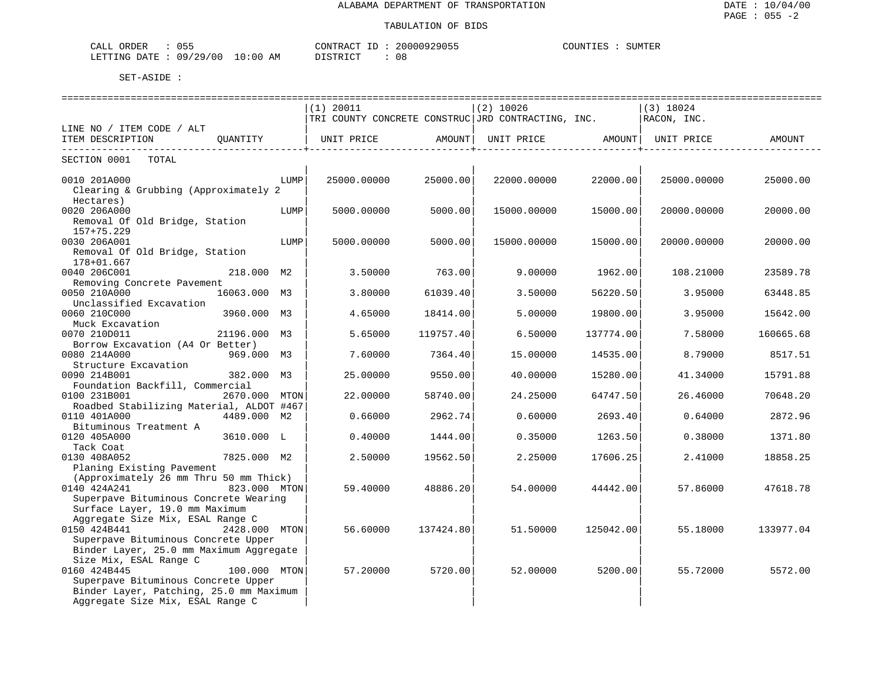ALABAMA DEPARTMENT OF TRANSPORTATION

TABULATION OF BIDS

CALL ORDER : 055 CONTRACT ID : 20000929055 COUNTIES : SUMTER
LETTING DATE : 09/29/00 10:00 AM DISTRICT : 08

SET-ASIDE :

| LINE NO / ITEM CODE / ALT ITEM DESCRIPTION | QUANTITY | (1) 20011 TRI COUNTY CONCRETE CONSTRUC UNIT PRICE | AMOUNT | (2) 10026 JRD CONTRACTING, INC. UNIT PRICE | AMOUNT | (3) 18024 RACON, INC. UNIT PRICE | AMOUNT |
|---|---|---|---|---|---|---|---|
| SECTION 0001 TOTAL | | | | | | | |
| 0010 201A000 Clearing & Grubbing (Approximately 2 Hectares) | LUMP | 25000.00000 | 25000.00 | 22000.00000 | 22000.00 | 25000.00000 | 25000.00 |
| 0020 206A000 Removal Of Old Bridge, Station 157+75.229 | LUMP | 5000.00000 | 5000.00 | 15000.00000 | 15000.00 | 20000.00000 | 20000.00 |
| 0030 206A001 Removal Of Old Bridge, Station 178+01.667 | LUMP | 5000.00000 | 5000.00 | 15000.00000 | 15000.00 | 20000.00000 | 20000.00 |
| 0040 206C001 Removing Concrete Pavement | 218.000 M2 | 3.50000 | 763.00 | 9.00000 | 1962.00 | 108.21000 | 23589.78 |
| 0050 210A000 Unclassified Excavation | 16063.000 M3 | 3.80000 | 61039.40 | 3.50000 | 56220.50 | 3.95000 | 63448.85 |
| 0060 210C000 Muck Excavation | 3960.000 M3 | 4.65000 | 18414.00 | 5.00000 | 19800.00 | 3.95000 | 15642.00 |
| 0070 210D011 Borrow Excavation (A4 Or Better) | 21196.000 M3 | 5.65000 | 119757.40 | 6.50000 | 137774.00 | 7.58000 | 160665.68 |
| 0080 214A000 Structure Excavation | 969.000 M3 | 7.60000 | 7364.40 | 15.00000 | 14535.00 | 8.79000 | 8517.51 |
| 0090 214B001 Foundation Backfill, Commercial | 382.000 M3 | 25.00000 | 9550.00 | 40.00000 | 15280.00 | 41.34000 | 15791.88 |
| 0100 231B001 Roadbed Stabilizing Material, ALDOT #467 | 2670.000 MTON | 22.00000 | 58740.00 | 24.25000 | 64747.50 | 26.46000 | 70648.20 |
| 0110 401A000 Bituminous Treatment A | 4489.000 M2 | 0.66000 | 2962.74 | 0.60000 | 2693.40 | 0.64000 | 2872.96 |
| 0120 405A000 Tack Coat | 3610.000 L | 0.40000 | 1444.00 | 0.35000 | 1263.50 | 0.38000 | 1371.80 |
| 0130 408A052 Planing Existing Pavement (Approximately 26 mm Thru 50 mm Thick) | 7825.000 M2 | 2.50000 | 19562.50 | 2.25000 | 17606.25 | 2.41000 | 18858.25 |
| 0140 424A241 Superpave Bituminous Concrete Wearing Surface Layer, 19.0 mm Maximum Aggregate Size Mix, ESAL Range C | 823.000 MTON | 59.40000 | 48886.20 | 54.00000 | 44442.00 | 57.86000 | 47618.78 |
| 0150 424B441 Superpave Bituminous Concrete Upper Binder Layer, 25.0 mm Maximum Aggregate Size Mix, ESAL Range C | 2428.000 MTON | 56.60000 | 137424.80 | 51.50000 | 125042.00 | 55.18000 | 133977.04 |
| 0160 424B445 Superpave Bituminous Concrete Upper Binder Layer, Patching, 25.0 mm Maximum Aggregate Size Mix, ESAL Range C | 100.000 MTON | 57.20000 | 5720.00 | 52.00000 | 5200.00 | 55.72000 | 5572.00 |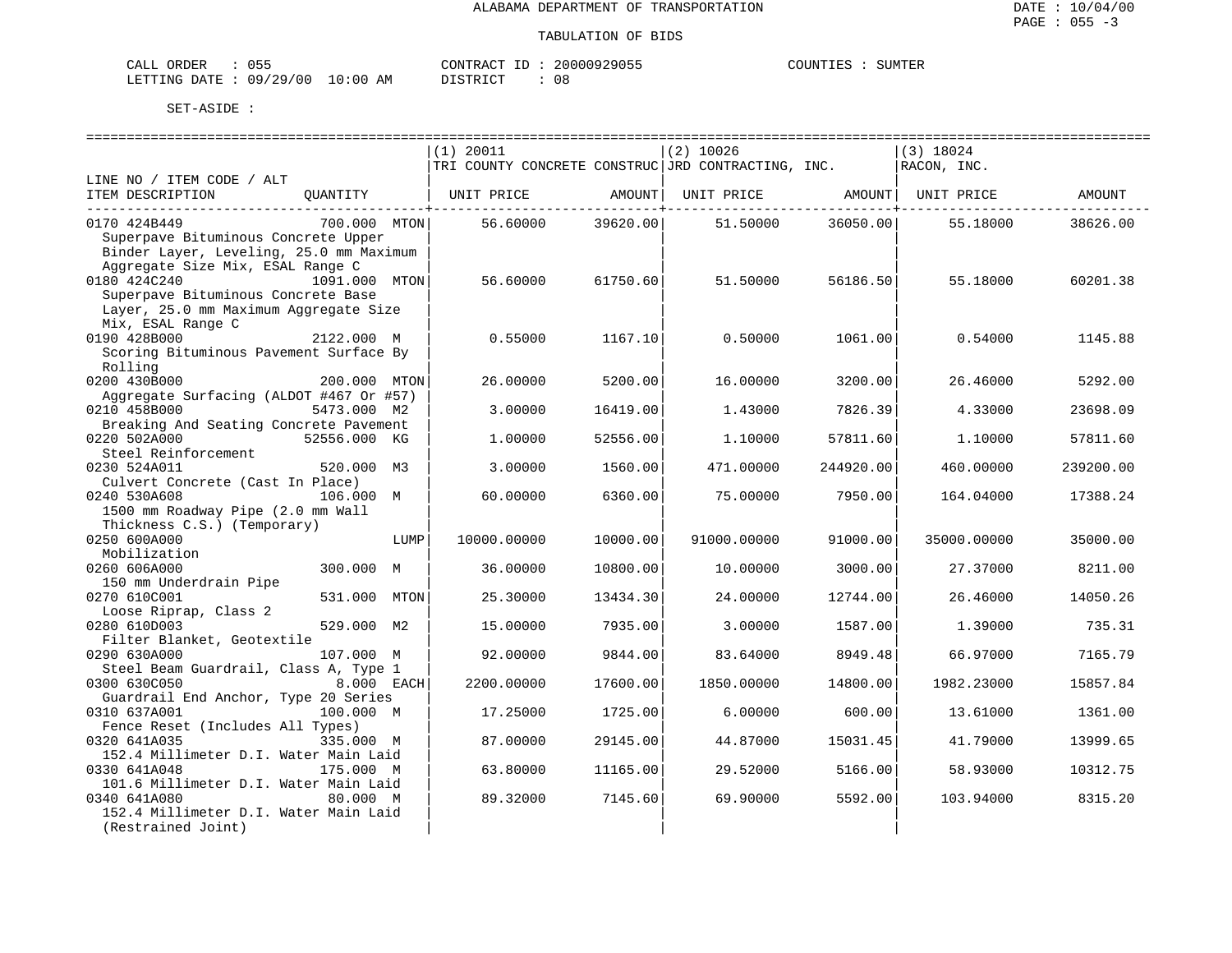ALABAMA DEPARTMENT OF TRANSPORTATION

TABULATION OF BIDS

CALL ORDER : 055  CONTRACT ID : 20000929055  COUNTIES : SUMTER
LETTING DATE : 09/29/00 10:00 AM  DISTRICT : 08

SET-ASIDE :

| LINE NO / ITEM CODE / ALT ITEM DESCRIPTION | QUANTITY | (1) 20011 TRI COUNTY CONCRETE CONSTRUC UNIT PRICE | AMOUNT | (2) 10026 JRD CONTRACTING, INC. UNIT PRICE | AMOUNT | (3) 18024 RACON, INC. UNIT PRICE | AMOUNT |
|---|---|---|---|---|---|---|---|
| 0170 424B449 Superpave Bituminous Concrete Upper Binder Layer, Leveling, 25.0 mm Maximum Aggregate Size Mix, ESAL Range C | 700.000 MTON | 56.60000 | 39620.00 | 51.50000 | 36050.00 | 55.18000 | 38626.00 |
| 0180 424C240 Superpave Bituminous Concrete Base Layer, 25.0 mm Maximum Aggregate Size Mix, ESAL Range C | 1091.000 MTON | 56.60000 | 61750.60 | 51.50000 | 56186.50 | 55.18000 | 60201.38 |
| 0190 428B000 Scoring Bituminous Pavement Surface By Rolling | 2122.000 M | 0.55000 | 1167.10 | 0.50000 | 1061.00 | 0.54000 | 1145.88 |
| 0200 430B000 Aggregate Surfacing (ALDOT #467 Or #57) | 200.000 MTON | 26.00000 | 5200.00 | 16.00000 | 3200.00 | 26.46000 | 5292.00 |
| 0210 458B000 Breaking And Seating Concrete Pavement | 5473.000 M2 | 3.00000 | 16419.00 | 1.43000 | 7826.39 | 4.33000 | 23698.09 |
| 0220 502A000 Steel Reinforcement | 52556.000 KG | 1.00000 | 52556.00 | 1.10000 | 57811.60 | 1.10000 | 57811.60 |
| 0230 524A011 Culvert Concrete (Cast In Place) | 520.000 M3 | 3.00000 | 1560.00 | 471.00000 | 244920.00 | 460.00000 | 239200.00 |
| 0240 530A608 1500 mm Roadway Pipe (2.0 mm Wall Thickness C.S.) (Temporary) | 106.000 M | 60.00000 | 6360.00 | 75.00000 | 7950.00 | 164.04000 | 17388.24 |
| 0250 600A000 Mobilization | LUMP | 10000.00000 | 10000.00 | 91000.00000 | 91000.00 | 35000.00000 | 35000.00 |
| 0260 606A000 150 mm Underdrain Pipe | 300.000 M | 36.00000 | 10800.00 | 10.00000 | 3000.00 | 27.37000 | 8211.00 |
| 0270 610C001 Loose Riprap, Class 2 | 531.000 MTON | 25.30000 | 13434.30 | 24.00000 | 12744.00 | 26.46000 | 14050.26 |
| 0280 610D003 Filter Blanket, Geotextile | 529.000 M2 | 15.00000 | 7935.00 | 3.00000 | 1587.00 | 1.39000 | 735.31 |
| 0290 630A000 Steel Beam Guardrail, Class A, Type 1 | 107.000 M | 92.00000 | 9844.00 | 83.64000 | 8949.48 | 66.97000 | 7165.79 |
| 0300 630C050 Guardrail End Anchor, Type 20 Series | 8.000 EACH | 2200.00000 | 17600.00 | 1850.00000 | 14800.00 | 1982.23000 | 15857.84 |
| 0310 637A001 Fence Reset (Includes All Types) | 100.000 M | 17.25000 | 1725.00 | 6.00000 | 600.00 | 13.61000 | 1361.00 |
| 0320 641A035 152.4 Millimeter D.I. Water Main Laid | 335.000 M | 87.00000 | 29145.00 | 44.87000 | 15031.45 | 41.79000 | 13999.65 |
| 0330 641A048 101.6 Millimeter D.I. Water Main Laid | 175.000 M | 63.80000 | 11165.00 | 29.52000 | 5166.00 | 58.93000 | 10312.75 |
| 0340 641A080 152.4 Millimeter D.I. Water Main Laid (Restrained Joint) | 80.000 M | 89.32000 | 7145.60 | 69.90000 | 5592.00 | 103.94000 | 8315.20 |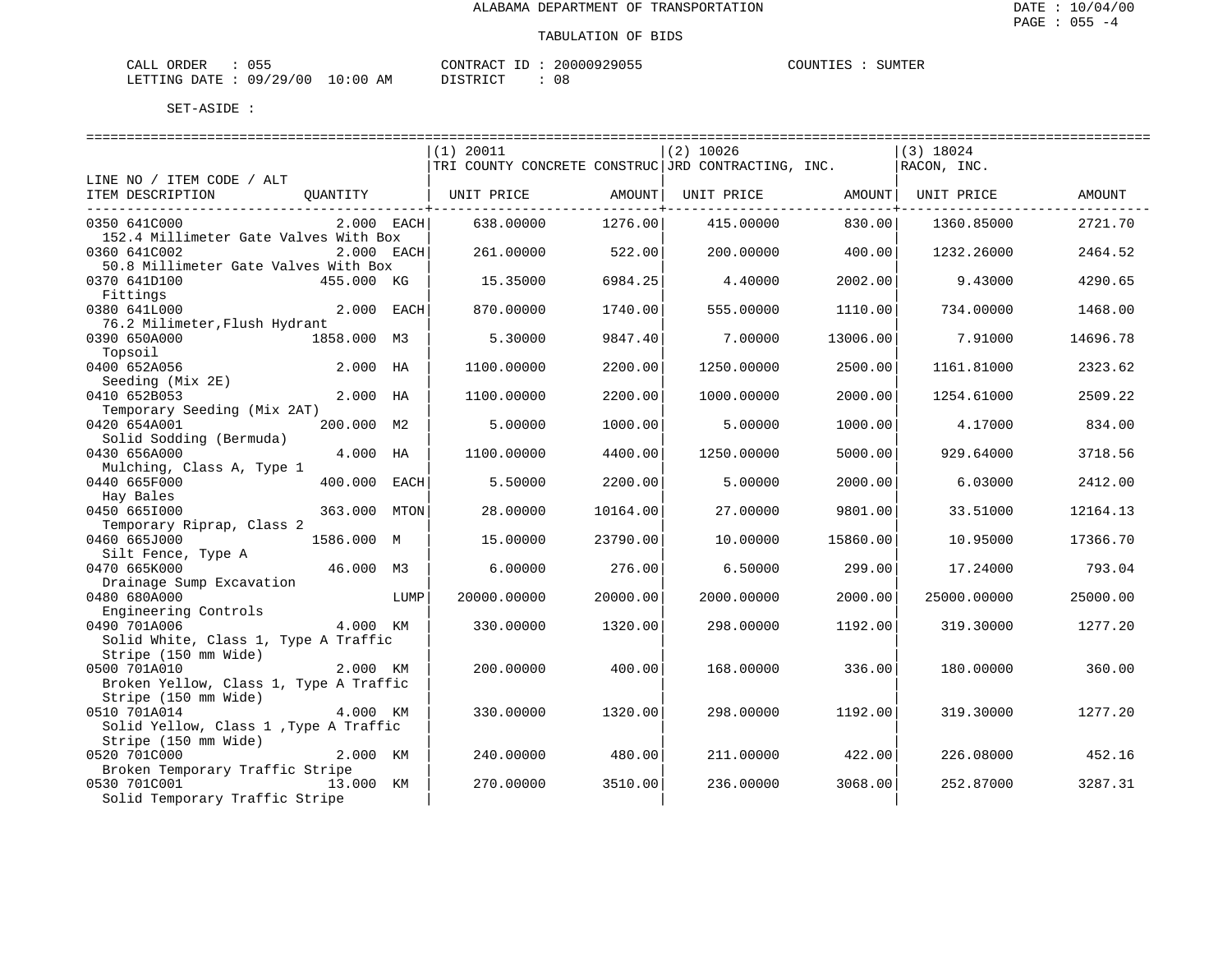ALABAMA DEPARTMENT OF TRANSPORTATION

TABULATION OF BIDS

CALL ORDER : 055 CONTRACT ID : 20000929055 COUNTIES : SUMTER
LETTING DATE : 09/29/00 10:00 AM DISTRICT : 08

SET-ASIDE :

| LINE NO / ITEM CODE / ALT ITEM DESCRIPTION | QUANTITY | (1) 20011 TRI COUNTY CONCRETE CONSTRUC UNIT PRICE | AMOUNT | (2) 10026 JRD CONTRACTING, INC. UNIT PRICE | AMOUNT | (3) 18024 RACON, INC. UNIT PRICE | AMOUNT |
|---|---|---|---|---|---|---|---|
| 0350 641C000 152.4 Millimeter Gate Valves With Box | 2.000 EACH | 638.00000 | 1276.00 | 415.00000 | 830.00 | 1360.85000 | 2721.70 |
| 0360 641C002 50.8 Millimeter Gate Valves With Box | 2.000 EACH | 261.00000 | 522.00 | 200.00000 | 400.00 | 1232.26000 | 2464.52 |
| 0370 641D100 Fittings | 455.000 KG | 15.35000 | 6984.25 | 4.40000 | 2002.00 | 9.43000 | 4290.65 |
| 0380 641L000 76.2 Milimeter,Flush Hydrant | 2.000 EACH | 870.00000 | 1740.00 | 555.00000 | 1110.00 | 734.00000 | 1468.00 |
| 0390 650A000 Topsoil | 1858.000 M3 | 5.30000 | 9847.40 | 7.00000 | 13006.00 | 7.91000 | 14696.78 |
| 0400 652A056 Seeding (Mix 2E) | 2.000 HA | 1100.00000 | 2200.00 | 1250.00000 | 2500.00 | 1161.81000 | 2323.62 |
| 0410 652B053 Temporary Seeding (Mix 2AT) | 2.000 HA | 1100.00000 | 2200.00 | 1000.00000 | 2000.00 | 1254.61000 | 2509.22 |
| 0420 654A001 Solid Sodding (Bermuda) | 200.000 M2 | 5.00000 | 1000.00 | 5.00000 | 1000.00 | 4.17000 | 834.00 |
| 0430 656A000 Mulching, Class A, Type 1 | 4.000 HA | 1100.00000 | 4400.00 | 1250.00000 | 5000.00 | 929.64000 | 3718.56 |
| 0440 665F000 Hay Bales | 400.000 EACH | 5.50000 | 2200.00 | 5.00000 | 2000.00 | 6.03000 | 2412.00 |
| 0450 665I000 Temporary Riprap, Class 2 | 363.000 MTON | 28.00000 | 10164.00 | 27.00000 | 9801.00 | 33.51000 | 12164.13 |
| 0460 665J000 Silt Fence, Type A | 1586.000 M | 15.00000 | 23790.00 | 10.00000 | 15860.00 | 10.95000 | 17366.70 |
| 0470 665K000 Drainage Sump Excavation | 46.000 M3 | 6.00000 | 276.00 | 6.50000 | 299.00 | 17.24000 | 793.04 |
| 0480 680A000 Engineering Controls | LUMP | 20000.00000 | 20000.00 | 2000.00000 | 2000.00 | 25000.00000 | 25000.00 |
| 0490 701A006 Solid White, Class 1, Type A Traffic Stripe (150 mm Wide) | 4.000 KM | 330.00000 | 1320.00 | 298.00000 | 1192.00 | 319.30000 | 1277.20 |
| 0500 701A010 Broken Yellow, Class 1, Type A Traffic Stripe (150 mm Wide) | 2.000 KM | 200.00000 | 400.00 | 168.00000 | 336.00 | 180.00000 | 360.00 |
| 0510 701A014 Solid Yellow, Class 1 ,Type A Traffic Stripe (150 mm Wide) | 4.000 KM | 330.00000 | 1320.00 | 298.00000 | 1192.00 | 319.30000 | 1277.20 |
| 0520 701C000 Broken Temporary Traffic Stripe | 2.000 KM | 240.00000 | 480.00 | 211.00000 | 422.00 | 226.08000 | 452.16 |
| 0530 701C001 Solid Temporary Traffic Stripe | 13.000 KM | 270.00000 | 3510.00 | 236.00000 | 3068.00 | 252.87000 | 3287.31 |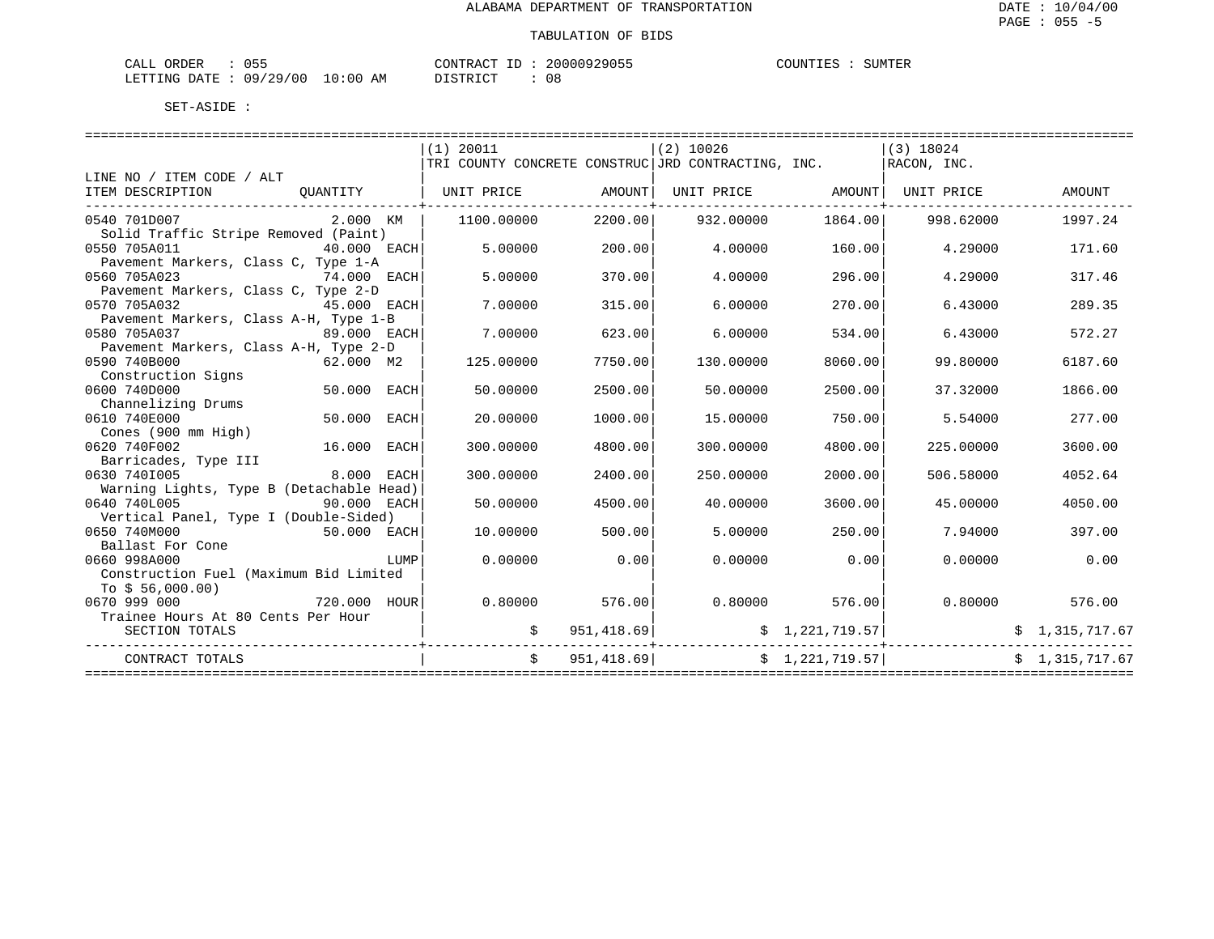ALABAMA DEPARTMENT OF TRANSPORTATION

TABULATION OF BIDS

CALL ORDER : 055  CONTRACT ID : 20000929055  COUNTIES : SUMTER
LETTING DATE : 09/29/00 10:00 AM  DISTRICT : 08

SET-ASIDE :

| LINE NO / ITEM CODE / ALT ITEM DESCRIPTION | QUANTITY | (1) 20011 TRI COUNTY CONCRETE CONSTRUC UNIT PRICE | AMOUNT | (2) 10026 JRD CONTRACTING, INC. UNIT PRICE | AMOUNT | (3) 18024 RACON, INC. UNIT PRICE | AMOUNT |
|---|---|---|---|---|---|---|---|
| 0540 701D007 Solid Traffic Stripe Removed (Paint) | 2.000 KM | 1100.00000 | 2200.00 | 932.00000 | 1864.00 | 998.62000 | 1997.24 |
| 0550 705A011 Pavement Markers, Class C, Type 1-A | 40.000 EACH | 5.00000 | 200.00 | 4.00000 | 160.00 | 4.29000 | 171.60 |
| 0560 705A023 Pavement Markers, Class C, Type 2-D | 74.000 EACH | 5.00000 | 370.00 | 4.00000 | 296.00 | 4.29000 | 317.46 |
| 0570 705A032 Pavement Markers, Class A-H, Type 1-B | 45.000 EACH | 7.00000 | 315.00 | 6.00000 | 270.00 | 6.43000 | 289.35 |
| 0580 705A037 Pavement Markers, Class A-H, Type 2-D | 89.000 EACH | 7.00000 | 623.00 | 6.00000 | 534.00 | 6.43000 | 572.27 |
| 0590 740B000 Construction Signs | 62.000 M2 | 125.00000 | 7750.00 | 130.00000 | 8060.00 | 99.80000 | 6187.60 |
| 0600 740D000 Channelizing Drums | 50.000 EACH | 50.00000 | 2500.00 | 50.00000 | 2500.00 | 37.32000 | 1866.00 |
| 0610 740E000 Cones (900 mm High) | 50.000 EACH | 20.00000 | 1000.00 | 15.00000 | 750.00 | 5.54000 | 277.00 |
| 0620 740F002 Barricades, Type III | 16.000 EACH | 300.00000 | 4800.00 | 300.00000 | 4800.00 | 225.00000 | 3600.00 |
| 0630 740I005 Warning Lights, Type B (Detachable Head) | 8.000 EACH | 300.00000 | 2400.00 | 250.00000 | 2000.00 | 506.58000 | 4052.64 |
| 0640 740L005 Vertical Panel, Type I (Double-Sided) | 90.000 EACH | 50.00000 | 4500.00 | 40.00000 | 3600.00 | 45.00000 | 4050.00 |
| 0650 740M000 Ballast For Cone | 50.000 EACH | 10.00000 | 500.00 | 5.00000 | 250.00 | 7.94000 | 397.00 |
| 0660 998A000 Construction Fuel (Maximum Bid Limited To $ 56,000.00) | LUMP | 0.00000 | 0.00 | 0.00000 | 0.00 | 0.00000 | 0.00 |
| 0670 999 000 Trainee Hours At 80 Cents Per Hour | 720.000 HOUR | 0.80000 | 576.00 | 0.80000 | 576.00 | 0.80000 | 576.00 |
| SECTION TOTALS | | | $ 951,418.69 | | $ 1,221,719.57 | | $ 1,315,717.67 |
| CONTRACT TOTALS | | | $ 951,418.69 | | $ 1,221,719.57 | | $ 1,315,717.67 |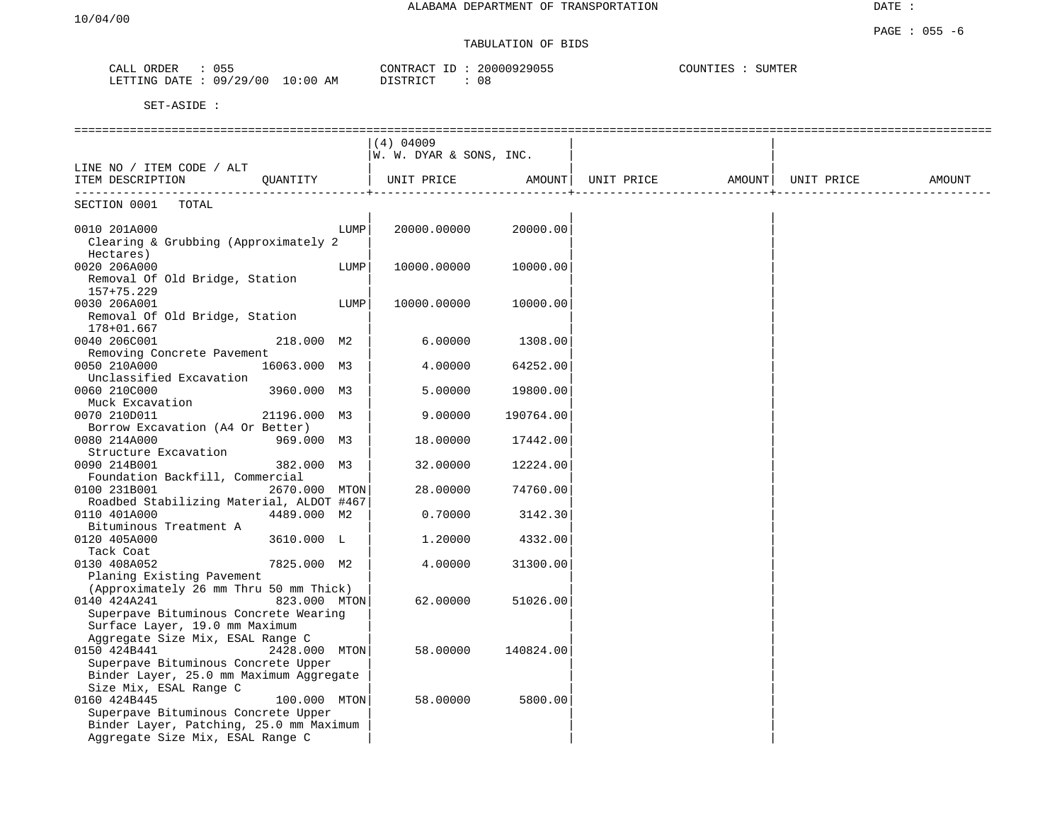ALABAMA DEPARTMENT OF TRANSPORTATION

10/04/00

TABULATION OF BIDS

CALL ORDER : 055 CONTRACT ID : 20000929055 COUNTIES : SUMTER
LETTING DATE : 09/29/00 10:00 AM DISTRICT : 08

SET-ASIDE :

| LINE NO / ITEM CODE / ALT ITEM DESCRIPTION | QUANTITY | (4) 04009 W. W. DYAR & SONS, INC. UNIT PRICE | AMOUNT | UNIT PRICE | AMOUNT | UNIT PRICE | AMOUNT |
|---|---|---|---|---|---|---|---|
| SECTION 0001 TOTAL | | | | | | | |
| 0010 201A000 Clearing & Grubbing (Approximately 2 Hectares) | LUMP | 20000.00000 | 20000.00 | | | | |
| 0020 206A000 Removal Of Old Bridge, Station 157+75.229 | LUMP | 10000.00000 | 10000.00 | | | | |
| 0030 206A001 Removal Of Old Bridge, Station 178+01.667 | LUMP | 10000.00000 | 10000.00 | | | | |
| 0040 206C001 Removing Concrete Pavement | 218.000 M2 | 6.00000 | 1308.00 | | | | |
| 0050 210A000 Unclassified Excavation | 16063.000 M3 | 4.00000 | 64252.00 | | | | |
| 0060 210C000 Muck Excavation | 3960.000 M3 | 5.00000 | 19800.00 | | | | |
| 0070 210D011 Borrow Excavation (A4 Or Better) | 21196.000 M3 | 9.00000 | 190764.00 | | | | |
| 0080 214A000 Structure Excavation | 969.000 M3 | 18.00000 | 17442.00 | | | | |
| 0090 214B001 Foundation Backfill, Commercial | 382.000 M3 | 32.00000 | 12224.00 | | | | |
| 0100 231B001 Roadbed Stabilizing Material, ALDOT #467 | 2670.000 MTON | 28.00000 | 74760.00 | | | | |
| 0110 401A000 Bituminous Treatment A | 4489.000 M2 | 0.70000 | 3142.30 | | | | |
| 0120 405A000 Tack Coat | 3610.000 L | 1.20000 | 4332.00 | | | | |
| 0130 408A052 Planing Existing Pavement (Approximately 26 mm Thru 50 mm Thick) | 7825.000 M2 | 4.00000 | 31300.00 | | | | |
| 0140 424A241 Superpave Bituminous Concrete Wearing Surface Layer, 19.0 mm Maximum Aggregate Size Mix, ESAL Range C | 823.000 MTON | 62.00000 | 51026.00 | | | | |
| 0150 424B441 Superpave Bituminous Concrete Upper Binder Layer, 25.0 mm Maximum Aggregate Size Mix, ESAL Range C | 2428.000 MTON | 58.00000 | 140824.00 | | | | |
| 0160 424B445 Superpave Bituminous Concrete Upper Binder Layer, Patching, 25.0 mm Maximum Aggregate Size Mix, ESAL Range C | 100.000 MTON | 58.00000 | 5800.00 | | | | |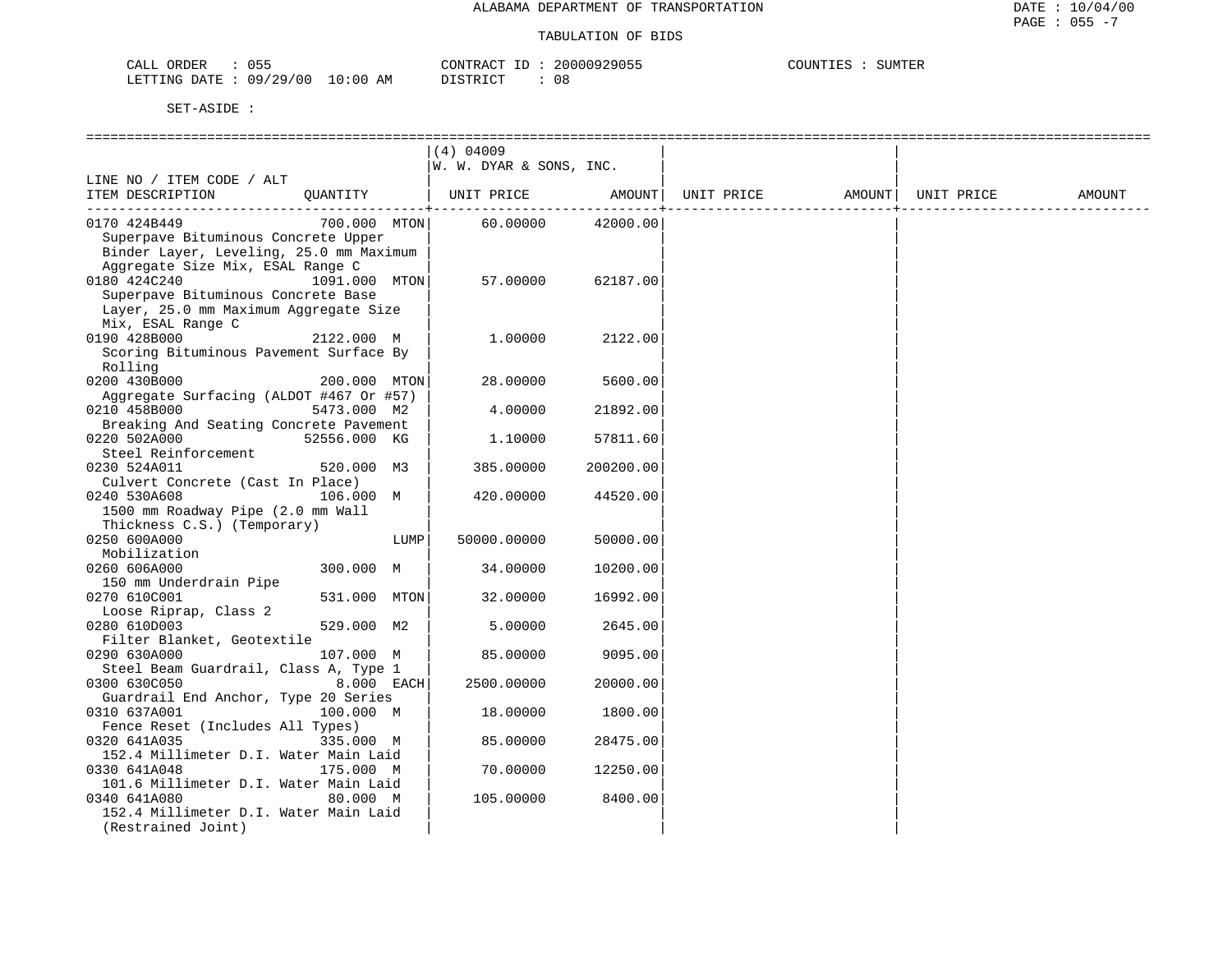ALABAMA DEPARTMENT OF TRANSPORTATION

TABULATION OF BIDS

DATE : 10/04/00
PAGE : 055 -7

CALL ORDER : 055
LETTING DATE : 09/29/00 10:00 AM

CONTRACT ID : 20000929055
DISTRICT : 08

COUNTIES : SUMTER

SET-ASIDE :

| LINE NO / ITEM CODE / ALT<br>ITEM DESCRIPTION | QUANTITY | (4) 04009<br>W. W. DYAR & SONS, INC.<br>UNIT PRICE | AMOUNT | UNIT PRICE | AMOUNT | UNIT PRICE | AMOUNT |
|---|---|---|---|---|---|---|---|
| 0170 424B449<br>Superpave Bituminous Concrete Upper Binder Layer, Leveling, 25.0 mm Maximum Aggregate Size Mix, ESAL Range C | 700.000 MTON | 60.00000 | 42000.00 | | | | |
| 0180 424C240<br>Superpave Bituminous Concrete Base Layer, 25.0 mm Maximum Aggregate Size Mix, ESAL Range C | 1091.000 MTON | 57.00000 | 62187.00 | | | | |
| 0190 428B000<br>Scoring Bituminous Pavement Surface By Rolling | 2122.000 M | 1.00000 | 2122.00 | | | | |
| 0200 430B000<br>Aggregate Surfacing (ALDOT #467 Or #57) | 200.000 MTON | 28.00000 | 5600.00 | | | | |
| 0210 458B000<br>Breaking And Seating Concrete Pavement | 5473.000 M2 | 4.00000 | 21892.00 | | | | |
| 0220 502A000<br>Steel Reinforcement | 52556.000 KG | 1.10000 | 57811.60 | | | | |
| 0230 524A011<br>Culvert Concrete (Cast In Place) | 520.000 M3 | 385.00000 | 200200.00 | | | | |
| 0240 530A608<br>1500 mm Roadway Pipe (2.0 mm Wall Thickness C.S.) (Temporary) | 106.000 M | 420.00000 | 44520.00 | | | | |
| 0250 600A000<br>Mobilization | LUMP | 50000.00000 | 50000.00 | | | | |
| 0260 606A000<br>150 mm Underdrain Pipe | 300.000 M | 34.00000 | 10200.00 | | | | |
| 0270 610C001<br>Loose Riprap, Class 2 | 531.000 MTON | 32.00000 | 16992.00 | | | | |
| 0280 610D003<br>Filter Blanket, Geotextile | 529.000 M2 | 5.00000 | 2645.00 | | | | |
| 0290 630A000<br>Steel Beam Guardrail, Class A, Type 1 | 107.000 M | 85.00000 | 9095.00 | | | | |
| 0300 630C050<br>Guardrail End Anchor, Type 20 Series | 8.000 EACH | 2500.00000 | 20000.00 | | | | |
| 0310 637A001<br>Fence Reset (Includes All Types) | 100.000 M | 18.00000 | 1800.00 | | | | |
| 0320 641A035<br>152.4 Millimeter D.I. Water Main Laid | 335.000 M | 85.00000 | 28475.00 | | | | |
| 0330 641A048<br>101.6 Millimeter D.I. Water Main Laid | 175.000 M | 70.00000 | 12250.00 | | | | |
| 0340 641A080<br>152.4 Millimeter D.I. Water Main Laid (Restrained Joint) | 80.000 M | 105.00000 | 8400.00 | | | | |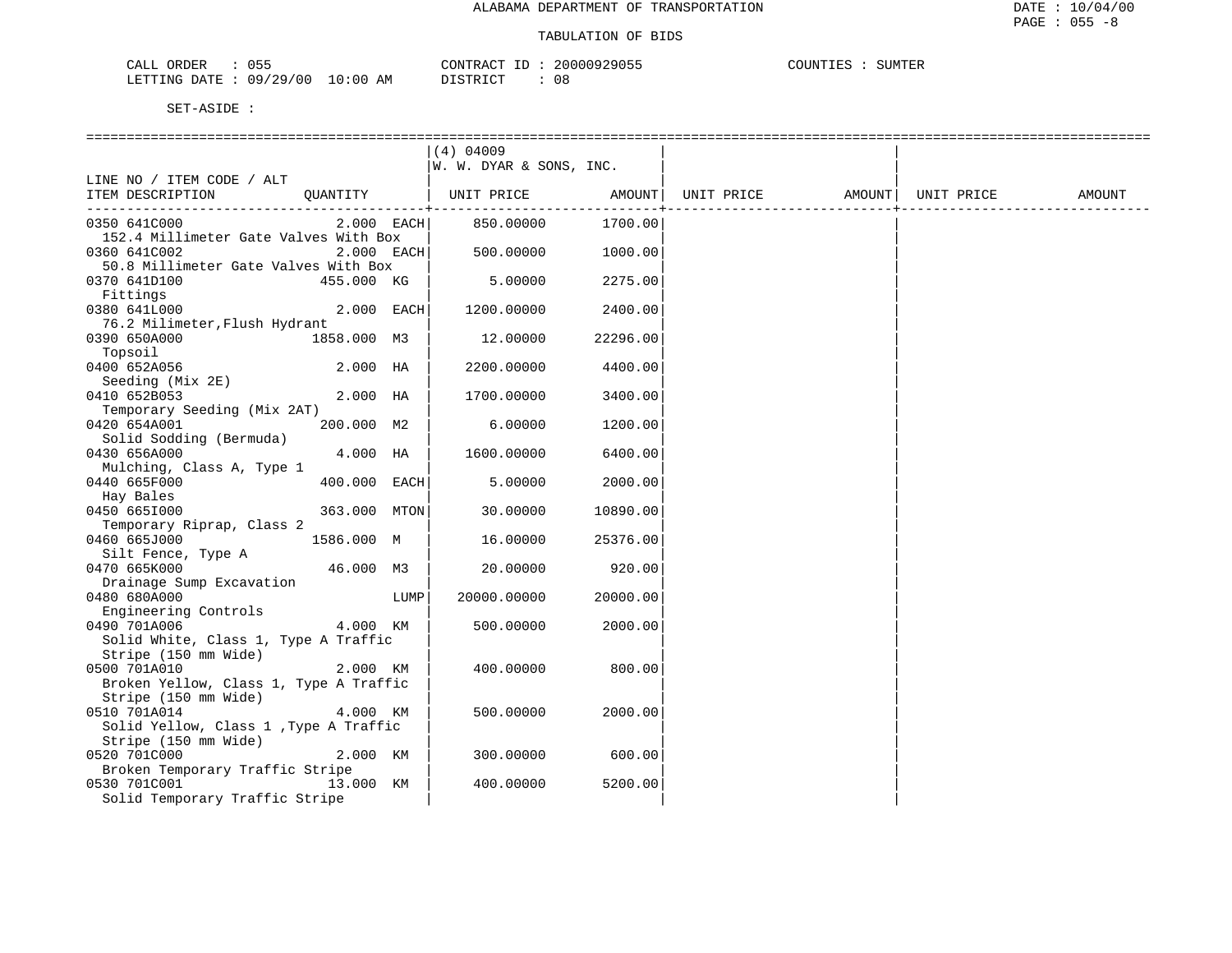ALABAMA DEPARTMENT OF TRANSPORTATION

TABULATION OF BIDS

CALL ORDER : 055    CONTRACT ID : 20000929055    COUNTIES : SUMTER
LETTING DATE : 09/29/00 10:00 AM    DISTRICT : 08

SET-ASIDE :

| LINE NO / ITEM CODE / ALT ITEM DESCRIPTION | QUANTITY | (4) 04009 W. W. DYAR & SONS, INC. UNIT PRICE | AMOUNT | UNIT PRICE | AMOUNT | UNIT PRICE | AMOUNT |
|---|---|---|---|---|---|---|---|
| 0350 641C000 152.4 Millimeter Gate Valves With Box | 2.000 EACH | 850.00000 | 1700.00 | | | | |
| 0360 641C002 50.8 Millimeter Gate Valves With Box | 2.000 EACH | 500.00000 | 1000.00 | | | | |
| 0370 641D100 Fittings | 455.000 KG | 5.00000 | 2275.00 | | | | |
| 0380 641L000 76.2 Milimeter,Flush Hydrant | 2.000 EACH | 1200.00000 | 2400.00 | | | | |
| 0390 650A000 Topsoil | 1858.000 M3 | 12.00000 | 22296.00 | | | | |
| 0400 652A056 Seeding (Mix 2E) | 2.000 HA | 2200.00000 | 4400.00 | | | | |
| 0410 652B053 Temporary Seeding (Mix 2AT) | 2.000 HA | 1700.00000 | 3400.00 | | | | |
| 0420 654A001 Solid Sodding (Bermuda) | 200.000 M2 | 6.00000 | 1200.00 | | | | |
| 0430 656A000 Mulching, Class A, Type 1 | 4.000 HA | 1600.00000 | 6400.00 | | | | |
| 0440 665F000 Hay Bales | 400.000 EACH | 5.00000 | 2000.00 | | | | |
| 0450 665I000 Temporary Riprap, Class 2 | 363.000 MTON | 30.00000 | 10890.00 | | | | |
| 0460 665J000 Silt Fence, Type A | 1586.000 M | 16.00000 | 25376.00 | | | | |
| 0470 665K000 Drainage Sump Excavation | 46.000 M3 | 20.00000 | 920.00 | | | | |
| 0480 680A000 Engineering Controls | LUMP | 20000.00000 | 20000.00 | | | | |
| 0490 701A006 Solid White, Class 1, Type A Traffic Stripe (150 mm Wide) | 4.000 KM | 500.00000 | 2000.00 | | | | |
| 0500 701A010 Broken Yellow, Class 1, Type A Traffic Stripe (150 mm Wide) | 2.000 KM | 400.00000 | 800.00 | | | | |
| 0510 701A014 Solid Yellow, Class 1 ,Type A Traffic Stripe (150 mm Wide) | 4.000 KM | 500.00000 | 2000.00 | | | | |
| 0520 701C000 Broken Temporary Traffic Stripe | 2.000 KM | 300.00000 | 600.00 | | | | |
| 0530 701C001 Solid Temporary Traffic Stripe | 13.000 KM | 400.00000 | 5200.00 | | | | |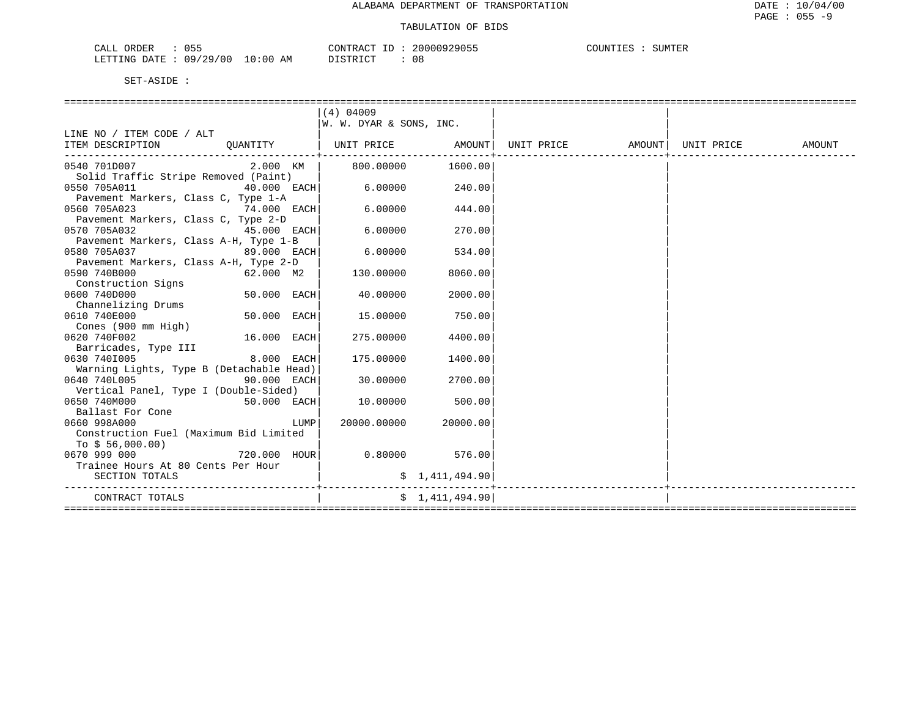ALABAMA DEPARTMENT OF TRANSPORTATION

TABULATION OF BIDS

CALL ORDER : 055 CONTRACT ID : 20000929055 COUNTIES : SUMTER
LETTING DATE : 09/29/00 10:00 AM DISTRICT : 08

SET-ASIDE :

| LINE NO / ITEM CODE / ALT ITEM DESCRIPTION | QUANTITY | (4) 04009 W. W. DYAR & SONS, INC. UNIT PRICE | AMOUNT | UNIT PRICE | AMOUNT | UNIT PRICE | AMOUNT |
|---|---|---|---|---|---|---|---|
| 0540 701D007 Solid Traffic Stripe Removed (Paint) | 2.000 KM | 800.00000 | 1600.00 | | | | |
| 0550 705A011 Pavement Markers, Class C, Type 1-A | 40.000 EACH | 6.00000 | 240.00 | | | | |
| 0560 705A023 Pavement Markers, Class C, Type 2-D | 74.000 EACH | 6.00000 | 444.00 | | | | |
| 0570 705A032 Pavement Markers, Class A-H, Type 1-B | 45.000 EACH | 6.00000 | 270.00 | | | | |
| 0580 705A037 Pavement Markers, Class A-H, Type 2-D | 89.000 EACH | 6.00000 | 534.00 | | | | |
| 0590 740B000 Construction Signs | 62.000 M2 | 130.00000 | 8060.00 | | | | |
| 0600 740D000 Channelizing Drums | 50.000 EACH | 40.00000 | 2000.00 | | | | |
| 0610 740E000 Cones (900 mm High) | 50.000 EACH | 15.00000 | 750.00 | | | | |
| 0620 740F002 Barricades, Type III | 16.000 EACH | 275.00000 | 4400.00 | | | | |
| 0630 740I005 Warning Lights, Type B (Detachable Head) | 8.000 EACH | 175.00000 | 1400.00 | | | | |
| 0640 740L005 Vertical Panel, Type I (Double-Sided) | 90.000 EACH | 30.00000 | 2700.00 | | | | |
| 0650 740M000 Ballast For Cone | 50.000 EACH | 10.00000 | 500.00 | | | | |
| 0660 998A000 Construction Fuel (Maximum Bid Limited To $ 56,000.00) | LUMP | 20000.00000 | 20000.00 | | | | |
| 0670 999 000 Trainee Hours At 80 Cents Per Hour | 720.000 HOUR | 0.80000 | 576.00 | | | | |
| SECTION TOTALS | | | $ 1,411,494.90 | | | | |
| CONTRACT TOTALS | | | $ 1,411,494.90 | | | | |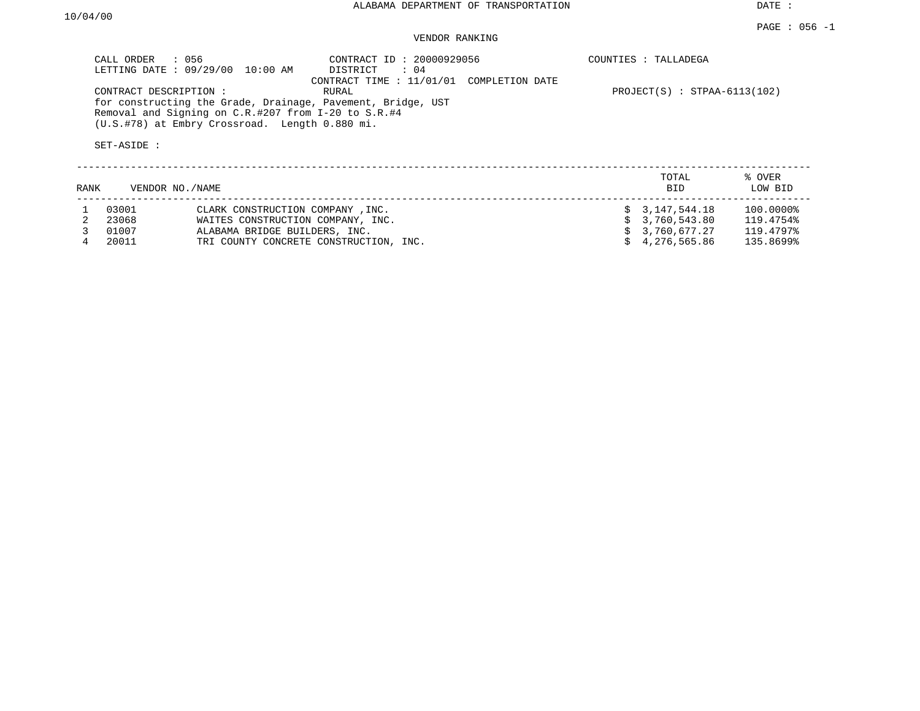ALABAMA DEPARTMENT OF TRANSPORTATION

DATE : 10/04/00

PAGE : 056 -1

VENDOR RANKING

CALL ORDER : 056
LETTING DATE : 09/29/00 10:00 AM

CONTRACT ID : 20000929056
DISTRICT : 04
CONTRACT TIME : 11/01/01 COMPLETION DATE

COUNTIES : TALLADEGA

CONTRACT DESCRIPTION : RURAL

PROJECT(S) : STPAA-6113(102)

for constructing the Grade, Drainage, Pavement, Bridge, UST Removal and Signing on C.R.#207 from I-20 to S.R.#4 (U.S.#78) at Embry Crossroad. Length 0.880 mi.

SET-ASIDE :

| RANK | VENDOR NO. | NAME | TOTAL BID | % OVER LOW BID |
|---|---|---|---|---|
| 1 | 03001 | CLARK CONSTRUCTION COMPANY ,INC. | $ 3,147,544.18 | 100.0000% |
| 2 | 23068 | WAITES CONSTRUCTION COMPANY, INC. | $ 3,760,543.80 | 119.4754% |
| 3 | 01007 | ALABAMA BRIDGE BUILDERS, INC. | $ 3,760,677.27 | 119.4797% |
| 4 | 20011 | TRI COUNTY CONCRETE CONSTRUCTION, INC. | $ 4,276,565.86 | 135.8699% |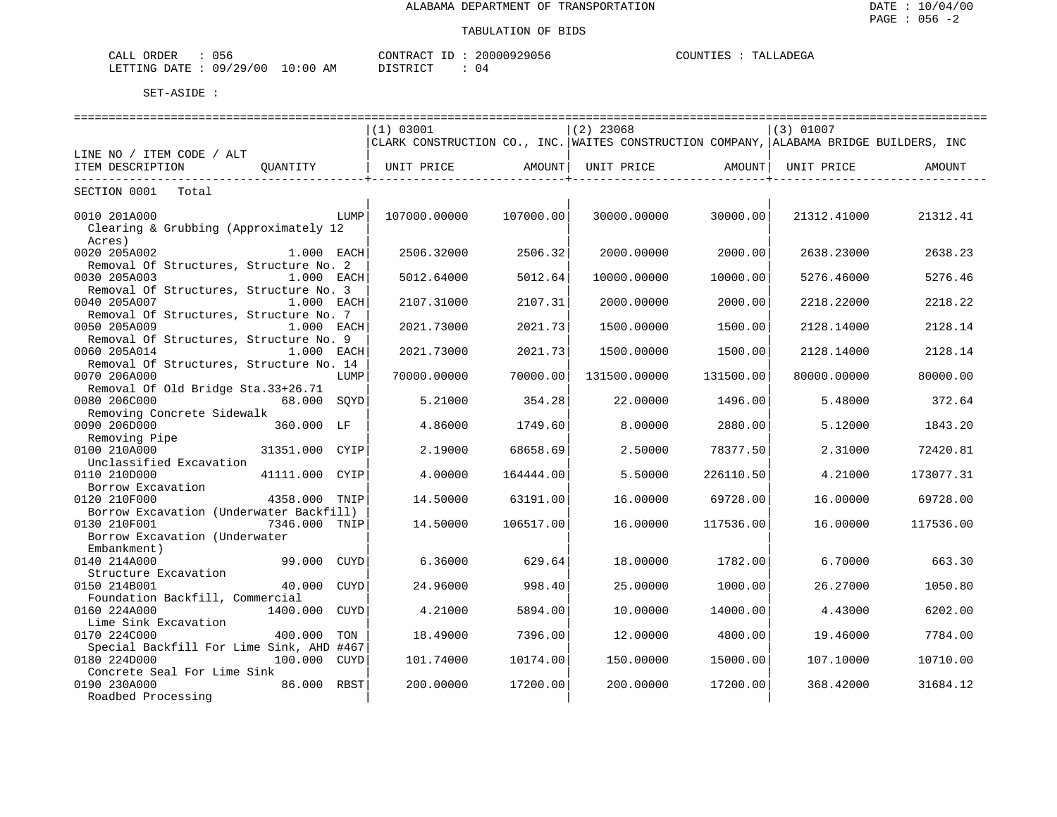ALABAMA DEPARTMENT OF TRANSPORTATION

TABULATION OF BIDS

DATE : 10/04/00
PAGE : 056 -2

CALL ORDER : 056　　CONTRACT ID : 20000929056　　COUNTIES : TALLADEGA
LETTING DATE : 09/29/00 10:00 AM　　DISTRICT : 04

SET-ASIDE :

| LINE NO / ITEM CODE / ALT ITEM DESCRIPTION | QUANTITY | (1) 03001 CLARK CONSTRUCTION CO., INC. UNIT PRICE | AMOUNT | (2) 23068 WAITES CONSTRUCTION COMPANY, UNIT PRICE | AMOUNT | (3) 01007 ALABAMA BRIDGE BUILDERS, INC UNIT PRICE | AMOUNT |
|---|---|---|---|---|---|---|---|
| SECTION 0001 Total | | | | | | | |
| 0010 201A000 Clearing & Grubbing (Approximately 12 Acres) | LUMP | 107000.00000 | 107000.00 | 30000.00000 | 30000.00 | 21312.41000 | 21312.41 |
| 0020 205A002 Removal Of Structures, Structure No. 2 | 1.000 EACH | 2506.32000 | 2506.32 | 2000.00000 | 2000.00 | 2638.23000 | 2638.23 |
| 0030 205A003 Removal Of Structures, Structure No. 3 | 1.000 EACH | 5012.64000 | 5012.64 | 10000.00000 | 10000.00 | 5276.46000 | 5276.46 |
| 0040 205A007 Removal Of Structures, Structure No. 7 | 1.000 EACH | 2107.31000 | 2107.31 | 2000.00000 | 2000.00 | 2218.22000 | 2218.22 |
| 0050 205A009 Removal Of Structures, Structure No. 9 | 1.000 EACH | 2021.73000 | 2021.73 | 1500.00000 | 1500.00 | 2128.14000 | 2128.14 |
| 0060 205A014 Removal Of Structures, Structure No. 14 | 1.000 EACH | 2021.73000 | 2021.73 | 1500.00000 | 1500.00 | 2128.14000 | 2128.14 |
| 0070 206A000 Removal Of Old Bridge Sta.33+26.71 | LUMP | 70000.00000 | 70000.00 | 131500.00000 | 131500.00 | 80000.00000 | 80000.00 |
| 0080 206C000 Removing Concrete Sidewalk | 68.000 SQYD | 5.21000 | 354.28 | 22.00000 | 1496.00 | 5.48000 | 372.64 |
| 0090 206D000 Removing Pipe | 360.000 LF | 4.86000 | 1749.60 | 8.00000 | 2880.00 | 5.12000 | 1843.20 |
| 0100 210A000 Unclassified Excavation | 31351.000 CYIP | 2.19000 | 68658.69 | 2.50000 | 78377.50 | 2.31000 | 72420.81 |
| 0110 210D000 Borrow Excavation | 41111.000 CYIP | 4.00000 | 164444.00 | 5.50000 | 226110.50 | 4.21000 | 173077.31 |
| 0120 210F000 Borrow Excavation (Underwater Backfill) | 4358.000 TNIP | 14.50000 | 63191.00 | 16.00000 | 69728.00 | 16.00000 | 69728.00 |
| 0130 210F001 Borrow Excavation (Underwater Embankment) | 7346.000 TNIP | 14.50000 | 106517.00 | 16.00000 | 117536.00 | 16.00000 | 117536.00 |
| 0140 214A000 Structure Excavation | 99.000 CUYD | 6.36000 | 629.64 | 18.00000 | 1782.00 | 6.70000 | 663.30 |
| 0150 214B001 Foundation Backfill, Commercial | 40.000 CUYD | 24.96000 | 998.40 | 25.00000 | 1000.00 | 26.27000 | 1050.80 |
| 0160 224A000 Lime Sink Excavation | 1400.000 CUYD | 4.21000 | 5894.00 | 10.00000 | 14000.00 | 4.43000 | 6202.00 |
| 0170 224C000 Special Backfill For Lime Sink, AHD #467 | 400.000 TON | 18.49000 | 7396.00 | 12.00000 | 4800.00 | 19.46000 | 7784.00 |
| 0180 224D000 Concrete Seal For Lime Sink | 100.000 CUYD | 101.74000 | 10174.00 | 150.00000 | 15000.00 | 107.10000 | 10710.00 |
| 0190 230A000 Roadbed Processing | 86.000 RBST | 200.00000 | 17200.00 | 200.00000 | 17200.00 | 368.42000 | 31684.12 |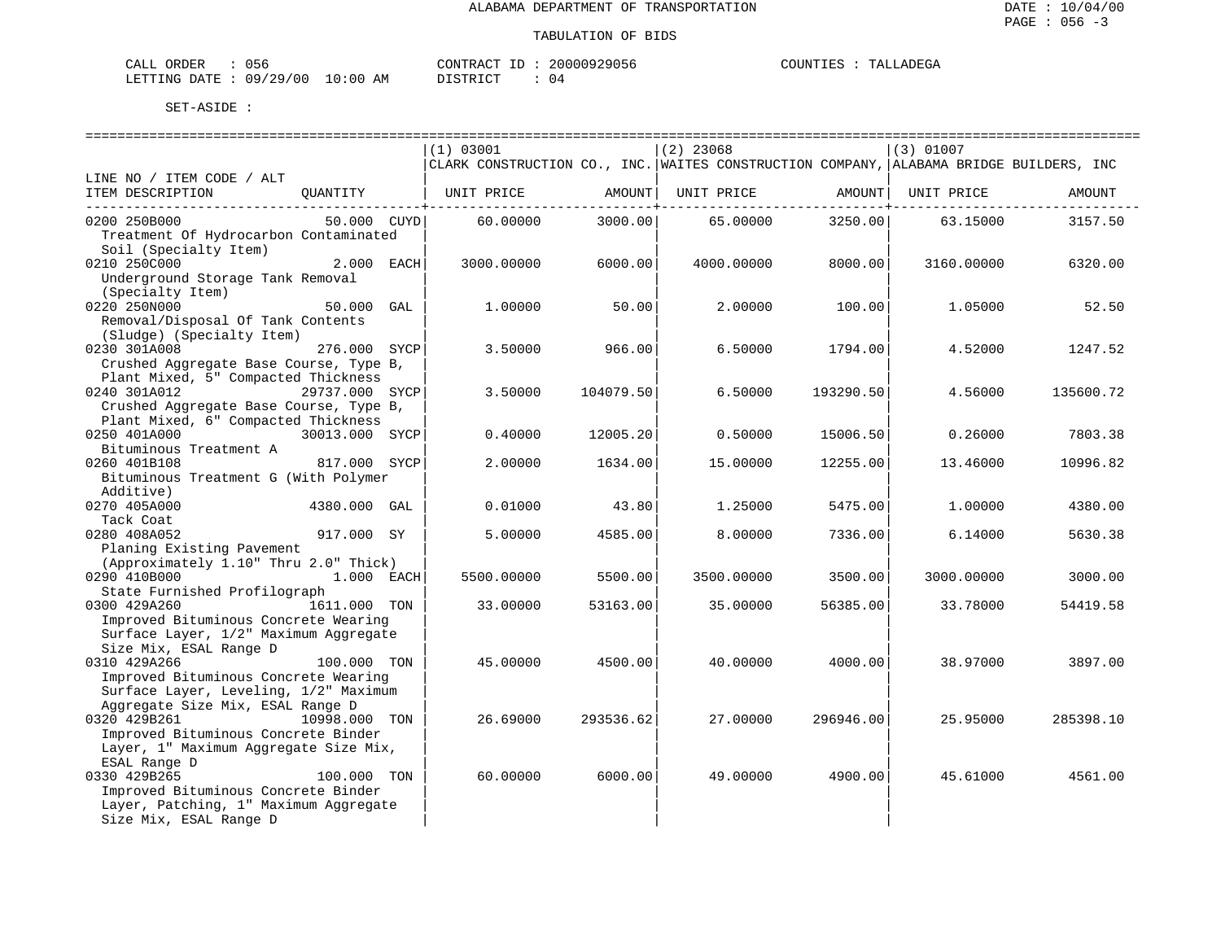ALABAMA DEPARTMENT OF TRANSPORTATION

TABULATION OF BIDS

DATE : 10/04/00
PAGE : 056 -3

CALL ORDER : 056    CONTRACT ID : 20000929056    COUNTIES : TALLADEGA
LETTING DATE : 09/29/00 10:00 AM    DISTRICT : 04

SET-ASIDE :

| LINE NO / ITEM CODE / ALT ITEM DESCRIPTION | QUANTITY | (1) 03001 CLARK CONSTRUCTION CO., INC. UNIT PRICE | AMOUNT | (2) 23068 WAITES CONSTRUCTION COMPANY, UNIT PRICE | AMOUNT | (3) 01007 ALABAMA BRIDGE BUILDERS, INC UNIT PRICE | AMOUNT |
|---|---|---|---|---|---|---|---|
| 0200 250B000 Treatment Of Hydrocarbon Contaminated Soil (Specialty Item) | 50.000 CUYD | 60.00000 | 3000.00 | 65.00000 | 3250.00 | 63.15000 | 3157.50 |
| 0210 250C000 Underground Storage Tank Removal (Specialty Item) | 2.000 EACH | 3000.00000 | 6000.00 | 4000.00000 | 8000.00 | 3160.00000 | 6320.00 |
| 0220 250N000 Removal/Disposal Of Tank Contents (Sludge) (Specialty Item) | 50.000 GAL | 1.00000 | 50.00 | 2.00000 | 100.00 | 1.05000 | 52.50 |
| 0230 301A008 Crushed Aggregate Base Course, Type B, Plant Mixed, 5" Compacted Thickness | 276.000 SYCP | 3.50000 | 966.00 | 6.50000 | 1794.00 | 4.52000 | 1247.52 |
| 0240 301A012 Crushed Aggregate Base Course, Type B, Plant Mixed, 6" Compacted Thickness | 29737.000 SYCP | 3.50000 | 104079.50 | 6.50000 | 193290.50 | 4.56000 | 135600.72 |
| 0250 401A000 Bituminous Treatment A | 30013.000 SYCP | 0.40000 | 12005.20 | 0.50000 | 15006.50 | 0.26000 | 7803.38 |
| 0260 401B108 Bituminous Treatment G (With Polymer Additive) | 817.000 SYCP | 2.00000 | 1634.00 | 15.00000 | 12255.00 | 13.46000 | 10996.82 |
| 0270 405A000 Tack Coat | 4380.000 GAL | 0.01000 | 43.80 | 1.25000 | 5475.00 | 1.00000 | 4380.00 |
| 0280 408A052 Planing Existing Pavement (Approximately 1.10" Thru 2.0" Thick) | 917.000 SY | 5.00000 | 4585.00 | 8.00000 | 7336.00 | 6.14000 | 5630.38 |
| 0290 410B000 State Furnished Profilograph | 1.000 EACH | 5500.00000 | 5500.00 | 3500.00000 | 3500.00 | 3000.00000 | 3000.00 |
| 0300 429A260 Improved Bituminous Concrete Wearing Surface Layer, 1/2" Maximum Aggregate Size Mix, ESAL Range D | 1611.000 TON | 33.00000 | 53163.00 | 35.00000 | 56385.00 | 33.78000 | 54419.58 |
| 0310 429A266 Improved Bituminous Concrete Wearing Surface Layer, Leveling, 1/2" Maximum Aggregate Size Mix, ESAL Range D | 100.000 TON | 45.00000 | 4500.00 | 40.00000 | 4000.00 | 38.97000 | 3897.00 |
| 0320 429B261 Improved Bituminous Concrete Binder Layer, 1" Maximum Aggregate Size Mix, ESAL Range D | 10998.000 TON | 26.69000 | 293536.62 | 27.00000 | 296946.00 | 25.95000 | 285398.10 |
| 0330 429B265 Improved Bituminous Concrete Binder Layer, Patching, 1" Maximum Aggregate Size Mix, ESAL Range D | 100.000 TON | 60.00000 | 6000.00 | 49.00000 | 4900.00 | 45.61000 | 4561.00 |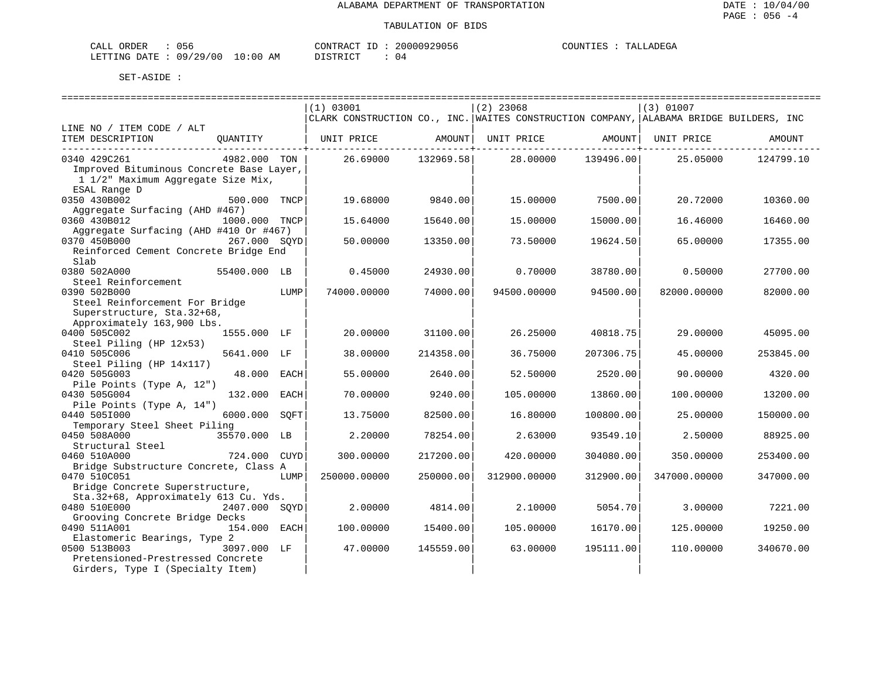ALABAMA DEPARTMENT OF TRANSPORTATION

TABULATION OF BIDS

DATE : 10/04/00
PAGE : 056 -4

CALL ORDER : 056
LETTING DATE : 09/29/00 10:00 AM

CONTRACT ID : 20000929056
DISTRICT : 04

COUNTIES : TALLADEGA

SET-ASIDE :

| LINE NO / ITEM CODE / ALT ITEM DESCRIPTION | QUANTITY | | (1) 03001 CLARK CONSTRUCTION CO., INC. UNIT PRICE | AMOUNT | (2) 23068 WAITES CONSTRUCTION COMPANY, UNIT PRICE | AMOUNT | (3) 01007 ALABAMA BRIDGE BUILDERS, INC UNIT PRICE | AMOUNT |
|---|---|---|---|---|---|---|---|---|
| 0340 429C261 Improved Bituminous Concrete Base Layer, 1 1/2" Maximum Aggregate Size Mix, ESAL Range D | 4982.000 | TON | 26.69000 | 132969.58 | 28.00000 | 139496.00 | 25.05000 | 124799.10 |
| 0350 430B002 Aggregate Surfacing (AHD #467) | 500.000 | TNCP | 19.68000 | 9840.00 | 15.00000 | 7500.00 | 20.72000 | 10360.00 |
| 0360 430B012 Aggregate Surfacing (AHD #410 Or #467) | 1000.000 | TNCP | 15.64000 | 15640.00 | 15.00000 | 15000.00 | 16.46000 | 16460.00 |
| 0370 450B000 Reinforced Cement Concrete Bridge End Slab | 267.000 | SQYD | 50.00000 | 13350.00 | 73.50000 | 19624.50 | 65.00000 | 17355.00 |
| 0380 502A000 Steel Reinforcement | 55400.000 | LB | 0.45000 | 24930.00 | 0.70000 | 38780.00 | 0.50000 | 27700.00 |
| 0390 502B000 Steel Reinforcement For Bridge Superstructure, Sta.32+68, Approximately 163,900 Lbs. | | LUMP | 74000.00000 | 74000.00 | 94500.00000 | 94500.00 | 82000.00000 | 82000.00 |
| 0400 505C002 Steel Piling (HP 12x53) | 1555.000 | LF | 20.00000 | 31100.00 | 26.25000 | 40818.75 | 29.00000 | 45095.00 |
| 0410 505C006 Steel Piling (HP 14x117) | 5641.000 | LF | 38.00000 | 214358.00 | 36.75000 | 207306.75 | 45.00000 | 253845.00 |
| 0420 505G003 Pile Points (Type A, 12") | 48.000 | EACH | 55.00000 | 2640.00 | 52.50000 | 2520.00 | 90.00000 | 4320.00 |
| 0430 505G004 Pile Points (Type A, 14") | 132.000 | EACH | 70.00000 | 9240.00 | 105.00000 | 13860.00 | 100.00000 | 13200.00 |
| 0440 505I000 Temporary Steel Sheet Piling | 6000.000 | SQFT | 13.75000 | 82500.00 | 16.80000 | 100800.00 | 25.00000 | 150000.00 |
| 0450 508A000 Structural Steel | 35570.000 | LB | 2.20000 | 78254.00 | 2.63000 | 93549.10 | 2.50000 | 88925.00 |
| 0460 510A000 Bridge Substructure Concrete, Class A | 724.000 | CUYD | 300.00000 | 217200.00 | 420.00000 | 304080.00 | 350.00000 | 253400.00 |
| 0470 510C051 Bridge Concrete Superstructure, Sta.32+68, Approximately 613 Cu. Yds. | | LUMP | 250000.00000 | 250000.00 | 312900.00000 | 312900.00 | 347000.00000 | 347000.00 |
| 0480 510E000 Grooving Concrete Bridge Decks | 2407.000 | SQYD | 2.00000 | 4814.00 | 2.10000 | 5054.70 | 3.00000 | 7221.00 |
| 0490 511A001 Elastomeric Bearings, Type 2 | 154.000 | EACH | 100.00000 | 15400.00 | 105.00000 | 16170.00 | 125.00000 | 19250.00 |
| 0500 513B003 Pretensioned-Prestressed Concrete Girders, Type I (Specialty Item) | 3097.000 | LF | 47.00000 | 145559.00 | 63.00000 | 195111.00 | 110.00000 | 340670.00 |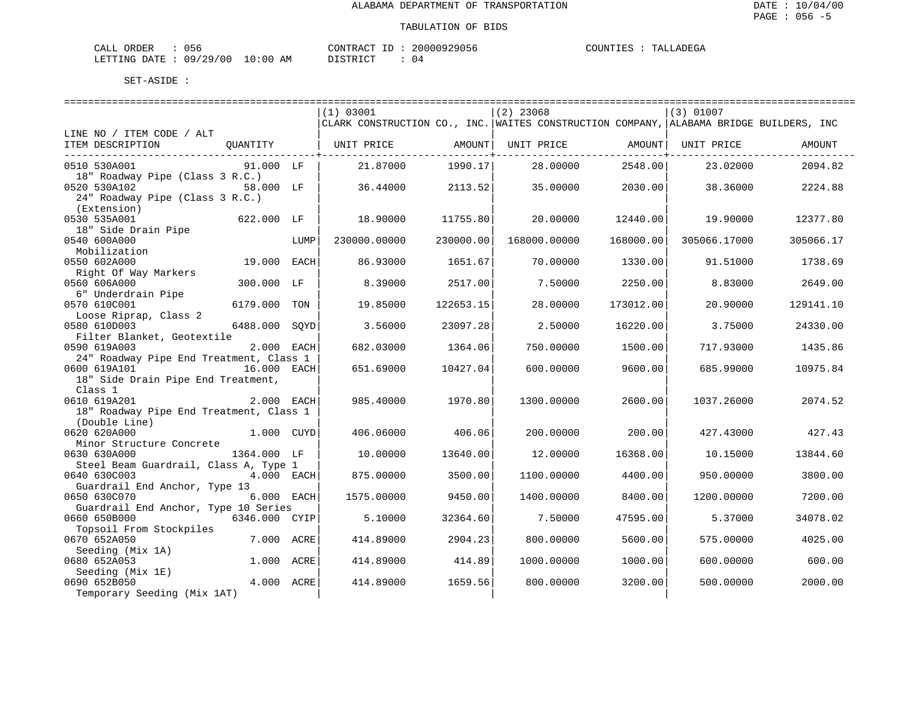ALABAMA DEPARTMENT OF TRANSPORTATION

TABULATION OF BIDS

DATE : 10/04/00
PAGE : 056 -5

CALL ORDER : 056
LETTING DATE : 09/29/00 10:00 AM
CONTRACT ID : 20000929056
DISTRICT : 04
COUNTIES : TALLADEGA

SET-ASIDE :

| LINE NO / ITEM CODE / ALT<br>ITEM DESCRIPTION | QUANTITY | | (1) 03001<br>CLARK CONSTRUCTION CO., INC.<br>UNIT PRICE | AMOUNT | (2) 23068<br>WAITES CONSTRUCTION COMPANY,<br>UNIT PRICE | AMOUNT | (3) 01007<br>ALABAMA BRIDGE BUILDERS, INC<br>UNIT PRICE | AMOUNT |
|---|---|---|---|---|---|---|---|---|
| 0510 530A001<br>18" Roadway Pipe (Class 3 R.C.) | 91.000 | LF | 21.87000 | 1990.17 | 28.00000 | 2548.00 | 23.02000 | 2094.82 |
| 0520 530A102<br>24" Roadway Pipe (Class 3 R.C.)<br>(Extension) | 58.000 | LF | 36.44000 | 2113.52 | 35.00000 | 2030.00 | 38.36000 | 2224.88 |
| 0530 535A001<br>18" Side Drain Pipe | 622.000 | LF | 18.90000 | 11755.80 | 20.00000 | 12440.00 | 19.90000 | 12377.80 |
| 0540 600A000<br>Mobilization | | LUMP | 230000.00000 | 230000.00 | 168000.00000 | 168000.00 | 305066.17000 | 305066.17 |
| 0550 602A000<br>Right Of Way Markers | 19.000 | EACH | 86.93000 | 1651.67 | 70.00000 | 1330.00 | 91.51000 | 1738.69 |
| 0560 606A000<br>6" Underdrain Pipe | 300.000 | LF | 8.39000 | 2517.00 | 7.50000 | 2250.00 | 8.83000 | 2649.00 |
| 0570 610C001<br>Loose Riprap, Class 2 | 6179.000 | TON | 19.85000 | 122653.15 | 28.00000 | 173012.00 | 20.90000 | 129141.10 |
| 0580 610D003<br>Filter Blanket, Geotextile | 6488.000 | SQYD | 3.56000 | 23097.28 | 2.50000 | 16220.00 | 3.75000 | 24330.00 |
| 0590 619A003<br>24" Roadway Pipe End Treatment, Class 1 | 2.000 | EACH | 682.03000 | 1364.06 | 750.00000 | 1500.00 | 717.93000 | 1435.86 |
| 0600 619A101<br>18" Side Drain Pipe End Treatment,<br>Class 1 | 16.000 | EACH | 651.69000 | 10427.04 | 600.00000 | 9600.00 | 685.99000 | 10975.84 |
| 0610 619A201<br>18" Roadway Pipe End Treatment, Class 1<br>(Double Line) | 2.000 | EACH | 985.40000 | 1970.80 | 1300.00000 | 2600.00 | 1037.26000 | 2074.52 |
| 0620 620A000<br>Minor Structure Concrete | 1.000 | CUYD | 406.06000 | 406.06 | 200.00000 | 200.00 | 427.43000 | 427.43 |
| 0630 630A000<br>Steel Beam Guardrail, Class A, Type 1 | 1364.000 | LF | 10.00000 | 13640.00 | 12.00000 | 16368.00 | 10.15000 | 13844.60 |
| 0640 630C003<br>Guardrail End Anchor, Type 13 | 4.000 | EACH | 875.00000 | 3500.00 | 1100.00000 | 4400.00 | 950.00000 | 3800.00 |
| 0650 630C070<br>Guardrail End Anchor, Type 10 Series | 6.000 | EACH | 1575.00000 | 9450.00 | 1400.00000 | 8400.00 | 1200.00000 | 7200.00 |
| 0660 650B000<br>Topsoil From Stockpiles | 6346.000 | CYIP | 5.10000 | 32364.60 | 7.50000 | 47595.00 | 5.37000 | 34078.02 |
| 0670 652A050<br>Seeding (Mix 1A) | 7.000 | ACRE | 414.89000 | 2904.23 | 800.00000 | 5600.00 | 575.00000 | 4025.00 |
| 0680 652A053<br>Seeding (Mix 1E) | 1.000 | ACRE | 414.89000 | 414.89 | 1000.00000 | 1000.00 | 600.00000 | 600.00 |
| 0690 652B050<br>Temporary Seeding (Mix 1AT) | 4.000 | ACRE | 414.89000 | 1659.56 | 800.00000 | 3200.00 | 500.00000 | 2000.00 |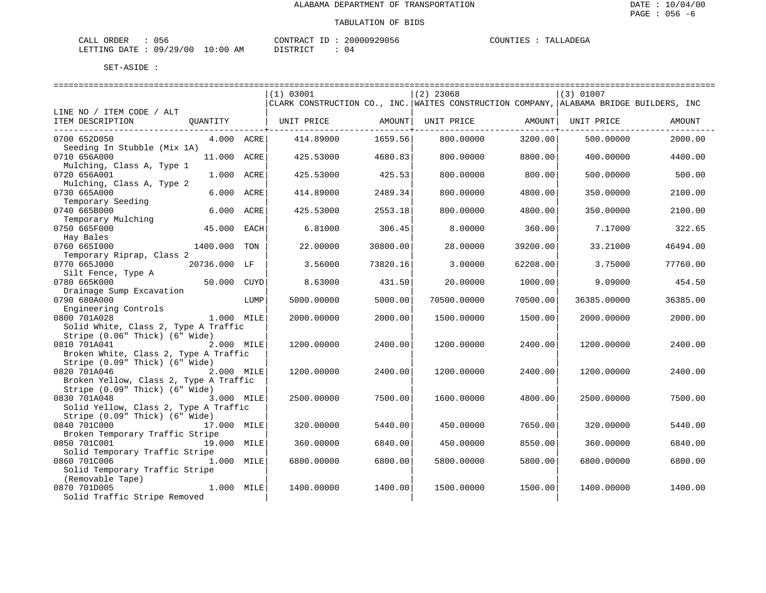ALABAMA DEPARTMENT OF TRANSPORTATION

TABULATION OF BIDS

CALL ORDER : 056    CONTRACT ID : 20000929056    COUNTIES : TALLADEGA
LETTING DATE : 09/29/00 10:00 AM    DISTRICT : 04

SET-ASIDE :

| LINE NO / ITEM CODE / ALT<br>ITEM DESCRIPTION | QUANTITY | | (1) 03001<br>CLARK CONSTRUCTION CO., INC.<br>UNIT PRICE | AMOUNT | (2) 23068<br>WAITES CONSTRUCTION COMPANY,<br>UNIT PRICE | AMOUNT | (3) 01007<br>ALABAMA BRIDGE BUILDERS, INC<br>UNIT PRICE | AMOUNT |
|---|---|---|---|---|---|---|---|---|
| 0700 652D050<br>Seeding In Stubble (Mix 1A) | 4.000 | ACRE | 414.89000 | 1659.56 | 800.00000 | 3200.00 | 500.00000 | 2000.00 |
| 0710 656A000<br>Mulching, Class A, Type 1 | 11.000 | ACRE | 425.53000 | 4680.83 | 800.00000 | 8800.00 | 400.00000 | 4400.00 |
| 0720 656A001<br>Mulching, Class A, Type 2 | 1.000 | ACRE | 425.53000 | 425.53 | 800.00000 | 800.00 | 500.00000 | 500.00 |
| 0730 665A000<br>Temporary Seeding | 6.000 | ACRE | 414.89000 | 2489.34 | 800.00000 | 4800.00 | 350.00000 | 2100.00 |
| 0740 665B000<br>Temporary Mulching | 6.000 | ACRE | 425.53000 | 2553.18 | 800.00000 | 4800.00 | 350.00000 | 2100.00 |
| 0750 665F000<br>Hay Bales | 45.000 | EACH | 6.81000 | 306.45 | 8.00000 | 360.00 | 7.17000 | 322.65 |
| 0760 665I000<br>Temporary Riprap, Class 2 | 1400.000 | TON | 22.00000 | 30800.00 | 28.00000 | 39200.00 | 33.21000 | 46494.00 |
| 0770 665J000<br>Silt Fence, Type A | 20736.000 | LF | 3.56000 | 73820.16 | 3.00000 | 62208.00 | 3.75000 | 77760.00 |
| 0780 665K000<br>Drainage Sump Excavation | 50.000 | CUYD | 8.63000 | 431.50 | 20.00000 | 1000.00 | 9.09000 | 454.50 |
| 0790 680A000<br>Engineering Controls | | LUMP | 5000.00000 | 5000.00 | 70500.00000 | 70500.00 | 36385.00000 | 36385.00 |
| 0800 701A028<br>Solid White, Class 2, Type A Traffic Stripe (0.06" Thick) (6" Wide) | 1.000 | MILE | 2000.00000 | 2000.00 | 1500.00000 | 1500.00 | 2000.00000 | 2000.00 |
| 0810 701A041<br>Broken White, Class 2, Type A Traffic Stripe (0.09" Thick) (6" Wide) | 2.000 | MILE | 1200.00000 | 2400.00 | 1200.00000 | 2400.00 | 1200.00000 | 2400.00 |
| 0820 701A046<br>Broken Yellow, Class 2, Type A Traffic Stripe (0.09" Thick) (6" Wide) | 2.000 | MILE | 1200.00000 | 2400.00 | 1200.00000 | 2400.00 | 1200.00000 | 2400.00 |
| 0830 701A048<br>Solid Yellow, Class 2, Type A Traffic Stripe (0.09" Thick) (6" Wide) | 3.000 | MILE | 2500.00000 | 7500.00 | 1600.00000 | 4800.00 | 2500.00000 | 7500.00 |
| 0840 701C000<br>Broken Temporary Traffic Stripe | 17.000 | MILE | 320.00000 | 5440.00 | 450.00000 | 7650.00 | 320.00000 | 5440.00 |
| 0850 701C001<br>Solid Temporary Traffic Stripe | 19.000 | MILE | 360.00000 | 6840.00 | 450.00000 | 8550.00 | 360.00000 | 6840.00 |
| 0860 701C006<br>Solid Temporary Traffic Stripe (Removable Tape) | 1.000 | MILE | 6800.00000 | 6800.00 | 5800.00000 | 5800.00 | 6800.00000 | 6800.00 |
| 0870 701D005<br>Solid Traffic Stripe Removed | 1.000 | MILE | 1400.00000 | 1400.00 | 1500.00000 | 1500.00 | 1400.00000 | 1400.00 |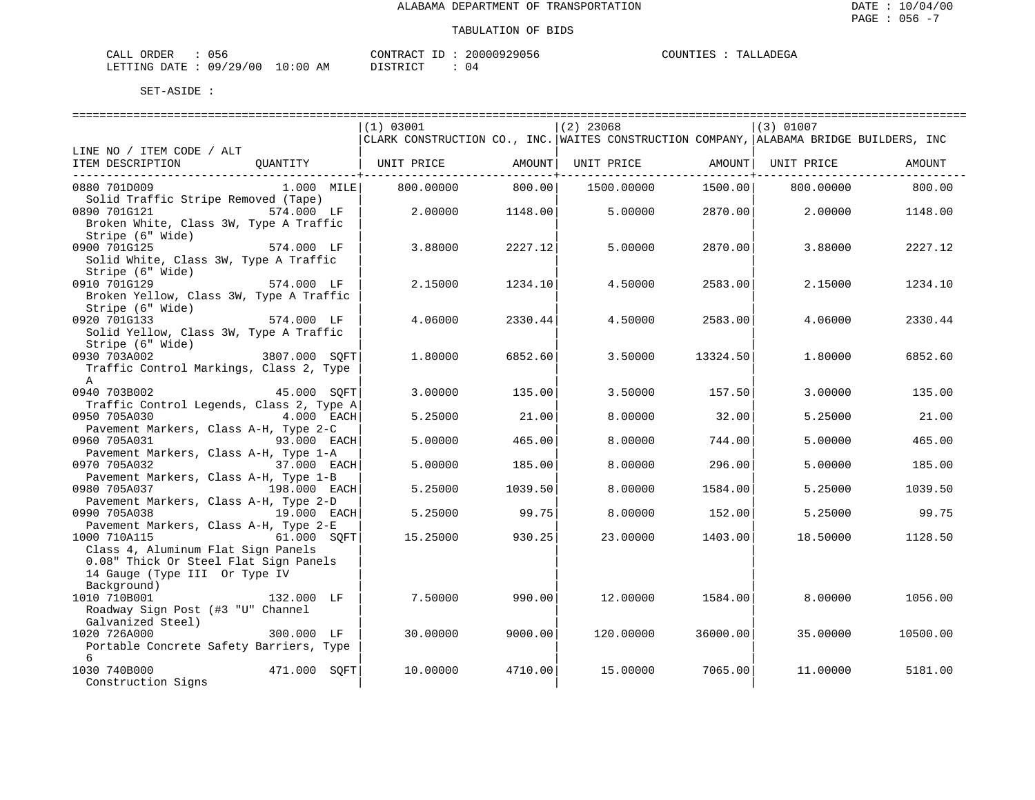ALABAMA DEPARTMENT OF TRANSPORTATION

TABULATION OF BIDS

CALL ORDER : 056 CONTRACT ID : 20000929056 COUNTIES : TALLADEGA
LETTING DATE : 09/29/00 10:00 AM DISTRICT : 04

SET-ASIDE :

| LINE NO / ITEM CODE / ALT ITEM DESCRIPTION | QUANTITY | (1) 03001 CLARK CONSTRUCTION CO., INC. UNIT PRICE | AMOUNT | (2) 23068 WAITES CONSTRUCTION COMPANY, UNIT PRICE | AMOUNT | (3) 01007 ALABAMA BRIDGE BUILDERS, INC UNIT PRICE | AMOUNT |
|---|---|---|---|---|---|---|---|
| 0880 701D009 Solid Traffic Stripe Removed (Tape) | 1.000 MILE | 800.00000 | 800.00 | 1500.00000 | 1500.00 | 800.00000 | 800.00 |
| 0890 701G121 Broken White, Class 3W, Type A Traffic Stripe (6" Wide) | 574.000 LF | 2.00000 | 1148.00 | 5.00000 | 2870.00 | 2.00000 | 1148.00 |
| 0900 701G125 Solid White, Class 3W, Type A Traffic Stripe (6" Wide) | 574.000 LF | 3.88000 | 2227.12 | 5.00000 | 2870.00 | 3.88000 | 2227.12 |
| 0910 701G129 Broken Yellow, Class 3W, Type A Traffic Stripe (6" Wide) | 574.000 LF | 2.15000 | 1234.10 | 4.50000 | 2583.00 | 2.15000 | 1234.10 |
| 0920 701G133 Solid Yellow, Class 3W, Type A Traffic Stripe (6" Wide) | 574.000 LF | 4.06000 | 2330.44 | 4.50000 | 2583.00 | 4.06000 | 2330.44 |
| 0930 703A002 Traffic Control Markings, Class 2, Type A | 3807.000 SQFT | 1.80000 | 6852.60 | 3.50000 | 13324.50 | 1.80000 | 6852.60 |
| 0940 703B002 Traffic Control Legends, Class 2, Type A | 45.000 SQFT | 3.00000 | 135.00 | 3.50000 | 157.50 | 3.00000 | 135.00 |
| 0950 705A030 Pavement Markers, Class A-H, Type 2-C | 4.000 EACH | 5.25000 | 21.00 | 8.00000 | 32.00 | 5.25000 | 21.00 |
| 0960 705A031 Pavement Markers, Class A-H, Type 1-A | 93.000 EACH | 5.00000 | 465.00 | 8.00000 | 744.00 | 5.00000 | 465.00 |
| 0970 705A032 Pavement Markers, Class A-H, Type 1-B | 37.000 EACH | 5.00000 | 185.00 | 8.00000 | 296.00 | 5.00000 | 185.00 |
| 0980 705A037 Pavement Markers, Class A-H, Type 2-D | 198.000 EACH | 5.25000 | 1039.50 | 8.00000 | 1584.00 | 5.25000 | 1039.50 |
| 0990 705A038 Pavement Markers, Class A-H, Type 2-E | 19.000 EACH | 5.25000 | 99.75 | 8.00000 | 152.00 | 5.25000 | 99.75 |
| 1000 710A115 Class 4, Aluminum Flat Sign Panels 0.08" Thick Or Steel Flat Sign Panels 14 Gauge (Type III Or Type IV Background) | 61.000 SQFT | 15.25000 | 930.25 | 23.00000 | 1403.00 | 18.50000 | 1128.50 |
| 1010 710B001 Roadway Sign Post (#3 "U" Channel Galvanized Steel) | 132.000 LF | 7.50000 | 990.00 | 12.00000 | 1584.00 | 8.00000 | 1056.00 |
| 1020 726A000 Portable Concrete Safety Barriers, Type 6 | 300.000 LF | 30.00000 | 9000.00 | 120.00000 | 36000.00 | 35.00000 | 10500.00 |
| 1030 740B000 Construction Signs | 471.000 SQFT | 10.00000 | 4710.00 | 15.00000 | 7065.00 | 11.00000 | 5181.00 |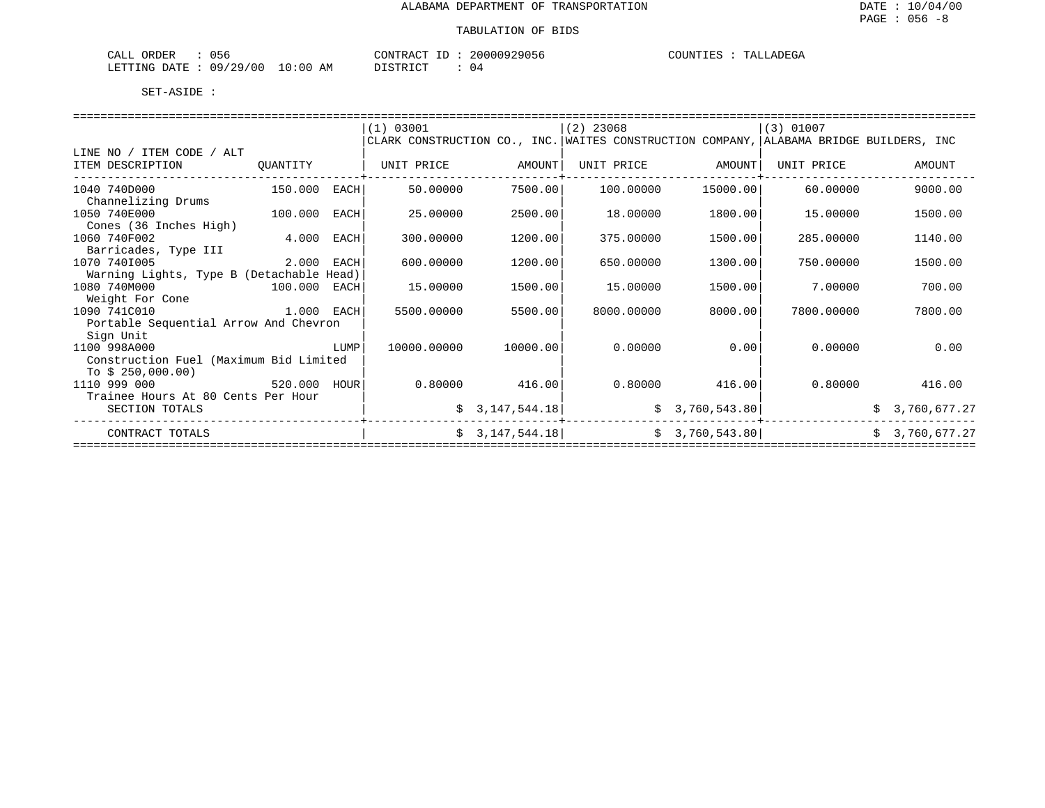ALABAMA DEPARTMENT OF TRANSPORTATION

TABULATION OF BIDS

CALL ORDER : 056
LETTING DATE : 09/29/00 10:00 AM

CONTRACT ID : 20000929056
DISTRICT : 04

COUNTIES : TALLADEGA

SET-ASIDE :

| LINE NO / ITEM CODE / ALT ITEM DESCRIPTION | QUANTITY | (1) 03001 CLARK CONSTRUCTION CO., INC. UNIT PRICE | AMOUNT | (2) 23068 WAITES CONSTRUCTION COMPANY, UNIT PRICE | AMOUNT | (3) 01007 ALABAMA BRIDGE BUILDERS, INC UNIT PRICE | AMOUNT |
|---|---|---|---|---|---|---|---|
| 1040 740D000 Channelizing Drums | 150.000 EACH | 50.00000 | 7500.00 | 100.00000 | 15000.00 | 60.00000 | 9000.00 |
| 1050 740E000 Cones (36 Inches High) | 100.000 EACH | 25.00000 | 2500.00 | 18.00000 | 1800.00 | 15.00000 | 1500.00 |
| 1060 740F002 Barricades, Type III | 4.000 EACH | 300.00000 | 1200.00 | 375.00000 | 1500.00 | 285.00000 | 1140.00 |
| 1070 740I005 Warning Lights, Type B (Detachable Head) | 2.000 EACH | 600.00000 | 1200.00 | 650.00000 | 1300.00 | 750.00000 | 1500.00 |
| 1080 740M000 Weight For Cone | 100.000 EACH | 15.00000 | 1500.00 | 15.00000 | 1500.00 | 7.00000 | 700.00 |
| 1090 741C010 Portable Sequential Arrow And Chevron Sign Unit | 1.000 EACH | 5500.00000 | 5500.00 | 8000.00000 | 8000.00 | 7800.00000 | 7800.00 |
| 1100 998A000 Construction Fuel (Maximum Bid Limited To $ 250,000.00) | LUMP | 10000.00000 | 10000.00 | 0.00000 | 0.00 | 0.00000 | 0.00 |
| 1110 999 000 Trainee Hours At 80 Cents Per Hour | 520.000 HOUR | 0.80000 | 416.00 | 0.80000 | 416.00 | 0.80000 | 416.00 |
| SECTION TOTALS | | | $ 3,147,544.18 | | $ 3,760,543.80 | | $ 3,760,677.27 |
| CONTRACT TOTALS | | | $ 3,147,544.18 | | $ 3,760,543.80 | | $ 3,760,677.27 |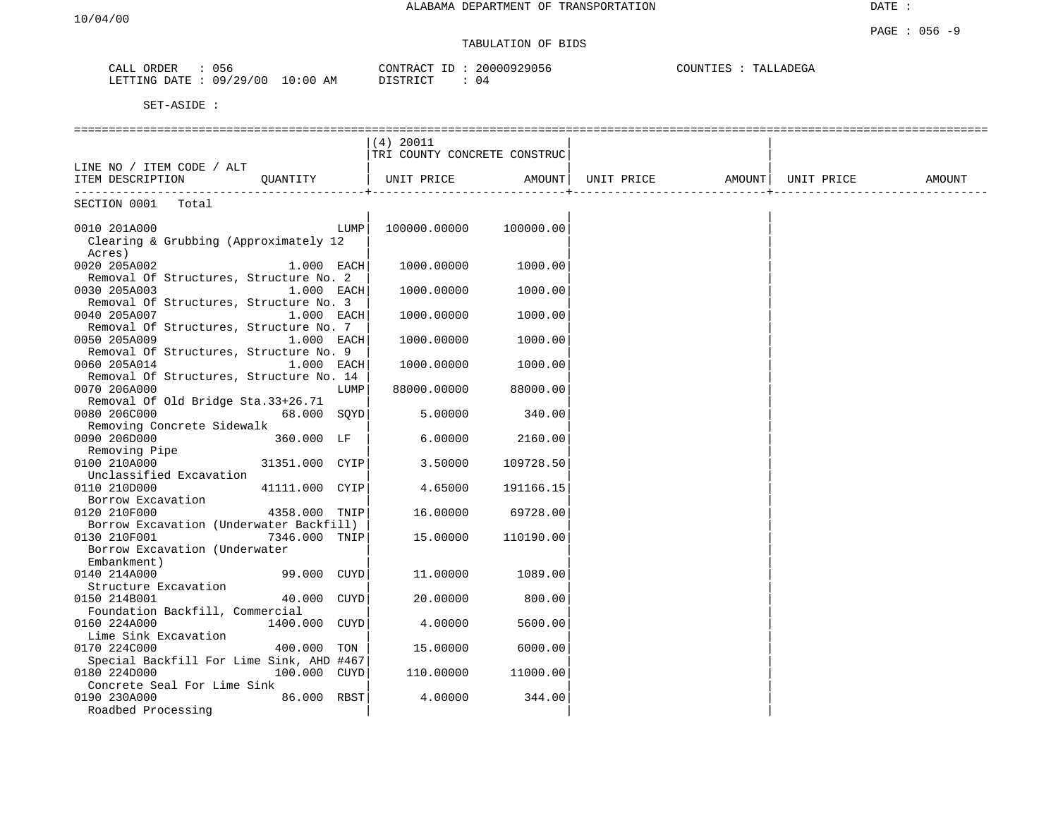ALABAMA DEPARTMENT OF TRANSPORTATION

10/04/00

DATE :

PAGE : 056 -9

TABULATION OF BIDS

CALL ORDER : 056    CONTRACT ID : 20000929056    COUNTIES : TALLADEGA
LETTING DATE : 09/29/00 10:00 AM    DISTRICT : 04

SET-ASIDE :

| LINE NO / ITEM CODE / ALT<br>ITEM DESCRIPTION | QUANTITY | (4) 20011<br>TRI COUNTY CONCRETE CONSTRUC<br>UNIT PRICE | AMOUNT | UNIT PRICE | AMOUNT | UNIT PRICE | AMOUNT |
|---|---|---|---|---|---|---|---|
| SECTION 0001 Total | | | | | | | |
| 0010 201A000<br>Clearing & Grubbing (Approximately 12 Acres) | LUMP | 100000.00000 | 100000.00 | | | | |
| 0020 205A002<br>Removal Of Structures, Structure No. 2 | 1.000 EACH | 1000.00000 | 1000.00 | | | | |
| 0030 205A003<br>Removal Of Structures, Structure No. 3 | 1.000 EACH | 1000.00000 | 1000.00 | | | | |
| 0040 205A007<br>Removal Of Structures, Structure No. 7 | 1.000 EACH | 1000.00000 | 1000.00 | | | | |
| 0050 205A009<br>Removal Of Structures, Structure No. 9 | 1.000 EACH | 1000.00000 | 1000.00 | | | | |
| 0060 205A014<br>Removal Of Structures, Structure No. 14 | 1.000 EACH | 1000.00000 | 1000.00 | | | | |
| 0070 206A000<br>Removal Of Old Bridge Sta.33+26.71 | LUMP | 88000.00000 | 88000.00 | | | | |
| 0080 206C000<br>Removing Concrete Sidewalk | 68.000 SQYD | 5.00000 | 340.00 | | | | |
| 0090 206D000<br>Removing Pipe | 360.000 LF | 6.00000 | 2160.00 | | | | |
| 0100 210A000<br>Unclassified Excavation | 31351.000 CYIP | 3.50000 | 109728.50 | | | | |
| 0110 210D000<br>Borrow Excavation | 41111.000 CYIP | 4.65000 | 191166.15 | | | | |
| 0120 210F000<br>Borrow Excavation (Underwater Backfill) | 4358.000 TNIP | 16.00000 | 69728.00 | | | | |
| 0130 210F001<br>Borrow Excavation (Underwater Embankment) | 7346.000 TNIP | 15.00000 | 110190.00 | | | | |
| 0140 214A000<br>Structure Excavation | 99.000 CUYD | 11.00000 | 1089.00 | | | | |
| 0150 214B001<br>Foundation Backfill, Commercial | 40.000 CUYD | 20.00000 | 800.00 | | | | |
| 0160 224A000<br>Lime Sink Excavation | 1400.000 CUYD | 4.00000 | 5600.00 | | | | |
| 0170 224C000<br>Special Backfill For Lime Sink, AHD #467 | 400.000 TON | 15.00000 | 6000.00 | | | | |
| 0180 224D000<br>Concrete Seal For Lime Sink | 100.000 CUYD | 110.00000 | 11000.00 | | | | |
| 0190 230A000<br>Roadbed Processing | 86.000 RBST | 4.00000 | 344.00 | | | | |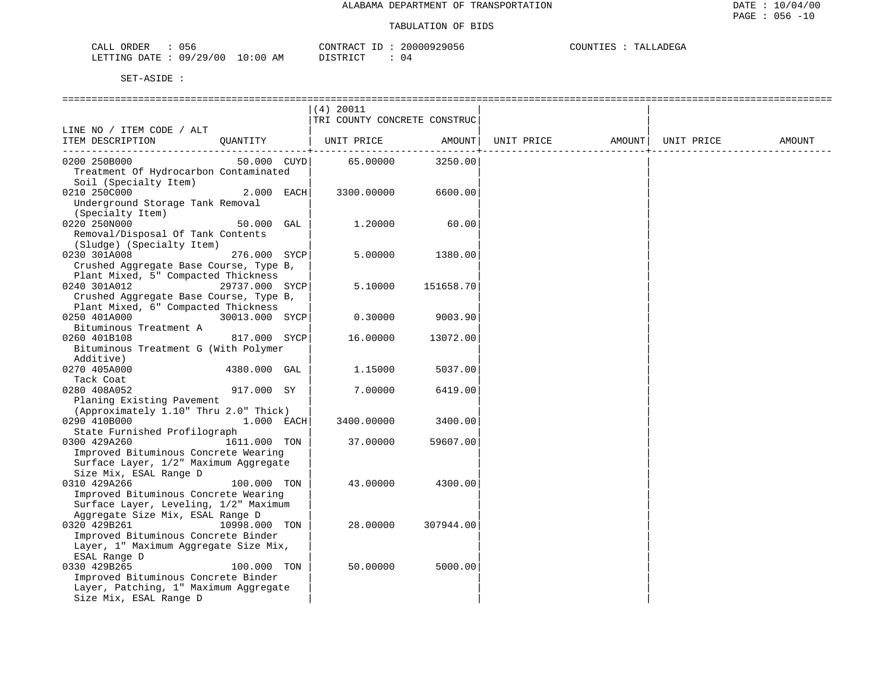ALABAMA DEPARTMENT OF TRANSPORTATION

TABULATION OF BIDS

CALL ORDER : 056
LETTING DATE : 09/29/00 10:00 AM

CONTRACT ID : 20000929056
DISTRICT : 04

COUNTIES : TALLADEGA

SET-ASIDE :

| LINE NO / ITEM CODE / ALT ITEM DESCRIPTION | QUANTITY | (4) 20011 TRI COUNTY CONCRETE CONSTRUC UNIT PRICE | AMOUNT | UNIT PRICE | AMOUNT | UNIT PRICE | AMOUNT |
|---|---|---|---|---|---|---|---|
| 0200 250B000 Treatment Of Hydrocarbon Contaminated Soil (Specialty Item) | 50.000 CUYD | 65.00000 | 3250.00 | | | | |
| 0210 250C000 Underground Storage Tank Removal (Specialty Item) | 2.000 EACH | 3300.00000 | 6600.00 | | | | |
| 0220 250N000 Removal/Disposal Of Tank Contents (Sludge) (Specialty Item) | 50.000 GAL | 1.20000 | 60.00 | | | | |
| 0230 301A008 Crushed Aggregate Base Course, Type B, Plant Mixed, 5" Compacted Thickness | 276.000 SYCP | 5.00000 | 1380.00 | | | | |
| 0240 301A012 Crushed Aggregate Base Course, Type B, Plant Mixed, 6" Compacted Thickness | 29737.000 SYCP | 5.10000 | 151658.70 | | | | |
| 0250 401A000 Bituminous Treatment A | 30013.000 SYCP | 0.30000 | 9003.90 | | | | |
| 0260 401B108 Bituminous Treatment G (With Polymer Additive) | 817.000 SYCP | 16.00000 | 13072.00 | | | | |
| 0270 405A000 Tack Coat | 4380.000 GAL | 1.15000 | 5037.00 | | | | |
| 0280 408A052 Planing Existing Pavement (Approximately 1.10" Thru 2.0" Thick) | 917.000 SY | 7.00000 | 6419.00 | | | | |
| 0290 410B000 State Furnished Profilograph | 1.000 EACH | 3400.00000 | 3400.00 | | | | |
| 0300 429A260 Improved Bituminous Concrete Wearing Surface Layer, 1/2" Maximum Aggregate Size Mix, ESAL Range D | 1611.000 TON | 37.00000 | 59607.00 | | | | |
| 0310 429A266 Improved Bituminous Concrete Wearing Surface Layer, Leveling, 1/2" Maximum Aggregate Size Mix, ESAL Range D | 100.000 TON | 43.00000 | 4300.00 | | | | |
| 0320 429B261 Improved Bituminous Concrete Binder Layer, 1" Maximum Aggregate Size Mix, ESAL Range D | 10998.000 TON | 28.00000 | 307944.00 | | | | |
| 0330 429B265 Improved Bituminous Concrete Binder Layer, Patching, 1" Maximum Aggregate Size Mix, ESAL Range D | 100.000 TON | 50.00000 | 5000.00 | | | | |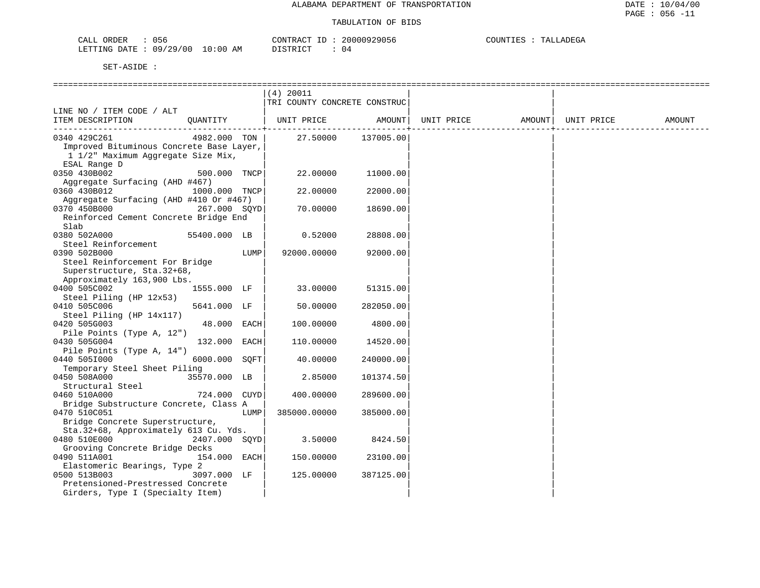ALABAMA DEPARTMENT OF TRANSPORTATION

TABULATION OF BIDS

CALL ORDER : 056 CONTRACT ID : 20000929056 COUNTIES : TALLADEGA
LETTING DATE : 09/29/00 10:00 AM DISTRICT : 04

SET-ASIDE :

| LINE NO / ITEM CODE / ALT ITEM DESCRIPTION | QUANTITY | (4) 20011 TRI COUNTY CONCRETE CONSTRUC UNIT PRICE | AMOUNT | UNIT PRICE | AMOUNT | UNIT PRICE | AMOUNT |
|---|---|---|---|---|---|---|---|
| 0340 429C261 Improved Bituminous Concrete Base Layer, 1 1/2" Maximum Aggregate Size Mix, ESAL Range D | 4982.000 TON | 27.50000 | 137005.00 | | | | |
| 0350 430B002 Aggregate Surfacing (AHD #467) | 500.000 TNCP | 22.00000 | 11000.00 | | | | |
| 0360 430B012 Aggregate Surfacing (AHD #410 Or #467) | 1000.000 TNCP | 22.00000 | 22000.00 | | | | |
| 0370 450B000 Reinforced Cement Concrete Bridge End Slab | 267.000 SQYD | 70.00000 | 18690.00 | | | | |
| 0380 502A000 Steel Reinforcement | 55400.000 LB | 0.52000 | 28808.00 | | | | |
| 0390 502B000 Steel Reinforcement For Bridge Superstructure, Sta.32+68, Approximately 163,900 Lbs. | LUMP | 92000.00000 | 92000.00 | | | | |
| 0400 505C002 Steel Piling (HP 12x53) | 1555.000 LF | 33.00000 | 51315.00 | | | | |
| 0410 505C006 Steel Piling (HP 14x117) | 5641.000 LF | 50.00000 | 282050.00 | | | | |
| 0420 505G003 Pile Points (Type A, 12") | 48.000 EACH | 100.00000 | 4800.00 | | | | |
| 0430 505G004 Pile Points (Type A, 14") | 132.000 EACH | 110.00000 | 14520.00 | | | | |
| 0440 505I000 Temporary Steel Sheet Piling | 6000.000 SQFT | 40.00000 | 240000.00 | | | | |
| 0450 508A000 Structural Steel | 35570.000 LB | 2.85000 | 101374.50 | | | | |
| 0460 510A000 Bridge Substructure Concrete, Class A | 724.000 CUYD | 400.00000 | 289600.00 | | | | |
| 0470 510C051 Bridge Concrete Superstructure, Sta.32+68, Approximately 613 Cu. Yds. | LUMP | 385000.00000 | 385000.00 | | | | |
| 0480 510E000 Grooving Concrete Bridge Decks | 2407.000 SQYD | 3.50000 | 8424.50 | | | | |
| 0490 511A001 Elastomeric Bearings, Type 2 | 154.000 EACH | 150.00000 | 23100.00 | | | | |
| 0500 513B003 Pretensioned-Prestressed Concrete Girders, Type I (Specialty Item) | 3097.000 LF | 125.00000 | 387125.00 | | | | |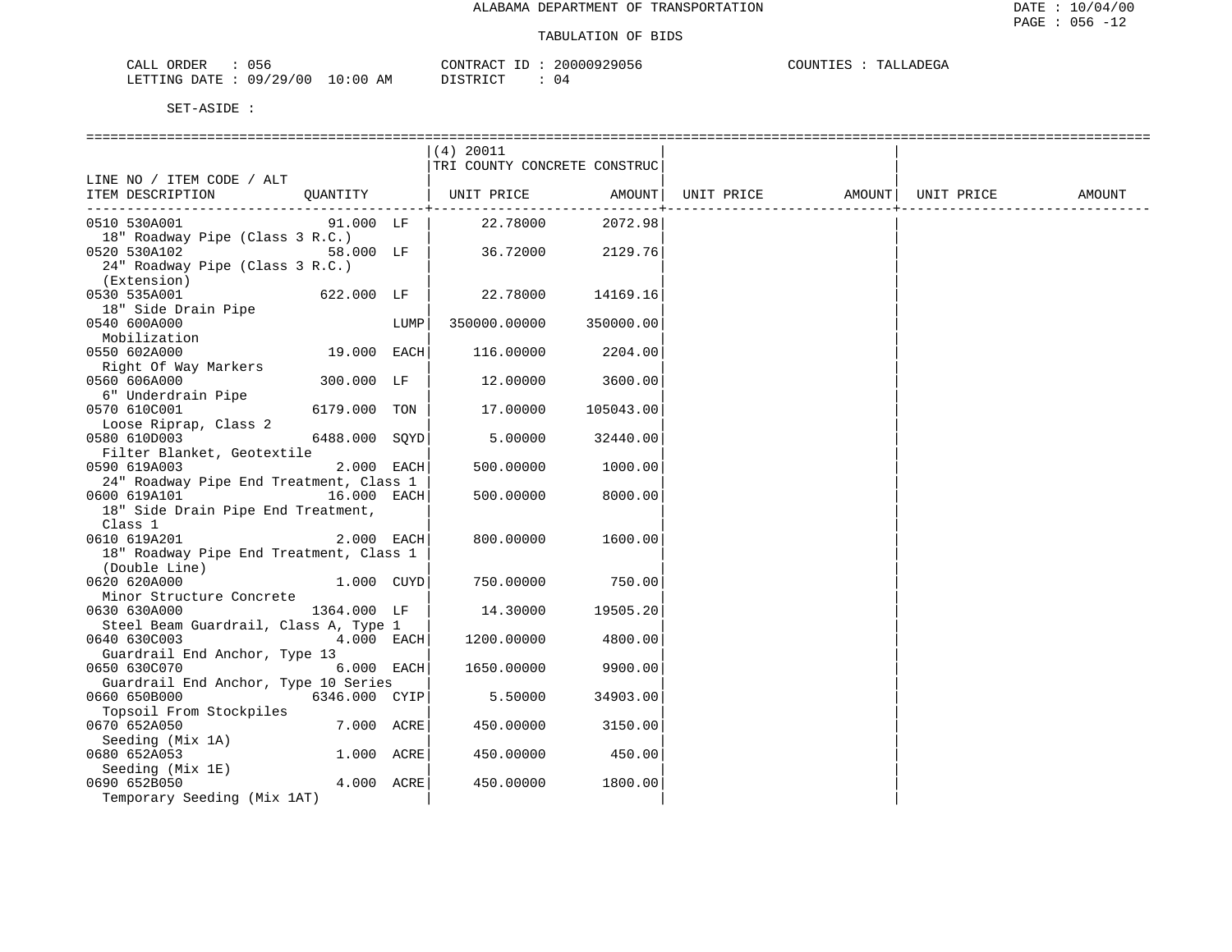ALABAMA DEPARTMENT OF TRANSPORTATION

TABULATION OF BIDS

CALL ORDER : 056 CONTRACT ID : 20000929056 COUNTIES : TALLADEGA
LETTING DATE : 09/29/00 10:00 AM DISTRICT : 04

SET-ASIDE :

| LINE NO / ITEM CODE / ALT ITEM DESCRIPTION | QUANTITY | (4) 20011 TRI COUNTY CONCRETE CONSTRUC UNIT PRICE | AMOUNT | UNIT PRICE | AMOUNT | UNIT PRICE | AMOUNT |
|---|---|---|---|---|---|---|---|
| 0510 530A001 18" Roadway Pipe (Class 3 R.C.) | 91.000 LF | 22.78000 | 2072.98 | | | | |
| 0520 530A102 24" Roadway Pipe (Class 3 R.C.) (Extension) | 58.000 LF | 36.72000 | 2129.76 | | | | |
| 0530 535A001 18" Side Drain Pipe | 622.000 LF | 22.78000 | 14169.16 | | | | |
| 0540 600A000 Mobilization | LUMP | 350000.00000 | 350000.00 | | | | |
| 0550 602A000 Right Of Way Markers | 19.000 EACH | 116.00000 | 2204.00 | | | | |
| 0560 606A000 6" Underdrain Pipe | 300.000 LF | 12.00000 | 3600.00 | | | | |
| 0570 610C001 Loose Riprap, Class 2 | 6179.000 TON | 17.00000 | 105043.00 | | | | |
| 0580 610D003 Filter Blanket, Geotextile | 6488.000 SQYD | 5.00000 | 32440.00 | | | | |
| 0590 619A003 24" Roadway Pipe End Treatment, Class 1 | 2.000 EACH | 500.00000 | 1000.00 | | | | |
| 0600 619A101 18" Side Drain Pipe End Treatment, Class 1 | 16.000 EACH | 500.00000 | 8000.00 | | | | |
| 0610 619A201 18" Roadway Pipe End Treatment, Class 1 (Double Line) | 2.000 EACH | 800.00000 | 1600.00 | | | | |
| 0620 620A000 Minor Structure Concrete | 1.000 CUYD | 750.00000 | 750.00 | | | | |
| 0630 630A000 Steel Beam Guardrail, Class A, Type 1 | 1364.000 LF | 14.30000 | 19505.20 | | | | |
| 0640 630C003 Guardrail End Anchor, Type 13 | 4.000 EACH | 1200.00000 | 4800.00 | | | | |
| 0650 630C070 Guardrail End Anchor, Type 10 Series | 6.000 EACH | 1650.00000 | 9900.00 | | | | |
| 0660 650B000 Topsoil From Stockpiles | 6346.000 CYIP | 5.50000 | 34903.00 | | | | |
| 0670 652A050 Seeding (Mix 1A) | 7.000 ACRE | 450.00000 | 3150.00 | | | | |
| 0680 652A053 Seeding (Mix 1E) | 1.000 ACRE | 450.00000 | 450.00 | | | | |
| 0690 652B050 Temporary Seeding (Mix 1AT) | 4.000 ACRE | 450.00000 | 1800.00 | | | | |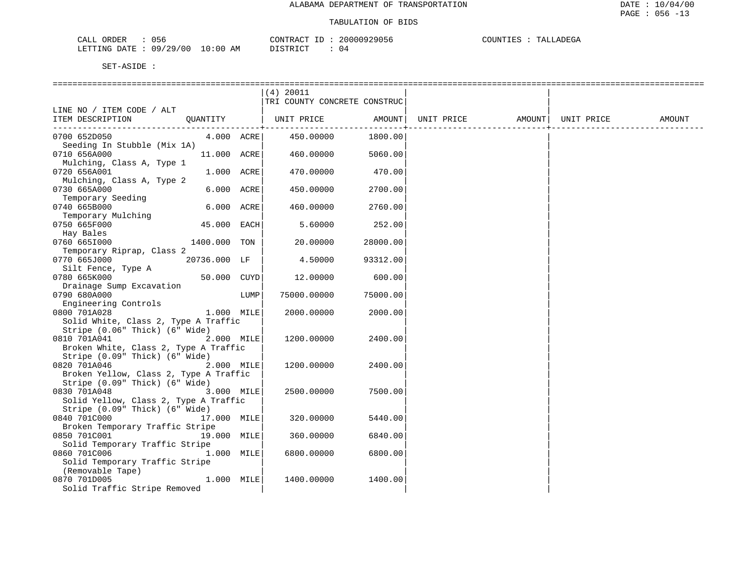ALABAMA DEPARTMENT OF TRANSPORTATION

TABULATION OF BIDS

CALL ORDER : 056 CONTRACT ID : 20000929056 COUNTIES : TALLADEGA
LETTING DATE : 09/29/00 10:00 AM DISTRICT : 04

SET-ASIDE :

| LINE NO / ITEM CODE / ALT ITEM DESCRIPTION | QUANTITY | (4) 20011 TRI COUNTY CONCRETE CONSTRUC UNIT PRICE | AMOUNT | UNIT PRICE | AMOUNT | UNIT PRICE | AMOUNT |
|---|---|---|---|---|---|---|---|
| 0700 652D050 Seeding In Stubble (Mix 1A) | 4.000 ACRE | 450.00000 | 1800.00 | | | | |
| 0710 656A000 Mulching, Class A, Type 1 | 11.000 ACRE | 460.00000 | 5060.00 | | | | |
| 0720 656A001 Mulching, Class A, Type 2 | 1.000 ACRE | 470.00000 | 470.00 | | | | |
| 0730 665A000 Temporary Seeding | 6.000 ACRE | 450.00000 | 2700.00 | | | | |
| 0740 665B000 Temporary Mulching | 6.000 ACRE | 460.00000 | 2760.00 | | | | |
| 0750 665F000 Hay Bales | 45.000 EACH | 5.60000 | 252.00 | | | | |
| 0760 665I000 Temporary Riprap, Class 2 | 1400.000 TON | 20.00000 | 28000.00 | | | | |
| 0770 665J000 Silt Fence, Type A | 20736.000 LF | 4.50000 | 93312.00 | | | | |
| 0780 665K000 Drainage Sump Excavation | 50.000 CUYD | 12.00000 | 600.00 | | | | |
| 0790 680A000 Engineering Controls | LUMP | 75000.00000 | 75000.00 | | | | |
| 0800 701A028 Solid White, Class 2, Type A Traffic Stripe (0.06" Thick) (6" Wide) | 1.000 MILE | 2000.00000 | 2000.00 | | | | |
| 0810 701A041 Broken White, Class 2, Type A Traffic Stripe (0.09" Thick) (6" Wide) | 2.000 MILE | 1200.00000 | 2400.00 | | | | |
| 0820 701A046 Broken Yellow, Class 2, Type A Traffic Stripe (0.09" Thick) (6" Wide) | 2.000 MILE | 1200.00000 | 2400.00 | | | | |
| 0830 701A048 Solid Yellow, Class 2, Type A Traffic Stripe (0.09" Thick) (6" Wide) | 3.000 MILE | 2500.00000 | 7500.00 | | | | |
| 0840 701C000 Broken Temporary Traffic Stripe | 17.000 MILE | 320.00000 | 5440.00 | | | | |
| 0850 701C001 Solid Temporary Traffic Stripe | 19.000 MILE | 360.00000 | 6840.00 | | | | |
| 0860 701C006 Solid Temporary Traffic Stripe (Removable Tape) | 1.000 MILE | 6800.00000 | 6800.00 | | | | |
| 0870 701D005 Solid Traffic Stripe Removed | 1.000 MILE | 1400.00000 | 1400.00 | | | | |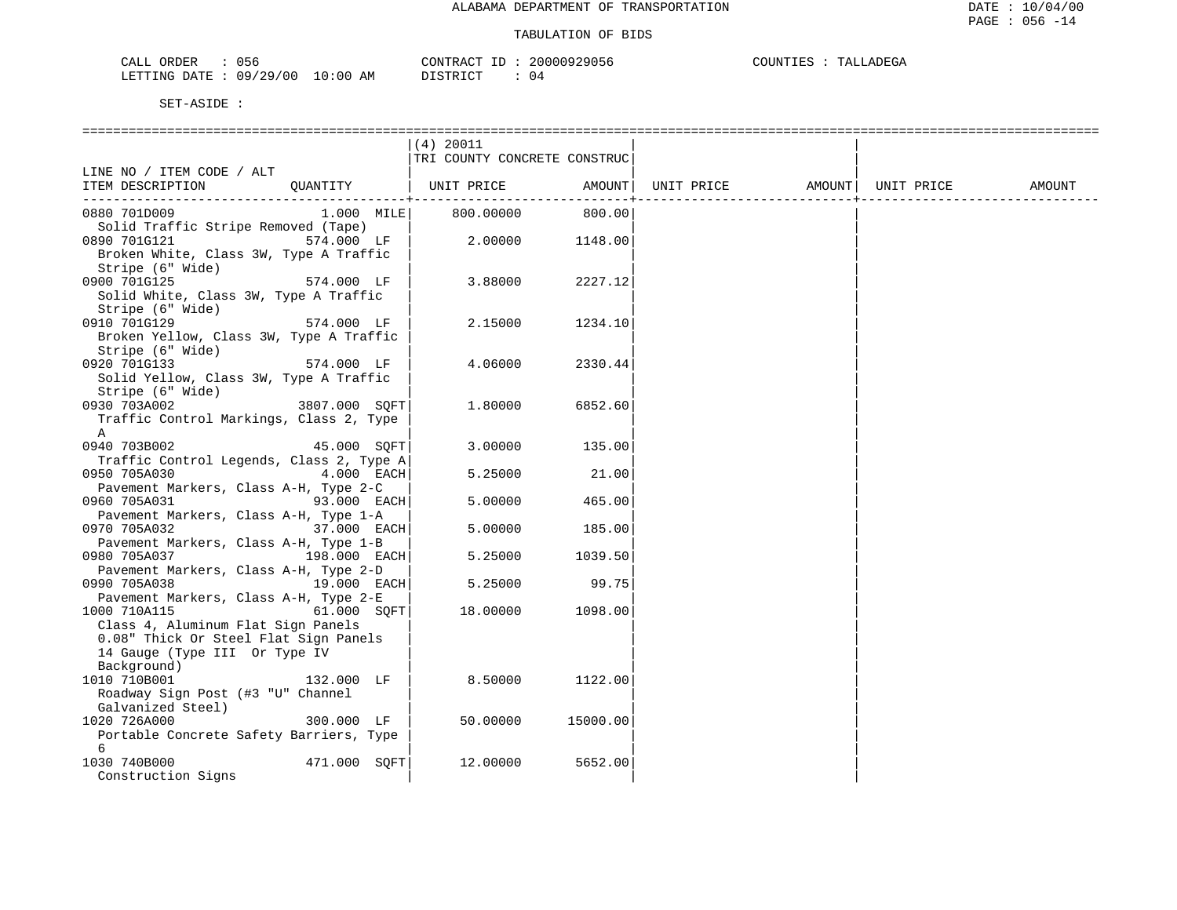ALABAMA DEPARTMENT OF TRANSPORTATION

TABULATION OF BIDS

CALL ORDER : 056 CONTRACT ID : 20000929056 COUNTIES : TALLADEGA
LETTING DATE : 09/29/00 10:00 AM DISTRICT : 04

SET-ASIDE :

| LINE NO / ITEM CODE / ALT ITEM DESCRIPTION | QUANTITY | (4) 20011 TRI COUNTY CONCRETE CONSTRUC UNIT PRICE | AMOUNT | UNIT PRICE | AMOUNT | UNIT PRICE | AMOUNT |
|---|---|---|---|---|---|---|---|
| 0880 701D009 Solid Traffic Stripe Removed (Tape) | 1.000 MILE | 800.00000 | 800.00 | | | | |
| 0890 701G121 Broken White, Class 3W, Type A Traffic Stripe (6" Wide) | 574.000 LF | 2.00000 | 1148.00 | | | | |
| 0900 701G125 Solid White, Class 3W, Type A Traffic Stripe (6" Wide) | 574.000 LF | 3.88000 | 2227.12 | | | | |
| 0910 701G129 Broken Yellow, Class 3W, Type A Traffic Stripe (6" Wide) | 574.000 LF | 2.15000 | 1234.10 | | | | |
| 0920 701G133 Solid Yellow, Class 3W, Type A Traffic Stripe (6" Wide) | 574.000 LF | 4.06000 | 2330.44 | | | | |
| 0930 703A002 Traffic Control Markings, Class 2, Type A | 3807.000 SQFT | 1.80000 | 6852.60 | | | | |
| 0940 703B002 Traffic Control Legends, Class 2, Type A | 45.000 SQFT | 3.00000 | 135.00 | | | | |
| 0950 705A030 Pavement Markers, Class A-H, Type 2-C | 4.000 EACH | 5.25000 | 21.00 | | | | |
| 0960 705A031 Pavement Markers, Class A-H, Type 1-A | 93.000 EACH | 5.00000 | 465.00 | | | | |
| 0970 705A032 Pavement Markers, Class A-H, Type 1-B | 37.000 EACH | 5.00000 | 185.00 | | | | |
| 0980 705A037 Pavement Markers, Class A-H, Type 2-D | 198.000 EACH | 5.25000 | 1039.50 | | | | |
| 0990 705A038 Pavement Markers, Class A-H, Type 2-E | 19.000 EACH | 5.25000 | 99.75 | | | | |
| 1000 710A115 Class 4, Aluminum Flat Sign Panels 0.08" Thick Or Steel Flat Sign Panels 14 Gauge (Type III Or Type IV Background) | 61.000 SQFT | 18.00000 | 1098.00 | | | | |
| 1010 710B001 Roadway Sign Post (#3 "U" Channel Galvanized Steel) | 132.000 LF | 8.50000 | 1122.00 | | | | |
| 1020 726A000 Portable Concrete Safety Barriers, Type 6 | 300.000 LF | 50.00000 | 15000.00 | | | | |
| 1030 740B000 Construction Signs | 471.000 SQFT | 12.00000 | 5652.00 | | | | |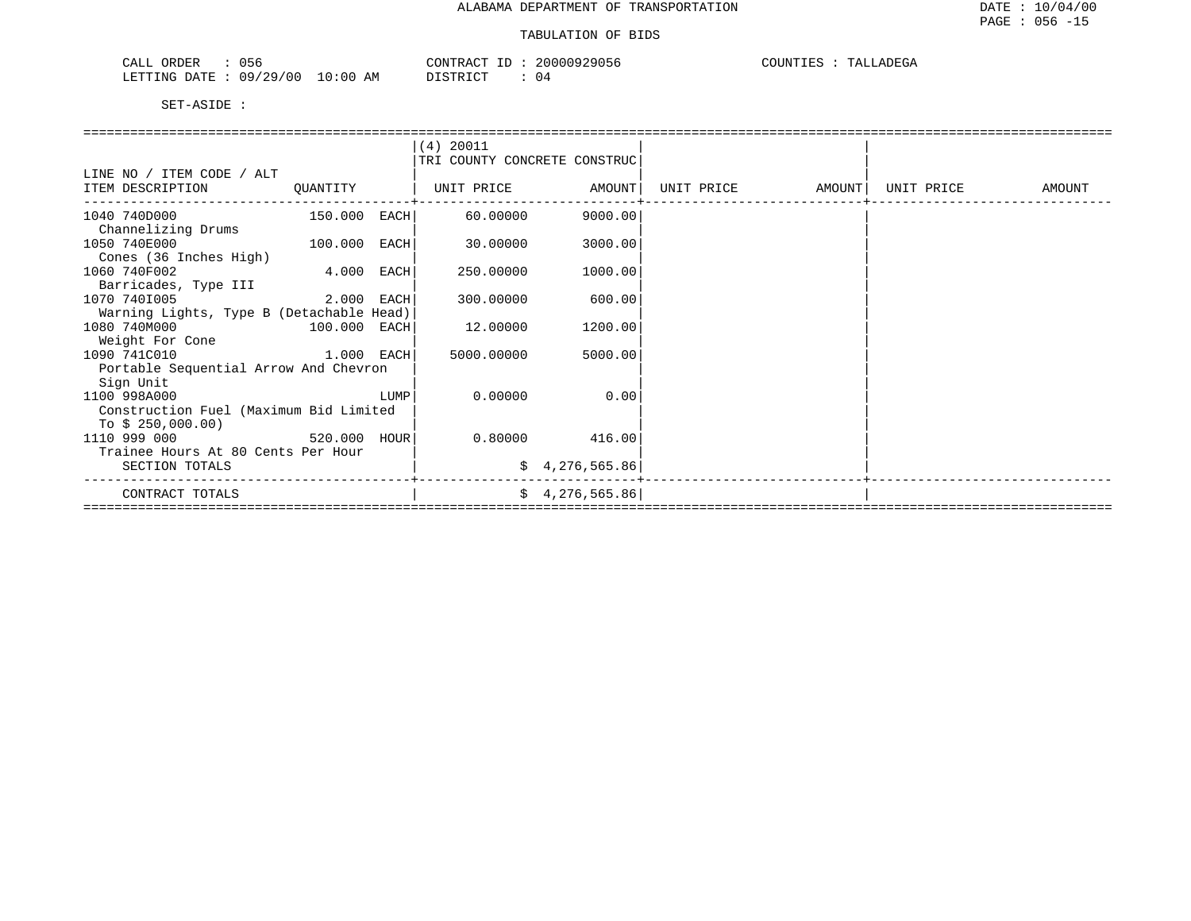ALABAMA DEPARTMENT OF TRANSPORTATION

TABULATION OF BIDS

CALL ORDER : 056 CONTRACT ID : 20000929056 COUNTIES : TALLADEGA
LETTING DATE : 09/29/00 10:00 AM DISTRICT : 04

SET-ASIDE :

| LINE NO / ITEM CODE / ALT ITEM DESCRIPTION | QUANTITY | (4) 20011 TRI COUNTY CONCRETE CONSTRUC UNIT PRICE | AMOUNT | UNIT PRICE | AMOUNT | UNIT PRICE | AMOUNT |
|---|---|---|---|---|---|---|---|
| 1040 740D000 Channelizing Drums | 150.000 EACH | 60.00000 | 9000.00 | | | | |
| 1050 740E000 Cones (36 Inches High) | 100.000 EACH | 30.00000 | 3000.00 | | | | |
| 1060 740F002 Barricades, Type III | 4.000 EACH | 250.00000 | 1000.00 | | | | |
| 1070 740I005 Warning Lights, Type B (Detachable Head) | 2.000 EACH | 300.00000 | 600.00 | | | | |
| 1080 740M000 Weight For Cone | 100.000 EACH | 12.00000 | 1200.00 | | | | |
| 1090 741C010 Portable Sequential Arrow And Chevron Sign Unit | 1.000 EACH | 5000.00000 | 5000.00 | | | | |
| 1100 998A000 Construction Fuel (Maximum Bid Limited To $ 250,000.00) | LUMP | 0.00000 | 0.00 | | | | |
| 1110 999 000 Trainee Hours At 80 Cents Per Hour | 520.000 HOUR | 0.80000 | 416.00 | | | | |
| SECTION TOTALS | | | $ 4,276,565.86 | | | | |
| CONTRACT TOTALS | | | $ 4,276,565.86 | | | | |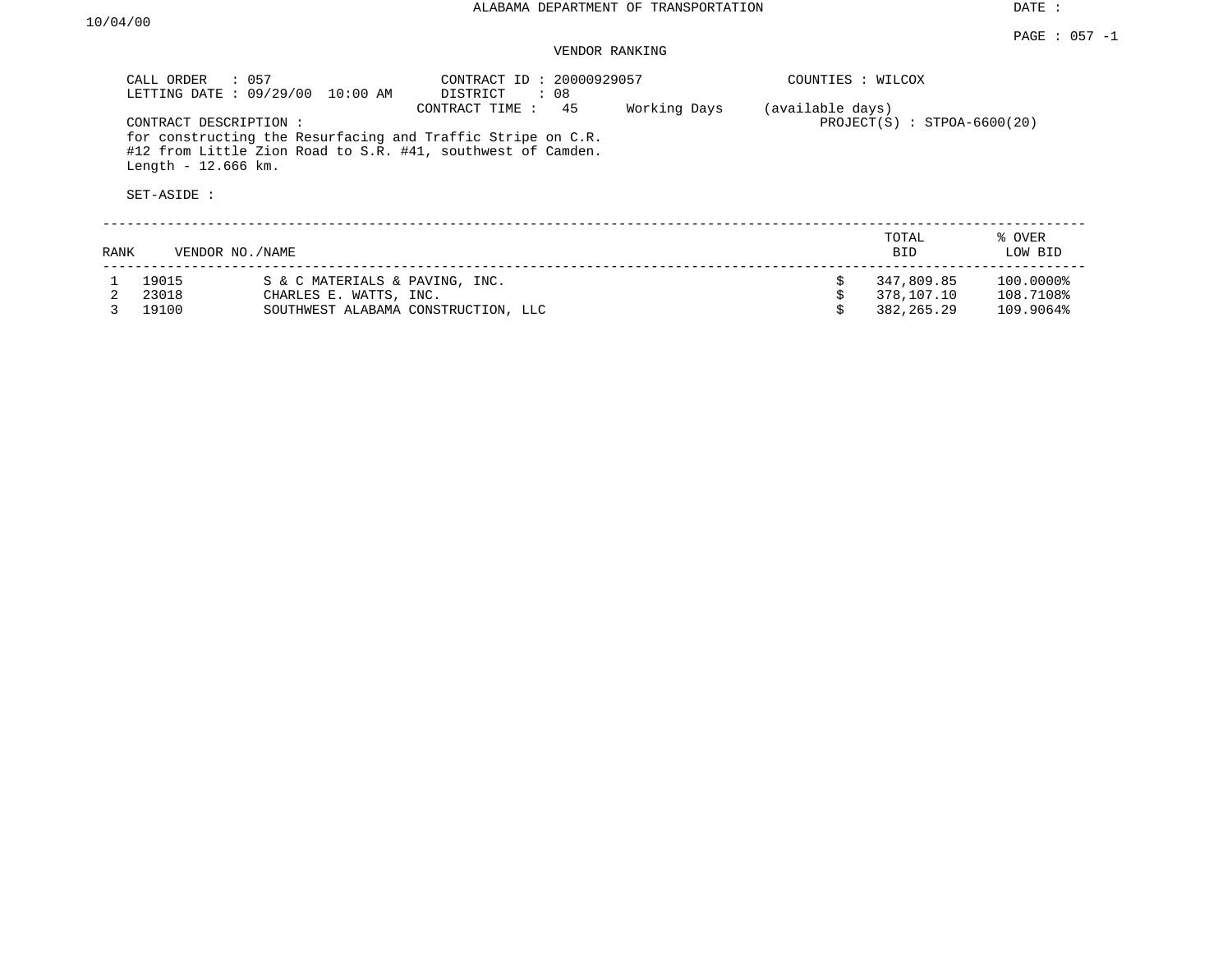ALABAMA DEPARTMENT OF TRANSPORTATION

DATE : 10/04/00

PAGE : 057 -1

VENDOR RANKING

CALL ORDER : 057
LETTING DATE : 09/29/00 10:00 AM

CONTRACT ID : 20000929057
DISTRICT : 08
CONTRACT TIME : 45 Working Days (available days)

COUNTIES : WILCOX

PROJECT(S) : STPOA-6600(20)

CONTRACT DESCRIPTION :
for constructing the Resurfacing and Traffic Stripe on C.R. #12 from Little Zion Road to S.R. #41, southwest of Camden. Length - 12.666 km.

SET-ASIDE :

| RANK | VENDOR NO./NAME | | TOTAL BID | % OVER LOW BID |
|---|---|---|---|---|
| 1 | 19015 | S & C MATERIALS & PAVING, INC. | $ 347,809.85 | 100.0000% |
| 2 | 23018 | CHARLES E. WATTS, INC. | $ 378,107.10 | 108.7108% |
| 3 | 19100 | SOUTHWEST ALABAMA CONSTRUCTION, LLC | $ 382,265.29 | 109.9064% |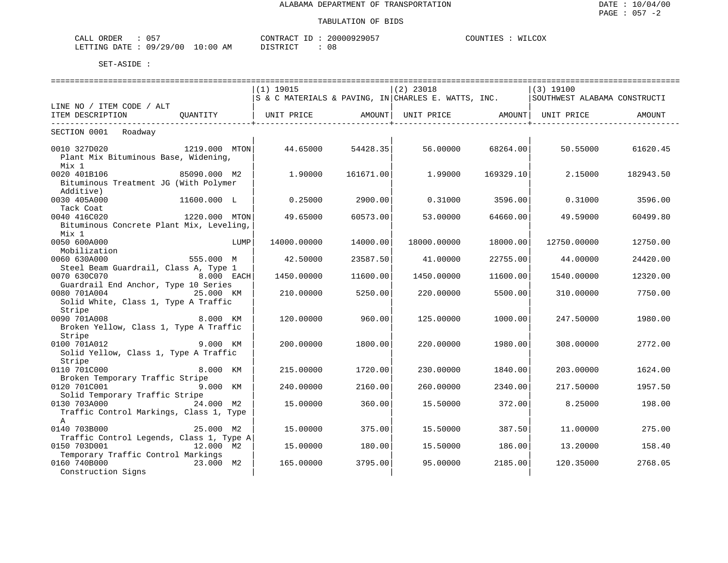ALABAMA DEPARTMENT OF TRANSPORTATION

TABULATION OF BIDS

CALL ORDER : 057 CONTRACT ID : 20000929057 COUNTIES : WILCOX
LETTING DATE : 09/29/00 10:00 AM DISTRICT : 08

SET-ASIDE :

| LINE NO / ITEM CODE / ALT / ITEM DESCRIPTION | QUANTITY | (1) 19015 S & C MATERIALS & PAVING, IN UNIT PRICE | AMOUNT | (2) 23018 CHARLES E. WATTS, INC. UNIT PRICE | AMOUNT | (3) 19100 SOUTHWEST ALABAMA CONSTRUCTI UNIT PRICE | AMOUNT |
|---|---|---|---|---|---|---|---|
| SECTION 0001 Roadway | | | | | | | |
| 0010 327D020 Plant Mix Bituminous Base, Widening, Mix 1 | 1219.000 MTON | 44.65000 | 54428.35 | 56.00000 | 68264.00 | 50.55000 | 61620.45 |
| 0020 401B106 Bituminous Treatment JG (With Polymer Additive) | 85090.000 M2 | 1.90000 | 161671.00 | 1.99000 | 169329.10 | 2.15000 | 182943.50 |
| 0030 405A000 Tack Coat | 11600.000 L | 0.25000 | 2900.00 | 0.31000 | 3596.00 | 0.31000 | 3596.00 |
| 0040 416C020 Bituminous Concrete Plant Mix, Leveling, Mix 1 | 1220.000 MTON | 49.65000 | 60573.00 | 53.00000 | 64660.00 | 49.59000 | 60499.80 |
| 0050 600A000 Mobilization | LUMP | 14000.00000 | 14000.00 | 18000.00000 | 18000.00 | 12750.00000 | 12750.00 |
| 0060 630A000 Steel Beam Guardrail, Class A, Type 1 | 555.000 M | 42.50000 | 23587.50 | 41.00000 | 22755.00 | 44.00000 | 24420.00 |
| 0070 630C070 Guardrail End Anchor, Type 10 Series | 8.000 EACH | 1450.00000 | 11600.00 | 1450.00000 | 11600.00 | 1540.00000 | 12320.00 |
| 0080 701A004 Solid White, Class 1, Type A Traffic Stripe | 25.000 KM | 210.00000 | 5250.00 | 220.00000 | 5500.00 | 310.00000 | 7750.00 |
| 0090 701A008 Broken Yellow, Class 1, Type A Traffic Stripe | 8.000 KM | 120.00000 | 960.00 | 125.00000 | 1000.00 | 247.50000 | 1980.00 |
| 0100 701A012 Solid Yellow, Class 1, Type A Traffic Stripe | 9.000 KM | 200.00000 | 1800.00 | 220.00000 | 1980.00 | 308.00000 | 2772.00 |
| 0110 701C000 Broken Temporary Traffic Stripe | 8.000 KM | 215.00000 | 1720.00 | 230.00000 | 1840.00 | 203.00000 | 1624.00 |
| 0120 701C001 Solid Temporary Traffic Stripe | 9.000 KM | 240.00000 | 2160.00 | 260.00000 | 2340.00 | 217.50000 | 1957.50 |
| 0130 703A000 Traffic Control Markings, Class 1, Type A | 24.000 M2 | 15.00000 | 360.00 | 15.50000 | 372.00 | 8.25000 | 198.00 |
| 0140 703B000 Traffic Control Legends, Class 1, Type A | 25.000 M2 | 15.00000 | 375.00 | 15.50000 | 387.50 | 11.00000 | 275.00 |
| 0150 703D001 Temporary Traffic Control Markings | 12.000 M2 | 15.00000 | 180.00 | 15.50000 | 186.00 | 13.20000 | 158.40 |
| 0160 740B000 Construction Signs | 23.000 M2 | 165.00000 | 3795.00 | 95.00000 | 2185.00 | 120.35000 | 2768.05 |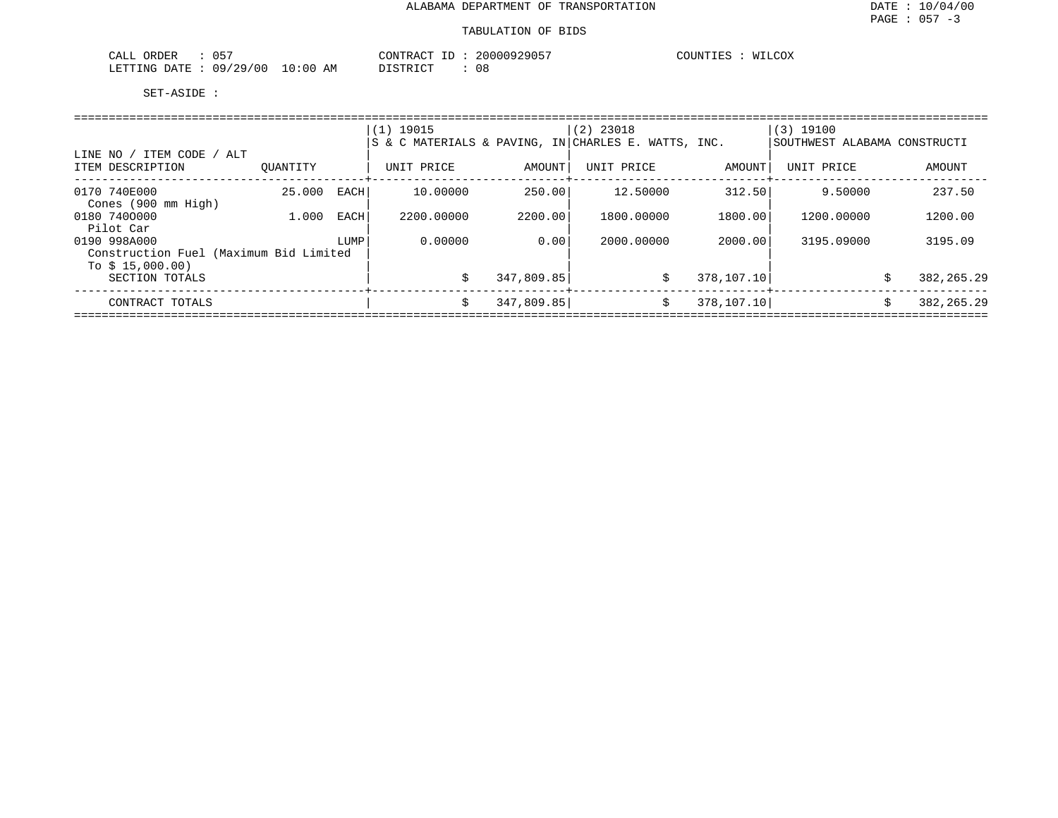ALABAMA DEPARTMENT OF TRANSPORTATION

DATE : 10/04/00
PAGE : 057 -3

TABULATION OF BIDS

CALL ORDER : 057
LETTING DATE : 09/29/00 10:00 AM

CONTRACT ID : 20000929057
DISTRICT : 08

COUNTIES : WILCOX

SET-ASIDE :

| LINE NO / ITEM CODE / ALT<br>ITEM DESCRIPTION | QUANTITY | | (1) 19015<br>S & C MATERIALS & PAVING, IN<br>UNIT PRICE | <br><br>AMOUNT | (2) 23018<br>CHARLES E. WATTS, INC.<br>UNIT PRICE | <br><br>AMOUNT | (3) 19100<br>SOUTHWEST ALABAMA CONSTRUCTI<br>UNIT PRICE | <br><br>AMOUNT |
|---|---|---|---|---|---|---|---|---|
| 0170 740E000<br>Cones (900 mm High) | 25.000 | EACH | 10.00000 | 250.00 | 12.50000 | 312.50 | 9.50000 | 237.50 |
| 0180 740O000<br>Pilot Car | 1.000 | EACH | 2200.00000 | 2200.00 | 1800.00000 | 1800.00 | 1200.00000 | 1200.00 |
| 0190 998A000<br>Construction Fuel (Maximum Bid Limited To $ 15,000.00) | | LUMP | 0.00000 | 0.00 | 2000.00000 | 2000.00 | 3195.09000 | 3195.09 |
| SECTION TOTALS | | | | $ 347,809.85 | | $ 378,107.10 | | $ 382,265.29 |
| CONTRACT TOTALS | | | | $ 347,809.85 | | $ 378,107.10 | | $ 382,265.29 |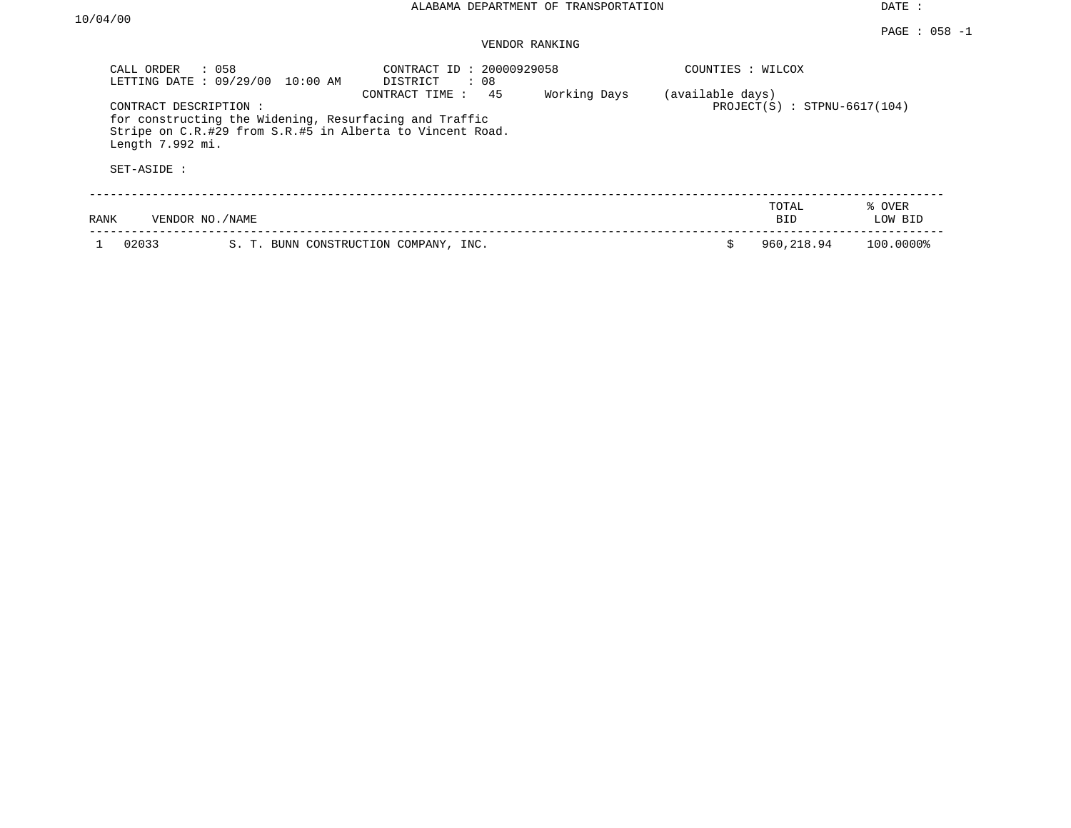ALABAMA DEPARTMENT OF TRANSPORTATION

DATE : 10/04/00

PAGE : 058 -1

VENDOR RANKING

CALL ORDER : 058
LETTING DATE : 09/29/00 10:00 AM

CONTRACT ID : 20000929058
DISTRICT : 08
CONTRACT TIME : 45 Working Days (available days)

COUNTIES : WILCOX

PROJECT(S) : STPNU-6617(104)

CONTRACT DESCRIPTION :
for constructing the Widening, Resurfacing and Traffic Stripe on C.R.#29 from S.R.#5 in Alberta to Vincent Road. Length 7.992 mi.

SET-ASIDE :

| RANK | VENDOR NO./NAME | | TOTAL BID | % OVER LOW BID |
|---|---|---|---|---|
| 1 | 02033 | S. T. BUNN CONSTRUCTION COMPANY, INC. | $ 960,218.94 | 100.0000% |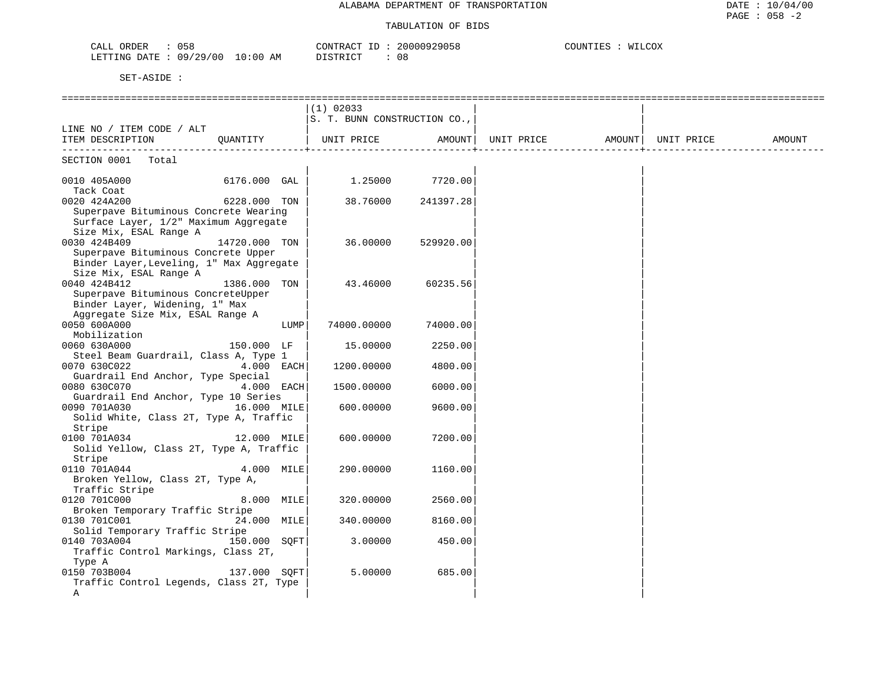ALABAMA DEPARTMENT OF TRANSPORTATION

TABULATION OF BIDS

CALL ORDER : 058 &nbsp;&nbsp;&nbsp;&nbsp; CONTRACT ID : 20000929058 &nbsp;&nbsp;&nbsp;&nbsp; COUNTIES : WILCOX
LETTING DATE : 09/29/00 10:00 AM &nbsp;&nbsp;&nbsp;&nbsp; DISTRICT : 08

SET-ASIDE :

| LINE NO / ITEM CODE / ALT ITEM DESCRIPTION | QUANTITY | (1) 02033 S. T. BUNN CONSTRUCTION CO., UNIT PRICE | AMOUNT | UNIT PRICE | AMOUNT | UNIT PRICE | AMOUNT |
|---|---|---|---|---|---|---|---|
| SECTION 0001 Total | | | | | | | |
| 0010 405A000 Tack Coat | 6176.000 GAL | 1.25000 | 7720.00 | | | | |
| 0020 424A200 Superpave Bituminous Concrete Wearing Surface Layer, 1/2" Maximum Aggregate Size Mix, ESAL Range A | 6228.000 TON | 38.76000 | 241397.28 | | | | |
| 0030 424B409 Superpave Bituminous Concrete Upper Binder Layer,Leveling, 1" Max Aggregate Size Mix, ESAL Range A | 14720.000 TON | 36.00000 | 529920.00 | | | | |
| 0040 424B412 Superpave Bituminous ConcreteUpper Binder Layer, Widening, 1" Max Aggregate Size Mix, ESAL Range A | 1386.000 TON | 43.46000 | 60235.56 | | | | |
| 0050 600A000 Mobilization | LUMP | 74000.00000 | 74000.00 | | | | |
| 0060 630A000 Steel Beam Guardrail, Class A, Type 1 | 150.000 LF | 15.00000 | 2250.00 | | | | |
| 0070 630C022 Guardrail End Anchor, Type Special | 4.000 EACH | 1200.00000 | 4800.00 | | | | |
| 0080 630C070 Guardrail End Anchor, Type 10 Series | 4.000 EACH | 1500.00000 | 6000.00 | | | | |
| 0090 701A030 Solid White, Class 2T, Type A, Traffic Stripe | 16.000 MILE | 600.00000 | 9600.00 | | | | |
| 0100 701A034 Solid Yellow, Class 2T, Type A, Traffic Stripe | 12.000 MILE | 600.00000 | 7200.00 | | | | |
| 0110 701A044 Broken Yellow, Class 2T, Type A, Traffic Stripe | 4.000 MILE | 290.00000 | 1160.00 | | | | |
| 0120 701C000 Broken Temporary Traffic Stripe | 8.000 MILE | 320.00000 | 2560.00 | | | | |
| 0130 701C001 Solid Temporary Traffic Stripe | 24.000 MILE | 340.00000 | 8160.00 | | | | |
| 0140 703A004 Traffic Control Markings, Class 2T, Type A | 150.000 SQFT | 3.00000 | 450.00 | | | | |
| 0150 703B004 Traffic Control Legends, Class 2T, Type A | 137.000 SQFT | 5.00000 | 685.00 | | | | |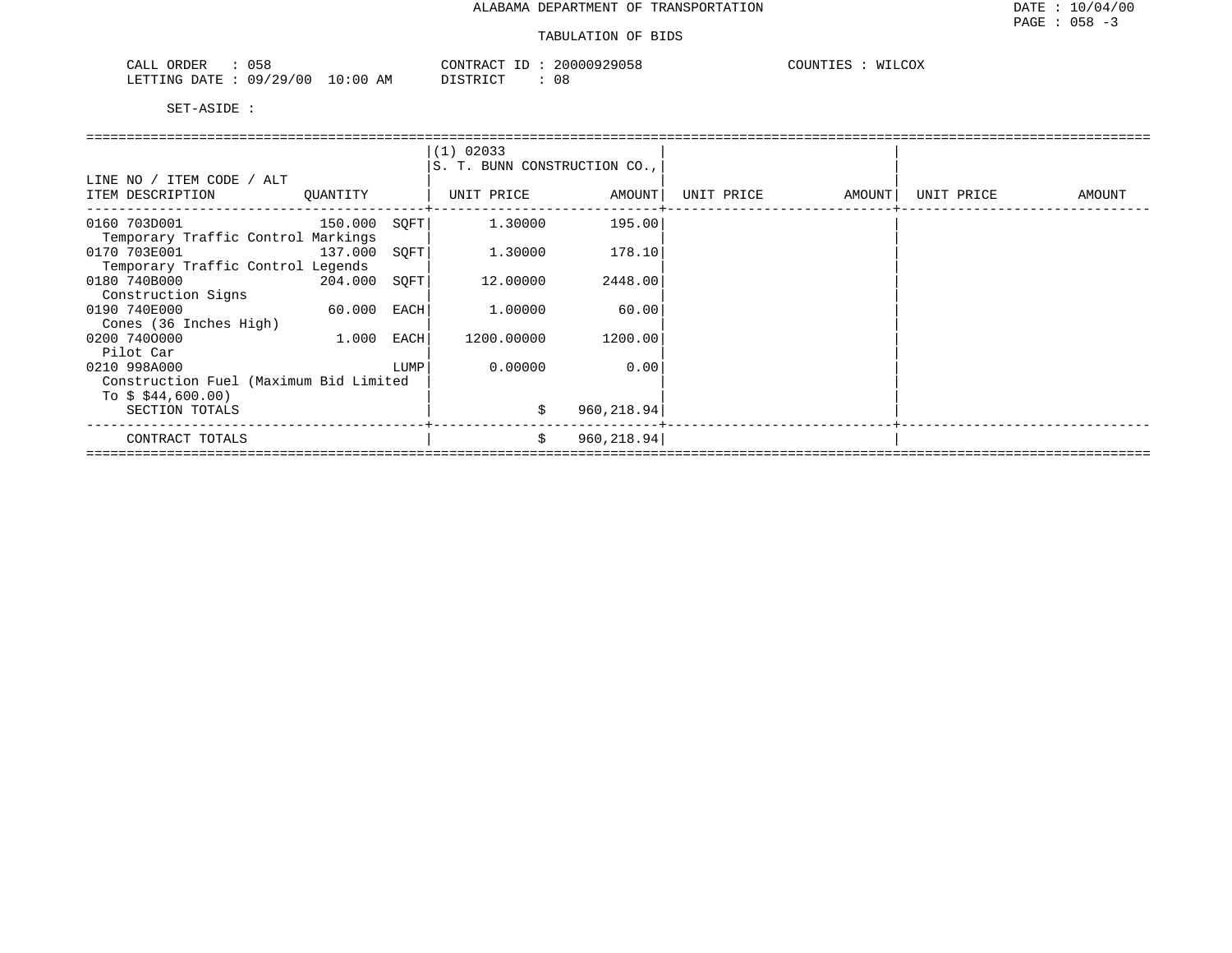ALABAMA DEPARTMENT OF TRANSPORTATION

TABULATION OF BIDS

CALL ORDER : 058 | CONTRACT ID : 20000929058 | COUNTIES : WILCOX
LETTING DATE : 09/29/00 10:00 AM | DISTRICT : 08

SET-ASIDE :

| LINE NO / ITEM CODE / ALT ITEM DESCRIPTION | QUANTITY | | (1) 02033 S. T. BUNN CONSTRUCTION CO., UNIT PRICE | AMOUNT | UNIT PRICE | AMOUNT | UNIT PRICE | AMOUNT |
|---|---|---|---|---|---|---|---|---|
| 0160 703D001 Temporary Traffic Control Markings | 150.000 | SQFT | 1.30000 | 195.00 | | | | |
| 0170 703E001 Temporary Traffic Control Legends | 137.000 | SQFT | 1.30000 | 178.10 | | | | |
| 0180 740B000 Construction Signs | 204.000 | SQFT | 12.00000 | 2448.00 | | | | |
| 0190 740E000 Cones (36 Inches High) | 60.000 | EACH | 1.00000 | 60.00 | | | | |
| 0200 740O000 Pilot Car | 1.000 | EACH | 1200.00000 | 1200.00 | | | | |
| 0210 998A000 Construction Fuel (Maximum Bid Limited To $ $44,600.00) | | LUMP | 0.00000 | 0.00 | | | | |
| SECTION TOTALS | | | $ | 960,218.94 | | | | |
| CONTRACT TOTALS | | | $ | 960,218.94 | | | | |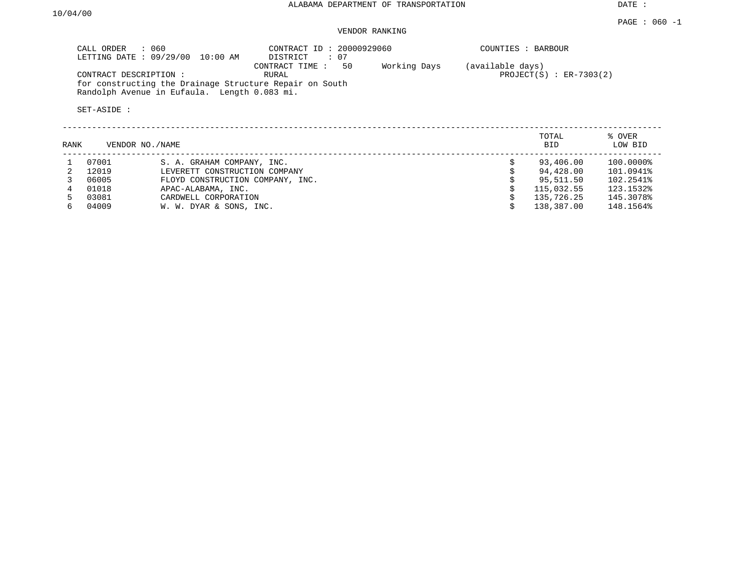ALABAMA DEPARTMENT OF TRANSPORTATION

DATE : 10/04/00

PAGE : 060 -1

VENDOR RANKING

CALL ORDER : 060
LETTING DATE : 09/29/00 10:00 AM

CONTRACT ID : 20000929060
DISTRICT : 07
CONTRACT TIME : 50 Working Days (available days)

COUNTIES : BARBOUR

CONTRACT DESCRIPTION : RURAL

PROJECT(S) : ER-7303(2)

for constructing the Drainage Structure Repair on South Randolph Avenue in Eufaula. Length 0.083 mi.

SET-ASIDE :

| RANK | VENDOR NO. | NAME | TOTAL BID | % OVER LOW BID |
|---|---|---|---|---|
| 1 | 07001 | S. A. GRAHAM COMPANY, INC. | $ 93,406.00 | 100.0000% |
| 2 | 12019 | LEVERETT CONSTRUCTION COMPANY | $ 94,428.00 | 101.0941% |
| 3 | 06005 | FLOYD CONSTRUCTION COMPANY, INC. | $ 95,511.50 | 102.2541% |
| 4 | 01018 | APAC-ALABAMA, INC. | $ 115,032.55 | 123.1532% |
| 5 | 03081 | CARDWELL CORPORATION | $ 135,726.25 | 145.3078% |
| 6 | 04009 | W. W. DYAR & SONS, INC. | $ 138,387.00 | 148.1564% |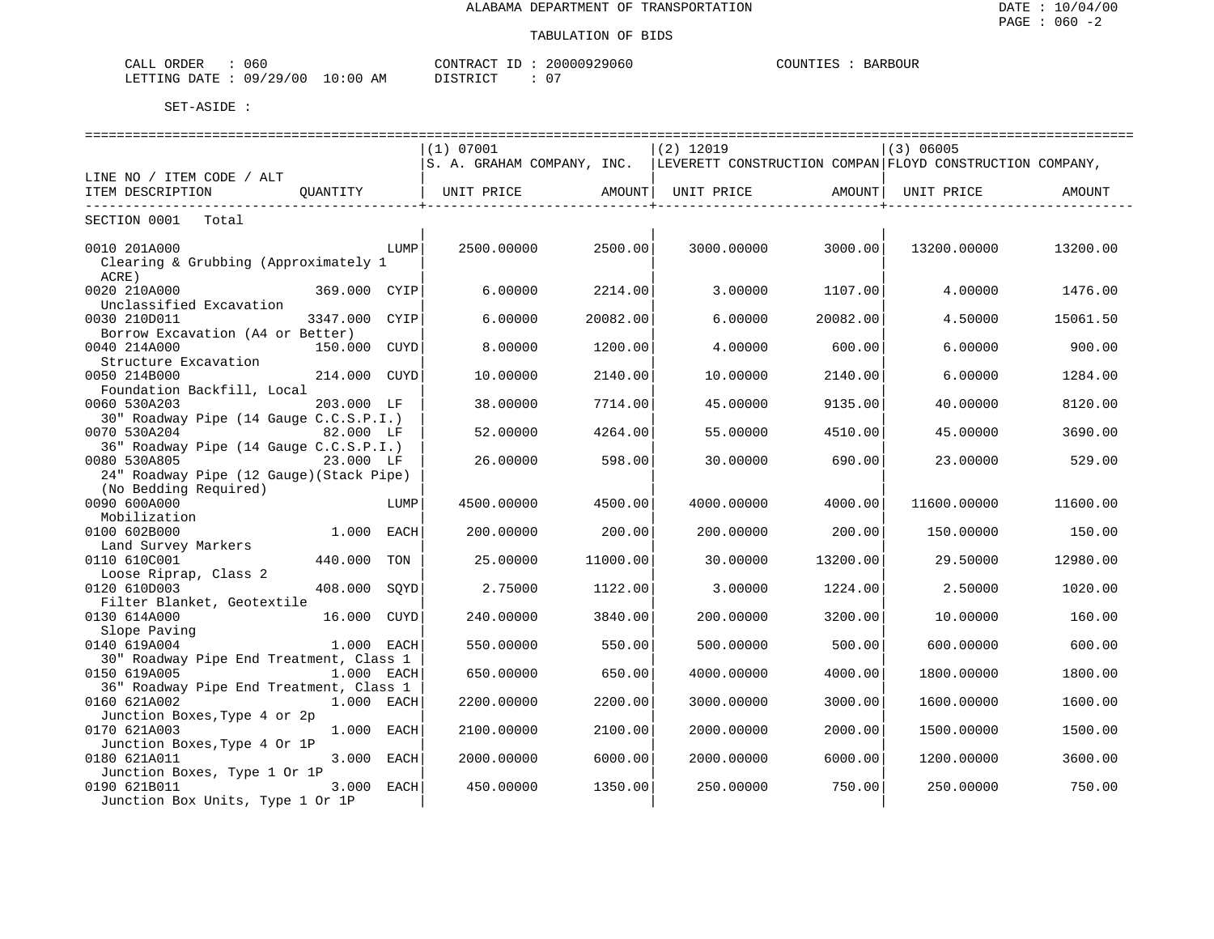ALABAMA DEPARTMENT OF TRANSPORTATION

TABULATION OF BIDS

DATE : 10/04/00
PAGE : 060 -2

CALL ORDER : 060
LETTING DATE : 09/29/00 10:00 AM

CONTRACT ID : 20000929060
DISTRICT : 07

COUNTIES : BARBOUR

SET-ASIDE :

| LINE NO / ITEM CODE / ALT ITEM DESCRIPTION | QUANTITY | (1) 07001 S. A. GRAHAM COMPANY, INC. UNIT PRICE | AMOUNT | (2) 12019 LEVERETT CONSTRUCTION COMPAN UNIT PRICE | AMOUNT | (3) 06005 FLOYD CONSTRUCTION COMPANY, UNIT PRICE | AMOUNT |
|---|---|---|---|---|---|---|---|
| SECTION 0001 Total | | | | | | | |
| 0010 201A000 Clearing & Grubbing (Approximately 1 ACRE) | LUMP | 2500.00000 | 2500.00 | 3000.00000 | 3000.00 | 13200.00000 | 13200.00 |
| 0020 210A000 Unclassified Excavation | 369.000 CYIP | 6.00000 | 2214.00 | 3.00000 | 1107.00 | 4.00000 | 1476.00 |
| 0030 210D011 Borrow Excavation (A4 or Better) | 3347.000 CYIP | 6.00000 | 20082.00 | 6.00000 | 20082.00 | 4.50000 | 15061.50 |
| 0040 214A000 Structure Excavation | 150.000 CUYD | 8.00000 | 1200.00 | 4.00000 | 600.00 | 6.00000 | 900.00 |
| 0050 214B000 Foundation Backfill, Local | 214.000 CUYD | 10.00000 | 2140.00 | 10.00000 | 2140.00 | 6.00000 | 1284.00 |
| 0060 530A203 30" Roadway Pipe (14 Gauge C.C.S.P.I.) | 203.000 LF | 38.00000 | 7714.00 | 45.00000 | 9135.00 | 40.00000 | 8120.00 |
| 0070 530A204 36" Roadway Pipe (14 Gauge C.C.S.P.I.) | 82.000 LF | 52.00000 | 4264.00 | 55.00000 | 4510.00 | 45.00000 | 3690.00 |
| 0080 530A805 24" Roadway Pipe (12 Gauge)(Stack Pipe) (No Bedding Required) | 23.000 LF | 26.00000 | 598.00 | 30.00000 | 690.00 | 23.00000 | 529.00 |
| 0090 600A000 Mobilization | LUMP | 4500.00000 | 4500.00 | 4000.00000 | 4000.00 | 11600.00000 | 11600.00 |
| 0100 602B000 Land Survey Markers | 1.000 EACH | 200.00000 | 200.00 | 200.00000 | 200.00 | 150.00000 | 150.00 |
| 0110 610C001 Loose Riprap, Class 2 | 440.000 TON | 25.00000 | 11000.00 | 30.00000 | 13200.00 | 29.50000 | 12980.00 |
| 0120 610D003 Filter Blanket, Geotextile | 408.000 SQYD | 2.75000 | 1122.00 | 3.00000 | 1224.00 | 2.50000 | 1020.00 |
| 0130 614A000 Slope Paving | 16.000 CUYD | 240.00000 | 3840.00 | 200.00000 | 3200.00 | 10.00000 | 160.00 |
| 0140 619A004 30" Roadway Pipe End Treatment, Class 1 | 1.000 EACH | 550.00000 | 550.00 | 500.00000 | 500.00 | 600.00000 | 600.00 |
| 0150 619A005 36" Roadway Pipe End Treatment, Class 1 | 1.000 EACH | 650.00000 | 650.00 | 4000.00000 | 4000.00 | 1800.00000 | 1800.00 |
| 0160 621A002 Junction Boxes,Type 4 or 2p | 1.000 EACH | 2200.00000 | 2200.00 | 3000.00000 | 3000.00 | 1600.00000 | 1600.00 |
| 0170 621A003 Junction Boxes,Type 4 Or 1P | 1.000 EACH | 2100.00000 | 2100.00 | 2000.00000 | 2000.00 | 1500.00000 | 1500.00 |
| 0180 621A011 Junction Boxes, Type 1 Or 1P | 3.000 EACH | 2000.00000 | 6000.00 | 2000.00000 | 6000.00 | 1200.00000 | 3600.00 |
| 0190 621B011 Junction Box Units, Type 1 Or 1P | 3.000 EACH | 450.00000 | 1350.00 | 250.00000 | 750.00 | 250.00000 | 750.00 |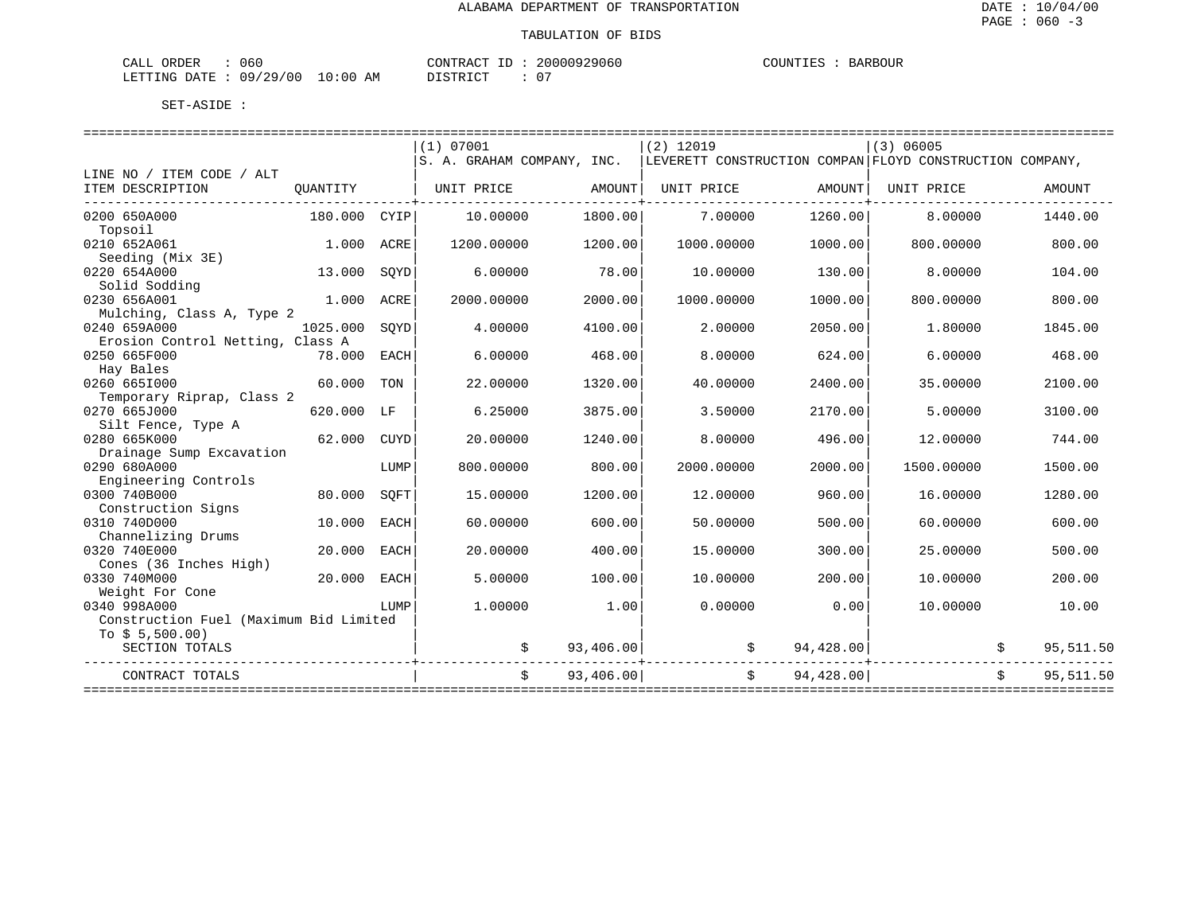ALABAMA DEPARTMENT OF TRANSPORTATION

TABULATION OF BIDS

CALL ORDER : 060 CONTRACT ID : 20000929060 COUNTIES : BARBOUR
LETTING DATE : 09/29/00 10:00 AM DISTRICT : 07

SET-ASIDE :

| LINE NO / ITEM CODE / ALT ITEM DESCRIPTION | QUANTITY | | (1) 07001 S. A. GRAHAM COMPANY, INC. UNIT PRICE | AMOUNT | (2) 12019 LEVERETT CONSTRUCTION COMPAN UNIT PRICE | AMOUNT | (3) 06005 FLOYD CONSTRUCTION COMPANY, UNIT PRICE | AMOUNT |
|---|---|---|---|---|---|---|---|---|
| 0200 650A000 Topsoil | 180.000 | CYIP | 10.00000 | 1800.00 | 7.00000 | 1260.00 | 8.00000 | 1440.00 |
| 0210 652A061 Seeding (Mix 3E) | 1.000 | ACRE | 1200.00000 | 1200.00 | 1000.00000 | 1000.00 | 800.00000 | 800.00 |
| 0220 654A000 Solid Sodding | 13.000 | SQYD | 6.00000 | 78.00 | 10.00000 | 130.00 | 8.00000 | 104.00 |
| 0230 656A001 Mulching, Class A, Type 2 | 1.000 | ACRE | 2000.00000 | 2000.00 | 1000.00000 | 1000.00 | 800.00000 | 800.00 |
| 0240 659A000 Erosion Control Netting, Class A | 1025.000 | SQYD | 4.00000 | 4100.00 | 2.00000 | 2050.00 | 1.80000 | 1845.00 |
| 0250 665F000 Hay Bales | 78.000 | EACH | 6.00000 | 468.00 | 8.00000 | 624.00 | 6.00000 | 468.00 |
| 0260 665I000 Temporary Riprap, Class 2 | 60.000 | TON | 22.00000 | 1320.00 | 40.00000 | 2400.00 | 35.00000 | 2100.00 |
| 0270 665J000 Silt Fence, Type A | 620.000 | LF | 6.25000 | 3875.00 | 3.50000 | 2170.00 | 5.00000 | 3100.00 |
| 0280 665K000 Drainage Sump Excavation | 62.000 | CUYD | 20.00000 | 1240.00 | 8.00000 | 496.00 | 12.00000 | 744.00 |
| 0290 680A000 Engineering Controls | | LUMP | 800.00000 | 800.00 | 2000.00000 | 2000.00 | 1500.00000 | 1500.00 |
| 0300 740B000 Construction Signs | 80.000 | SQFT | 15.00000 | 1200.00 | 12.00000 | 960.00 | 16.00000 | 1280.00 |
| 0310 740D000 Channelizing Drums | 10.000 | EACH | 60.00000 | 600.00 | 50.00000 | 500.00 | 60.00000 | 600.00 |
| 0320 740E000 Cones (36 Inches High) | 20.000 | EACH | 20.00000 | 400.00 | 15.00000 | 300.00 | 25.00000 | 500.00 |
| 0330 740M000 Weight For Cone | 20.000 | EACH | 5.00000 | 100.00 | 10.00000 | 200.00 | 10.00000 | 200.00 |
| 0340 998A000 Construction Fuel (Maximum Bid Limited To $ 5,500.00) | | LUMP | 1.00000 | 1.00 | 0.00000 | 0.00 | 10.00000 | 10.00 |
| SECTION TOTALS | | | | $ 93,406.00 | | $ 94,428.00 | | $ 95,511.50 |
| CONTRACT TOTALS | | | | $ 93,406.00 | | $ 94,428.00 | | $ 95,511.50 |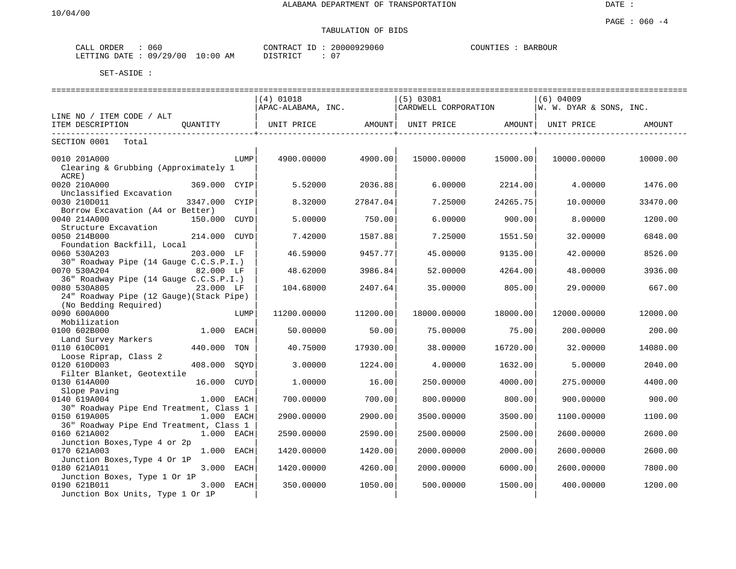ALABAMA DEPARTMENT OF TRANSPORTATION

DATE :

10/04/00

TABULATION OF BIDS

CALL ORDER : 060 | CONTRACT ID : 20000929060 | COUNTIES : BARBOUR
LETTING DATE : 09/29/00 10:00 AM | DISTRICT : 07

SET-ASIDE :

| LINE NO / ITEM CODE / ALT<br>ITEM DESCRIPTION | QUANTITY | (4) 01018<br>APAC-ALABAMA, INC.<br>UNIT PRICE | AMOUNT | (5) 03081<br>CARDWELL CORPORATION<br>UNIT PRICE | AMOUNT | (6) 04009<br>W. W. DYAR & SONS, INC.<br>UNIT PRICE | AMOUNT |
|---|---|---|---|---|---|---|---|
| SECTION 0001 Total | | | | | | | |
| 0010 201A000<br>Clearing & Grubbing (Approximately 1 ACRE) | LUMP | 4900.00000 | 4900.00 | 15000.00000 | 15000.00 | 10000.00000 | 10000.00 |
| 0020 210A000<br>Unclassified Excavation | 369.000 CYIP | 5.52000 | 2036.88 | 6.00000 | 2214.00 | 4.00000 | 1476.00 |
| 0030 210D011<br>Borrow Excavation (A4 or Better) | 3347.000 CYIP | 8.32000 | 27847.04 | 7.25000 | 24265.75 | 10.00000 | 33470.00 |
| 0040 214A000<br>Structure Excavation | 150.000 CUYD | 5.00000 | 750.00 | 6.00000 | 900.00 | 8.00000 | 1200.00 |
| 0050 214B000<br>Foundation Backfill, Local | 214.000 CUYD | 7.42000 | 1587.88 | 7.25000 | 1551.50 | 32.00000 | 6848.00 |
| 0060 530A203<br>30" Roadway Pipe (14 Gauge C.C.S.P.I.) | 203.000 LF | 46.59000 | 9457.77 | 45.00000 | 9135.00 | 42.00000 | 8526.00 |
| 0070 530A204<br>36" Roadway Pipe (14 Gauge C.C.S.P.I.) | 82.000 LF | 48.62000 | 3986.84 | 52.00000 | 4264.00 | 48.00000 | 3936.00 |
| 0080 530A805<br>24" Roadway Pipe (12 Gauge)(Stack Pipe) (No Bedding Required) | 23.000 LF | 104.68000 | 2407.64 | 35.00000 | 805.00 | 29.00000 | 667.00 |
| 0090 600A000<br>Mobilization | LUMP | 11200.00000 | 11200.00 | 18000.00000 | 18000.00 | 12000.00000 | 12000.00 |
| 0100 602B000<br>Land Survey Markers | 1.000 EACH | 50.00000 | 50.00 | 75.00000 | 75.00 | 200.00000 | 200.00 |
| 0110 610C001<br>Loose Riprap, Class 2 | 440.000 TON | 40.75000 | 17930.00 | 38.00000 | 16720.00 | 32.00000 | 14080.00 |
| 0120 610D003<br>Filter Blanket, Geotextile | 408.000 SQYD | 3.00000 | 1224.00 | 4.00000 | 1632.00 | 5.00000 | 2040.00 |
| 0130 614A000<br>Slope Paving | 16.000 CUYD | 1.00000 | 16.00 | 250.00000 | 4000.00 | 275.00000 | 4400.00 |
| 0140 619A004<br>30" Roadway Pipe End Treatment, Class 1 | 1.000 EACH | 700.00000 | 700.00 | 800.00000 | 800.00 | 900.00000 | 900.00 |
| 0150 619A005<br>36" Roadway Pipe End Treatment, Class 1 | 1.000 EACH | 2900.00000 | 2900.00 | 3500.00000 | 3500.00 | 1100.00000 | 1100.00 |
| 0160 621A002<br>Junction Boxes,Type 4 or 2p | 1.000 EACH | 2590.00000 | 2590.00 | 2500.00000 | 2500.00 | 2600.00000 | 2600.00 |
| 0170 621A003<br>Junction Boxes,Type 4 Or 1P | 1.000 EACH | 1420.00000 | 1420.00 | 2000.00000 | 2000.00 | 2600.00000 | 2600.00 |
| 0180 621A011<br>Junction Boxes, Type 1 Or 1P | 3.000 EACH | 1420.00000 | 4260.00 | 2000.00000 | 6000.00 | 2600.00000 | 7800.00 |
| 0190 621B011<br>Junction Box Units, Type 1 Or 1P | 3.000 EACH | 350.00000 | 1050.00 | 500.00000 | 1500.00 | 400.00000 | 1200.00 |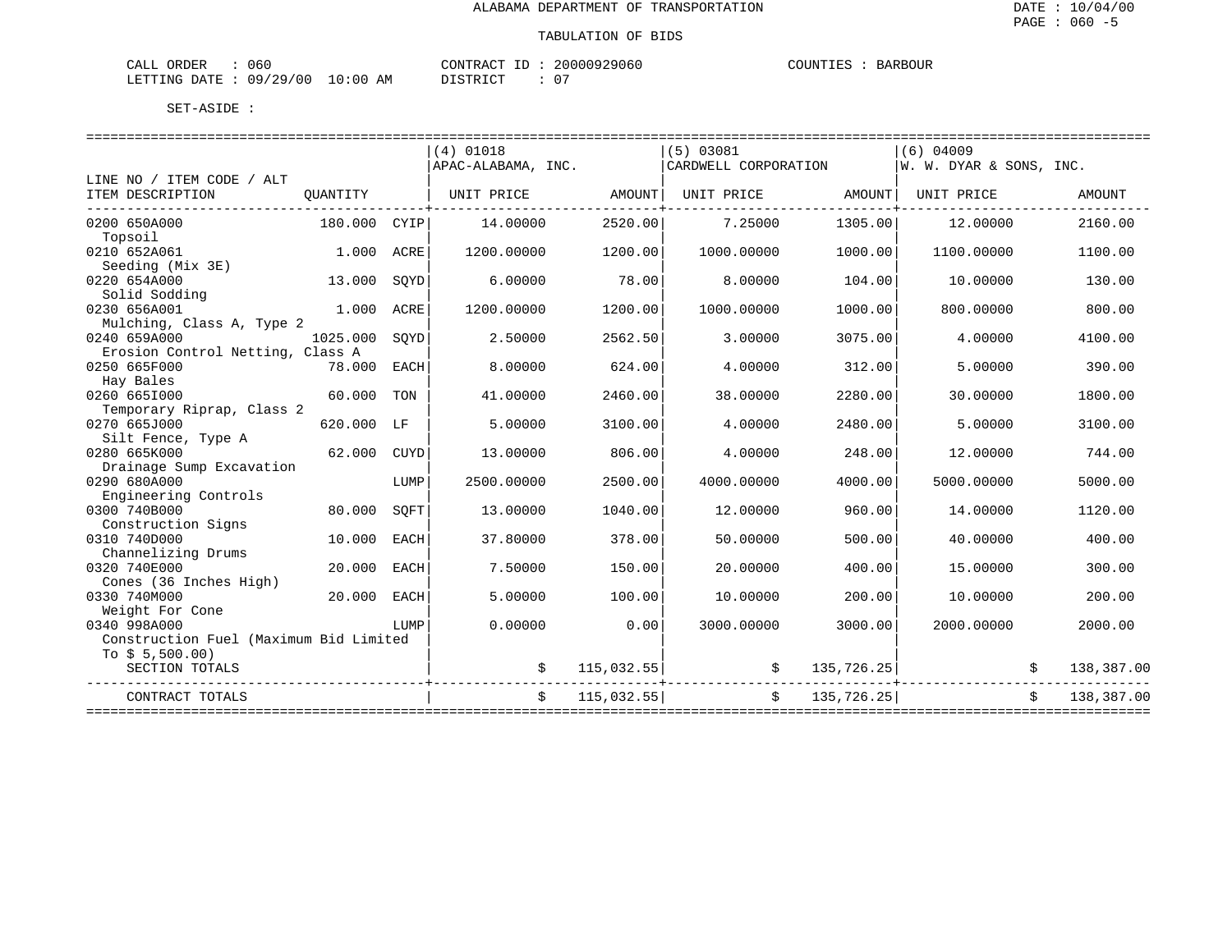ALABAMA DEPARTMENT OF TRANSPORTATION

TABULATION OF BIDS

CALL ORDER : 060 CONTRACT ID : 20000929060 COUNTIES : BARBOUR
LETTING DATE : 09/29/00 10:00 AM DISTRICT : 07

SET-ASIDE :

| LINE NO / ITEM CODE / ALT ITEM DESCRIPTION | QUANTITY | | (4) 01018 APAC-ALABAMA, INC. UNIT PRICE | AMOUNT | (5) 03081 CARDWELL CORPORATION UNIT PRICE | AMOUNT | (6) 04009 W. W. DYAR & SONS, INC. UNIT PRICE | AMOUNT |
|---|---|---|---|---|---|---|---|---|
| 0200 650A000 Topsoil | 180.000 | CYIP | 14.00000 | 2520.00 | 7.25000 | 1305.00 | 12.00000 | 2160.00 |
| 0210 652A061 Seeding (Mix 3E) | 1.000 | ACRE | 1200.00000 | 1200.00 | 1000.00000 | 1000.00 | 1100.00000 | 1100.00 |
| 0220 654A000 Solid Sodding | 13.000 | SQYD | 6.00000 | 78.00 | 8.00000 | 104.00 | 10.00000 | 130.00 |
| 0230 656A001 Mulching, Class A, Type 2 | 1.000 | ACRE | 1200.00000 | 1200.00 | 1000.00000 | 1000.00 | 800.00000 | 800.00 |
| 0240 659A000 Erosion Control Netting, Class A | 1025.000 | SQYD | 2.50000 | 2562.50 | 3.00000 | 3075.00 | 4.00000 | 4100.00 |
| 0250 665F000 Hay Bales | 78.000 | EACH | 8.00000 | 624.00 | 4.00000 | 312.00 | 5.00000 | 390.00 |
| 0260 665I000 Temporary Riprap, Class 2 | 60.000 | TON | 41.00000 | 2460.00 | 38.00000 | 2280.00 | 30.00000 | 1800.00 |
| 0270 665J000 Silt Fence, Type A | 620.000 | LF | 5.00000 | 3100.00 | 4.00000 | 2480.00 | 5.00000 | 3100.00 |
| 0280 665K000 Drainage Sump Excavation | 62.000 | CUYD | 13.00000 | 806.00 | 4.00000 | 248.00 | 12.00000 | 744.00 |
| 0290 680A000 Engineering Controls | | LUMP | 2500.00000 | 2500.00 | 4000.00000 | 4000.00 | 5000.00000 | 5000.00 |
| 0300 740B000 Construction Signs | 80.000 | SQFT | 13.00000 | 1040.00 | 12.00000 | 960.00 | 14.00000 | 1120.00 |
| 0310 740D000 Channelizing Drums | 10.000 | EACH | 37.80000 | 378.00 | 50.00000 | 500.00 | 40.00000 | 400.00 |
| 0320 740E000 Cones (36 Inches High) | 20.000 | EACH | 7.50000 | 150.00 | 20.00000 | 400.00 | 15.00000 | 300.00 |
| 0330 740M000 Weight For Cone | 20.000 | EACH | 5.00000 | 100.00 | 10.00000 | 200.00 | 10.00000 | 200.00 |
| 0340 998A000 Construction Fuel (Maximum Bid Limited To $ 5,500.00) | | LUMP | 0.00000 | 0.00 | 3000.00000 | 3000.00 | 2000.00000 | 2000.00 |
| SECTION TOTALS | | | | $ 115,032.55 | | $ 135,726.25 | | $ 138,387.00 |
| CONTRACT TOTALS | | | | $ 115,032.55 | | $ 135,726.25 | | $ 138,387.00 |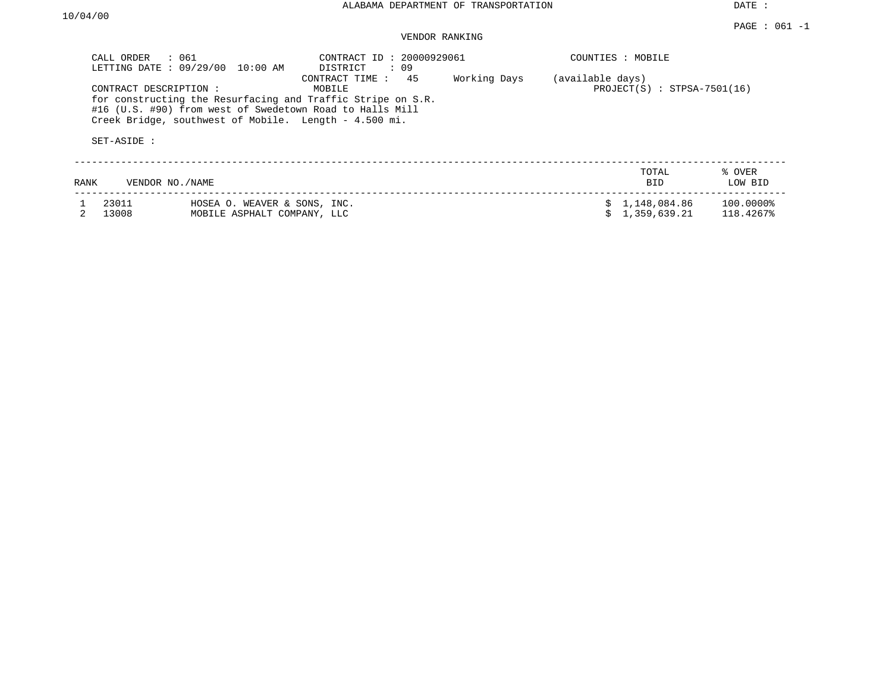ALABAMA DEPARTMENT OF TRANSPORTATION

DATE : 10/04/00

PAGE : 061 -1

VENDOR RANKING

CALL ORDER : 061
LETTING DATE : 09/29/00 10:00 AM

CONTRACT ID : 20000929061
DISTRICT : 09
CONTRACT TIME : 45 Working Days (available days)

COUNTIES : MOBILE

CONTRACT DESCRIPTION : MOBILE

PROJECT(S) : STPSA-7501(16)

for constructing the Resurfacing and Traffic Stripe on S.R. #16 (U.S. #90) from west of Swedetown Road to Halls Mill Creek Bridge, southwest of Mobile. Length - 4.500 mi.

SET-ASIDE :

| RANK | VENDOR NO./NAME | | TOTAL BID | % OVER LOW BID |
|---|---|---|---|---|
| 1 | 23011 | HOSEA O. WEAVER & SONS, INC. | $ 1,148,084.86 | 100.0000% |
| 2 | 13008 | MOBILE ASPHALT COMPANY, LLC | $ 1,359,639.21 | 118.4267% |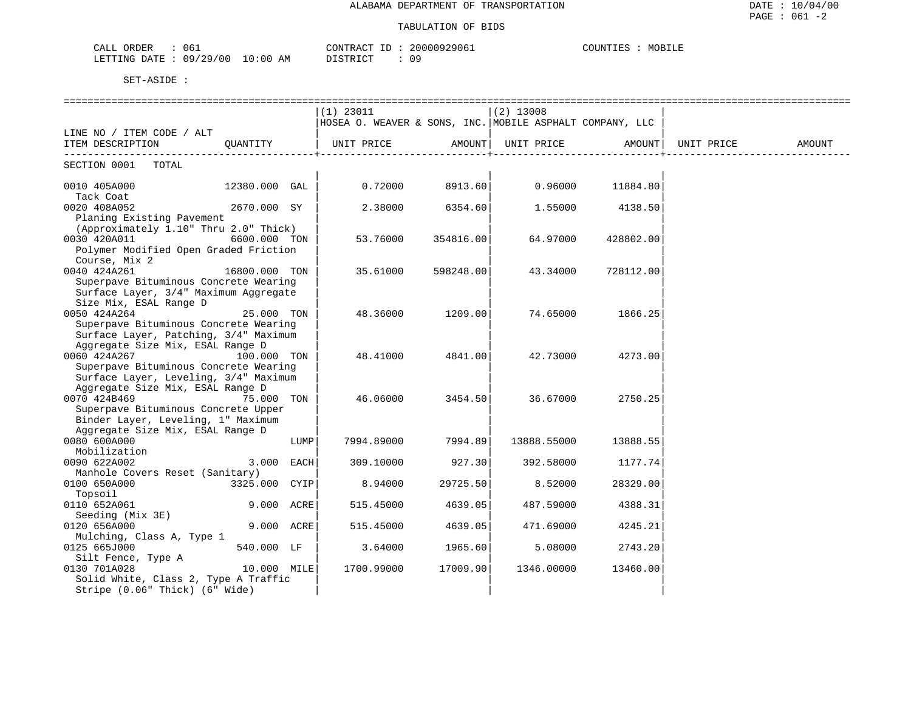ALABAMA DEPARTMENT OF TRANSPORTATION

TABULATION OF BIDS

CALL ORDER : 061 CONTRACT ID : 20000929061 COUNTIES : MOBILE
LETTING DATE : 09/29/00 10:00 AM DISTRICT : 09

SET-ASIDE :

| LINE NO / ITEM CODE / ALT ITEM DESCRIPTION | QUANTITY | (1) 23011 HOSEA O. WEAVER & SONS, INC. UNIT PRICE | AMOUNT | (2) 13008 MOBILE ASPHALT COMPANY, LLC UNIT PRICE | AMOUNT | UNIT PRICE | AMOUNT |
|---|---|---|---|---|---|---|---|
| SECTION 0001 TOTAL | | | | | | | |
| 0010 405A000 Tack Coat | 12380.000 GAL | 0.72000 | 8913.60 | 0.96000 | 11884.80 | | |
| 0020 408A052 Planing Existing Pavement (Approximately 1.10" Thru 2.0" Thick) | 2670.000 SY | 2.38000 | 6354.60 | 1.55000 | 4138.50 | | |
| 0030 420A011 Polymer Modified Open Graded Friction Course, Mix 2 | 6600.000 TON | 53.76000 | 354816.00 | 64.97000 | 428802.00 | | |
| 0040 424A261 Superpave Bituminous Concrete Wearing Surface Layer, 3/4" Maximum Aggregate Size Mix, ESAL Range D | 16800.000 TON | 35.61000 | 598248.00 | 43.34000 | 728112.00 | | |
| 0050 424A264 Superpave Bituminous Concrete Wearing Surface Layer, Patching, 3/4" Maximum Aggregate Size Mix, ESAL Range D | 25.000 TON | 48.36000 | 1209.00 | 74.65000 | 1866.25 | | |
| 0060 424A267 Superpave Bituminous Concrete Wearing Surface Layer, Leveling, 3/4" Maximum Aggregate Size Mix, ESAL Range D | 100.000 TON | 48.41000 | 4841.00 | 42.73000 | 4273.00 | | |
| 0070 424B469 Superpave Bituminous Concrete Upper Binder Layer, Leveling, 1" Maximum Aggregate Size Mix, ESAL Range D | 75.000 TON | 46.06000 | 3454.50 | 36.67000 | 2750.25 | | |
| 0080 600A000 Mobilization | LUMP | 7994.89000 | 7994.89 | 13888.55000 | 13888.55 | | |
| 0090 622A002 Manhole Covers Reset (Sanitary) | 3.000 EACH | 309.10000 | 927.30 | 392.58000 | 1177.74 | | |
| 0100 650A000 Topsoil | 3325.000 CYIP | 8.94000 | 29725.50 | 8.52000 | 28329.00 | | |
| 0110 652A061 Seeding (Mix 3E) | 9.000 ACRE | 515.45000 | 4639.05 | 487.59000 | 4388.31 | | |
| 0120 656A000 Mulching, Class A, Type 1 | 9.000 ACRE | 515.45000 | 4639.05 | 471.69000 | 4245.21 | | |
| 0125 665J000 Silt Fence, Type A | 540.000 LF | 3.64000 | 1965.60 | 5.08000 | 2743.20 | | |
| 0130 701A028 Solid White, Class 2, Type A Traffic Stripe (0.06" Thick) (6" Wide) | 10.000 MILE | 1700.99000 | 17009.90 | 1346.00000 | 13460.00 | | |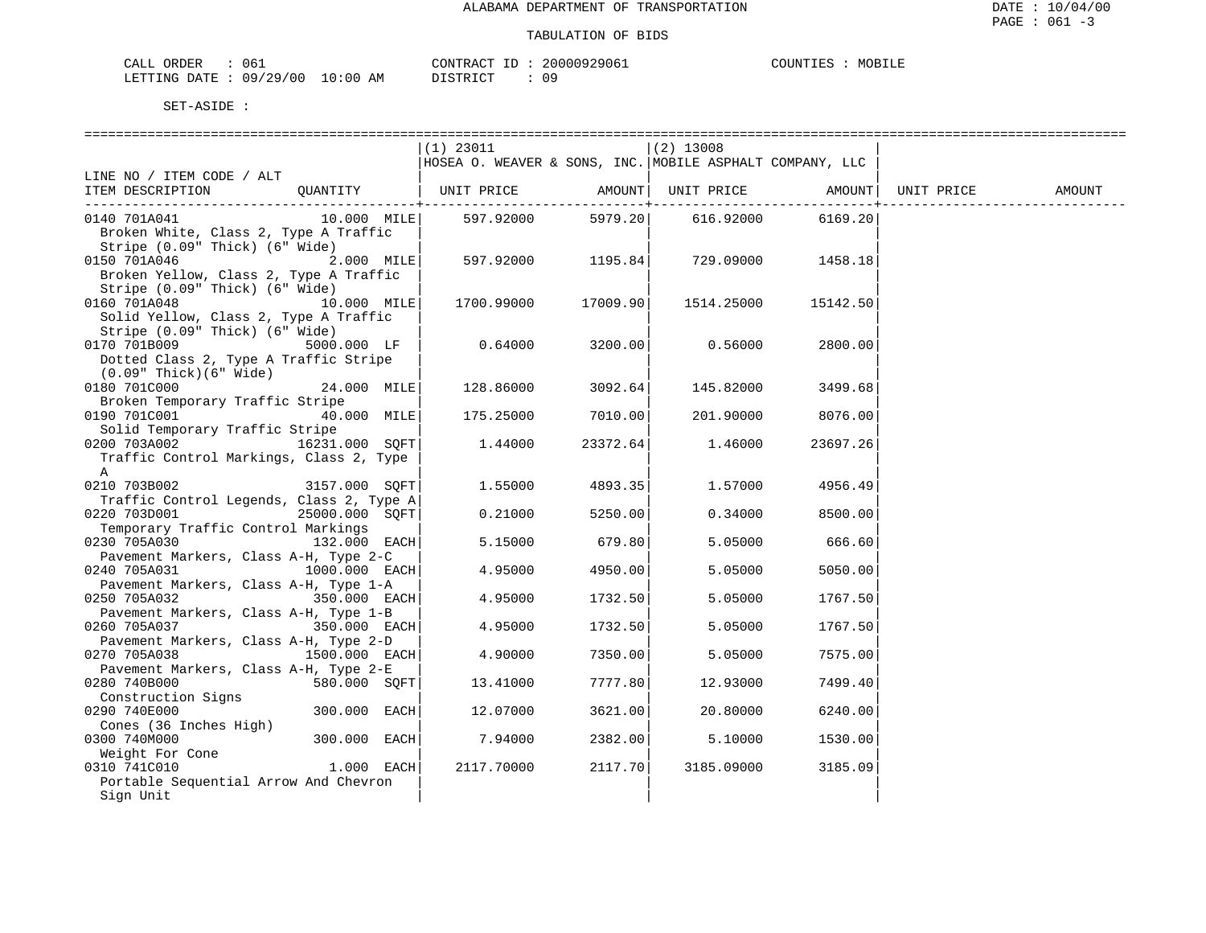ALABAMA DEPARTMENT OF TRANSPORTATION

TABULATION OF BIDS

CALL ORDER : 061 CONTRACT ID : 20000929061 COUNTIES : MOBILE
LETTING DATE : 09/29/00 10:00 AM DISTRICT : 09

SET-ASIDE :

| LINE NO / ITEM CODE / ALT ITEM DESCRIPTION | QUANTITY | (1) 23011 HOSEA O. WEAVER & SONS, INC. UNIT PRICE | AMOUNT | (2) 13008 MOBILE ASPHALT COMPANY, LLC UNIT PRICE | AMOUNT | UNIT PRICE | AMOUNT |
|---|---|---|---|---|---|---|---|
| 0140 701A041 Broken White, Class 2, Type A Traffic Stripe (0.09" Thick) (6" Wide) | 10.000 MILE | 597.92000 | 5979.20 | 616.92000 | 6169.20 | | |
| 0150 701A046 Broken Yellow, Class 2, Type A Traffic Stripe (0.09" Thick) (6" Wide) | 2.000 MILE | 597.92000 | 1195.84 | 729.09000 | 1458.18 | | |
| 0160 701A048 Solid Yellow, Class 2, Type A Traffic Stripe (0.09" Thick) (6" Wide) | 10.000 MILE | 1700.99000 | 17009.90 | 1514.25000 | 15142.50 | | |
| 0170 701B009 Dotted Class 2, Type A Traffic Stripe (0.09" Thick)(6" Wide) | 5000.000 LF | 0.64000 | 3200.00 | 0.56000 | 2800.00 | | |
| 0180 701C000 Broken Temporary Traffic Stripe | 24.000 MILE | 128.86000 | 3092.64 | 145.82000 | 3499.68 | | |
| 0190 701C001 Solid Temporary Traffic Stripe | 40.000 MILE | 175.25000 | 7010.00 | 201.90000 | 8076.00 | | |
| 0200 703A002 Traffic Control Markings, Class 2, Type A | 16231.000 SQFT | 1.44000 | 23372.64 | 1.46000 | 23697.26 | | |
| 0210 703B002 Traffic Control Legends, Class 2, Type A | 3157.000 SQFT | 1.55000 | 4893.35 | 1.57000 | 4956.49 | | |
| 0220 703D001 Temporary Traffic Control Markings | 25000.000 SQFT | 0.21000 | 5250.00 | 0.34000 | 8500.00 | | |
| 0230 705A030 Pavement Markers, Class A-H, Type 2-C | 132.000 EACH | 5.15000 | 679.80 | 5.05000 | 666.60 | | |
| 0240 705A031 Pavement Markers, Class A-H, Type 1-A | 1000.000 EACH | 4.95000 | 4950.00 | 5.05000 | 5050.00 | | |
| 0250 705A032 Pavement Markers, Class A-H, Type 1-B | 350.000 EACH | 4.95000 | 1732.50 | 5.05000 | 1767.50 | | |
| 0260 705A037 Pavement Markers, Class A-H, Type 2-D | 350.000 EACH | 4.95000 | 1732.50 | 5.05000 | 1767.50 | | |
| 0270 705A038 Pavement Markers, Class A-H, Type 2-E | 1500.000 EACH | 4.90000 | 7350.00 | 5.05000 | 7575.00 | | |
| 0280 740B000 Construction Signs | 580.000 SQFT | 13.41000 | 7777.80 | 12.93000 | 7499.40 | | |
| 0290 740E000 Cones (36 Inches High) | 300.000 EACH | 12.07000 | 3621.00 | 20.80000 | 6240.00 | | |
| 0300 740M000 Weight For Cone | 300.000 EACH | 7.94000 | 2382.00 | 5.10000 | 1530.00 | | |
| 0310 741C010 Portable Sequential Arrow And Chevron Sign Unit | 1.000 EACH | 2117.70000 | 2117.70 | 3185.09000 | 3185.09 | | |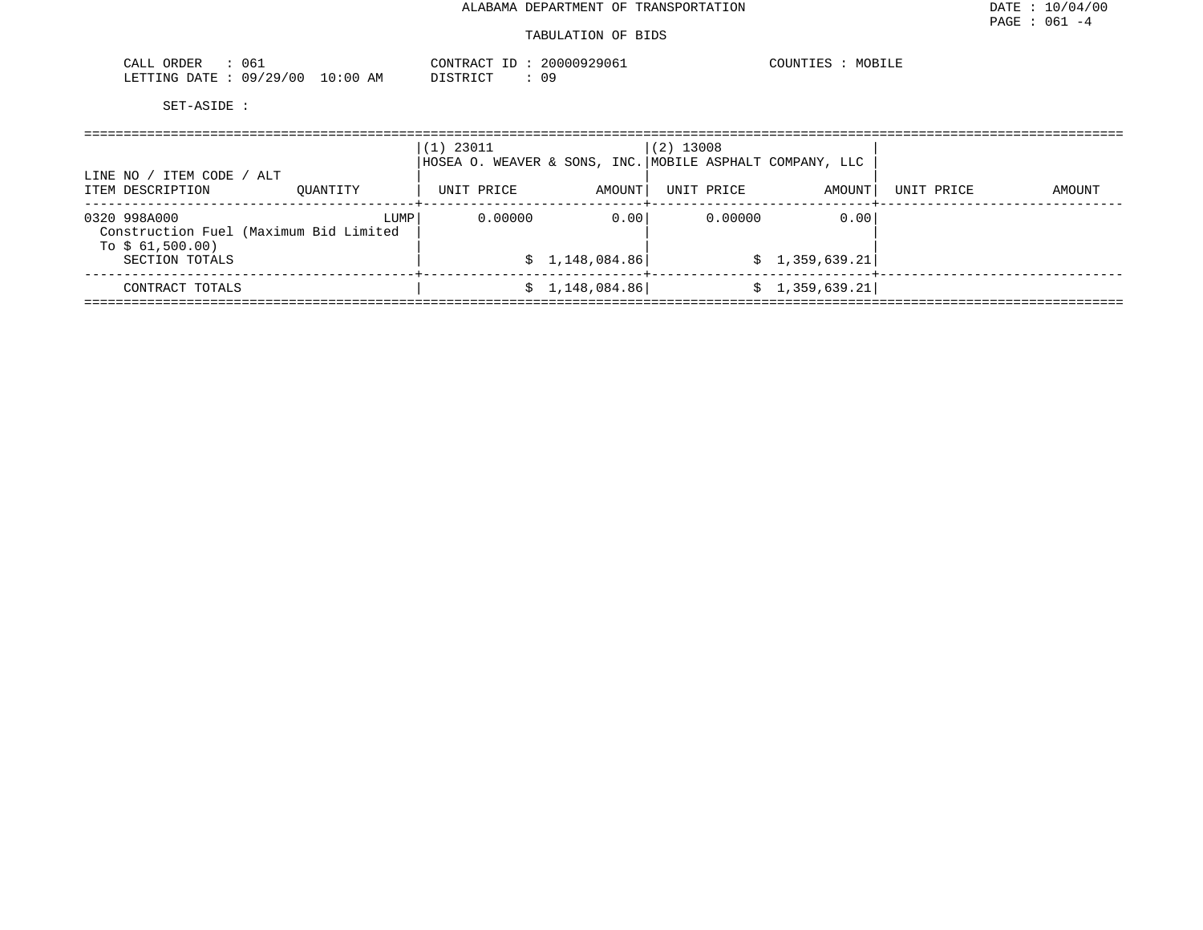ALABAMA DEPARTMENT OF TRANSPORTATION

TABULATION OF BIDS

CALL ORDER : 061  
LETTING DATE : 09/29/00 10:00 AM

CONTRACT ID : 20000929061  
DISTRICT : 09

COUNTIES : MOBILE

SET-ASIDE :

| LINE NO / ITEM CODE / ALT<br>ITEM DESCRIPTION | QUANTITY | (1) 23011<br>HOSEA O. WEAVER & SONS, INC.<br>UNIT PRICE | <br><br>AMOUNT | (2) 13008<br>MOBILE ASPHALT COMPANY, LLC<br>UNIT PRICE | <br><br>AMOUNT | UNIT PRICE | AMOUNT |
|---|---|---|---|---|---|---|---|
| 0320 998A000<br>Construction Fuel (Maximum Bid Limited To $ 61,500.00) | LUMP | 0.00000 | 0.00 | 0.00000 | 0.00 | | |
| SECTION TOTALS | | | $ 1,148,084.86 | | $ 1,359,639.21 | | |
| CONTRACT TOTALS | | | $ 1,148,084.86 | | $ 1,359,639.21 | | |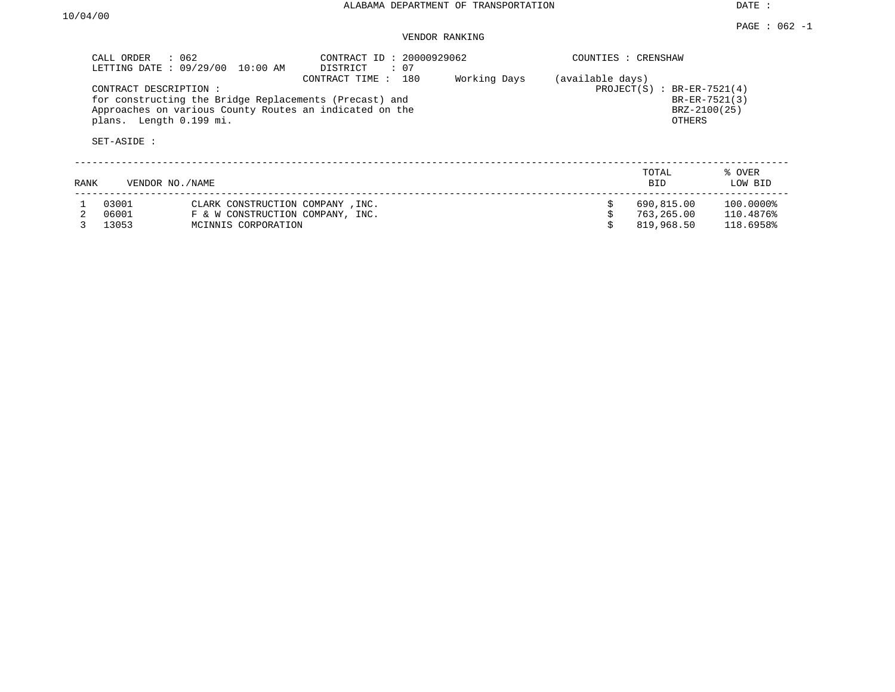ALABAMA DEPARTMENT OF TRANSPORTATION

DATE : 10/04/00

PAGE : 062 -1

VENDOR RANKING

CALL ORDER : 062
LETTING DATE : 09/29/00 10:00 AM

CONTRACT ID : 20000929062
DISTRICT : 07
CONTRACT TIME : 180 Working Days (available days)

COUNTIES : CRENSHAW

CONTRACT DESCRIPTION :
for constructing the Bridge Replacements (Precast) and Approaches on various County Routes an indicated on the plans. Length 0.199 mi.

PROJECT(S) : BR-ER-7521(4)
BR-ER-7521(3)
BRZ-2100(25)
OTHERS

SET-ASIDE :

| RANK | VENDOR NO. | NAME | TOTAL BID | % OVER LOW BID |
|---|---|---|---|---|
| 1 | 03001 | CLARK CONSTRUCTION COMPANY ,INC. | $ 690,815.00 | 100.0000% |
| 2 | 06001 | F & W CONSTRUCTION COMPANY, INC. | $ 763,265.00 | 110.4876% |
| 3 | 13053 | MCINNIS CORPORATION | $ 819,968.50 | 118.6958% |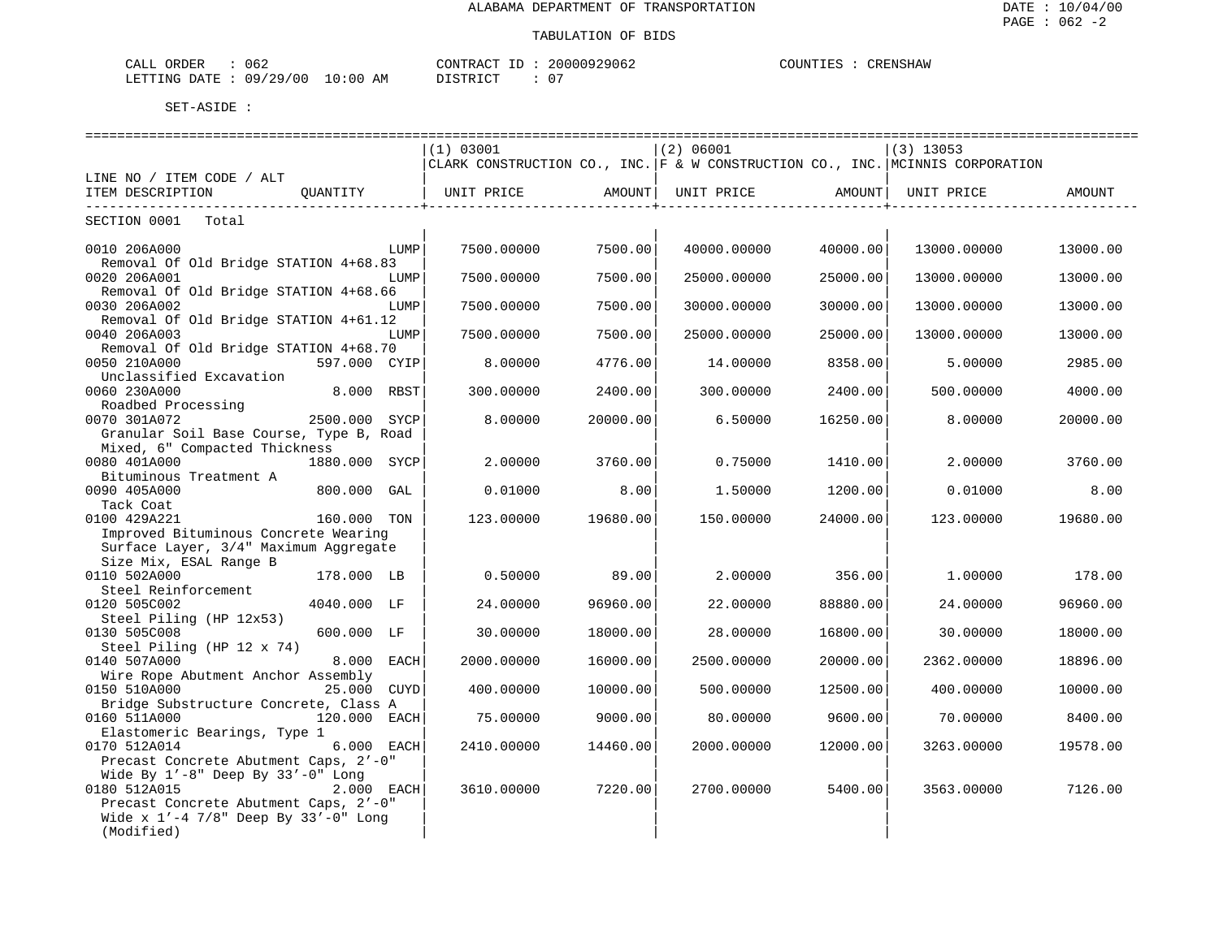ALABAMA DEPARTMENT OF TRANSPORTATION

TABULATION OF BIDS

CALL ORDER : 062 CONTRACT ID : 20000929062 COUNTIES : CRENSHAW
LETTING DATE : 09/29/00 10:00 AM DISTRICT : 07

SET-ASIDE :

| LINE NO / ITEM CODE / ALT ITEM DESCRIPTION | QUANTITY | (1) 03001 CLARK CONSTRUCTION CO., INC. UNIT PRICE | AMOUNT | (2) 06001 F & W CONSTRUCTION CO., INC. UNIT PRICE | AMOUNT | (3) 13053 MCINNIS CORPORATION UNIT PRICE | AMOUNT |
|---|---|---|---|---|---|---|---|
| SECTION 0001 Total | | | | | | | |
| 0010 206A000 Removal Of Old Bridge STATION 4+68.83 | LUMP | 7500.00000 | 7500.00 | 40000.00000 | 40000.00 | 13000.00000 | 13000.00 |
| 0020 206A001 Removal Of Old Bridge STATION 4+68.66 | LUMP | 7500.00000 | 7500.00 | 25000.00000 | 25000.00 | 13000.00000 | 13000.00 |
| 0030 206A002 Removal Of Old Bridge STATION 4+61.12 | LUMP | 7500.00000 | 7500.00 | 30000.00000 | 30000.00 | 13000.00000 | 13000.00 |
| 0040 206A003 Removal Of Old Bridge STATION 4+68.70 | LUMP | 7500.00000 | 7500.00 | 25000.00000 | 25000.00 | 13000.00000 | 13000.00 |
| 0050 210A000 Unclassified Excavation | 597.000 CYIP | 8.00000 | 4776.00 | 14.00000 | 8358.00 | 5.00000 | 2985.00 |
| 0060 230A000 Roadbed Processing | 8.000 RBST | 300.00000 | 2400.00 | 300.00000 | 2400.00 | 500.00000 | 4000.00 |
| 0070 301A072 Granular Soil Base Course, Type B, Road Mixed, 6" Compacted Thickness | 2500.000 SYCP | 8.00000 | 20000.00 | 6.50000 | 16250.00 | 8.00000 | 20000.00 |
| 0080 401A000 Bituminous Treatment A | 1880.000 SYCP | 2.00000 | 3760.00 | 0.75000 | 1410.00 | 2.00000 | 3760.00 |
| 0090 405A000 Tack Coat | 800.000 GAL | 0.01000 | 8.00 | 1.50000 | 1200.00 | 0.01000 | 8.00 |
| 0100 429A221 Improved Bituminous Concrete Wearing Surface Layer, 3/4" Maximum Aggregate Size Mix, ESAL Range B | 160.000 TON | 123.00000 | 19680.00 | 150.00000 | 24000.00 | 123.00000 | 19680.00 |
| 0110 502A000 Steel Reinforcement | 178.000 LB | 0.50000 | 89.00 | 2.00000 | 356.00 | 1.00000 | 178.00 |
| 0120 505C002 Steel Piling (HP 12x53) | 4040.000 LF | 24.00000 | 96960.00 | 22.00000 | 88880.00 | 24.00000 | 96960.00 |
| 0130 505C008 Steel Piling (HP 12 x 74) | 600.000 LF | 30.00000 | 18000.00 | 28.00000 | 16800.00 | 30.00000 | 18000.00 |
| 0140 507A000 Wire Rope Abutment Anchor Assembly | 8.000 EACH | 2000.00000 | 16000.00 | 2500.00000 | 20000.00 | 2362.00000 | 18896.00 |
| 0150 510A000 Bridge Substructure Concrete, Class A | 25.000 CUYD | 400.00000 | 10000.00 | 500.00000 | 12500.00 | 400.00000 | 10000.00 |
| 0160 511A000 Elastomeric Bearings, Type 1 | 120.000 EACH | 75.00000 | 9000.00 | 80.00000 | 9600.00 | 70.00000 | 8400.00 |
| 0170 512A014 Precast Concrete Abutment Caps, 2'-0" Wide By 1'-8" Deep By 33'-0" Long | 6.000 EACH | 2410.00000 | 14460.00 | 2000.00000 | 12000.00 | 3263.00000 | 19578.00 |
| 0180 512A015 Precast Concrete Abutment Caps, 2'-0" Wide x 1'-4 7/8" Deep By 33'-0" Long (Modified) | 2.000 EACH | 3610.00000 | 7220.00 | 2700.00000 | 5400.00 | 3563.00000 | 7126.00 |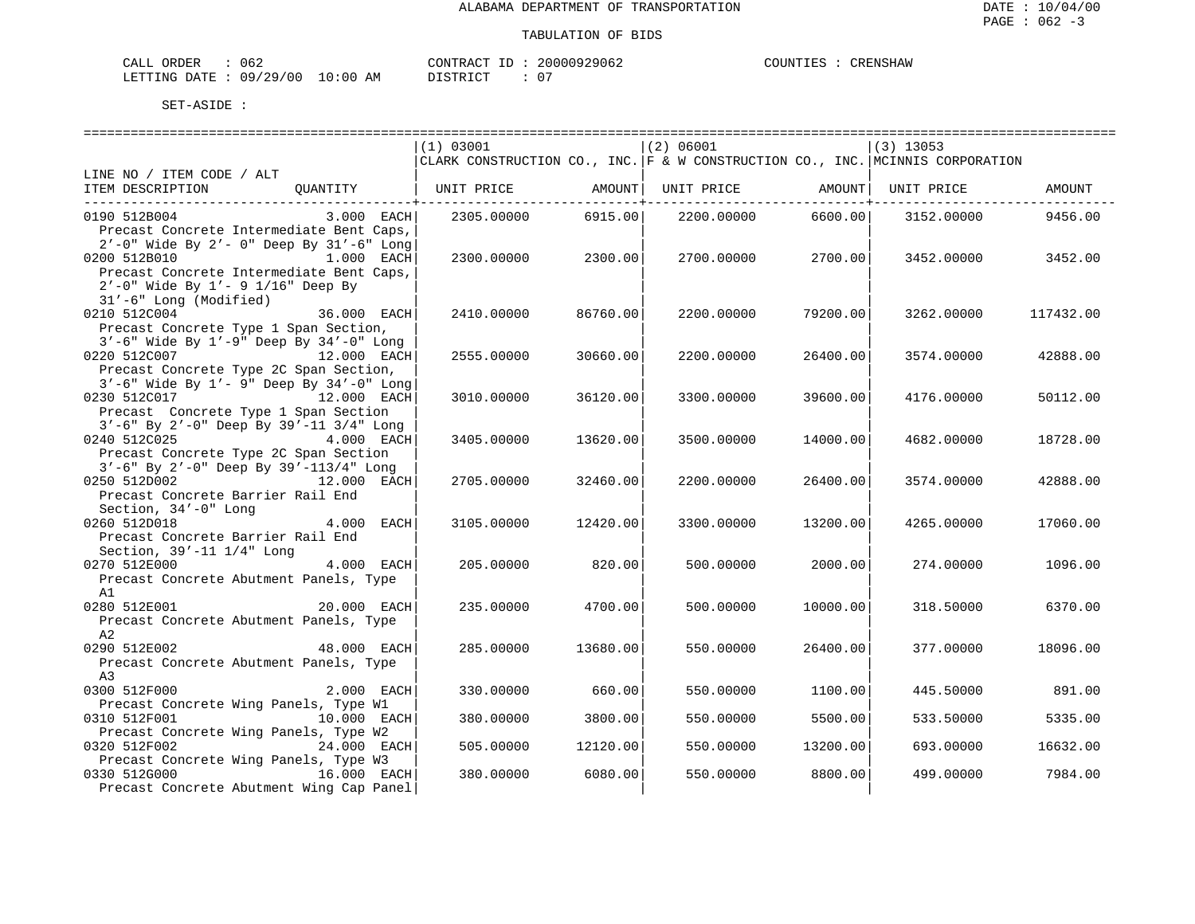ALABAMA DEPARTMENT OF TRANSPORTATION

TABULATION OF BIDS

CALL ORDER : 062 &nbsp;&nbsp;&nbsp;&nbsp; CONTRACT ID : 20000929062 &nbsp;&nbsp;&nbsp;&nbsp; COUNTIES : CRENSHAW
LETTING DATE : 09/29/00 10:00 AM &nbsp;&nbsp;&nbsp;&nbsp; DISTRICT : 07

SET-ASIDE :

| LINE NO / ITEM CODE / ALT ITEM DESCRIPTION | QUANTITY | (1) 03001 CLARK CONSTRUCTION CO., INC. UNIT PRICE | AMOUNT | (2) 06001 F & W CONSTRUCTION CO., INC. UNIT PRICE | AMOUNT | (3) 13053 MCINNIS CORPORATION UNIT PRICE | AMOUNT |
|---|---|---|---|---|---|---|---|
| 0190 512B004 Precast Concrete Intermediate Bent Caps, 2'-0" Wide By 2'- 0" Deep By 31'-6" Long | 3.000 EACH | 2305.00000 | 6915.00 | 2200.00000 | 6600.00 | 3152.00000 | 9456.00 |
| 0200 512B010 Precast Concrete Intermediate Bent Caps, 2'-0" Wide By 1'- 9 1/16" Deep By 31'-6" Long (Modified) | 1.000 EACH | 2300.00000 | 2300.00 | 2700.00000 | 2700.00 | 3452.00000 | 3452.00 |
| 0210 512C004 Precast Concrete Type 1 Span Section, 3'-6" Wide By 1'-9" Deep By 34'-0" Long | 36.000 EACH | 2410.00000 | 86760.00 | 2200.00000 | 79200.00 | 3262.00000 | 117432.00 |
| 0220 512C007 Precast Concrete Type 2C Span Section, 3'-6" Wide By 1'- 9" Deep By 34'-0" Long | 12.000 EACH | 2555.00000 | 30660.00 | 2200.00000 | 26400.00 | 3574.00000 | 42888.00 |
| 0230 512C017 Precast Concrete Type 1 Span Section 3'-6" By 2'-0" Deep By 39'-11 3/4" Long | 12.000 EACH | 3010.00000 | 36120.00 | 3300.00000 | 39600.00 | 4176.00000 | 50112.00 |
| 0240 512C025 Precast Concrete Type 2C Span Section 3'-6" By 2'-0" Deep By 39'-113/4" Long | 4.000 EACH | 3405.00000 | 13620.00 | 3500.00000 | 14000.00 | 4682.00000 | 18728.00 |
| 0250 512D002 Precast Concrete Barrier Rail End Section, 34'-0" Long | 12.000 EACH | 2705.00000 | 32460.00 | 2200.00000 | 26400.00 | 3574.00000 | 42888.00 |
| 0260 512D018 Precast Concrete Barrier Rail End Section, 39'-11 1/4" Long | 4.000 EACH | 3105.00000 | 12420.00 | 3300.00000 | 13200.00 | 4265.00000 | 17060.00 |
| 0270 512E000 Precast Concrete Abutment Panels, Type A1 | 4.000 EACH | 205.00000 | 820.00 | 500.00000 | 2000.00 | 274.00000 | 1096.00 |
| 0280 512E001 Precast Concrete Abutment Panels, Type A2 | 20.000 EACH | 235.00000 | 4700.00 | 500.00000 | 10000.00 | 318.50000 | 6370.00 |
| 0290 512E002 Precast Concrete Abutment Panels, Type A3 | 48.000 EACH | 285.00000 | 13680.00 | 550.00000 | 26400.00 | 377.00000 | 18096.00 |
| 0300 512F000 Precast Concrete Wing Panels, Type W1 | 2.000 EACH | 330.00000 | 660.00 | 550.00000 | 1100.00 | 445.50000 | 891.00 |
| 0310 512F001 Precast Concrete Wing Panels, Type W2 | 10.000 EACH | 380.00000 | 3800.00 | 550.00000 | 5500.00 | 533.50000 | 5335.00 |
| 0320 512F002 Precast Concrete Wing Panels, Type W3 | 24.000 EACH | 505.00000 | 12120.00 | 550.00000 | 13200.00 | 693.00000 | 16632.00 |
| 0330 512G000 Precast Concrete Abutment Wing Cap Panel | 16.000 EACH | 380.00000 | 6080.00 | 550.00000 | 8800.00 | 499.00000 | 7984.00 |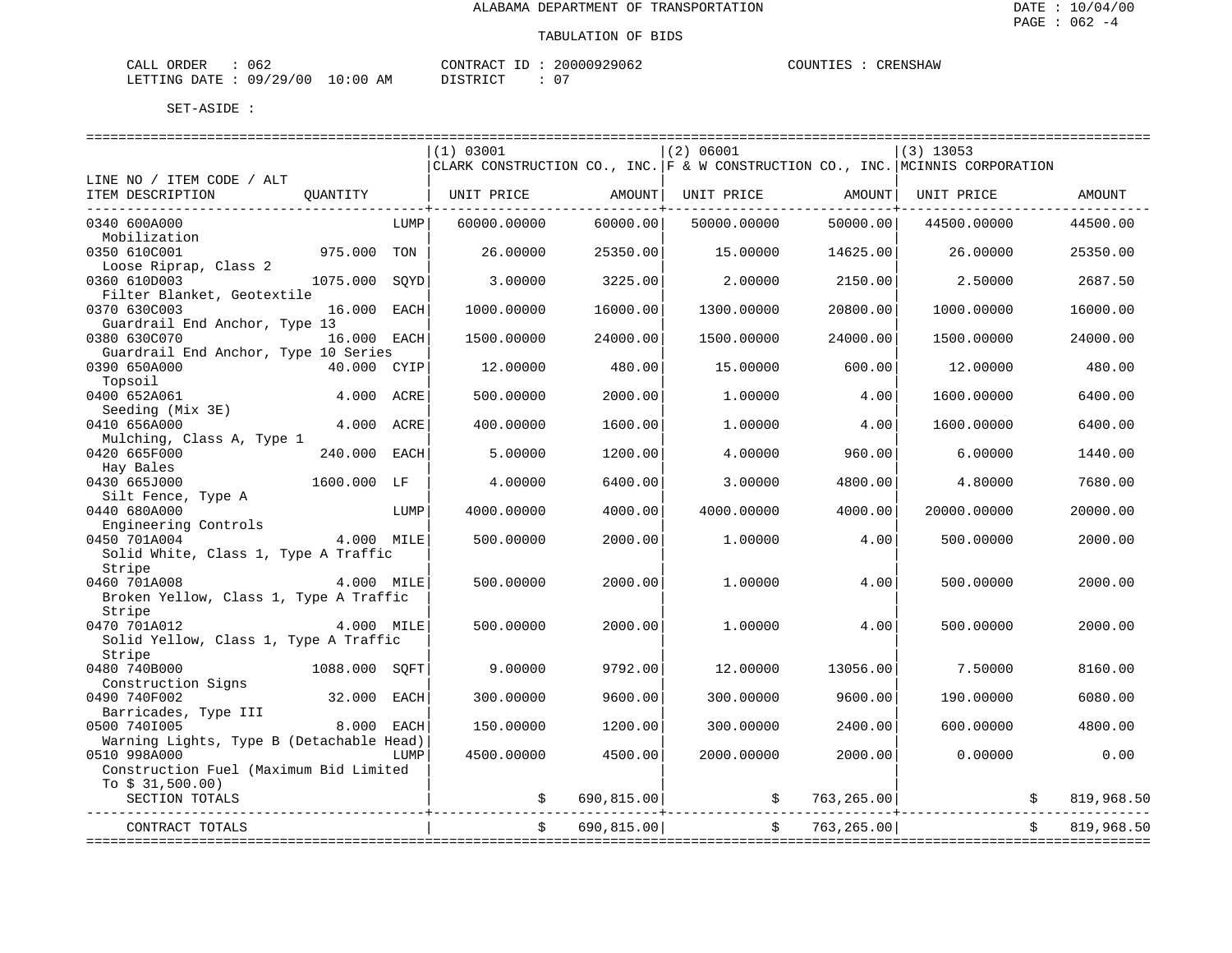ALABAMA DEPARTMENT OF TRANSPORTATION

TABULATION OF BIDS

CALL ORDER : 062 CONTRACT ID : 20000929062 COUNTIES : CRENSHAW
LETTING DATE : 09/29/00 10:00 AM DISTRICT : 07

SET-ASIDE :

| LINE NO / ITEM CODE / ALT ITEM DESCRIPTION | QUANTITY | (1) 03001 CLARK CONSTRUCTION CO., INC. UNIT PRICE | AMOUNT | (2) 06001 F & W CONSTRUCTION CO., INC. UNIT PRICE | AMOUNT | (3) 13053 MCINNIS CORPORATION UNIT PRICE | AMOUNT |
|---|---|---|---|---|---|---|---|
| 0340 600A000 Mobilization | LUMP | 60000.00000 | 60000.00 | 50000.00000 | 50000.00 | 44500.00000 | 44500.00 |
| 0350 610C001 Loose Riprap, Class 2 | 975.000 TON | 26.00000 | 25350.00 | 15.00000 | 14625.00 | 26.00000 | 25350.00 |
| 0360 610D003 Filter Blanket, Geotextile | 1075.000 SQYD | 3.00000 | 3225.00 | 2.00000 | 2150.00 | 2.50000 | 2687.50 |
| 0370 630C003 Guardrail End Anchor, Type 13 | 16.000 EACH | 1000.00000 | 16000.00 | 1300.00000 | 20800.00 | 1000.00000 | 16000.00 |
| 0380 630C070 Guardrail End Anchor, Type 10 Series | 16.000 EACH | 1500.00000 | 24000.00 | 1500.00000 | 24000.00 | 1500.00000 | 24000.00 |
| 0390 650A000 Topsoil | 40.000 CYIP | 12.00000 | 480.00 | 15.00000 | 600.00 | 12.00000 | 480.00 |
| 0400 652A061 Seeding (Mix 3E) | 4.000 ACRE | 500.00000 | 2000.00 | 1.00000 | 4.00 | 1600.00000 | 6400.00 |
| 0410 656A000 Mulching, Class A, Type 1 | 4.000 ACRE | 400.00000 | 1600.00 | 1.00000 | 4.00 | 1600.00000 | 6400.00 |
| 0420 665F000 Hay Bales | 240.000 EACH | 5.00000 | 1200.00 | 4.00000 | 960.00 | 6.00000 | 1440.00 |
| 0430 665J000 Silt Fence, Type A | 1600.000 LF | 4.00000 | 6400.00 | 3.00000 | 4800.00 | 4.80000 | 7680.00 |
| 0440 680A000 Engineering Controls | LUMP | 4000.00000 | 4000.00 | 4000.00000 | 4000.00 | 20000.00000 | 20000.00 |
| 0450 701A004 Solid White, Class 1, Type A Traffic Stripe | 4.000 MILE | 500.00000 | 2000.00 | 1.00000 | 4.00 | 500.00000 | 2000.00 |
| 0460 701A008 Broken Yellow, Class 1, Type A Traffic Stripe | 4.000 MILE | 500.00000 | 2000.00 | 1.00000 | 4.00 | 500.00000 | 2000.00 |
| 0470 701A012 Solid Yellow, Class 1, Type A Traffic Stripe | 4.000 MILE | 500.00000 | 2000.00 | 1.00000 | 4.00 | 500.00000 | 2000.00 |
| 0480 740B000 Construction Signs | 1088.000 SQFT | 9.00000 | 9792.00 | 12.00000 | 13056.00 | 7.50000 | 8160.00 |
| 0490 740F002 Barricades, Type III | 32.000 EACH | 300.00000 | 9600.00 | 300.00000 | 9600.00 | 190.00000 | 6080.00 |
| 0500 740I005 Warning Lights, Type B (Detachable Head) | 8.000 EACH | 150.00000 | 1200.00 | 300.00000 | 2400.00 | 600.00000 | 4800.00 |
| 0510 998A000 Construction Fuel (Maximum Bid Limited To $ 31,500.00) | LUMP | 4500.00000 | 4500.00 | 2000.00000 | 2000.00 | 0.00000 | 0.00 |
| SECTION TOTALS | | | $ 690,815.00 | | $ 763,265.00 | | $ 819,968.50 |
| CONTRACT TOTALS | | | $ 690,815.00 | | $ 763,265.00 | | $ 819,968.50 |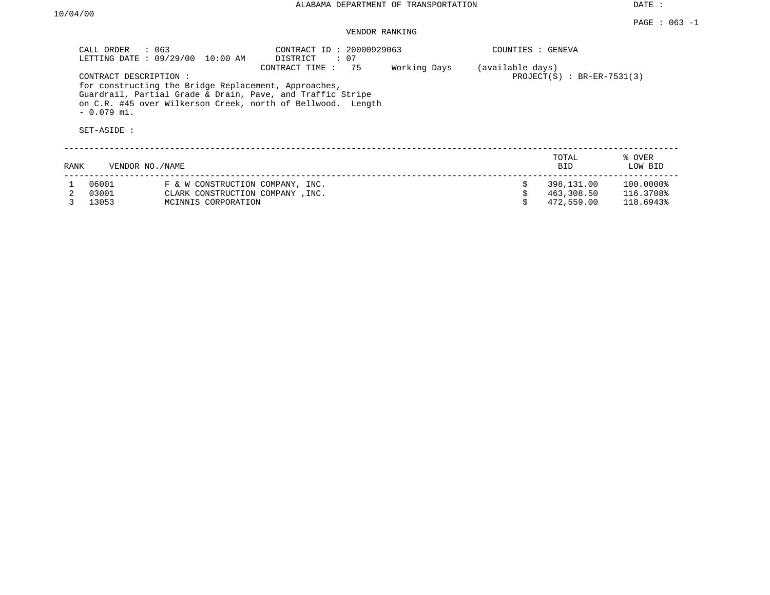# ALABAMA DEPARTMENT OF TRANSPORTATION

DATE :

10/04/00

## VENDOR RANKING

CALL ORDER : 063
LETTING DATE : 09/29/00 10:00 AM

CONTRACT ID : 20000929063
DISTRICT : 07
CONTRACT TIME : 75 Working Days (available days)

COUNTIES : GENEVA
PROJECT(S) : BR-ER-7531(3)

CONTRACT DESCRIPTION :
for constructing the Bridge Replacement, Approaches, Guardrail, Partial Grade & Drain, Pave, and Traffic Stripe on C.R. #45 over Wilkerson Creek, north of Bellwood. Length - 0.079 mi.

SET-ASIDE :

| RANK | VENDOR NO. | NAME | TOTAL BID | % OVER LOW BID |
|---|---|---|---|---|
| 1 | 06001 | F & W CONSTRUCTION COMPANY, INC. | $ 398,131.00 | 100.0000% |
| 2 | 03001 | CLARK CONSTRUCTION COMPANY ,INC. | $ 463,308.50 | 116.3708% |
| 3 | 13053 | MCINNIS CORPORATION | $ 472,559.00 | 118.6943% |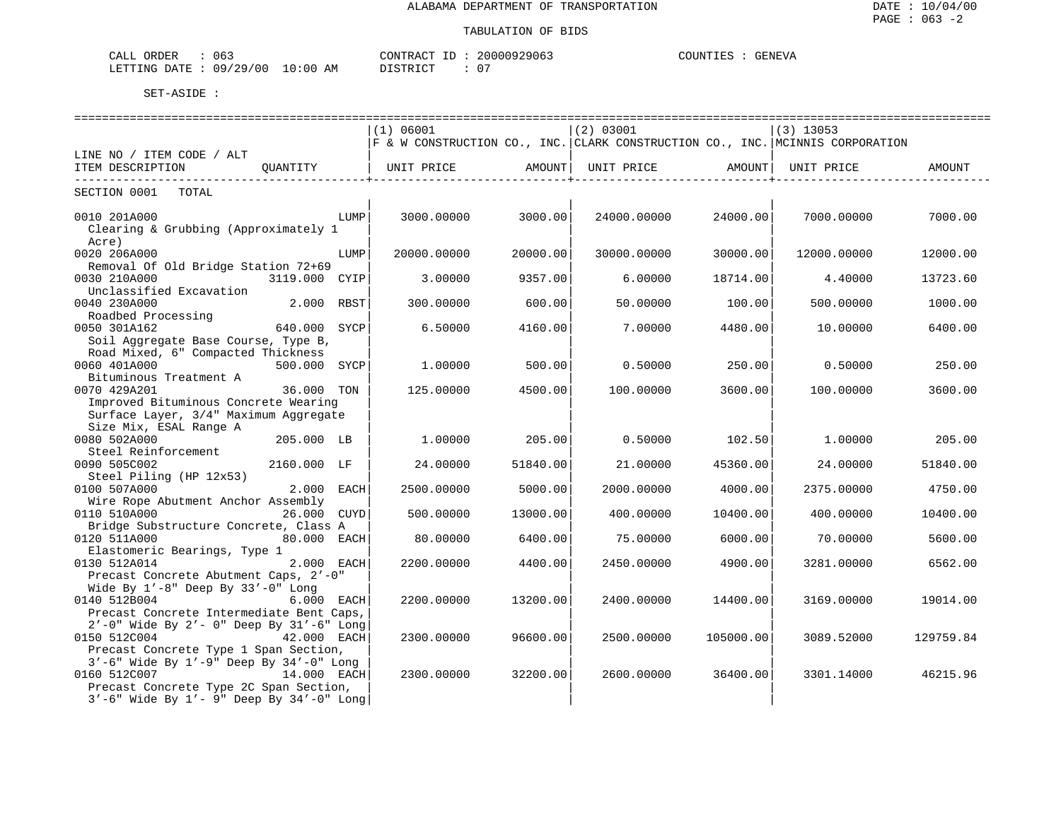ALABAMA DEPARTMENT OF TRANSPORTATION

TABULATION OF BIDS

CALL ORDER : 063 CONTRACT ID : 20000929063 COUNTIES : GENEVA
LETTING DATE : 09/29/00 10:00 AM DISTRICT : 07

SET-ASIDE :

| LINE NO / ITEM CODE / ALT ITEM DESCRIPTION | QUANTITY | (1) 06001 F & W CONSTRUCTION CO., INC. UNIT PRICE | AMOUNT | (2) 03001 CLARK CONSTRUCTION CO., INC. UNIT PRICE | AMOUNT | (3) 13053 MCINNIS CORPORATION UNIT PRICE | AMOUNT |
|---|---|---|---|---|---|---|---|
| SECTION 0001 TOTAL | | | | | | | |
| 0010 201A000 Clearing & Grubbing (Approximately 1 Acre) | LUMP | 3000.00000 | 3000.00 | 24000.00000 | 24000.00 | 7000.00000 | 7000.00 |
| 0020 206A000 Removal Of Old Bridge Station 72+69 | LUMP | 20000.00000 | 20000.00 | 30000.00000 | 30000.00 | 12000.00000 | 12000.00 |
| 0030 210A000 Unclassified Excavation | 3119.000 CYIP | 3.00000 | 9357.00 | 6.00000 | 18714.00 | 4.40000 | 13723.60 |
| 0040 230A000 Roadbed Processing | 2.000 RBST | 300.00000 | 600.00 | 50.00000 | 100.00 | 500.00000 | 1000.00 |
| 0050 301A162 Soil Aggregate Base Course, Type B, Road Mixed, 6" Compacted Thickness | 640.000 SYCP | 6.50000 | 4160.00 | 7.00000 | 4480.00 | 10.00000 | 6400.00 |
| 0060 401A000 Bituminous Treatment A | 500.000 SYCP | 1.00000 | 500.00 | 0.50000 | 250.00 | 0.50000 | 250.00 |
| 0070 429A201 Improved Bituminous Concrete Wearing Surface Layer, 3/4" Maximum Aggregate Size Mix, ESAL Range A | 36.000 TON | 125.00000 | 4500.00 | 100.00000 | 3600.00 | 100.00000 | 3600.00 |
| 0080 502A000 Steel Reinforcement | 205.000 LB | 1.00000 | 205.00 | 0.50000 | 102.50 | 1.00000 | 205.00 |
| 0090 505C002 Steel Piling (HP 12x53) | 2160.000 LF | 24.00000 | 51840.00 | 21.00000 | 45360.00 | 24.00000 | 51840.00 |
| 0100 507A000 Wire Rope Abutment Anchor Assembly | 2.000 EACH | 2500.00000 | 5000.00 | 2000.00000 | 4000.00 | 2375.00000 | 4750.00 |
| 0110 510A000 Bridge Substructure Concrete, Class A | 26.000 CUYD | 500.00000 | 13000.00 | 400.00000 | 10400.00 | 400.00000 | 10400.00 |
| 0120 511A000 Elastomeric Bearings, Type 1 | 80.000 EACH | 80.00000 | 6400.00 | 75.00000 | 6000.00 | 70.00000 | 5600.00 |
| 0130 512A014 Precast Concrete Abutment Caps, 2'-0" Wide By 1'-8" Deep By 33'-0" Long | 2.000 EACH | 2200.00000 | 4400.00 | 2450.00000 | 4900.00 | 3281.00000 | 6562.00 |
| 0140 512B004 Precast Concrete Intermediate Bent Caps, 2'-0" Wide By 2'- 0" Deep By 31'-6" Long | 6.000 EACH | 2200.00000 | 13200.00 | 2400.00000 | 14400.00 | 3169.00000 | 19014.00 |
| 0150 512C004 Precast Concrete Type 1 Span Section, 3'-6" Wide By 1'-9" Deep By 34'-0" Long | 42.000 EACH | 2300.00000 | 96600.00 | 2500.00000 | 105000.00 | 3089.52000 | 129759.84 |
| 0160 512C007 Precast Concrete Type 2C Span Section, 3'-6" Wide By 1'- 9" Deep By 34'-0" Long | 14.000 EACH | 2300.00000 | 32200.00 | 2600.00000 | 36400.00 | 3301.14000 | 46215.96 |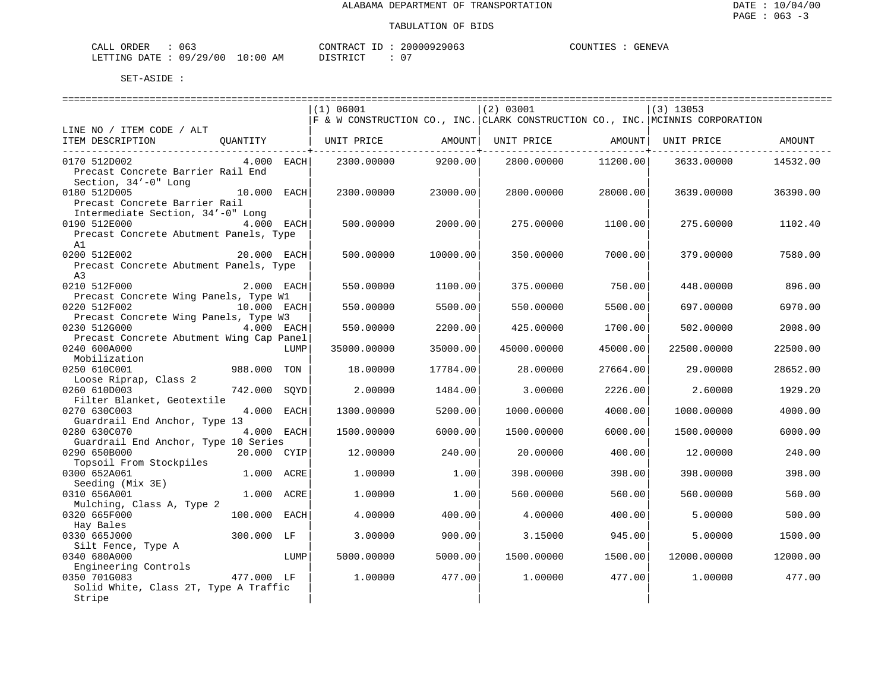ALABAMA DEPARTMENT OF TRANSPORTATION

TABULATION OF BIDS

DATE : 10/04/00
PAGE : 063 -3

CALL ORDER : 063 CONTRACT ID : 20000929063 COUNTIES : GENEVA
LETTING DATE : 09/29/00 10:00 AM DISTRICT : 07

SET-ASIDE :

| LINE NO / ITEM CODE / ALT ITEM DESCRIPTION | QUANTITY | (1) 06001 F & W CONSTRUCTION CO., INC. UNIT PRICE | AMOUNT | (2) 03001 CLARK CONSTRUCTION CO., INC. UNIT PRICE | AMOUNT | (3) 13053 MCINNIS CORPORATION UNIT PRICE | AMOUNT |
|---|---|---|---|---|---|---|---|
| 0170 512D002 Precast Concrete Barrier Rail End Section, 34'-0" Long | 4.000 EACH | 2300.00000 | 9200.00 | 2800.00000 | 11200.00 | 3633.00000 | 14532.00 |
| 0180 512D005 Precast Concrete Barrier Rail Intermediate Section, 34'-0" Long | 10.000 EACH | 2300.00000 | 23000.00 | 2800.00000 | 28000.00 | 3639.00000 | 36390.00 |
| 0190 512E000 Precast Concrete Abutment Panels, Type A1 | 4.000 EACH | 500.00000 | 2000.00 | 275.00000 | 1100.00 | 275.60000 | 1102.40 |
| 0200 512E002 Precast Concrete Abutment Panels, Type A3 | 20.000 EACH | 500.00000 | 10000.00 | 350.00000 | 7000.00 | 379.00000 | 7580.00 |
| 0210 512F000 Precast Concrete Wing Panels, Type W1 | 2.000 EACH | 550.00000 | 1100.00 | 375.00000 | 750.00 | 448.00000 | 896.00 |
| 0220 512F002 Precast Concrete Wing Panels, Type W3 | 10.000 EACH | 550.00000 | 5500.00 | 550.00000 | 5500.00 | 697.00000 | 6970.00 |
| 0230 512G000 Precast Concrete Abutment Wing Cap Panel | 4.000 EACH | 550.00000 | 2200.00 | 425.00000 | 1700.00 | 502.00000 | 2008.00 |
| 0240 600A000 Mobilization | LUMP | 35000.00000 | 35000.00 | 45000.00000 | 45000.00 | 22500.00000 | 22500.00 |
| 0250 610C001 Loose Riprap, Class 2 | 988.000 TON | 18.00000 | 17784.00 | 28.00000 | 27664.00 | 29.00000 | 28652.00 |
| 0260 610D003 Filter Blanket, Geotextile | 742.000 SQYD | 2.00000 | 1484.00 | 3.00000 | 2226.00 | 2.60000 | 1929.20 |
| 0270 630C003 Guardrail End Anchor, Type 13 | 4.000 EACH | 1300.00000 | 5200.00 | 1000.00000 | 4000.00 | 1000.00000 | 4000.00 |
| 0280 630C070 Guardrail End Anchor, Type 10 Series | 4.000 EACH | 1500.00000 | 6000.00 | 1500.00000 | 6000.00 | 1500.00000 | 6000.00 |
| 0290 650B000 Topsoil From Stockpiles | 20.000 CYIP | 12.00000 | 240.00 | 20.00000 | 400.00 | 12.00000 | 240.00 |
| 0300 652A061 Seeding (Mix 3E) | 1.000 ACRE | 1.00000 | 1.00 | 398.00000 | 398.00 | 398.00000 | 398.00 |
| 0310 656A001 Mulching, Class A, Type 2 | 1.000 ACRE | 1.00000 | 1.00 | 560.00000 | 560.00 | 560.00000 | 560.00 |
| 0320 665F000 Hay Bales | 100.000 EACH | 4.00000 | 400.00 | 4.00000 | 400.00 | 5.00000 | 500.00 |
| 0330 665J000 Silt Fence, Type A | 300.000 LF | 3.00000 | 900.00 | 3.15000 | 945.00 | 5.00000 | 1500.00 |
| 0340 680A000 Engineering Controls | LUMP | 5000.00000 | 5000.00 | 1500.00000 | 1500.00 | 12000.00000 | 12000.00 |
| 0350 701G083 Solid White, Class 2T, Type A Traffic Stripe | 477.000 LF | 1.00000 | 477.00 | 1.00000 | 477.00 | 1.00000 | 477.00 |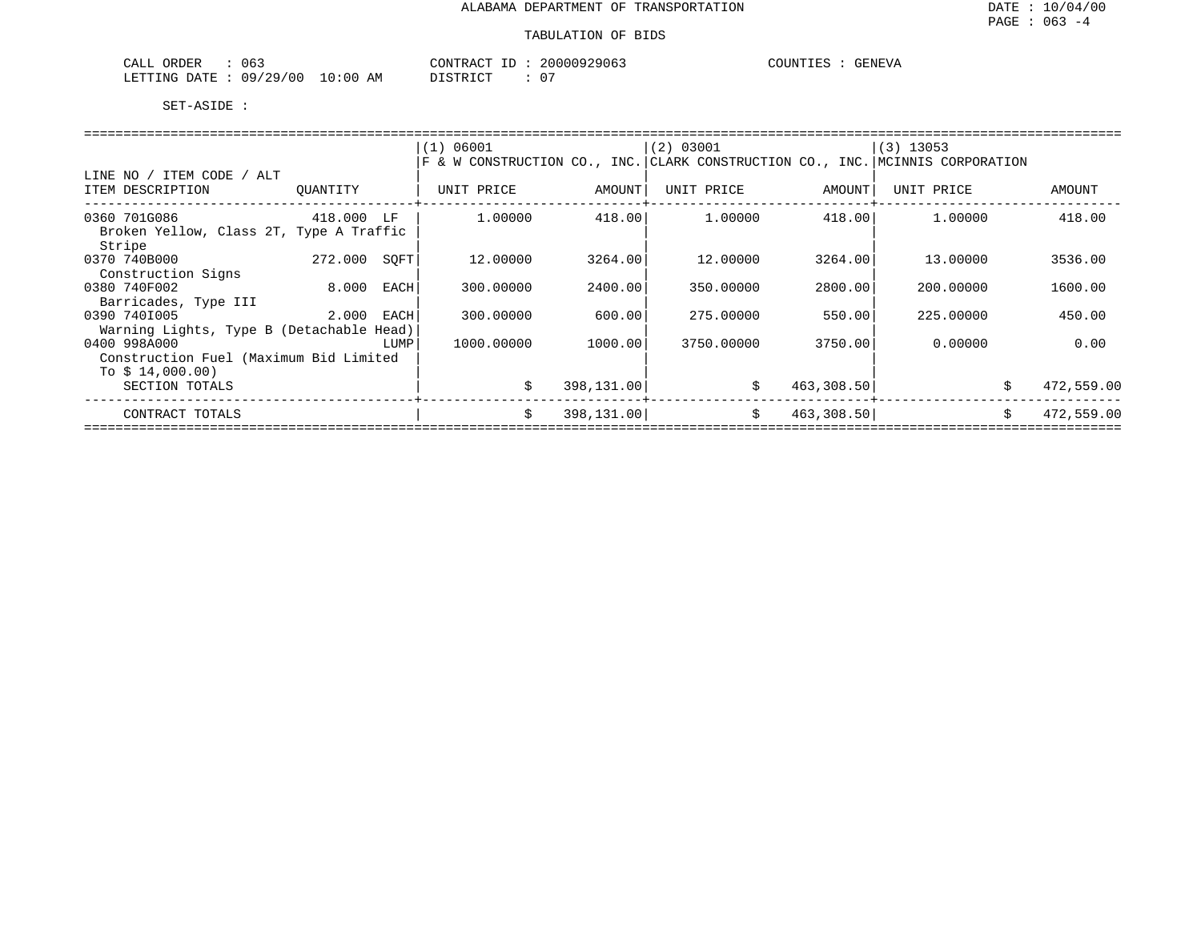ALABAMA DEPARTMENT OF TRANSPORTATION

DATE : 10/04/00

PAGE : 063 -4

TABULATION OF BIDS

CALL ORDER : 063 CONTRACT ID : 20000929063 COUNTIES : GENEVA
LETTING DATE : 09/29/00 10:00 AM DISTRICT : 07

SET-ASIDE :

| LINE NO / ITEM CODE / ALT<br>ITEM DESCRIPTION | QUANTITY | (1) 06001<br>F & W CONSTRUCTION CO., INC.<br>UNIT PRICE | AMOUNT | (2) 03001<br>CLARK CONSTRUCTION CO., INC.<br>UNIT PRICE | AMOUNT | (3) 13053<br>MCINNIS CORPORATION<br>UNIT PRICE | AMOUNT |
|---|---|---|---|---|---|---|---|
| 0360 701G086<br>Broken Yellow, Class 2T, Type A Traffic Stripe | 418.000 LF | 1.00000 | 418.00 | 1.00000 | 418.00 | 1.00000 | 418.00 |
| 0370 740B000<br>Construction Signs | 272.000 SQFT | 12.00000 | 3264.00 | 12.00000 | 3264.00 | 13.00000 | 3536.00 |
| 0380 740F002<br>Barricades, Type III | 8.000 EACH | 300.00000 | 2400.00 | 350.00000 | 2800.00 | 200.00000 | 1600.00 |
| 0390 740I005<br>Warning Lights, Type B (Detachable Head) | 2.000 EACH | 300.00000 | 600.00 | 275.00000 | 550.00 | 225.00000 | 450.00 |
| 0400 998A000<br>Construction Fuel (Maximum Bid Limited To $ 14,000.00) | LUMP | 1000.00000 | 1000.00 | 3750.00000 | 3750.00 | 0.00000 | 0.00 |
| SECTION TOTALS | | | $ 398,131.00 | | $ 463,308.50 | | $ 472,559.00 |
| CONTRACT TOTALS | | | $ 398,131.00 | | $ 463,308.50 | | $ 472,559.00 |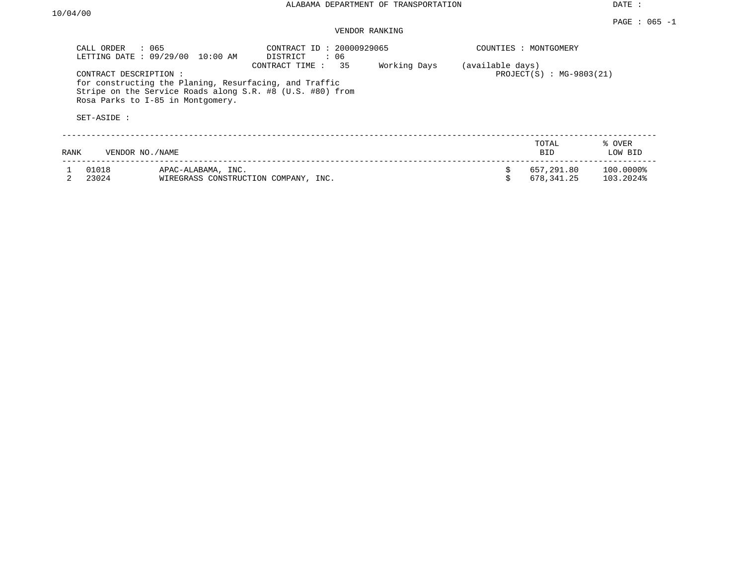ALABAMA DEPARTMENT OF TRANSPORTATION

DATE : 10/04/00

VENDOR RANKING

CALL ORDER : 065
LETTING DATE : 09/29/00 10:00 AM

CONTRACT ID : 20000929065
DISTRICT : 06
CONTRACT TIME : 35 Working Days (available days)

COUNTIES : MONTGOMERY

PROJECT(S) : MG-9803(21)

CONTRACT DESCRIPTION :
for constructing the Planing, Resurfacing, and Traffic Stripe on the Service Roads along S.R. #8 (U.S. #80) from Rosa Parks to I-85 in Montgomery.

SET-ASIDE :

| RANK | VENDOR NO. | NAME | TOTAL BID | % OVER LOW BID |
|---|---|---|---|---|
| 1 | 01018 | APAC-ALABAMA, INC. | $ 657,291.80 | 100.0000% |
| 2 | 23024 | WIREGRASS CONSTRUCTION COMPANY, INC. | $ 678,341.25 | 103.2024% |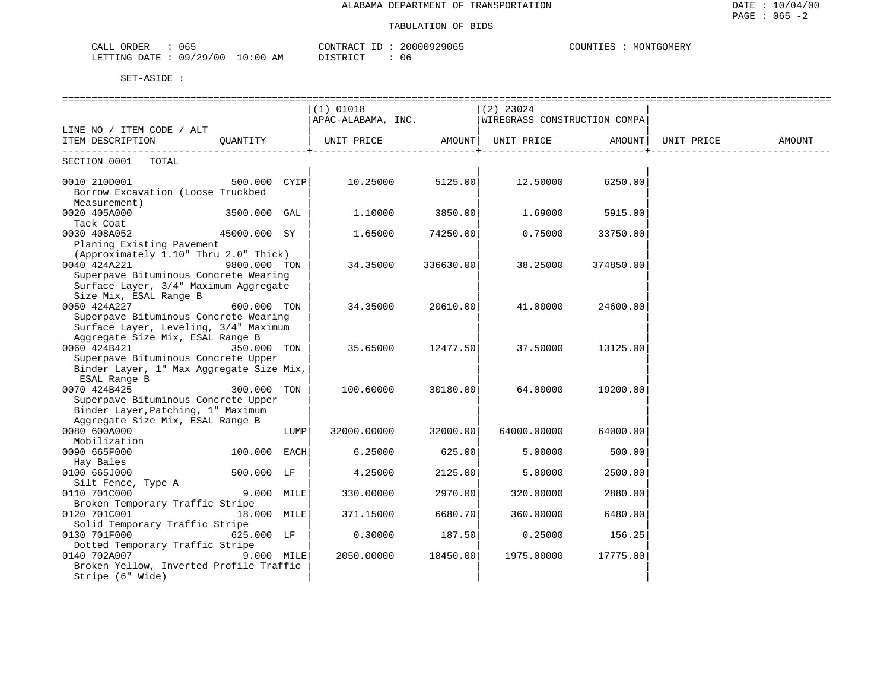ALABAMA DEPARTMENT OF TRANSPORTATION

TABULATION OF BIDS

DATE : 10/04/00
PAGE : 065 -2

CALL ORDER : 065 &nbsp;&nbsp;&nbsp; CONTRACT ID : 20000929065 &nbsp;&nbsp;&nbsp; COUNTIES : MONTGOMERY
LETTING DATE : 09/29/00 10:00 AM &nbsp;&nbsp;&nbsp; DISTRICT : 06

SET-ASIDE :

| LINE NO / ITEM CODE / ALT ITEM DESCRIPTION | QUANTITY | | (1) 01018 APAC-ALABAMA, INC. UNIT PRICE | AMOUNT | (2) 23024 WIREGRASS CONSTRUCTION COMPA UNIT PRICE | AMOUNT | UNIT PRICE | AMOUNT |
|---|---|---|---|---|---|---|---|---|
| SECTION 0001 TOTAL | | | | | | | | |
| 0010 210D001 Borrow Excavation (Loose Truckbed Measurement) | 500.000 | CYIP | 10.25000 | 5125.00 | 12.50000 | 6250.00 | | |
| 0020 405A000 Tack Coat | 3500.000 | GAL | 1.10000 | 3850.00 | 1.69000 | 5915.00 | | |
| 0030 408A052 Planing Existing Pavement (Approximately 1.10" Thru 2.0" Thick) | 45000.000 | SY | 1.65000 | 74250.00 | 0.75000 | 33750.00 | | |
| 0040 424A221 Superpave Bituminous Concrete Wearing Surface Layer, 3/4" Maximum Aggregate Size Mix, ESAL Range B | 9800.000 | TON | 34.35000 | 336630.00 | 38.25000 | 374850.00 | | |
| 0050 424A227 Superpave Bituminous Concrete Wearing Surface Layer, Leveling, 3/4" Maximum Aggregate Size Mix, ESAL Range B | 600.000 | TON | 34.35000 | 20610.00 | 41.00000 | 24600.00 | | |
| 0060 424B421 Superpave Bituminous Concrete Upper Binder Layer, 1" Max Aggregate Size Mix, ESAL Range B | 350.000 | TON | 35.65000 | 12477.50 | 37.50000 | 13125.00 | | |
| 0070 424B425 Superpave Bituminous Concrete Upper Binder Layer,Patching, 1" Maximum Aggregate Size Mix, ESAL Range B | 300.000 | TON | 100.60000 | 30180.00 | 64.00000 | 19200.00 | | |
| 0080 600A000 Mobilization | | LUMP | 32000.00000 | 32000.00 | 64000.00000 | 64000.00 | | |
| 0090 665F000 Hay Bales | 100.000 | EACH | 6.25000 | 625.00 | 5.00000 | 500.00 | | |
| 0100 665J000 Silt Fence, Type A | 500.000 | LF | 4.25000 | 2125.00 | 5.00000 | 2500.00 | | |
| 0110 701C000 Broken Temporary Traffic Stripe | 9.000 | MILE | 330.00000 | 2970.00 | 320.00000 | 2880.00 | | |
| 0120 701C001 Solid Temporary Traffic Stripe | 18.000 | MILE | 371.15000 | 6680.70 | 360.00000 | 6480.00 | | |
| 0130 701F000 Dotted Temporary Traffic Stripe | 625.000 | LF | 0.30000 | 187.50 | 0.25000 | 156.25 | | |
| 0140 702A007 Broken Yellow, Inverted Profile Traffic Stripe (6" Wide) | 9.000 | MILE | 2050.00000 | 18450.00 | 1975.00000 | 17775.00 | | |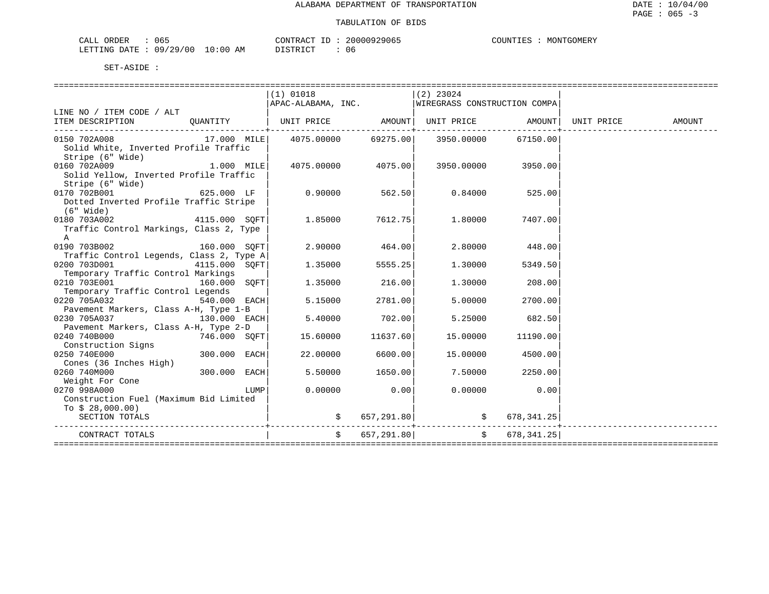# ALABAMA DEPARTMENT OF TRANSPORTATION

DATE : 10/04/00

## TABULATION OF BIDS

CALL ORDER : 065 CONTRACT ID : 20000929065 COUNTIES : MONTGOMERY
LETTING DATE : 09/29/00 10:00 AM DISTRICT : 06

SET-ASIDE :

| LINE NO / ITEM CODE / ALT ITEM DESCRIPTION | QUANTITY | (1) 01018 APAC-ALABAMA, INC. UNIT PRICE | AMOUNT | (2) 23024 WIREGRASS CONSTRUCTION COMPA UNIT PRICE | AMOUNT | UNIT PRICE | AMOUNT |
|---|---|---|---|---|---|---|---|
| 0150 702A008 Solid White, Inverted Profile Traffic Stripe (6" Wide) | 17.000 MILE | 4075.00000 | 69275.00 | 3950.00000 | 67150.00 | | |
| 0160 702A009 Solid Yellow, Inverted Profile Traffic Stripe (6" Wide) | 1.000 MILE | 4075.00000 | 4075.00 | 3950.00000 | 3950.00 | | |
| 0170 702B001 Dotted Inverted Profile Traffic Stripe (6" Wide) | 625.000 LF | 0.90000 | 562.50 | 0.84000 | 525.00 | | |
| 0180 703A002 Traffic Control Markings, Class 2, Type A | 4115.000 SQFT | 1.85000 | 7612.75 | 1.80000 | 7407.00 | | |
| 0190 703B002 Traffic Control Legends, Class 2, Type A | 160.000 SQFT | 2.90000 | 464.00 | 2.80000 | 448.00 | | |
| 0200 703D001 Temporary Traffic Control Markings | 4115.000 SQFT | 1.35000 | 5555.25 | 1.30000 | 5349.50 | | |
| 0210 703E001 Temporary Traffic Control Legends | 160.000 SQFT | 1.35000 | 216.00 | 1.30000 | 208.00 | | |
| 0220 705A032 Pavement Markers, Class A-H, Type 1-B | 540.000 EACH | 5.15000 | 2781.00 | 5.00000 | 2700.00 | | |
| 0230 705A037 Pavement Markers, Class A-H, Type 2-D | 130.000 EACH | 5.40000 | 702.00 | 5.25000 | 682.50 | | |
| 0240 740B000 Construction Signs | 746.000 SQFT | 15.60000 | 11637.60 | 15.00000 | 11190.00 | | |
| 0250 740E000 Cones (36 Inches High) | 300.000 EACH | 22.00000 | 6600.00 | 15.00000 | 4500.00 | | |
| 0260 740M000 Weight For Cone | 300.000 EACH | 5.50000 | 1650.00 | 7.50000 | 2250.00 | | |
| 0270 998A000 Construction Fuel (Maximum Bid Limited To $ 28,000.00) | LUMP | 0.00000 | 0.00 | 0.00000 | 0.00 | | |
| SECTION TOTALS | | | $ 657,291.80 | | $ 678,341.25 | | |
| CONTRACT TOTALS | | | $ 657,291.80 | | $ 678,341.25 | | |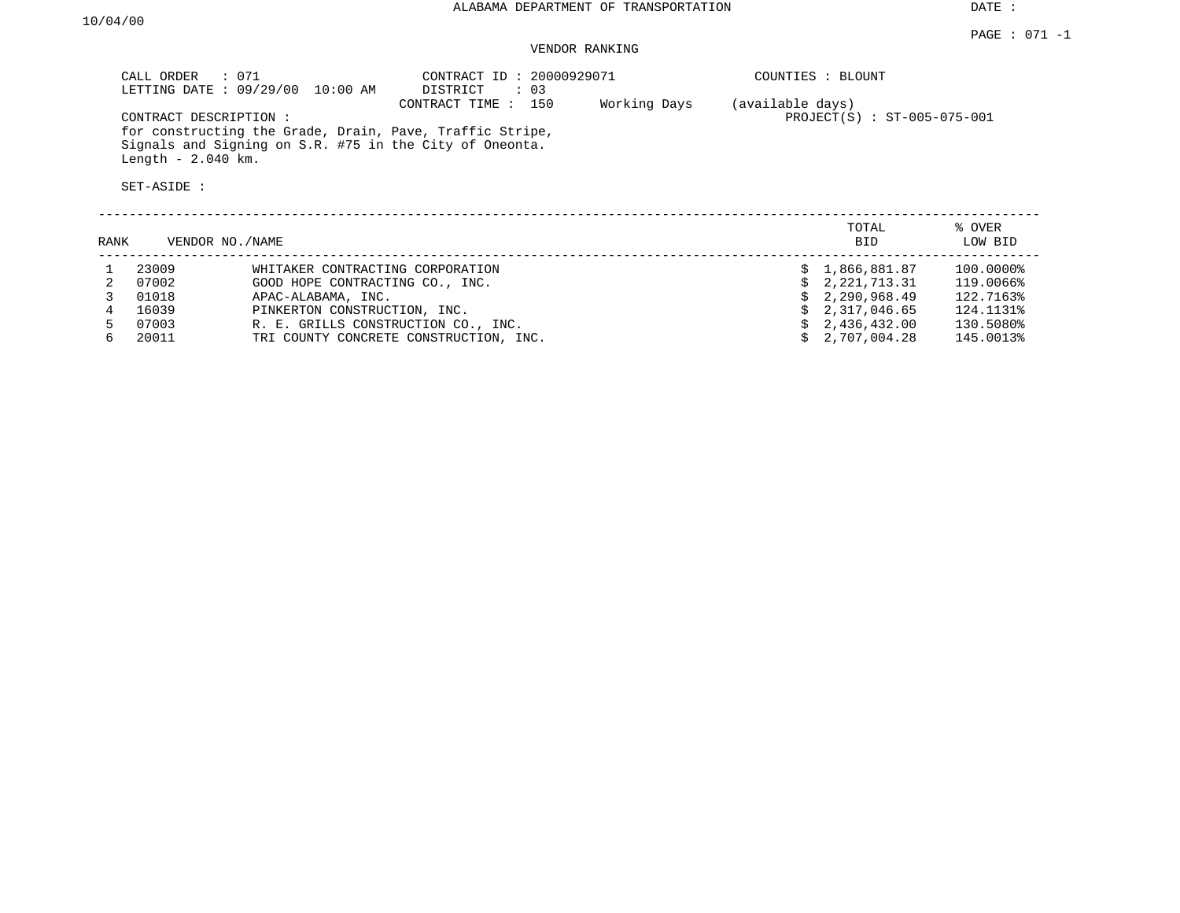ALABAMA DEPARTMENT OF TRANSPORTATION

DATE : 10/04/00

PAGE : 071 -1

VENDOR RANKING

CALL ORDER : 071
LETTING DATE : 09/29/00 10:00 AM

CONTRACT ID : 20000929071
DISTRICT : 03
CONTRACT TIME : 150 Working Days (available days)

COUNTIES : BLOUNT

PROJECT(S) : ST-005-075-001

CONTRACT DESCRIPTION :
for constructing the Grade, Drain, Pave, Traffic Stripe, Signals and Signing on S.R. #75 in the City of Oneonta.
Length - 2.040 km.

SET-ASIDE :

| RANK | VENDOR NO. | NAME | TOTAL BID | % OVER LOW BID |
|---|---|---|---|---|
| 1 | 23009 | WHITAKER CONTRACTING CORPORATION | $ 1,866,881.87 | 100.0000% |
| 2 | 07002 | GOOD HOPE CONTRACTING CO., INC. | $ 2,221,713.31 | 119.0066% |
| 3 | 01018 | APAC-ALABAMA, INC. | $ 2,290,968.49 | 122.7163% |
| 4 | 16039 | PINKERTON CONSTRUCTION, INC. | $ 2,317,046.65 | 124.1131% |
| 5 | 07003 | R. E. GRILLS CONSTRUCTION CO., INC. | $ 2,436,432.00 | 130.5080% |
| 6 | 20011 | TRI COUNTY CONCRETE CONSTRUCTION, INC. | $ 2,707,004.28 | 145.0013% |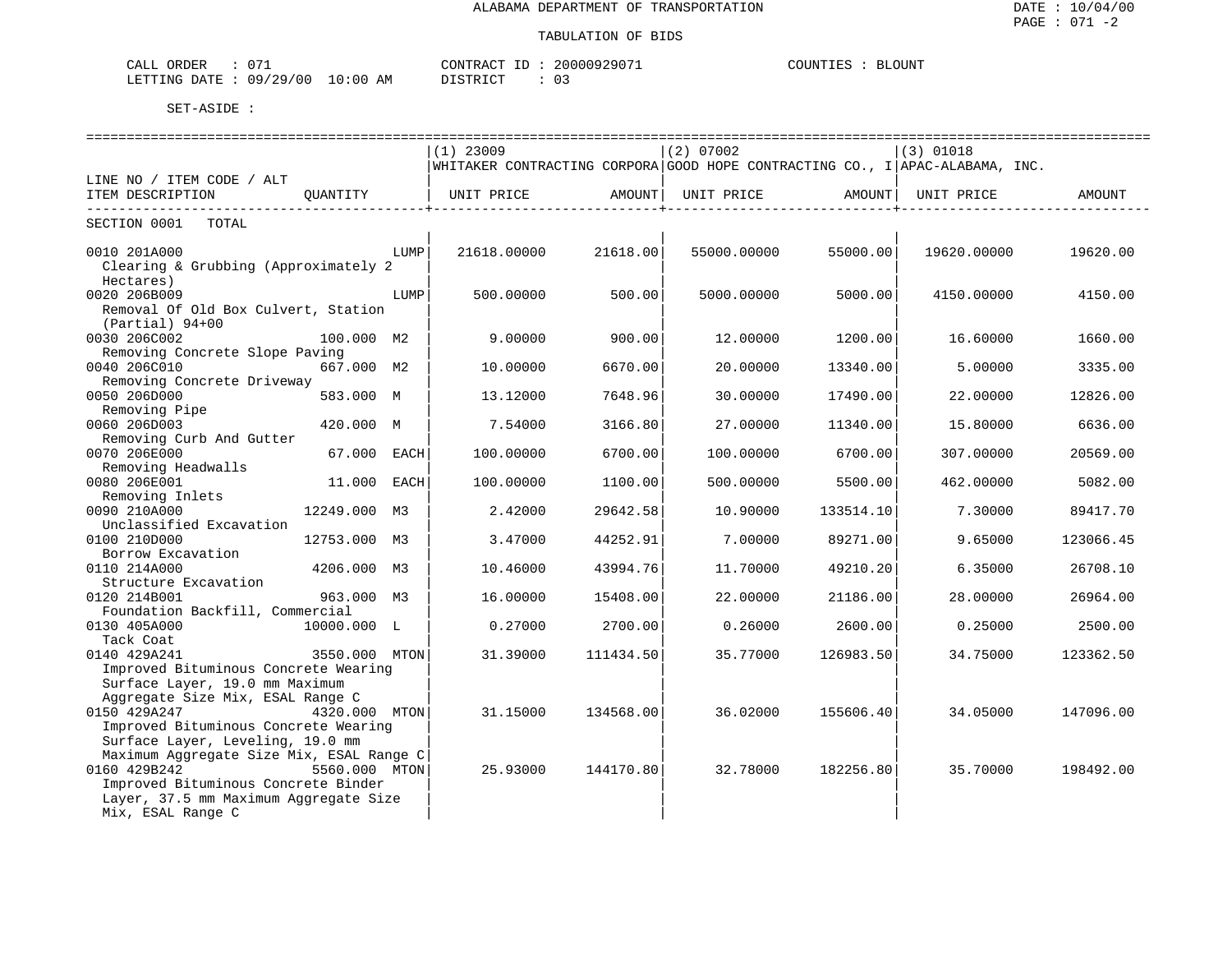ALABAMA DEPARTMENT OF TRANSPORTATION

TABULATION OF BIDS

DATE : 10/04/00
PAGE : 071 -2

CALL ORDER : 071 CONTRACT ID : 20000929071 COUNTIES : BLOUNT
LETTING DATE : 09/29/00 10:00 AM DISTRICT : 03

SET-ASIDE :

| LINE NO / ITEM CODE / ALT ITEM DESCRIPTION | QUANTITY | | (1) 23009 WHITAKER CONTRACTING CORPORA UNIT PRICE | AMOUNT | (2) 07002 GOOD HOPE CONTRACTING CO., I UNIT PRICE | AMOUNT | (3) 01018 APAC-ALABAMA, INC. UNIT PRICE | AMOUNT |
|---|---|---|---|---|---|---|---|---|
| SECTION 0001 TOTAL | | | | | | | | |
| 0010 201A000 Clearing & Grubbing (Approximately 2 Hectares) | | LUMP | 21618.00000 | 21618.00 | 55000.00000 | 55000.00 | 19620.00000 | 19620.00 |
| 0020 206B009 Removal Of Old Box Culvert, Station (Partial) 94+00 | | LUMP | 500.00000 | 500.00 | 5000.00000 | 5000.00 | 4150.00000 | 4150.00 |
| 0030 206C002 Removing Concrete Slope Paving | 100.000 | M2 | 9.00000 | 900.00 | 12.00000 | 1200.00 | 16.60000 | 1660.00 |
| 0040 206C010 Removing Concrete Driveway | 667.000 | M2 | 10.00000 | 6670.00 | 20.00000 | 13340.00 | 5.00000 | 3335.00 |
| 0050 206D000 Removing Pipe | 583.000 | M | 13.12000 | 7648.96 | 30.00000 | 17490.00 | 22.00000 | 12826.00 |
| 0060 206D003 Removing Curb And Gutter | 420.000 | M | 7.54000 | 3166.80 | 27.00000 | 11340.00 | 15.80000 | 6636.00 |
| 0070 206E000 Removing Headwalls | 67.000 | EACH | 100.00000 | 6700.00 | 100.00000 | 6700.00 | 307.00000 | 20569.00 |
| 0080 206E001 Removing Inlets | 11.000 | EACH | 100.00000 | 1100.00 | 500.00000 | 5500.00 | 462.00000 | 5082.00 |
| 0090 210A000 Unclassified Excavation | 12249.000 | M3 | 2.42000 | 29642.58 | 10.90000 | 133514.10 | 7.30000 | 89417.70 |
| 0100 210D000 Borrow Excavation | 12753.000 | M3 | 3.47000 | 44252.91 | 7.00000 | 89271.00 | 9.65000 | 123066.45 |
| 0110 214A000 Structure Excavation | 4206.000 | M3 | 10.46000 | 43994.76 | 11.70000 | 49210.20 | 6.35000 | 26708.10 |
| 0120 214B001 Foundation Backfill, Commercial | 963.000 | M3 | 16.00000 | 15408.00 | 22.00000 | 21186.00 | 28.00000 | 26964.00 |
| 0130 405A000 Tack Coat | 10000.000 | L | 0.27000 | 2700.00 | 0.26000 | 2600.00 | 0.25000 | 2500.00 |
| 0140 429A241 Improved Bituminous Concrete Wearing Surface Layer, 19.0 mm Maximum Aggregate Size Mix, ESAL Range C | 3550.000 | MTON | 31.39000 | 111434.50 | 35.77000 | 126983.50 | 34.75000 | 123362.50 |
| 0150 429A247 Improved Bituminous Concrete Wearing Surface Layer, Leveling, 19.0 mm Maximum Aggregate Size Mix, ESAL Range C | 4320.000 | MTON | 31.15000 | 134568.00 | 36.02000 | 155606.40 | 34.05000 | 147096.00 |
| 0160 429B242 Improved Bituminous Concrete Binder Layer, 37.5 mm Maximum Aggregate Size Mix, ESAL Range C | 5560.000 | MTON | 25.93000 | 144170.80 | 32.78000 | 182256.80 | 35.70000 | 198492.00 |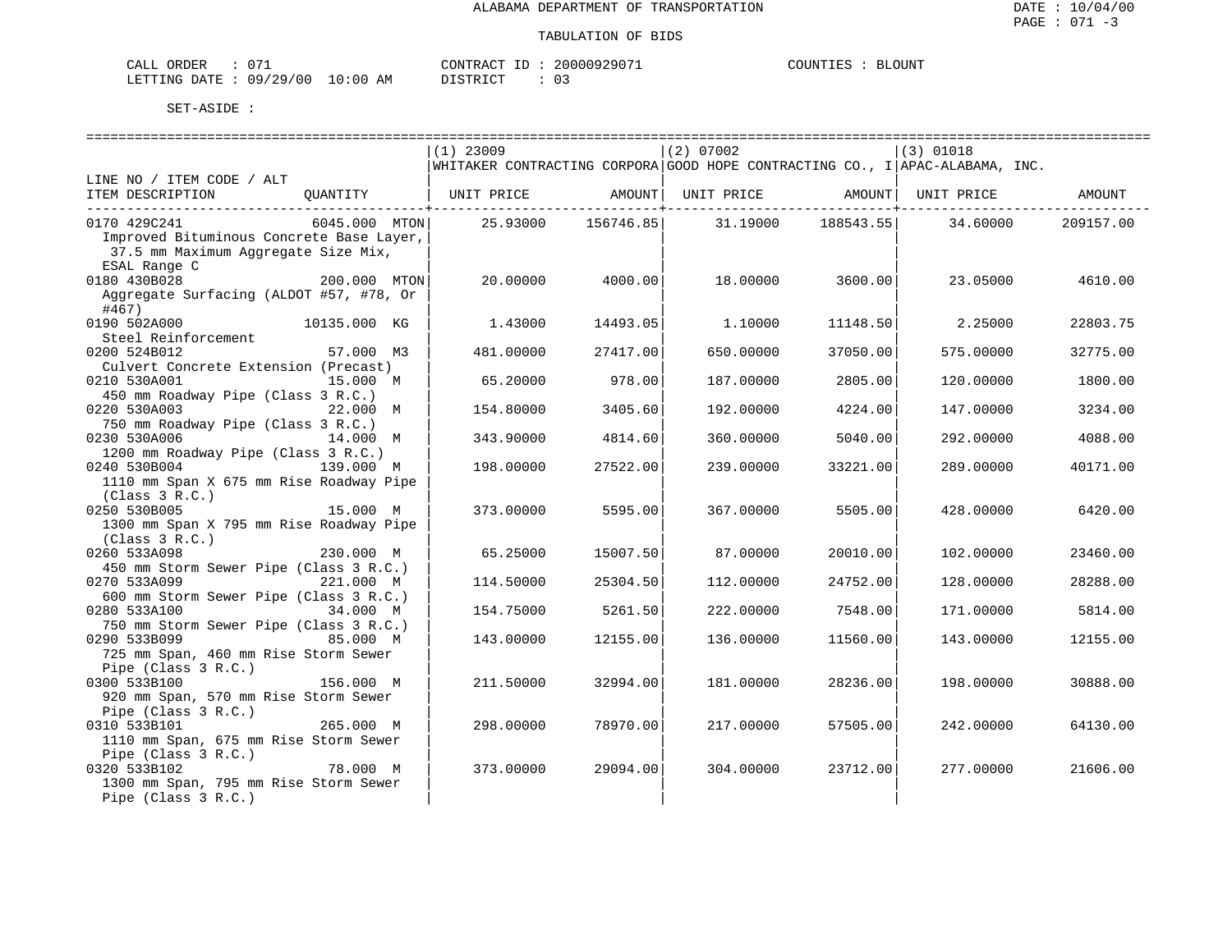ALABAMA DEPARTMENT OF TRANSPORTATION

TABULATION OF BIDS

DATE : 10/04/00
PAGE : 071 -3

CALL ORDER : 071
LETTING DATE : 09/29/00 10:00 AM

CONTRACT ID : 20000929071
DISTRICT : 03

COUNTIES : BLOUNT

SET-ASIDE :

| LINE NO / ITEM CODE / ALT<br>ITEM DESCRIPTION | QUANTITY | (1) 23009<br>WHITAKER CONTRACTING CORPORA<br>UNIT PRICE | AMOUNT | (2) 07002<br>GOOD HOPE CONTRACTING CO., I<br>UNIT PRICE | AMOUNT | (3) 01018<br>APAC-ALABAMA, INC.<br>UNIT PRICE | AMOUNT |
|---|---|---|---|---|---|---|---|
| 0170 429C241<br>Improved Bituminous Concrete Base Layer, 37.5 mm Maximum Aggregate Size Mix, ESAL Range C | 6045.000 MTON | 25.93000 | 156746.85 | 31.19000 | 188543.55 | 34.60000 | 209157.00 |
| 0180 430B028<br>Aggregate Surfacing (ALDOT #57, #78, Or #467) | 200.000 MTON | 20.00000 | 4000.00 | 18.00000 | 3600.00 | 23.05000 | 4610.00 |
| 0190 502A000<br>Steel Reinforcement | 10135.000 KG | 1.43000 | 14493.05 | 1.10000 | 11148.50 | 2.25000 | 22803.75 |
| 0200 524B012<br>Culvert Concrete Extension (Precast) | 57.000 M3 | 481.00000 | 27417.00 | 650.00000 | 37050.00 | 575.00000 | 32775.00 |
| 0210 530A001<br>450 mm Roadway Pipe (Class 3 R.C.) | 15.000 M | 65.20000 | 978.00 | 187.00000 | 2805.00 | 120.00000 | 1800.00 |
| 0220 530A003<br>750 mm Roadway Pipe (Class 3 R.C.) | 22.000 M | 154.80000 | 3405.60 | 192.00000 | 4224.00 | 147.00000 | 3234.00 |
| 0230 530A006<br>1200 mm Roadway Pipe (Class 3 R.C.) | 14.000 M | 343.90000 | 4814.60 | 360.00000 | 5040.00 | 292.00000 | 4088.00 |
| 0240 530B004<br>1110 mm Span X 675 mm Rise Roadway Pipe (Class 3 R.C.) | 139.000 M | 198.00000 | 27522.00 | 239.00000 | 33221.00 | 289.00000 | 40171.00 |
| 0250 530B005<br>1300 mm Span X 795 mm Rise Roadway Pipe (Class 3 R.C.) | 15.000 M | 373.00000 | 5595.00 | 367.00000 | 5505.00 | 428.00000 | 6420.00 |
| 0260 533A098<br>450 mm Storm Sewer Pipe (Class 3 R.C.) | 230.000 M | 65.25000 | 15007.50 | 87.00000 | 20010.00 | 102.00000 | 23460.00 |
| 0270 533A099<br>600 mm Storm Sewer Pipe (Class 3 R.C.) | 221.000 M | 114.50000 | 25304.50 | 112.00000 | 24752.00 | 128.00000 | 28288.00 |
| 0280 533A100<br>750 mm Storm Sewer Pipe (Class 3 R.C.) | 34.000 M | 154.75000 | 5261.50 | 222.00000 | 7548.00 | 171.00000 | 5814.00 |
| 0290 533B099<br>725 mm Span, 460 mm Rise Storm Sewer Pipe (Class 3 R.C.) | 85.000 M | 143.00000 | 12155.00 | 136.00000 | 11560.00 | 143.00000 | 12155.00 |
| 0300 533B100<br>920 mm Span, 570 mm Rise Storm Sewer Pipe (Class 3 R.C.) | 156.000 M | 211.50000 | 32994.00 | 181.00000 | 28236.00 | 198.00000 | 30888.00 |
| 0310 533B101<br>1110 mm Span, 675 mm Rise Storm Sewer Pipe (Class 3 R.C.) | 265.000 M | 298.00000 | 78970.00 | 217.00000 | 57505.00 | 242.00000 | 64130.00 |
| 0320 533B102<br>1300 mm Span, 795 mm Rise Storm Sewer Pipe (Class 3 R.C.) | 78.000 M | 373.00000 | 29094.00 | 304.00000 | 23712.00 | 277.00000 | 21606.00 |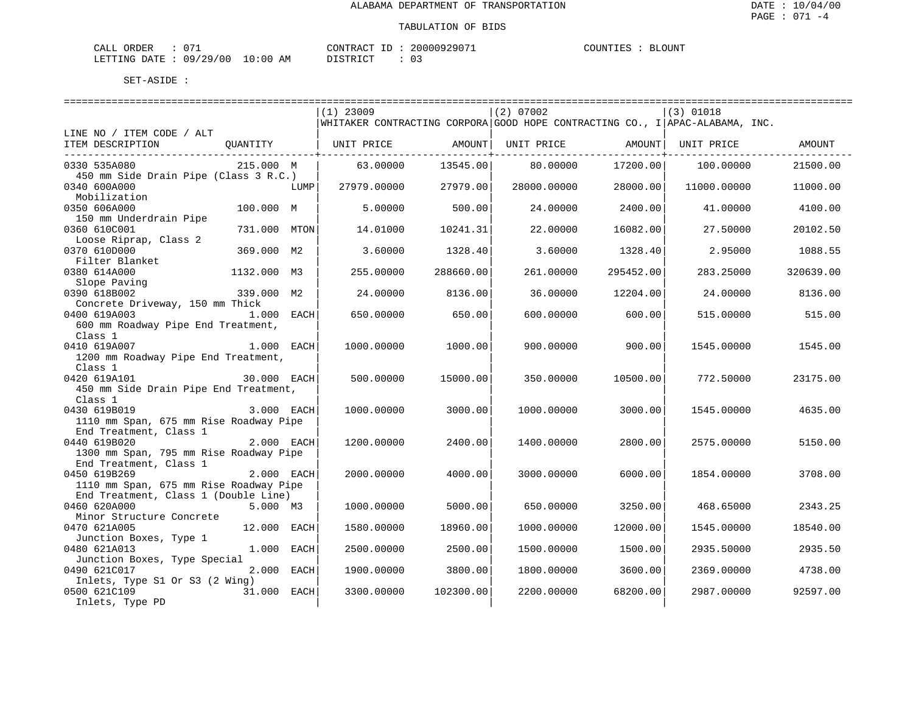ALABAMA DEPARTMENT OF TRANSPORTATION

TABULATION OF BIDS

CALL ORDER : 071 CONTRACT ID : 20000929071 COUNTIES : BLOUNT
LETTING DATE : 09/29/00 10:00 AM DISTRICT : 03

SET-ASIDE :

| LINE NO / ITEM CODE / ALT ITEM DESCRIPTION | QUANTITY | (1) 23009 WHITAKER CONTRACTING CORPORA UNIT PRICE | AMOUNT | (2) 07002 GOOD HOPE CONTRACTING CO., I UNIT PRICE | AMOUNT | (3) 01018 APAC-ALABAMA, INC. UNIT PRICE | AMOUNT |
|---|---|---|---|---|---|---|---|
| 0330 535A080 450 mm Side Drain Pipe (Class 3 R.C.) | 215.000 M | 63.00000 | 13545.00 | 80.00000 | 17200.00 | 100.00000 | 21500.00 |
| 0340 600A000 Mobilization | LUMP | 27979.00000 | 27979.00 | 28000.00000 | 28000.00 | 11000.00000 | 11000.00 |
| 0350 606A000 150 mm Underdrain Pipe | 100.000 M | 5.00000 | 500.00 | 24.00000 | 2400.00 | 41.00000 | 4100.00 |
| 0360 610C001 Loose Riprap, Class 2 | 731.000 MTON | 14.01000 | 10241.31 | 22.00000 | 16082.00 | 27.50000 | 20102.50 |
| 0370 610D000 Filter Blanket | 369.000 M2 | 3.60000 | 1328.40 | 3.60000 | 1328.40 | 2.95000 | 1088.55 |
| 0380 614A000 Slope Paving | 1132.000 M3 | 255.00000 | 288660.00 | 261.00000 | 295452.00 | 283.25000 | 320639.00 |
| 0390 618B002 Concrete Driveway, 150 mm Thick | 339.000 M2 | 24.00000 | 8136.00 | 36.00000 | 12204.00 | 24.00000 | 8136.00 |
| 0400 619A003 600 mm Roadway Pipe End Treatment, Class 1 | 1.000 EACH | 650.00000 | 650.00 | 600.00000 | 600.00 | 515.00000 | 515.00 |
| 0410 619A007 1200 mm Roadway Pipe End Treatment, Class 1 | 1.000 EACH | 1000.00000 | 1000.00 | 900.00000 | 900.00 | 1545.00000 | 1545.00 |
| 0420 619A101 450 mm Side Drain Pipe End Treatment, Class 1 | 30.000 EACH | 500.00000 | 15000.00 | 350.00000 | 10500.00 | 772.50000 | 23175.00 |
| 0430 619B019 1110 mm Span, 675 mm Rise Roadway Pipe End Treatment, Class 1 | 3.000 EACH | 1000.00000 | 3000.00 | 1000.00000 | 3000.00 | 1545.00000 | 4635.00 |
| 0440 619B020 1300 mm Span, 795 mm Rise Roadway Pipe End Treatment, Class 1 | 2.000 EACH | 1200.00000 | 2400.00 | 1400.00000 | 2800.00 | 2575.00000 | 5150.00 |
| 0450 619B269 1110 mm Span, 675 mm Rise Roadway Pipe End Treatment, Class 1 (Double Line) | 2.000 EACH | 2000.00000 | 4000.00 | 3000.00000 | 6000.00 | 1854.00000 | 3708.00 |
| 0460 620A000 Minor Structure Concrete | 5.000 M3 | 1000.00000 | 5000.00 | 650.00000 | 3250.00 | 468.65000 | 2343.25 |
| 0470 621A005 Junction Boxes, Type 1 | 12.000 EACH | 1580.00000 | 18960.00 | 1000.00000 | 12000.00 | 1545.00000 | 18540.00 |
| 0480 621A013 Junction Boxes, Type Special | 1.000 EACH | 2500.00000 | 2500.00 | 1500.00000 | 1500.00 | 2935.50000 | 2935.50 |
| 0490 621C017 Inlets, Type S1 Or S3 (2 Wing) | 2.000 EACH | 1900.00000 | 3800.00 | 1800.00000 | 3600.00 | 2369.00000 | 4738.00 |
| 0500 621C109 Inlets, Type PD | 31.000 EACH | 3300.00000 | 102300.00 | 2200.00000 | 68200.00 | 2987.00000 | 92597.00 |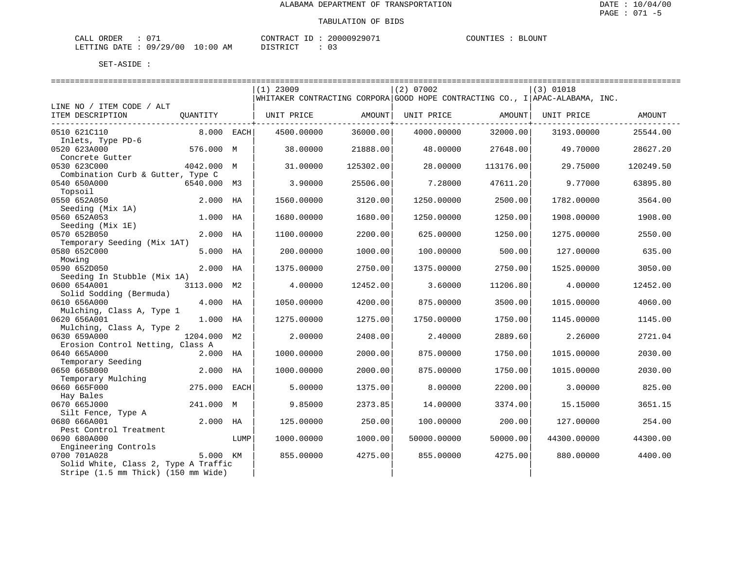ALABAMA DEPARTMENT OF TRANSPORTATION

TABULATION OF BIDS

DATE : 10/04/00
PAGE : 071 -5

CALL ORDER : 071
LETTING DATE : 09/29/00 10:00 AM

CONTRACT ID : 20000929071
DISTRICT : 03

COUNTIES : BLOUNT

SET-ASIDE :

| LINE NO / ITEM CODE / ALT ITEM DESCRIPTION | QUANTITY | | (1) 23009 WHITAKER CONTRACTING CORPORA UNIT PRICE | AMOUNT | (2) 07002 GOOD HOPE CONTRACTING CO., I UNIT PRICE | AMOUNT | (3) 01018 APAC-ALABAMA, INC. UNIT PRICE | AMOUNT |
|---|---|---|---|---|---|---|---|---|
| 0510 621C110 Inlets, Type PD-6 | 8.000 | EACH | 4500.00000 | 36000.00 | 4000.00000 | 32000.00 | 3193.00000 | 25544.00 |
| 0520 623A000 Concrete Gutter | 576.000 | M | 38.00000 | 21888.00 | 48.00000 | 27648.00 | 49.70000 | 28627.20 |
| 0530 623C000 Combination Curb & Gutter, Type C | 4042.000 | M | 31.00000 | 125302.00 | 28.00000 | 113176.00 | 29.75000 | 120249.50 |
| 0540 650A000 Topsoil | 6540.000 | M3 | 3.90000 | 25506.00 | 7.28000 | 47611.20 | 9.77000 | 63895.80 |
| 0550 652A050 Seeding (Mix 1A) | 2.000 | HA | 1560.00000 | 3120.00 | 1250.00000 | 2500.00 | 1782.00000 | 3564.00 |
| 0560 652A053 Seeding (Mix 1E) | 1.000 | HA | 1680.00000 | 1680.00 | 1250.00000 | 1250.00 | 1908.00000 | 1908.00 |
| 0570 652B050 Temporary Seeding (Mix 1AT) | 2.000 | HA | 1100.00000 | 2200.00 | 625.00000 | 1250.00 | 1275.00000 | 2550.00 |
| 0580 652C000 Mowing | 5.000 | HA | 200.00000 | 1000.00 | 100.00000 | 500.00 | 127.00000 | 635.00 |
| 0590 652D050 Seeding In Stubble (Mix 1A) | 2.000 | HA | 1375.00000 | 2750.00 | 1375.00000 | 2750.00 | 1525.00000 | 3050.00 |
| 0600 654A001 Solid Sodding (Bermuda) | 3113.000 | M2 | 4.00000 | 12452.00 | 3.60000 | 11206.80 | 4.00000 | 12452.00 |
| 0610 656A000 Mulching, Class A, Type 1 | 4.000 | HA | 1050.00000 | 4200.00 | 875.00000 | 3500.00 | 1015.00000 | 4060.00 |
| 0620 656A001 Mulching, Class A, Type 2 | 1.000 | HA | 1275.00000 | 1275.00 | 1750.00000 | 1750.00 | 1145.00000 | 1145.00 |
| 0630 659A000 Erosion Control Netting, Class A | 1204.000 | M2 | 2.00000 | 2408.00 | 2.40000 | 2889.60 | 2.26000 | 2721.04 |
| 0640 665A000 Temporary Seeding | 2.000 | HA | 1000.00000 | 2000.00 | 875.00000 | 1750.00 | 1015.00000 | 2030.00 |
| 0650 665B000 Temporary Mulching | 2.000 | HA | 1000.00000 | 2000.00 | 875.00000 | 1750.00 | 1015.00000 | 2030.00 |
| 0660 665F000 Hay Bales | 275.000 | EACH | 5.00000 | 1375.00 | 8.00000 | 2200.00 | 3.00000 | 825.00 |
| 0670 665J000 Silt Fence, Type A | 241.000 | M | 9.85000 | 2373.85 | 14.00000 | 3374.00 | 15.15000 | 3651.15 |
| 0680 666A001 Pest Control Treatment | 2.000 | HA | 125.00000 | 250.00 | 100.00000 | 200.00 | 127.00000 | 254.00 |
| 0690 680A000 Engineering Controls | | LUMP | 1000.00000 | 1000.00 | 50000.00000 | 50000.00 | 44300.00000 | 44300.00 |
| 0700 701A028 Solid White, Class 2, Type A Traffic Stripe (1.5 mm Thick) (150 mm Wide) | 5.000 | KM | 855.00000 | 4275.00 | 855.00000 | 4275.00 | 880.00000 | 4400.00 |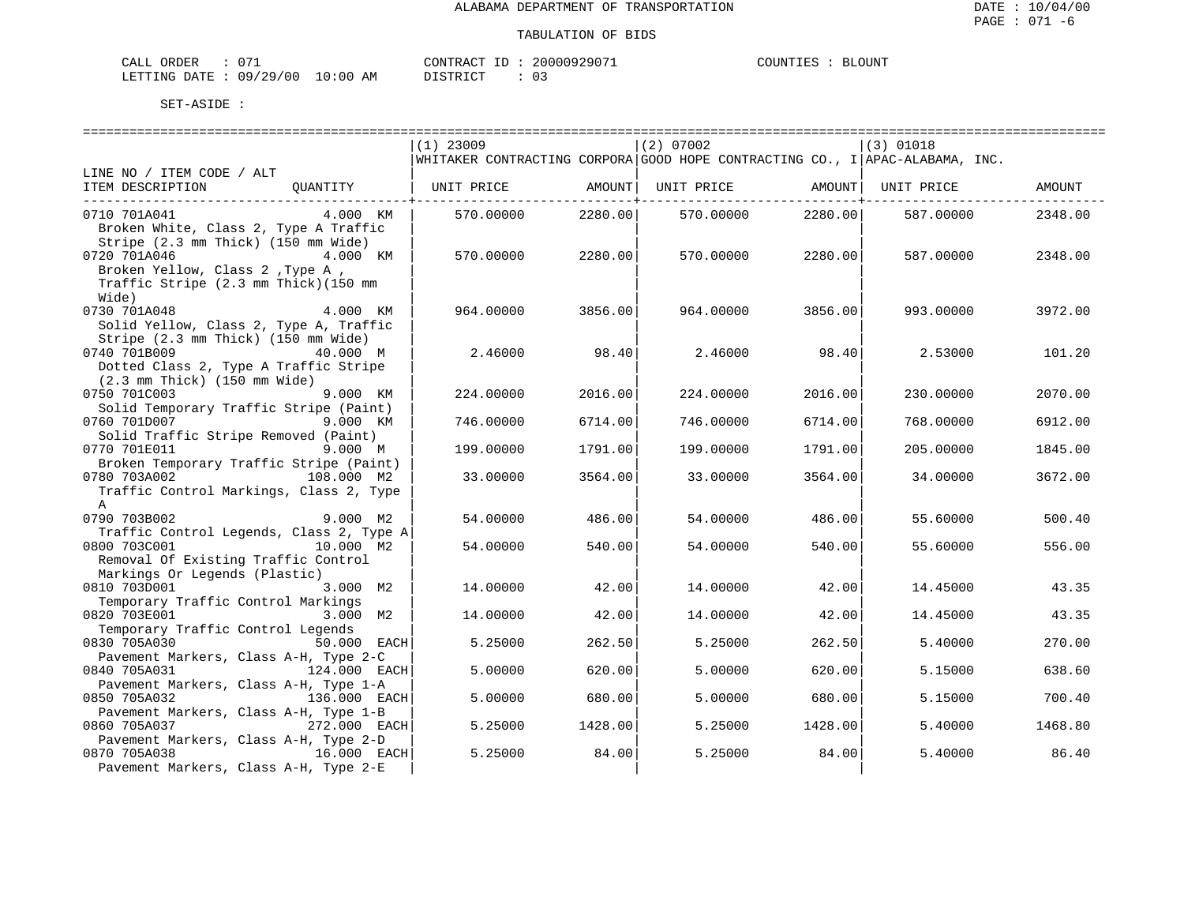ALABAMA DEPARTMENT OF TRANSPORTATION

TABULATION OF BIDS

CALL ORDER : 071 CONTRACT ID : 20000929071 COUNTIES : BLOUNT
LETTING DATE : 09/29/00 10:00 AM DISTRICT : 03

SET-ASIDE :

| LINE NO / ITEM CODE / ALT<br>ITEM DESCRIPTION | QUANTITY | (1) 23009<br>WHITAKER CONTRACTING CORPORA<br>UNIT PRICE | AMOUNT | (2) 07002<br>GOOD HOPE CONTRACTING CO., I<br>UNIT PRICE | AMOUNT | (3) 01018<br>APAC-ALABAMA, INC.<br>UNIT PRICE | AMOUNT |
|---|---|---|---|---|---|---|---|
| 0710 701A041<br>Broken White, Class 2, Type A Traffic Stripe (2.3 mm Thick) (150 mm Wide) | 4.000 KM | 570.00000 | 2280.00 | 570.00000 | 2280.00 | 587.00000 | 2348.00 |
| 0720 701A046<br>Broken Yellow, Class 2 ,Type A , Traffic Stripe (2.3 mm Thick)(150 mm Wide) | 4.000 KM | 570.00000 | 2280.00 | 570.00000 | 2280.00 | 587.00000 | 2348.00 |
| 0730 701A048<br>Solid Yellow, Class 2, Type A, Traffic Stripe (2.3 mm Thick) (150 mm Wide) | 4.000 KM | 964.00000 | 3856.00 | 964.00000 | 3856.00 | 993.00000 | 3972.00 |
| 0740 701B009<br>Dotted Class 2, Type A Traffic Stripe (2.3 mm Thick) (150 mm Wide) | 40.000 M | 2.46000 | 98.40 | 2.46000 | 98.40 | 2.53000 | 101.20 |
| 0750 701C003<br>Solid Temporary Traffic Stripe (Paint) | 9.000 KM | 224.00000 | 2016.00 | 224.00000 | 2016.00 | 230.00000 | 2070.00 |
| 0760 701D007<br>Solid Traffic Stripe Removed (Paint) | 9.000 KM | 746.00000 | 6714.00 | 746.00000 | 6714.00 | 768.00000 | 6912.00 |
| 0770 701E011<br>Broken Temporary Traffic Stripe (Paint) | 9.000 M | 199.00000 | 1791.00 | 199.00000 | 1791.00 | 205.00000 | 1845.00 |
| 0780 703A002<br>Traffic Control Markings, Class 2, Type A | 108.000 M2 | 33.00000 | 3564.00 | 33.00000 | 3564.00 | 34.00000 | 3672.00 |
| 0790 703B002<br>Traffic Control Legends, Class 2, Type A | 9.000 M2 | 54.00000 | 486.00 | 54.00000 | 486.00 | 55.60000 | 500.40 |
| 0800 703C001<br>Removal Of Existing Traffic Control Markings Or Legends (Plastic) | 10.000 M2 | 54.00000 | 540.00 | 54.00000 | 540.00 | 55.60000 | 556.00 |
| 0810 703D001<br>Temporary Traffic Control Markings | 3.000 M2 | 14.00000 | 42.00 | 14.00000 | 42.00 | 14.45000 | 43.35 |
| 0820 703E001<br>Temporary Traffic Control Legends | 3.000 M2 | 14.00000 | 42.00 | 14.00000 | 42.00 | 14.45000 | 43.35 |
| 0830 705A030<br>Pavement Markers, Class A-H, Type 2-C | 50.000 EACH | 5.25000 | 262.50 | 5.25000 | 262.50 | 5.40000 | 270.00 |
| 0840 705A031<br>Pavement Markers, Class A-H, Type 1-A | 124.000 EACH | 5.00000 | 620.00 | 5.00000 | 620.00 | 5.15000 | 638.60 |
| 0850 705A032<br>Pavement Markers, Class A-H, Type 1-B | 136.000 EACH | 5.00000 | 680.00 | 5.00000 | 680.00 | 5.15000 | 700.40 |
| 0860 705A037<br>Pavement Markers, Class A-H, Type 2-D | 272.000 EACH | 5.25000 | 1428.00 | 5.25000 | 1428.00 | 5.40000 | 1468.80 |
| 0870 705A038<br>Pavement Markers, Class A-H, Type 2-E | 16.000 EACH | 5.25000 | 84.00 | 5.25000 | 84.00 | 5.40000 | 86.40 |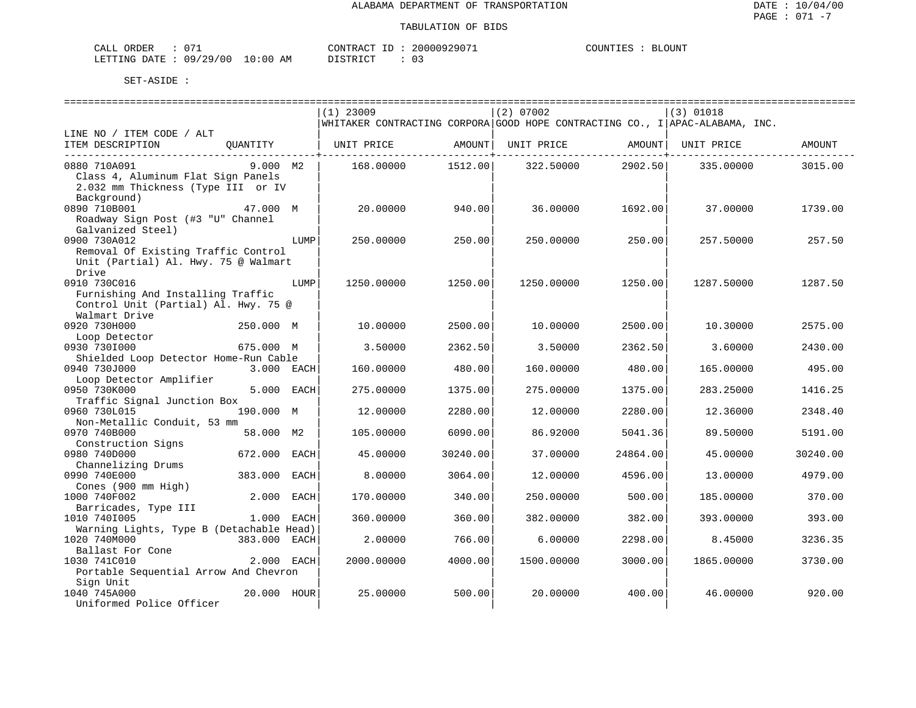ALABAMA DEPARTMENT OF TRANSPORTATION

TABULATION OF BIDS

CALL ORDER : 071　　　CONTRACT ID : 20000929071　　　COUNTIES : BLOUNT
LETTING DATE : 09/29/00 10:00 AM　　　DISTRICT : 03

SET-ASIDE :

| LINE NO / ITEM CODE / ALT<br>ITEM DESCRIPTION | QUANTITY | (1) 23009<br>WHITAKER CONTRACTING CORPORA<br>UNIT PRICE | <br><br>AMOUNT | (2) 07002<br>GOOD HOPE CONTRACTING CO., I<br>UNIT PRICE | <br><br>AMOUNT | (3) 01018<br>APAC-ALABAMA, INC.<br>UNIT PRICE | <br><br>AMOUNT |
|---|---|---|---|---|---|---|---|
| 0880 710A091<br>Class 4, Aluminum Flat Sign Panels 2.032 mm Thickness (Type III or IV Background) | 9.000 M2 | 168.00000 | 1512.00 | 322.50000 | 2902.50 | 335.00000 | 3015.00 |
| 0890 710B001<br>Roadway Sign Post (#3 "U" Channel Galvanized Steel) | 47.000 M | 20.00000 | 940.00 | 36.00000 | 1692.00 | 37.00000 | 1739.00 |
| 0900 730A012<br>Removal Of Existing Traffic Control Unit (Partial) Al. Hwy. 75 @ Walmart Drive | LUMP | 250.00000 | 250.00 | 250.00000 | 250.00 | 257.50000 | 257.50 |
| 0910 730C016<br>Furnishing And Installing Traffic Control Unit (Partial) Al. Hwy. 75 @ Walmart Drive | LUMP | 1250.00000 | 1250.00 | 1250.00000 | 1250.00 | 1287.50000 | 1287.50 |
| 0920 730H000<br>Loop Detector | 250.000 M | 10.00000 | 2500.00 | 10.00000 | 2500.00 | 10.30000 | 2575.00 |
| 0930 730I000<br>Shielded Loop Detector Home-Run Cable | 675.000 M | 3.50000 | 2362.50 | 3.50000 | 2362.50 | 3.60000 | 2430.00 |
| 0940 730J000<br>Loop Detector Amplifier | 3.000 EACH | 160.00000 | 480.00 | 160.00000 | 480.00 | 165.00000 | 495.00 |
| 0950 730K000<br>Traffic Signal Junction Box | 5.000 EACH | 275.00000 | 1375.00 | 275.00000 | 1375.00 | 283.25000 | 1416.25 |
| 0960 730L015<br>Non-Metallic Conduit, 53 mm | 190.000 M | 12.00000 | 2280.00 | 12.00000 | 2280.00 | 12.36000 | 2348.40 |
| 0970 740B000<br>Construction Signs | 58.000 M2 | 105.00000 | 6090.00 | 86.92000 | 5041.36 | 89.50000 | 5191.00 |
| 0980 740D000<br>Channelizing Drums | 672.000 EACH | 45.00000 | 30240.00 | 37.00000 | 24864.00 | 45.00000 | 30240.00 |
| 0990 740E000<br>Cones (900 mm High) | 383.000 EACH | 8.00000 | 3064.00 | 12.00000 | 4596.00 | 13.00000 | 4979.00 |
| 1000 740F002<br>Barricades, Type III | 2.000 EACH | 170.00000 | 340.00 | 250.00000 | 500.00 | 185.00000 | 370.00 |
| 1010 740I005<br>Warning Lights, Type B (Detachable Head) | 1.000 EACH | 360.00000 | 360.00 | 382.00000 | 382.00 | 393.00000 | 393.00 |
| 1020 740M000<br>Ballast For Cone | 383.000 EACH | 2.00000 | 766.00 | 6.00000 | 2298.00 | 8.45000 | 3236.35 |
| 1030 741C010<br>Portable Sequential Arrow And Chevron Sign Unit | 2.000 EACH | 2000.00000 | 4000.00 | 1500.00000 | 3000.00 | 1865.00000 | 3730.00 |
| 1040 745A000<br>Uniformed Police Officer | 20.000 HOUR | 25.00000 | 500.00 | 20.00000 | 400.00 | 46.00000 | 920.00 |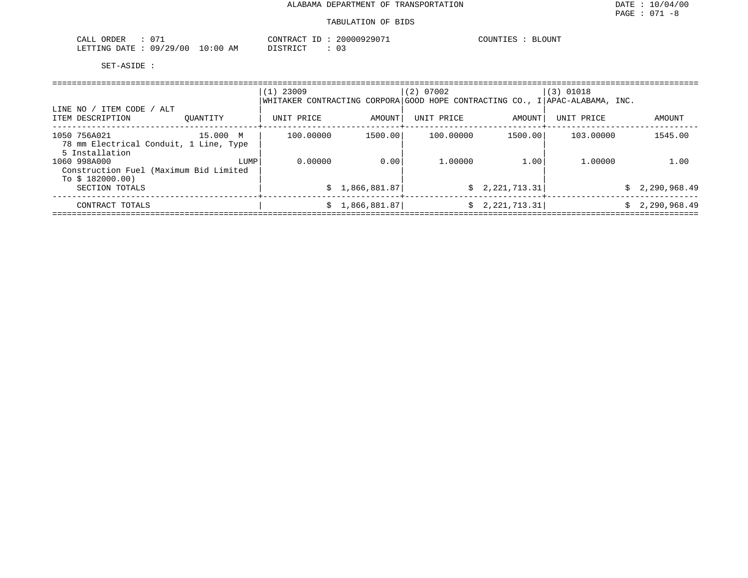ALABAMA DEPARTMENT OF TRANSPORTATION

TABULATION OF BIDS

DATE : 10/04/00
PAGE : 071 -8

CALL ORDER : 071
LETTING DATE : 09/29/00 10:00 AM

CONTRACT ID : 20000929071
DISTRICT : 03

COUNTIES : BLOUNT

SET-ASIDE :

| LINE NO / ITEM CODE / ALT | | (1) 23009 WHITAKER CONTRACTING CORPORA | | (2) 07002 GOOD HOPE CONTRACTING CO., I | | (3) 01018 APAC-ALABAMA, INC. | |
|---|---|---|---|---|---|---|---|
| ITEM DESCRIPTION | QUANTITY | UNIT PRICE | AMOUNT | UNIT PRICE | AMOUNT | UNIT PRICE | AMOUNT |
| 1050 756A021 78 mm Electrical Conduit, 1 Line, Type 5 Installation | 15.000 M | 100.00000 | 1500.00 | 100.00000 | 1500.00 | 103.00000 | 1545.00 |
| 1060 998A000 Construction Fuel (Maximum Bid Limited To $ 182000.00) | LUMP | 0.00000 | 0.00 | 1.00000 | 1.00 | 1.00000 | 1.00 |
| SECTION TOTALS | | | $ 1,866,881.87 | | $ 2,221,713.31 | | $ 2,290,968.49 |
| CONTRACT TOTALS | | | $ 1,866,881.87 | | $ 2,221,713.31 | | $ 2,290,968.49 |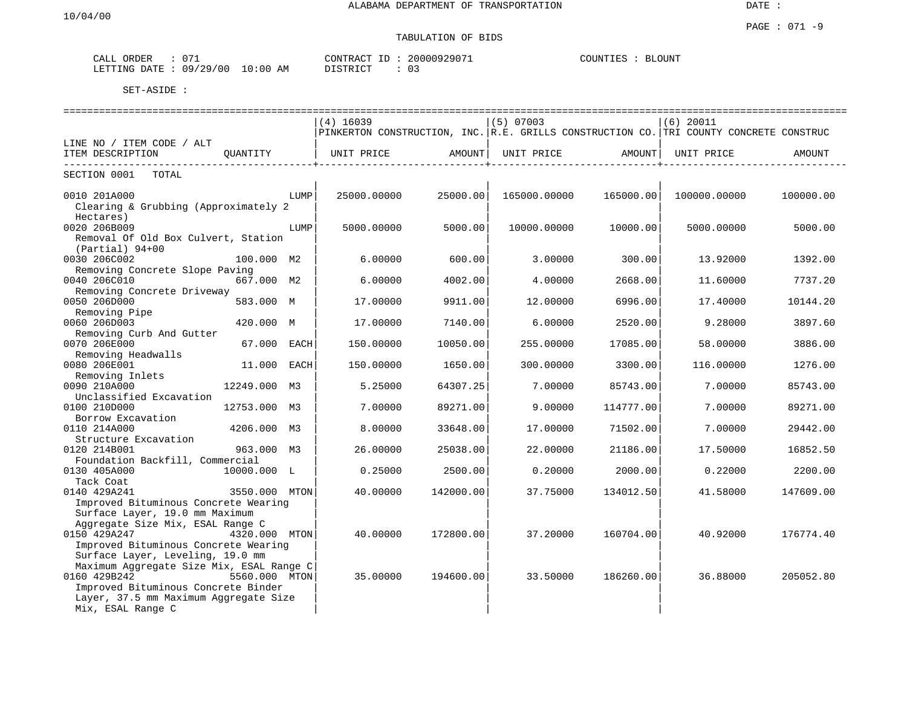ALABAMA DEPARTMENT OF TRANSPORTATION

10/04/00

DATE :

PAGE : 071 -9

TABULATION OF BIDS

CALL ORDER : 071  CONTRACT ID : 20000929071  COUNTIES : BLOUNT
LETTING DATE : 09/29/00 10:00 AM  DISTRICT : 03

SET-ASIDE :

| LINE NO / ITEM CODE / ALT ITEM DESCRIPTION | QUANTITY | (4) 16039 PINKERTON CONSTRUCTION, INC. UNIT PRICE | AMOUNT | (5) 07003 R.E. GRILLS CONSTRUCTION CO. UNIT PRICE | AMOUNT | (6) 20011 TRI COUNTY CONCRETE CONSTRUC UNIT PRICE | AMOUNT |
|---|---|---|---|---|---|---|---|
| SECTION 0001 TOTAL | | | | | | | |
| 0010 201A000 Clearing & Grubbing (Approximately 2 Hectares) | LUMP | 25000.00000 | 25000.00 | 165000.00000 | 165000.00 | 100000.00000 | 100000.00 |
| 0020 206B009 Removal Of Old Box Culvert, Station (Partial) 94+00 | LUMP | 5000.00000 | 5000.00 | 10000.00000 | 10000.00 | 5000.00000 | 5000.00 |
| 0030 206C002 Removing Concrete Slope Paving | 100.000 M2 | 6.00000 | 600.00 | 3.00000 | 300.00 | 13.92000 | 1392.00 |
| 0040 206C010 Removing Concrete Driveway | 667.000 M2 | 6.00000 | 4002.00 | 4.00000 | 2668.00 | 11.60000 | 7737.20 |
| 0050 206D000 Removing Pipe | 583.000 M | 17.00000 | 9911.00 | 12.00000 | 6996.00 | 17.40000 | 10144.20 |
| 0060 206D003 Removing Curb And Gutter | 420.000 M | 17.00000 | 7140.00 | 6.00000 | 2520.00 | 9.28000 | 3897.60 |
| 0070 206E000 Removing Headwalls | 67.000 EACH | 150.00000 | 10050.00 | 255.00000 | 17085.00 | 58.00000 | 3886.00 |
| 0080 206E001 Removing Inlets | 11.000 EACH | 150.00000 | 1650.00 | 300.00000 | 3300.00 | 116.00000 | 1276.00 |
| 0090 210A000 Unclassified Excavation | 12249.000 M3 | 5.25000 | 64307.25 | 7.00000 | 85743.00 | 7.00000 | 85743.00 |
| 0100 210D000 Borrow Excavation | 12753.000 M3 | 7.00000 | 89271.00 | 9.00000 | 114777.00 | 7.00000 | 89271.00 |
| 0110 214A000 Structure Excavation | 4206.000 M3 | 8.00000 | 33648.00 | 17.00000 | 71502.00 | 7.00000 | 29442.00 |
| 0120 214B001 Foundation Backfill, Commercial | 963.000 M3 | 26.00000 | 25038.00 | 22.00000 | 21186.00 | 17.50000 | 16852.50 |
| 0130 405A000 Tack Coat | 10000.000 L | 0.25000 | 2500.00 | 0.20000 | 2000.00 | 0.22000 | 2200.00 |
| 0140 429A241 Improved Bituminous Concrete Wearing Surface Layer, 19.0 mm Maximum Aggregate Size Mix, ESAL Range C | 3550.000 MTON | 40.00000 | 142000.00 | 37.75000 | 134012.50 | 41.58000 | 147609.00 |
| 0150 429A247 Improved Bituminous Concrete Wearing Surface Layer, Leveling, 19.0 mm Maximum Aggregate Size Mix, ESAL Range C | 4320.000 MTON | 40.00000 | 172800.00 | 37.20000 | 160704.00 | 40.92000 | 176774.40 |
| 0160 429B242 Improved Bituminous Concrete Binder Layer, 37.5 mm Maximum Aggregate Size Mix, ESAL Range C | 5560.000 MTON | 35.00000 | 194600.00 | 33.50000 | 186260.00 | 36.88000 | 205052.80 |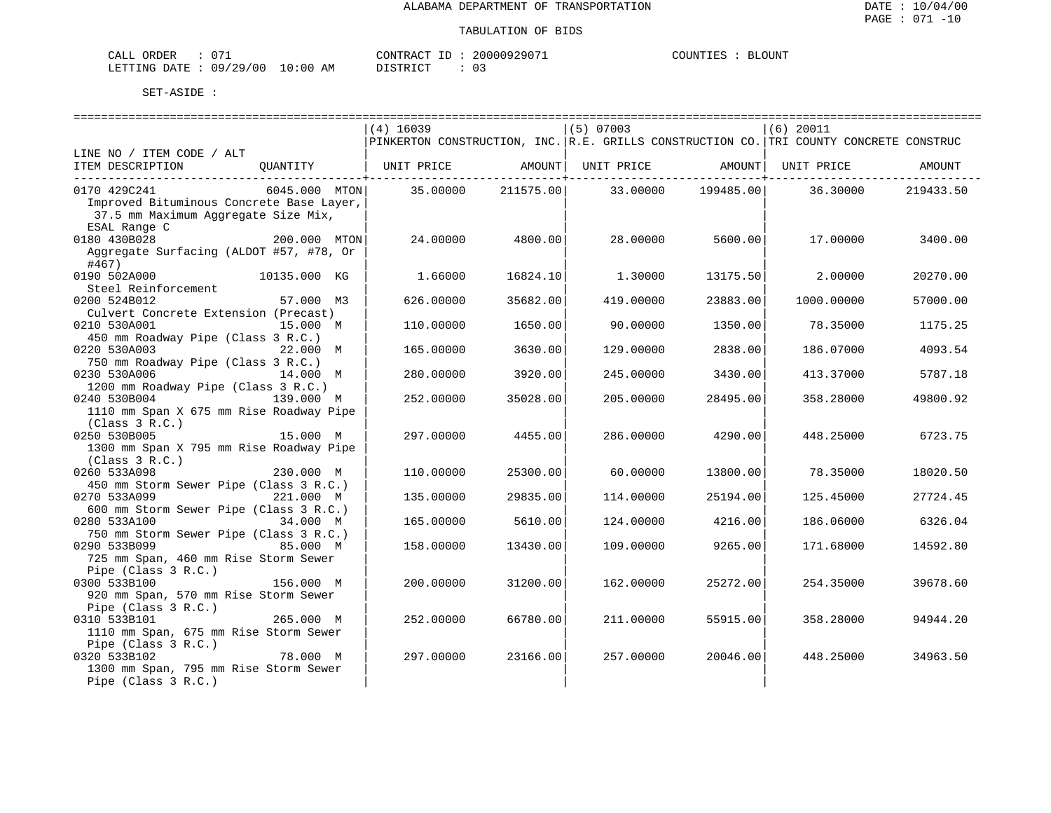ALABAMA DEPARTMENT OF TRANSPORTATION

TABULATION OF BIDS

CALL ORDER : 071    CONTRACT ID : 20000929071    COUNTIES : BLOUNT
LETTING DATE : 09/29/00 10:00 AM    DISTRICT : 03

SET-ASIDE :

| LINE NO / ITEM CODE / ALT ITEM DESCRIPTION | QUANTITY | (4) 16039 PINKERTON CONSTRUCTION, INC. UNIT PRICE | AMOUNT | (5) 07003 R.E. GRILLS CONSTRUCTION CO. UNIT PRICE | AMOUNT | (6) 20011 TRI COUNTY CONCRETE CONSTRUC UNIT PRICE | AMOUNT |
|---|---|---|---|---|---|---|---|
| 0170 429C241 Improved Bituminous Concrete Base Layer, 37.5 mm Maximum Aggregate Size Mix, ESAL Range C | 6045.000 MTON | 35.00000 | 211575.00 | 33.00000 | 199485.00 | 36.30000 | 219433.50 |
| 0180 430B028 Aggregate Surfacing (ALDOT #57, #78, Or #467) | 200.000 MTON | 24.00000 | 4800.00 | 28.00000 | 5600.00 | 17.00000 | 3400.00 |
| 0190 502A000 Steel Reinforcement | 10135.000 KG | 1.66000 | 16824.10 | 1.30000 | 13175.50 | 2.00000 | 20270.00 |
| 0200 524B012 Culvert Concrete Extension (Precast) | 57.000 M3 | 626.00000 | 35682.00 | 419.00000 | 23883.00 | 1000.00000 | 57000.00 |
| 0210 530A001 450 mm Roadway Pipe (Class 3 R.C.) | 15.000 M | 110.00000 | 1650.00 | 90.00000 | 1350.00 | 78.35000 | 1175.25 |
| 0220 530A003 750 mm Roadway Pipe (Class 3 R.C.) | 22.000 M | 165.00000 | 3630.00 | 129.00000 | 2838.00 | 186.07000 | 4093.54 |
| 0230 530A006 1200 mm Roadway Pipe (Class 3 R.C.) | 14.000 M | 280.00000 | 3920.00 | 245.00000 | 3430.00 | 413.37000 | 5787.18 |
| 0240 530B004 1110 mm Span X 675 mm Rise Roadway Pipe (Class 3 R.C.) | 139.000 M | 252.00000 | 35028.00 | 205.00000 | 28495.00 | 358.28000 | 49800.92 |
| 0250 530B005 1300 mm Span X 795 mm Rise Roadway Pipe (Class 3 R.C.) | 15.000 M | 297.00000 | 4455.00 | 286.00000 | 4290.00 | 448.25000 | 6723.75 |
| 0260 533A098 450 mm Storm Sewer Pipe (Class 3 R.C.) | 230.000 M | 110.00000 | 25300.00 | 60.00000 | 13800.00 | 78.35000 | 18020.50 |
| 0270 533A099 600 mm Storm Sewer Pipe (Class 3 R.C.) | 221.000 M | 135.00000 | 29835.00 | 114.00000 | 25194.00 | 125.45000 | 27724.45 |
| 0280 533A100 750 mm Storm Sewer Pipe (Class 3 R.C.) | 34.000 M | 165.00000 | 5610.00 | 124.00000 | 4216.00 | 186.06000 | 6326.04 |
| 0290 533B099 725 mm Span, 460 mm Rise Storm Sewer Pipe (Class 3 R.C.) | 85.000 M | 158.00000 | 13430.00 | 109.00000 | 9265.00 | 171.68000 | 14592.80 |
| 0300 533B100 920 mm Span, 570 mm Rise Storm Sewer Pipe (Class 3 R.C.) | 156.000 M | 200.00000 | 31200.00 | 162.00000 | 25272.00 | 254.35000 | 39678.60 |
| 0310 533B101 1110 mm Span, 675 mm Rise Storm Sewer Pipe (Class 3 R.C.) | 265.000 M | 252.00000 | 66780.00 | 211.00000 | 55915.00 | 358.28000 | 94944.20 |
| 0320 533B102 1300 mm Span, 795 mm Rise Storm Sewer Pipe (Class 3 R.C.) | 78.000 M | 297.00000 | 23166.00 | 257.00000 | 20046.00 | 448.25000 | 34963.50 |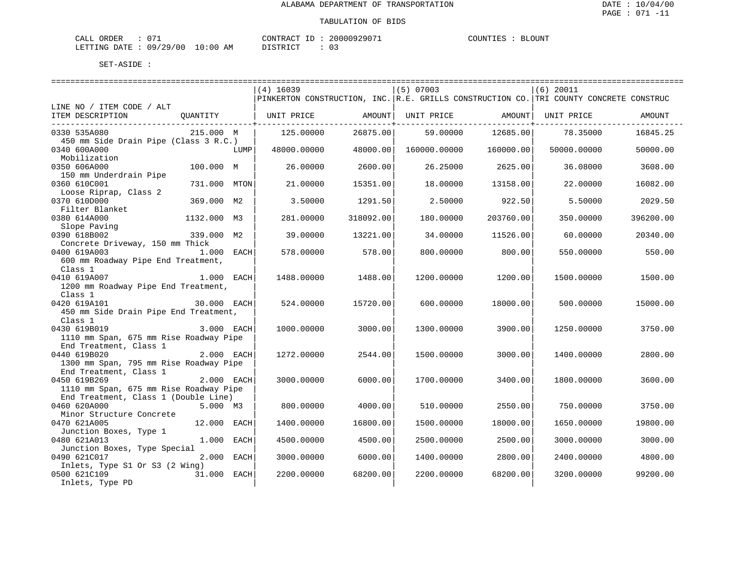ALABAMA DEPARTMENT OF TRANSPORTATION

TABULATION OF BIDS

CALL ORDER : 071  CONTRACT ID : 20000929071  COUNTIES : BLOUNT
LETTING DATE : 09/29/00 10:00 AM  DISTRICT : 03

SET-ASIDE :

| LINE NO / ITEM CODE / ALT ITEM DESCRIPTION | QUANTITY | (4) 16039 PINKERTON CONSTRUCTION, INC. UNIT PRICE | AMOUNT | (5) 07003 R.E. GRILLS CONSTRUCTION CO. UNIT PRICE | AMOUNT | (6) 20011 TRI COUNTY CONCRETE CONSTRUC UNIT PRICE | AMOUNT |
|---|---|---|---|---|---|---|---|
| 0330 535A080 450 mm Side Drain Pipe (Class 3 R.C.) | 215.000 M | 125.00000 | 26875.00 | 59.00000 | 12685.00 | 78.35000 | 16845.25 |
| 0340 600A000 Mobilization | LUMP | 48000.00000 | 48000.00 | 160000.00000 | 160000.00 | 50000.00000 | 50000.00 |
| 0350 606A000 150 mm Underdrain Pipe | 100.000 M | 26.00000 | 2600.00 | 26.25000 | 2625.00 | 36.08000 | 3608.00 |
| 0360 610C001 Loose Riprap, Class 2 | 731.000 MTON | 21.00000 | 15351.00 | 18.00000 | 13158.00 | 22.00000 | 16082.00 |
| 0370 610D000 Filter Blanket | 369.000 M2 | 3.50000 | 1291.50 | 2.50000 | 922.50 | 5.50000 | 2029.50 |
| 0380 614A000 Slope Paving | 1132.000 M3 | 281.00000 | 318092.00 | 180.00000 | 203760.00 | 350.00000 | 396200.00 |
| 0390 618B002 Concrete Driveway, 150 mm Thick | 339.000 M2 | 39.00000 | 13221.00 | 34.00000 | 11526.00 | 60.00000 | 20340.00 |
| 0400 619A003 600 mm Roadway Pipe End Treatment, Class 1 | 1.000 EACH | 578.00000 | 578.00 | 800.00000 | 800.00 | 550.00000 | 550.00 |
| 0410 619A007 1200 mm Roadway Pipe End Treatment, Class 1 | 1.000 EACH | 1488.00000 | 1488.00 | 1200.00000 | 1200.00 | 1500.00000 | 1500.00 |
| 0420 619A101 450 mm Side Drain Pipe End Treatment, Class 1 | 30.000 EACH | 524.00000 | 15720.00 | 600.00000 | 18000.00 | 500.00000 | 15000.00 |
| 0430 619B019 1110 mm Span, 675 mm Rise Roadway Pipe End Treatment, Class 1 | 3.000 EACH | 1000.00000 | 3000.00 | 1300.00000 | 3900.00 | 1250.00000 | 3750.00 |
| 0440 619B020 1300 mm Span, 795 mm Rise Roadway Pipe End Treatment, Class 1 | 2.000 EACH | 1272.00000 | 2544.00 | 1500.00000 | 3000.00 | 1400.00000 | 2800.00 |
| 0450 619B269 1110 mm Span, 675 mm Rise Roadway Pipe End Treatment, Class 1 (Double Line) | 2.000 EACH | 3000.00000 | 6000.00 | 1700.00000 | 3400.00 | 1800.00000 | 3600.00 |
| 0460 620A000 Minor Structure Concrete | 5.000 M3 | 800.00000 | 4000.00 | 510.00000 | 2550.00 | 750.00000 | 3750.00 |
| 0470 621A005 Junction Boxes, Type 1 | 12.000 EACH | 1400.00000 | 16800.00 | 1500.00000 | 18000.00 | 1650.00000 | 19800.00 |
| 0480 621A013 Junction Boxes, Type Special | 1.000 EACH | 4500.00000 | 4500.00 | 2500.00000 | 2500.00 | 3000.00000 | 3000.00 |
| 0490 621C017 Inlets, Type S1 Or S3 (2 Wing) | 2.000 EACH | 3000.00000 | 6000.00 | 1400.00000 | 2800.00 | 2400.00000 | 4800.00 |
| 0500 621C109 Inlets, Type PD | 31.000 EACH | 2200.00000 | 68200.00 | 2200.00000 | 68200.00 | 3200.00000 | 99200.00 |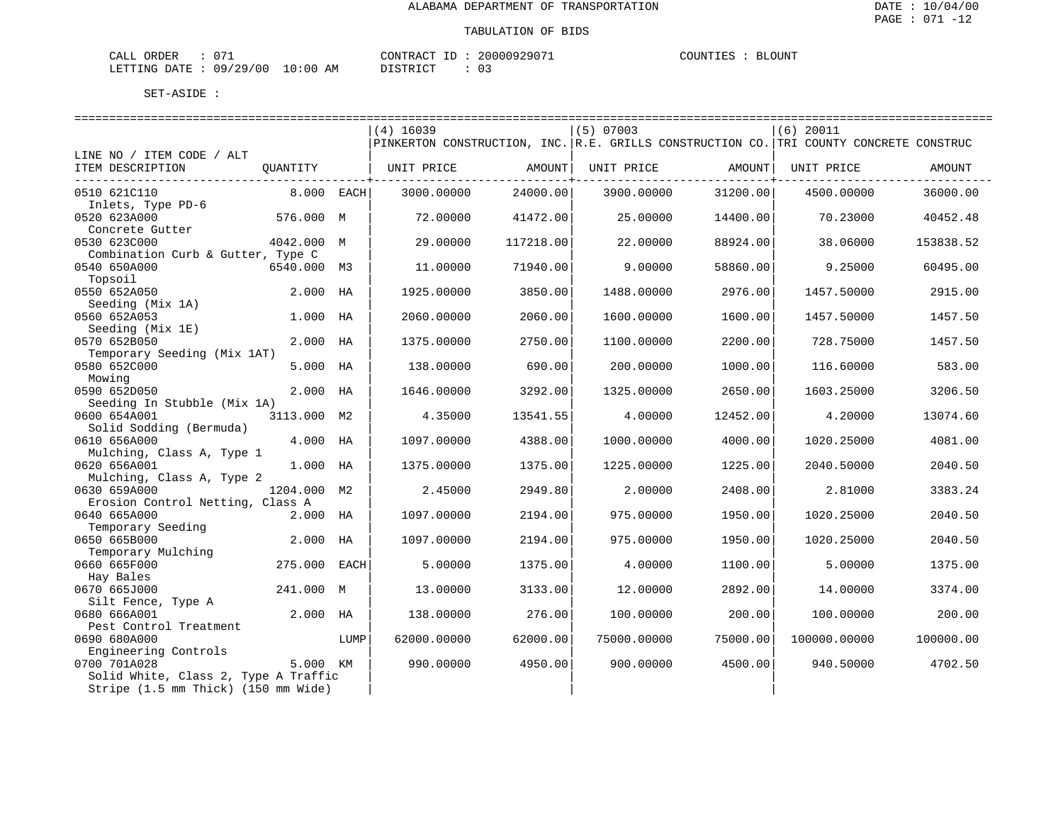ALABAMA DEPARTMENT OF TRANSPORTATION

TABULATION OF BIDS

CALL ORDER : 071 CONTRACT ID : 20000929071 COUNTIES : BLOUNT
LETTING DATE : 09/29/00 10:00 AM DISTRICT : 03

SET-ASIDE :

| LINE NO / ITEM CODE / ALT<br>ITEM DESCRIPTION | QUANTITY | | (4) 16039<br>PINKERTON CONSTRUCTION, INC.<br>UNIT PRICE | AMOUNT | (5) 07003<br>R.E. GRILLS CONSTRUCTION CO.<br>UNIT PRICE | AMOUNT | (6) 20011<br>TRI COUNTY CONCRETE CONSTRUC<br>UNIT PRICE | AMOUNT |
|---|---|---|---|---|---|---|---|---|
| 0510 621C110<br>Inlets, Type PD-6 | 8.000 | EACH | 3000.00000 | 24000.00 | 3900.00000 | 31200.00 | 4500.00000 | 36000.00 |
| 0520 623A000<br>Concrete Gutter | 576.000 | M | 72.00000 | 41472.00 | 25.00000 | 14400.00 | 70.23000 | 40452.48 |
| 0530 623C000<br>Combination Curb & Gutter, Type C | 4042.000 | M | 29.00000 | 117218.00 | 22.00000 | 88924.00 | 38.06000 | 153838.52 |
| 0540 650A000<br>Topsoil | 6540.000 | M3 | 11.00000 | 71940.00 | 9.00000 | 58860.00 | 9.25000 | 60495.00 |
| 0550 652A050<br>Seeding (Mix 1A) | 2.000 | HA | 1925.00000 | 3850.00 | 1488.00000 | 2976.00 | 1457.50000 | 2915.00 |
| 0560 652A053<br>Seeding (Mix 1E) | 1.000 | HA | 2060.00000 | 2060.00 | 1600.00000 | 1600.00 | 1457.50000 | 1457.50 |
| 0570 652B050<br>Temporary Seeding (Mix 1AT) | 2.000 | HA | 1375.00000 | 2750.00 | 1100.00000 | 2200.00 | 728.75000 | 1457.50 |
| 0580 652C000<br>Mowing | 5.000 | HA | 138.00000 | 690.00 | 200.00000 | 1000.00 | 116.60000 | 583.00 |
| 0590 652D050<br>Seeding In Stubble (Mix 1A) | 2.000 | HA | 1646.00000 | 3292.00 | 1325.00000 | 2650.00 | 1603.25000 | 3206.50 |
| 0600 654A001<br>Solid Sodding (Bermuda) | 3113.000 | M2 | 4.35000 | 13541.55 | 4.00000 | 12452.00 | 4.20000 | 13074.60 |
| 0610 656A000<br>Mulching, Class A, Type 1 | 4.000 | HA | 1097.00000 | 4388.00 | 1000.00000 | 4000.00 | 1020.25000 | 4081.00 |
| 0620 656A001<br>Mulching, Class A, Type 2 | 1.000 | HA | 1375.00000 | 1375.00 | 1225.00000 | 1225.00 | 2040.50000 | 2040.50 |
| 0630 659A000<br>Erosion Control Netting, Class A | 1204.000 | M2 | 2.45000 | 2949.80 | 2.00000 | 2408.00 | 2.81000 | 3383.24 |
| 0640 665A000<br>Temporary Seeding | 2.000 | HA | 1097.00000 | 2194.00 | 975.00000 | 1950.00 | 1020.25000 | 2040.50 |
| 0650 665B000<br>Temporary Mulching | 2.000 | HA | 1097.00000 | 2194.00 | 975.00000 | 1950.00 | 1020.25000 | 2040.50 |
| 0660 665F000<br>Hay Bales | 275.000 | EACH | 5.00000 | 1375.00 | 4.00000 | 1100.00 | 5.00000 | 1375.00 |
| 0670 665J000<br>Silt Fence, Type A | 241.000 | M | 13.00000 | 3133.00 | 12.00000 | 2892.00 | 14.00000 | 3374.00 |
| 0680 666A001<br>Pest Control Treatment | 2.000 | HA | 138.00000 | 276.00 | 100.00000 | 200.00 | 100.00000 | 200.00 |
| 0690 680A000<br>Engineering Controls | | LUMP | 62000.00000 | 62000.00 | 75000.00000 | 75000.00 | 100000.00000 | 100000.00 |
| 0700 701A028<br>Solid White, Class 2, Type A Traffic Stripe (1.5 mm Thick) (150 mm Wide) | 5.000 | KM | 990.00000 | 4950.00 | 900.00000 | 4500.00 | 940.50000 | 4702.50 |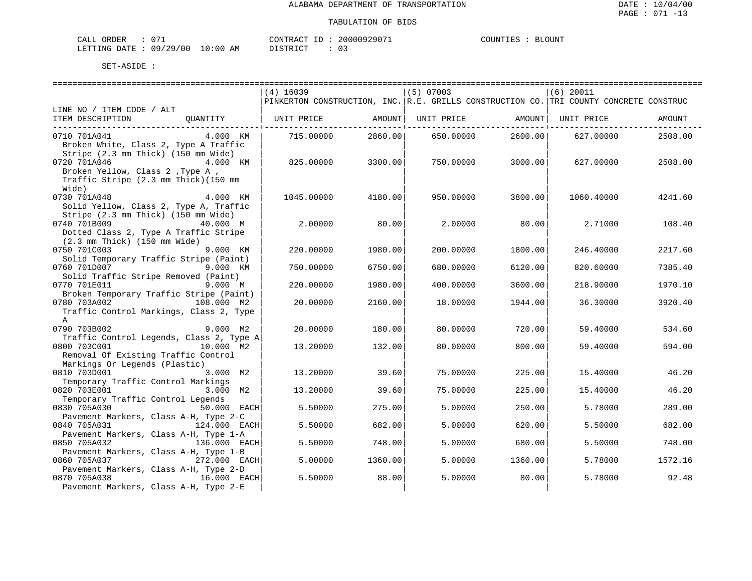ALABAMA DEPARTMENT OF TRANSPORTATION

TABULATION OF BIDS

DATE : 10/04/00
PAGE : 071 -13

CALL ORDER : 071
LETTING DATE : 09/29/00 10:00 AM

CONTRACT ID : 20000929071
DISTRICT : 03

COUNTIES : BLOUNT

SET-ASIDE :

| LINE NO / ITEM CODE / ALT ITEM DESCRIPTION | QUANTITY | (4) 16039 PINKERTON CONSTRUCTION, INC. UNIT PRICE | AMOUNT | (5) 07003 R.E. GRILLS CONSTRUCTION CO. UNIT PRICE | AMOUNT | (6) 20011 TRI COUNTY CONCRETE CONSTRUC UNIT PRICE | AMOUNT |
|---|---|---|---|---|---|---|---|
| 0710 701A041 Broken White, Class 2, Type A Traffic Stripe (2.3 mm Thick) (150 mm Wide) | 4.000 KM | 715.00000 | 2860.00 | 650.00000 | 2600.00 | 627.00000 | 2508.00 |
| 0720 701A046 Broken Yellow, Class 2 ,Type A , Traffic Stripe (2.3 mm Thick)(150 mm Wide) | 4.000 KM | 825.00000 | 3300.00 | 750.00000 | 3000.00 | 627.00000 | 2508.00 |
| 0730 701A048 Solid Yellow, Class 2, Type A, Traffic Stripe (2.3 mm Thick) (150 mm Wide) | 4.000 KM | 1045.00000 | 4180.00 | 950.00000 | 3800.00 | 1060.40000 | 4241.60 |
| 0740 701B009 Dotted Class 2, Type A Traffic Stripe (2.3 mm Thick) (150 mm Wide) | 40.000 M | 2.00000 | 80.00 | 2.00000 | 80.00 | 2.71000 | 108.40 |
| 0750 701C003 Solid Temporary Traffic Stripe (Paint) | 9.000 KM | 220.00000 | 1980.00 | 200.00000 | 1800.00 | 246.40000 | 2217.60 |
| 0760 701D007 Solid Traffic Stripe Removed (Paint) | 9.000 KM | 750.00000 | 6750.00 | 680.00000 | 6120.00 | 820.60000 | 7385.40 |
| 0770 701E011 Broken Temporary Traffic Stripe (Paint) | 9.000 M | 220.00000 | 1980.00 | 400.00000 | 3600.00 | 218.90000 | 1970.10 |
| 0780 703A002 Traffic Control Markings, Class 2, Type A | 108.000 M2 | 20.00000 | 2160.00 | 18.00000 | 1944.00 | 36.30000 | 3920.40 |
| 0790 703B002 Traffic Control Legends, Class 2, Type A | 9.000 M2 | 20.00000 | 180.00 | 80.00000 | 720.00 | 59.40000 | 534.60 |
| 0800 703C001 Removal Of Existing Traffic Control Markings Or Legends (Plastic) | 10.000 M2 | 13.20000 | 132.00 | 80.00000 | 800.00 | 59.40000 | 594.00 |
| 0810 703D001 Temporary Traffic Control Markings | 3.000 M2 | 13.20000 | 39.60 | 75.00000 | 225.00 | 15.40000 | 46.20 |
| 0820 703E001 Temporary Traffic Control Legends | 3.000 M2 | 13.20000 | 39.60 | 75.00000 | 225.00 | 15.40000 | 46.20 |
| 0830 705A030 Pavement Markers, Class A-H, Type 2-C | 50.000 EACH | 5.50000 | 275.00 | 5.00000 | 250.00 | 5.78000 | 289.00 |
| 0840 705A031 Pavement Markers, Class A-H, Type 1-A | 124.000 EACH | 5.50000 | 682.00 | 5.00000 | 620.00 | 5.50000 | 682.00 |
| 0850 705A032 Pavement Markers, Class A-H, Type 1-B | 136.000 EACH | 5.50000 | 748.00 | 5.00000 | 680.00 | 5.50000 | 748.00 |
| 0860 705A037 Pavement Markers, Class A-H, Type 2-D | 272.000 EACH | 5.00000 | 1360.00 | 5.00000 | 1360.00 | 5.78000 | 1572.16 |
| 0870 705A038 Pavement Markers, Class A-H, Type 2-E | 16.000 EACH | 5.50000 | 88.00 | 5.00000 | 80.00 | 5.78000 | 92.48 |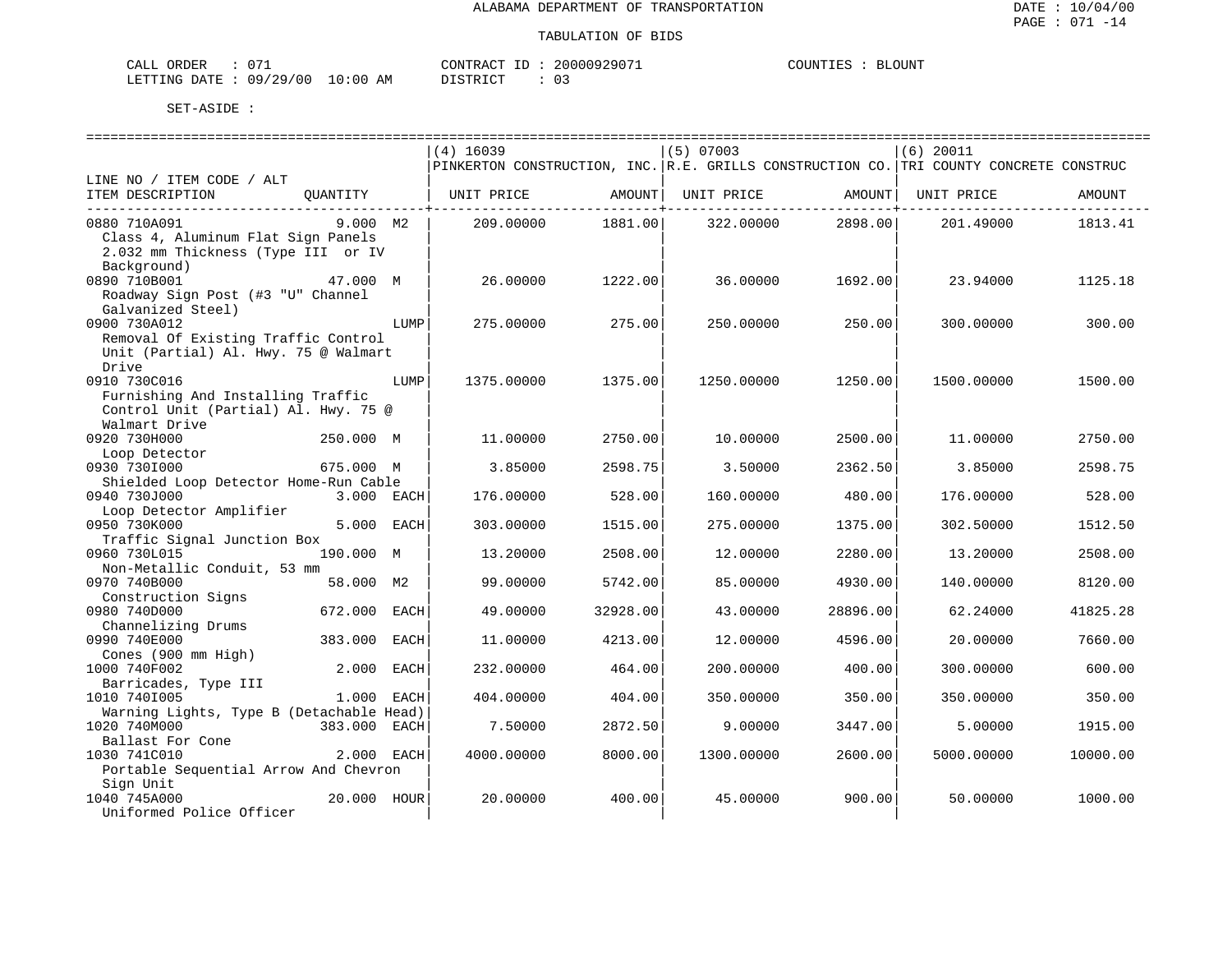ALABAMA DEPARTMENT OF TRANSPORTATION

TABULATION OF BIDS

CALL ORDER : 071 CONTRACT ID : 20000929071 COUNTIES : BLOUNT
LETTING DATE : 09/29/00 10:00 AM DISTRICT : 03

SET-ASIDE :

| LINE NO / ITEM CODE / ALT ITEM DESCRIPTION | QUANTITY | (4) 16039 PINKERTON CONSTRUCTION, INC. UNIT PRICE | AMOUNT | (5) 07003 R.E. GRILLS CONSTRUCTION CO. UNIT PRICE | AMOUNT | (6) 20011 TRI COUNTY CONCRETE CONSTRUC UNIT PRICE | AMOUNT |
|---|---|---|---|---|---|---|---|
| 0880 710A091 Class 4, Aluminum Flat Sign Panels 2.032 mm Thickness (Type III or IV Background) | 9.000 M2 | 209.00000 | 1881.00 | 322.00000 | 2898.00 | 201.49000 | 1813.41 |
| 0890 710B001 Roadway Sign Post (#3 "U" Channel Galvanized Steel) | 47.000 M | 26.00000 | 1222.00 | 36.00000 | 1692.00 | 23.94000 | 1125.18 |
| 0900 730A012 Removal Of Existing Traffic Control Unit (Partial) Al. Hwy. 75 @ Walmart Drive | LUMP | 275.00000 | 275.00 | 250.00000 | 250.00 | 300.00000 | 300.00 |
| 0910 730C016 Furnishing And Installing Traffic Control Unit (Partial) Al. Hwy. 75 @ Walmart Drive | LUMP | 1375.00000 | 1375.00 | 1250.00000 | 1250.00 | 1500.00000 | 1500.00 |
| 0920 730H000 Loop Detector | 250.000 M | 11.00000 | 2750.00 | 10.00000 | 2500.00 | 11.00000 | 2750.00 |
| 0930 730I000 Shielded Loop Detector Home-Run Cable | 675.000 M | 3.85000 | 2598.75 | 3.50000 | 2362.50 | 3.85000 | 2598.75 |
| 0940 730J000 Loop Detector Amplifier | 3.000 EACH | 176.00000 | 528.00 | 160.00000 | 480.00 | 176.00000 | 528.00 |
| 0950 730K000 Traffic Signal Junction Box | 5.000 EACH | 303.00000 | 1515.00 | 275.00000 | 1375.00 | 302.50000 | 1512.50 |
| 0960 730L015 Non-Metallic Conduit, 53 mm | 190.000 M | 13.20000 | 2508.00 | 12.00000 | 2280.00 | 13.20000 | 2508.00 |
| 0970 740B000 Construction Signs | 58.000 M2 | 99.00000 | 5742.00 | 85.00000 | 4930.00 | 140.00000 | 8120.00 |
| 0980 740D000 Channelizing Drums | 672.000 EACH | 49.00000 | 32928.00 | 43.00000 | 28896.00 | 62.24000 | 41825.28 |
| 0990 740E000 Cones (900 mm High) | 383.000 EACH | 11.00000 | 4213.00 | 12.00000 | 4596.00 | 20.00000 | 7660.00 |
| 1000 740F002 Barricades, Type III | 2.000 EACH | 232.00000 | 464.00 | 200.00000 | 400.00 | 300.00000 | 600.00 |
| 1010 740I005 Warning Lights, Type B (Detachable Head) | 1.000 EACH | 404.00000 | 404.00 | 350.00000 | 350.00 | 350.00000 | 350.00 |
| 1020 740M000 Ballast For Cone | 383.000 EACH | 7.50000 | 2872.50 | 9.00000 | 3447.00 | 5.00000 | 1915.00 |
| 1030 741C010 Portable Sequential Arrow And Chevron Sign Unit | 2.000 EACH | 4000.00000 | 8000.00 | 1300.00000 | 2600.00 | 5000.00000 | 10000.00 |
| 1040 745A000 Uniformed Police Officer | 20.000 HOUR | 20.00000 | 400.00 | 45.00000 | 900.00 | 50.00000 | 1000.00 |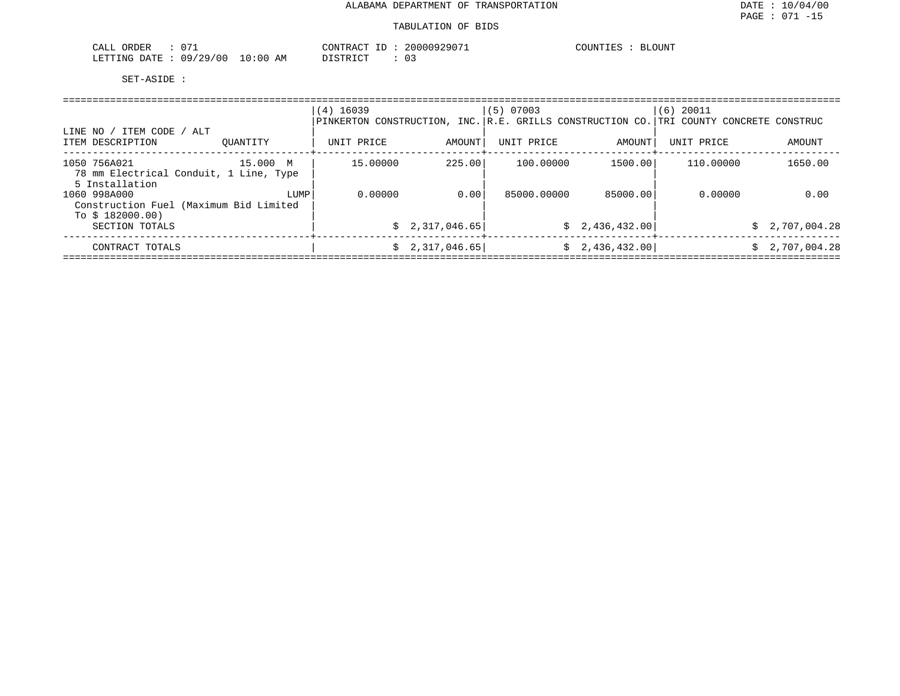ALABAMA DEPARTMENT OF TRANSPORTATION

TABULATION OF BIDS

CALL ORDER : 071 CONTRACT ID : 20000929071 COUNTIES : BLOUNT
LETTING DATE : 09/29/00 10:00 AM DISTRICT : 03

SET-ASIDE :

| LINE NO / ITEM CODE / ALT<br>ITEM DESCRIPTION | QUANTITY | (4) 16039<br>PINKERTON CONSTRUCTION, INC.<br>UNIT PRICE | AMOUNT | (5) 07003<br>R.E. GRILLS CONSTRUCTION CO.<br>UNIT PRICE | AMOUNT | (6) 20011<br>TRI COUNTY CONCRETE CONSTRUC<br>UNIT PRICE | AMOUNT |
|---|---|---|---|---|---|---|---|
| 1050 756A021<br>78 mm Electrical Conduit, 1 Line, Type 5 Installation | 15.000 M | 15.00000 | 225.00 | 100.00000 | 1500.00 | 110.00000 | 1650.00 |
| 1060 998A000<br>Construction Fuel (Maximum Bid Limited To $ 182000.00) | LUMP | 0.00000 | 0.00 | 85000.00000 | 85000.00 | 0.00000 | 0.00 |
| SECTION TOTALS | | | $ 2,317,046.65 | | $ 2,436,432.00 | | $ 2,707,004.28 |
| CONTRACT TOTALS | | | $ 2,317,046.65 | | $ 2,436,432.00 | | $ 2,707,004.28 |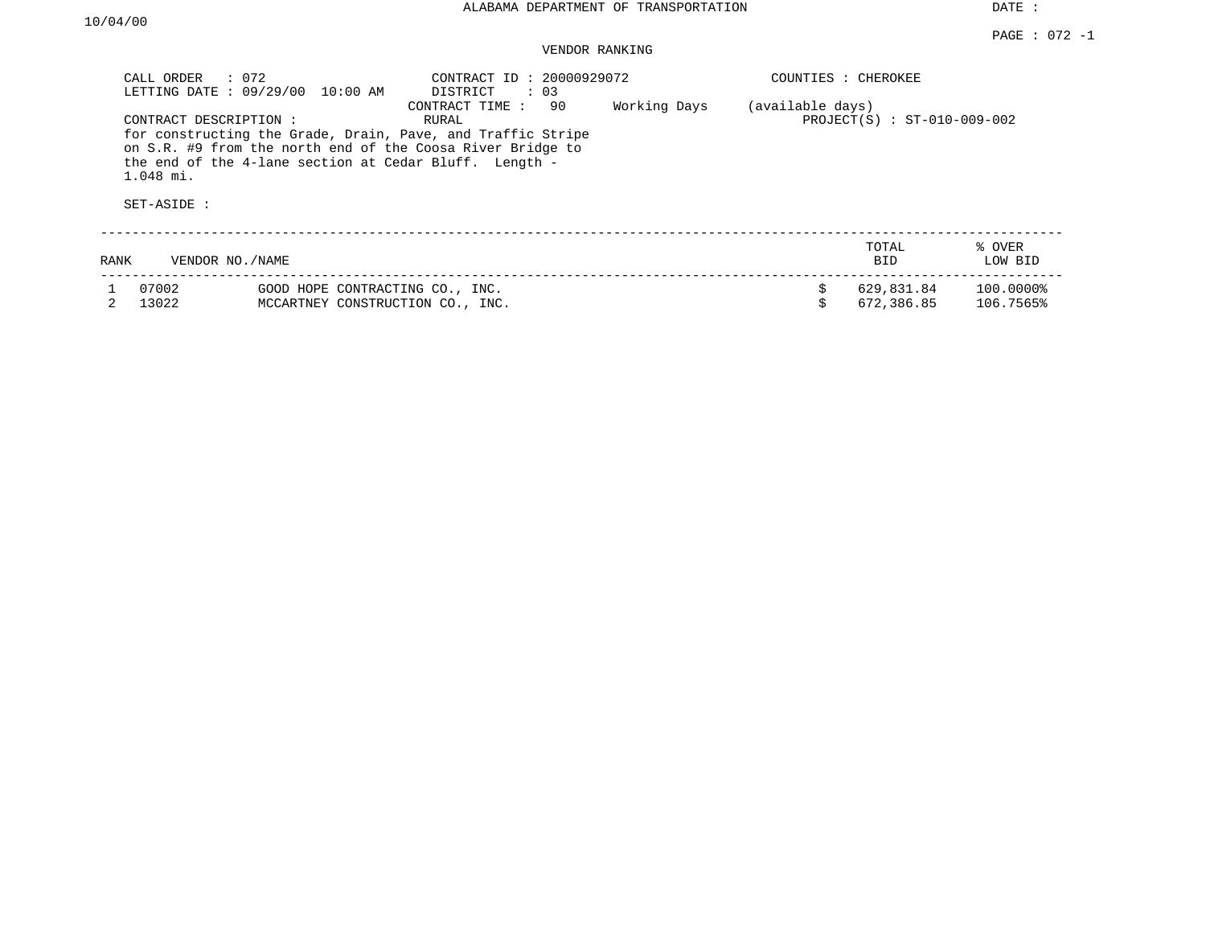ALABAMA DEPARTMENT OF TRANSPORTATION

DATE : 10/04/00

PAGE : 072 -1

VENDOR RANKING

CALL ORDER : 072
LETTING DATE : 09/29/00 10:00 AM

CONTRACT ID : 20000929072
DISTRICT : 03
CONTRACT TIME : 90 Working Days (available days)
RURAL

COUNTIES : CHEROKEE

PROJECT(S) : ST-010-009-002

CONTRACT DESCRIPTION :
for constructing the Grade, Drain, Pave, and Traffic Stripe on S.R. #9 from the north end of the Coosa River Bridge to the end of the 4-lane section at Cedar Bluff. Length - 1.048 mi.

SET-ASIDE :

| RANK | VENDOR NO./NAME | | TOTAL BID | % OVER LOW BID |
|---|---|---|---|---|
| 1 | 07002 | GOOD HOPE CONTRACTING CO., INC. | $ 629,831.84 | 100.0000% |
| 2 | 13022 | MCCARTNEY CONSTRUCTION CO., INC. | $ 672,386.85 | 106.7565% |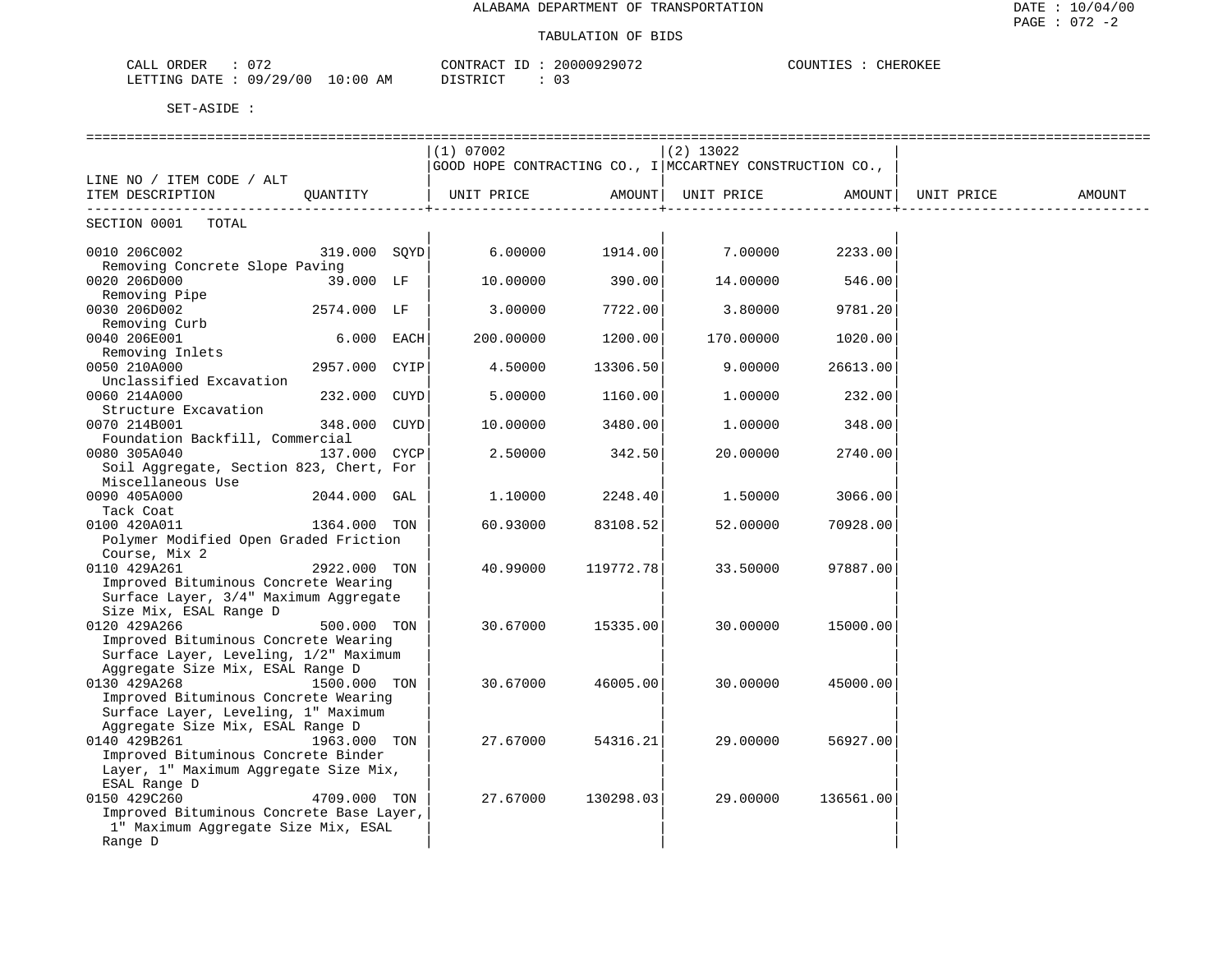ALABAMA DEPARTMENT OF TRANSPORTATION

TABULATION OF BIDS

CALL ORDER : 072 CONTRACT ID : 20000929072 COUNTIES : CHEROKEE
LETTING DATE : 09/29/00 10:00 AM DISTRICT : 03

SET-ASIDE :

| LINE NO / ITEM CODE / ALT ITEM DESCRIPTION | QUANTITY | (1) 07002 GOOD HOPE CONTRACTING CO., I UNIT PRICE | AMOUNT | (2) 13022 MCCARTNEY CONSTRUCTION CO., UNIT PRICE | AMOUNT | UNIT PRICE | AMOUNT |
|---|---|---|---|---|---|---|---|
| SECTION 0001 TOTAL | | | | | | | |
| 0010 206C002 Removing Concrete Slope Paving | 319.000 SQYD | 6.00000 | 1914.00 | 7.00000 | 2233.00 | | |
| 0020 206D000 Removing Pipe | 39.000 LF | 10.00000 | 390.00 | 14.00000 | 546.00 | | |
| 0030 206D002 Removing Curb | 2574.000 LF | 3.00000 | 7722.00 | 3.80000 | 9781.20 | | |
| 0040 206E001 Removing Inlets | 6.000 EACH | 200.00000 | 1200.00 | 170.00000 | 1020.00 | | |
| 0050 210A000 Unclassified Excavation | 2957.000 CYIP | 4.50000 | 13306.50 | 9.00000 | 26613.00 | | |
| 0060 214A000 Structure Excavation | 232.000 CUYD | 5.00000 | 1160.00 | 1.00000 | 232.00 | | |
| 0070 214B001 Foundation Backfill, Commercial | 348.000 CUYD | 10.00000 | 3480.00 | 1.00000 | 348.00 | | |
| 0080 305A040 Soil Aggregate, Section 823, Chert, For Miscellaneous Use | 137.000 CYCP | 2.50000 | 342.50 | 20.00000 | 2740.00 | | |
| 0090 405A000 Tack Coat | 2044.000 GAL | 1.10000 | 2248.40 | 1.50000 | 3066.00 | | |
| 0100 420A011 Polymer Modified Open Graded Friction Course, Mix 2 | 1364.000 TON | 60.93000 | 83108.52 | 52.00000 | 70928.00 | | |
| 0110 429A261 Improved Bituminous Concrete Wearing Surface Layer, 3/4" Maximum Aggregate Size Mix, ESAL Range D | 2922.000 TON | 40.99000 | 119772.78 | 33.50000 | 97887.00 | | |
| 0120 429A266 Improved Bituminous Concrete Wearing Surface Layer, Leveling, 1/2" Maximum Aggregate Size Mix, ESAL Range D | 500.000 TON | 30.67000 | 15335.00 | 30.00000 | 15000.00 | | |
| 0130 429A268 Improved Bituminous Concrete Wearing Surface Layer, Leveling, 1" Maximum Aggregate Size Mix, ESAL Range D | 1500.000 TON | 30.67000 | 46005.00 | 30.00000 | 45000.00 | | |
| 0140 429B261 Improved Bituminous Concrete Binder Layer, 1" Maximum Aggregate Size Mix, ESAL Range D | 1963.000 TON | 27.67000 | 54316.21 | 29.00000 | 56927.00 | | |
| 0150 429C260 Improved Bituminous Concrete Base Layer, 1" Maximum Aggregate Size Mix, ESAL Range D | 4709.000 TON | 27.67000 | 130298.03 | 29.00000 | 136561.00 | | |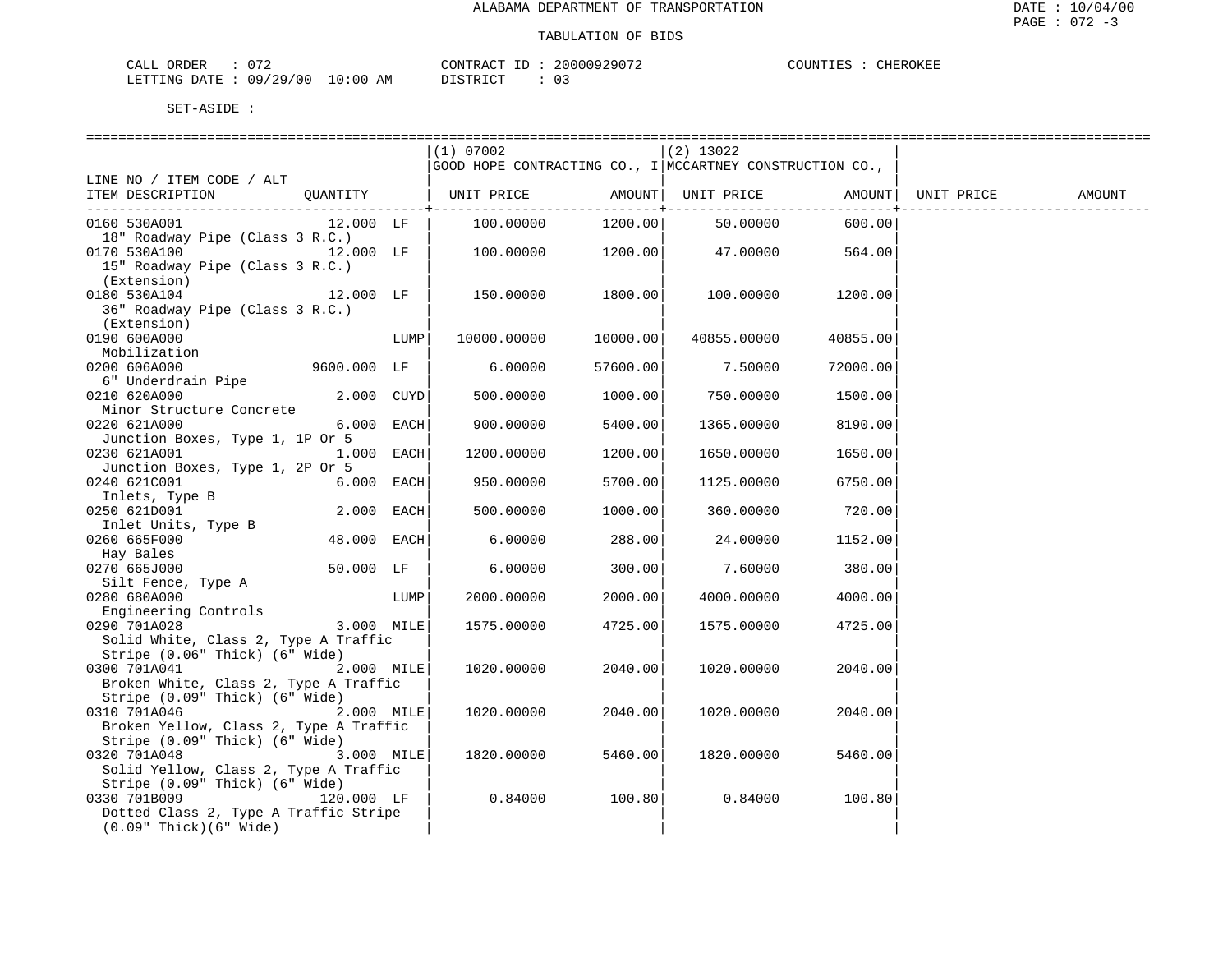ALABAMA DEPARTMENT OF TRANSPORTATION

TABULATION OF BIDS

CALL ORDER : 072 CONTRACT ID : 20000929072 COUNTIES : CHEROKEE
LETTING DATE : 09/29/00 10:00 AM DISTRICT : 03

SET-ASIDE :

| LINE NO / ITEM CODE / ALT ITEM DESCRIPTION | QUANTITY | (1) 07002 GOOD HOPE CONTRACTING CO., I UNIT PRICE | AMOUNT | (2) 13022 MCCARTNEY CONSTRUCTION CO., UNIT PRICE | AMOUNT | UNIT PRICE | AMOUNT |
|---|---|---|---|---|---|---|---|
| 0160 530A001 18" Roadway Pipe (Class 3 R.C.) | 12.000 LF | 100.00000 | 1200.00 | 50.00000 | 600.00 | | |
| 0170 530A100 15" Roadway Pipe (Class 3 R.C.) (Extension) | 12.000 LF | 100.00000 | 1200.00 | 47.00000 | 564.00 | | |
| 0180 530A104 36" Roadway Pipe (Class 3 R.C.) (Extension) | 12.000 LF | 150.00000 | 1800.00 | 100.00000 | 1200.00 | | |
| 0190 600A000 Mobilization | LUMP | 10000.00000 | 10000.00 | 40855.00000 | 40855.00 | | |
| 0200 606A000 6" Underdrain Pipe | 9600.000 LF | 6.00000 | 57600.00 | 7.50000 | 72000.00 | | |
| 0210 620A000 Minor Structure Concrete | 2.000 CUYD | 500.00000 | 1000.00 | 750.00000 | 1500.00 | | |
| 0220 621A000 Junction Boxes, Type 1, 1P Or 5 | 6.000 EACH | 900.00000 | 5400.00 | 1365.00000 | 8190.00 | | |
| 0230 621A001 Junction Boxes, Type 1, 2P Or 5 | 1.000 EACH | 1200.00000 | 1200.00 | 1650.00000 | 1650.00 | | |
| 0240 621C001 Inlets, Type B | 6.000 EACH | 950.00000 | 5700.00 | 1125.00000 | 6750.00 | | |
| 0250 621D001 Inlet Units, Type B | 2.000 EACH | 500.00000 | 1000.00 | 360.00000 | 720.00 | | |
| 0260 665F000 Hay Bales | 48.000 EACH | 6.00000 | 288.00 | 24.00000 | 1152.00 | | |
| 0270 665J000 Silt Fence, Type A | 50.000 LF | 6.00000 | 300.00 | 7.60000 | 380.00 | | |
| 0280 680A000 Engineering Controls | LUMP | 2000.00000 | 2000.00 | 4000.00000 | 4000.00 | | |
| 0290 701A028 Solid White, Class 2, Type A Traffic Stripe (0.06" Thick) (6" Wide) | 3.000 MILE | 1575.00000 | 4725.00 | 1575.00000 | 4725.00 | | |
| 0300 701A041 Broken White, Class 2, Type A Traffic Stripe (0.09" Thick) (6" Wide) | 2.000 MILE | 1020.00000 | 2040.00 | 1020.00000 | 2040.00 | | |
| 0310 701A046 Broken Yellow, Class 2, Type A Traffic Stripe (0.09" Thick) (6" Wide) | 2.000 MILE | 1020.00000 | 2040.00 | 1020.00000 | 2040.00 | | |
| 0320 701A048 Solid Yellow, Class 2, Type A Traffic Stripe (0.09" Thick) (6" Wide) | 3.000 MILE | 1820.00000 | 5460.00 | 1820.00000 | 5460.00 | | |
| 0330 701B009 Dotted Class 2, Type A Traffic Stripe (0.09" Thick)(6" Wide) | 120.000 LF | 0.84000 | 100.80 | 0.84000 | 100.80 | | |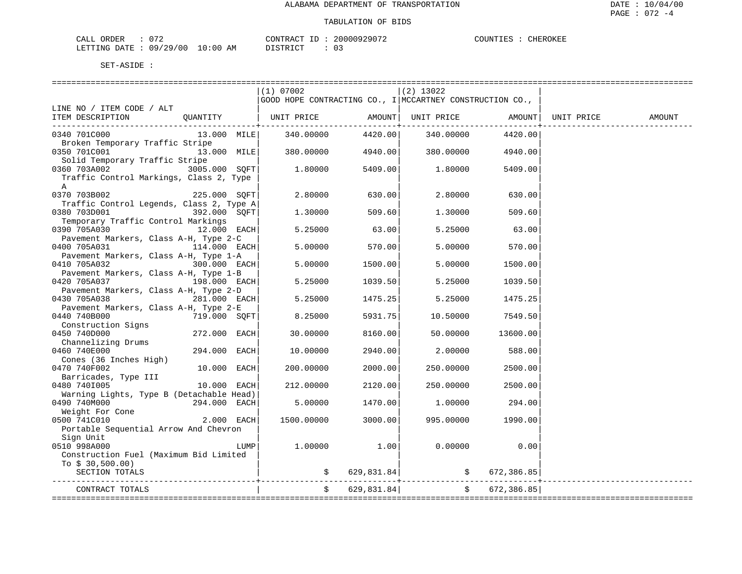ALABAMA DEPARTMENT OF TRANSPORTATION

TABULATION OF BIDS

CALL ORDER : 072 &nbsp;&nbsp;&nbsp;&nbsp; CONTRACT ID : 20000929072 &nbsp;&nbsp;&nbsp;&nbsp; COUNTIES : CHEROKEE
LETTING DATE : 09/29/00 10:00 AM &nbsp;&nbsp;&nbsp;&nbsp; DISTRICT : 03

SET-ASIDE :

| LINE NO / ITEM CODE / ALT<br>ITEM DESCRIPTION | QUANTITY | (1) 07002<br>GOOD HOPE CONTRACTING CO., I<br>UNIT PRICE | AMOUNT | (2) 13022<br>MCCARTNEY CONSTRUCTION CO.,<br>UNIT PRICE | AMOUNT | UNIT PRICE | AMOUNT |
|---|---|---|---|---|---|---|---|
| 0340 701C000<br>Broken Temporary Traffic Stripe | 13.000 MILE | 340.00000 | 4420.00 | 340.00000 | 4420.00 | | |
| 0350 701C001<br>Solid Temporary Traffic Stripe | 13.000 MILE | 380.00000 | 4940.00 | 380.00000 | 4940.00 | | |
| 0360 703A002<br>Traffic Control Markings, Class 2, Type A | 3005.000 SQFT | 1.80000 | 5409.00 | 1.80000 | 5409.00 | | |
| 0370 703B002<br>Traffic Control Legends, Class 2, Type A | 225.000 SQFT | 2.80000 | 630.00 | 2.80000 | 630.00 | | |
| 0380 703D001<br>Temporary Traffic Control Markings | 392.000 SQFT | 1.30000 | 509.60 | 1.30000 | 509.60 | | |
| 0390 705A030<br>Pavement Markers, Class A-H, Type 2-C | 12.000 EACH | 5.25000 | 63.00 | 5.25000 | 63.00 | | |
| 0400 705A031<br>Pavement Markers, Class A-H, Type 1-A | 114.000 EACH | 5.00000 | 570.00 | 5.00000 | 570.00 | | |
| 0410 705A032<br>Pavement Markers, Class A-H, Type 1-B | 300.000 EACH | 5.00000 | 1500.00 | 5.00000 | 1500.00 | | |
| 0420 705A037<br>Pavement Markers, Class A-H, Type 2-D | 198.000 EACH | 5.25000 | 1039.50 | 5.25000 | 1039.50 | | |
| 0430 705A038<br>Pavement Markers, Class A-H, Type 2-E | 281.000 EACH | 5.25000 | 1475.25 | 5.25000 | 1475.25 | | |
| 0440 740B000<br>Construction Signs | 719.000 SQFT | 8.25000 | 5931.75 | 10.50000 | 7549.50 | | |
| 0450 740D000<br>Channelizing Drums | 272.000 EACH | 30.00000 | 8160.00 | 50.00000 | 13600.00 | | |
| 0460 740E000<br>Cones (36 Inches High) | 294.000 EACH | 10.00000 | 2940.00 | 2.00000 | 588.00 | | |
| 0470 740F002<br>Barricades, Type III | 10.000 EACH | 200.00000 | 2000.00 | 250.00000 | 2500.00 | | |
| 0480 740I005<br>Warning Lights, Type B (Detachable Head) | 10.000 EACH | 212.00000 | 2120.00 | 250.00000 | 2500.00 | | |
| 0490 740M000<br>Weight For Cone | 294.000 EACH | 5.00000 | 1470.00 | 1.00000 | 294.00 | | |
| 0500 741C010<br>Portable Sequential Arrow And Chevron Sign Unit | 2.000 EACH | 1500.00000 | 3000.00 | 995.00000 | 1990.00 | | |
| 0510 998A000<br>Construction Fuel (Maximum Bid Limited To $ 30,500.00) | LUMP | 1.00000 | 1.00 | 0.00000 | 0.00 | | |
| SECTION TOTALS | | | $ 629,831.84 | | $ 672,386.85 | | |
| CONTRACT TOTALS | | | $ 629,831.84 | | $ 672,386.85 | | |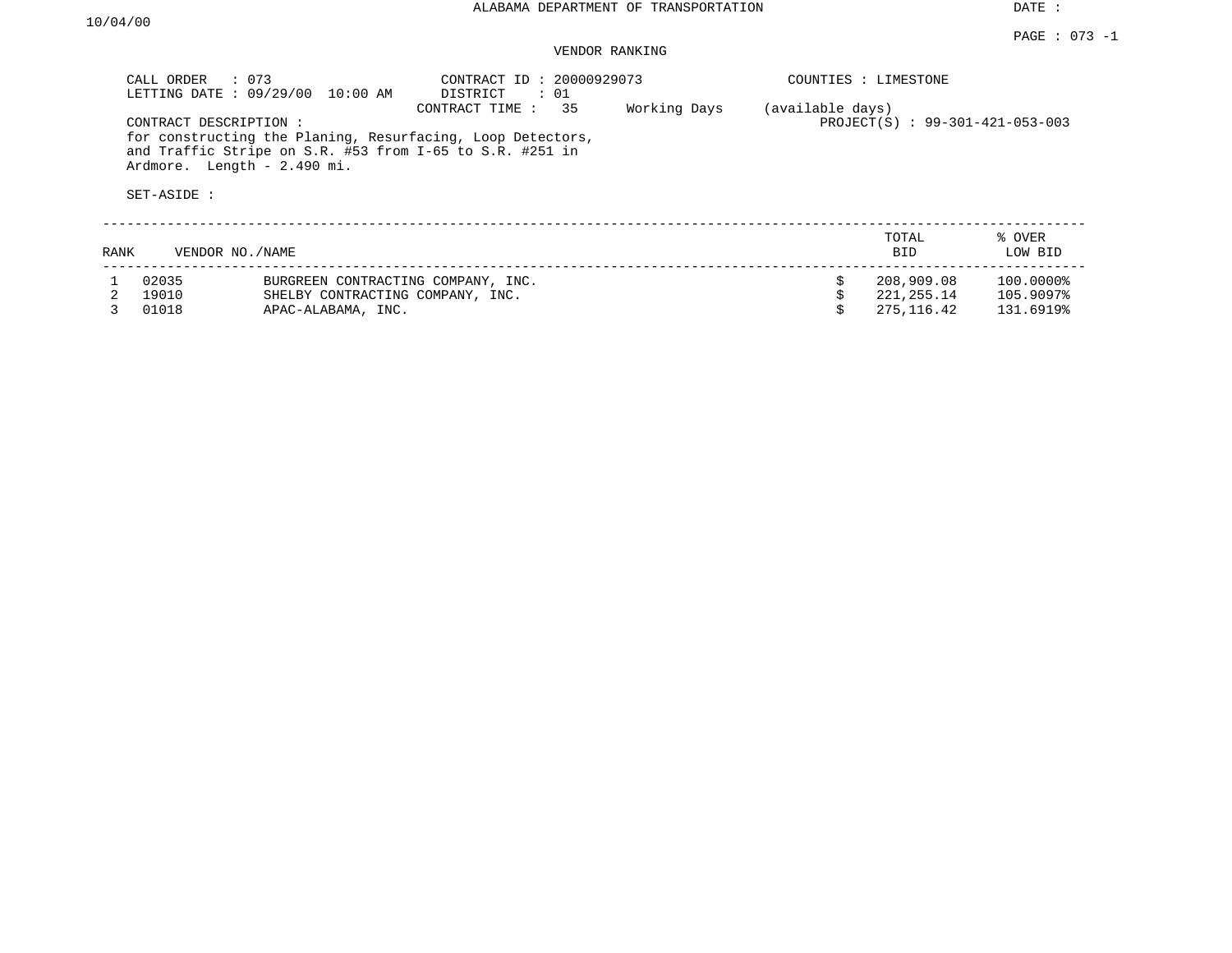ALABAMA DEPARTMENT OF TRANSPORTATION

DATE : 10/04/00

PAGE : 073 -1

VENDOR RANKING

CALL ORDER : 073
LETTING DATE : 09/29/00 10:00 AM

CONTRACT ID : 20000929073
DISTRICT : 01
CONTRACT TIME : 35 Working Days (available days)

COUNTIES : LIMESTONE

PROJECT(S) : 99-301-421-053-003

CONTRACT DESCRIPTION :
for constructing the Planing, Resurfacing, Loop Detectors, and Traffic Stripe on S.R. #53 from I-65 to S.R. #251 in Ardmore. Length - 2.490 mi.

SET-ASIDE :

| RANK | VENDOR NO./NAME | | TOTAL BID | % OVER LOW BID |
|---|---|---|---|---|
| 1 | 02035 | BURGREEN CONTRACTING COMPANY, INC. | $ 208,909.08 | 100.0000% |
| 2 | 19010 | SHELBY CONTRACTING COMPANY, INC. | $ 221,255.14 | 105.9097% |
| 3 | 01018 | APAC-ALABAMA, INC. | $ 275,116.42 | 131.6919% |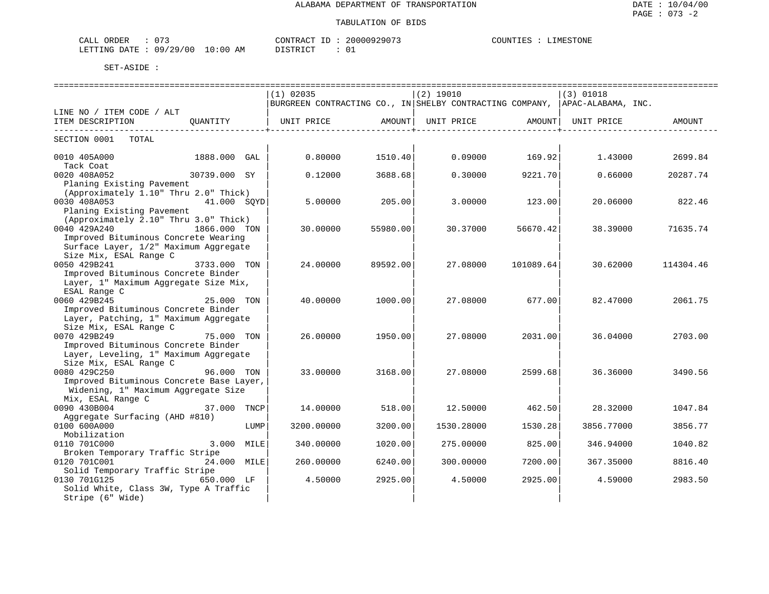ALABAMA DEPARTMENT OF TRANSPORTATION

TABULATION OF BIDS

CALL ORDER : 073 CONTRACT ID : 20000929073 COUNTIES : LIMESTONE
LETTING DATE : 09/29/00 10:00 AM DISTRICT : 01

SET-ASIDE :

| LINE NO / ITEM CODE / ALT ITEM DESCRIPTION | QUANTITY | (1) 02035 BURGREEN CONTRACTING CO., IN UNIT PRICE | AMOUNT | (2) 19010 SHELBY CONTRACTING COMPANY, UNIT PRICE | AMOUNT | (3) 01018 APAC-ALABAMA, INC. UNIT PRICE | AMOUNT |
|---|---|---|---|---|---|---|---|
| SECTION 0001 TOTAL | | | | | | | |
| 0010 405A000 Tack Coat | 1888.000 GAL | 0.80000 | 1510.40 | 0.09000 | 169.92 | 1.43000 | 2699.84 |
| 0020 408A052 Planing Existing Pavement (Approximately 1.10" Thru 2.0" Thick) | 30739.000 SY | 0.12000 | 3688.68 | 0.30000 | 9221.70 | 0.66000 | 20287.74 |
| 0030 408A053 Planing Existing Pavement (Approximately 2.10" Thru 3.0" Thick) | 41.000 SQYD | 5.00000 | 205.00 | 3.00000 | 123.00 | 20.06000 | 822.46 |
| 0040 429A240 Improved Bituminous Concrete Wearing Surface Layer, 1/2" Maximum Aggregate Size Mix, ESAL Range C | 1866.000 TON | 30.00000 | 55980.00 | 30.37000 | 56670.42 | 38.39000 | 71635.74 |
| 0050 429B241 Improved Bituminous Concrete Binder Layer, 1" Maximum Aggregate Size Mix, ESAL Range C | 3733.000 TON | 24.00000 | 89592.00 | 27.08000 | 101089.64 | 30.62000 | 114304.46 |
| 0060 429B245 Improved Bituminous Concrete Binder Layer, Patching, 1" Maximum Aggregate Size Mix, ESAL Range C | 25.000 TON | 40.00000 | 1000.00 | 27.08000 | 677.00 | 82.47000 | 2061.75 |
| 0070 429B249 Improved Bituminous Concrete Binder Layer, Leveling, 1" Maximum Aggregate Size Mix, ESAL Range C | 75.000 TON | 26.00000 | 1950.00 | 27.08000 | 2031.00 | 36.04000 | 2703.00 |
| 0080 429C250 Improved Bituminous Concrete Base Layer, Widening, 1" Maximum Aggregate Size Mix, ESAL Range C | 96.000 TON | 33.00000 | 3168.00 | 27.08000 | 2599.68 | 36.36000 | 3490.56 |
| 0090 430B004 Aggregate Surfacing (AHD #810) | 37.000 TNCP | 14.00000 | 518.00 | 12.50000 | 462.50 | 28.32000 | 1047.84 |
| 0100 600A000 Mobilization | LUMP | 3200.00000 | 3200.00 | 1530.28000 | 1530.28 | 3856.77000 | 3856.77 |
| 0110 701C000 Broken Temporary Traffic Stripe | 3.000 MILE | 340.00000 | 1020.00 | 275.00000 | 825.00 | 346.94000 | 1040.82 |
| 0120 701C001 Solid Temporary Traffic Stripe | 24.000 MILE | 260.00000 | 6240.00 | 300.00000 | 7200.00 | 367.35000 | 8816.40 |
| 0130 701G125 Solid White, Class 3W, Type A Traffic Stripe (6" Wide) | 650.000 LF | 4.50000 | 2925.00 | 4.50000 | 2925.00 | 4.59000 | 2983.50 |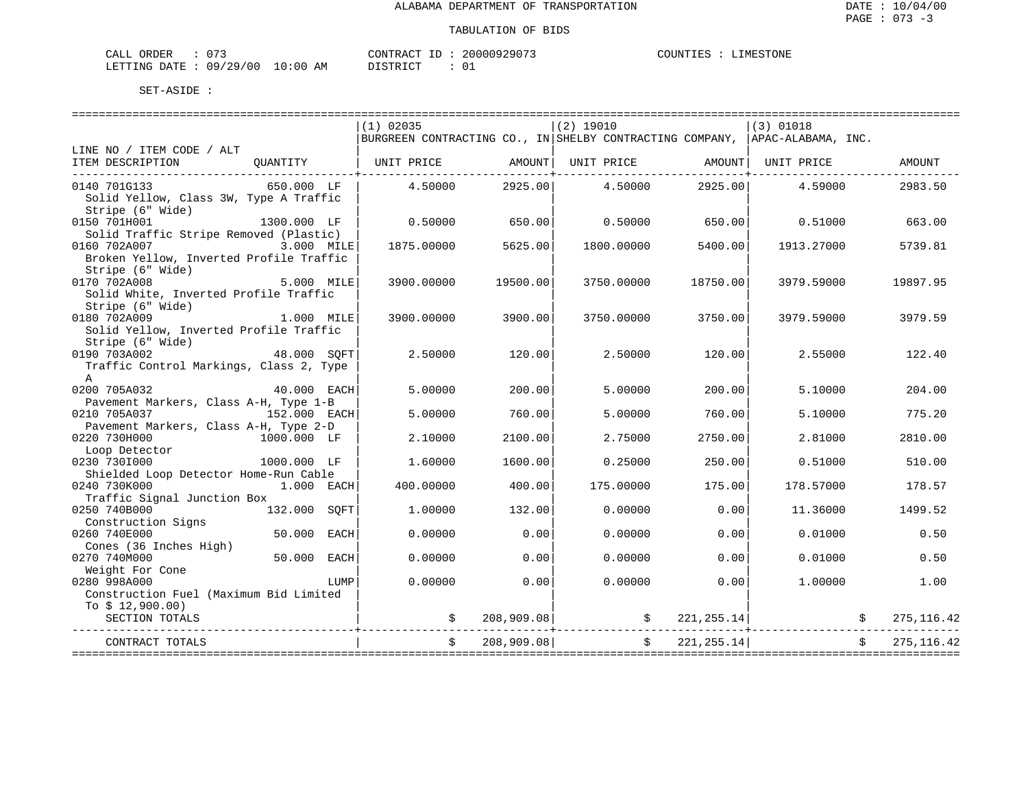ALABAMA DEPARTMENT OF TRANSPORTATION

TABULATION OF BIDS

CALL ORDER : 073 CONTRACT ID : 20000929073 COUNTIES : LIMESTONE
LETTING DATE : 09/29/00 10:00 AM DISTRICT : 01

SET-ASIDE :

| LINE NO / ITEM CODE / ALT ITEM DESCRIPTION | QUANTITY | (1) 02035 BURGREEN CONTRACTING CO., IN UNIT PRICE | AMOUNT | (2) 19010 SHELBY CONTRACTING COMPANY, UNIT PRICE | AMOUNT | (3) 01018 APAC-ALABAMA, INC. UNIT PRICE | AMOUNT |
|---|---|---|---|---|---|---|---|
| 0140 701G133 Solid Yellow, Class 3W, Type A Traffic Stripe (6" Wide) | 650.000 LF | 4.50000 | 2925.00 | 4.50000 | 2925.00 | 4.59000 | 2983.50 |
| 0150 701H001 Solid Traffic Stripe Removed (Plastic) | 1300.000 LF | 0.50000 | 650.00 | 0.50000 | 650.00 | 0.51000 | 663.00 |
| 0160 702A007 Broken Yellow, Inverted Profile Traffic Stripe (6" Wide) | 3.000 MILE | 1875.00000 | 5625.00 | 1800.00000 | 5400.00 | 1913.27000 | 5739.81 |
| 0170 702A008 Solid White, Inverted Profile Traffic Stripe (6" Wide) | 5.000 MILE | 3900.00000 | 19500.00 | 3750.00000 | 18750.00 | 3979.59000 | 19897.95 |
| 0180 702A009 Solid Yellow, Inverted Profile Traffic Stripe (6" Wide) | 1.000 MILE | 3900.00000 | 3900.00 | 3750.00000 | 3750.00 | 3979.59000 | 3979.59 |
| 0190 703A002 Traffic Control Markings, Class 2, Type A | 48.000 SQFT | 2.50000 | 120.00 | 2.50000 | 120.00 | 2.55000 | 122.40 |
| 0200 705A032 Pavement Markers, Class A-H, Type 1-B | 40.000 EACH | 5.00000 | 200.00 | 5.00000 | 200.00 | 5.10000 | 204.00 |
| 0210 705A037 Pavement Markers, Class A-H, Type 2-D | 152.000 EACH | 5.00000 | 760.00 | 5.00000 | 760.00 | 5.10000 | 775.20 |
| 0220 730H000 Loop Detector | 1000.000 LF | 2.10000 | 2100.00 | 2.75000 | 2750.00 | 2.81000 | 2810.00 |
| 0230 730I000 Shielded Loop Detector Home-Run Cable | 1000.000 LF | 1.60000 | 1600.00 | 0.25000 | 250.00 | 0.51000 | 510.00 |
| 0240 730K000 Traffic Signal Junction Box | 1.000 EACH | 400.00000 | 400.00 | 175.00000 | 175.00 | 178.57000 | 178.57 |
| 0250 740B000 Construction Signs | 132.000 SQFT | 1.00000 | 132.00 | 0.00000 | 0.00 | 11.36000 | 1499.52 |
| 0260 740E000 Cones (36 Inches High) | 50.000 EACH | 0.00000 | 0.00 | 0.00000 | 0.00 | 0.01000 | 0.50 |
| 0270 740M000 Weight For Cone | 50.000 EACH | 0.00000 | 0.00 | 0.00000 | 0.00 | 0.01000 | 0.50 |
| 0280 998A000 Construction Fuel (Maximum Bid Limited To $ 12,900.00) | LUMP | 0.00000 | 0.00 | 0.00000 | 0.00 | 1.00000 | 1.00 |
| SECTION TOTALS | | | $ 208,909.08 | | $ 221,255.14 | | $ 275,116.42 |
| CONTRACT TOTALS | | | $ 208,909.08 | | $ 221,255.14 | | $ 275,116.42 |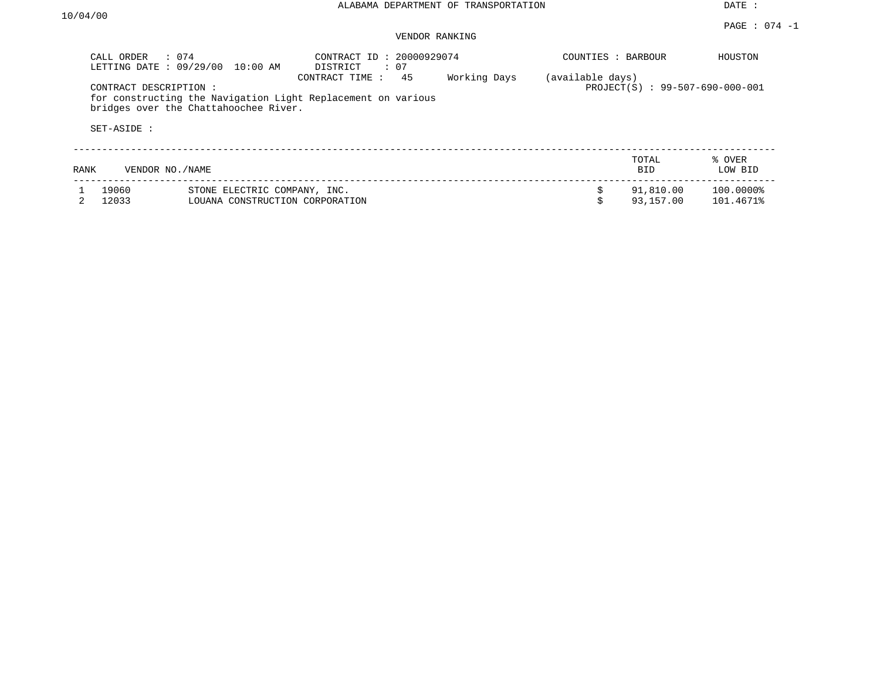ALABAMA DEPARTMENT OF TRANSPORTATION

DATE : 10/04/00

PAGE : 074 -1

VENDOR RANKING

CALL ORDER : 074
LETTING DATE : 09/29/00 10:00 AM

CONTRACT ID : 20000929074
DISTRICT : 07
CONTRACT TIME : 45 Working Days (available days)

COUNTIES : BARBOUR HOUSTON

PROJECT(S) : 99-507-690-000-001

CONTRACT DESCRIPTION :
for constructing the Navigation Light Replacement on various bridges over the Chattahoochee River.

SET-ASIDE :

| RANK | VENDOR NO./NAME | | TOTAL BID | % OVER LOW BID |
|---|---|---|---|---|
| 1 | 19060 | STONE ELECTRIC COMPANY, INC. | $ 91,810.00 | 100.0000% |
| 2 | 12033 | LOUANA CONSTRUCTION CORPORATION | $ 93,157.00 | 101.4671% |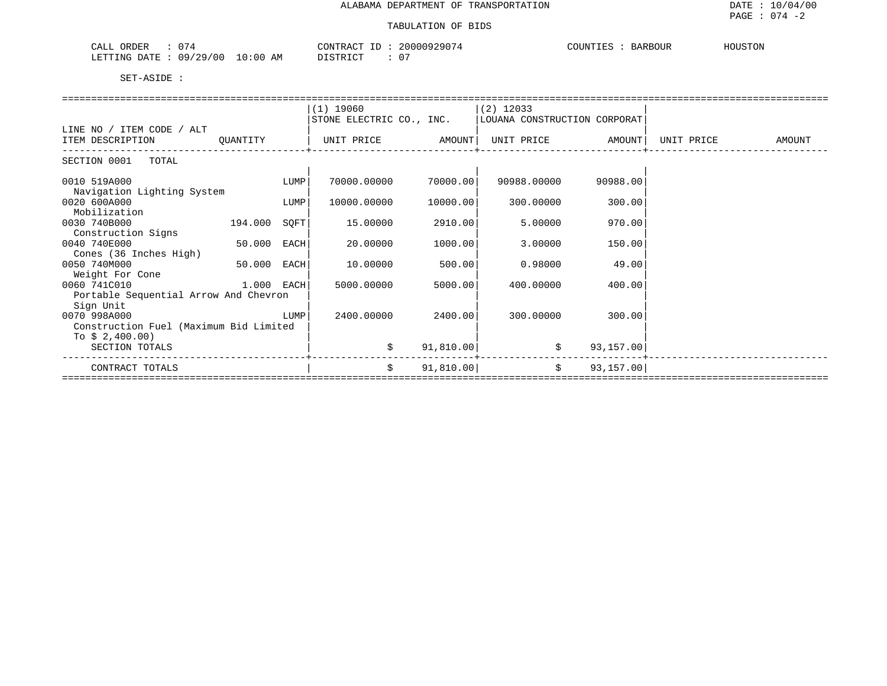ALABAMA DEPARTMENT OF TRANSPORTATION

TABULATION OF BIDS

DATE : 10/04/00
PAGE : 074 -2

CALL ORDER : 074 CONTRACT ID : 20000929074 COUNTIES : BARBOUR HOUSTON
LETTING DATE : 09/29/00 10:00 AM DISTRICT : 07

SET-ASIDE :

| LINE NO / ITEM CODE / ALT ITEM DESCRIPTION | QUANTITY | | (1) 19060 STONE ELECTRIC CO., INC. UNIT PRICE | AMOUNT | (2) 12033 LOUANA CONSTRUCTION CORPORAT UNIT PRICE | AMOUNT | UNIT PRICE | AMOUNT |
|---|---|---|---|---|---|---|---|---|
| SECTION 0001 TOTAL | | | | | | | | |
| 0010 519A000 Navigation Lighting System | | LUMP | 70000.00000 | 70000.00 | 90988.00000 | 90988.00 | | |
| 0020 600A000 Mobilization | | LUMP | 10000.00000 | 10000.00 | 300.00000 | 300.00 | | |
| 0030 740B000 Construction Signs | 194.000 | SQFT | 15.00000 | 2910.00 | 5.00000 | 970.00 | | |
| 0040 740E000 Cones (36 Inches High) | 50.000 | EACH | 20.00000 | 1000.00 | 3.00000 | 150.00 | | |
| 0050 740M000 Weight For Cone | 50.000 | EACH | 10.00000 | 500.00 | 0.98000 | 49.00 | | |
| 0060 741C010 Portable Sequential Arrow And Chevron Sign Unit | 1.000 | EACH | 5000.00000 | 5000.00 | 400.00000 | 400.00 | | |
| 0070 998A000 Construction Fuel (Maximum Bid Limited To $ 2,400.00) | | LUMP | 2400.00000 | 2400.00 | 300.00000 | 300.00 | | |
| SECTION TOTALS | | | $ | 91,810.00 | $ | 93,157.00 | | |
| CONTRACT TOTALS | | | $ | 91,810.00 | $ | 93,157.00 | | |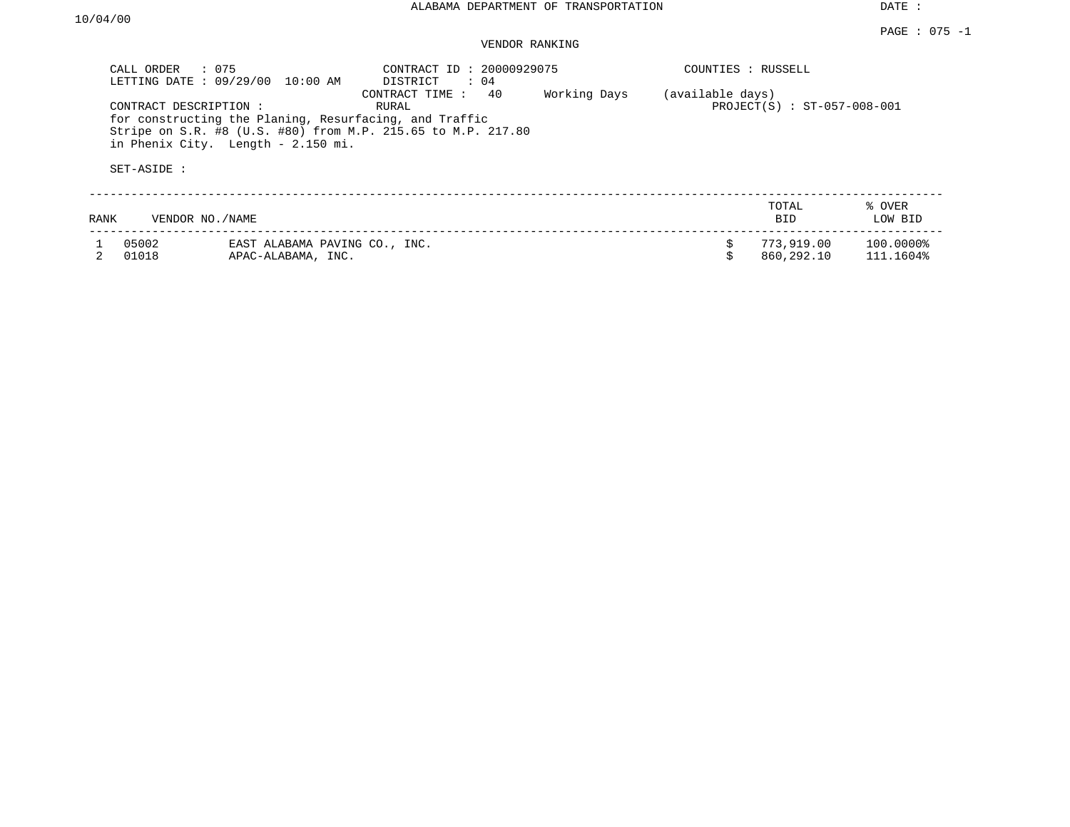ALABAMA DEPARTMENT OF TRANSPORTATION

DATE : 10/04/00

VENDOR RANKING

CALL ORDER : 075
LETTING DATE : 09/29/00 10:00 AM

CONTRACT ID : 20000929075
DISTRICT : 04
CONTRACT TIME : 40 Working Days (available days)

COUNTIES : RUSSELL

CONTRACT DESCRIPTION : RURAL

PROJECT(S) : ST-057-008-001

for constructing the Planing, Resurfacing, and Traffic Stripe on S.R. #8 (U.S. #80) from M.P. 215.65 to M.P. 217.80 in Phenix City. Length - 2.150 mi.

SET-ASIDE :

| RANK | VENDOR NO./NAME | | TOTAL BID | % OVER LOW BID |
|---|---|---|---|---|
| 1 | 05002 | EAST ALABAMA PAVING CO., INC. | $ 773,919.00 | 100.0000% |
| 2 | 01018 | APAC-ALABAMA, INC. | $ 860,292.10 | 111.1604% |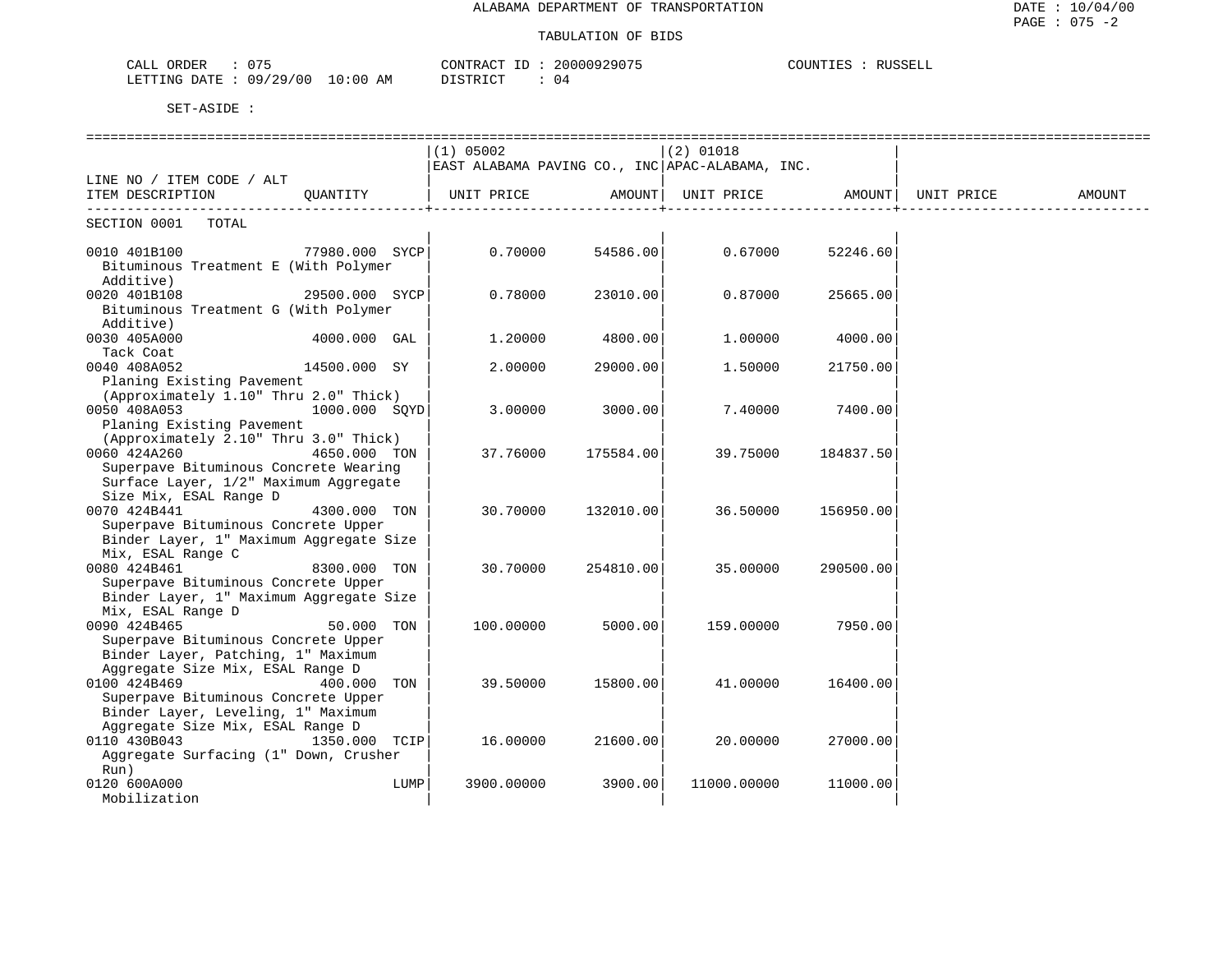ALABAMA DEPARTMENT OF TRANSPORTATION

TABULATION OF BIDS

CALL ORDER : 075 CONTRACT ID : 20000929075 COUNTIES : RUSSELL
LETTING DATE : 09/29/00 10:00 AM DISTRICT : 04

SET-ASIDE :

| LINE NO / ITEM CODE / ALT ITEM DESCRIPTION | QUANTITY | (1) 05002 EAST ALABAMA PAVING CO., INC UNIT PRICE | AMOUNT | (2) 01018 APAC-ALABAMA, INC. UNIT PRICE | AMOUNT | UNIT PRICE | AMOUNT |
|---|---|---|---|---|---|---|---|
| SECTION 0001 TOTAL | | | | | | | |
| 0010 401B100 Bituminous Treatment E (With Polymer Additive) | 77980.000 SYCP | 0.70000 | 54586.00 | 0.67000 | 52246.60 | | |
| 0020 401B108 Bituminous Treatment G (With Polymer Additive) | 29500.000 SYCP | 0.78000 | 23010.00 | 0.87000 | 25665.00 | | |
| 0030 405A000 Tack Coat | 4000.000 GAL | 1.20000 | 4800.00 | 1.00000 | 4000.00 | | |
| 0040 408A052 Planing Existing Pavement (Approximately 1.10" Thru 2.0" Thick) | 14500.000 SY | 2.00000 | 29000.00 | 1.50000 | 21750.00 | | |
| 0050 408A053 Planing Existing Pavement (Approximately 2.10" Thru 3.0" Thick) | 1000.000 SQYD | 3.00000 | 3000.00 | 7.40000 | 7400.00 | | |
| 0060 424A260 Superpave Bituminous Concrete Wearing Surface Layer, 1/2" Maximum Aggregate Size Mix, ESAL Range D | 4650.000 TON | 37.76000 | 175584.00 | 39.75000 | 184837.50 | | |
| 0070 424B441 Superpave Bituminous Concrete Upper Binder Layer, 1" Maximum Aggregate Size Mix, ESAL Range C | 4300.000 TON | 30.70000 | 132010.00 | 36.50000 | 156950.00 | | |
| 0080 424B461 Superpave Bituminous Concrete Upper Binder Layer, 1" Maximum Aggregate Size Mix, ESAL Range D | 8300.000 TON | 30.70000 | 254810.00 | 35.00000 | 290500.00 | | |
| 0090 424B465 Superpave Bituminous Concrete Upper Binder Layer, Patching, 1" Maximum Aggregate Size Mix, ESAL Range D | 50.000 TON | 100.00000 | 5000.00 | 159.00000 | 7950.00 | | |
| 0100 424B469 Superpave Bituminous Concrete Upper Binder Layer, Leveling, 1" Maximum Aggregate Size Mix, ESAL Range D | 400.000 TON | 39.50000 | 15800.00 | 41.00000 | 16400.00 | | |
| 0110 430B043 Aggregate Surfacing (1" Down, Crusher Run) | 1350.000 TCIP | 16.00000 | 21600.00 | 20.00000 | 27000.00 | | |
| 0120 600A000 Mobilization | LUMP | 3900.00000 | 3900.00 | 11000.00000 | 11000.00 | | |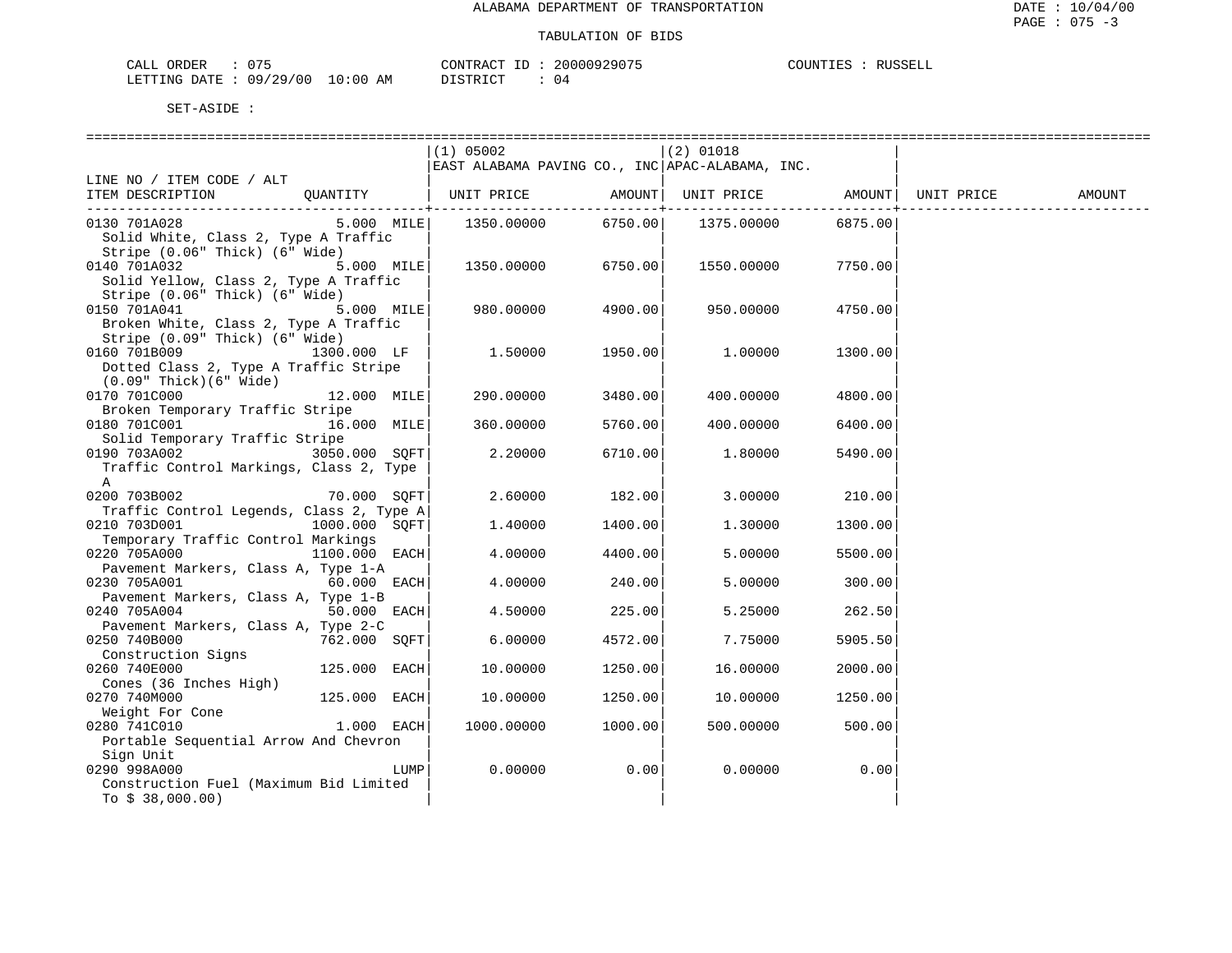# ALABAMA DEPARTMENT OF TRANSPORTATION

## TABULATION OF BIDS

CALL ORDER : 075　　CONTRACT ID : 20000929075　　COUNTIES : RUSSELL
LETTING DATE : 09/29/00 10:00 AM　　DISTRICT : 04

SET-ASIDE :

| LINE NO / ITEM CODE / ALT ITEM DESCRIPTION | QUANTITY | (1) 05002 EAST ALABAMA PAVING CO., INC UNIT PRICE | AMOUNT | (2) 01018 APAC-ALABAMA, INC. UNIT PRICE | AMOUNT | UNIT PRICE | AMOUNT |
|---|---|---|---|---|---|---|---|
| 0130 701A028 Solid White, Class 2, Type A Traffic Stripe (0.06" Thick) (6" Wide) | 5.000 MILE | 1350.00000 | 6750.00 | 1375.00000 | 6875.00 | | |
| 0140 701A032 Solid Yellow, Class 2, Type A Traffic Stripe (0.06" Thick) (6" Wide) | 5.000 MILE | 1350.00000 | 6750.00 | 1550.00000 | 7750.00 | | |
| 0150 701A041 Broken White, Class 2, Type A Traffic Stripe (0.09" Thick) (6" Wide) | 5.000 MILE | 980.00000 | 4900.00 | 950.00000 | 4750.00 | | |
| 0160 701B009 Dotted Class 2, Type A Traffic Stripe (0.09" Thick)(6" Wide) | 1300.000 LF | 1.50000 | 1950.00 | 1.00000 | 1300.00 | | |
| 0170 701C000 Broken Temporary Traffic Stripe | 12.000 MILE | 290.00000 | 3480.00 | 400.00000 | 4800.00 | | |
| 0180 701C001 Solid Temporary Traffic Stripe | 16.000 MILE | 360.00000 | 5760.00 | 400.00000 | 6400.00 | | |
| 0190 703A002 Traffic Control Markings, Class 2, Type A | 3050.000 SQFT | 2.20000 | 6710.00 | 1.80000 | 5490.00 | | |
| 0200 703B002 Traffic Control Legends, Class 2, Type A | 70.000 SQFT | 2.60000 | 182.00 | 3.00000 | 210.00 | | |
| 0210 703D001 Temporary Traffic Control Markings | 1000.000 SQFT | 1.40000 | 1400.00 | 1.30000 | 1300.00 | | |
| 0220 705A000 Pavement Markers, Class A, Type 1-A | 1100.000 EACH | 4.00000 | 4400.00 | 5.00000 | 5500.00 | | |
| 0230 705A001 Pavement Markers, Class A, Type 1-B | 60.000 EACH | 4.00000 | 240.00 | 5.00000 | 300.00 | | |
| 0240 705A004 Pavement Markers, Class A, Type 2-C | 50.000 EACH | 4.50000 | 225.00 | 5.25000 | 262.50 | | |
| 0250 740B000 Construction Signs | 762.000 SQFT | 6.00000 | 4572.00 | 7.75000 | 5905.50 | | |
| 0260 740E000 Cones (36 Inches High) | 125.000 EACH | 10.00000 | 1250.00 | 16.00000 | 2000.00 | | |
| 0270 740M000 Weight For Cone | 125.000 EACH | 10.00000 | 1250.00 | 10.00000 | 1250.00 | | |
| 0280 741C010 Portable Sequential Arrow And Chevron Sign Unit | 1.000 EACH | 1000.00000 | 1000.00 | 500.00000 | 500.00 | | |
| 0290 998A000 Construction Fuel (Maximum Bid Limited To $ 38,000.00) | LUMP | 0.00000 | 0.00 | 0.00000 | 0.00 | | |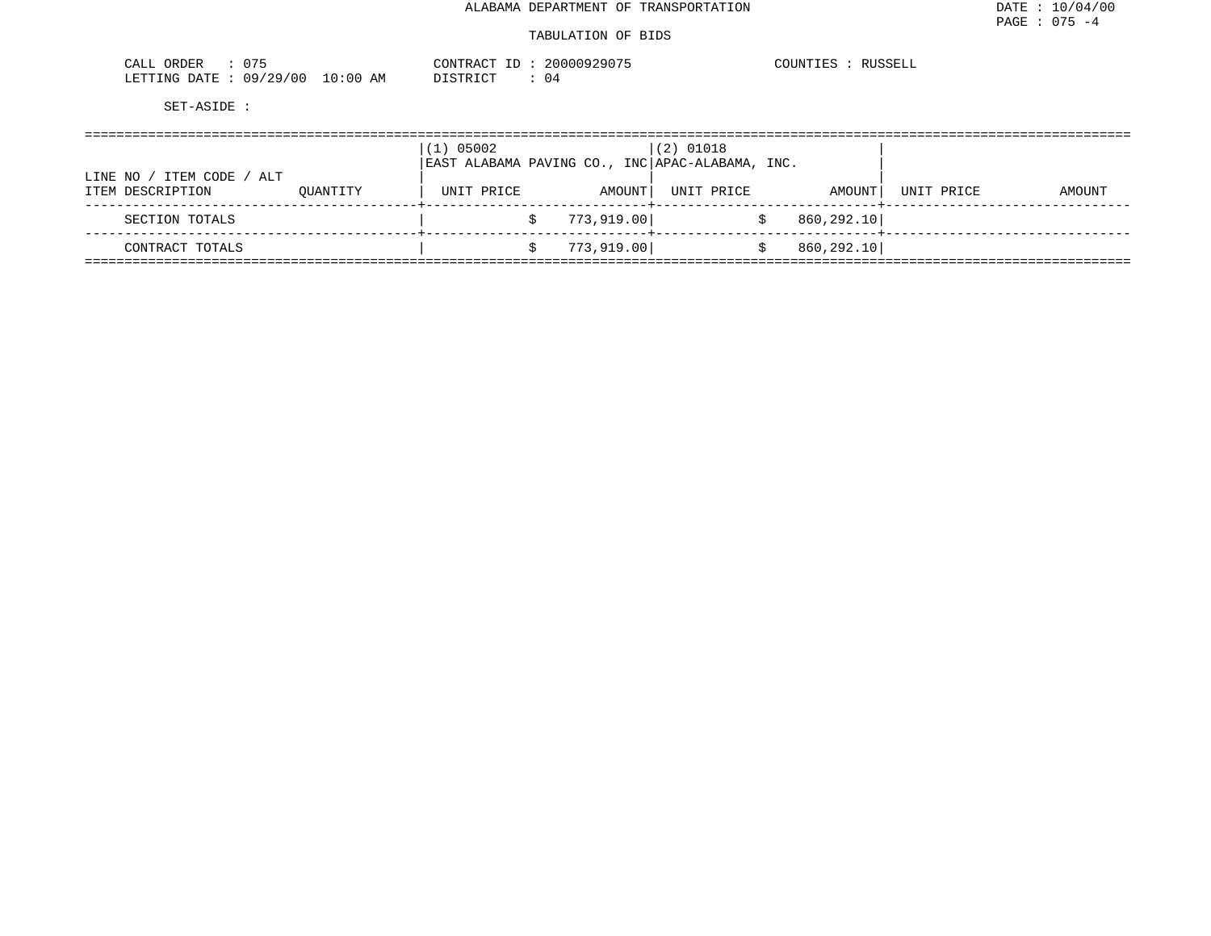ALABAMA DEPARTMENT OF TRANSPORTATION

TABULATION OF BIDS

CALL ORDER : 075 CONTRACT ID : 20000929075 COUNTIES : RUSSELL
LETTING DATE : 09/29/00 10:00 AM DISTRICT : 04

SET-ASIDE :

| LINE NO / ITEM CODE / ALT ITEM DESCRIPTION | QUANTITY | (1) 05002 EAST ALABAMA PAVING CO., INC UNIT PRICE | AMOUNT | (2) 01018 APAC-ALABAMA, INC. UNIT PRICE | AMOUNT | UNIT PRICE | AMOUNT |
|---|---|---|---|---|---|---|---|
| SECTION TOTALS | | | $ 773,919.00 | | $ 860,292.10 | | |
| CONTRACT TOTALS | | | $ 773,919.00 | | $ 860,292.10 | | |